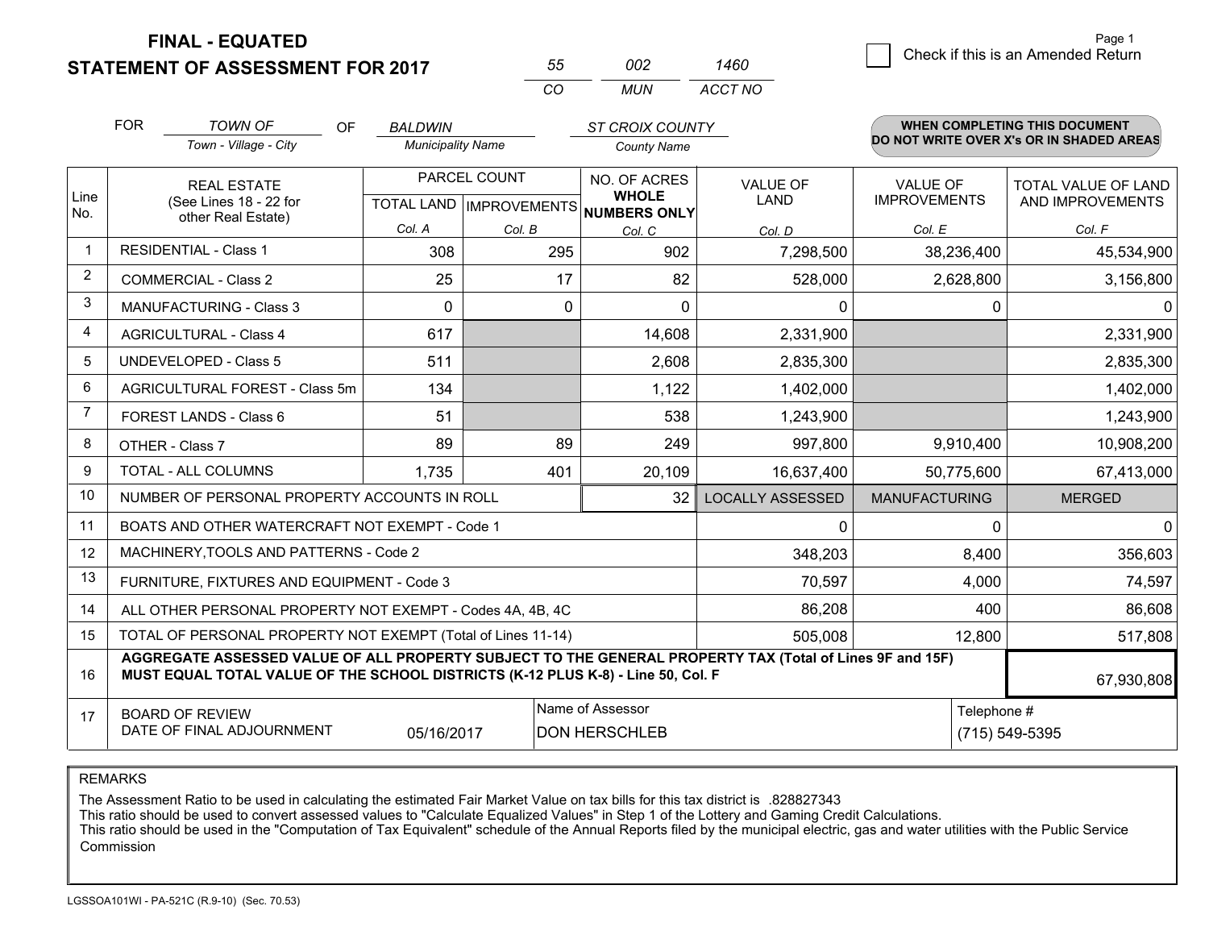# FINAL - EQUATED
# STATEMENT OF ASSESSMENT FOR 2017

| 55 | 002 | 1460 |
|---|---|---|
| CO | MUN | ACCT NO |

☐ Check if this is an Amended Return

FOR *TOWN OF* (Town - Village - City) OF *BALDWIN* (Municipality Name) *ST CROIX COUNTY* (County Name)

**WHEN COMPLETING THIS DOCUMENT DO NOT WRITE OVER X's OR IN SHADED AREAS**

| Line No. | REAL ESTATE (See Lines 18 - 22 for other Real Estate) | PARCEL COUNT TOTAL LAND Col. A | PARCEL COUNT IMPROVEMENTS Col. B | NO. OF ACRES WHOLE NUMBERS ONLY Col. C | VALUE OF LAND Col. D | VALUE OF IMPROVEMENTS Col. E | TOTAL VALUE OF LAND AND IMPROVEMENTS Col. F |
|---|---|---|---|---|---|---|---|
| 1 | RESIDENTIAL - Class 1 | 308 | 295 | 902 | 7,298,500 | 38,236,400 | 45,534,900 |
| 2 | COMMERCIAL - Class 2 | 25 | 17 | 82 | 528,000 | 2,628,800 | 3,156,800 |
| 3 | MANUFACTURING - Class 3 | 0 | 0 | 0 | 0 | 0 | 0 |
| 4 | AGRICULTURAL - Class 4 | 617 | | 14,608 | 2,331,900 | | 2,331,900 |
| 5 | UNDEVELOPED - Class 5 | 511 | | 2,608 | 2,835,300 | | 2,835,300 |
| 6 | AGRICULTURAL FOREST - Class 5m | 134 | | 1,122 | 1,402,000 | | 1,402,000 |
| 7 | FOREST LANDS - Class 6 | 51 | | 538 | 1,243,900 | | 1,243,900 |
| 8 | OTHER - Class 7 | 89 | 89 | 249 | 997,800 | 9,910,400 | 10,908,200 |
| 9 | TOTAL - ALL COLUMNS | 1,735 | 401 | 20,109 | 16,637,400 | 50,775,600 | 67,413,000 |
| 10 | NUMBER OF PERSONAL PROPERTY ACCOUNTS IN ROLL | | | 32 | LOCALLY ASSESSED | MANUFACTURING | MERGED |
| 11 | BOATS AND OTHER WATERCRAFT NOT EXEMPT - Code 1 | | | | 0 | 0 | 0 |
| 12 | MACHINERY,TOOLS AND PATTERNS - Code 2 | | | | 348,203 | 8,400 | 356,603 |
| 13 | FURNITURE, FIXTURES AND EQUIPMENT - Code 3 | | | | 70,597 | 4,000 | 74,597 |
| 14 | ALL OTHER PERSONAL PROPERTY NOT EXEMPT - Codes 4A, 4B, 4C | | | | 86,208 | 400 | 86,608 |
| 15 | TOTAL OF PERSONAL PROPERTY NOT EXEMPT (Total of Lines 11-14) | | | | 505,008 | 12,800 | 517,808 |
| 16 | **AGGREGATE ASSESSED VALUE OF ALL PROPERTY SUBJECT TO THE GENERAL PROPERTY TAX (Total of Lines 9F and 15F) MUST EQUAL TOTAL VALUE OF THE SCHOOL DISTRICTS (K-12 PLUS K-8) - Line 50, Col. F** | | | | | | 67,930,808 |
| 17 | BOARD OF REVIEW DATE OF FINAL ADJOURNMENT | 05/16/2017 | | Name of Assessor: DON HERSCHLEB | | | Telephone #: (715) 549-5395 |

REMARKS

The Assessment Ratio to be used in calculating the estimated Fair Market Value on tax bills for this tax district is .828827343
This ratio should be used to convert assessed values to "Calculate Equalized Values" in Step 1 of the Lottery and Gaming Credit Calculations.
This ratio should be used in the "Computation of Tax Equivalent" schedule of the Annual Reports filed by the municipal electric, gas and water utilities with the Public Service Commission

LGSSOA101WI - PA-521C (R.9-10) (Sec. 70.53)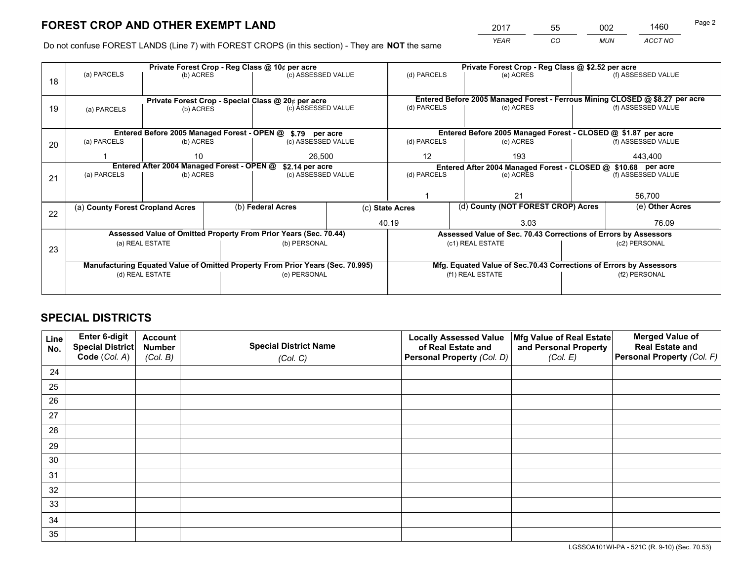## FOREST CROP AND OTHER EXEMPT LAND

| 2017 | 55 | 002 | 1460 |
|---|---|---|---|
| YEAR | CO | MUN | ACCT NO |

Do not confuse FOREST LANDS (Line 7) with FOREST CROPS (in this section) - They are **NOT** the same

| Line | Private Forest Crop - Reg Class @ 10¢ per acre | | | Private Forest Crop - Reg Class @ $2.52 per acre | | |
|---|---|---|---|---|---|---|
| 18 | (a) PARCELS | (b) ACRES | (c) ASSESSED VALUE | (d) PARCELS | (e) ACRES | (f) ASSESSED VALUE |
| | | | | | | |
| | **Private Forest Crop - Special Class @ 20¢ per acre** | | | **Entered Before 2005 Managed Forest - Ferrous Mining CLOSED @ $8.27 per acre** | | |
| 19 | (a) PARCELS | (b) ACRES | (c) ASSESSED VALUE | (d) PARCELS | (e) ACRES | (f) ASSESSED VALUE |
| | | | | | | |
| | **Entered Before 2005 Managed Forest - OPEN @ $.79 per acre** | | | **Entered Before 2005 Managed Forest - CLOSED @ $1.87 per acre** | | |
| 20 | (a) PARCELS | (b) ACRES | (c) ASSESSED VALUE | (d) PARCELS | (e) ACRES | (f) ASSESSED VALUE |
| | 1 | 10 | 26,500 | 12 | 193 | 443,400 |
| | **Entered After 2004 Managed Forest - OPEN @ $2.14 per acre** | | | **Entered After 2004 Managed Forest - CLOSED @ $10.68 per acre** | | |
| 21 | (a) PARCELS | (b) ACRES | (c) ASSESSED VALUE | (d) PARCELS | (e) ACRES | (f) ASSESSED VALUE |
| | | | | 1 | 21 | 56,700 |

| Line | (a) County Forest Cropland Acres | (b) Federal Acres | (c) State Acres | (d) County (NOT FOREST CROP) Acres | (e) Other Acres |
|---|---|---|---|---|---|
| 22 | | | 40.19 | 3.03 | 76.09 |

| Line | Assessed Value of Omitted Property From Prior Years (Sec. 70.44) | | Assessed Value of Sec. 70.43 Corrections of Errors by Assessors | |
|---|---|---|---|---|
| 23 | (a) REAL ESTATE | (b) PERSONAL | (c1) REAL ESTATE | (c2) PERSONAL |
| | | | | |
| | **Manufacturing Equated Value of Omitted Property From Prior Years (Sec. 70.995)** | | **Mfg. Equated Value of Sec.70.43 Corrections of Errors by Assessors** | |
| | (d) REAL ESTATE | (e) PERSONAL | (f1) REAL ESTATE | (f2) PERSONAL |
| | | | | |

## SPECIAL DISTRICTS

| Line No. | Enter 6-digit Special District Code (Col. A) | Account Number (Col. B) | Special District Name (Col. C) | Locally Assessed Value of Real Estate and Personal Property (Col. D) | Mfg Value of Real Estate and Personal Property (Col. E) | Merged Value of Real Estate and Personal Property (Col. F) |
|---|---|---|---|---|---|---|
| 24 | | | | | | |
| 25 | | | | | | |
| 26 | | | | | | |
| 27 | | | | | | |
| 28 | | | | | | |
| 29 | | | | | | |
| 30 | | | | | | |
| 31 | | | | | | |
| 32 | | | | | | |
| 33 | | | | | | |
| 34 | | | | | | |
| 35 | | | | | | |

LGSSOA101WI-PA - 521C (R. 9-10) (Sec. 70.53)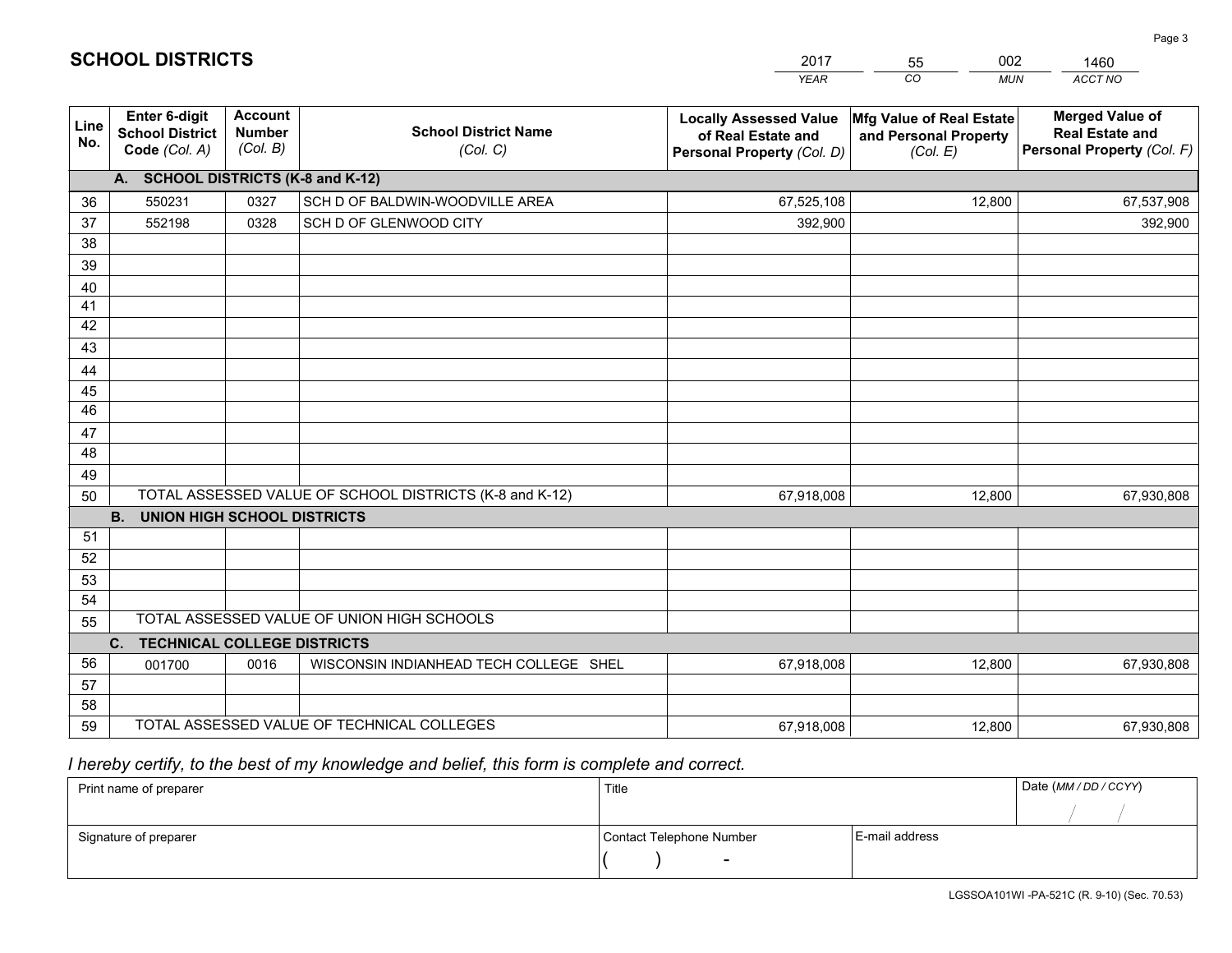# SCHOOL DISTRICTS

| 2017 | 55 | 002 | 1460 |
|---|---|---|---|
| YEAR | CO | MUN | ACCT NO |

| Line No. | Enter 6-digit School District Code (Col. A) | Account Number (Col. B) | School District Name (Col. C) | Locally Assessed Value of Real Estate and Personal Property (Col. D) | Mfg Value of Real Estate and Personal Property (Col. E) | Merged Value of Real Estate and Personal Property (Col. F) |
|---|---|---|---|---|---|---|
| **A.** | **SCHOOL DISTRICTS (K-8 and K-12)** | | | | | |
| 36 | 550231 | 0327 | SCH D OF BALDWIN-WOODVILLE AREA | 67,525,108 | 12,800 | 67,537,908 |
| 37 | 552198 | 0328 | SCH D OF GLENWOOD CITY | 392,900 | | 392,900 |
| 38 | | | | | | |
| 39 | | | | | | |
| 40 | | | | | | |
| 41 | | | | | | |
| 42 | | | | | | |
| 43 | | | | | | |
| 44 | | | | | | |
| 45 | | | | | | |
| 46 | | | | | | |
| 47 | | | | | | |
| 48 | | | | | | |
| 49 | | | | | | |
| 50 | TOTAL ASSESSED VALUE OF SCHOOL DISTRICTS (K-8 and K-12) | | | 67,918,008 | 12,800 | 67,930,808 |
| **B.** | **UNION HIGH SCHOOL DISTRICTS** | | | | | |
| 51 | | | | | | |
| 52 | | | | | | |
| 53 | | | | | | |
| 54 | | | | | | |
| 55 | TOTAL ASSESSED VALUE OF UNION HIGH SCHOOLS | | | | | |
| **C.** | **TECHNICAL COLLEGE DISTRICTS** | | | | | |
| 56 | 001700 | 0016 | WISCONSIN INDIANHEAD TECH COLLEGE SHEL | 67,918,008 | 12,800 | 67,930,808 |
| 57 | | | | | | |
| 58 | | | | | | |
| 59 | TOTAL ASSESSED VALUE OF TECHNICAL COLLEGES | | | 67,918,008 | 12,800 | 67,930,808 |

*I hereby certify, to the best of my knowledge and belief, this form is complete and correct.*

| Print name of preparer | Title | | Date (MM / DD / CCYY) |
|---|---|---|---|
| | | | / / |
| Signature of preparer | Contact Telephone Number | E-mail address | |
| | ( ) - | | |

LGSSOA101WI -PA-521C (R. 9-10) (Sec. 70.53)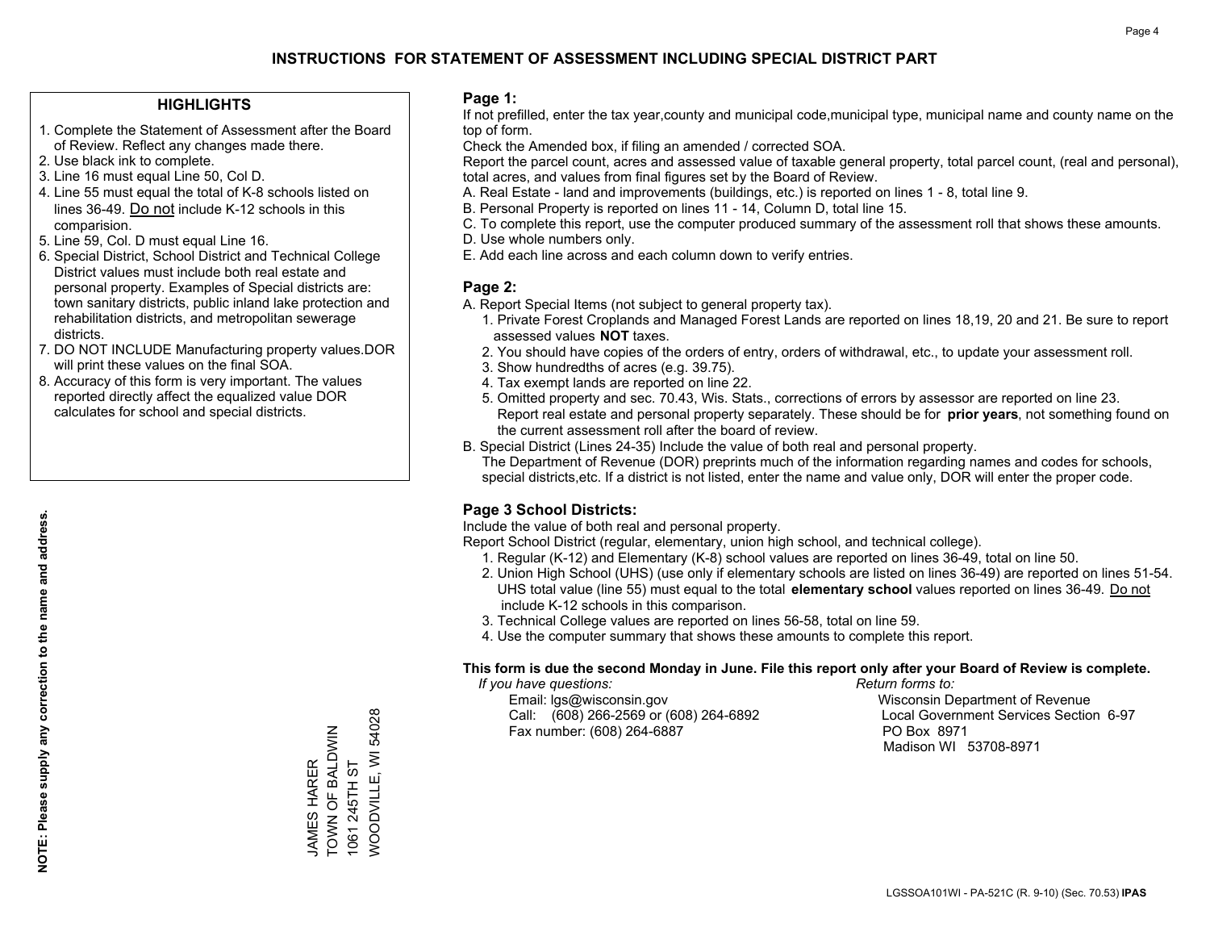# INSTRUCTIONS FOR STATEMENT OF ASSESSMENT INCLUDING SPECIAL DISTRICT PART

## HIGHLIGHTS

1. Complete the Statement of Assessment after the Board of Review. Reflect any changes made there.
2. Use black ink to complete.
3. Line 16 must equal Line 50, Col D.
4. Line 55 must equal the total of K-8 schools listed on lines 36-49. Do not include K-12 schools in this comparision.
5. Line 59, Col. D must equal Line 16.
6. Special District, School District and Technical College District values must include both real estate and personal property. Examples of Special districts are: town sanitary districts, public inland lake protection and rehabilitation districts, and metropolitan sewerage districts.
7. DO NOT INCLUDE Manufacturing property values.DOR will print these values on the final SOA.
8. Accuracy of this form is very important. The values reported directly affect the equalized value DOR calculates for school and special districts.

**NOTE: Please supply any correction to the name and address.**

JAMES HARER
TOWN OF BALDWIN
1061 245TH ST
WOODVILLE, WI 54028

## Page 1:

If not prefilled, enter the tax year,county and municipal code,municipal type, municipal name and county name on the top of form.

Check the Amended box, if filing an amended / corrected SOA.

Report the parcel count, acres and assessed value of taxable general property, total parcel count, (real and personal), total acres, and values from final figures set by the Board of Review.

A. Real Estate - land and improvements (buildings, etc.) is reported on lines 1 - 8, total line 9.
B. Personal Property is reported on lines 11 - 14, Column D, total line 15.
C. To complete this report, use the computer produced summary of the assessment roll that shows these amounts.
D. Use whole numbers only.
E. Add each line across and each column down to verify entries.

## Page 2:

A. Report Special Items (not subject to general property tax).
   1. Private Forest Croplands and Managed Forest Lands are reported on lines 18,19, 20 and 21. Be sure to report assessed values **NOT** taxes.
   2. You should have copies of the orders of entry, orders of withdrawal, etc., to update your assessment roll.
   3. Show hundredths of acres (e.g. 39.75).
   4. Tax exempt lands are reported on line 22.
   5. Omitted property and sec. 70.43, Wis. Stats., corrections of errors by assessor are reported on line 23. Report real estate and personal property separately. These should be for **prior years**, not something found on the current assessment roll after the board of review.

B. Special District (Lines 24-35) Include the value of both real and personal property.
   The Department of Revenue (DOR) preprints much of the information regarding names and codes for schools, special districts,etc. If a district is not listed, enter the name and value only, DOR will enter the proper code.

## Page 3 School Districts:

Include the value of both real and personal property.

Report School District (regular, elementary, union high school, and technical college).

1. Regular (K-12) and Elementary (K-8) school values are reported on lines 36-49, total on line 50.
2. Union High School (UHS) (use only if elementary schools are listed on lines 36-49) are reported on lines 51-54. UHS total value (line 55) must equal to the total **elementary school** values reported on lines 36-49. Do not include K-12 schools in this comparison.
3. Technical College values are reported on lines 56-58, total on line 59.
4. Use the computer summary that shows these amounts to complete this report.

**This form is due the second Monday in June. File this report only after your Board of Review is complete.**

*If you have questions:*
Email: lgs@wisconsin.gov
Call: (608) 266-2569 or (608) 264-6892
Fax number: (608) 264-6887

*Return forms to:*
Wisconsin Department of Revenue
Local Government Services Section 6-97
PO Box 8971
Madison WI 53708-8971

LGSSOA101WI - PA-521C (R. 9-10) (Sec. 70.53) **IPAS**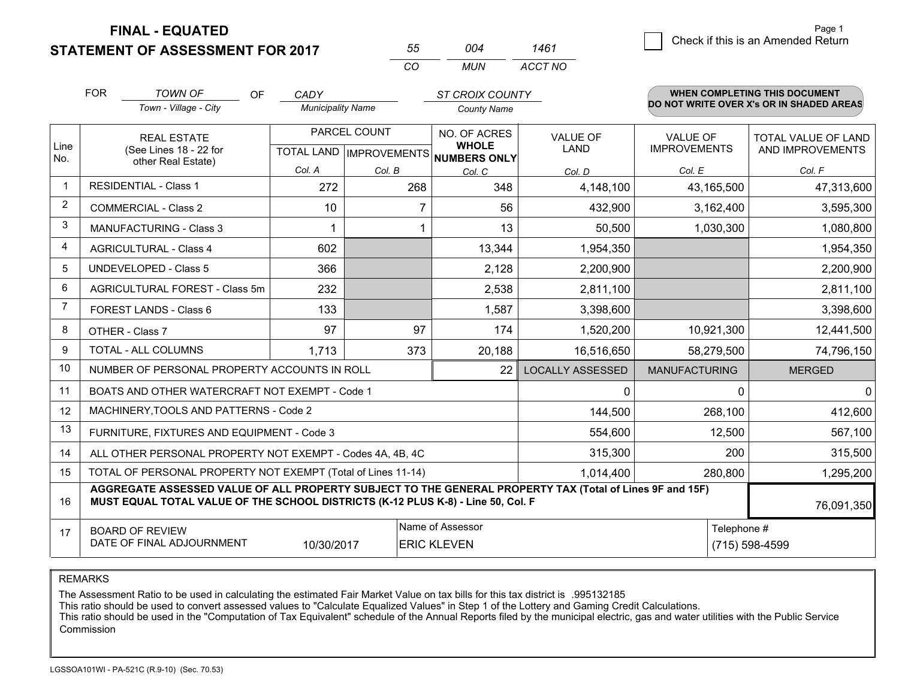**FINAL - EQUATED**

**STATEMENT OF ASSESSMENT FOR 2017**

| 55 | 004 | 1461 |
|---|---|---|
| CO | MUN | ACCT NO |

Page 1

☐ Check if this is an Amended Return

FOR *TOWN OF* (Town - Village - City) OF *CADY* (Municipality Name) *ST CROIX COUNTY* (County Name)

**WHEN COMPLETING THIS DOCUMENT DO NOT WRITE OVER X's OR IN SHADED AREAS**

| Line No. | REAL ESTATE (See Lines 18 - 22 for other Real Estate) | PARCEL COUNT TOTAL LAND Col. A | IMPROVEMENTS Col. B | NO. OF ACRES WHOLE NUMBERS ONLY Col. C | VALUE OF LAND Col. D | VALUE OF IMPROVEMENTS Col. E | TOTAL VALUE OF LAND AND IMPROVEMENTS Col. F |
|---|---|---|---|---|---|---|---|
| 1 | RESIDENTIAL - Class 1 | 272 | 268 | 348 | 4,148,100 | 43,165,500 | 47,313,600 |
| 2 | COMMERCIAL - Class 2 | 10 | 7 | 56 | 432,900 | 3,162,400 | 3,595,300 |
| 3 | MANUFACTURING - Class 3 | 1 | 1 | 13 | 50,500 | 1,030,300 | 1,080,800 |
| 4 | AGRICULTURAL - Class 4 | 602 | | 13,344 | 1,954,350 | | 1,954,350 |
| 5 | UNDEVELOPED - Class 5 | 366 | | 2,128 | 2,200,900 | | 2,200,900 |
| 6 | AGRICULTURAL FOREST - Class 5m | 232 | | 2,538 | 2,811,100 | | 2,811,100 |
| 7 | FOREST LANDS - Class 6 | 133 | | 1,587 | 3,398,600 | | 3,398,600 |
| 8 | OTHER - Class 7 | 97 | 97 | 174 | 1,520,200 | 10,921,300 | 12,441,500 |
| 9 | TOTAL - ALL COLUMNS | 1,713 | 373 | 20,188 | 16,516,650 | 58,279,500 | 74,796,150 |
| 10 | NUMBER OF PERSONAL PROPERTY ACCOUNTS IN ROLL | | | 22 | LOCALLY ASSESSED | MANUFACTURING | MERGED |
| 11 | BOATS AND OTHER WATERCRAFT NOT EXEMPT - Code 1 | | | | 0 | 0 | 0 |
| 12 | MACHINERY,TOOLS AND PATTERNS - Code 2 | | | | 144,500 | 268,100 | 412,600 |
| 13 | FURNITURE, FIXTURES AND EQUIPMENT - Code 3 | | | | 554,600 | 12,500 | 567,100 |
| 14 | ALL OTHER PERSONAL PROPERTY NOT EXEMPT - Codes 4A, 4B, 4C | | | | 315,300 | 200 | 315,500 |
| 15 | TOTAL OF PERSONAL PROPERTY NOT EXEMPT (Total of Lines 11-14) | | | | 1,014,400 | 280,800 | 1,295,200 |
| 16 | **AGGREGATE ASSESSED VALUE OF ALL PROPERTY SUBJECT TO THE GENERAL PROPERTY TAX (Total of Lines 9F and 15F) MUST EQUAL TOTAL VALUE OF THE SCHOOL DISTRICTS (K-12 PLUS K-8) - Line 50, Col. F** | | | | | | 76,091,350 |
| 17 | BOARD OF REVIEW DATE OF FINAL ADJOURNMENT | 10/30/2017 | Name of Assessor | ERIC KLEVEN | | Telephone # | (715) 598-4599 |

REMARKS

The Assessment Ratio to be used in calculating the estimated Fair Market Value on tax bills for this tax district is .995132185
This ratio should be used to convert assessed values to "Calculate Equalized Values" in Step 1 of the Lottery and Gaming Credit Calculations.
This ratio should be used in the "Computation of Tax Equivalent" schedule of the Annual Reports filed by the municipal electric, gas and water utilities with the Public Service Commission

LGSSOA101WI - PA-521C (R.9-10) (Sec. 70.53)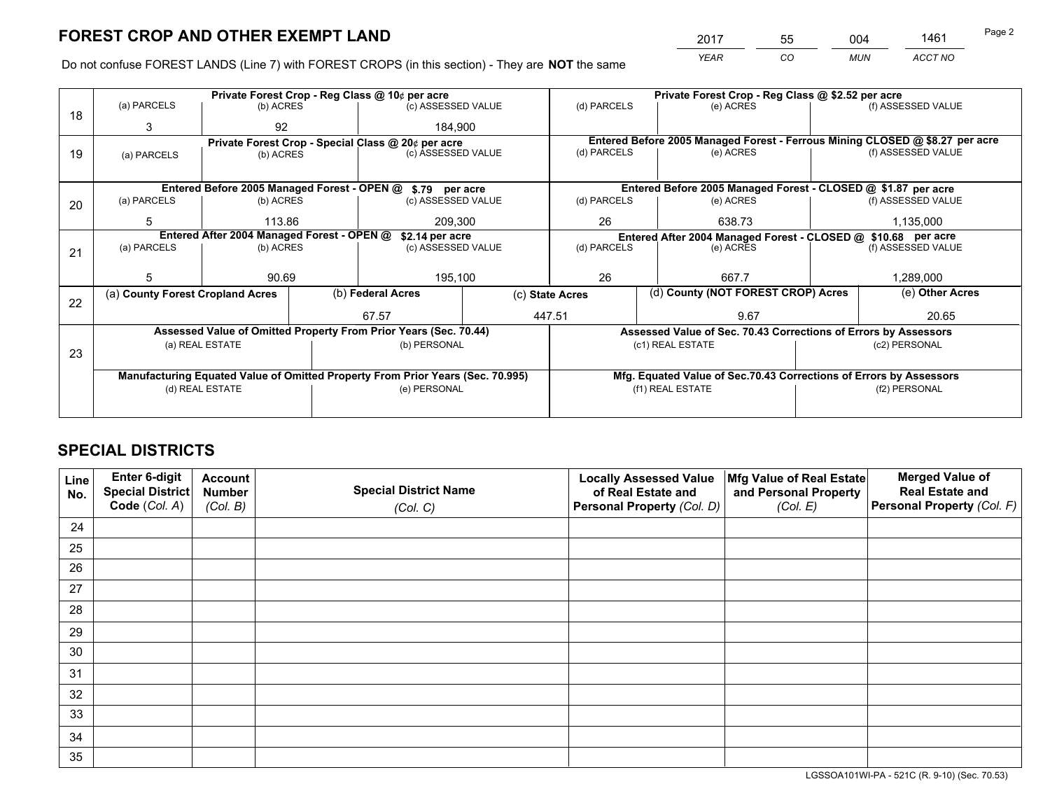# FOREST CROP AND OTHER EXEMPT LAND

| 2017 | 55 | 004 | 1461 |
|---|---|---|---|
| *YEAR* | *CO* | *MUN* | *ACCT NO* |

Do not confuse FOREST LANDS (Line 7) with FOREST CROPS (in this section) - They are **NOT** the same

| Line | Private Forest Crop - Reg Class @ 10¢ per acre | | | Private Forest Crop - Reg Class @ $2.52 per acre | | |
|---|---|---|---|---|---|---|
| | (a) PARCELS | (b) ACRES | (c) ASSESSED VALUE | (d) PARCELS | (e) ACRES | (f) ASSESSED VALUE |
| 18 | 3 | 92 | 184,900 | | | |
| | **Private Forest Crop - Special Class @ 20¢ per acre** | | | **Entered Before 2005 Managed Forest - Ferrous Mining CLOSED @ $8.27 per acre** | | |
| | (a) PARCELS | (b) ACRES | (c) ASSESSED VALUE | (d) PARCELS | (e) ACRES | (f) ASSESSED VALUE |
| 19 | | | | | | |
| | **Entered Before 2005 Managed Forest - OPEN @ $.79 per acre** | | | **Entered Before 2005 Managed Forest - CLOSED @ $1.87 per acre** | | |
| | (a) PARCELS | (b) ACRES | (c) ASSESSED VALUE | (d) PARCELS | (e) ACRES | (f) ASSESSED VALUE |
| 20 | 5 | 113.86 | 209,300 | 26 | 638.73 | 1,135,000 |
| | **Entered After 2004 Managed Forest - OPEN @ $2.14 per acre** | | | **Entered After 2004 Managed Forest - CLOSED @ $10.68 per acre** | | |
| | (a) PARCELS | (b) ACRES | (c) ASSESSED VALUE | (d) PARCELS | (e) ACRES | (f) ASSESSED VALUE |
| 21 | 5 | 90.69 | 195,100 | 26 | 667.7 | 1,289,000 |

| Line | (a) County Forest Cropland Acres | (b) Federal Acres | (c) State Acres | (d) County (NOT FOREST CROP) Acres | (e) Other Acres |
|---|---|---|---|---|---|
| 22 | | 67.57 | 447.51 | 9.67 | 20.65 |

| Line | Assessed Value of Omitted Property From Prior Years (Sec. 70.44) | | Assessed Value of Sec. 70.43 Corrections of Errors by Assessors | |
|---|---|---|---|---|
| | (a) REAL ESTATE | (b) PERSONAL | (c1) REAL ESTATE | (c2) PERSONAL |
| 23 | | | | |
| | **Manufacturing Equated Value of Omitted Property From Prior Years (Sec. 70.995)** | | **Mfg. Equated Value of Sec.70.43 Corrections of Errors by Assessors** | |
| | (d) REAL ESTATE | (e) PERSONAL | (f1) REAL ESTATE | (f2) PERSONAL |
| | | | | |

## SPECIAL DISTRICTS

| Line No. | Enter 6-digit Special District Code (Col. A) | Account Number (Col. B) | Special District Name (Col. C) | Locally Assessed Value of Real Estate and Personal Property (Col. D) | Mfg Value of Real Estate and Personal Property (Col. E) | Merged Value of Real Estate and Personal Property (Col. F) |
|---|---|---|---|---|---|---|
| 24 | | | | | | |
| 25 | | | | | | |
| 26 | | | | | | |
| 27 | | | | | | |
| 28 | | | | | | |
| 29 | | | | | | |
| 30 | | | | | | |
| 31 | | | | | | |
| 32 | | | | | | |
| 33 | | | | | | |
| 34 | | | | | | |
| 35 | | | | | | |

LGSSOA101WI-PA - 521C (R. 9-10) (Sec. 70.53)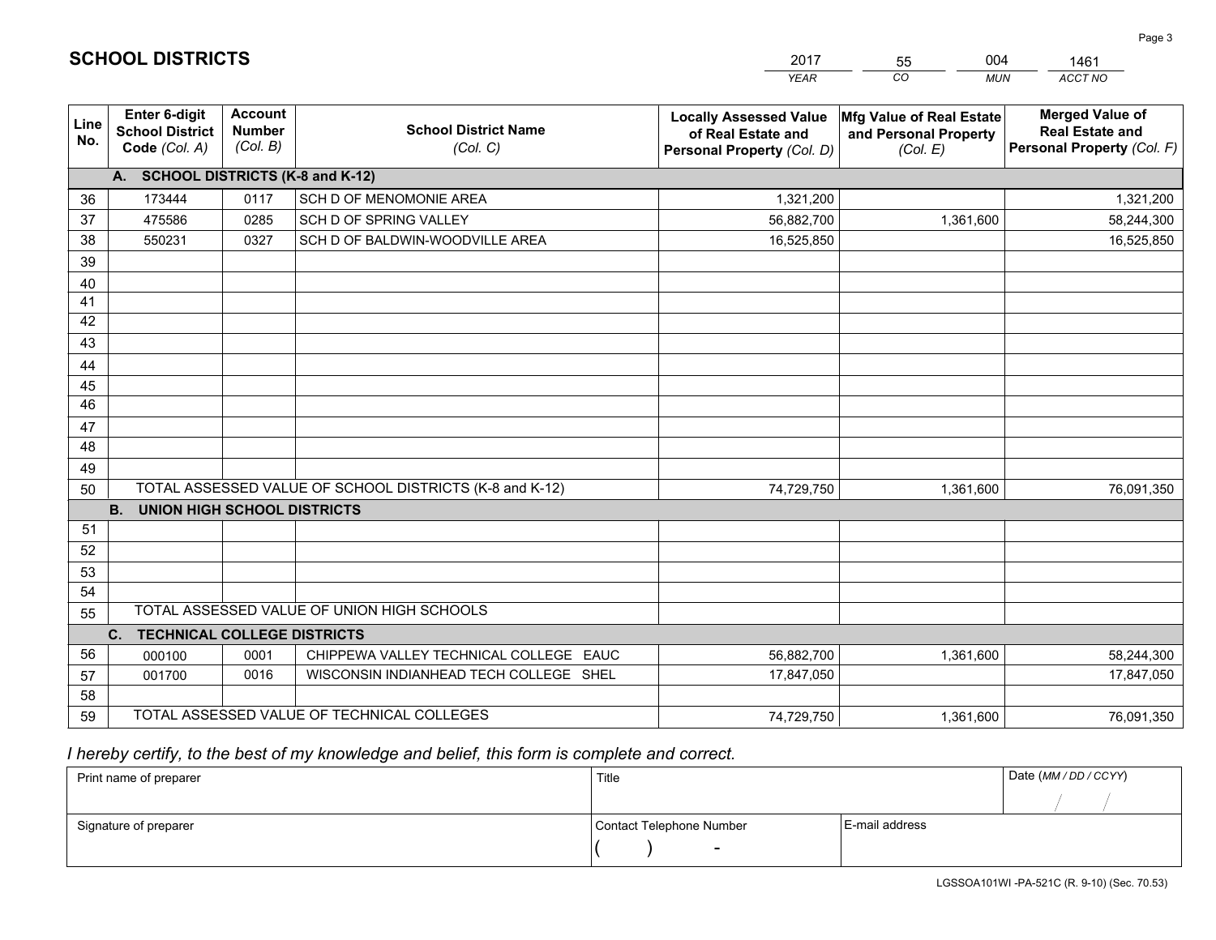# SCHOOL DISTRICTS

| 2017 | 55 | 004 | 1461 |
|---|---|---|---|
| *YEAR* | *CO* | *MUN* | *ACCT NO* |

| Line No. | Enter 6-digit School District Code *(Col. A)* | Account Number *(Col. B)* | School District Name *(Col. C)* | Locally Assessed Value of Real Estate and Personal Property *(Col. D)* | Mfg Value of Real Estate and Personal Property *(Col. E)* | Merged Value of Real Estate and Personal Property *(Col. F)* |
|---|---|---|---|---|---|---|
| | **A. SCHOOL DISTRICTS (K-8 and K-12)** | | | | | |
| 36 | 173444 | 0117 | SCH D OF MENOMONIE AREA | 1,321,200 | | 1,321,200 |
| 37 | 475586 | 0285 | SCH D OF SPRING VALLEY | 56,882,700 | 1,361,600 | 58,244,300 |
| 38 | 550231 | 0327 | SCH D OF BALDWIN-WOODVILLE AREA | 16,525,850 | | 16,525,850 |
| 39 | | | | | | |
| 40 | | | | | | |
| 41 | | | | | | |
| 42 | | | | | | |
| 43 | | | | | | |
| 44 | | | | | | |
| 45 | | | | | | |
| 46 | | | | | | |
| 47 | | | | | | |
| 48 | | | | | | |
| 49 | | | | | | |
| 50 | TOTAL ASSESSED VALUE OF SCHOOL DISTRICTS (K-8 and K-12) | | | 74,729,750 | 1,361,600 | 76,091,350 |
| | **B. UNION HIGH SCHOOL DISTRICTS** | | | | | |
| 51 | | | | | | |
| 52 | | | | | | |
| 53 | | | | | | |
| 54 | | | | | | |
| 55 | TOTAL ASSESSED VALUE OF UNION HIGH SCHOOLS | | | | | |
| | **C. TECHNICAL COLLEGE DISTRICTS** | | | | | |
| 56 | 000100 | 0001 | CHIPPEWA VALLEY TECHNICAL COLLEGE EAUC | 56,882,700 | 1,361,600 | 58,244,300 |
| 57 | 001700 | 0016 | WISCONSIN INDIANHEAD TECH COLLEGE SHEL | 17,847,050 | | 17,847,050 |
| 58 | | | | | | |
| 59 | TOTAL ASSESSED VALUE OF TECHNICAL COLLEGES | | | 74,729,750 | 1,361,600 | 76,091,350 |

*I hereby certify, to the best of my knowledge and belief, this form is complete and correct.*

| Print name of preparer | Title | | Date *(MM / DD / CCYY)* |
|---|---|---|---|
| | | | / / |
| Signature of preparer | Contact Telephone Number | E-mail address | |
| | ( ) - | | |

LGSSOA101WI -PA-521C (R. 9-10) (Sec. 70.53)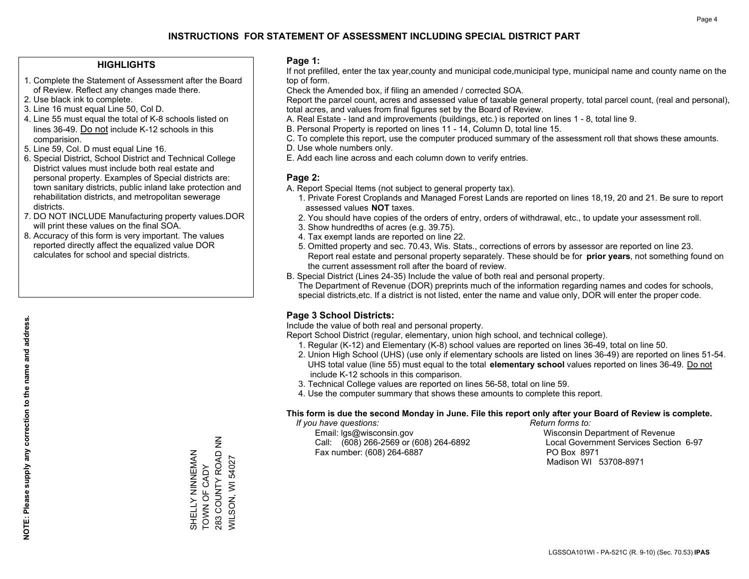# INSTRUCTIONS FOR STATEMENT OF ASSESSMENT INCLUDING SPECIAL DISTRICT PART

### HIGHLIGHTS

1. Complete the Statement of Assessment after the Board of Review. Reflect any changes made there.
2. Use black ink to complete.
3. Line 16 must equal Line 50, Col D.
4. Line 55 must equal the total of K-8 schools listed on lines 36-49. Do not include K-12 schools in this comparision.
5. Line 59, Col. D must equal Line 16.
6. Special District, School District and Technical College District values must include both real estate and personal property. Examples of Special districts are: town sanitary districts, public inland lake protection and rehabilitation districts, and metropolitan sewerage districts.
7. DO NOT INCLUDE Manufacturing property values.DOR will print these values on the final SOA.
8. Accuracy of this form is very important. The values reported directly affect the equalized value DOR calculates for school and special districts.

**NOTE: Please supply any correction to the name and address.**

SHELLY NINNEMAN
TOWN OF CADY
283 COUNTY ROAD NN
WILSON, WI 54027

### Page 1:

If not prefilled, enter the tax year,county and municipal code,municipal type, municipal name and county name on the top of form.

Check the Amended box, if filing an amended / corrected SOA.

Report the parcel count, acres and assessed value of taxable general property, total parcel count, (real and personal), total acres, and values from final figures set by the Board of Review.

A. Real Estate - land and improvements (buildings, etc.) is reported on lines 1 - 8, total line 9.
B. Personal Property is reported on lines 11 - 14, Column D, total line 15.
C. To complete this report, use the computer produced summary of the assessment roll that shows these amounts.
D. Use whole numbers only.
E. Add each line across and each column down to verify entries.

### Page 2:

A. Report Special Items (not subject to general property tax).
   1. Private Forest Croplands and Managed Forest Lands are reported on lines 18,19, 20 and 21. Be sure to report assessed values **NOT** taxes.
   2. You should have copies of the orders of entry, orders of withdrawal, etc., to update your assessment roll.
   3. Show hundredths of acres (e.g. 39.75).
   4. Tax exempt lands are reported on line 22.
   5. Omitted property and sec. 70.43, Wis. Stats., corrections of errors by assessor are reported on line 23. Report real estate and personal property separately. These should be for **prior years**, not something found on the current assessment roll after the board of review.
B. Special District (Lines 24-35) Include the value of both real and personal property.
   The Department of Revenue (DOR) preprints much of the information regarding names and codes for schools, special districts,etc. If a district is not listed, enter the name and value only, DOR will enter the proper code.

### Page 3 School Districts:

Include the value of both real and personal property.

Report School District (regular, elementary, union high school, and technical college).

1. Regular (K-12) and Elementary (K-8) school values are reported on lines 36-49, total on line 50.
2. Union High School (UHS) (use only if elementary schools are listed on lines 36-49) are reported on lines 51-54. UHS total value (line 55) must equal to the total **elementary school** values reported on lines 36-49. Do not include K-12 schools in this comparison.
3. Technical College values are reported on lines 56-58, total on line 59.
4. Use the computer summary that shows these amounts to complete this report.

**This form is due the second Monday in June. File this report only after your Board of Review is complete.**

*If you have questions:*
Email: lgs@wisconsin.gov
Call: (608) 266-2569 or (608) 264-6892
Fax number: (608) 264-6887

*Return forms to:*
Wisconsin Department of Revenue
Local Government Services Section 6-97
PO Box 8971
Madison WI 53708-8971

LGSSOA101WI - PA-521C (R. 9-10) (Sec. 70.53) **IPAS**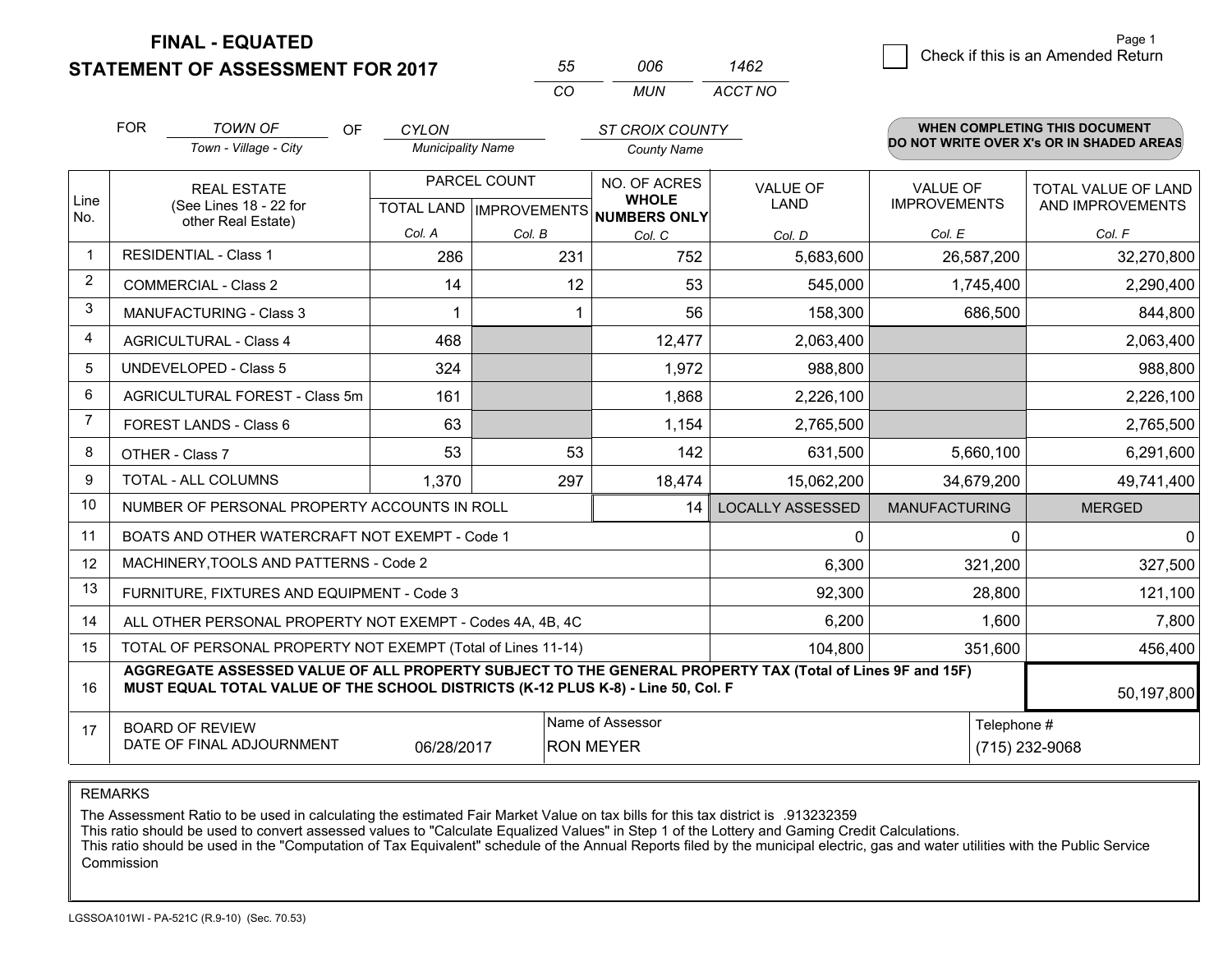**FINAL - EQUATED**
**STATEMENT OF ASSESSMENT FOR 2017**

| 55 | 006 | 1462 |
|---|---|---|
| CO | MUN | ACCT NO |

☐ Check if this is an Amended Return

FOR *TOWN OF* (Town - Village - City) OF *CYLON* (Municipality Name) *ST CROIX COUNTY* (County Name)

**WHEN COMPLETING THIS DOCUMENT DO NOT WRITE OVER X's OR IN SHADED AREAS**

| Line No. | REAL ESTATE (See Lines 18 - 22 for other Real Estate) | PARCEL COUNT | | NO. OF ACRES WHOLE NUMBERS ONLY | VALUE OF LAND | VALUE OF IMPROVEMENTS | TOTAL VALUE OF LAND AND IMPROVEMENTS |
|---|---|---|---|---|---|---|---|
| | | TOTAL LAND | IMPROVEMENTS | | | | |
| | | Col. A | Col. B | Col. C | Col. D | Col. E | Col. F |
| 1 | RESIDENTIAL - Class 1 | 286 | 231 | 752 | 5,683,600 | 26,587,200 | 32,270,800 |
| 2 | COMMERCIAL - Class 2 | 14 | 12 | 53 | 545,000 | 1,745,400 | 2,290,400 |
| 3 | MANUFACTURING - Class 3 | 1 | 1 | 56 | 158,300 | 686,500 | 844,800 |
| 4 | AGRICULTURAL - Class 4 | 468 | | 12,477 | 2,063,400 | | 2,063,400 |
| 5 | UNDEVELOPED - Class 5 | 324 | | 1,972 | 988,800 | | 988,800 |
| 6 | AGRICULTURAL FOREST - Class 5m | 161 | | 1,868 | 2,226,100 | | 2,226,100 |
| 7 | FOREST LANDS - Class 6 | 63 | | 1,154 | 2,765,500 | | 2,765,500 |
| 8 | OTHER - Class 7 | 53 | 53 | 142 | 631,500 | 5,660,100 | 6,291,600 |
| 9 | TOTAL - ALL COLUMNS | 1,370 | 297 | 18,474 | 15,062,200 | 34,679,200 | 49,741,400 |
| 10 | NUMBER OF PERSONAL PROPERTY ACCOUNTS IN ROLL | | | 14 | LOCALLY ASSESSED | MANUFACTURING | MERGED |
| 11 | BOATS AND OTHER WATERCRAFT NOT EXEMPT - Code 1 | | | | 0 | 0 | 0 |
| 12 | MACHINERY,TOOLS AND PATTERNS - Code 2 | | | | 6,300 | 321,200 | 327,500 |
| 13 | FURNITURE, FIXTURES AND EQUIPMENT - Code 3 | | | | 92,300 | 28,800 | 121,100 |
| 14 | ALL OTHER PERSONAL PROPERTY NOT EXEMPT - Codes 4A, 4B, 4C | | | | 6,200 | 1,600 | 7,800 |
| 15 | TOTAL OF PERSONAL PROPERTY NOT EXEMPT (Total of Lines 11-14) | | | | 104,800 | 351,600 | 456,400 |
| 16 | **AGGREGATE ASSESSED VALUE OF ALL PROPERTY SUBJECT TO THE GENERAL PROPERTY TAX (Total of Lines 9F and 15F) MUST EQUAL TOTAL VALUE OF THE SCHOOL DISTRICTS (K-12 PLUS K-8) - Line 50, Col. F** | | | | | | 50,197,800 |
| 17 | BOARD OF REVIEW DATE OF FINAL ADJOURNMENT | 06/28/2017 | Name of Assessor: RON MEYER | | | Telephone #: (715) 232-9068 | |

REMARKS

The Assessment Ratio to be used in calculating the estimated Fair Market Value on tax bills for this tax district is .913232359
This ratio should be used to convert assessed values to "Calculate Equalized Values" in Step 1 of the Lottery and Gaming Credit Calculations.
This ratio should be used in the "Computation of Tax Equivalent" schedule of the Annual Reports filed by the municipal electric, gas and water utilities with the Public Service Commission

LGSSOA101WI - PA-521C (R.9-10) (Sec. 70.53)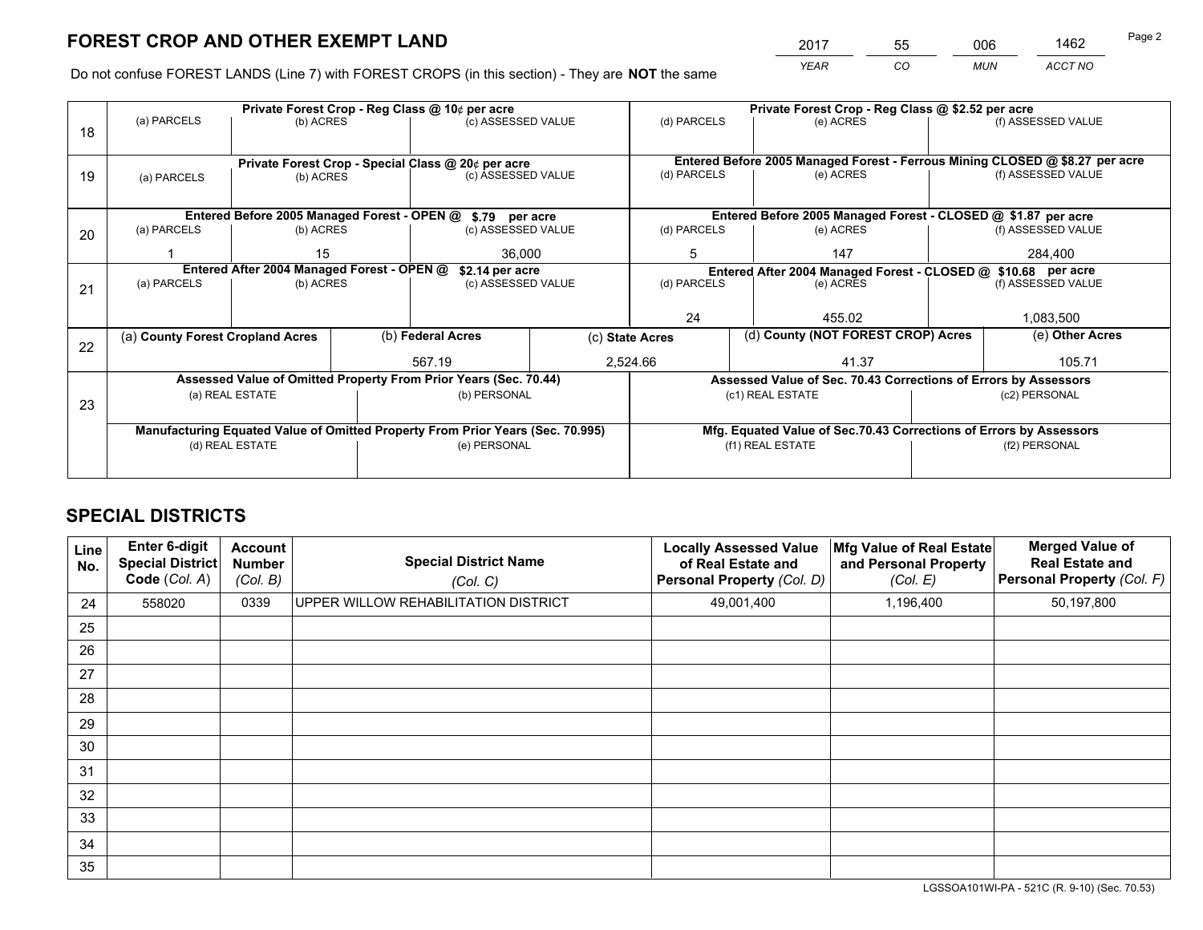# FOREST CROP AND OTHER EXEMPT LAND

| 2017 | 55 | 006 | 1462 |
|---|---|---|---|
| *YEAR* | *CO* | *MUN* | *ACCT NO* |

Do not confuse FOREST LANDS (Line 7) with FOREST CROPS (in this section) - They are **NOT** the same

| Line | Private Forest Crop - Reg Class @ 10¢ per acre | | | Private Forest Crop - Reg Class @ $2.52 per acre | | |
|---|---|---|---|---|---|---|
| 18 | (a) PARCELS | (b) ACRES | (c) ASSESSED VALUE | (d) PARCELS | (e) ACRES | (f) ASSESSED VALUE |
| | | | | | | |
| | **Private Forest Crop - Special Class @ 20¢ per acre** | | | **Entered Before 2005 Managed Forest - Ferrous Mining CLOSED @ $8.27 per acre** | | |
| 19 | (a) PARCELS | (b) ACRES | (c) ASSESSED VALUE | (d) PARCELS | (e) ACRES | (f) ASSESSED VALUE |
| | | | | | | |
| | **Entered Before 2005 Managed Forest - OPEN @ $.79 per acre** | | | **Entered Before 2005 Managed Forest - CLOSED @ $1.87 per acre** | | |
| 20 | (a) PARCELS | (b) ACRES | (c) ASSESSED VALUE | (d) PARCELS | (e) ACRES | (f) ASSESSED VALUE |
| | 1 | 15 | 36,000 | 5 | 147 | 284,400 |
| | **Entered After 2004 Managed Forest - OPEN @ $2.14 per acre** | | | **Entered After 2004 Managed Forest - CLOSED @ $10.68 per acre** | | |
| 21 | (a) PARCELS | (b) ACRES | (c) ASSESSED VALUE | (d) PARCELS | (e) ACRES | (f) ASSESSED VALUE |
| | | | | 24 | 455.02 | 1,083,500 |

| Line | (a) County Forest Cropland Acres | (b) Federal Acres | (c) State Acres | (d) County (NOT FOREST CROP) Acres | (e) Other Acres |
|---|---|---|---|---|---|
| 22 | | 567.19 | 2,524.66 | 41.37 | 105.71 |

| Line | Assessed Value of Omitted Property From Prior Years (Sec. 70.44) | | Assessed Value of Sec. 70.43 Corrections of Errors by Assessors | |
|---|---|---|---|---|
| 23 | (a) REAL ESTATE | (b) PERSONAL | (c1) REAL ESTATE | (c2) PERSONAL |
| | | | | |
| | **Manufacturing Equated Value of Omitted Property From Prior Years (Sec. 70.995)** | | **Mfg. Equated Value of Sec.70.43 Corrections of Errors by Assessors** | |
| | (d) REAL ESTATE | (e) PERSONAL | (f1) REAL ESTATE | (f2) PERSONAL |
| | | | | |

# SPECIAL DISTRICTS

| Line No. | Enter 6-digit Special District Code (Col. A) | Account Number (Col. B) | Special District Name (Col. C) | Locally Assessed Value of Real Estate and Personal Property (Col. D) | Mfg Value of Real Estate and Personal Property (Col. E) | Merged Value of Real Estate and Personal Property (Col. F) |
|---|---|---|---|---|---|---|
| 24 | 558020 | 0339 | UPPER WILLOW REHABILITATION DISTRICT | 49,001,400 | 1,196,400 | 50,197,800 |
| 25 | | | | | | |
| 26 | | | | | | |
| 27 | | | | | | |
| 28 | | | | | | |
| 29 | | | | | | |
| 30 | | | | | | |
| 31 | | | | | | |
| 32 | | | | | | |
| 33 | | | | | | |
| 34 | | | | | | |
| 35 | | | | | | |

LGSSOA101WI-PA - 521C (R. 9-10) (Sec. 70.53)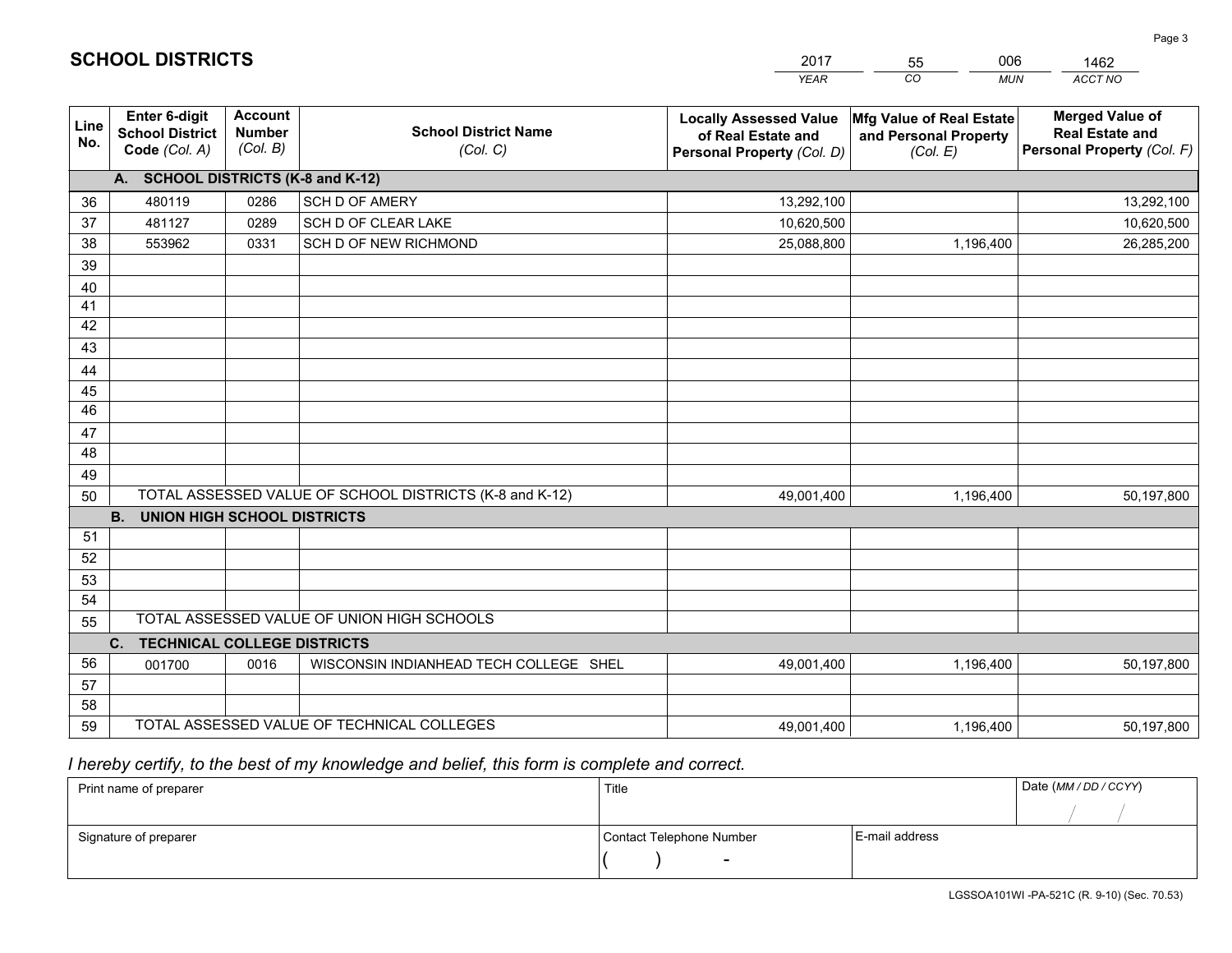# SCHOOL DISTRICTS

| 2017 | 55 | 006 | 1462 |
|---|---|---|---|
| *YEAR* | *CO* | *MUN* | *ACCT NO* |

| Line No. | Enter 6-digit School District Code *(Col. A)* | Account Number *(Col. B)* | School District Name *(Col. C)* | Locally Assessed Value of Real Estate and Personal Property *(Col. D)* | Mfg Value of Real Estate and Personal Property *(Col. E)* | Merged Value of Real Estate and Personal Property *(Col. F)* |
|---|---|---|---|---|---|---|
| **A. SCHOOL DISTRICTS (K-8 and K-12)** | | | | | | |
| 36 | 480119 | 0286 | SCH D OF AMERY | 13,292,100 | | 13,292,100 |
| 37 | 481127 | 0289 | SCH D OF CLEAR LAKE | 10,620,500 | | 10,620,500 |
| 38 | 553962 | 0331 | SCH D OF NEW RICHMOND | 25,088,800 | 1,196,400 | 26,285,200 |
| 39 | | | | | | |
| 40 | | | | | | |
| 41 | | | | | | |
| 42 | | | | | | |
| 43 | | | | | | |
| 44 | | | | | | |
| 45 | | | | | | |
| 46 | | | | | | |
| 47 | | | | | | |
| 48 | | | | | | |
| 49 | | | | | | |
| 50 | TOTAL ASSESSED VALUE OF SCHOOL DISTRICTS (K-8 and K-12) | | | 49,001,400 | 1,196,400 | 50,197,800 |
| **B. UNION HIGH SCHOOL DISTRICTS** | | | | | | |
| 51 | | | | | | |
| 52 | | | | | | |
| 53 | | | | | | |
| 54 | | | | | | |
| 55 | TOTAL ASSESSED VALUE OF UNION HIGH SCHOOLS | | | | | |
| **C. TECHNICAL COLLEGE DISTRICTS** | | | | | | |
| 56 | 001700 | 0016 | WISCONSIN INDIANHEAD TECH COLLEGE SHEL | 49,001,400 | 1,196,400 | 50,197,800 |
| 57 | | | | | | |
| 58 | | | | | | |
| 59 | TOTAL ASSESSED VALUE OF TECHNICAL COLLEGES | | | 49,001,400 | 1,196,400 | 50,197,800 |

*I hereby certify, to the best of my knowledge and belief, this form is complete and correct.*

| Print name of preparer | Title | | Date *(MM / DD / CCYY)* |
|---|---|---|---|
| | | | / / |
| Signature of preparer | Contact Telephone Number | E-mail address | |
| | ( ) - | | |

LGSSOA101WI -PA-521C (R. 9-10) (Sec. 70.53)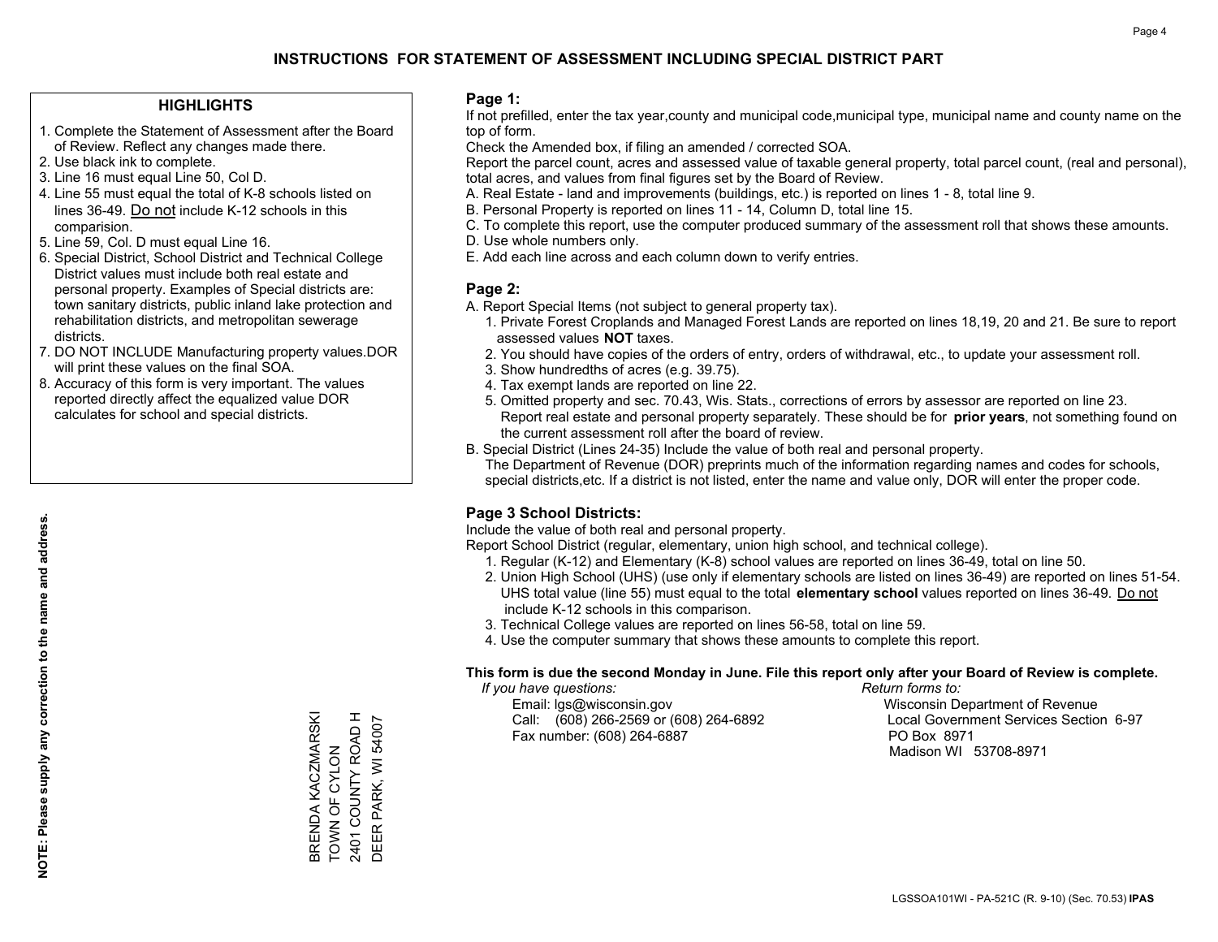# INSTRUCTIONS FOR STATEMENT OF ASSESSMENT INCLUDING SPECIAL DISTRICT PART

## HIGHLIGHTS

1. Complete the Statement of Assessment after the Board of Review. Reflect any changes made there.
2. Use black ink to complete.
3. Line 16 must equal Line 50, Col D.
4. Line 55 must equal the total of K-8 schools listed on lines 36-49. Do not include K-12 schools in this comparision.
5. Line 59, Col. D must equal Line 16.
6. Special District, School District and Technical College District values must include both real estate and personal property. Examples of Special districts are: town sanitary districts, public inland lake protection and rehabilitation districts, and metropolitan sewerage districts.
7. DO NOT INCLUDE Manufacturing property values.DOR will print these values on the final SOA.
8. Accuracy of this form is very important. The values reported directly affect the equalized value DOR calculates for school and special districts.

**NOTE: Please supply any correction to the name and address.**

BRENDA KACZMARSKI
TOWN OF CYLON
2401 COUNTY ROAD H
DEER PARK, WI 54007

## Page 1:

If not prefilled, enter the tax year,county and municipal code,municipal type, municipal name and county name on the top of form.

Check the Amended box, if filing an amended / corrected SOA.

Report the parcel count, acres and assessed value of taxable general property, total parcel count, (real and personal), total acres, and values from final figures set by the Board of Review.

A. Real Estate - land and improvements (buildings, etc.) is reported on lines 1 - 8, total line 9.
B. Personal Property is reported on lines 11 - 14, Column D, total line 15.
C. To complete this report, use the computer produced summary of the assessment roll that shows these amounts.
D. Use whole numbers only.
E. Add each line across and each column down to verify entries.

## Page 2:

A. Report Special Items (not subject to general property tax).
   1. Private Forest Croplands and Managed Forest Lands are reported on lines 18,19, 20 and 21. Be sure to report assessed values **NOT** taxes.
   2. You should have copies of the orders of entry, orders of withdrawal, etc., to update your assessment roll.
   3. Show hundredths of acres (e.g. 39.75).
   4. Tax exempt lands are reported on line 22.
   5. Omitted property and sec. 70.43, Wis. Stats., corrections of errors by assessor are reported on line 23. Report real estate and personal property separately. These should be for **prior years**, not something found on the current assessment roll after the board of review.
B. Special District (Lines 24-35) Include the value of both real and personal property.
   The Department of Revenue (DOR) preprints much of the information regarding names and codes for schools, special districts,etc. If a district is not listed, enter the name and value only, DOR will enter the proper code.

## Page 3 School Districts:

Include the value of both real and personal property.

Report School District (regular, elementary, union high school, and technical college).

1. Regular (K-12) and Elementary (K-8) school values are reported on lines 36-49, total on line 50.
2. Union High School (UHS) (use only if elementary schools are listed on lines 36-49) are reported on lines 51-54. UHS total value (line 55) must equal to the total **elementary school** values reported on lines 36-49. Do not include K-12 schools in this comparison.
3. Technical College values are reported on lines 56-58, total on line 59.
4. Use the computer summary that shows these amounts to complete this report.

**This form is due the second Monday in June. File this report only after your Board of Review is complete.**

*If you have questions:*
Email: lgs@wisconsin.gov
Call: (608) 266-2569 or (608) 264-6892
Fax number: (608) 264-6887

*Return forms to:*
Wisconsin Department of Revenue
Local Government Services Section 6-97
PO Box 8971
Madison WI 53708-8971

LGSSOA101WI - PA-521C (R. 9-10) (Sec. 70.53) **IPAS**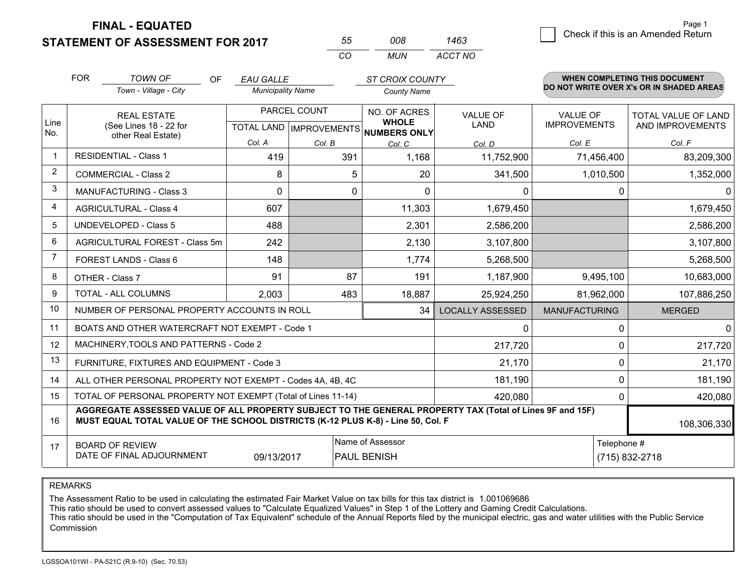**FINAL - EQUATED**

**STATEMENT OF ASSESSMENT FOR 2017**

| 55 | 008 | 1463 |
|---|---|---|
| CO | MUN | ACCT NO |

Page 1

☐ Check if this is an Amended Return

FOR *TOWN OF* (Town - Village - City) OF *EAU GALLE* (Municipality Name) *ST CROIX COUNTY* (County Name)

**WHEN COMPLETING THIS DOCUMENT DO NOT WRITE OVER X's OR IN SHADED AREAS**

| Line No. | REAL ESTATE (See Lines 18 - 22 for other Real Estate) | PARCEL COUNT TOTAL LAND Col. A | PARCEL COUNT IMPROVEMENTS Col. B | NO. OF ACRES WHOLE NUMBERS ONLY Col. C | VALUE OF LAND Col. D | VALUE OF IMPROVEMENTS Col. E | TOTAL VALUE OF LAND AND IMPROVEMENTS Col. F |
|---|---|---|---|---|---|---|---|
| 1 | RESIDENTIAL - Class 1 | 419 | 391 | 1,168 | 11,752,900 | 71,456,400 | 83,209,300 |
| 2 | COMMERCIAL - Class 2 | 8 | 5 | 20 | 341,500 | 1,010,500 | 1,352,000 |
| 3 | MANUFACTURING - Class 3 | 0 | 0 | 0 | 0 | 0 | 0 |
| 4 | AGRICULTURAL - Class 4 | 607 | | 11,303 | 1,679,450 | | 1,679,450 |
| 5 | UNDEVELOPED - Class 5 | 488 | | 2,301 | 2,586,200 | | 2,586,200 |
| 6 | AGRICULTURAL FOREST - Class 5m | 242 | | 2,130 | 3,107,800 | | 3,107,800 |
| 7 | FOREST LANDS - Class 6 | 148 | | 1,774 | 5,268,500 | | 5,268,500 |
| 8 | OTHER - Class 7 | 91 | 87 | 191 | 1,187,900 | 9,495,100 | 10,683,000 |
| 9 | TOTAL - ALL COLUMNS | 2,003 | 483 | 18,887 | 25,924,250 | 81,962,000 | 107,886,250 |
| 10 | NUMBER OF PERSONAL PROPERTY ACCOUNTS IN ROLL | | | 34 | LOCALLY ASSESSED | MANUFACTURING | MERGED |
| 11 | BOATS AND OTHER WATERCRAFT NOT EXEMPT - Code 1 | | | | 0 | 0 | 0 |
| 12 | MACHINERY,TOOLS AND PATTERNS - Code 2 | | | | 217,720 | 0 | 217,720 |
| 13 | FURNITURE, FIXTURES AND EQUIPMENT - Code 3 | | | | 21,170 | 0 | 21,170 |
| 14 | ALL OTHER PERSONAL PROPERTY NOT EXEMPT - Codes 4A, 4B, 4C | | | | 181,190 | 0 | 181,190 |
| 15 | TOTAL OF PERSONAL PROPERTY NOT EXEMPT (Total of Lines 11-14) | | | | 420,080 | 0 | 420,080 |
| 16 | **AGGREGATE ASSESSED VALUE OF ALL PROPERTY SUBJECT TO THE GENERAL PROPERTY TAX (Total of Lines 9F and 15F) MUST EQUAL TOTAL VALUE OF THE SCHOOL DISTRICTS (K-12 PLUS K-8) - Line 50, Col. F** | | | | | | 108,306,330 |
| 17 | BOARD OF REVIEW DATE OF FINAL ADJOURNMENT | 09/13/2017 | | Name of Assessor: PAUL BENISH | | Telephone #: (715) 832-2718 | |

REMARKS

The Assessment Ratio to be used in calculating the estimated Fair Market Value on tax bills for this tax district is 1.001069686

This ratio should be used to convert assessed values to "Calculate Equalized Values" in Step 1 of the Lottery and Gaming Credit Calculations.

This ratio should be used in the "Computation of Tax Equivalent" schedule of the Annual Reports filed by the municipal electric, gas and water utilities with the Public Service Commission

LGSSOA101WI - PA-521C (R.9-10) (Sec. 70.53)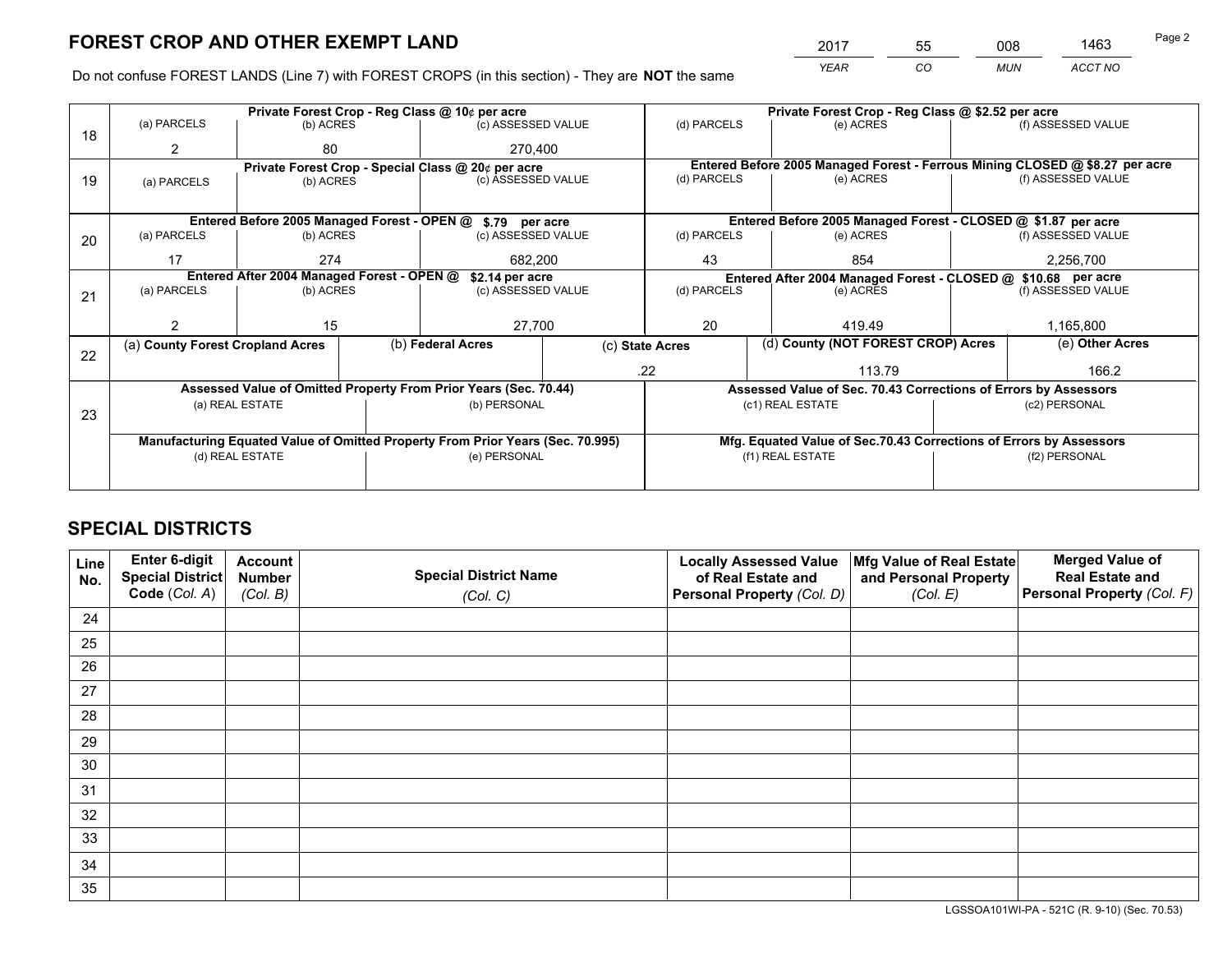# FOREST CROP AND OTHER EXEMPT LAND

| 2017 | 55 | 008 | 1463 |
|---|---|---|---|
| YEAR | CO | MUN | ACCT NO |

Do not confuse FOREST LANDS (Line 7) with FOREST CROPS (in this section) - They are **NOT** the same

| Line | Private Forest Crop - Reg Class @ 10¢ per acre | | | Private Forest Crop - Reg Class @ $2.52 per acre | | |
|---|---|---|---|---|---|---|
| 18 | (a) PARCELS | (b) ACRES | (c) ASSESSED VALUE | (d) PARCELS | (e) ACRES | (f) ASSESSED VALUE |
| | 2 | 80 | 270,400 | | | |
| | **Private Forest Crop - Special Class @ 20¢ per acre** | | | **Entered Before 2005 Managed Forest - Ferrous Mining CLOSED @ $8.27 per acre** | | |
| 19 | (a) PARCELS | (b) ACRES | (c) ASSESSED VALUE | (d) PARCELS | (e) ACRES | (f) ASSESSED VALUE |
| | | | | | | |
| | **Entered Before 2005 Managed Forest - OPEN @ $.79 per acre** | | | **Entered Before 2005 Managed Forest - CLOSED @ $1.87 per acre** | | |
| 20 | (a) PARCELS | (b) ACRES | (c) ASSESSED VALUE | (d) PARCELS | (e) ACRES | (f) ASSESSED VALUE |
| | 17 | 274 | 682,200 | 43 | 854 | 2,256,700 |
| | **Entered After 2004 Managed Forest - OPEN @ $2.14 per acre** | | | **Entered After 2004 Managed Forest - CLOSED @ $10.68 per acre** | | |
| 21 | (a) PARCELS | (b) ACRES | (c) ASSESSED VALUE | (d) PARCELS | (e) ACRES | (f) ASSESSED VALUE |
| | 2 | 15 | 27,700 | 20 | 419.49 | 1,165,800 |

| Line | (a) County Forest Cropland Acres | (b) Federal Acres | (c) State Acres | (d) County (NOT FOREST CROP) Acres | (e) Other Acres |
|---|---|---|---|---|---|
| 22 | | | .22 | 113.79 | 166.2 |

| Line | Assessed Value of Omitted Property From Prior Years (Sec. 70.44) | | Assessed Value of Sec. 70.43 Corrections of Errors by Assessors | |
|---|---|---|---|---|
| 23 | (a) REAL ESTATE | (b) PERSONAL | (c1) REAL ESTATE | (c2) PERSONAL |
| | | | | |
| | **Manufacturing Equated Value of Omitted Property From Prior Years (Sec. 70.995)** | | **Mfg. Equated Value of Sec.70.43 Corrections of Errors by Assessors** | |
| | (d) REAL ESTATE | (e) PERSONAL | (f1) REAL ESTATE | (f2) PERSONAL |
| | | | | |

# SPECIAL DISTRICTS

| Line No. | Enter 6-digit Special District Code (Col. A) | Account Number (Col. B) | Special District Name (Col. C) | Locally Assessed Value of Real Estate and Personal Property (Col. D) | Mfg Value of Real Estate and Personal Property (Col. E) | Merged Value of Real Estate and Personal Property (Col. F) |
|---|---|---|---|---|---|---|
| 24 | | | | | | |
| 25 | | | | | | |
| 26 | | | | | | |
| 27 | | | | | | |
| 28 | | | | | | |
| 29 | | | | | | |
| 30 | | | | | | |
| 31 | | | | | | |
| 32 | | | | | | |
| 33 | | | | | | |
| 34 | | | | | | |
| 35 | | | | | | |

LGSSOA101WI-PA - 521C (R. 9-10) (Sec. 70.53)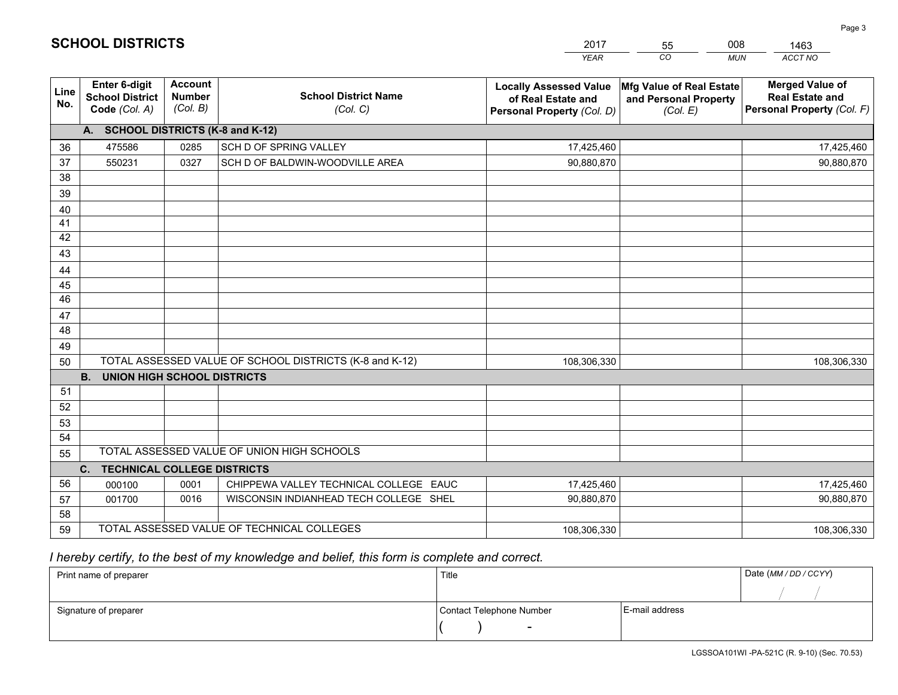# SCHOOL DISTRICTS

| 2017 | 55 | 008 | 1463 |
|---|---|---|---|
| *YEAR* | *CO* | *MUN* | *ACCT NO* |

| Line No. | Enter 6-digit School District Code *(Col. A)* | Account Number *(Col. B)* | School District Name *(Col. C)* | Locally Assessed Value of Real Estate and Personal Property *(Col. D)* | Mfg Value of Real Estate and Personal Property *(Col. E)* | Merged Value of Real Estate and Personal Property *(Col. F)* |
|---|---|---|---|---|---|---|
| | **A. SCHOOL DISTRICTS (K-8 and K-12)** | | | | | |
| 36 | 475586 | 0285 | SCH D OF SPRING VALLEY | 17,425,460 | | 17,425,460 |
| 37 | 550231 | 0327 | SCH D OF BALDWIN-WOODVILLE AREA | 90,880,870 | | 90,880,870 |
| 38 | | | | | | |
| 39 | | | | | | |
| 40 | | | | | | |
| 41 | | | | | | |
| 42 | | | | | | |
| 43 | | | | | | |
| 44 | | | | | | |
| 45 | | | | | | |
| 46 | | | | | | |
| 47 | | | | | | |
| 48 | | | | | | |
| 49 | | | | | | |
| 50 | TOTAL ASSESSED VALUE OF SCHOOL DISTRICTS (K-8 and K-12) | | | 108,306,330 | | 108,306,330 |
| | **B. UNION HIGH SCHOOL DISTRICTS** | | | | | |
| 51 | | | | | | |
| 52 | | | | | | |
| 53 | | | | | | |
| 54 | | | | | | |
| 55 | TOTAL ASSESSED VALUE OF UNION HIGH SCHOOLS | | | | | |
| | **C. TECHNICAL COLLEGE DISTRICTS** | | | | | |
| 56 | 000100 | 0001 | CHIPPEWA VALLEY TECHNICAL COLLEGE EAUC | 17,425,460 | | 17,425,460 |
| 57 | 001700 | 0016 | WISCONSIN INDIANHEAD TECH COLLEGE SHEL | 90,880,870 | | 90,880,870 |
| 58 | | | | | | |
| 59 | TOTAL ASSESSED VALUE OF TECHNICAL COLLEGES | | | 108,306,330 | | 108,306,330 |

*I hereby certify, to the best of my knowledge and belief, this form is complete and correct.*

| Print name of preparer | Title | | Date *(MM / DD / CCYY)* |
|---|---|---|---|
| | | | / / |
| Signature of preparer | Contact Telephone Number | E-mail address | |
| | ( ) - | | |

LGSSOA101WI -PA-521C (R. 9-10) (Sec. 70.53)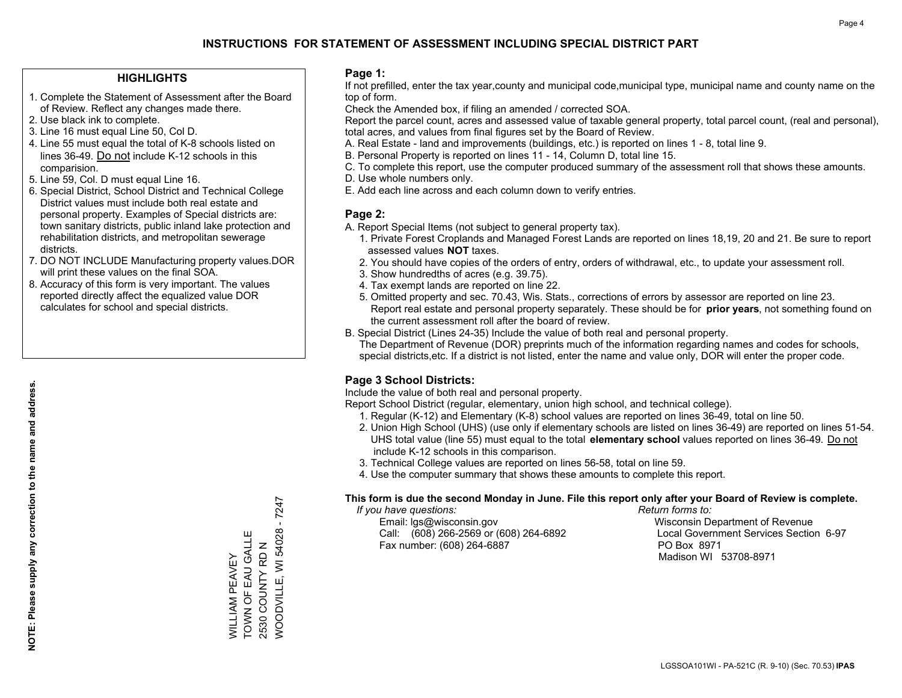# INSTRUCTIONS FOR STATEMENT OF ASSESSMENT INCLUDING SPECIAL DISTRICT PART

## HIGHLIGHTS

1. Complete the Statement of Assessment after the Board of Review. Reflect any changes made there.
2. Use black ink to complete.
3. Line 16 must equal Line 50, Col D.
4. Line 55 must equal the total of K-8 schools listed on lines 36-49. Do not include K-12 schools in this comparision.
5. Line 59, Col. D must equal Line 16.
6. Special District, School District and Technical College District values must include both real estate and personal property. Examples of Special districts are: town sanitary districts, public inland lake protection and rehabilitation districts, and metropolitan sewerage districts.
7. DO NOT INCLUDE Manufacturing property values.DOR will print these values on the final SOA.
8. Accuracy of this form is very important. The values reported directly affect the equalized value DOR calculates for school and special districts.

**NOTE: Please supply any correction to the name and address.**

WILLIAM PEAVEY
TOWN OF EAU GALLE
2530 COUNTY RD N
WOODVILLE, WI 54028 - 7247

## Page 1:

If not prefilled, enter the tax year,county and municipal code,municipal type, municipal name and county name on the top of form.

Check the Amended box, if filing an amended / corrected SOA.

Report the parcel count, acres and assessed value of taxable general property, total parcel count, (real and personal), total acres, and values from final figures set by the Board of Review.

A. Real Estate - land and improvements (buildings, etc.) is reported on lines 1 - 8, total line 9.
B. Personal Property is reported on lines 11 - 14, Column D, total line 15.
C. To complete this report, use the computer produced summary of the assessment roll that shows these amounts.
D. Use whole numbers only.
E. Add each line across and each column down to verify entries.

## Page 2:

A. Report Special Items (not subject to general property tax).
   1. Private Forest Croplands and Managed Forest Lands are reported on lines 18,19, 20 and 21. Be sure to report assessed values **NOT** taxes.
   2. You should have copies of the orders of entry, orders of withdrawal, etc., to update your assessment roll.
   3. Show hundredths of acres (e.g. 39.75).
   4. Tax exempt lands are reported on line 22.
   5. Omitted property and sec. 70.43, Wis. Stats., corrections of errors by assessor are reported on line 23. Report real estate and personal property separately. These should be for **prior years**, not something found on the current assessment roll after the board of review.
B. Special District (Lines 24-35) Include the value of both real and personal property.
   The Department of Revenue (DOR) preprints much of the information regarding names and codes for schools, special districts,etc. If a district is not listed, enter the name and value only, DOR will enter the proper code.

## Page 3 School Districts:

Include the value of both real and personal property.

Report School District (regular, elementary, union high school, and technical college).

1. Regular (K-12) and Elementary (K-8) school values are reported on lines 36-49, total on line 50.
2. Union High School (UHS) (use only if elementary schools are listed on lines 36-49) are reported on lines 51-54. UHS total value (line 55) must equal to the total **elementary school** values reported on lines 36-49. Do not include K-12 schools in this comparison.
3. Technical College values are reported on lines 56-58, total on line 59.
4. Use the computer summary that shows these amounts to complete this report.

**This form is due the second Monday in June. File this report only after your Board of Review is complete.**

*If you have questions:*
Email: lgs@wisconsin.gov
Call: (608) 266-2569 or (608) 264-6892
Fax number: (608) 264-6887

*Return forms to:*
Wisconsin Department of Revenue
Local Government Services Section 6-97
PO Box 8971
Madison WI 53708-8971

LGSSOA101WI - PA-521C (R. 9-10) (Sec. 70.53) **IPAS**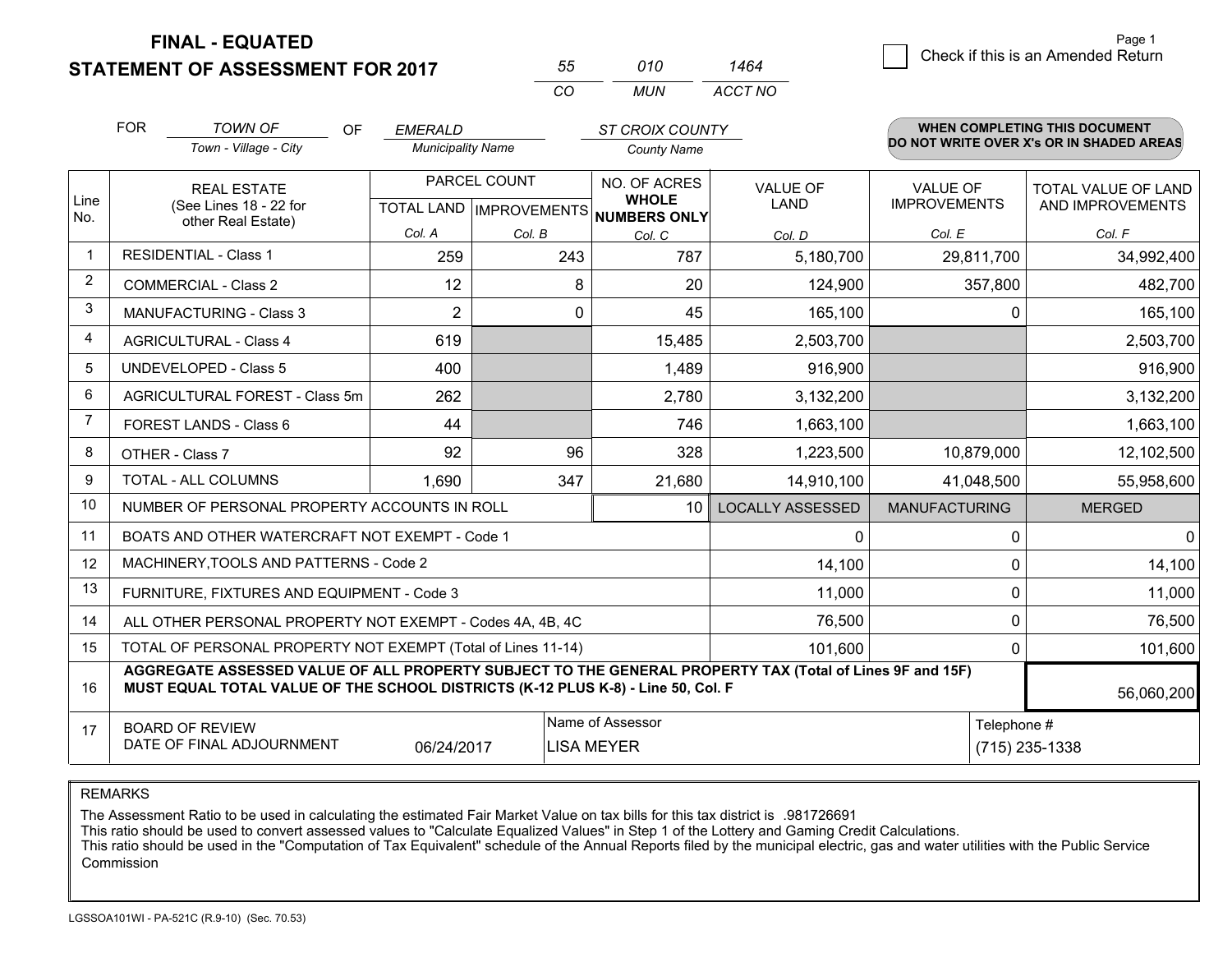**FINAL - EQUATED**
**STATEMENT OF ASSESSMENT FOR 2017**

| 55 | 010 | 1464 |
|---|---|---|
| CO | MUN | ACCT NO |

Page 1

☐ Check if this is an Amended Return

FOR *TOWN OF* (Town - Village - City) OF *EMERALD* (Municipality Name) *ST CROIX COUNTY* (County Name)

**WHEN COMPLETING THIS DOCUMENT DO NOT WRITE OVER X's OR IN SHADED AREAS**

| Line No. | REAL ESTATE (See Lines 18 - 22 for other Real Estate) | PARCEL COUNT | | NO. OF ACRES WHOLE NUMBERS ONLY | VALUE OF LAND | VALUE OF IMPROVEMENTS | TOTAL VALUE OF LAND AND IMPROVEMENTS |
|---|---|---|---|---|---|---|---|
| | | TOTAL LAND Col. A | IMPROVEMENTS Col. B | Col. C | Col. D | Col. E | Col. F |
| 1 | RESIDENTIAL - Class 1 | 259 | 243 | 787 | 5,180,700 | 29,811,700 | 34,992,400 |
| 2 | COMMERCIAL - Class 2 | 12 | 8 | 20 | 124,900 | 357,800 | 482,700 |
| 3 | MANUFACTURING - Class 3 | 2 | 0 | 45 | 165,100 | 0 | 165,100 |
| 4 | AGRICULTURAL - Class 4 | 619 | | 15,485 | 2,503,700 | | 2,503,700 |
| 5 | UNDEVELOPED - Class 5 | 400 | | 1,489 | 916,900 | | 916,900 |
| 6 | AGRICULTURAL FOREST - Class 5m | 262 | | 2,780 | 3,132,200 | | 3,132,200 |
| 7 | FOREST LANDS - Class 6 | 44 | | 746 | 1,663,100 | | 1,663,100 |
| 8 | OTHER - Class 7 | 92 | 96 | 328 | 1,223,500 | 10,879,000 | 12,102,500 |
| 9 | TOTAL - ALL COLUMNS | 1,690 | 347 | 21,680 | 14,910,100 | 41,048,500 | 55,958,600 |
| 10 | NUMBER OF PERSONAL PROPERTY ACCOUNTS IN ROLL | | | 10 | LOCALLY ASSESSED | MANUFACTURING | MERGED |
| 11 | BOATS AND OTHER WATERCRAFT NOT EXEMPT - Code 1 | | | | 0 | 0 | 0 |
| 12 | MACHINERY,TOOLS AND PATTERNS - Code 2 | | | | 14,100 | 0 | 14,100 |
| 13 | FURNITURE, FIXTURES AND EQUIPMENT - Code 3 | | | | 11,000 | 0 | 11,000 |
| 14 | ALL OTHER PERSONAL PROPERTY NOT EXEMPT - Codes 4A, 4B, 4C | | | | 76,500 | 0 | 76,500 |
| 15 | TOTAL OF PERSONAL PROPERTY NOT EXEMPT (Total of Lines 11-14) | | | | 101,600 | 0 | 101,600 |
| 16 | **AGGREGATE ASSESSED VALUE OF ALL PROPERTY SUBJECT TO THE GENERAL PROPERTY TAX (Total of Lines 9F and 15F) MUST EQUAL TOTAL VALUE OF THE SCHOOL DISTRICTS (K-12 PLUS K-8) - Line 50, Col. F** | | | | | | 56,060,200 |
| 17 | BOARD OF REVIEW DATE OF FINAL ADJOURNMENT | 06/24/2017 | | Name of Assessor: LISA MEYER | | | Telephone #: (715) 235-1338 |

REMARKS

The Assessment Ratio to be used in calculating the estimated Fair Market Value on tax bills for this tax district is .981726691
This ratio should be used to convert assessed values to "Calculate Equalized Values" in Step 1 of the Lottery and Gaming Credit Calculations.
This ratio should be used in the "Computation of Tax Equivalent" schedule of the Annual Reports filed by the municipal electric, gas and water utilities with the Public Service Commission

LGSSOA101WI - PA-521C (R.9-10) (Sec. 70.53)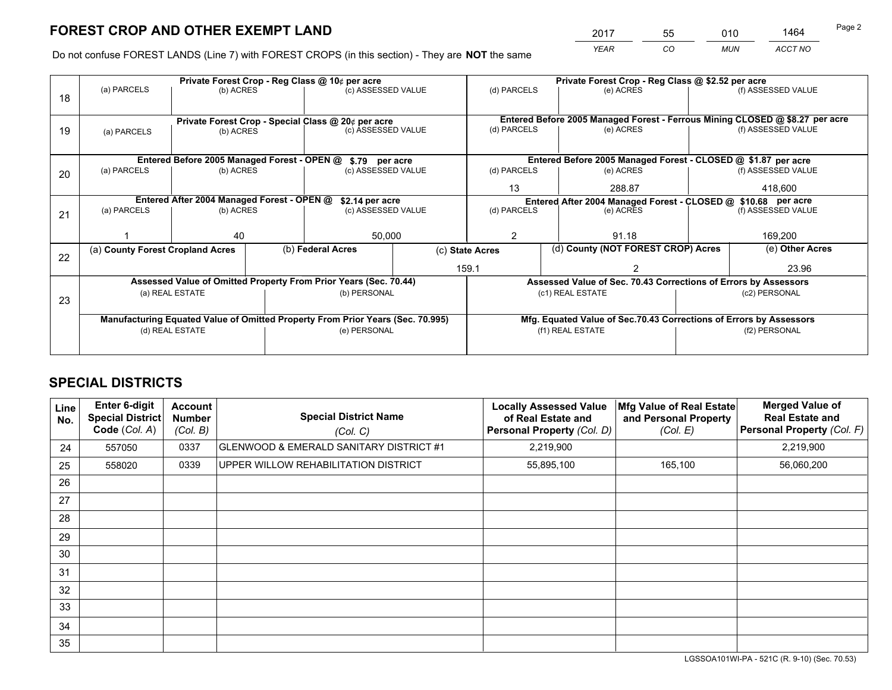# FOREST CROP AND OTHER EXEMPT LAND

| 2017 | 55 | 010 | 1464 |
|---|---|---|---|
| YEAR | CO | MUN | ACCT NO |

Do not confuse FOREST LANDS (Line 7) with FOREST CROPS (in this section) - They are **NOT** the same

| Line | Private Forest Crop - Reg Class @ 10¢ per acre | | | Private Forest Crop - Reg Class @ $2.52 per acre | | |
|---|---|---|---|---|---|---|
| 18 | (a) PARCELS | (b) ACRES | (c) ASSESSED VALUE | (d) PARCELS | (e) ACRES | (f) ASSESSED VALUE |
| | | | | | | |
| | **Private Forest Crop - Special Class @ 20¢ per acre** | | | **Entered Before 2005 Managed Forest - Ferrous Mining CLOSED @ $8.27 per acre** | | |
| 19 | (a) PARCELS | (b) ACRES | (c) ASSESSED VALUE | (d) PARCELS | (e) ACRES | (f) ASSESSED VALUE |
| | | | | | | |
| | **Entered Before 2005 Managed Forest - OPEN @ $.79 per acre** | | | **Entered Before 2005 Managed Forest - CLOSED @ $1.87 per acre** | | |
| 20 | (a) PARCELS | (b) ACRES | (c) ASSESSED VALUE | (d) PARCELS | (e) ACRES | (f) ASSESSED VALUE |
| | | | | 13 | 288.87 | 418,600 |
| | **Entered After 2004 Managed Forest - OPEN @ $2.14 per acre** | | | **Entered After 2004 Managed Forest - CLOSED @ $10.68 per acre** | | |
| 21 | (a) PARCELS | (b) ACRES | (c) ASSESSED VALUE | (d) PARCELS | (e) ACRES | (f) ASSESSED VALUE |
| | 1 | 40 | 50,000 | 2 | 91.18 | 169,200 |

| Line | (a) County Forest Cropland Acres | (b) Federal Acres | (c) State Acres | (d) County (NOT FOREST CROP) Acres | (e) Other Acres |
|---|---|---|---|---|---|
| 22 | | | 159.1 | 2 | 23.96 |

| Line | Assessed Value of Omitted Property From Prior Years (Sec. 70.44) | | Assessed Value of Sec. 70.43 Corrections of Errors by Assessors | |
|---|---|---|---|---|
| 23 | (a) REAL ESTATE | (b) PERSONAL | (c1) REAL ESTATE | (c2) PERSONAL |
| | | | | |
| | **Manufacturing Equated Value of Omitted Property From Prior Years (Sec. 70.995)** | | **Mfg. Equated Value of Sec.70.43 Corrections of Errors by Assessors** | |
| | (d) REAL ESTATE | (e) PERSONAL | (f1) REAL ESTATE | (f2) PERSONAL |
| | | | | |

# SPECIAL DISTRICTS

| Line No. | Enter 6-digit Special District Code (Col. A) | Account Number (Col. B) | Special District Name (Col. C) | Locally Assessed Value of Real Estate and Personal Property (Col. D) | Mfg Value of Real Estate and Personal Property (Col. E) | Merged Value of Real Estate and Personal Property (Col. F) |
|---|---|---|---|---|---|---|
| 24 | 557050 | 0337 | GLENWOOD & EMERALD SANITARY DISTRICT #1 | 2,219,900 | | 2,219,900 |
| 25 | 558020 | 0339 | UPPER WILLOW REHABILITATION DISTRICT | 55,895,100 | 165,100 | 56,060,200 |
| 26 | | | | | | |
| 27 | | | | | | |
| 28 | | | | | | |
| 29 | | | | | | |
| 30 | | | | | | |
| 31 | | | | | | |
| 32 | | | | | | |
| 33 | | | | | | |
| 34 | | | | | | |
| 35 | | | | | | |

LGSSOA101WI-PA - 521C (R. 9-10) (Sec. 70.53)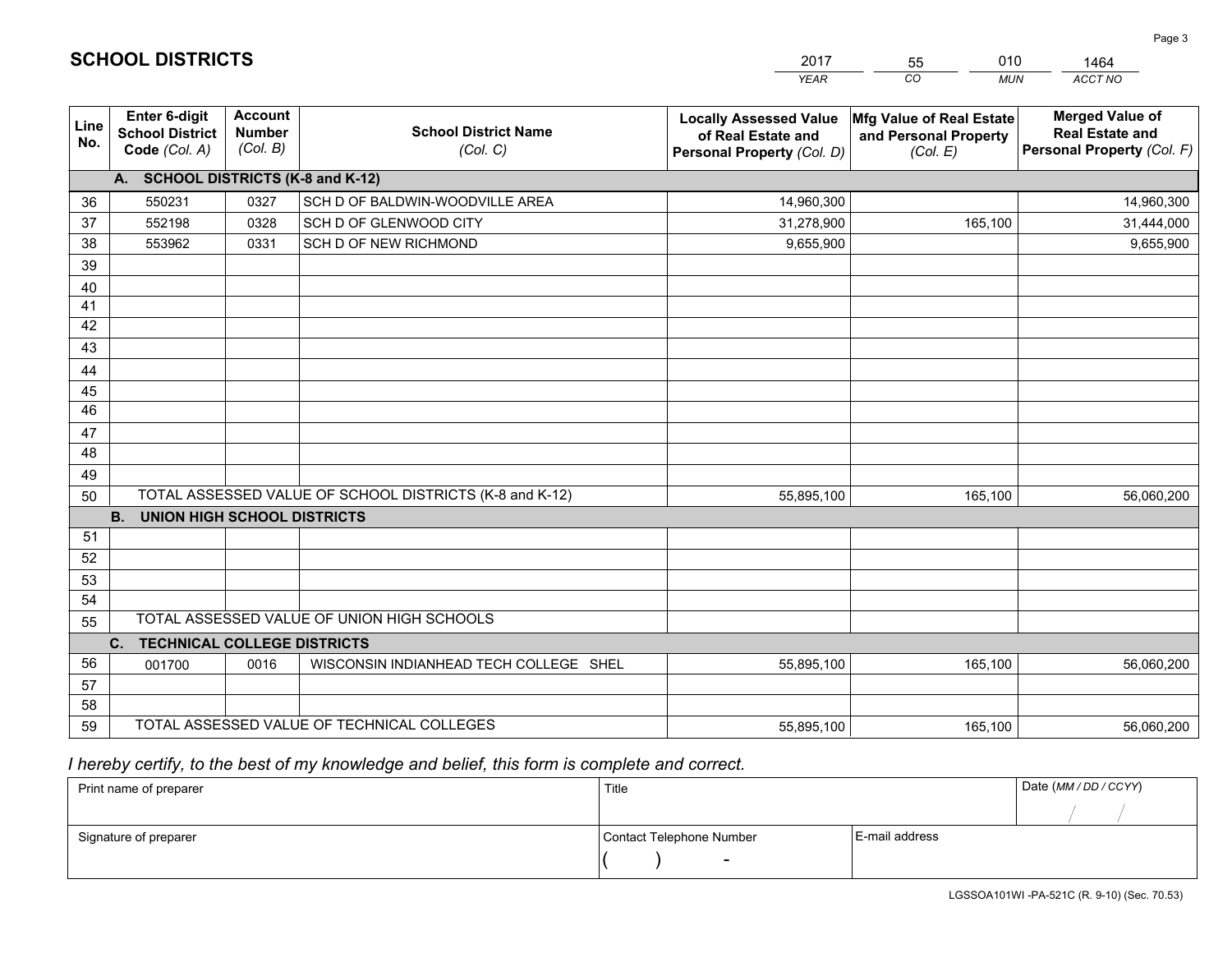# SCHOOL DISTRICTS

| 2017 | 55 | 010 | 1464 |
|---|---|---|---|
| *YEAR* | *CO* | *MUN* | *ACCT NO* |

| Line No. | Enter 6-digit School District Code (Col. A) | Account Number (Col. B) | School District Name (Col. C) | Locally Assessed Value of Real Estate and Personal Property (Col. D) | Mfg Value of Real Estate and Personal Property (Col. E) | Merged Value of Real Estate and Personal Property (Col. F) |
|---|---|---|---|---|---|---|
| | **A. SCHOOL DISTRICTS (K-8 and K-12)** | | | | | |
| 36 | 550231 | 0327 | SCH D OF BALDWIN-WOODVILLE AREA | 14,960,300 | | 14,960,300 |
| 37 | 552198 | 0328 | SCH D OF GLENWOOD CITY | 31,278,900 | 165,100 | 31,444,000 |
| 38 | 553962 | 0331 | SCH D OF NEW RICHMOND | 9,655,900 | | 9,655,900 |
| 39 | | | | | | |
| 40 | | | | | | |
| 41 | | | | | | |
| 42 | | | | | | |
| 43 | | | | | | |
| 44 | | | | | | |
| 45 | | | | | | |
| 46 | | | | | | |
| 47 | | | | | | |
| 48 | | | | | | |
| 49 | | | | | | |
| 50 | TOTAL ASSESSED VALUE OF SCHOOL DISTRICTS (K-8 and K-12) | | | 55,895,100 | 165,100 | 56,060,200 |
| | **B. UNION HIGH SCHOOL DISTRICTS** | | | | | |
| 51 | | | | | | |
| 52 | | | | | | |
| 53 | | | | | | |
| 54 | | | | | | |
| 55 | TOTAL ASSESSED VALUE OF UNION HIGH SCHOOLS | | | | | |
| | **C. TECHNICAL COLLEGE DISTRICTS** | | | | | |
| 56 | 001700 | 0016 | WISCONSIN INDIANHEAD TECH COLLEGE SHEL | 55,895,100 | 165,100 | 56,060,200 |
| 57 | | | | | | |
| 58 | | | | | | |
| 59 | TOTAL ASSESSED VALUE OF TECHNICAL COLLEGES | | | 55,895,100 | 165,100 | 56,060,200 |

*I hereby certify, to the best of my knowledge and belief, this form is complete and correct.*

| Print name of preparer | Title | | Date (MM / DD / CCYY) |
|---|---|---|---|
| | | | / / |
| Signature of preparer | Contact Telephone Number | E-mail address | |
| | ( ) - | | |

LGSSOA101WI -PA-521C (R. 9-10) (Sec. 70.53)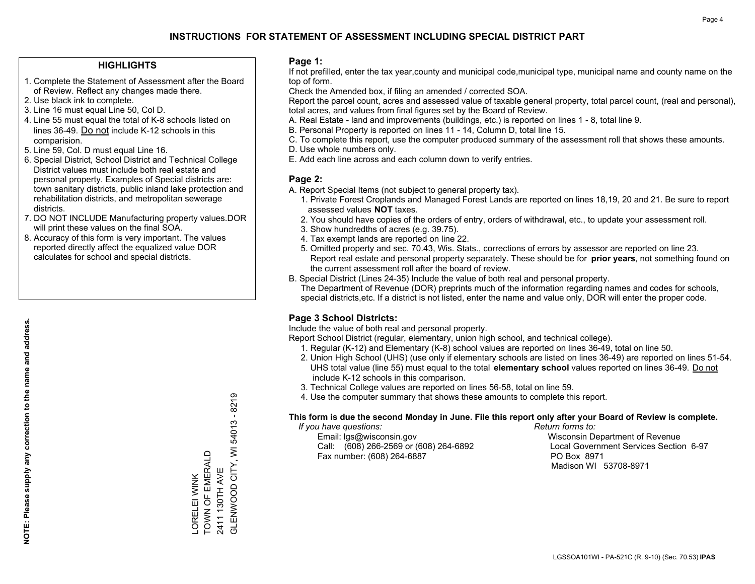# INSTRUCTIONS FOR STATEMENT OF ASSESSMENT INCLUDING SPECIAL DISTRICT PART

## HIGHLIGHTS

1. Complete the Statement of Assessment after the Board of Review. Reflect any changes made there.
2. Use black ink to complete.
3. Line 16 must equal Line 50, Col D.
4. Line 55 must equal the total of K-8 schools listed on lines 36-49. Do not include K-12 schools in this comparision.
5. Line 59, Col. D must equal Line 16.
6. Special District, School District and Technical College District values must include both real estate and personal property. Examples of Special districts are: town sanitary districts, public inland lake protection and rehabilitation districts, and metropolitan sewerage districts.
7. DO NOT INCLUDE Manufacturing property values.DOR will print these values on the final SOA.
8. Accuracy of this form is very important. The values reported directly affect the equalized value DOR calculates for school and special districts.

**NOTE: Please supply any correction to the name and address.**

LORELEI WINK
TOWN OF EMERALD
2411 130TH AVE
GLENWOOD CITY, WI 54013 - 8219

## Page 1:

If not prefilled, enter the tax year,county and municipal code,municipal type, municipal name and county name on the top of form.

Check the Amended box, if filing an amended / corrected SOA.

Report the parcel count, acres and assessed value of taxable general property, total parcel count, (real and personal), total acres, and values from final figures set by the Board of Review.

A. Real Estate - land and improvements (buildings, etc.) is reported on lines 1 - 8, total line 9.
B. Personal Property is reported on lines 11 - 14, Column D, total line 15.
C. To complete this report, use the computer produced summary of the assessment roll that shows these amounts.
D. Use whole numbers only.
E. Add each line across and each column down to verify entries.

## Page 2:

A. Report Special Items (not subject to general property tax).
   1. Private Forest Croplands and Managed Forest Lands are reported on lines 18,19, 20 and 21. Be sure to report assessed values **NOT** taxes.
   2. You should have copies of the orders of entry, orders of withdrawal, etc., to update your assessment roll.
   3. Show hundredths of acres (e.g. 39.75).
   4. Tax exempt lands are reported on line 22.
   5. Omitted property and sec. 70.43, Wis. Stats., corrections of errors by assessor are reported on line 23. Report real estate and personal property separately. These should be for **prior years**, not something found on the current assessment roll after the board of review.
B. Special District (Lines 24-35) Include the value of both real and personal property.
   The Department of Revenue (DOR) preprints much of the information regarding names and codes for schools, special districts,etc. If a district is not listed, enter the name and value only, DOR will enter the proper code.

## Page 3 School Districts:

Include the value of both real and personal property.

Report School District (regular, elementary, union high school, and technical college).

1. Regular (K-12) and Elementary (K-8) school values are reported on lines 36-49, total on line 50.
2. Union High School (UHS) (use only if elementary schools are listed on lines 36-49) are reported on lines 51-54. UHS total value (line 55) must equal to the total **elementary school** values reported on lines 36-49. Do not include K-12 schools in this comparison.
3. Technical College values are reported on lines 56-58, total on line 59.
4. Use the computer summary that shows these amounts to complete this report.

**This form is due the second Monday in June. File this report only after your Board of Review is complete.**

*If you have questions:*
Email: lgs@wisconsin.gov
Call: (608) 266-2569 or (608) 264-6892
Fax number: (608) 264-6887

*Return forms to:*
Wisconsin Department of Revenue
Local Government Services Section 6-97
PO Box 8971
Madison WI 53708-8971

LGSSOA101WI - PA-521C (R. 9-10) (Sec. 70.53) **IPAS**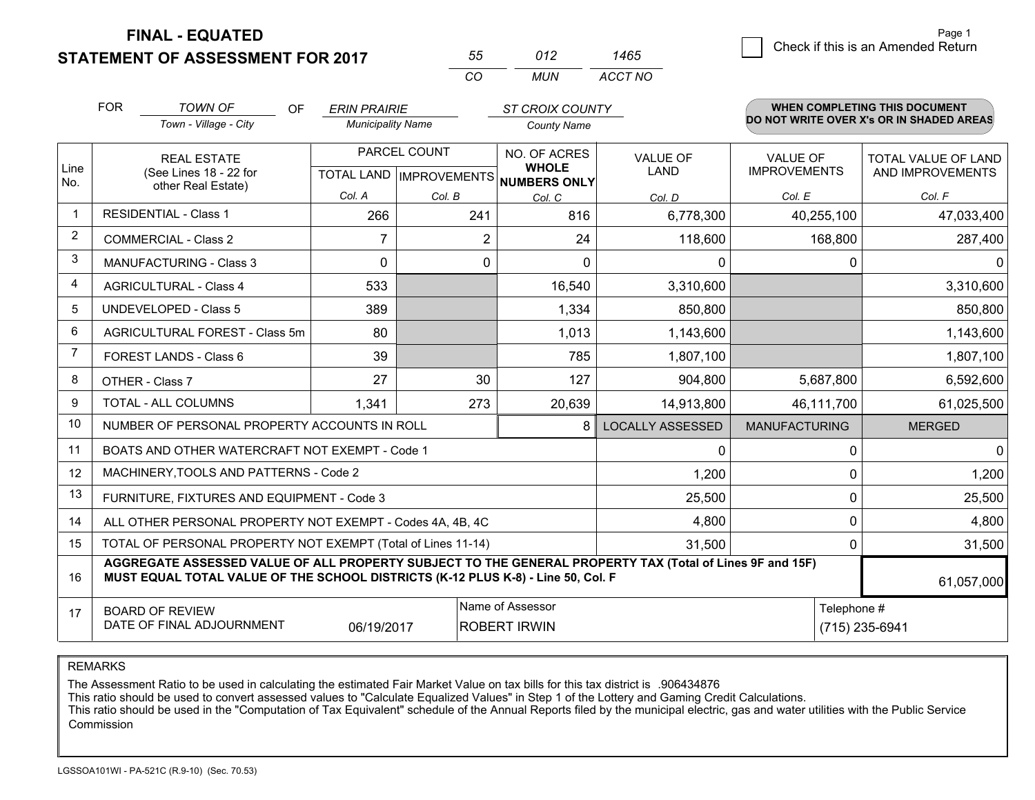# FINAL - EQUATED
# STATEMENT OF ASSESSMENT FOR 2017

| 55 | 012 | 1465 |
|---|---|---|
| CO | MUN | ACCT NO |

☐ Check if this is an Amended Return

FOR *TOWN OF* (Town - Village - City) OF *ERIN PRAIRIE* (Municipality Name) *ST CROIX COUNTY* (County Name)

**WHEN COMPLETING THIS DOCUMENT DO NOT WRITE OVER X's OR IN SHADED AREAS**

| Line No. | REAL ESTATE (See Lines 18 - 22 for other Real Estate) | PARCEL COUNT TOTAL LAND Col. A | PARCEL COUNT IMPROVEMENTS Col. B | NO. OF ACRES WHOLE NUMBERS ONLY Col. C | VALUE OF LAND Col. D | VALUE OF IMPROVEMENTS Col. E | TOTAL VALUE OF LAND AND IMPROVEMENTS Col. F |
|---|---|---|---|---|---|---|---|
| 1 | RESIDENTIAL - Class 1 | 266 | 241 | 816 | 6,778,300 | 40,255,100 | 47,033,400 |
| 2 | COMMERCIAL - Class 2 | 7 | 2 | 24 | 118,600 | 168,800 | 287,400 |
| 3 | MANUFACTURING - Class 3 | 0 | 0 | 0 | 0 | 0 | 0 |
| 4 | AGRICULTURAL - Class 4 | 533 | | 16,540 | 3,310,600 | | 3,310,600 |
| 5 | UNDEVELOPED - Class 5 | 389 | | 1,334 | 850,800 | | 850,800 |
| 6 | AGRICULTURAL FOREST - Class 5m | 80 | | 1,013 | 1,143,600 | | 1,143,600 |
| 7 | FOREST LANDS - Class 6 | 39 | | 785 | 1,807,100 | | 1,807,100 |
| 8 | OTHER - Class 7 | 27 | 30 | 127 | 904,800 | 5,687,800 | 6,592,600 |
| 9 | TOTAL - ALL COLUMNS | 1,341 | 273 | 20,639 | 14,913,800 | 46,111,700 | 61,025,500 |
| 10 | NUMBER OF PERSONAL PROPERTY ACCOUNTS IN ROLL | | | 8 | LOCALLY ASSESSED | MANUFACTURING | MERGED |
| 11 | BOATS AND OTHER WATERCRAFT NOT EXEMPT - Code 1 | | | | 0 | 0 | 0 |
| 12 | MACHINERY,TOOLS AND PATTERNS - Code 2 | | | | 1,200 | 0 | 1,200 |
| 13 | FURNITURE, FIXTURES AND EQUIPMENT - Code 3 | | | | 25,500 | 0 | 25,500 |
| 14 | ALL OTHER PERSONAL PROPERTY NOT EXEMPT - Codes 4A, 4B, 4C | | | | 4,800 | 0 | 4,800 |
| 15 | TOTAL OF PERSONAL PROPERTY NOT EXEMPT (Total of Lines 11-14) | | | | 31,500 | 0 | 31,500 |
| 16 | **AGGREGATE ASSESSED VALUE OF ALL PROPERTY SUBJECT TO THE GENERAL PROPERTY TAX (Total of Lines 9F and 15F) MUST EQUAL TOTAL VALUE OF THE SCHOOL DISTRICTS (K-12 PLUS K-8) - Line 50, Col. F** | | | | | | 61,057,000 |
| 17 | BOARD OF REVIEW DATE OF FINAL ADJOURNMENT | 06/19/2017 | | Name of Assessor: ROBERT IRWIN | | Telephone #: (715) 235-6941 | |

REMARKS

The Assessment Ratio to be used in calculating the estimated Fair Market Value on tax bills for this tax district is .906434876
This ratio should be used to convert assessed values to "Calculate Equalized Values" in Step 1 of the Lottery and Gaming Credit Calculations.
This ratio should be used in the "Computation of Tax Equivalent" schedule of the Annual Reports filed by the municipal electric, gas and water utilities with the Public Service Commission

LGSSOA101WI - PA-521C (R.9-10) (Sec. 70.53)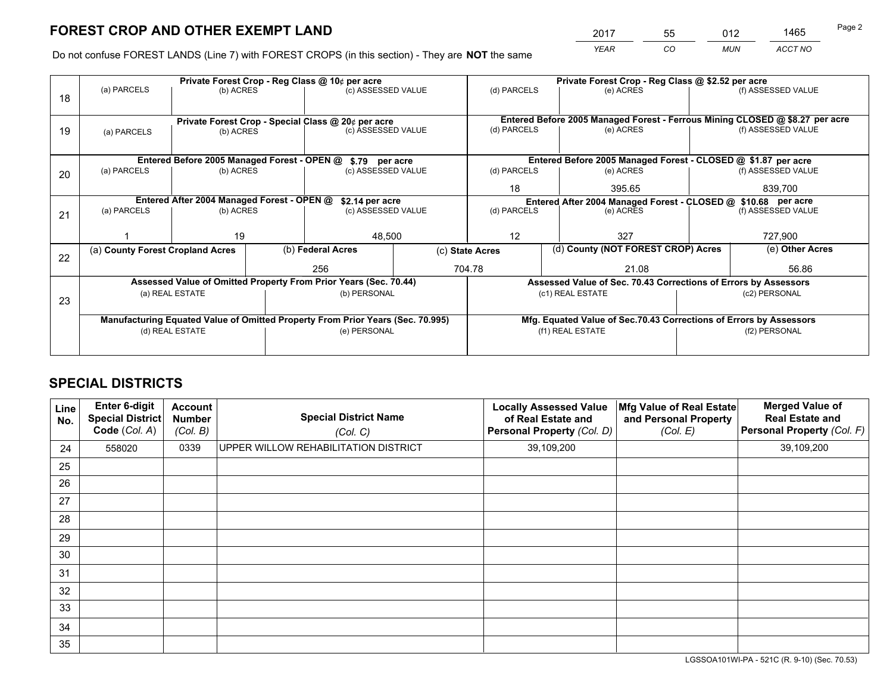# FOREST CROP AND OTHER EXEMPT LAND

| 2017 | 55 | 012 | 1465 |
|---|---|---|---|
| *YEAR* | *CO* | *MUN* | *ACCT NO* |

Do not confuse FOREST LANDS (Line 7) with FOREST CROPS (in this section) - They are **NOT** the same

| Line | Private Forest Crop - Reg Class @ 10¢ per acre | | | Private Forest Crop - Reg Class @ $2.52 per acre | | |
|---|---|---|---|---|---|---|
| 18 | (a) PARCELS | (b) ACRES | (c) ASSESSED VALUE | (d) PARCELS | (e) ACRES | (f) ASSESSED VALUE |
| | | | | | | |
| | **Private Forest Crop - Special Class @ 20¢ per acre** | | | **Entered Before 2005 Managed Forest - Ferrous Mining CLOSED @ $8.27 per acre** | | |
| 19 | (a) PARCELS | (b) ACRES | (c) ASSESSED VALUE | (d) PARCELS | (e) ACRES | (f) ASSESSED VALUE |
| | | | | | | |
| | **Entered Before 2005 Managed Forest - OPEN @ $.79 per acre** | | | **Entered Before 2005 Managed Forest - CLOSED @ $1.87 per acre** | | |
| 20 | (a) PARCELS | (b) ACRES | (c) ASSESSED VALUE | (d) PARCELS | (e) ACRES | (f) ASSESSED VALUE |
| | | | | 18 | 395.65 | 839,700 |
| | **Entered After 2004 Managed Forest - OPEN @ $2.14 per acre** | | | **Entered After 2004 Managed Forest - CLOSED @ $10.68 per acre** | | |
| 21 | (a) PARCELS | (b) ACRES | (c) ASSESSED VALUE | (d) PARCELS | (e) ACRES | (f) ASSESSED VALUE |
| | 1 | 19 | 48,500 | 12 | 327 | 727,900 |

| Line | (a) County Forest Cropland Acres | (b) Federal Acres | (c) State Acres | (d) County (NOT FOREST CROP) Acres | (e) Other Acres |
|---|---|---|---|---|---|
| 22 | | 256 | 704.78 | 21.08 | 56.86 |

| Line | Assessed Value of Omitted Property From Prior Years (Sec. 70.44) | | Assessed Value of Sec. 70.43 Corrections of Errors by Assessors | |
|---|---|---|---|---|
| 23 | (a) REAL ESTATE | (b) PERSONAL | (c1) REAL ESTATE | (c2) PERSONAL |
| | | | | |
| | **Manufacturing Equated Value of Omitted Property From Prior Years (Sec. 70.995)** | | **Mfg. Equated Value of Sec.70.43 Corrections of Errors by Assessors** | |
| | (d) REAL ESTATE | (e) PERSONAL | (f1) REAL ESTATE | (f2) PERSONAL |
| | | | | |

# SPECIAL DISTRICTS

| Line No. | Enter 6-digit Special District Code (*Col. A*) | Account Number (*Col. B*) | Special District Name (*Col. C*) | Locally Assessed Value of Real Estate and Personal Property (*Col. D*) | Mfg Value of Real Estate and Personal Property (*Col. E*) | Merged Value of Real Estate and Personal Property (*Col. F*) |
|---|---|---|---|---|---|---|
| 24 | 558020 | 0339 | UPPER WILLOW REHABILITATION DISTRICT | 39,109,200 | | 39,109,200 |
| 25 | | | | | | |
| 26 | | | | | | |
| 27 | | | | | | |
| 28 | | | | | | |
| 29 | | | | | | |
| 30 | | | | | | |
| 31 | | | | | | |
| 32 | | | | | | |
| 33 | | | | | | |
| 34 | | | | | | |
| 35 | | | | | | |

LGSSOA101WI-PA - 521C (R. 9-10) (Sec. 70.53)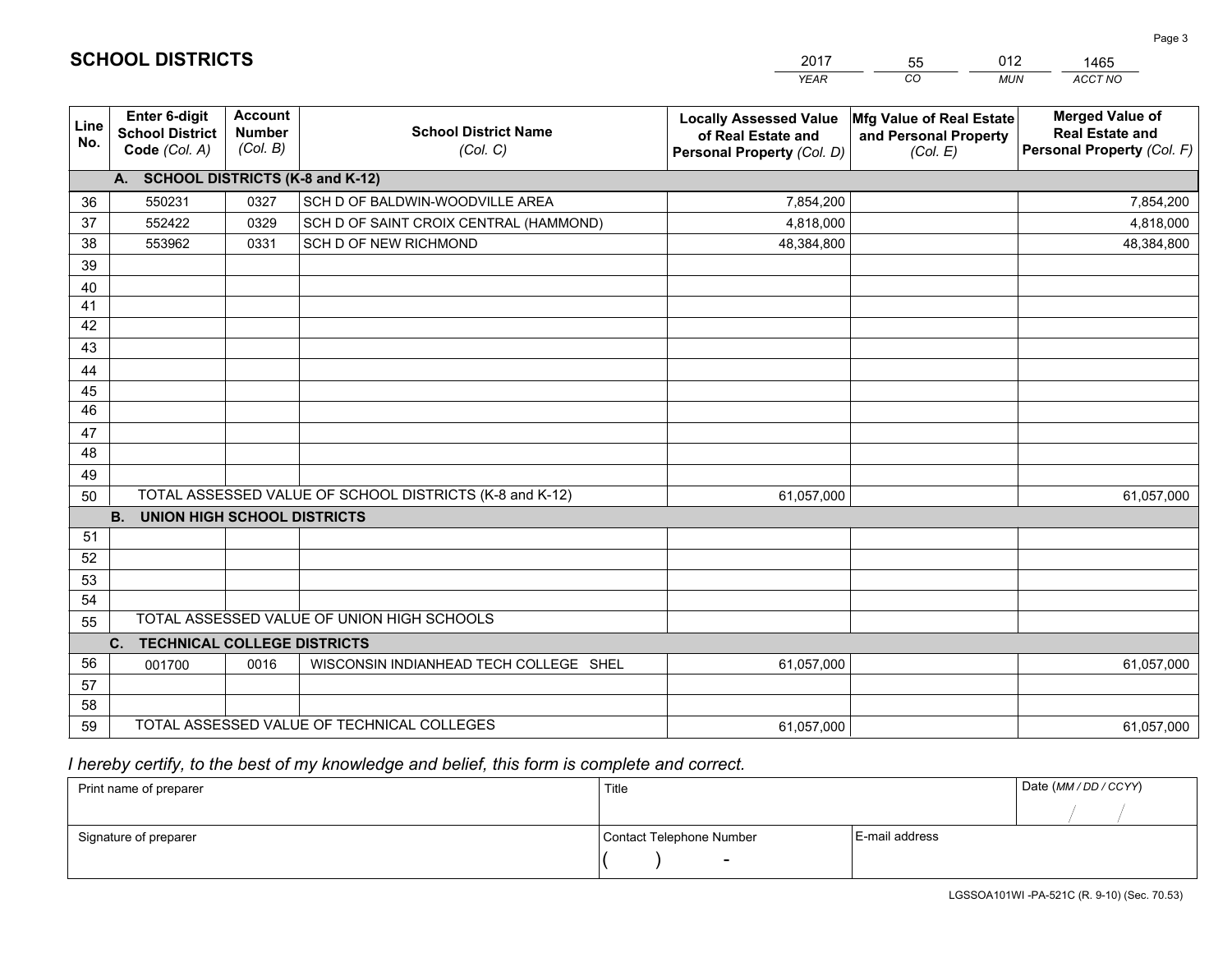# SCHOOL DISTRICTS

| 2017 | 55 | 012 | 1465 |
|---|---|---|---|
| YEAR | CO | MUN | ACCT NO |

| Line No. | Enter 6-digit School District Code (Col. A) | Account Number (Col. B) | School District Name (Col. C) | Locally Assessed Value of Real Estate and Personal Property (Col. D) | Mfg Value of Real Estate and Personal Property (Col. E) | Merged Value of Real Estate and Personal Property (Col. F) |
|---|---|---|---|---|---|---|
| | **A. SCHOOL DISTRICTS (K-8 and K-12)** | | | | | |
| 36 | 550231 | 0327 | SCH D OF BALDWIN-WOODVILLE AREA | 7,854,200 | | 7,854,200 |
| 37 | 552422 | 0329 | SCH D OF SAINT CROIX CENTRAL (HAMMOND) | 4,818,000 | | 4,818,000 |
| 38 | 553962 | 0331 | SCH D OF NEW RICHMOND | 48,384,800 | | 48,384,800 |
| 39 | | | | | | |
| 40 | | | | | | |
| 41 | | | | | | |
| 42 | | | | | | |
| 43 | | | | | | |
| 44 | | | | | | |
| 45 | | | | | | |
| 46 | | | | | | |
| 47 | | | | | | |
| 48 | | | | | | |
| 49 | | | | | | |
| 50 | TOTAL ASSESSED VALUE OF SCHOOL DISTRICTS (K-8 and K-12) | | | 61,057,000 | | 61,057,000 |
| | **B. UNION HIGH SCHOOL DISTRICTS** | | | | | |
| 51 | | | | | | |
| 52 | | | | | | |
| 53 | | | | | | |
| 54 | | | | | | |
| 55 | TOTAL ASSESSED VALUE OF UNION HIGH SCHOOLS | | | | | |
| | **C. TECHNICAL COLLEGE DISTRICTS** | | | | | |
| 56 | 001700 | 0016 | WISCONSIN INDIANHEAD TECH COLLEGE SHEL | 61,057,000 | | 61,057,000 |
| 57 | | | | | | |
| 58 | | | | | | |
| 59 | TOTAL ASSESSED VALUE OF TECHNICAL COLLEGES | | | 61,057,000 | | 61,057,000 |

*I hereby certify, to the best of my knowledge and belief, this form is complete and correct.*

| Print name of preparer | Title | | Date (MM / DD / CCYY) |
|---|---|---|---|
| | | | / / |
| Signature of preparer | Contact Telephone Number | E-mail address | |
| | ( ) - | | |

LGSSOA101WI -PA-521C (R. 9-10) (Sec. 70.53)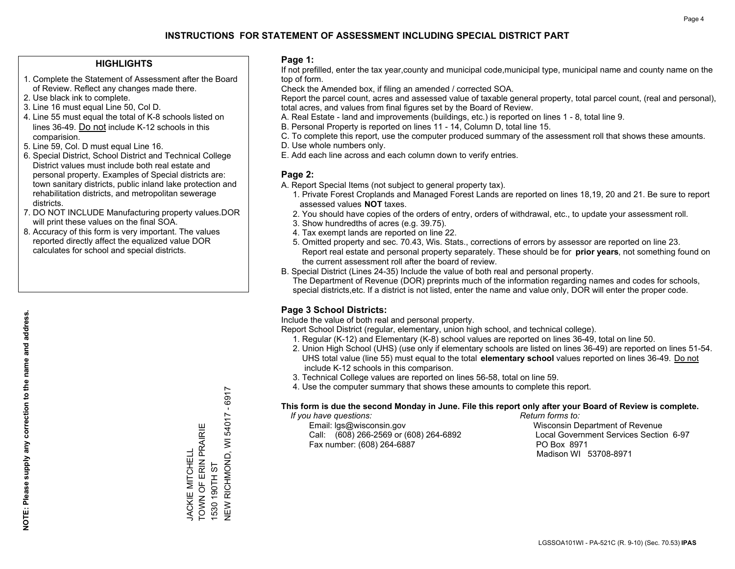# INSTRUCTIONS FOR STATEMENT OF ASSESSMENT INCLUDING SPECIAL DISTRICT PART

## HIGHLIGHTS

1. Complete the Statement of Assessment after the Board of Review. Reflect any changes made there.
2. Use black ink to complete.
3. Line 16 must equal Line 50, Col D.
4. Line 55 must equal the total of K-8 schools listed on lines 36-49. Do not include K-12 schools in this comparision.
5. Line 59, Col. D must equal Line 16.
6. Special District, School District and Technical College District values must include both real estate and personal property. Examples of Special districts are: town sanitary districts, public inland lake protection and rehabilitation districts, and metropolitan sewerage districts.
7. DO NOT INCLUDE Manufacturing property values.DOR will print these values on the final SOA.
8. Accuracy of this form is very important. The values reported directly affect the equalized value DOR calculates for school and special districts.

**NOTE: Please supply any correction to the name and address.**

JACKIE MITCHELL
TOWN OF ERIN PRAIRIE
1530 190TH ST
NEW RICHMOND, WI 54017 - 6917

## Page 1:

If not prefilled, enter the tax year,county and municipal code,municipal type, municipal name and county name on the top of form.

Check the Amended box, if filing an amended / corrected SOA.

Report the parcel count, acres and assessed value of taxable general property, total parcel count, (real and personal), total acres, and values from final figures set by the Board of Review.

A. Real Estate - land and improvements (buildings, etc.) is reported on lines 1 - 8, total line 9.
B. Personal Property is reported on lines 11 - 14, Column D, total line 15.
C. To complete this report, use the computer produced summary of the assessment roll that shows these amounts.
D. Use whole numbers only.
E. Add each line across and each column down to verify entries.

## Page 2:

A. Report Special Items (not subject to general property tax).
   1. Private Forest Croplands and Managed Forest Lands are reported on lines 18,19, 20 and 21. Be sure to report assessed values **NOT** taxes.
   2. You should have copies of the orders of entry, orders of withdrawal, etc., to update your assessment roll.
   3. Show hundredths of acres (e.g. 39.75).
   4. Tax exempt lands are reported on line 22.
   5. Omitted property and sec. 70.43, Wis. Stats., corrections of errors by assessor are reported on line 23. Report real estate and personal property separately. These should be for **prior years**, not something found on the current assessment roll after the board of review.
B. Special District (Lines 24-35) Include the value of both real and personal property.
   The Department of Revenue (DOR) preprints much of the information regarding names and codes for schools, special districts,etc. If a district is not listed, enter the name and value only, DOR will enter the proper code.

## Page 3 School Districts:

Include the value of both real and personal property.

Report School District (regular, elementary, union high school, and technical college).

1. Regular (K-12) and Elementary (K-8) school values are reported on lines 36-49, total on line 50.
2. Union High School (UHS) (use only if elementary schools are listed on lines 36-49) are reported on lines 51-54. UHS total value (line 55) must equal to the total **elementary school** values reported on lines 36-49. Do not include K-12 schools in this comparison.
3. Technical College values are reported on lines 56-58, total on line 59.
4. Use the computer summary that shows these amounts to complete this report.

**This form is due the second Monday in June. File this report only after your Board of Review is complete.**

*If you have questions:*
Email: lgs@wisconsin.gov
Call: (608) 266-2569 or (608) 264-6892
Fax number: (608) 264-6887

*Return forms to:*
Wisconsin Department of Revenue
Local Government Services Section 6-97
PO Box 8971
Madison WI 53708-8971

LGSSOA101WI - PA-521C (R. 9-10) (Sec. 70.53) **IPAS**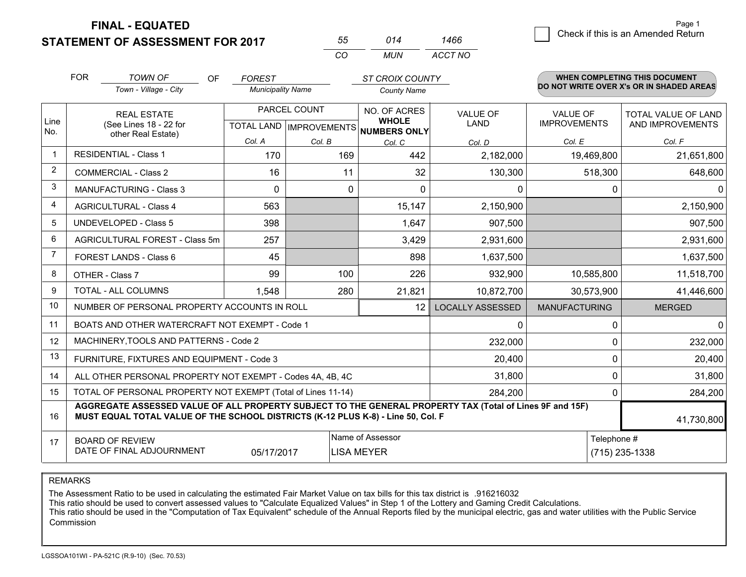# FINAL - EQUATED
## STATEMENT OF ASSESSMENT FOR 2017

| 55 | 014 | 1466 |
|---|---|---|
| CO | MUN | ACCT NO |

Page 1

☐ Check if this is an Amended Return

FOR *TOWN OF* (Town - Village - City) OF *FOREST* (Municipality Name) *ST CROIX COUNTY* (County Name)

**WHEN COMPLETING THIS DOCUMENT DO NOT WRITE OVER X's OR IN SHADED AREAS**

| Line No. | REAL ESTATE (See Lines 18 - 22 for other Real Estate) | PARCEL COUNT TOTAL LAND Col. A | PARCEL COUNT IMPROVEMENTS Col. B | NO. OF ACRES WHOLE NUMBERS ONLY Col. C | VALUE OF LAND Col. D | VALUE OF IMPROVEMENTS Col. E | TOTAL VALUE OF LAND AND IMPROVEMENTS Col. F |
|---|---|---|---|---|---|---|---|
| 1 | RESIDENTIAL - Class 1 | 170 | 169 | 442 | 2,182,000 | 19,469,800 | 21,651,800 |
| 2 | COMMERCIAL - Class 2 | 16 | 11 | 32 | 130,300 | 518,300 | 648,600 |
| 3 | MANUFACTURING - Class 3 | 0 | 0 | 0 | 0 | 0 | 0 |
| 4 | AGRICULTURAL - Class 4 | 563 | | 15,147 | 2,150,900 | | 2,150,900 |
| 5 | UNDEVELOPED - Class 5 | 398 | | 1,647 | 907,500 | | 907,500 |
| 6 | AGRICULTURAL FOREST - Class 5m | 257 | | 3,429 | 2,931,600 | | 2,931,600 |
| 7 | FOREST LANDS - Class 6 | 45 | | 898 | 1,637,500 | | 1,637,500 |
| 8 | OTHER - Class 7 | 99 | 100 | 226 | 932,900 | 10,585,800 | 11,518,700 |
| 9 | TOTAL - ALL COLUMNS | 1,548 | 280 | 21,821 | 10,872,700 | 30,573,900 | 41,446,600 |
| 10 | NUMBER OF PERSONAL PROPERTY ACCOUNTS IN ROLL | | | 12 | LOCALLY ASSESSED | MANUFACTURING | MERGED |
| 11 | BOATS AND OTHER WATERCRAFT NOT EXEMPT - Code 1 | | | | 0 | 0 | 0 |
| 12 | MACHINERY,TOOLS AND PATTERNS - Code 2 | | | | 232,000 | 0 | 232,000 |
| 13 | FURNITURE, FIXTURES AND EQUIPMENT - Code 3 | | | | 20,400 | 0 | 20,400 |
| 14 | ALL OTHER PERSONAL PROPERTY NOT EXEMPT - Codes 4A, 4B, 4C | | | | 31,800 | 0 | 31,800 |
| 15 | TOTAL OF PERSONAL PROPERTY NOT EXEMPT (Total of Lines 11-14) | | | | 284,200 | 0 | 284,200 |
| 16 | **AGGREGATE ASSESSED VALUE OF ALL PROPERTY SUBJECT TO THE GENERAL PROPERTY TAX (Total of Lines 9F and 15F) MUST EQUAL TOTAL VALUE OF THE SCHOOL DISTRICTS (K-12 PLUS K-8) - Line 50, Col. F** | | | | | | 41,730,800 |
| 17 | BOARD OF REVIEW DATE OF FINAL ADJOURNMENT | 05/17/2017 | | Name of Assessor: LISA MEYER | | | Telephone #: (715) 235-1338 |

REMARKS

The Assessment Ratio to be used in calculating the estimated Fair Market Value on tax bills for this tax district is .916216032
This ratio should be used to convert assessed values to "Calculate Equalized Values" in Step 1 of the Lottery and Gaming Credit Calculations.
This ratio should be used in the "Computation of Tax Equivalent" schedule of the Annual Reports filed by the municipal electric, gas and water utilities with the Public Service Commission

LGSSOA101WI - PA-521C (R.9-10) (Sec. 70.53)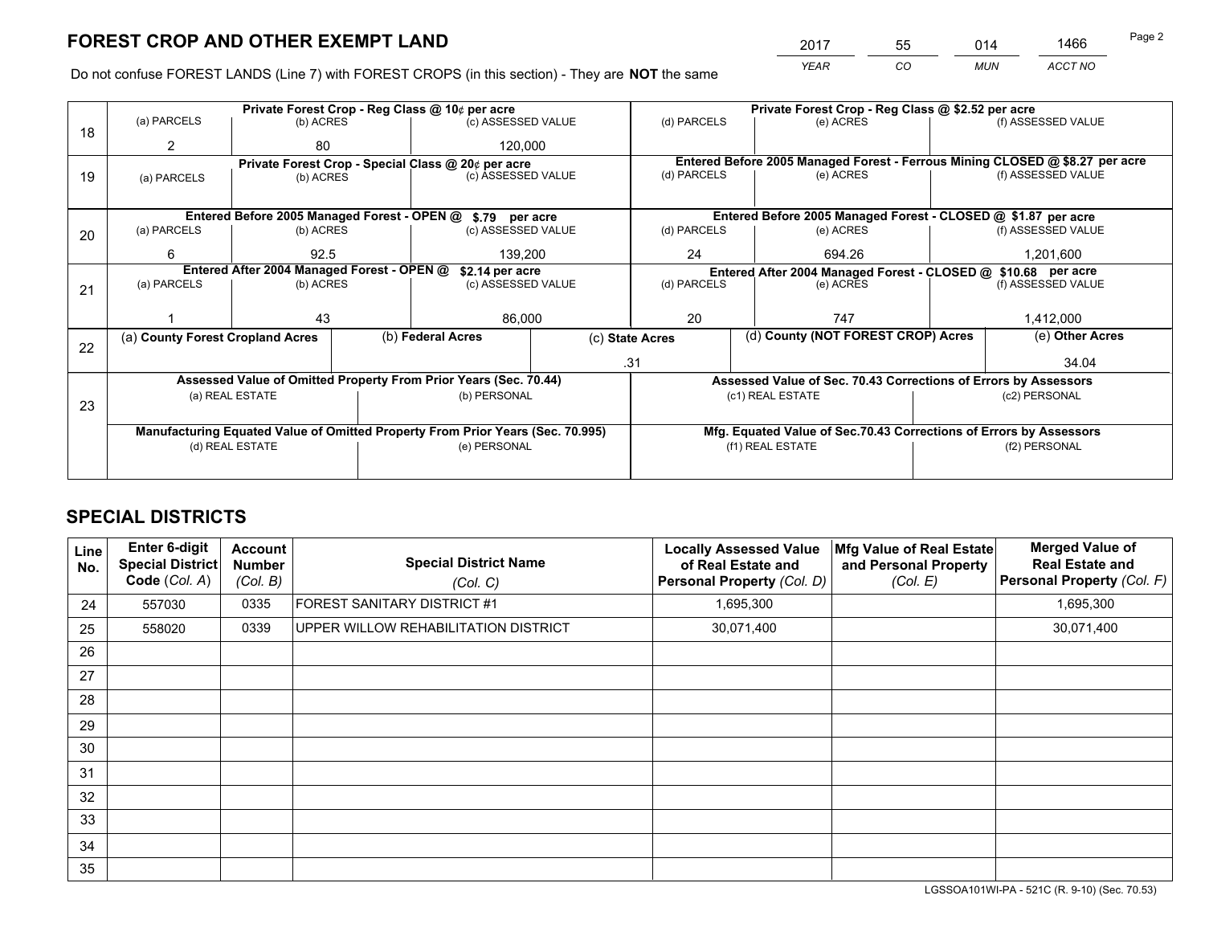# FOREST CROP AND OTHER EXEMPT LAND

| 2017 | 55 | 014 | 1466 |
|---|---|---|---|
| *YEAR* | *CO* | *MUN* | *ACCT NO* |

Do not confuse FOREST LANDS (Line 7) with FOREST CROPS (in this section) - They are **NOT** the same

| Line | Private Forest Crop - Reg Class @ 10¢ per acre | | | Private Forest Crop - Reg Class @ $2.52 per acre | | |
|---|---|---|---|---|---|---|
| | (a) PARCELS | (b) ACRES | (c) ASSESSED VALUE | (d) PARCELS | (e) ACRES | (f) ASSESSED VALUE |
| 18 | 2 | 80 | 120,000 | | | |
| | **Private Forest Crop - Special Class @ 20¢ per acre** | | | **Entered Before 2005 Managed Forest - Ferrous Mining CLOSED @ $8.27 per acre** | | |
| | (a) PARCELS | (b) ACRES | (c) ASSESSED VALUE | (d) PARCELS | (e) ACRES | (f) ASSESSED VALUE |
| 19 | | | | | | |
| | **Entered Before 2005 Managed Forest - OPEN @ $.79 per acre** | | | **Entered Before 2005 Managed Forest - CLOSED @ $1.87 per acre** | | |
| | (a) PARCELS | (b) ACRES | (c) ASSESSED VALUE | (d) PARCELS | (e) ACRES | (f) ASSESSED VALUE |
| 20 | 6 | 92.5 | 139,200 | 24 | 694.26 | 1,201,600 |
| | **Entered After 2004 Managed Forest - OPEN @ $2.14 per acre** | | | **Entered After 2004 Managed Forest - CLOSED @ $10.68 per acre** | | |
| | (a) PARCELS | (b) ACRES | (c) ASSESSED VALUE | (d) PARCELS | (e) ACRES | (f) ASSESSED VALUE |
| 21 | 1 | 43 | 86,000 | 20 | 747 | 1,412,000 |

| Line | (a) County Forest Cropland Acres | (b) Federal Acres | (c) State Acres | (d) County (NOT FOREST CROP) Acres | (e) Other Acres |
|---|---|---|---|---|---|
| 22 | | | .31 | | 34.04 |

| Line | Assessed Value of Omitted Property From Prior Years (Sec. 70.44) | | Assessed Value of Sec. 70.43 Corrections of Errors by Assessors | |
|---|---|---|---|---|
| | (a) REAL ESTATE | (b) PERSONAL | (c1) REAL ESTATE | (c2) PERSONAL |
| 23 | | | | |
| | **Manufacturing Equated Value of Omitted Property From Prior Years (Sec. 70.995)** | | **Mfg. Equated Value of Sec.70.43 Corrections of Errors by Assessors** | |
| | (d) REAL ESTATE | (e) PERSONAL | (f1) REAL ESTATE | (f2) PERSONAL |
| | | | | |

# SPECIAL DISTRICTS

| Line No. | Enter 6-digit Special District Code (*Col. A*) | Account Number (*Col. B*) | Special District Name (*Col. C*) | Locally Assessed Value of Real Estate and Personal Property (*Col. D*) | Mfg Value of Real Estate and Personal Property (*Col. E*) | Merged Value of Real Estate and Personal Property (*Col. F*) |
|---|---|---|---|---|---|---|
| 24 | 557030 | 0335 | FOREST SANITARY DISTRICT #1 | 1,695,300 | | 1,695,300 |
| 25 | 558020 | 0339 | UPPER WILLOW REHABILITATION DISTRICT | 30,071,400 | | 30,071,400 |
| 26 | | | | | | |
| 27 | | | | | | |
| 28 | | | | | | |
| 29 | | | | | | |
| 30 | | | | | | |
| 31 | | | | | | |
| 32 | | | | | | |
| 33 | | | | | | |
| 34 | | | | | | |
| 35 | | | | | | |

LGSSOA101WI-PA - 521C (R. 9-10) (Sec. 70.53)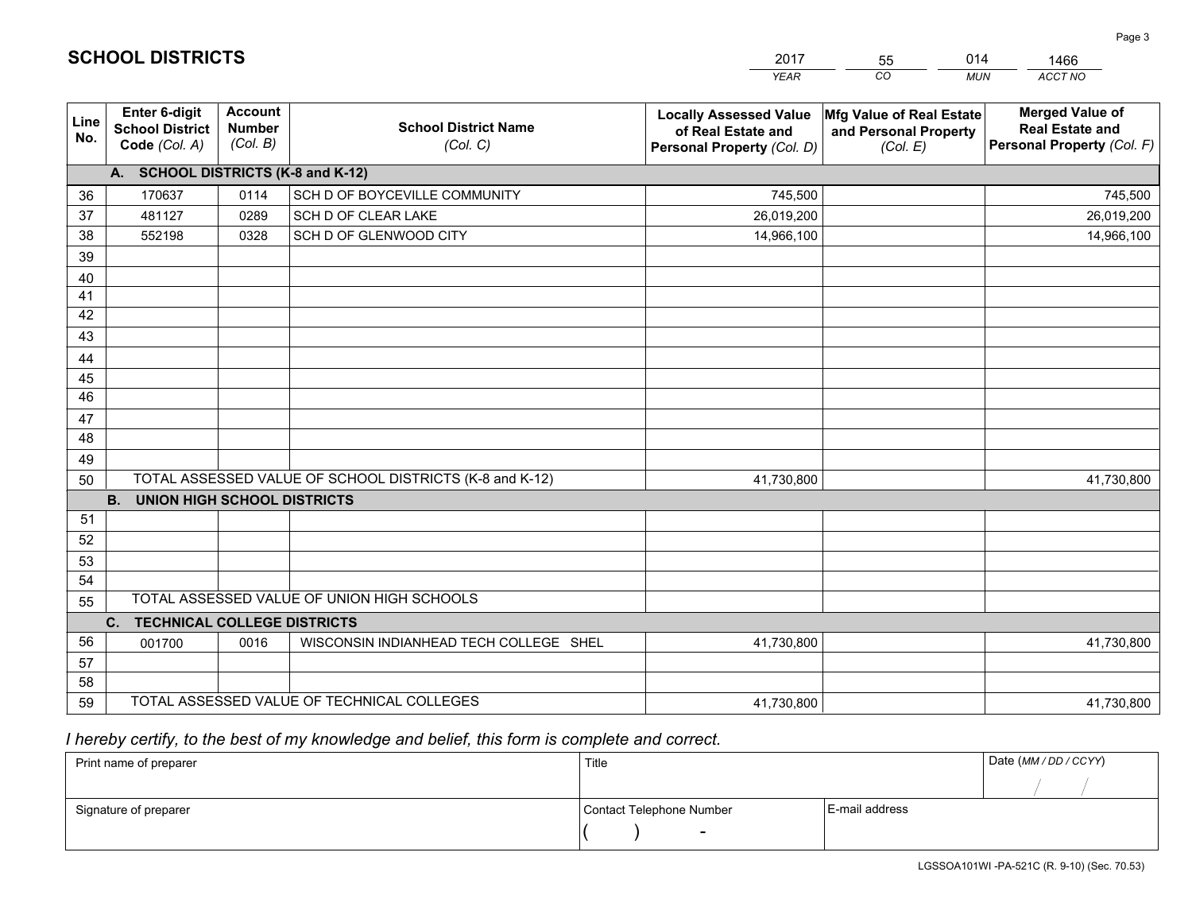## SCHOOL DISTRICTS

| 2017 | 55 | 014 | 1466 |
|---|---|---|---|
| *YEAR* | *CO* | *MUN* | *ACCT NO* |

| Line No. | Enter 6-digit School District Code *(Col. A)* | Account Number *(Col. B)* | School District Name *(Col. C)* | Locally Assessed Value of Real Estate and Personal Property *(Col. D)* | Mfg Value of Real Estate and Personal Property *(Col. E)* | Merged Value of Real Estate and Personal Property *(Col. F)* |
|---|---|---|---|---|---|---|
| | **A. SCHOOL DISTRICTS (K-8 and K-12)** | | | | | |
| 36 | 170637 | 0114 | SCH D OF BOYCEVILLE COMMUNITY | 745,500 | | 745,500 |
| 37 | 481127 | 0289 | SCH D OF CLEAR LAKE | 26,019,200 | | 26,019,200 |
| 38 | 552198 | 0328 | SCH D OF GLENWOOD CITY | 14,966,100 | | 14,966,100 |
| 39 | | | | | | |
| 40 | | | | | | |
| 41 | | | | | | |
| 42 | | | | | | |
| 43 | | | | | | |
| 44 | | | | | | |
| 45 | | | | | | |
| 46 | | | | | | |
| 47 | | | | | | |
| 48 | | | | | | |
| 49 | | | | | | |
| 50 | TOTAL ASSESSED VALUE OF SCHOOL DISTRICTS (K-8 and K-12) | | | 41,730,800 | | 41,730,800 |
| | **B. UNION HIGH SCHOOL DISTRICTS** | | | | | |
| 51 | | | | | | |
| 52 | | | | | | |
| 53 | | | | | | |
| 54 | | | | | | |
| 55 | TOTAL ASSESSED VALUE OF UNION HIGH SCHOOLS | | | | | |
| | **C. TECHNICAL COLLEGE DISTRICTS** | | | | | |
| 56 | 001700 | 0016 | WISCONSIN INDIANHEAD TECH COLLEGE SHEL | 41,730,800 | | 41,730,800 |
| 57 | | | | | | |
| 58 | | | | | | |
| 59 | TOTAL ASSESSED VALUE OF TECHNICAL COLLEGES | | | 41,730,800 | | 41,730,800 |

*I hereby certify, to the best of my knowledge and belief, this form is complete and correct.*

| Print name of preparer | Title | | Date *(MM / DD / CCYY)* |
|---|---|---|---|
| | | | / / |
| Signature of preparer | Contact Telephone Number | E-mail address | |
| | ( ) - | | |

LGSSOA101WI -PA-521C (R. 9-10) (Sec. 70.53)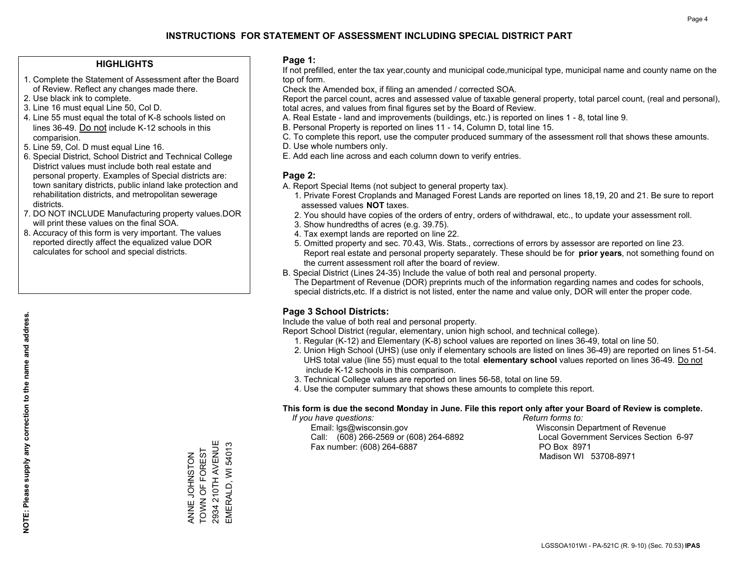# INSTRUCTIONS FOR STATEMENT OF ASSESSMENT INCLUDING SPECIAL DISTRICT PART

## HIGHLIGHTS

1. Complete the Statement of Assessment after the Board of Review. Reflect any changes made there.
2. Use black ink to complete.
3. Line 16 must equal Line 50, Col D.
4. Line 55 must equal the total of K-8 schools listed on lines 36-49. Do not include K-12 schools in this comparision.
5. Line 59, Col. D must equal Line 16.
6. Special District, School District and Technical College District values must include both real estate and personal property. Examples of Special districts are: town sanitary districts, public inland lake protection and rehabilitation districts, and metropolitan sewerage districts.
7. DO NOT INCLUDE Manufacturing property values.DOR will print these values on the final SOA.
8. Accuracy of this form is very important. The values reported directly affect the equalized value DOR calculates for school and special districts.

**NOTE: Please supply any correction to the name and address.**

ANNE JOHNSTON
TOWN OF FOREST
2934 210TH AVENUE
EMERALD, WI 54013

## Page 1:

If not prefilled, enter the tax year,county and municipal code,municipal type, municipal name and county name on the top of form.

Check the Amended box, if filing an amended / corrected SOA.

Report the parcel count, acres and assessed value of taxable general property, total parcel count, (real and personal), total acres, and values from final figures set by the Board of Review.

A. Real Estate - land and improvements (buildings, etc.) is reported on lines 1 - 8, total line 9.
B. Personal Property is reported on lines 11 - 14, Column D, total line 15.
C. To complete this report, use the computer produced summary of the assessment roll that shows these amounts.
D. Use whole numbers only.
E. Add each line across and each column down to verify entries.

## Page 2:

A. Report Special Items (not subject to general property tax).
   1. Private Forest Croplands and Managed Forest Lands are reported on lines 18,19, 20 and 21. Be sure to report assessed values **NOT** taxes.
   2. You should have copies of the orders of entry, orders of withdrawal, etc., to update your assessment roll.
   3. Show hundredths of acres (e.g. 39.75).
   4. Tax exempt lands are reported on line 22.
   5. Omitted property and sec. 70.43, Wis. Stats., corrections of errors by assessor are reported on line 23. Report real estate and personal property separately. These should be for **prior years**, not something found on the current assessment roll after the board of review.
B. Special District (Lines 24-35) Include the value of both real and personal property.
   The Department of Revenue (DOR) preprints much of the information regarding names and codes for schools, special districts,etc. If a district is not listed, enter the name and value only, DOR will enter the proper code.

## Page 3 School Districts:

Include the value of both real and personal property.

Report School District (regular, elementary, union high school, and technical college).

1. Regular (K-12) and Elementary (K-8) school values are reported on lines 36-49, total on line 50.
2. Union High School (UHS) (use only if elementary schools are listed on lines 36-49) are reported on lines 51-54. UHS total value (line 55) must equal to the total **elementary school** values reported on lines 36-49. Do not include K-12 schools in this comparison.
3. Technical College values are reported on lines 56-58, total on line 59.
4. Use the computer summary that shows these amounts to complete this report.

**This form is due the second Monday in June. File this report only after your Board of Review is complete.**

*If you have questions:*
Email: lgs@wisconsin.gov
Call: (608) 266-2569 or (608) 264-6892
Fax number: (608) 264-6887

*Return forms to:*
Wisconsin Department of Revenue
Local Government Services Section 6-97
PO Box 8971
Madison WI 53708-8971

LGSSOA101WI - PA-521C (R. 9-10) (Sec. 70.53) **IPAS**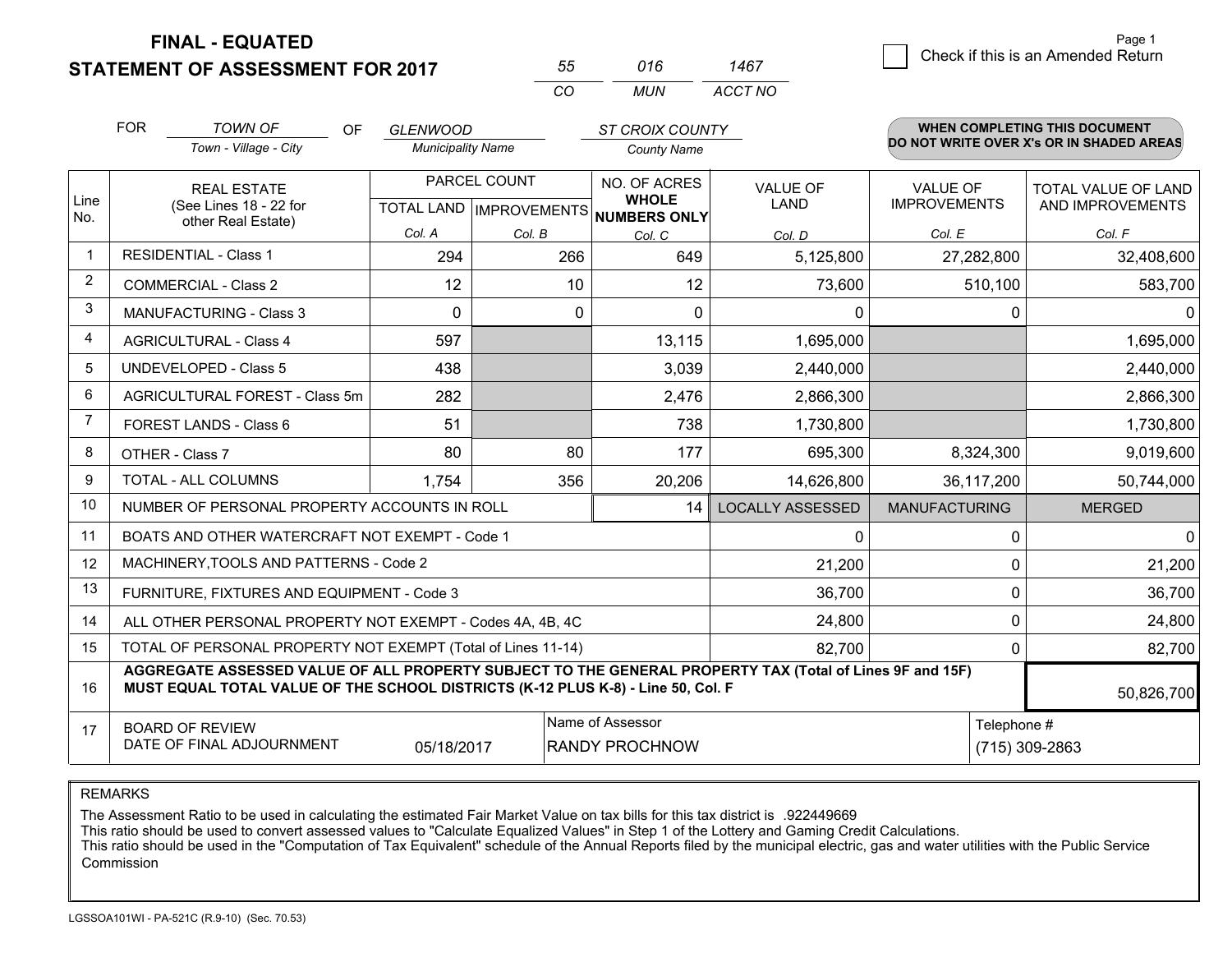# FINAL - EQUATED
# STATEMENT OF ASSESSMENT FOR 2017

| 55 | 016 | 1467 |
|---|---|---|
| CO | MUN | ACCT NO |

Page 1

☐ Check if this is an Amended Return

FOR *TOWN OF* (Town - Village - City) OF *GLENWOOD* (Municipality Name) *ST CROIX COUNTY* (County Name)

**WHEN COMPLETING THIS DOCUMENT DO NOT WRITE OVER X's OR IN SHADED AREAS**

| Line No. | REAL ESTATE (See Lines 18 - 22 for other Real Estate) | PARCEL COUNT TOTAL LAND Col. A | PARCEL COUNT IMPROVEMENTS Col. B | NO. OF ACRES WHOLE NUMBERS ONLY Col. C | VALUE OF LAND Col. D | VALUE OF IMPROVEMENTS Col. E | TOTAL VALUE OF LAND AND IMPROVEMENTS Col. F |
|---|---|---|---|---|---|---|---|
| 1 | RESIDENTIAL - Class 1 | 294 | 266 | 649 | 5,125,800 | 27,282,800 | 32,408,600 |
| 2 | COMMERCIAL - Class 2 | 12 | 10 | 12 | 73,600 | 510,100 | 583,700 |
| 3 | MANUFACTURING - Class 3 | 0 | 0 | 0 | 0 | 0 | 0 |
| 4 | AGRICULTURAL - Class 4 | 597 | | 13,115 | 1,695,000 | | 1,695,000 |
| 5 | UNDEVELOPED - Class 5 | 438 | | 3,039 | 2,440,000 | | 2,440,000 |
| 6 | AGRICULTURAL FOREST - Class 5m | 282 | | 2,476 | 2,866,300 | | 2,866,300 |
| 7 | FOREST LANDS - Class 6 | 51 | | 738 | 1,730,800 | | 1,730,800 |
| 8 | OTHER - Class 7 | 80 | 80 | 177 | 695,300 | 8,324,300 | 9,019,600 |
| 9 | TOTAL - ALL COLUMNS | 1,754 | 356 | 20,206 | 14,626,800 | 36,117,200 | 50,744,000 |
| 10 | NUMBER OF PERSONAL PROPERTY ACCOUNTS IN ROLL | | | 14 | LOCALLY ASSESSED | MANUFACTURING | MERGED |
| 11 | BOATS AND OTHER WATERCRAFT NOT EXEMPT - Code 1 | | | | 0 | 0 | 0 |
| 12 | MACHINERY,TOOLS AND PATTERNS - Code 2 | | | | 21,200 | 0 | 21,200 |
| 13 | FURNITURE, FIXTURES AND EQUIPMENT - Code 3 | | | | 36,700 | 0 | 36,700 |
| 14 | ALL OTHER PERSONAL PROPERTY NOT EXEMPT - Codes 4A, 4B, 4C | | | | 24,800 | 0 | 24,800 |
| 15 | TOTAL OF PERSONAL PROPERTY NOT EXEMPT (Total of Lines 11-14) | | | | 82,700 | 0 | 82,700 |
| 16 | **AGGREGATE ASSESSED VALUE OF ALL PROPERTY SUBJECT TO THE GENERAL PROPERTY TAX (Total of Lines 9F and 15F) MUST EQUAL TOTAL VALUE OF THE SCHOOL DISTRICTS (K-12 PLUS K-8) - Line 50, Col. F** | | | | | | 50,826,700 |
| 17 | BOARD OF REVIEW DATE OF FINAL ADJOURNMENT | 05/18/2017 | | Name of Assessor: RANDY PROCHNOW | | | Telephone #: (715) 309-2863 |

REMARKS

The Assessment Ratio to be used in calculating the estimated Fair Market Value on tax bills for this tax district is .922449669
This ratio should be used to convert assessed values to "Calculate Equalized Values" in Step 1 of the Lottery and Gaming Credit Calculations.
This ratio should be used in the "Computation of Tax Equivalent" schedule of the Annual Reports filed by the municipal electric, gas and water utilities with the Public Service Commission

LGSSOA101WI - PA-521C (R.9-10) (Sec. 70.53)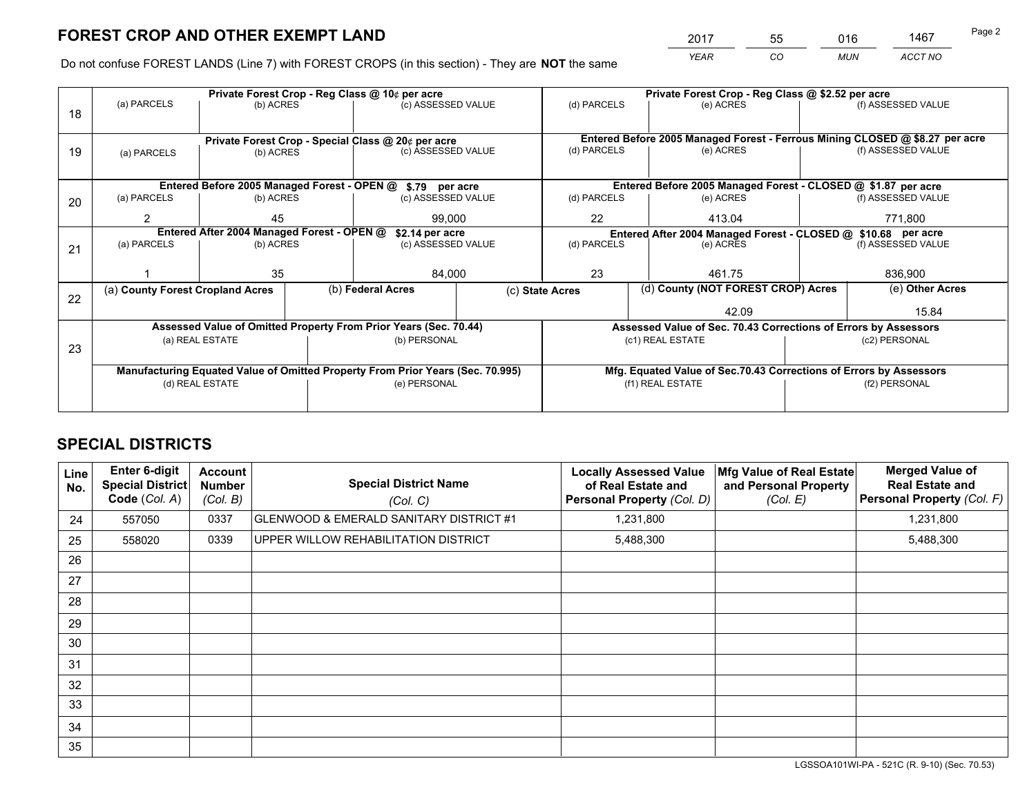# FOREST CROP AND OTHER EXEMPT LAND

| 2017 | 55 | 016 | 1467 |
|---|---|---|---|
| *YEAR* | *CO* | *MUN* | *ACCT NO* |

Do not confuse FOREST LANDS (Line 7) with FOREST CROPS (in this section) - They are **NOT** the same

| Line | Private Forest Crop - Reg Class @ 10¢ per acre | | | Private Forest Crop - Reg Class @ $2.52 per acre | | |
|---|---|---|---|---|---|---|
| 18 | (a) PARCELS | (b) ACRES | (c) ASSESSED VALUE | (d) PARCELS | (e) ACRES | (f) ASSESSED VALUE |
| | | | | | | |
| | **Private Forest Crop - Special Class @ 20¢ per acre** | | | **Entered Before 2005 Managed Forest - Ferrous Mining CLOSED @ $8.27 per acre** | | |
| 19 | (a) PARCELS | (b) ACRES | (c) ASSESSED VALUE | (d) PARCELS | (e) ACRES | (f) ASSESSED VALUE |
| | | | | | | |
| | **Entered Before 2005 Managed Forest - OPEN @ $.79 per acre** | | | **Entered Before 2005 Managed Forest - CLOSED @ $1.87 per acre** | | |
| 20 | (a) PARCELS | (b) ACRES | (c) ASSESSED VALUE | (d) PARCELS | (e) ACRES | (f) ASSESSED VALUE |
| | 2 | 45 | 99,000 | 22 | 413.04 | 771,800 |
| | **Entered After 2004 Managed Forest - OPEN @ $2.14 per acre** | | | **Entered After 2004 Managed Forest - CLOSED @ $10.68 per acre** | | |
| 21 | (a) PARCELS | (b) ACRES | (c) ASSESSED VALUE | (d) PARCELS | (e) ACRES | (f) ASSESSED VALUE |
| | 1 | 35 | 84,000 | 23 | 461.75 | 836,900 |

| Line | (a) County Forest Cropland Acres | (b) Federal Acres | (c) State Acres | (d) County (NOT FOREST CROP) Acres | (e) Other Acres |
|---|---|---|---|---|---|
| 22 | | | | 42.09 | 15.84 |

| Line | Assessed Value of Omitted Property From Prior Years (Sec. 70.44) | | Assessed Value of Sec. 70.43 Corrections of Errors by Assessors | |
|---|---|---|---|---|
| 23 | (a) REAL ESTATE | (b) PERSONAL | (c1) REAL ESTATE | (c2) PERSONAL |
| | | | | |
| | **Manufacturing Equated Value of Omitted Property From Prior Years (Sec. 70.995)** | | **Mfg. Equated Value of Sec.70.43 Corrections of Errors by Assessors** | |
| | (d) REAL ESTATE | (e) PERSONAL | (f1) REAL ESTATE | (f2) PERSONAL |
| | | | | |

# SPECIAL DISTRICTS

| Line No. | Enter 6-digit Special District Code (Col. A) | Account Number (Col. B) | Special District Name (Col. C) | Locally Assessed Value of Real Estate and Personal Property (Col. D) | Mfg Value of Real Estate and Personal Property (Col. E) | Merged Value of Real Estate and Personal Property (Col. F) |
|---|---|---|---|---|---|---|
| 24 | 557050 | 0337 | GLENWOOD & EMERALD SANITARY DISTRICT #1 | 1,231,800 | | 1,231,800 |
| 25 | 558020 | 0339 | UPPER WILLOW REHABILITATION DISTRICT | 5,488,300 | | 5,488,300 |
| 26 | | | | | | |
| 27 | | | | | | |
| 28 | | | | | | |
| 29 | | | | | | |
| 30 | | | | | | |
| 31 | | | | | | |
| 32 | | | | | | |
| 33 | | | | | | |
| 34 | | | | | | |
| 35 | | | | | | |

LGSSOA101WI-PA - 521C (R. 9-10) (Sec. 70.53)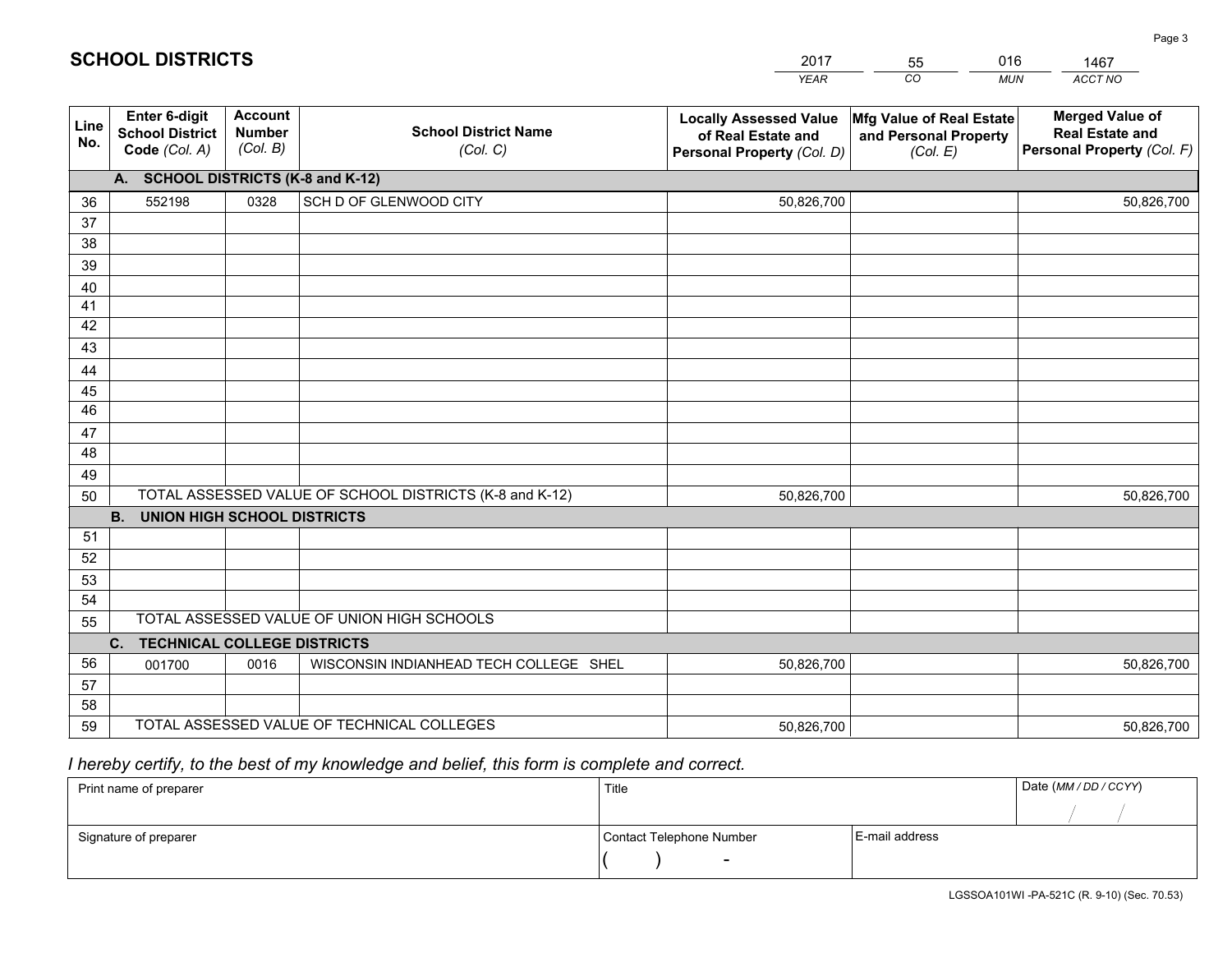# SCHOOL DISTRICTS

| 2017 | 55 | 016 | 1467 |
|---|---|---|---|
| *YEAR* | *CO* | *MUN* | *ACCT NO* |

| Line No. | Enter 6-digit School District Code *(Col. A)* | Account Number *(Col. B)* | School District Name *(Col. C)* | Locally Assessed Value of Real Estate and Personal Property *(Col. D)* | Mfg Value of Real Estate and Personal Property *(Col. E)* | Merged Value of Real Estate and Personal Property *(Col. F)* |
|---|---|---|---|---|---|---|
| | **A. SCHOOL DISTRICTS (K-8 and K-12)** | | | | | |
| 36 | 552198 | 0328 | SCH D OF GLENWOOD CITY | 50,826,700 | | 50,826,700 |
| 37 | | | | | | |
| 38 | | | | | | |
| 39 | | | | | | |
| 40 | | | | | | |
| 41 | | | | | | |
| 42 | | | | | | |
| 43 | | | | | | |
| 44 | | | | | | |
| 45 | | | | | | |
| 46 | | | | | | |
| 47 | | | | | | |
| 48 | | | | | | |
| 49 | | | | | | |
| 50 | TOTAL ASSESSED VALUE OF SCHOOL DISTRICTS (K-8 and K-12) | | | 50,826,700 | | 50,826,700 |
| | **B. UNION HIGH SCHOOL DISTRICTS** | | | | | |
| 51 | | | | | | |
| 52 | | | | | | |
| 53 | | | | | | |
| 54 | | | | | | |
| 55 | TOTAL ASSESSED VALUE OF UNION HIGH SCHOOLS | | | | | |
| | **C. TECHNICAL COLLEGE DISTRICTS** | | | | | |
| 56 | 001700 | 0016 | WISCONSIN INDIANHEAD TECH COLLEGE SHEL | 50,826,700 | | 50,826,700 |
| 57 | | | | | | |
| 58 | | | | | | |
| 59 | TOTAL ASSESSED VALUE OF TECHNICAL COLLEGES | | | 50,826,700 | | 50,826,700 |

*I hereby certify, to the best of my knowledge and belief, this form is complete and correct.*

| Print name of preparer | Title | | Date *(MM / DD / CCYY)* |
|---|---|---|---|
| | | | / / |
| Signature of preparer | Contact Telephone Number | E-mail address | |
| | ( ) - | | |

LGSSOA101WI -PA-521C (R. 9-10) (Sec. 70.53)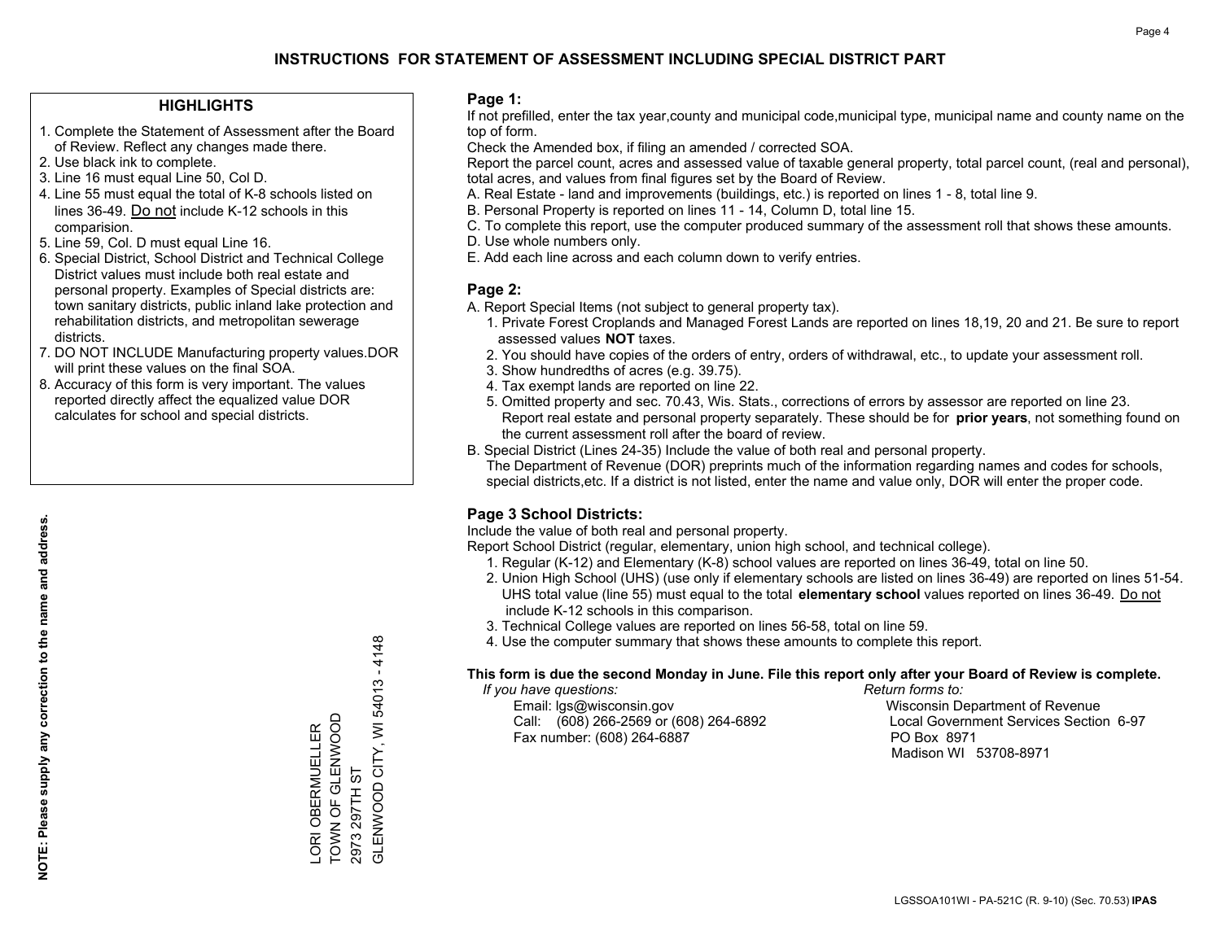# INSTRUCTIONS FOR STATEMENT OF ASSESSMENT INCLUDING SPECIAL DISTRICT PART

## HIGHLIGHTS

1. Complete the Statement of Assessment after the Board of Review. Reflect any changes made there.
2. Use black ink to complete.
3. Line 16 must equal Line 50, Col D.
4. Line 55 must equal the total of K-8 schools listed on lines 36-49. Do not include K-12 schools in this comparision.
5. Line 59, Col. D must equal Line 16.
6. Special District, School District and Technical College District values must include both real estate and personal property. Examples of Special districts are: town sanitary districts, public inland lake protection and rehabilitation districts, and metropolitan sewerage districts.
7. DO NOT INCLUDE Manufacturing property values.DOR will print these values on the final SOA.
8. Accuracy of this form is very important. The values reported directly affect the equalized value DOR calculates for school and special districts.

**NOTE: Please supply any correction to the name and address.**

LORI OBERMUELLER
TOWN OF GLENWOOD
2973 297TH ST
GLENWOOD CITY, WI 54013 - 4148

## Page 1:

If not prefilled, enter the tax year,county and municipal code,municipal type, municipal name and county name on the top of form.

Check the Amended box, if filing an amended / corrected SOA.

Report the parcel count, acres and assessed value of taxable general property, total parcel count, (real and personal), total acres, and values from final figures set by the Board of Review.

A. Real Estate - land and improvements (buildings, etc.) is reported on lines 1 - 8, total line 9.
B. Personal Property is reported on lines 11 - 14, Column D, total line 15.
C. To complete this report, use the computer produced summary of the assessment roll that shows these amounts.
D. Use whole numbers only.
E. Add each line across and each column down to verify entries.

## Page 2:

A. Report Special Items (not subject to general property tax).
   1. Private Forest Croplands and Managed Forest Lands are reported on lines 18,19, 20 and 21. Be sure to report assessed values **NOT** taxes.
   2. You should have copies of the orders of entry, orders of withdrawal, etc., to update your assessment roll.
   3. Show hundredths of acres (e.g. 39.75).
   4. Tax exempt lands are reported on line 22.
   5. Omitted property and sec. 70.43, Wis. Stats., corrections of errors by assessor are reported on line 23. Report real estate and personal property separately. These should be for **prior years**, not something found on the current assessment roll after the board of review.
B. Special District (Lines 24-35) Include the value of both real and personal property.
   The Department of Revenue (DOR) preprints much of the information regarding names and codes for schools, special districts,etc. If a district is not listed, enter the name and value only, DOR will enter the proper code.

## Page 3 School Districts:

Include the value of both real and personal property.

Report School District (regular, elementary, union high school, and technical college).

1. Regular (K-12) and Elementary (K-8) school values are reported on lines 36-49, total on line 50.
2. Union High School (UHS) (use only if elementary schools are listed on lines 36-49) are reported on lines 51-54. UHS total value (line 55) must equal to the total **elementary school** values reported on lines 36-49. Do not include K-12 schools in this comparison.
3. Technical College values are reported on lines 56-58, total on line 59.
4. Use the computer summary that shows these amounts to complete this report.

**This form is due the second Monday in June. File this report only after your Board of Review is complete.**

*If you have questions:*
Email: lgs@wisconsin.gov
Call: (608) 266-2569 or (608) 264-6892
Fax number: (608) 264-6887

*Return forms to:*
Wisconsin Department of Revenue
Local Government Services Section 6-97
PO Box 8971
Madison WI 53708-8971

LGSSOA101WI - PA-521C (R. 9-10) (Sec. 70.53) **IPAS**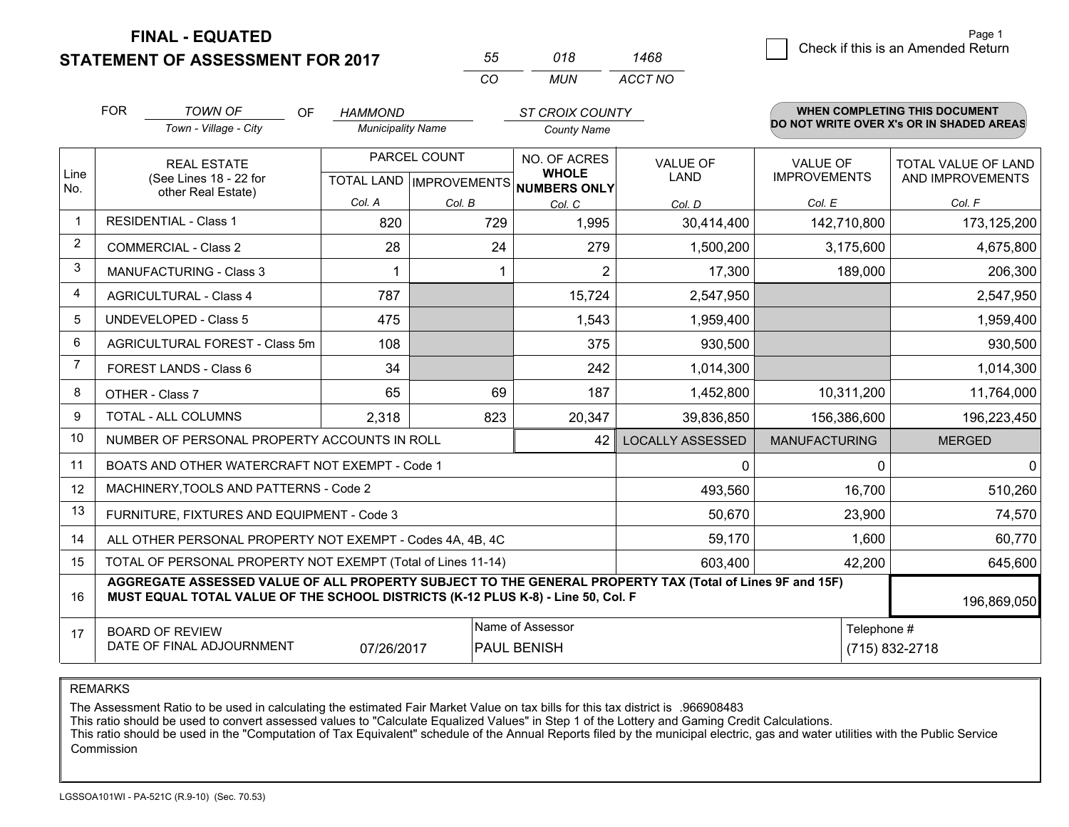# FINAL - EQUATED
## STATEMENT OF ASSESSMENT FOR 2017

| 55 | 018 | 1468 |
|---|---|---|
| CO | MUN | ACCT NO |

Check if this is an Amended Return

FOR *TOWN OF* (Town - Village - City) OF *HAMMOND* (Municipality Name) *ST CROIX COUNTY* (County Name)

**WHEN COMPLETING THIS DOCUMENT DO NOT WRITE OVER X's OR IN SHADED AREAS**

| Line No. | REAL ESTATE (See Lines 18 - 22 for other Real Estate) | PARCEL COUNT TOTAL LAND Col. A | PARCEL COUNT IMPROVEMENTS Col. B | NO. OF ACRES WHOLE NUMBERS ONLY Col. C | VALUE OF LAND Col. D | VALUE OF IMPROVEMENTS Col. E | TOTAL VALUE OF LAND AND IMPROVEMENTS Col. F |
|---|---|---|---|---|---|---|---|
| 1 | RESIDENTIAL - Class 1 | 820 | 729 | 1,995 | 30,414,400 | 142,710,800 | 173,125,200 |
| 2 | COMMERCIAL - Class 2 | 28 | 24 | 279 | 1,500,200 | 3,175,600 | 4,675,800 |
| 3 | MANUFACTURING - Class 3 | 1 | 1 | 2 | 17,300 | 189,000 | 206,300 |
| 4 | AGRICULTURAL - Class 4 | 787 | | 15,724 | 2,547,950 | | 2,547,950 |
| 5 | UNDEVELOPED - Class 5 | 475 | | 1,543 | 1,959,400 | | 1,959,400 |
| 6 | AGRICULTURAL FOREST - Class 5m | 108 | | 375 | 930,500 | | 930,500 |
| 7 | FOREST LANDS - Class 6 | 34 | | 242 | 1,014,300 | | 1,014,300 |
| 8 | OTHER - Class 7 | 65 | 69 | 187 | 1,452,800 | 10,311,200 | 11,764,000 |
| 9 | TOTAL - ALL COLUMNS | 2,318 | 823 | 20,347 | 39,836,850 | 156,386,600 | 196,223,450 |
| 10 | NUMBER OF PERSONAL PROPERTY ACCOUNTS IN ROLL | | | 42 | LOCALLY ASSESSED | MANUFACTURING | MERGED |
| 11 | BOATS AND OTHER WATERCRAFT NOT EXEMPT - Code 1 | | | | 0 | 0 | 0 |
| 12 | MACHINERY,TOOLS AND PATTERNS - Code 2 | | | | 493,560 | 16,700 | 510,260 |
| 13 | FURNITURE, FIXTURES AND EQUIPMENT - Code 3 | | | | 50,670 | 23,900 | 74,570 |
| 14 | ALL OTHER PERSONAL PROPERTY NOT EXEMPT - Codes 4A, 4B, 4C | | | | 59,170 | 1,600 | 60,770 |
| 15 | TOTAL OF PERSONAL PROPERTY NOT EXEMPT (Total of Lines 11-14) | | | | 603,400 | 42,200 | 645,600 |
| 16 | **AGGREGATE ASSESSED VALUE OF ALL PROPERTY SUBJECT TO THE GENERAL PROPERTY TAX (Total of Lines 9F and 15F) MUST EQUAL TOTAL VALUE OF THE SCHOOL DISTRICTS (K-12 PLUS K-8) - Line 50, Col. F** | | | | | | 196,869,050 |
| 17 | BOARD OF REVIEW DATE OF FINAL ADJOURNMENT | 07/26/2017 | Name of Assessor | PAUL BENISH | | Telephone # | (715) 832-2718 |

REMARKS

The Assessment Ratio to be used in calculating the estimated Fair Market Value on tax bills for this tax district is .966908483
This ratio should be used to convert assessed values to "Calculate Equalized Values" in Step 1 of the Lottery and Gaming Credit Calculations.
This ratio should be used in the "Computation of Tax Equivalent" schedule of the Annual Reports filed by the municipal electric, gas and water utilities with the Public Service Commission

LGSSOA101WI - PA-521C (R.9-10) (Sec. 70.53)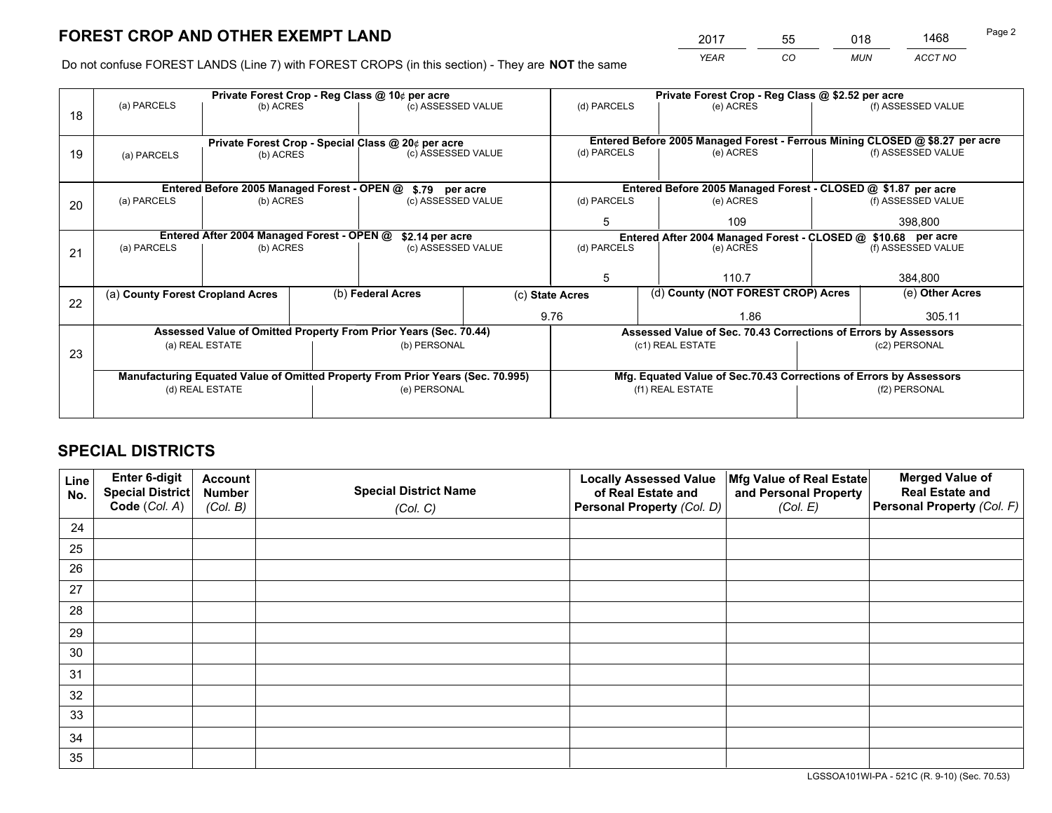# FOREST CROP AND OTHER EXEMPT LAND

| 2017 | 55 | 018 | 1468 |
|---|---|---|---|
| *YEAR* | *CO* | *MUN* | *ACCT NO* |

Do not confuse FOREST LANDS (Line 7) with FOREST CROPS (in this section) - They are **NOT** the same

| Line | Private Forest Crop - Reg Class @ 10¢ per acre | | | Private Forest Crop - Reg Class @ $2.52 per acre | | |
|---|---|---|---|---|---|---|
| | (a) PARCELS | (b) ACRES | (c) ASSESSED VALUE | (d) PARCELS | (e) ACRES | (f) ASSESSED VALUE |
| 18 | | | | | | |
| | **Private Forest Crop - Special Class @ 20¢ per acre** | | | **Entered Before 2005 Managed Forest - Ferrous Mining CLOSED @ $8.27 per acre** | | |
| | (a) PARCELS | (b) ACRES | (c) ASSESSED VALUE | (d) PARCELS | (e) ACRES | (f) ASSESSED VALUE |
| 19 | | | | | | |
| | **Entered Before 2005 Managed Forest - OPEN @ $.79 per acre** | | | **Entered Before 2005 Managed Forest - CLOSED @ $1.87 per acre** | | |
| | (a) PARCELS | (b) ACRES | (c) ASSESSED VALUE | (d) PARCELS | (e) ACRES | (f) ASSESSED VALUE |
| 20 | | | | 5 | 109 | 398,800 |
| | **Entered After 2004 Managed Forest - OPEN @ $2.14 per acre** | | | **Entered After 2004 Managed Forest - CLOSED @ $10.68 per acre** | | |
| | (a) PARCELS | (b) ACRES | (c) ASSESSED VALUE | (d) PARCELS | (e) ACRES | (f) ASSESSED VALUE |
| 21 | | | | 5 | 110.7 | 384,800 |

| Line | (a) County Forest Cropland Acres | (b) Federal Acres | (c) State Acres | (d) County (NOT FOREST CROP) Acres | (e) Other Acres |
|---|---|---|---|---|---|
| 22 | | | 9.76 | 1.86 | 305.11 |

| Line | Assessed Value of Omitted Property From Prior Years (Sec. 70.44) | | Assessed Value of Sec. 70.43 Corrections of Errors by Assessors | |
|---|---|---|---|---|
| | (a) REAL ESTATE | (b) PERSONAL | (c1) REAL ESTATE | (c2) PERSONAL |
| 23 | | | | |
| | **Manufacturing Equated Value of Omitted Property From Prior Years (Sec. 70.995)** | | **Mfg. Equated Value of Sec.70.43 Corrections of Errors by Assessors** | |
| | (d) REAL ESTATE | (e) PERSONAL | (f1) REAL ESTATE | (f2) PERSONAL |
| | | | | |

# SPECIAL DISTRICTS

| Line No. | Enter 6-digit Special District Code (Col. A) | Account Number (Col. B) | Special District Name (Col. C) | Locally Assessed Value of Real Estate and Personal Property (Col. D) | Mfg Value of Real Estate and Personal Property (Col. E) | Merged Value of Real Estate and Personal Property (Col. F) |
|---|---|---|---|---|---|---|
| 24 | | | | | | |
| 25 | | | | | | |
| 26 | | | | | | |
| 27 | | | | | | |
| 28 | | | | | | |
| 29 | | | | | | |
| 30 | | | | | | |
| 31 | | | | | | |
| 32 | | | | | | |
| 33 | | | | | | |
| 34 | | | | | | |
| 35 | | | | | | |

LGSSOA101WI-PA - 521C (R. 9-10) (Sec. 70.53)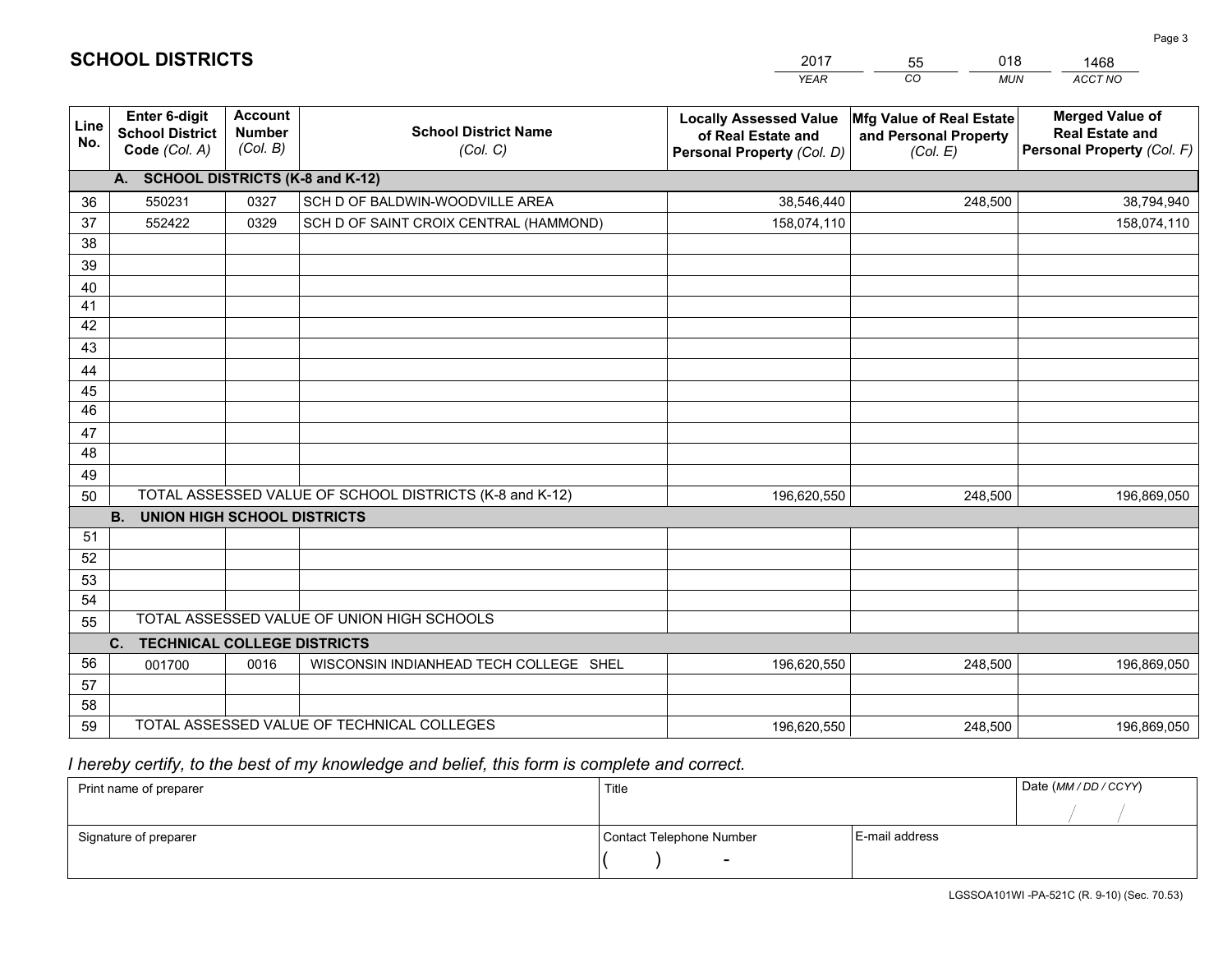# SCHOOL DISTRICTS

| 2017 | 55 | 018 | 1468 |
|---|---|---|---|
| YEAR | CO | MUN | ACCT NO |

| Line No. | Enter 6-digit School District Code (Col. A) | Account Number (Col. B) | School District Name (Col. C) | Locally Assessed Value of Real Estate and Personal Property (Col. D) | Mfg Value of Real Estate and Personal Property (Col. E) | Merged Value of Real Estate and Personal Property (Col. F) |
|---|---|---|---|---|---|---|
| | **A. SCHOOL DISTRICTS (K-8 and K-12)** | | | | | |
| 36 | 550231 | 0327 | SCH D OF BALDWIN-WOODVILLE AREA | 38,546,440 | 248,500 | 38,794,940 |
| 37 | 552422 | 0329 | SCH D OF SAINT CROIX CENTRAL (HAMMOND) | 158,074,110 | | 158,074,110 |
| 38 | | | | | | |
| 39 | | | | | | |
| 40 | | | | | | |
| 41 | | | | | | |
| 42 | | | | | | |
| 43 | | | | | | |
| 44 | | | | | | |
| 45 | | | | | | |
| 46 | | | | | | |
| 47 | | | | | | |
| 48 | | | | | | |
| 49 | | | | | | |
| 50 | TOTAL ASSESSED VALUE OF SCHOOL DISTRICTS (K-8 and K-12) | | | 196,620,550 | 248,500 | 196,869,050 |
| | **B. UNION HIGH SCHOOL DISTRICTS** | | | | | |
| 51 | | | | | | |
| 52 | | | | | | |
| 53 | | | | | | |
| 54 | | | | | | |
| 55 | TOTAL ASSESSED VALUE OF UNION HIGH SCHOOLS | | | | | |
| | **C. TECHNICAL COLLEGE DISTRICTS** | | | | | |
| 56 | 001700 | 0016 | WISCONSIN INDIANHEAD TECH COLLEGE SHEL | 196,620,550 | 248,500 | 196,869,050 |
| 57 | | | | | | |
| 58 | | | | | | |
| 59 | TOTAL ASSESSED VALUE OF TECHNICAL COLLEGES | | | 196,620,550 | 248,500 | 196,869,050 |

*I hereby certify, to the best of my knowledge and belief, this form is complete and correct.*

| Print name of preparer | Title | | Date (MM / DD / CCYY) |
|---|---|---|---|
| | | | / / |
| Signature of preparer | Contact Telephone Number | E-mail address | |
| | ( ) - | | |

LGSSOA101WI -PA-521C (R. 9-10) (Sec. 70.53)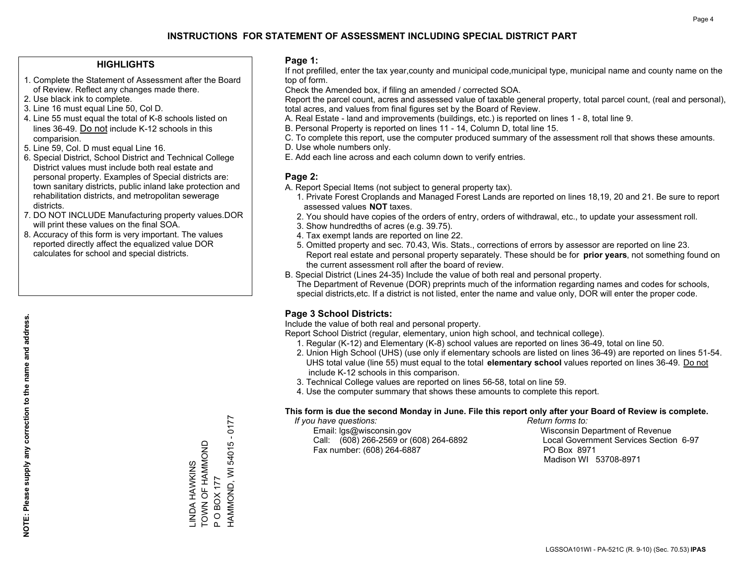# INSTRUCTIONS FOR STATEMENT OF ASSESSMENT INCLUDING SPECIAL DISTRICT PART

## HIGHLIGHTS

1. Complete the Statement of Assessment after the Board of Review. Reflect any changes made there.
2. Use black ink to complete.
3. Line 16 must equal Line 50, Col D.
4. Line 55 must equal the total of K-8 schools listed on lines 36-49. Do not include K-12 schools in this comparision.
5. Line 59, Col. D must equal Line 16.
6. Special District, School District and Technical College District values must include both real estate and personal property. Examples of Special districts are: town sanitary districts, public inland lake protection and rehabilitation districts, and metropolitan sewerage districts.
7. DO NOT INCLUDE Manufacturing property values.DOR will print these values on the final SOA.
8. Accuracy of this form is very important. The values reported directly affect the equalized value DOR calculates for school and special districts.

**NOTE: Please supply any correction to the name and address.**

LINDA HAWKINS
TOWN OF HAMMOND
P O BOX 177
HAMMOND, WI 54015 - 0177

### Page 1:

If not prefilled, enter the tax year,county and municipal code,municipal type, municipal name and county name on the top of form.

Check the Amended box, if filing an amended / corrected SOA.

Report the parcel count, acres and assessed value of taxable general property, total parcel count, (real and personal), total acres, and values from final figures set by the Board of Review.

A. Real Estate - land and improvements (buildings, etc.) is reported on lines 1 - 8, total line 9.
B. Personal Property is reported on lines 11 - 14, Column D, total line 15.
C. To complete this report, use the computer produced summary of the assessment roll that shows these amounts.
D. Use whole numbers only.
E. Add each line across and each column down to verify entries.

### Page 2:

A. Report Special Items (not subject to general property tax).
1. Private Forest Croplands and Managed Forest Lands are reported on lines 18,19, 20 and 21. Be sure to report assessed values **NOT** taxes.
2. You should have copies of the orders of entry, orders of withdrawal, etc., to update your assessment roll.
3. Show hundredths of acres (e.g. 39.75).
4. Tax exempt lands are reported on line 22.
5. Omitted property and sec. 70.43, Wis. Stats., corrections of errors by assessor are reported on line 23. Report real estate and personal property separately. These should be for **prior years**, not something found on the current assessment roll after the board of review.

B. Special District (Lines 24-35) Include the value of both real and personal property. The Department of Revenue (DOR) preprints much of the information regarding names and codes for schools, special districts,etc. If a district is not listed, enter the name and value only, DOR will enter the proper code.

### Page 3 School Districts:

Include the value of both real and personal property.

Report School District (regular, elementary, union high school, and technical college).

1. Regular (K-12) and Elementary (K-8) school values are reported on lines 36-49, total on line 50.
2. Union High School (UHS) (use only if elementary schools are listed on lines 36-49) are reported on lines 51-54. UHS total value (line 55) must equal to the total **elementary school** values reported on lines 36-49. Do not include K-12 schools in this comparison.
3. Technical College values are reported on lines 56-58, total on line 59.
4. Use the computer summary that shows these amounts to complete this report.

**This form is due the second Monday in June. File this report only after your Board of Review is complete.**

*If you have questions:*
Email: lgs@wisconsin.gov
Call: (608) 266-2569 or (608) 264-6892
Fax number: (608) 264-6887

*Return forms to:*
Wisconsin Department of Revenue
Local Government Services Section 6-97
PO Box 8971
Madison WI 53708-8971

LGSSOA101WI - PA-521C (R. 9-10) (Sec. 70.53) **IPAS**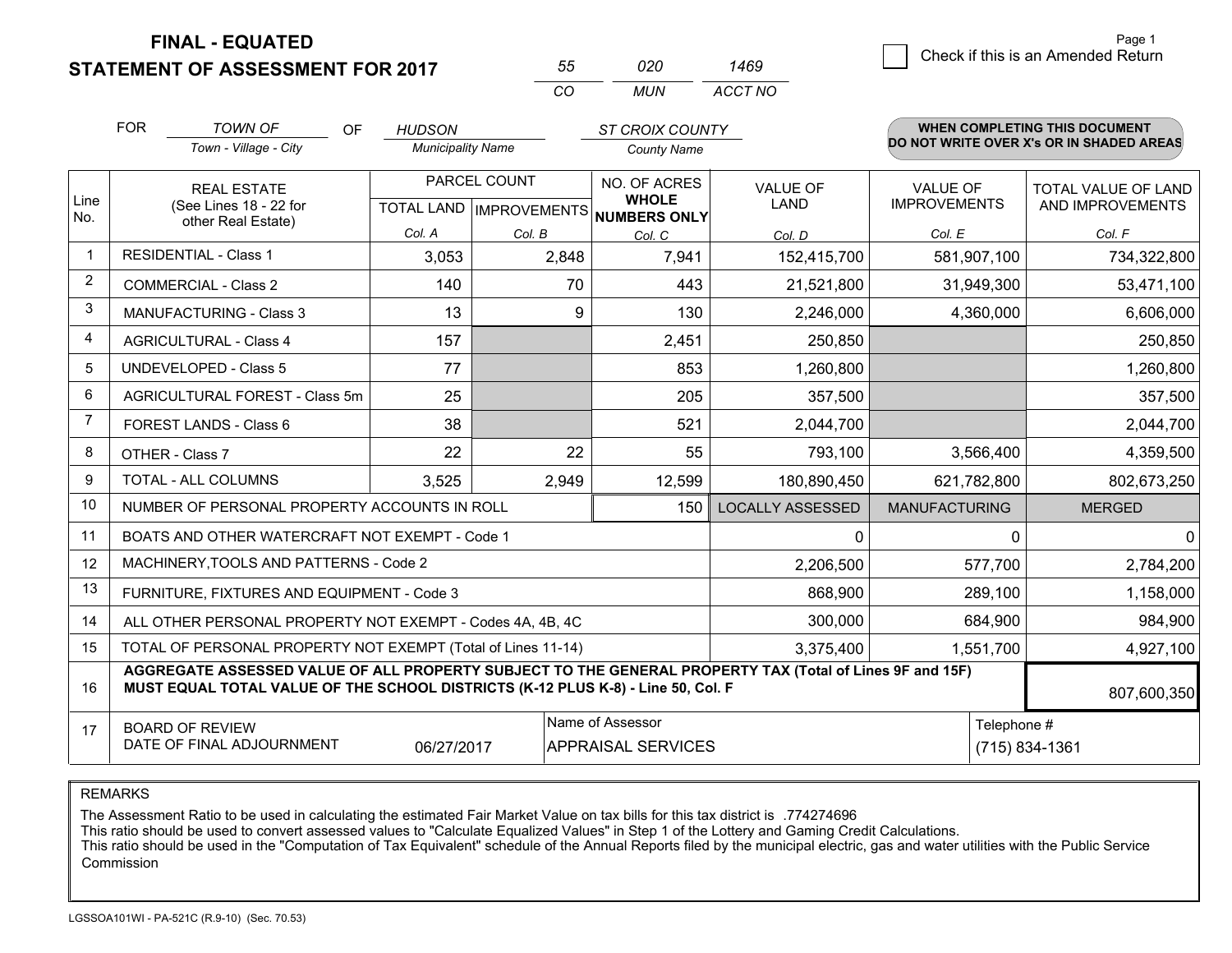# FINAL - EQUATED
## STATEMENT OF ASSESSMENT FOR 2017

| 55 | 020 | 1469 |
|---|---|---|
| CO | MUN | ACCT NO |

Check if this is an Amended Return

FOR *TOWN OF* (Town - Village - City) OF *HUDSON* (Municipality Name) *ST CROIX COUNTY* (County Name)

**WHEN COMPLETING THIS DOCUMENT DO NOT WRITE OVER X's OR IN SHADED AREAS**

| Line No. | REAL ESTATE (See Lines 18 - 22 for other Real Estate) | PARCEL COUNT TOTAL LAND Col. A | IMPROVEMENTS Col. B | NO. OF ACRES WHOLE NUMBERS ONLY Col. C | VALUE OF LAND Col. D | VALUE OF IMPROVEMENTS Col. E | TOTAL VALUE OF LAND AND IMPROVEMENTS Col. F |
|---|---|---|---|---|---|---|---|
| 1 | RESIDENTIAL - Class 1 | 3,053 | 2,848 | 7,941 | 152,415,700 | 581,907,100 | 734,322,800 |
| 2 | COMMERCIAL - Class 2 | 140 | 70 | 443 | 21,521,800 | 31,949,300 | 53,471,100 |
| 3 | MANUFACTURING - Class 3 | 13 | 9 | 130 | 2,246,000 | 4,360,000 | 6,606,000 |
| 4 | AGRICULTURAL - Class 4 | 157 | | 2,451 | 250,850 | | 250,850 |
| 5 | UNDEVELOPED - Class 5 | 77 | | 853 | 1,260,800 | | 1,260,800 |
| 6 | AGRICULTURAL FOREST - Class 5m | 25 | | 205 | 357,500 | | 357,500 |
| 7 | FOREST LANDS - Class 6 | 38 | | 521 | 2,044,700 | | 2,044,700 |
| 8 | OTHER - Class 7 | 22 | 22 | 55 | 793,100 | 3,566,400 | 4,359,500 |
| 9 | TOTAL - ALL COLUMNS | 3,525 | 2,949 | 12,599 | 180,890,450 | 621,782,800 | 802,673,250 |
| 10 | NUMBER OF PERSONAL PROPERTY ACCOUNTS IN ROLL | | | 150 | LOCALLY ASSESSED | MANUFACTURING | MERGED |
| 11 | BOATS AND OTHER WATERCRAFT NOT EXEMPT - Code 1 | | | | 0 | 0 | 0 |
| 12 | MACHINERY,TOOLS AND PATTERNS - Code 2 | | | | 2,206,500 | 577,700 | 2,784,200 |
| 13 | FURNITURE, FIXTURES AND EQUIPMENT - Code 3 | | | | 868,900 | 289,100 | 1,158,000 |
| 14 | ALL OTHER PERSONAL PROPERTY NOT EXEMPT - Codes 4A, 4B, 4C | | | | 300,000 | 684,900 | 984,900 |
| 15 | TOTAL OF PERSONAL PROPERTY NOT EXEMPT (Total of Lines 11-14) | | | | 3,375,400 | 1,551,700 | 4,927,100 |
| 16 | **AGGREGATE ASSESSED VALUE OF ALL PROPERTY SUBJECT TO THE GENERAL PROPERTY TAX (Total of Lines 9F and 15F) MUST EQUAL TOTAL VALUE OF THE SCHOOL DISTRICTS (K-12 PLUS K-8) - Line 50, Col. F** | | | | | | 807,600,350 |
| 17 | BOARD OF REVIEW DATE OF FINAL ADJOURNMENT | 06/27/2017 | Name of Assessor: APPRAISAL SERVICES | | | Telephone #: (715) 834-1361 | |

REMARKS

The Assessment Ratio to be used in calculating the estimated Fair Market Value on tax bills for this tax district is .774274696
This ratio should be used to convert assessed values to "Calculate Equalized Values" in Step 1 of the Lottery and Gaming Credit Calculations.
This ratio should be used in the "Computation of Tax Equivalent" schedule of the Annual Reports filed by the municipal electric, gas and water utilities with the Public Service Commission

LGSSOA101WI - PA-521C (R.9-10) (Sec. 70.53)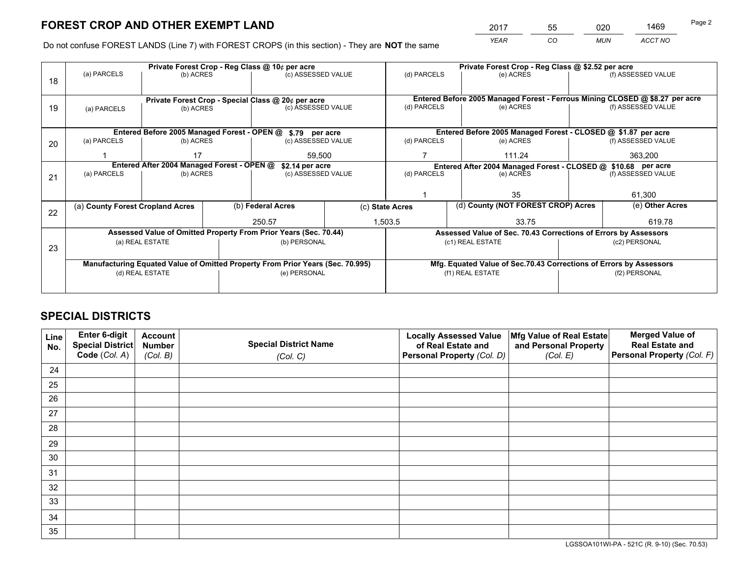# FOREST CROP AND OTHER EXEMPT LAND

| 2017 | 55 | 020 | 1469 |
|---|---|---|---|
| YEAR | CO | MUN | ACCT NO |

Do not confuse FOREST LANDS (Line 7) with FOREST CROPS (in this section) - They are **NOT** the same

| Line | Private Forest Crop - Reg Class @ 10¢ per acre | | | Private Forest Crop - Reg Class @ $2.52 per acre | | |
|---|---|---|---|---|---|---|
| 18 | (a) PARCELS | (b) ACRES | (c) ASSESSED VALUE | (d) PARCELS | (e) ACRES | (f) ASSESSED VALUE |
| | | | | | | |
| | **Private Forest Crop - Special Class @ 20¢ per acre** | | | **Entered Before 2005 Managed Forest - Ferrous Mining CLOSED @ $8.27 per acre** | | |
| 19 | (a) PARCELS | (b) ACRES | (c) ASSESSED VALUE | (d) PARCELS | (e) ACRES | (f) ASSESSED VALUE |
| | | | | | | |
| | **Entered Before 2005 Managed Forest - OPEN @ $.79 per acre** | | | **Entered Before 2005 Managed Forest - CLOSED @ $1.87 per acre** | | |
| 20 | (a) PARCELS | (b) ACRES | (c) ASSESSED VALUE | (d) PARCELS | (e) ACRES | (f) ASSESSED VALUE |
| | 1 | 17 | 59,500 | 7 | 111.24 | 363,200 |
| | **Entered After 2004 Managed Forest - OPEN @ $2.14 per acre** | | | **Entered After 2004 Managed Forest - CLOSED @ $10.68 per acre** | | |
| 21 | (a) PARCELS | (b) ACRES | (c) ASSESSED VALUE | (d) PARCELS | (e) ACRES | (f) ASSESSED VALUE |
| | | | | 1 | 35 | 61,300 |

| Line | (a) County Forest Cropland Acres | (b) Federal Acres | (c) State Acres | (d) County (NOT FOREST CROP) Acres | (e) Other Acres |
|---|---|---|---|---|---|
| 22 | | 250.57 | 1,503.5 | 33.75 | 619.78 |

| Line | Assessed Value of Omitted Property From Prior Years (Sec. 70.44) | | Assessed Value of Sec. 70.43 Corrections of Errors by Assessors | |
|---|---|---|---|---|
| 23 | (a) REAL ESTATE | (b) PERSONAL | (c1) REAL ESTATE | (c2) PERSONAL |
| | | | | |
| | **Manufacturing Equated Value of Omitted Property From Prior Years (Sec. 70.995)** | | **Mfg. Equated Value of Sec.70.43 Corrections of Errors by Assessors** | |
| | (d) REAL ESTATE | (e) PERSONAL | (f1) REAL ESTATE | (f2) PERSONAL |
| | | | | |

# SPECIAL DISTRICTS

| Line No. | Enter 6-digit Special District Code (Col. A) | Account Number (Col. B) | Special District Name (Col. C) | Locally Assessed Value of Real Estate and Personal Property (Col. D) | Mfg Value of Real Estate and Personal Property (Col. E) | Merged Value of Real Estate and Personal Property (Col. F) |
|---|---|---|---|---|---|---|
| 24 | | | | | | |
| 25 | | | | | | |
| 26 | | | | | | |
| 27 | | | | | | |
| 28 | | | | | | |
| 29 | | | | | | |
| 30 | | | | | | |
| 31 | | | | | | |
| 32 | | | | | | |
| 33 | | | | | | |
| 34 | | | | | | |
| 35 | | | | | | |

LGSSOA101WI-PA - 521C (R. 9-10) (Sec. 70.53)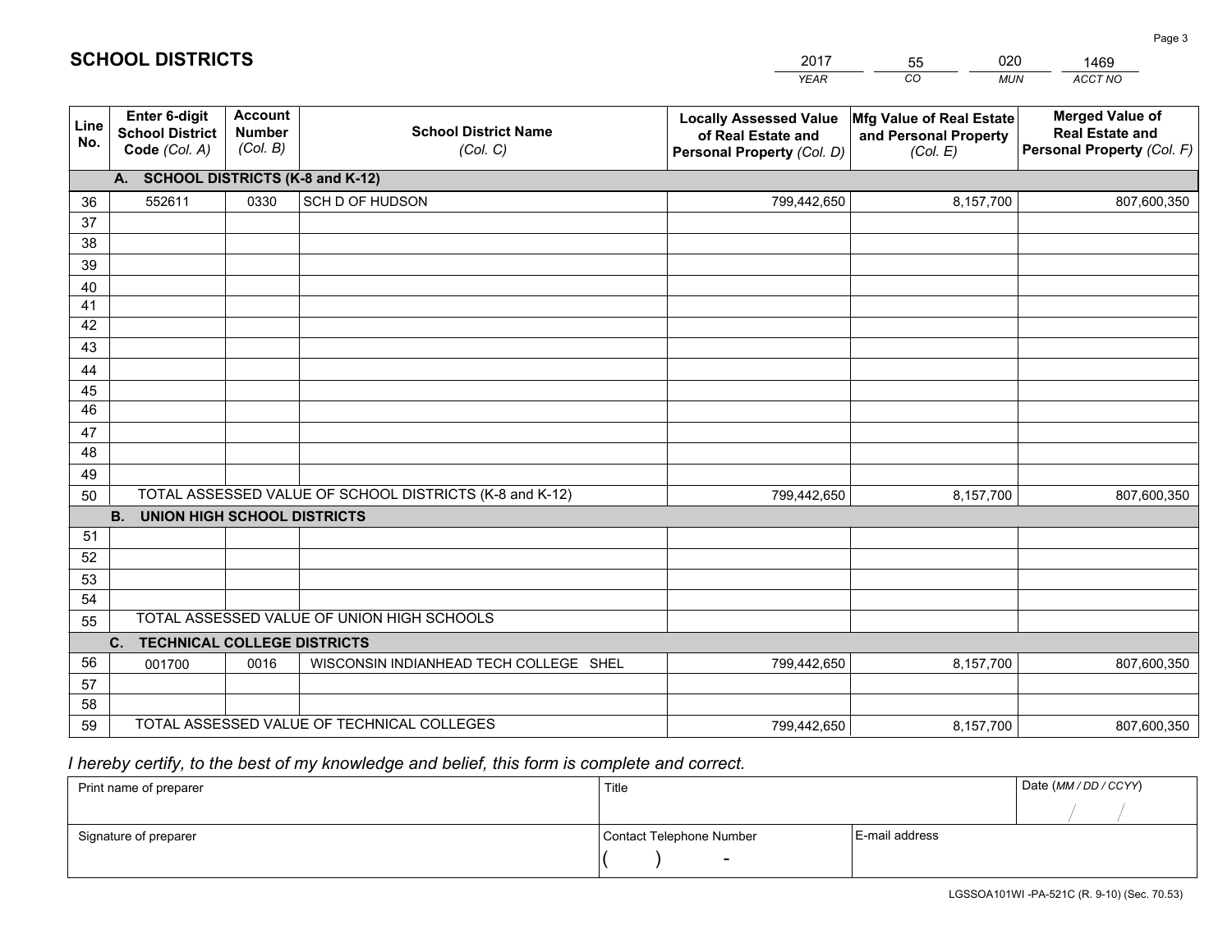# SCHOOL DISTRICTS

| 2017 | 55 | 020 | 1469 |
|---|---|---|---|
| *YEAR* | *CO* | *MUN* | *ACCT NO* |

| Line No. | Enter 6-digit School District Code *(Col. A)* | Account Number *(Col. B)* | School District Name *(Col. C)* | Locally Assessed Value of Real Estate and Personal Property *(Col. D)* | Mfg Value of Real Estate and Personal Property *(Col. E)* | Merged Value of Real Estate and Personal Property *(Col. F)* |
|---|---|---|---|---|---|---|
| | **A. SCHOOL DISTRICTS (K-8 and K-12)** | | | | | |
| 36 | 552611 | 0330 | SCH D OF HUDSON | 799,442,650 | 8,157,700 | 807,600,350 |
| 37 | | | | | | |
| 38 | | | | | | |
| 39 | | | | | | |
| 40 | | | | | | |
| 41 | | | | | | |
| 42 | | | | | | |
| 43 | | | | | | |
| 44 | | | | | | |
| 45 | | | | | | |
| 46 | | | | | | |
| 47 | | | | | | |
| 48 | | | | | | |
| 49 | | | | | | |
| 50 | TOTAL ASSESSED VALUE OF SCHOOL DISTRICTS (K-8 and K-12) | | | 799,442,650 | 8,157,700 | 807,600,350 |
| | **B. UNION HIGH SCHOOL DISTRICTS** | | | | | |
| 51 | | | | | | |
| 52 | | | | | | |
| 53 | | | | | | |
| 54 | | | | | | |
| 55 | TOTAL ASSESSED VALUE OF UNION HIGH SCHOOLS | | | | | |
| | **C. TECHNICAL COLLEGE DISTRICTS** | | | | | |
| 56 | 001700 | 0016 | WISCONSIN INDIANHEAD TECH COLLEGE SHEL | 799,442,650 | 8,157,700 | 807,600,350 |
| 57 | | | | | | |
| 58 | | | | | | |
| 59 | TOTAL ASSESSED VALUE OF TECHNICAL COLLEGES | | | 799,442,650 | 8,157,700 | 807,600,350 |

*I hereby certify, to the best of my knowledge and belief, this form is complete and correct.*

| Print name of preparer | Title | | Date *(MM / DD / CCYY)* |
|---|---|---|---|
| | | | / / |
| Signature of preparer | Contact Telephone Number | E-mail address | |
| | ( ) - | | |

LGSSOA101WI -PA-521C (R. 9-10) (Sec. 70.53)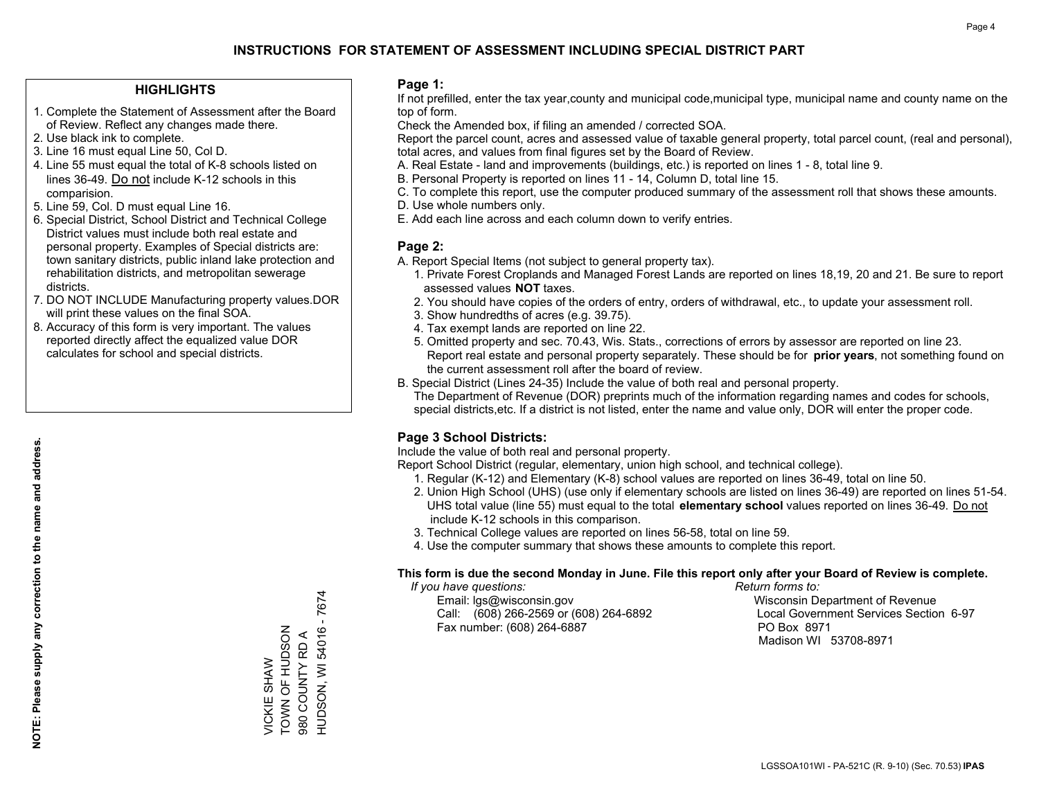# INSTRUCTIONS FOR STATEMENT OF ASSESSMENT INCLUDING SPECIAL DISTRICT PART

## HIGHLIGHTS

1. Complete the Statement of Assessment after the Board of Review. Reflect any changes made there.
2. Use black ink to complete.
3. Line 16 must equal Line 50, Col D.
4. Line 55 must equal the total of K-8 schools listed on lines 36-49. Do not include K-12 schools in this comparision.
5. Line 59, Col. D must equal Line 16.
6. Special District, School District and Technical College District values must include both real estate and personal property. Examples of Special districts are: town sanitary districts, public inland lake protection and rehabilitation districts, and metropolitan sewerage districts.
7. DO NOT INCLUDE Manufacturing property values.DOR will print these values on the final SOA.
8. Accuracy of this form is very important. The values reported directly affect the equalized value DOR calculates for school and special districts.

**NOTE: Please supply any correction to the name and address.**

VICKIE SHAW
TOWN OF HUDSON
980 COUNTY RD A
HUDSON, WI 54016 - 7674

## Page 1:

If not prefilled, enter the tax year,county and municipal code,municipal type, municipal name and county name on the top of form.

Check the Amended box, if filing an amended / corrected SOA.

Report the parcel count, acres and assessed value of taxable general property, total parcel count, (real and personal), total acres, and values from final figures set by the Board of Review.

A. Real Estate - land and improvements (buildings, etc.) is reported on lines 1 - 8, total line 9.
B. Personal Property is reported on lines 11 - 14, Column D, total line 15.
C. To complete this report, use the computer produced summary of the assessment roll that shows these amounts.
D. Use whole numbers only.
E. Add each line across and each column down to verify entries.

## Page 2:

A. Report Special Items (not subject to general property tax).
   1. Private Forest Croplands and Managed Forest Lands are reported on lines 18,19, 20 and 21. Be sure to report assessed values **NOT** taxes.
   2. You should have copies of the orders of entry, orders of withdrawal, etc., to update your assessment roll.
   3. Show hundredths of acres (e.g. 39.75).
   4. Tax exempt lands are reported on line 22.
   5. Omitted property and sec. 70.43, Wis. Stats., corrections of errors by assessor are reported on line 23. Report real estate and personal property separately. These should be for **prior years**, not something found on the current assessment roll after the board of review.

B. Special District (Lines 24-35) Include the value of both real and personal property.
   The Department of Revenue (DOR) preprints much of the information regarding names and codes for schools, special districts,etc. If a district is not listed, enter the name and value only, DOR will enter the proper code.

## Page 3 School Districts:

Include the value of both real and personal property.

Report School District (regular, elementary, union high school, and technical college).

1. Regular (K-12) and Elementary (K-8) school values are reported on lines 36-49, total on line 50.
2. Union High School (UHS) (use only if elementary schools are listed on lines 36-49) are reported on lines 51-54. UHS total value (line 55) must equal to the total **elementary school** values reported on lines 36-49. Do not include K-12 schools in this comparison.
3. Technical College values are reported on lines 56-58, total on line 59.
4. Use the computer summary that shows these amounts to complete this report.

**This form is due the second Monday in June. File this report only after your Board of Review is complete.**

*If you have questions:*
Email: lgs@wisconsin.gov
Call: (608) 266-2569 or (608) 264-6892
Fax number: (608) 264-6887

*Return forms to:*
Wisconsin Department of Revenue
Local Government Services Section 6-97
PO Box 8971
Madison WI 53708-8971

LGSSOA101WI - PA-521C (R. 9-10) (Sec. 70.53) **IPAS**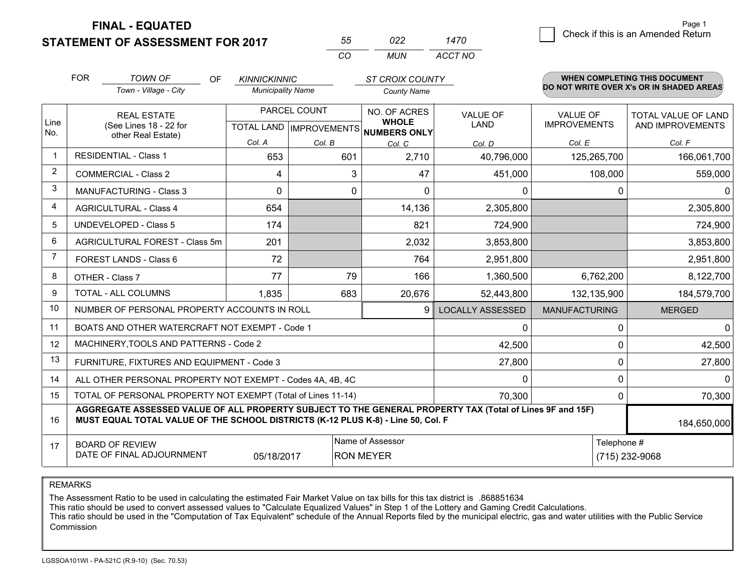# FINAL - EQUATED
## STATEMENT OF ASSESSMENT FOR 2017

| 55 | 022 | 1470 |
|---|---|---|
| CO | MUN | ACCT NO |

Page 1

☐ Check if this is an Amended Return

FOR *TOWN OF* (Town - Village - City) OF *KINNICKINNIC* (Municipality Name) *ST CROIX COUNTY* (County Name)

**WHEN COMPLETING THIS DOCUMENT DO NOT WRITE OVER X's OR IN SHADED AREAS**

| Line No. | REAL ESTATE (See Lines 18 - 22 for other Real Estate) | PARCEL COUNT TOTAL LAND Col. A | PARCEL COUNT IMPROVEMENTS Col. B | NO. OF ACRES WHOLE NUMBERS ONLY Col. C | VALUE OF LAND Col. D | VALUE OF IMPROVEMENTS Col. E | TOTAL VALUE OF LAND AND IMPROVEMENTS Col. F |
|---|---|---|---|---|---|---|---|
| 1 | RESIDENTIAL - Class 1 | 653 | 601 | 2,710 | 40,796,000 | 125,265,700 | 166,061,700 |
| 2 | COMMERCIAL - Class 2 | 4 | 3 | 47 | 451,000 | 108,000 | 559,000 |
| 3 | MANUFACTURING - Class 3 | 0 | 0 | 0 | 0 | 0 | 0 |
| 4 | AGRICULTURAL - Class 4 | 654 | | 14,136 | 2,305,800 | | 2,305,800 |
| 5 | UNDEVELOPED - Class 5 | 174 | | 821 | 724,900 | | 724,900 |
| 6 | AGRICULTURAL FOREST - Class 5m | 201 | | 2,032 | 3,853,800 | | 3,853,800 |
| 7 | FOREST LANDS - Class 6 | 72 | | 764 | 2,951,800 | | 2,951,800 |
| 8 | OTHER - Class 7 | 77 | 79 | 166 | 1,360,500 | 6,762,200 | 8,122,700 |
| 9 | TOTAL - ALL COLUMNS | 1,835 | 683 | 20,676 | 52,443,800 | 132,135,900 | 184,579,700 |
| 10 | NUMBER OF PERSONAL PROPERTY ACCOUNTS IN ROLL | | | 9 | LOCALLY ASSESSED | MANUFACTURING | MERGED |
| 11 | BOATS AND OTHER WATERCRAFT NOT EXEMPT - Code 1 | | | | 0 | 0 | 0 |
| 12 | MACHINERY,TOOLS AND PATTERNS - Code 2 | | | | 42,500 | 0 | 42,500 |
| 13 | FURNITURE, FIXTURES AND EQUIPMENT - Code 3 | | | | 27,800 | 0 | 27,800 |
| 14 | ALL OTHER PERSONAL PROPERTY NOT EXEMPT - Codes 4A, 4B, 4C | | | | 0 | 0 | 0 |
| 15 | TOTAL OF PERSONAL PROPERTY NOT EXEMPT (Total of Lines 11-14) | | | | 70,300 | 0 | 70,300 |
| 16 | **AGGREGATE ASSESSED VALUE OF ALL PROPERTY SUBJECT TO THE GENERAL PROPERTY TAX (Total of Lines 9F and 15F) MUST EQUAL TOTAL VALUE OF THE SCHOOL DISTRICTS (K-12 PLUS K-8) - Line 50, Col. F** | | | | | | 184,650,000 |
| 17 | BOARD OF REVIEW DATE OF FINAL ADJOURNMENT | 05/18/2017 | | Name of Assessor: RON MEYER | | Telephone #: (715) 232-9068 | |

REMARKS

The Assessment Ratio to be used in calculating the estimated Fair Market Value on tax bills for this tax district is .868851634
This ratio should be used to convert assessed values to "Calculate Equalized Values" in Step 1 of the Lottery and Gaming Credit Calculations.
This ratio should be used in the "Computation of Tax Equivalent" schedule of the Annual Reports filed by the municipal electric, gas and water utilities with the Public Service Commission

LGSSOA101WI - PA-521C (R.9-10) (Sec. 70.53)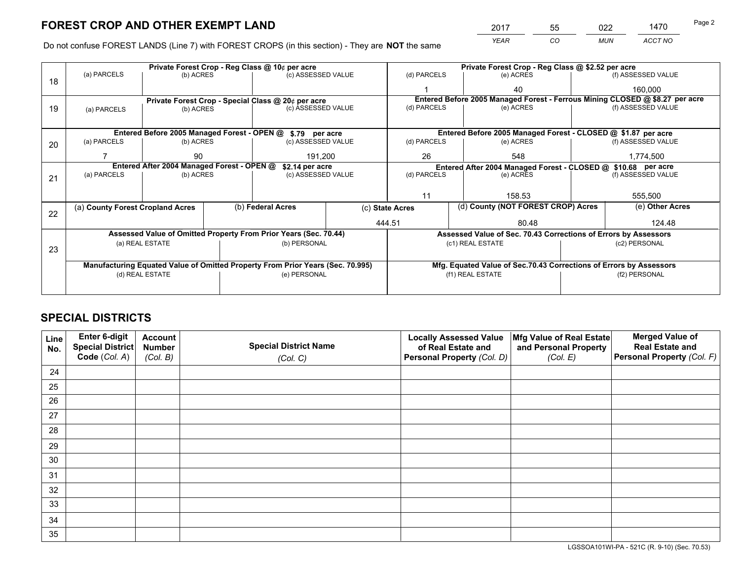# FOREST CROP AND OTHER EXEMPT LAND

| 2017 | 55 | 022 | 1470 |
|---|---|---|---|
| YEAR | CO | MUN | ACCT NO |

Do not confuse FOREST LANDS (Line 7) with FOREST CROPS (in this section) - They are **NOT** the same

| Line | Private Forest Crop - Reg Class @ 10¢ per acre | | | Private Forest Crop - Reg Class @ \$2.52 per acre | | |
|---|---|---|---|---|---|---|
| 18 | (a) PARCELS | (b) ACRES | (c) ASSESSED VALUE | (d) PARCELS | (e) ACRES | (f) ASSESSED VALUE |
| | | | | 1 | 40 | 160,000 |
| | **Private Forest Crop - Special Class @ 20¢ per acre** | | | **Entered Before 2005 Managed Forest - Ferrous Mining CLOSED @ \$8.27 per acre** | | |
| 19 | (a) PARCELS | (b) ACRES | (c) ASSESSED VALUE | (d) PARCELS | (e) ACRES | (f) ASSESSED VALUE |
| | | | | | | |
| | **Entered Before 2005 Managed Forest - OPEN @ \$.79 per acre** | | | **Entered Before 2005 Managed Forest - CLOSED @ \$1.87 per acre** | | |
| 20 | (a) PARCELS | (b) ACRES | (c) ASSESSED VALUE | (d) PARCELS | (e) ACRES | (f) ASSESSED VALUE |
| | 7 | 90 | 191,200 | 26 | 548 | 1,774,500 |
| | **Entered After 2004 Managed Forest - OPEN @ \$2.14 per acre** | | | **Entered After 2004 Managed Forest - CLOSED @ \$10.68 per acre** | | |
| 21 | (a) PARCELS | (b) ACRES | (c) ASSESSED VALUE | (d) PARCELS | (e) ACRES | (f) ASSESSED VALUE |
| | | | | 11 | 158.53 | 555,500 |

| Line | (a) County Forest Cropland Acres | (b) Federal Acres | (c) State Acres | (d) County (NOT FOREST CROP) Acres | (e) Other Acres |
|---|---|---|---|---|---|
| 22 | | | 444.51 | 80.48 | 124.48 |

| Line | Assessed Value of Omitted Property From Prior Years (Sec. 70.44) | | Assessed Value of Sec. 70.43 Corrections of Errors by Assessors | |
|---|---|---|---|---|
| 23 | (a) REAL ESTATE | (b) PERSONAL | (c1) REAL ESTATE | (c2) PERSONAL |
| | | | | |
| | **Manufacturing Equated Value of Omitted Property From Prior Years (Sec. 70.995)** | | **Mfg. Equated Value of Sec.70.43 Corrections of Errors by Assessors** | |
| | (d) REAL ESTATE | (e) PERSONAL | (f1) REAL ESTATE | (f2) PERSONAL |
| | | | | |

# SPECIAL DISTRICTS

| Line No. | Enter 6-digit Special District Code (Col. A) | Account Number (Col. B) | Special District Name (Col. C) | Locally Assessed Value of Real Estate and Personal Property (Col. D) | Mfg Value of Real Estate and Personal Property (Col. E) | Merged Value of Real Estate and Personal Property (Col. F) |
|---|---|---|---|---|---|---|
| 24 | | | | | | |
| 25 | | | | | | |
| 26 | | | | | | |
| 27 | | | | | | |
| 28 | | | | | | |
| 29 | | | | | | |
| 30 | | | | | | |
| 31 | | | | | | |
| 32 | | | | | | |
| 33 | | | | | | |
| 34 | | | | | | |
| 35 | | | | | | |

LGSSOA101WI-PA - 521C (R. 9-10) (Sec. 70.53)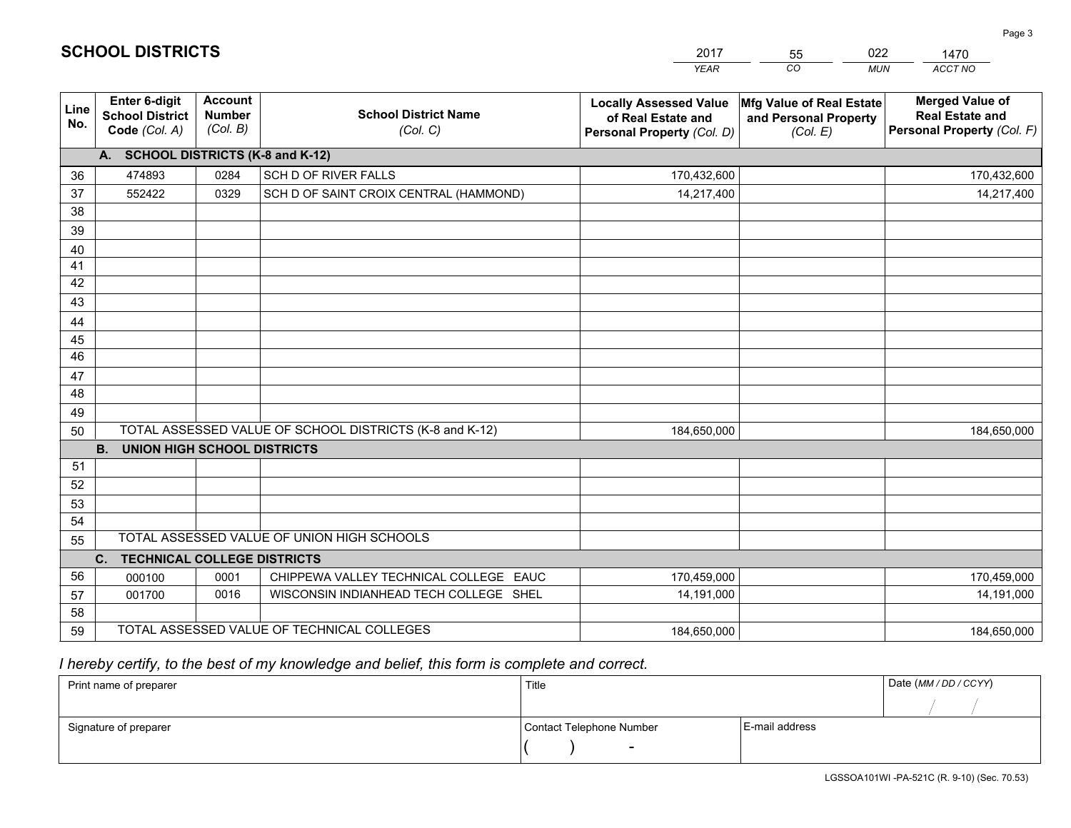# SCHOOL DISTRICTS

| 2017 | 55 | 022 | 1470 |
|---|---|---|---|
| *YEAR* | *CO* | *MUN* | *ACCT NO* |

| Line No. | Enter 6-digit School District Code *(Col. A)* | Account Number *(Col. B)* | School District Name *(Col. C)* | Locally Assessed Value of Real Estate and Personal Property *(Col. D)* | Mfg Value of Real Estate and Personal Property *(Col. E)* | Merged Value of Real Estate and Personal Property *(Col. F)* |
|---|---|---|---|---|---|---|
| | **A. SCHOOL DISTRICTS (K-8 and K-12)** | | | | | |
| 36 | 474893 | 0284 | SCH D OF RIVER FALLS | 170,432,600 | | 170,432,600 |
| 37 | 552422 | 0329 | SCH D OF SAINT CROIX CENTRAL (HAMMOND) | 14,217,400 | | 14,217,400 |
| 38 | | | | | | |
| 39 | | | | | | |
| 40 | | | | | | |
| 41 | | | | | | |
| 42 | | | | | | |
| 43 | | | | | | |
| 44 | | | | | | |
| 45 | | | | | | |
| 46 | | | | | | |
| 47 | | | | | | |
| 48 | | | | | | |
| 49 | | | | | | |
| 50 | TOTAL ASSESSED VALUE OF SCHOOL DISTRICTS (K-8 and K-12) | | | 184,650,000 | | 184,650,000 |
| | **B. UNION HIGH SCHOOL DISTRICTS** | | | | | |
| 51 | | | | | | |
| 52 | | | | | | |
| 53 | | | | | | |
| 54 | | | | | | |
| 55 | TOTAL ASSESSED VALUE OF UNION HIGH SCHOOLS | | | | | |
| | **C. TECHNICAL COLLEGE DISTRICTS** | | | | | |
| 56 | 000100 | 0001 | CHIPPEWA VALLEY TECHNICAL COLLEGE EAUC | 170,459,000 | | 170,459,000 |
| 57 | 001700 | 0016 | WISCONSIN INDIANHEAD TECH COLLEGE SHEL | 14,191,000 | | 14,191,000 |
| 58 | | | | | | |
| 59 | TOTAL ASSESSED VALUE OF TECHNICAL COLLEGES | | | 184,650,000 | | 184,650,000 |

*I hereby certify, to the best of my knowledge and belief, this form is complete and correct.*

| Print name of preparer | Title | | Date *(MM / DD / CCYY)* |
|---|---|---|---|
| | | | / / |
| Signature of preparer | Contact Telephone Number | E-mail address | |
| | ( ) - | | |

LGSSOA101WI -PA-521C (R. 9-10) (Sec. 70.53)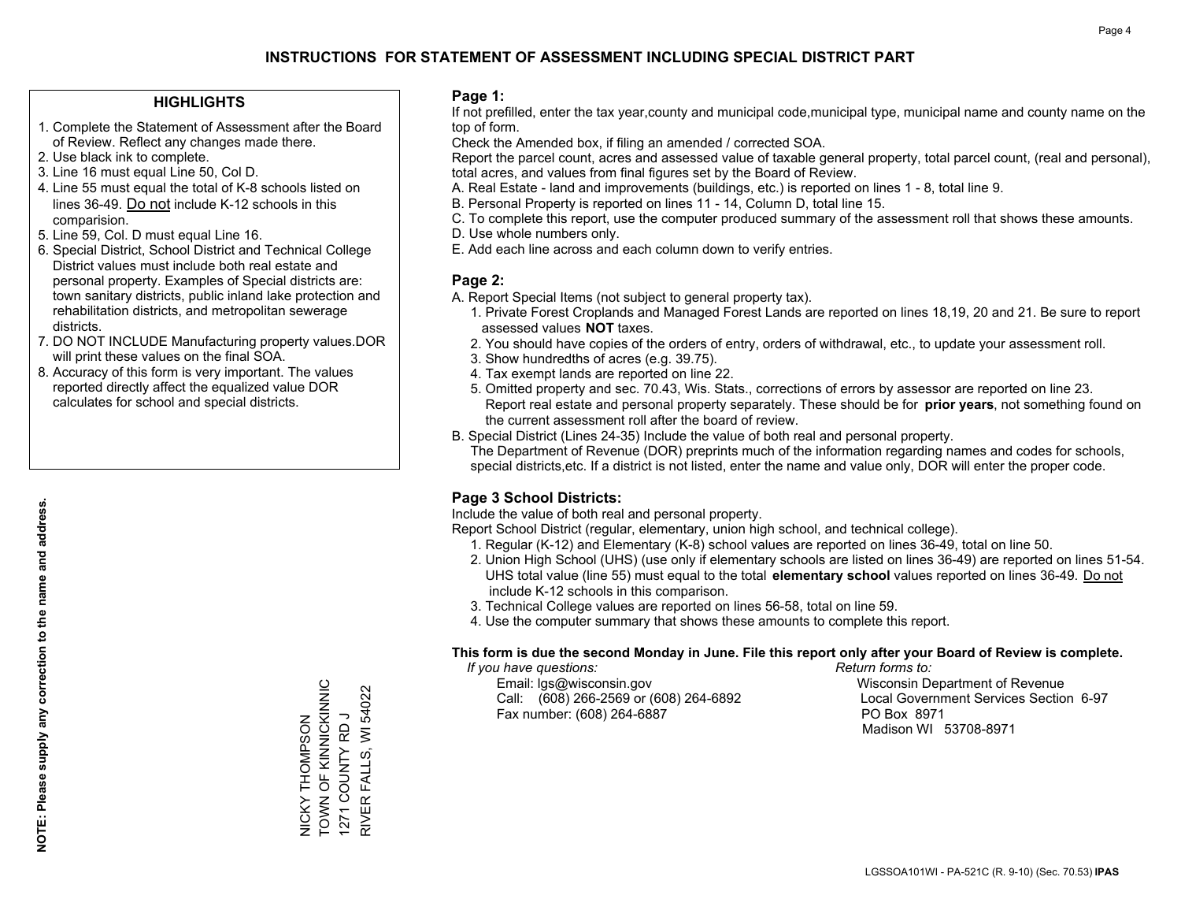# INSTRUCTIONS FOR STATEMENT OF ASSESSMENT INCLUDING SPECIAL DISTRICT PART

## HIGHLIGHTS

1. Complete the Statement of Assessment after the Board of Review. Reflect any changes made there.
2. Use black ink to complete.
3. Line 16 must equal Line 50, Col D.
4. Line 55 must equal the total of K-8 schools listed on lines 36-49. Do not include K-12 schools in this comparision.
5. Line 59, Col. D must equal Line 16.
6. Special District, School District and Technical College District values must include both real estate and personal property. Examples of Special districts are: town sanitary districts, public inland lake protection and rehabilitation districts, and metropolitan sewerage districts.
7. DO NOT INCLUDE Manufacturing property values.DOR will print these values on the final SOA.
8. Accuracy of this form is very important. The values reported directly affect the equalized value DOR calculates for school and special districts.

**NOTE: Please supply any correction to the name and address.**

NICKY THOMPSON
TOWN OF KINNICKINNIC
1271 COUNTY RD J
RIVER FALLS, WI 54022

## Page 1:

If not prefilled, enter the tax year,county and municipal code,municipal type, municipal name and county name on the top of form.

Check the Amended box, if filing an amended / corrected SOA.

Report the parcel count, acres and assessed value of taxable general property, total parcel count, (real and personal), total acres, and values from final figures set by the Board of Review.

A. Real Estate - land and improvements (buildings, etc.) is reported on lines 1 - 8, total line 9.
B. Personal Property is reported on lines 11 - 14, Column D, total line 15.
C. To complete this report, use the computer produced summary of the assessment roll that shows these amounts.
D. Use whole numbers only.
E. Add each line across and each column down to verify entries.

## Page 2:

A. Report Special Items (not subject to general property tax).
   1. Private Forest Croplands and Managed Forest Lands are reported on lines 18,19, 20 and 21. Be sure to report assessed values **NOT** taxes.
   2. You should have copies of the orders of entry, orders of withdrawal, etc., to update your assessment roll.
   3. Show hundredths of acres (e.g. 39.75).
   4. Tax exempt lands are reported on line 22.
   5. Omitted property and sec. 70.43, Wis. Stats., corrections of errors by assessor are reported on line 23. Report real estate and personal property separately. These should be for **prior years**, not something found on the current assessment roll after the board of review.
B. Special District (Lines 24-35) Include the value of both real and personal property.
   The Department of Revenue (DOR) preprints much of the information regarding names and codes for schools, special districts,etc. If a district is not listed, enter the name and value only, DOR will enter the proper code.

## Page 3 School Districts:

Include the value of both real and personal property.

Report School District (regular, elementary, union high school, and technical college).

1. Regular (K-12) and Elementary (K-8) school values are reported on lines 36-49, total on line 50.
2. Union High School (UHS) (use only if elementary schools are listed on lines 36-49) are reported on lines 51-54. UHS total value (line 55) must equal to the total **elementary school** values reported on lines 36-49. Do not include K-12 schools in this comparison.
3. Technical College values are reported on lines 56-58, total on line 59.
4. Use the computer summary that shows these amounts to complete this report.

**This form is due the second Monday in June. File this report only after your Board of Review is complete.**

*If you have questions:*
Email: lgs@wisconsin.gov
Call: (608) 266-2569 or (608) 264-6892
Fax number: (608) 264-6887

*Return forms to:*
Wisconsin Department of Revenue
Local Government Services Section 6-97
PO Box 8971
Madison WI 53708-8971

LGSSOA101WI - PA-521C (R. 9-10) (Sec. 70.53) **IPAS**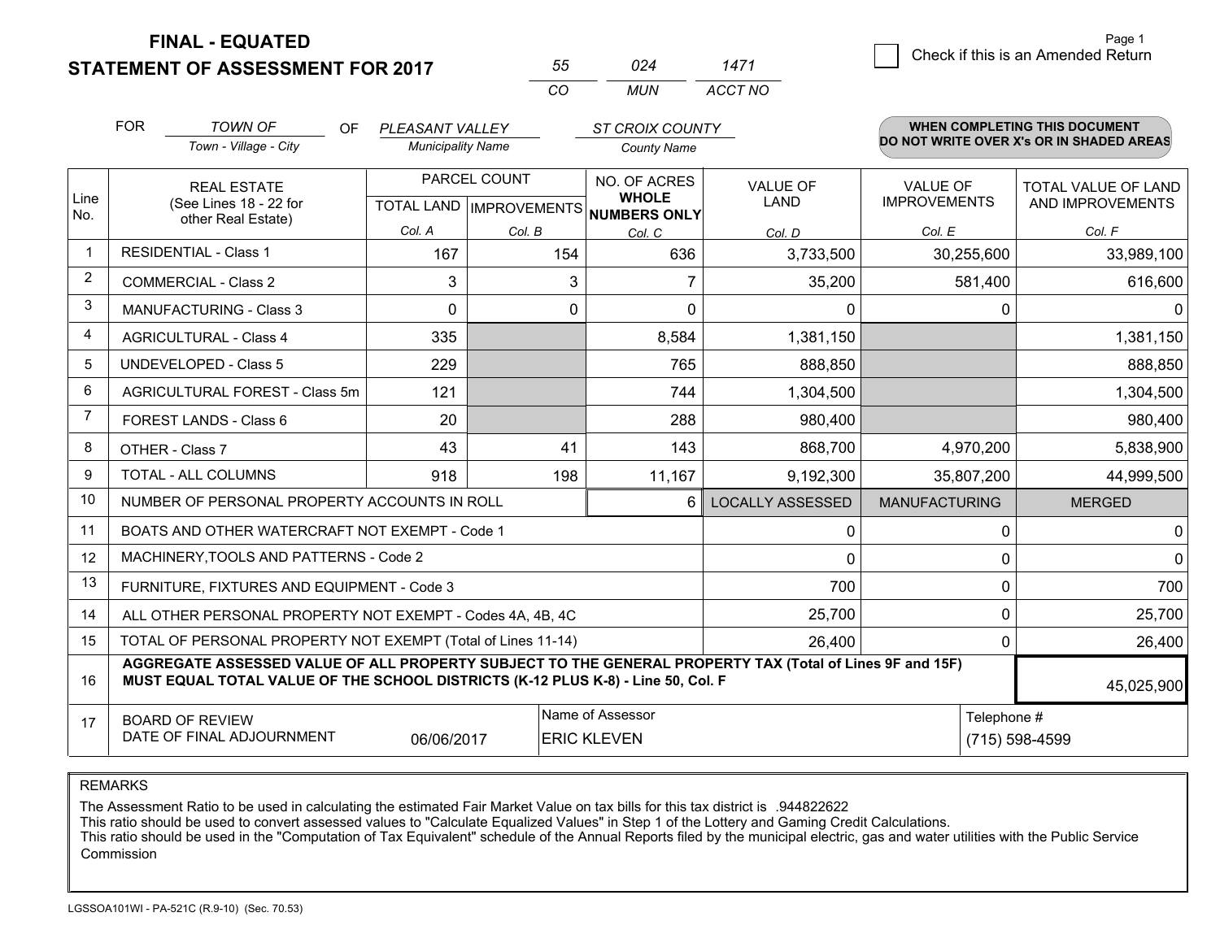# FINAL - EQUATED
# STATEMENT OF ASSESSMENT FOR 2017

| 55 | 024 | 1471 |
|---|---|---|
| CO | MUN | ACCT NO |

Check if this is an Amended Return

FOR *TOWN OF* (Town - Village - City) OF *PLEASANT VALLEY* (Municipality Name) *ST CROIX COUNTY* (County Name)

**WHEN COMPLETING THIS DOCUMENT DO NOT WRITE OVER X's OR IN SHADED AREAS**

| Line No. | REAL ESTATE (See Lines 18 - 22 for other Real Estate) | PARCEL COUNT TOTAL LAND Col. A | PARCEL COUNT IMPROVEMENTS Col. B | NO. OF ACRES WHOLE NUMBERS ONLY Col. C | VALUE OF LAND Col. D | VALUE OF IMPROVEMENTS Col. E | TOTAL VALUE OF LAND AND IMPROVEMENTS Col. F |
|---|---|---|---|---|---|---|---|
| 1 | RESIDENTIAL - Class 1 | 167 | 154 | 636 | 3,733,500 | 30,255,600 | 33,989,100 |
| 2 | COMMERCIAL - Class 2 | 3 | 3 | 7 | 35,200 | 581,400 | 616,600 |
| 3 | MANUFACTURING - Class 3 | 0 | 0 | 0 | 0 | 0 | 0 |
| 4 | AGRICULTURAL - Class 4 | 335 | | 8,584 | 1,381,150 | | 1,381,150 |
| 5 | UNDEVELOPED - Class 5 | 229 | | 765 | 888,850 | | 888,850 |
| 6 | AGRICULTURAL FOREST - Class 5m | 121 | | 744 | 1,304,500 | | 1,304,500 |
| 7 | FOREST LANDS - Class 6 | 20 | | 288 | 980,400 | | 980,400 |
| 8 | OTHER - Class 7 | 43 | 41 | 143 | 868,700 | 4,970,200 | 5,838,900 |
| 9 | TOTAL - ALL COLUMNS | 918 | 198 | 11,167 | 9,192,300 | 35,807,200 | 44,999,500 |
| 10 | NUMBER OF PERSONAL PROPERTY ACCOUNTS IN ROLL | | | 6 | LOCALLY ASSESSED | MANUFACTURING | MERGED |
| 11 | BOATS AND OTHER WATERCRAFT NOT EXEMPT - Code 1 | | | | 0 | 0 | 0 |
| 12 | MACHINERY,TOOLS AND PATTERNS - Code 2 | | | | 0 | 0 | 0 |
| 13 | FURNITURE, FIXTURES AND EQUIPMENT - Code 3 | | | | 700 | 0 | 700 |
| 14 | ALL OTHER PERSONAL PROPERTY NOT EXEMPT - Codes 4A, 4B, 4C | | | | 25,700 | 0 | 25,700 |
| 15 | TOTAL OF PERSONAL PROPERTY NOT EXEMPT (Total of Lines 11-14) | | | | 26,400 | 0 | 26,400 |
| 16 | **AGGREGATE ASSESSED VALUE OF ALL PROPERTY SUBJECT TO THE GENERAL PROPERTY TAX (Total of Lines 9F and 15F) MUST EQUAL TOTAL VALUE OF THE SCHOOL DISTRICTS (K-12 PLUS K-8) - Line 50, Col. F** | | | | | | 45,025,900 |
| 17 | BOARD OF REVIEW DATE OF FINAL ADJOURNMENT | 06/06/2017 | Name of Assessor | ERIC KLEVEN | | Telephone # | (715) 598-4599 |

REMARKS

The Assessment Ratio to be used in calculating the estimated Fair Market Value on tax bills for this tax district is .944822622
This ratio should be used to convert assessed values to "Calculate Equalized Values" in Step 1 of the Lottery and Gaming Credit Calculations.
This ratio should be used in the "Computation of Tax Equivalent" schedule of the Annual Reports filed by the municipal electric, gas and water utilities with the Public Service Commission

LGSSOA101WI - PA-521C (R.9-10) (Sec. 70.53)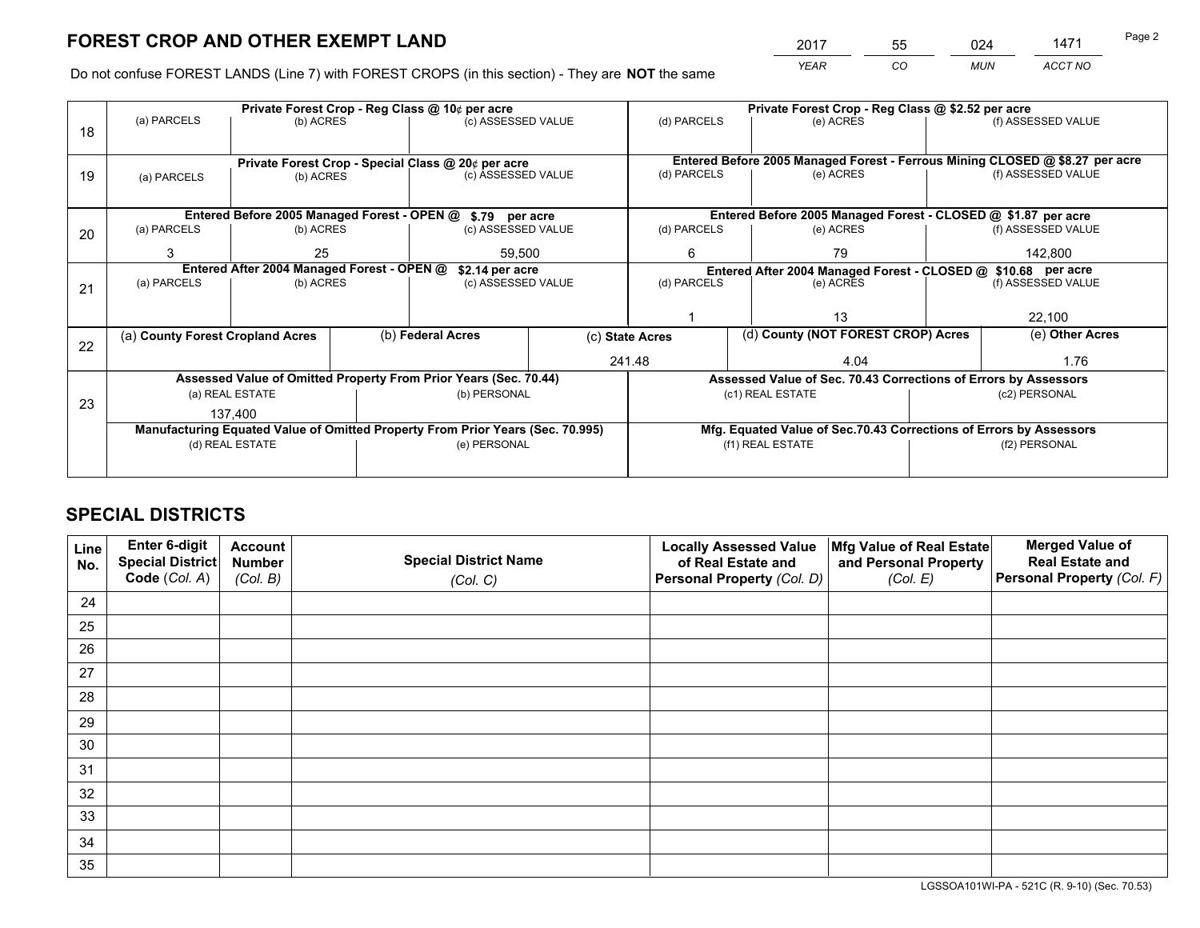# FOREST CROP AND OTHER EXEMPT LAND

| 2017 | 55 | 024 | 1471 |
|---|---|---|---|
| YEAR | CO | MUN | ACCT NO |

Do not confuse FOREST LANDS (Line 7) with FOREST CROPS (in this section) - They are **NOT** the same

| Line | Private Forest Crop - Reg Class @ 10¢ per acre | | | Private Forest Crop - Reg Class @ $2.52 per acre | | |
|---|---|---|---|---|---|---|
| 18 | (a) PARCELS | (b) ACRES | (c) ASSESSED VALUE | (d) PARCELS | (e) ACRES | (f) ASSESSED VALUE |
| | | | | | | |
| | **Private Forest Crop - Special Class @ 20¢ per acre** | | | **Entered Before 2005 Managed Forest - Ferrous Mining CLOSED @ $8.27 per acre** | | |
| 19 | (a) PARCELS | (b) ACRES | (c) ASSESSED VALUE | (d) PARCELS | (e) ACRES | (f) ASSESSED VALUE |
| | | | | | | |
| | **Entered Before 2005 Managed Forest - OPEN @ $.79 per acre** | | | **Entered Before 2005 Managed Forest - CLOSED @ $1.87 per acre** | | |
| 20 | (a) PARCELS | (b) ACRES | (c) ASSESSED VALUE | (d) PARCELS | (e) ACRES | (f) ASSESSED VALUE |
| | 3 | 25 | 59,500 | 6 | 79 | 142,800 |
| | **Entered After 2004 Managed Forest - OPEN @ $2.14 per acre** | | | **Entered After 2004 Managed Forest - CLOSED @ $10.68 per acre** | | |
| 21 | (a) PARCELS | (b) ACRES | (c) ASSESSED VALUE | (d) PARCELS | (e) ACRES | (f) ASSESSED VALUE |
| | | | | 1 | 13 | 22,100 |

| Line | (a) County Forest Cropland Acres | (b) Federal Acres | (c) State Acres | (d) County (NOT FOREST CROP) Acres | (e) Other Acres |
|---|---|---|---|---|---|
| 22 | | | 241.48 | 4.04 | 1.76 |

| Line | Assessed Value of Omitted Property From Prior Years (Sec. 70.44) | | Assessed Value of Sec. 70.43 Corrections of Errors by Assessors | |
|---|---|---|---|---|
| 23 | (a) REAL ESTATE | (b) PERSONAL | (c1) REAL ESTATE | (c2) PERSONAL |
| | 137,400 | | | |
| | **Manufacturing Equated Value of Omitted Property From Prior Years (Sec. 70.995)** | | **Mfg. Equated Value of Sec.70.43 Corrections of Errors by Assessors** | |
| | (d) REAL ESTATE | (e) PERSONAL | (f1) REAL ESTATE | (f2) PERSONAL |
| | | | | |

# SPECIAL DISTRICTS

| Line No. | Enter 6-digit Special District Code (Col. A) | Account Number (Col. B) | Special District Name (Col. C) | Locally Assessed Value of Real Estate and Personal Property (Col. D) | Mfg Value of Real Estate and Personal Property (Col. E) | Merged Value of Real Estate and Personal Property (Col. F) |
|---|---|---|---|---|---|---|
| 24 | | | | | | |
| 25 | | | | | | |
| 26 | | | | | | |
| 27 | | | | | | |
| 28 | | | | | | |
| 29 | | | | | | |
| 30 | | | | | | |
| 31 | | | | | | |
| 32 | | | | | | |
| 33 | | | | | | |
| 34 | | | | | | |
| 35 | | | | | | |

LGSSOA101WI-PA - 521C (R. 9-10) (Sec. 70.53)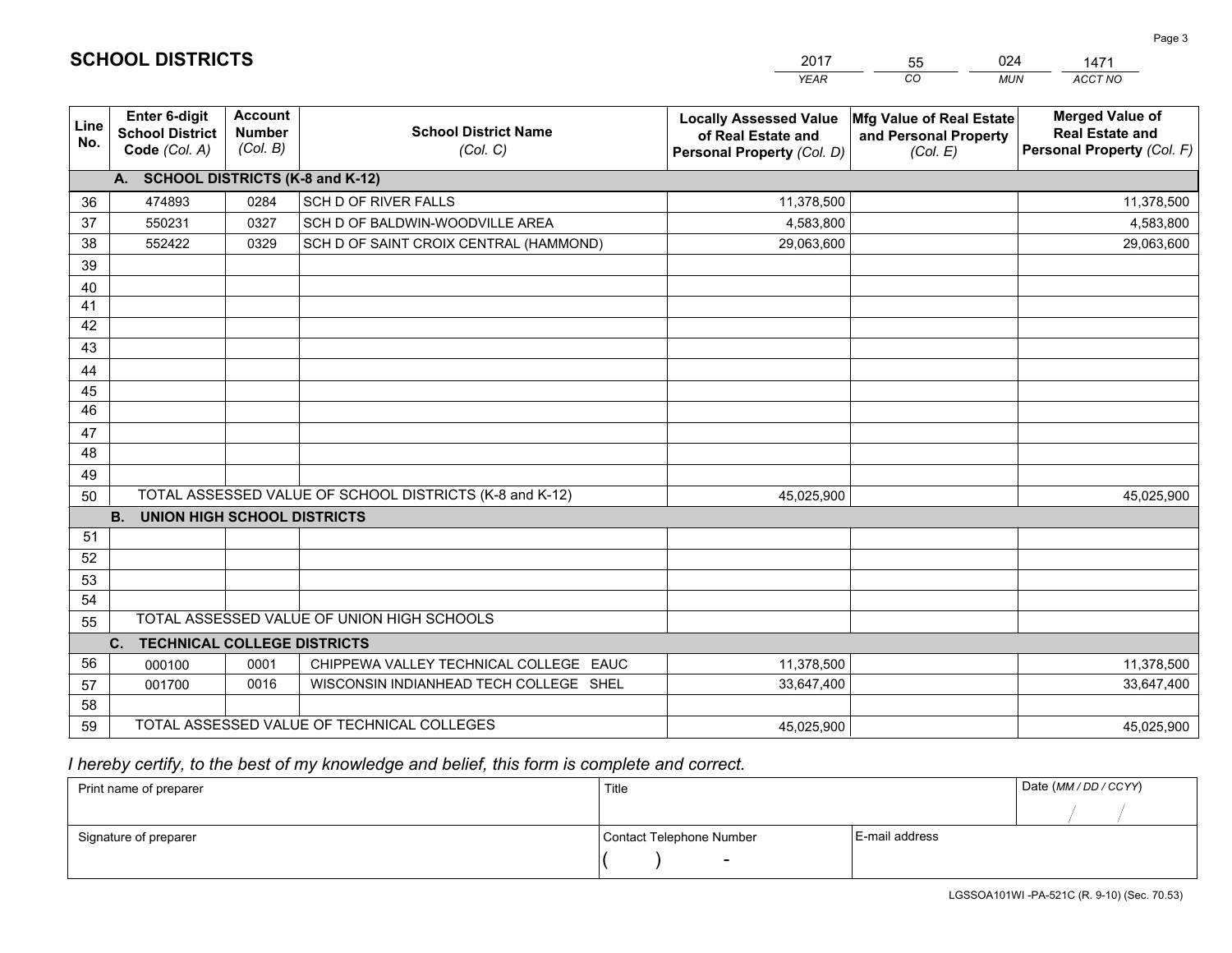# SCHOOL DISTRICTS

| 2017 | 55 | 024 | 1471 |
|---|---|---|---|
| YEAR | CO | MUN | ACCT NO |

| Line No. | Enter 6-digit School District Code (Col. A) | Account Number (Col. B) | School District Name (Col. C) | Locally Assessed Value of Real Estate and Personal Property (Col. D) | Mfg Value of Real Estate and Personal Property (Col. E) | Merged Value of Real Estate and Personal Property (Col. F) |
|---|---|---|---|---|---|---|
| | **A. SCHOOL DISTRICTS (K-8 and K-12)** | | | | | |
| 36 | 474893 | 0284 | SCH D OF RIVER FALLS | 11,378,500 | | 11,378,500 |
| 37 | 550231 | 0327 | SCH D OF BALDWIN-WOODVILLE AREA | 4,583,800 | | 4,583,800 |
| 38 | 552422 | 0329 | SCH D OF SAINT CROIX CENTRAL (HAMMOND) | 29,063,600 | | 29,063,600 |
| 39 | | | | | | |
| 40 | | | | | | |
| 41 | | | | | | |
| 42 | | | | | | |
| 43 | | | | | | |
| 44 | | | | | | |
| 45 | | | | | | |
| 46 | | | | | | |
| 47 | | | | | | |
| 48 | | | | | | |
| 49 | | | | | | |
| 50 | TOTAL ASSESSED VALUE OF SCHOOL DISTRICTS (K-8 and K-12) | | | 45,025,900 | | 45,025,900 |
| | **B. UNION HIGH SCHOOL DISTRICTS** | | | | | |
| 51 | | | | | | |
| 52 | | | | | | |
| 53 | | | | | | |
| 54 | | | | | | |
| 55 | TOTAL ASSESSED VALUE OF UNION HIGH SCHOOLS | | | | | |
| | **C. TECHNICAL COLLEGE DISTRICTS** | | | | | |
| 56 | 000100 | 0001 | CHIPPEWA VALLEY TECHNICAL COLLEGE EAUC | 11,378,500 | | 11,378,500 |
| 57 | 001700 | 0016 | WISCONSIN INDIANHEAD TECH COLLEGE SHEL | 33,647,400 | | 33,647,400 |
| 58 | | | | | | |
| 59 | TOTAL ASSESSED VALUE OF TECHNICAL COLLEGES | | | 45,025,900 | | 45,025,900 |

*I hereby certify, to the best of my knowledge and belief, this form is complete and correct.*

| Print name of preparer | Title | | Date (MM / DD / CCYY) |
|---|---|---|---|
| | | | / / |
| Signature of preparer | Contact Telephone Number | E-mail address | |
| | ( ) - | | |

LGSSOA101WI -PA-521C (R. 9-10) (Sec. 70.53)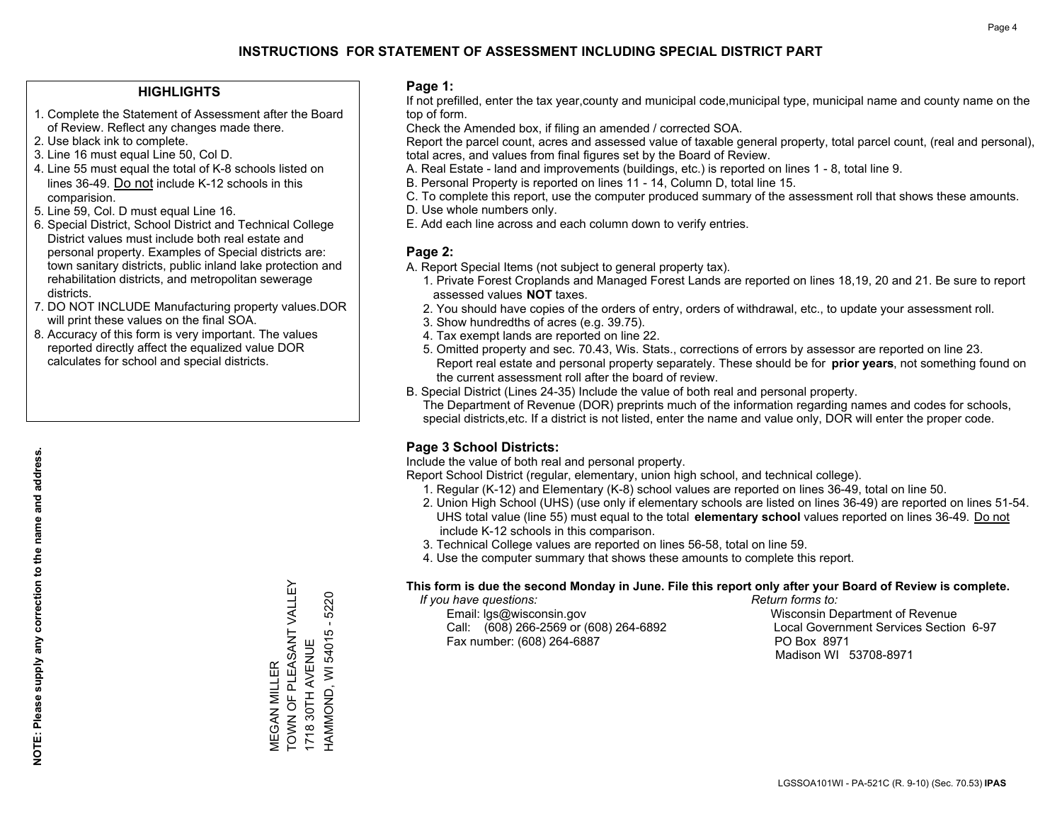# INSTRUCTIONS FOR STATEMENT OF ASSESSMENT INCLUDING SPECIAL DISTRICT PART

## HIGHLIGHTS

1. Complete the Statement of Assessment after the Board of Review. Reflect any changes made there.
2. Use black ink to complete.
3. Line 16 must equal Line 50, Col D.
4. Line 55 must equal the total of K-8 schools listed on lines 36-49. Do not include K-12 schools in this comparision.
5. Line 59, Col. D must equal Line 16.
6. Special District, School District and Technical College District values must include both real estate and personal property. Examples of Special districts are: town sanitary districts, public inland lake protection and rehabilitation districts, and metropolitan sewerage districts.
7. DO NOT INCLUDE Manufacturing property values.DOR will print these values on the final SOA.
8. Accuracy of this form is very important. The values reported directly affect the equalized value DOR calculates for school and special districts.

**NOTE: Please supply any correction to the name and address.**

MEGAN MILLER
TOWN OF PLEASANT VALLEY
1718 30TH AVENUE
HAMMOND, WI 54015 - 5220

## Page 1:

If not prefilled, enter the tax year,county and municipal code,municipal type, municipal name and county name on the top of form.

Check the Amended box, if filing an amended / corrected SOA.

Report the parcel count, acres and assessed value of taxable general property, total parcel count, (real and personal), total acres, and values from final figures set by the Board of Review.

A. Real Estate - land and improvements (buildings, etc.) is reported on lines 1 - 8, total line 9.
B. Personal Property is reported on lines 11 - 14, Column D, total line 15.
C. To complete this report, use the computer produced summary of the assessment roll that shows these amounts.
D. Use whole numbers only.
E. Add each line across and each column down to verify entries.

## Page 2:

A. Report Special Items (not subject to general property tax).
   1. Private Forest Croplands and Managed Forest Lands are reported on lines 18,19, 20 and 21. Be sure to report assessed values **NOT** taxes.
   2. You should have copies of the orders of entry, orders of withdrawal, etc., to update your assessment roll.
   3. Show hundredths of acres (e.g. 39.75).
   4. Tax exempt lands are reported on line 22.
   5. Omitted property and sec. 70.43, Wis. Stats., corrections of errors by assessor are reported on line 23. Report real estate and personal property separately. These should be for **prior years**, not something found on the current assessment roll after the board of review.
B. Special District (Lines 24-35) Include the value of both real and personal property.
   The Department of Revenue (DOR) preprints much of the information regarding names and codes for schools, special districts,etc. If a district is not listed, enter the name and value only, DOR will enter the proper code.

## Page 3 School Districts:

Include the value of both real and personal property.

Report School District (regular, elementary, union high school, and technical college).

1. Regular (K-12) and Elementary (K-8) school values are reported on lines 36-49, total on line 50.
2. Union High School (UHS) (use only if elementary schools are listed on lines 36-49) are reported on lines 51-54. UHS total value (line 55) must equal to the total **elementary school** values reported on lines 36-49. Do not include K-12 schools in this comparison.
3. Technical College values are reported on lines 56-58, total on line 59.
4. Use the computer summary that shows these amounts to complete this report.

**This form is due the second Monday in June. File this report only after your Board of Review is complete.**

*If you have questions:*
Email: lgs@wisconsin.gov
Call: (608) 266-2569 or (608) 264-6892
Fax number: (608) 264-6887

*Return forms to:*
Wisconsin Department of Revenue
Local Government Services Section 6-97
PO Box 8971
Madison WI 53708-8971

LGSSOA101WI - PA-521C (R. 9-10) (Sec. 70.53) **IPAS**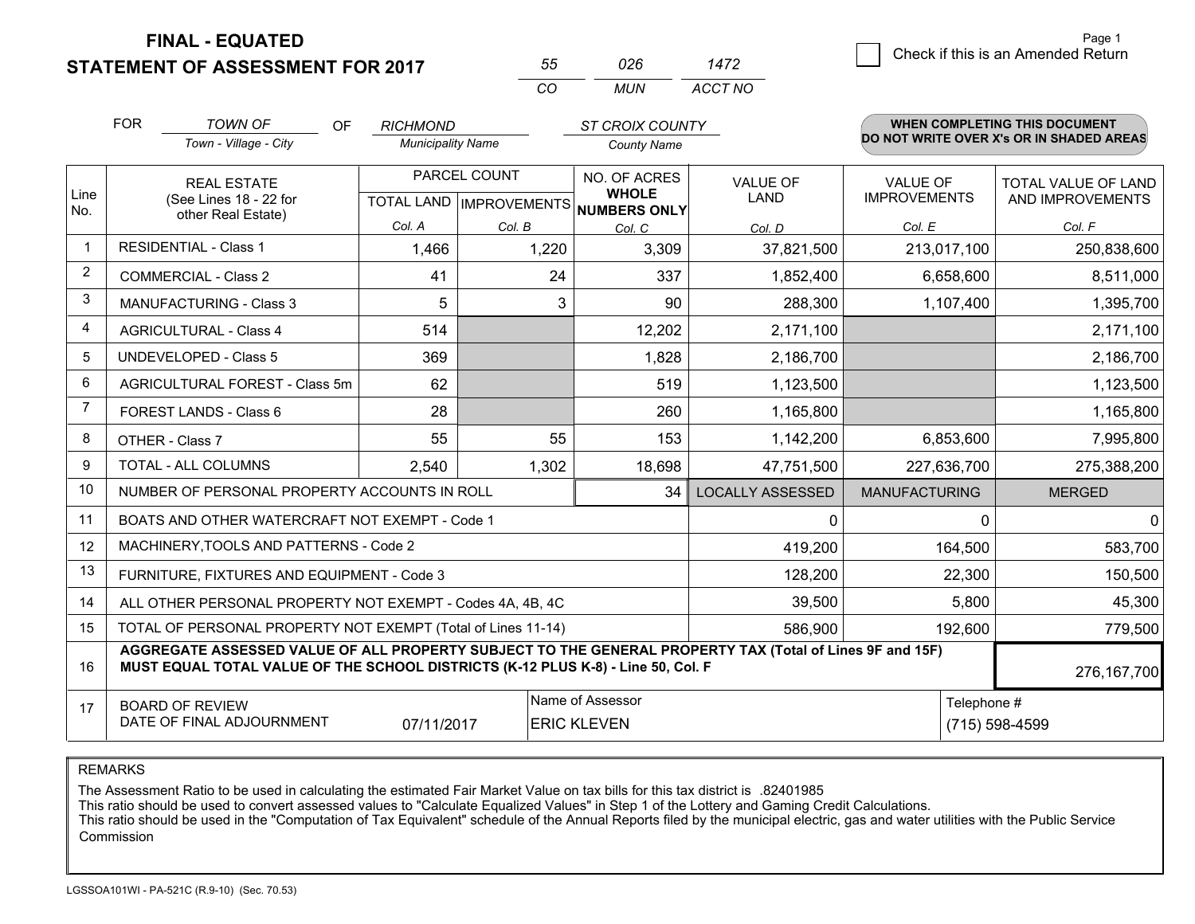**FINAL - EQUATED**
**STATEMENT OF ASSESSMENT FOR 2017**

| 55 | 026 | 1472 |
|---|---|---|
| CO | MUN | ACCT NO |

Check if this is an Amended Return

FOR *TOWN OF* (Town - Village - City) OF *RICHMOND* (Municipality Name) *ST CROIX COUNTY* (County Name)

**WHEN COMPLETING THIS DOCUMENT DO NOT WRITE OVER X's OR IN SHADED AREAS**

| Line No. | REAL ESTATE (See Lines 18 - 22 for other Real Estate) | PARCEL COUNT | | NO. OF ACRES WHOLE NUMBERS ONLY | VALUE OF LAND | VALUE OF IMPROVEMENTS | TOTAL VALUE OF LAND AND IMPROVEMENTS |
|---|---|---|---|---|---|---|---|
| | | TOTAL LAND | IMPROVEMENTS | | | | |
| | | Col. A | Col. B | Col. C | Col. D | Col. E | Col. F |
| 1 | RESIDENTIAL - Class 1 | 1,466 | 1,220 | 3,309 | 37,821,500 | 213,017,100 | 250,838,600 |
| 2 | COMMERCIAL - Class 2 | 41 | 24 | 337 | 1,852,400 | 6,658,600 | 8,511,000 |
| 3 | MANUFACTURING - Class 3 | 5 | 3 | 90 | 288,300 | 1,107,400 | 1,395,700 |
| 4 | AGRICULTURAL - Class 4 | 514 | | 12,202 | 2,171,100 | | 2,171,100 |
| 5 | UNDEVELOPED - Class 5 | 369 | | 1,828 | 2,186,700 | | 2,186,700 |
| 6 | AGRICULTURAL FOREST - Class 5m | 62 | | 519 | 1,123,500 | | 1,123,500 |
| 7 | FOREST LANDS - Class 6 | 28 | | 260 | 1,165,800 | | 1,165,800 |
| 8 | OTHER - Class 7 | 55 | 55 | 153 | 1,142,200 | 6,853,600 | 7,995,800 |
| 9 | TOTAL - ALL COLUMNS | 2,540 | 1,302 | 18,698 | 47,751,500 | 227,636,700 | 275,388,200 |
| 10 | NUMBER OF PERSONAL PROPERTY ACCOUNTS IN ROLL | | | 34 | LOCALLY ASSESSED | MANUFACTURING | MERGED |
| 11 | BOATS AND OTHER WATERCRAFT NOT EXEMPT - Code 1 | | | | 0 | 0 | 0 |
| 12 | MACHINERY,TOOLS AND PATTERNS - Code 2 | | | | 419,200 | 164,500 | 583,700 |
| 13 | FURNITURE, FIXTURES AND EQUIPMENT - Code 3 | | | | 128,200 | 22,300 | 150,500 |
| 14 | ALL OTHER PERSONAL PROPERTY NOT EXEMPT - Codes 4A, 4B, 4C | | | | 39,500 | 5,800 | 45,300 |
| 15 | TOTAL OF PERSONAL PROPERTY NOT EXEMPT (Total of Lines 11-14) | | | | 586,900 | 192,600 | 779,500 |
| 16 | **AGGREGATE ASSESSED VALUE OF ALL PROPERTY SUBJECT TO THE GENERAL PROPERTY TAX (Total of Lines 9F and 15F) MUST EQUAL TOTAL VALUE OF THE SCHOOL DISTRICTS (K-12 PLUS K-8) - Line 50, Col. F** | | | | | | 276,167,700 |
| 17 | BOARD OF REVIEW DATE OF FINAL ADJOURNMENT | 07/11/2017 | Name of Assessor | ERIC KLEVEN | | Telephone # | (715) 598-4599 |

REMARKS

The Assessment Ratio to be used in calculating the estimated Fair Market Value on tax bills for this tax district is .82401985
This ratio should be used to convert assessed values to "Calculate Equalized Values" in Step 1 of the Lottery and Gaming Credit Calculations.
This ratio should be used in the "Computation of Tax Equivalent" schedule of the Annual Reports filed by the municipal electric, gas and water utilities with the Public Service Commission

LGSSOA101WI - PA-521C (R.9-10) (Sec. 70.53)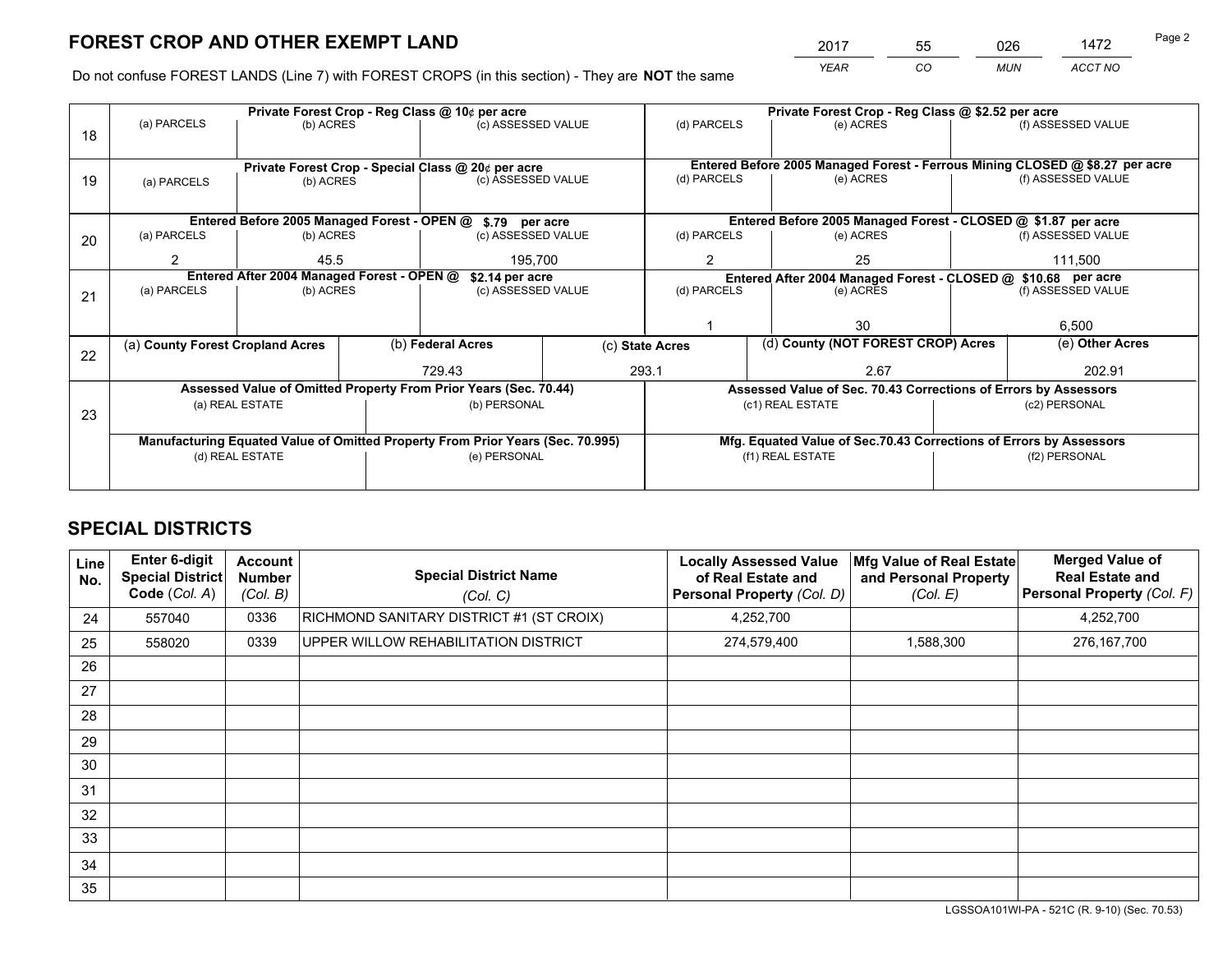# FOREST CROP AND OTHER EXEMPT LAND

| 2017 | 55 | 026 | 1472 |
|---|---|---|---|
| YEAR | CO | MUN | ACCT NO |

Do not confuse FOREST LANDS (Line 7) with FOREST CROPS (in this section) - They are **NOT** the same

| Line | Private Forest Crop - Reg Class @ 10¢ per acre | | | Private Forest Crop - Reg Class @ $2.52 per acre | | |
|---|---|---|---|---|---|---|
| 18 | (a) PARCELS | (b) ACRES | (c) ASSESSED VALUE | (d) PARCELS | (e) ACRES | (f) ASSESSED VALUE |
| | | | | | | |
| | **Private Forest Crop - Special Class @ 20¢ per acre** | | | **Entered Before 2005 Managed Forest - Ferrous Mining CLOSED @ $8.27 per acre** | | |
| 19 | (a) PARCELS | (b) ACRES | (c) ASSESSED VALUE | (d) PARCELS | (e) ACRES | (f) ASSESSED VALUE |
| | | | | | | |
| | **Entered Before 2005 Managed Forest - OPEN @ $.79 per acre** | | | **Entered Before 2005 Managed Forest - CLOSED @ $1.87 per acre** | | |
| 20 | (a) PARCELS | (b) ACRES | (c) ASSESSED VALUE | (d) PARCELS | (e) ACRES | (f) ASSESSED VALUE |
| | 2 | 45.5 | 195,700 | 2 | 25 | 111,500 |
| | **Entered After 2004 Managed Forest - OPEN @ $2.14 per acre** | | | **Entered After 2004 Managed Forest - CLOSED @ $10.68 per acre** | | |
| 21 | (a) PARCELS | (b) ACRES | (c) ASSESSED VALUE | (d) PARCELS | (e) ACRES | (f) ASSESSED VALUE |
| | | | | 1 | 30 | 6,500 |

| Line | (a) County Forest Cropland Acres | (b) Federal Acres | (c) State Acres | (d) County (NOT FOREST CROP) Acres | (e) Other Acres |
|---|---|---|---|---|---|
| 22 | | 729.43 | 293.1 | 2.67 | 202.91 |

| Line | Assessed Value of Omitted Property From Prior Years (Sec. 70.44) | | Assessed Value of Sec. 70.43 Corrections of Errors by Assessors | |
|---|---|---|---|---|
| 23 | (a) REAL ESTATE | (b) PERSONAL | (c1) REAL ESTATE | (c2) PERSONAL |
| | | | | |
| | **Manufacturing Equated Value of Omitted Property From Prior Years (Sec. 70.995)** | | **Mfg. Equated Value of Sec.70.43 Corrections of Errors by Assessors** | |
| | (d) REAL ESTATE | (e) PERSONAL | (f1) REAL ESTATE | (f2) PERSONAL |
| | | | | |

# SPECIAL DISTRICTS

| Line No. | Enter 6-digit Special District Code (Col. A) | Account Number (Col. B) | Special District Name (Col. C) | Locally Assessed Value of Real Estate and Personal Property (Col. D) | Mfg Value of Real Estate and Personal Property (Col. E) | Merged Value of Real Estate and Personal Property (Col. F) |
|---|---|---|---|---|---|---|
| 24 | 557040 | 0336 | RICHMOND SANITARY DISTRICT #1 (ST CROIX) | 4,252,700 | | 4,252,700 |
| 25 | 558020 | 0339 | UPPER WILLOW REHABILITATION DISTRICT | 274,579,400 | 1,588,300 | 276,167,700 |
| 26 | | | | | | |
| 27 | | | | | | |
| 28 | | | | | | |
| 29 | | | | | | |
| 30 | | | | | | |
| 31 | | | | | | |
| 32 | | | | | | |
| 33 | | | | | | |
| 34 | | | | | | |
| 35 | | | | | | |

LGSSOA101WI-PA - 521C (R. 9-10) (Sec. 70.53)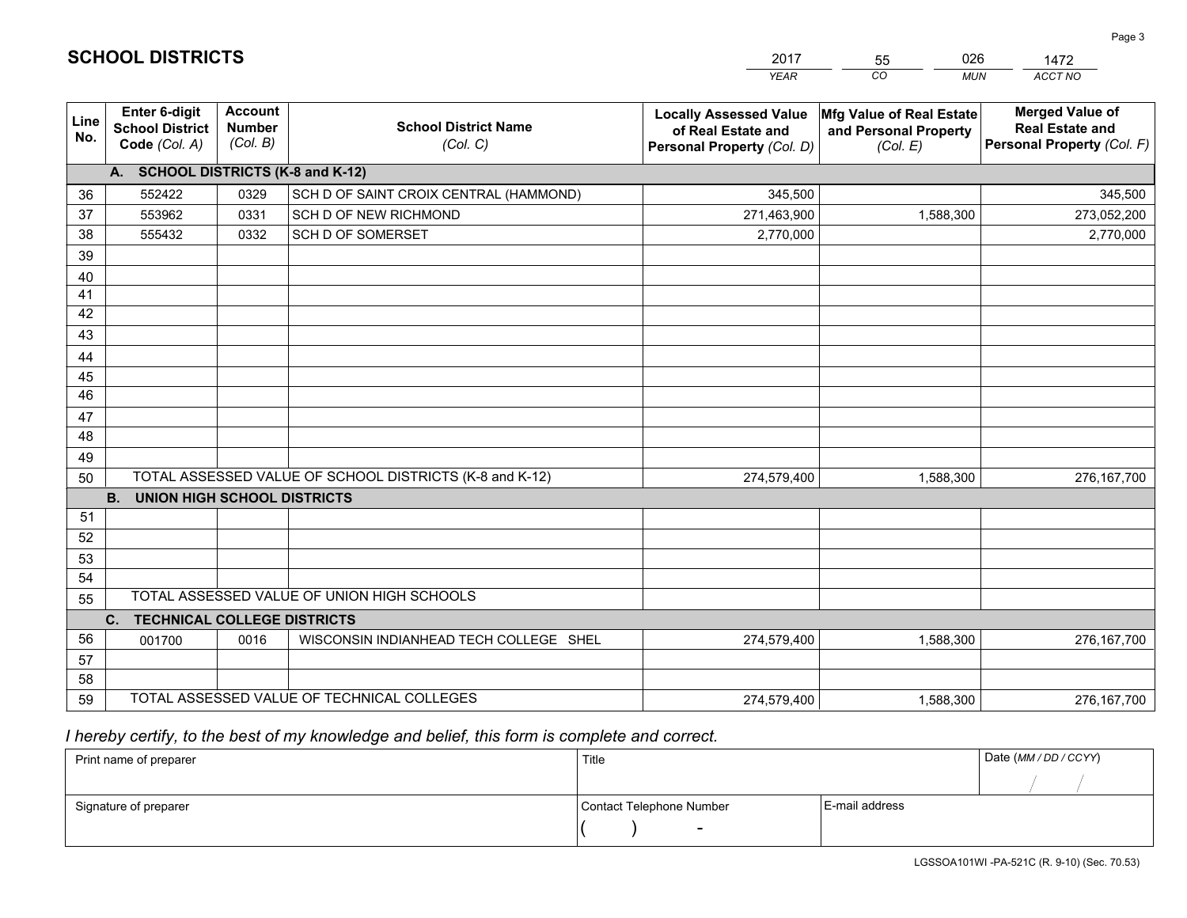# SCHOOL DISTRICTS

| 2017 | 55 | 026 | 1472 |
|---|---|---|---|
| *YEAR* | *CO* | *MUN* | *ACCT NO* |

| Line No. | Enter 6-digit School District Code *(Col. A)* | Account Number *(Col. B)* | School District Name *(Col. C)* | Locally Assessed Value of Real Estate and Personal Property *(Col. D)* | Mfg Value of Real Estate and Personal Property *(Col. E)* | Merged Value of Real Estate and Personal Property *(Col. F)* |
|---|---|---|---|---|---|---|
| | **A. SCHOOL DISTRICTS (K-8 and K-12)** | | | | | |
| 36 | 552422 | 0329 | SCH D OF SAINT CROIX CENTRAL (HAMMOND) | 345,500 | | 345,500 |
| 37 | 553962 | 0331 | SCH D OF NEW RICHMOND | 271,463,900 | 1,588,300 | 273,052,200 |
| 38 | 555432 | 0332 | SCH D OF SOMERSET | 2,770,000 | | 2,770,000 |
| 39 | | | | | | |
| 40 | | | | | | |
| 41 | | | | | | |
| 42 | | | | | | |
| 43 | | | | | | |
| 44 | | | | | | |
| 45 | | | | | | |
| 46 | | | | | | |
| 47 | | | | | | |
| 48 | | | | | | |
| 49 | | | | | | |
| 50 | TOTAL ASSESSED VALUE OF SCHOOL DISTRICTS (K-8 and K-12) | | | 274,579,400 | 1,588,300 | 276,167,700 |
| | **B. UNION HIGH SCHOOL DISTRICTS** | | | | | |
| 51 | | | | | | |
| 52 | | | | | | |
| 53 | | | | | | |
| 54 | | | | | | |
| 55 | TOTAL ASSESSED VALUE OF UNION HIGH SCHOOLS | | | | | |
| | **C. TECHNICAL COLLEGE DISTRICTS** | | | | | |
| 56 | 001700 | 0016 | WISCONSIN INDIANHEAD TECH COLLEGE SHEL | 274,579,400 | 1,588,300 | 276,167,700 |
| 57 | | | | | | |
| 58 | | | | | | |
| 59 | TOTAL ASSESSED VALUE OF TECHNICAL COLLEGES | | | 274,579,400 | 1,588,300 | 276,167,700 |

*I hereby certify, to the best of my knowledge and belief, this form is complete and correct.*

| Print name of preparer | Title | | Date *(MM / DD / CCYY)* |
|---|---|---|---|
| | | | / / |
| Signature of preparer | Contact Telephone Number | E-mail address | |
| | ( ) - | | |

LGSSOA101WI -PA-521C (R. 9-10) (Sec. 70.53)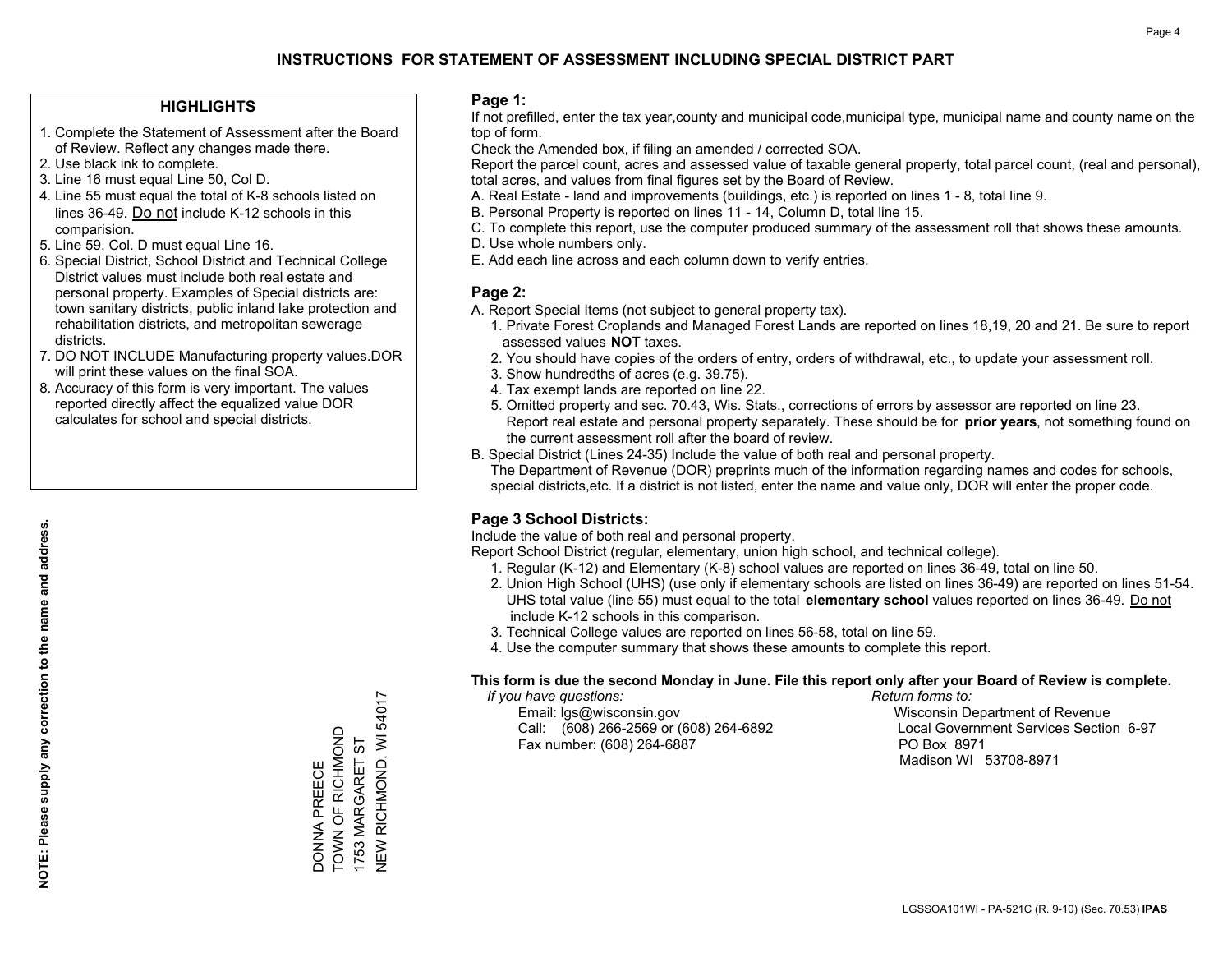# INSTRUCTIONS FOR STATEMENT OF ASSESSMENT INCLUDING SPECIAL DISTRICT PART

## HIGHLIGHTS

1. Complete the Statement of Assessment after the Board of Review. Reflect any changes made there.
2. Use black ink to complete.
3. Line 16 must equal Line 50, Col D.
4. Line 55 must equal the total of K-8 schools listed on lines 36-49. Do not include K-12 schools in this comparision.
5. Line 59, Col. D must equal Line 16.
6. Special District, School District and Technical College District values must include both real estate and personal property. Examples of Special districts are: town sanitary districts, public inland lake protection and rehabilitation districts, and metropolitan sewerage districts.
7. DO NOT INCLUDE Manufacturing property values.DOR will print these values on the final SOA.
8. Accuracy of this form is very important. The values reported directly affect the equalized value DOR calculates for school and special districts.

**NOTE: Please supply any correction to the name and address.**

DONNA PREECE
TOWN OF RICHMOND
1753 MARGARET ST
NEW RICHMOND, WI 54017

## Page 1:

If not prefilled, enter the tax year,county and municipal code,municipal type, municipal name and county name on the top of form.

Check the Amended box, if filing an amended / corrected SOA.

Report the parcel count, acres and assessed value of taxable general property, total parcel count, (real and personal), total acres, and values from final figures set by the Board of Review.

A. Real Estate - land and improvements (buildings, etc.) is reported on lines 1 - 8, total line 9.
B. Personal Property is reported on lines 11 - 14, Column D, total line 15.
C. To complete this report, use the computer produced summary of the assessment roll that shows these amounts.
D. Use whole numbers only.
E. Add each line across and each column down to verify entries.

## Page 2:

A. Report Special Items (not subject to general property tax).
   1. Private Forest Croplands and Managed Forest Lands are reported on lines 18,19, 20 and 21. Be sure to report assessed values **NOT** taxes.
   2. You should have copies of the orders of entry, orders of withdrawal, etc., to update your assessment roll.
   3. Show hundredths of acres (e.g. 39.75).
   4. Tax exempt lands are reported on line 22.
   5. Omitted property and sec. 70.43, Wis. Stats., corrections of errors by assessor are reported on line 23. Report real estate and personal property separately. These should be for **prior years**, not something found on the current assessment roll after the board of review.
B. Special District (Lines 24-35) Include the value of both real and personal property.
   The Department of Revenue (DOR) preprints much of the information regarding names and codes for schools, special districts,etc. If a district is not listed, enter the name and value only, DOR will enter the proper code.

## Page 3 School Districts:

Include the value of both real and personal property.

Report School District (regular, elementary, union high school, and technical college).

1. Regular (K-12) and Elementary (K-8) school values are reported on lines 36-49, total on line 50.
2. Union High School (UHS) (use only if elementary schools are listed on lines 36-49) are reported on lines 51-54. UHS total value (line 55) must equal to the total **elementary school** values reported on lines 36-49. Do not include K-12 schools in this comparison.
3. Technical College values are reported on lines 56-58, total on line 59.
4. Use the computer summary that shows these amounts to complete this report.

**This form is due the second Monday in June. File this report only after your Board of Review is complete.**

*If you have questions:*
Email: lgs@wisconsin.gov
Call: (608) 266-2569 or (608) 264-6892
Fax number: (608) 264-6887

*Return forms to:*
Wisconsin Department of Revenue
Local Government Services Section 6-97
PO Box 8971
Madison WI 53708-8971

LGSSOA101WI - PA-521C (R. 9-10) (Sec. 70.53) **IPAS**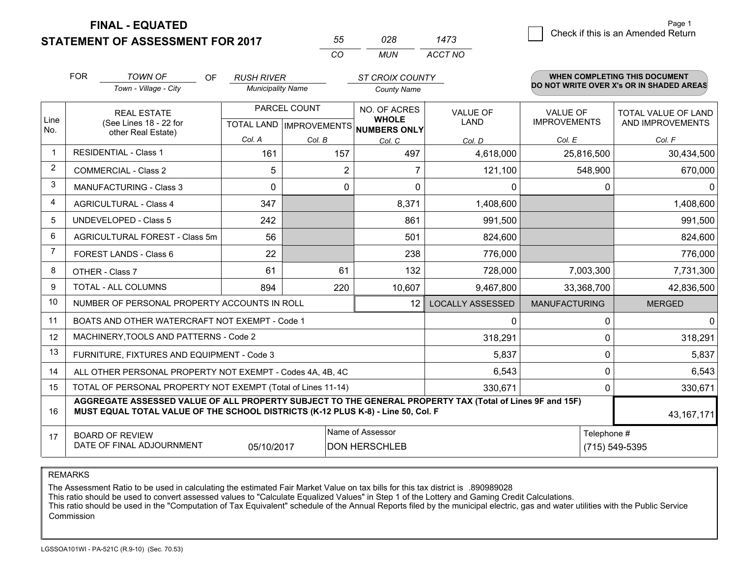# FINAL - EQUATED
# STATEMENT OF ASSESSMENT FOR 2017

| 55 | 028 | 1473 |
|---|---|---|
| CO | MUN | ACCT NO |

Page 1

Check if this is an Amended Return

FOR *TOWN OF* (Town - Village - City) OF *RUSH RIVER* (Municipality Name) *ST CROIX COUNTY* (County Name)

**WHEN COMPLETING THIS DOCUMENT DO NOT WRITE OVER X's OR IN SHADED AREAS**

| Line No. | REAL ESTATE (See Lines 18 - 22 for other Real Estate) | PARCEL COUNT TOTAL LAND Col. A | PARCEL COUNT IMPROVEMENTS Col. B | NO. OF ACRES WHOLE NUMBERS ONLY Col. C | VALUE OF LAND Col. D | VALUE OF IMPROVEMENTS Col. E | TOTAL VALUE OF LAND AND IMPROVEMENTS Col. F |
|---|---|---|---|---|---|---|---|
| 1 | RESIDENTIAL - Class 1 | 161 | 157 | 497 | 4,618,000 | 25,816,500 | 30,434,500 |
| 2 | COMMERCIAL - Class 2 | 5 | 2 | 7 | 121,100 | 548,900 | 670,000 |
| 3 | MANUFACTURING - Class 3 | 0 | 0 | 0 | 0 | 0 | 0 |
| 4 | AGRICULTURAL - Class 4 | 347 | | 8,371 | 1,408,600 | | 1,408,600 |
| 5 | UNDEVELOPED - Class 5 | 242 | | 861 | 991,500 | | 991,500 |
| 6 | AGRICULTURAL FOREST - Class 5m | 56 | | 501 | 824,600 | | 824,600 |
| 7 | FOREST LANDS - Class 6 | 22 | | 238 | 776,000 | | 776,000 |
| 8 | OTHER - Class 7 | 61 | 61 | 132 | 728,000 | 7,003,300 | 7,731,300 |
| 9 | TOTAL - ALL COLUMNS | 894 | 220 | 10,607 | 9,467,800 | 33,368,700 | 42,836,500 |
| 10 | NUMBER OF PERSONAL PROPERTY ACCOUNTS IN ROLL | | | 12 | LOCALLY ASSESSED | MANUFACTURING | MERGED |
| 11 | BOATS AND OTHER WATERCRAFT NOT EXEMPT - Code 1 | | | | 0 | 0 | 0 |
| 12 | MACHINERY,TOOLS AND PATTERNS - Code 2 | | | | 318,291 | 0 | 318,291 |
| 13 | FURNITURE, FIXTURES AND EQUIPMENT - Code 3 | | | | 5,837 | 0 | 5,837 |
| 14 | ALL OTHER PERSONAL PROPERTY NOT EXEMPT - Codes 4A, 4B, 4C | | | | 6,543 | 0 | 6,543 |
| 15 | TOTAL OF PERSONAL PROPERTY NOT EXEMPT (Total of Lines 11-14) | | | | 330,671 | 0 | 330,671 |
| 16 | **AGGREGATE ASSESSED VALUE OF ALL PROPERTY SUBJECT TO THE GENERAL PROPERTY TAX (Total of Lines 9F and 15F) MUST EQUAL TOTAL VALUE OF THE SCHOOL DISTRICTS (K-12 PLUS K-8) - Line 50, Col. F** | | | | | | 43,167,171 |
| 17 | BOARD OF REVIEW DATE OF FINAL ADJOURNMENT | 05/10/2017 | | Name of Assessor: DON HERSCHLEB | | | Telephone #: (715) 549-5395 |

REMARKS

The Assessment Ratio to be used in calculating the estimated Fair Market Value on tax bills for this tax district is .890989028
This ratio should be used to convert assessed values to "Calculate Equalized Values" in Step 1 of the Lottery and Gaming Credit Calculations.
This ratio should be used in the "Computation of Tax Equivalent" schedule of the Annual Reports filed by the municipal electric, gas and water utilities with the Public Service Commission

LGSSOA101WI - PA-521C (R.9-10) (Sec. 70.53)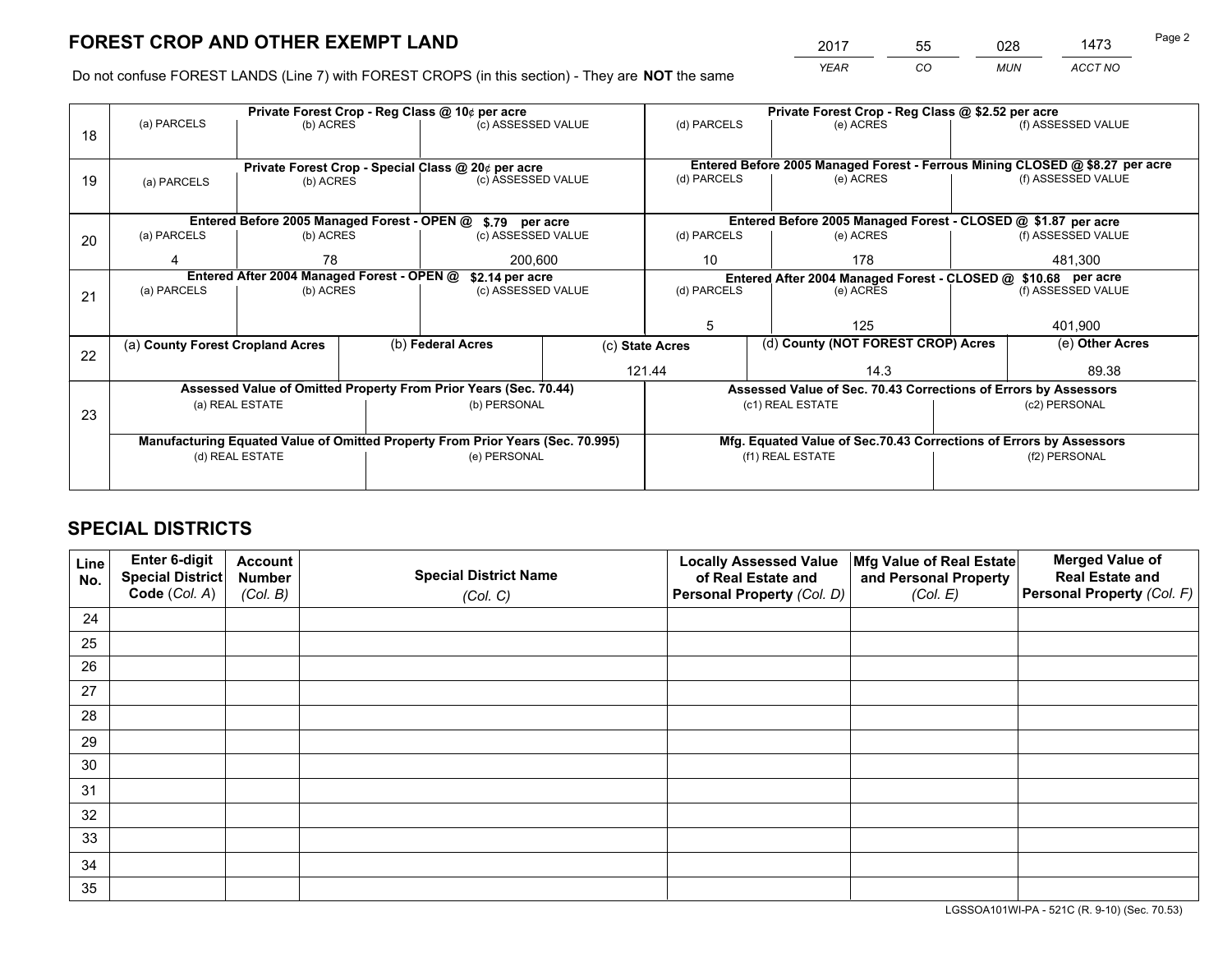# FOREST CROP AND OTHER EXEMPT LAND

| 2017 | 55 | 028 | 1473 |
|---|---|---|---|
| *YEAR* | *CO* | *MUN* | *ACCT NO* |

Do not confuse FOREST LANDS (Line 7) with FOREST CROPS (in this section) - They are **NOT** the same

| Line | | | | | | |
|---|---|---|---|---|---|---|
| 18 | Private Forest Crop - Reg Class @ 10¢ per acre | | | Private Forest Crop - Reg Class @ $2.52 per acre | | |
| | (a) PARCELS | (b) ACRES | (c) ASSESSED VALUE | (d) PARCELS | (e) ACRES | (f) ASSESSED VALUE |
| | | | | | | |
| 19 | Private Forest Crop - Special Class @ 20¢ per acre | | | Entered Before 2005 Managed Forest - Ferrous Mining CLOSED @ $8.27 per acre | | |
| | (a) PARCELS | (b) ACRES | (c) ASSESSED VALUE | (d) PARCELS | (e) ACRES | (f) ASSESSED VALUE |
| | | | | | | |
| 20 | Entered Before 2005 Managed Forest - OPEN @ $.79 per acre | | | Entered Before 2005 Managed Forest - CLOSED @ $1.87 per acre | | |
| | (a) PARCELS | (b) ACRES | (c) ASSESSED VALUE | (d) PARCELS | (e) ACRES | (f) ASSESSED VALUE |
| | 4 | 78 | 200,600 | 10 | 178 | 481,300 |
| 21 | Entered After 2004 Managed Forest - OPEN @ $2.14 per acre | | | Entered After 2004 Managed Forest - CLOSED @ $10.68 per acre | | |
| | (a) PARCELS | (b) ACRES | (c) ASSESSED VALUE | (d) PARCELS | (e) ACRES | (f) ASSESSED VALUE |
| | | | | 5 | 125 | 401,900 |

| Line | (a) County Forest Cropland Acres | (b) Federal Acres | (c) State Acres | (d) County (NOT FOREST CROP) Acres | (e) Other Acres |
|---|---|---|---|---|---|
| 22 | | | 121.44 | 14.3 | 89.38 |

| Line | | | | |
|---|---|---|---|---|
| 23 | Assessed Value of Omitted Property From Prior Years (Sec. 70.44) | | Assessed Value of Sec. 70.43 Corrections of Errors by Assessors | |
| | (a) REAL ESTATE | (b) PERSONAL | (c1) REAL ESTATE | (c2) PERSONAL |
| | | | | |
| | Manufacturing Equated Value of Omitted Property From Prior Years (Sec. 70.995) | | Mfg. Equated Value of Sec.70.43 Corrections of Errors by Assessors | |
| | (d) REAL ESTATE | (e) PERSONAL | (f1) REAL ESTATE | (f2) PERSONAL |
| | | | | |

# SPECIAL DISTRICTS

| Line No. | Enter 6-digit Special District Code (*Col. A*) | Account Number (*Col. B*) | Special District Name (*Col. C*) | Locally Assessed Value of Real Estate and Personal Property (*Col. D*) | Mfg Value of Real Estate and Personal Property (*Col. E*) | Merged Value of Real Estate and Personal Property (*Col. F*) |
|---|---|---|---|---|---|---|
| 24 | | | | | | |
| 25 | | | | | | |
| 26 | | | | | | |
| 27 | | | | | | |
| 28 | | | | | | |
| 29 | | | | | | |
| 30 | | | | | | |
| 31 | | | | | | |
| 32 | | | | | | |
| 33 | | | | | | |
| 34 | | | | | | |
| 35 | | | | | | |

LGSSOA101WI-PA - 521C (R. 9-10) (Sec. 70.53)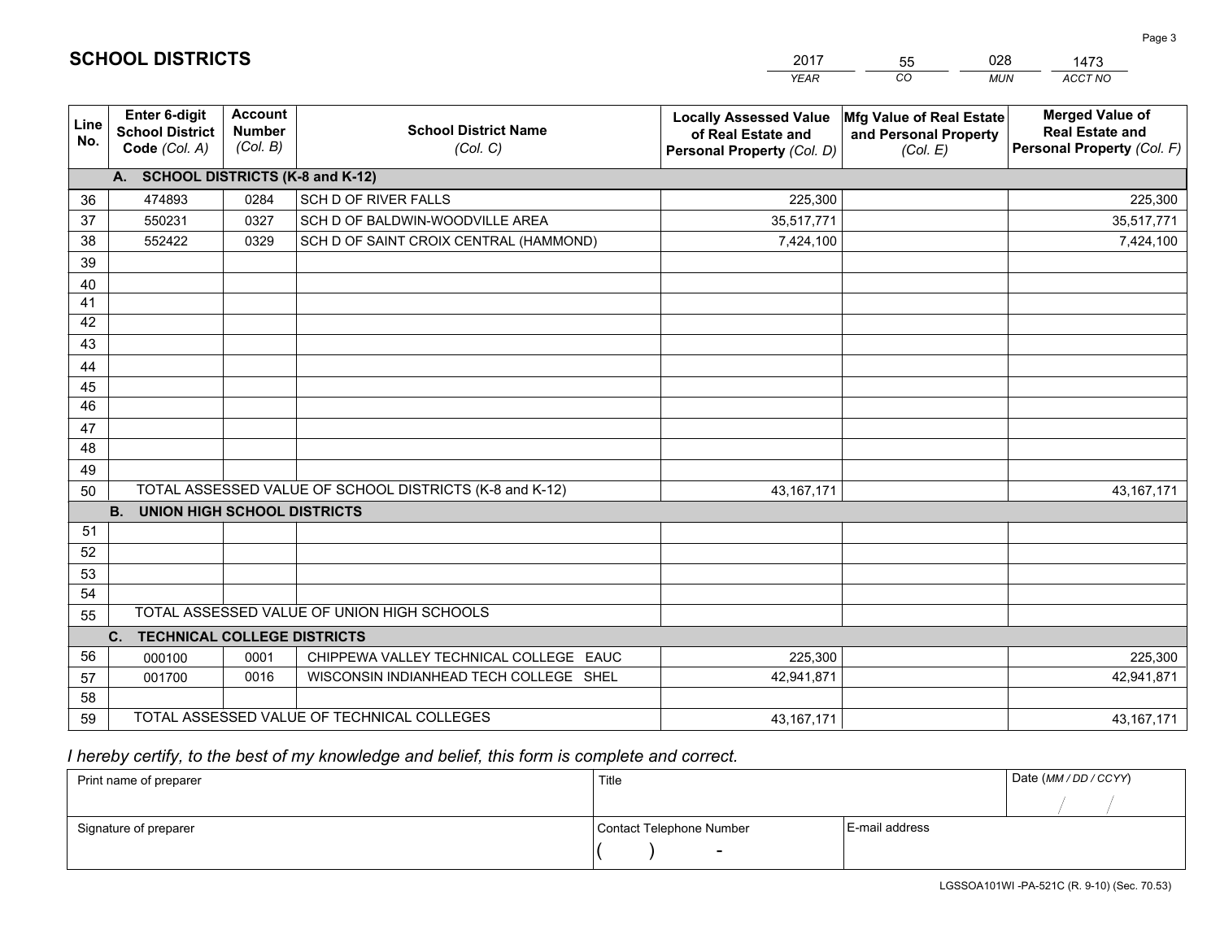# SCHOOL DISTRICTS

| 2017 | 55 | 028 | 1473 |
|---|---|---|---|
| YEAR | CO | MUN | ACCT NO |

| Line No. | Enter 6-digit School District Code (Col. A) | Account Number (Col. B) | School District Name (Col. C) | Locally Assessed Value of Real Estate and Personal Property (Col. D) | Mfg Value of Real Estate and Personal Property (Col. E) | Merged Value of Real Estate and Personal Property (Col. F) |
|---|---|---|---|---|---|---|
| | **A. SCHOOL DISTRICTS (K-8 and K-12)** | | | | | |
| 36 | 474893 | 0284 | SCH D OF RIVER FALLS | 225,300 | | 225,300 |
| 37 | 550231 | 0327 | SCH D OF BALDWIN-WOODVILLE AREA | 35,517,771 | | 35,517,771 |
| 38 | 552422 | 0329 | SCH D OF SAINT CROIX CENTRAL (HAMMOND) | 7,424,100 | | 7,424,100 |
| 39 | | | | | | |
| 40 | | | | | | |
| 41 | | | | | | |
| 42 | | | | | | |
| 43 | | | | | | |
| 44 | | | | | | |
| 45 | | | | | | |
| 46 | | | | | | |
| 47 | | | | | | |
| 48 | | | | | | |
| 49 | | | | | | |
| 50 | TOTAL ASSESSED VALUE OF SCHOOL DISTRICTS (K-8 and K-12) | | | 43,167,171 | | 43,167,171 |
| | **B. UNION HIGH SCHOOL DISTRICTS** | | | | | |
| 51 | | | | | | |
| 52 | | | | | | |
| 53 | | | | | | |
| 54 | | | | | | |
| 55 | TOTAL ASSESSED VALUE OF UNION HIGH SCHOOLS | | | | | |
| | **C. TECHNICAL COLLEGE DISTRICTS** | | | | | |
| 56 | 000100 | 0001 | CHIPPEWA VALLEY TECHNICAL COLLEGE EAUC | 225,300 | | 225,300 |
| 57 | 001700 | 0016 | WISCONSIN INDIANHEAD TECH COLLEGE SHEL | 42,941,871 | | 42,941,871 |
| 58 | | | | | | |
| 59 | TOTAL ASSESSED VALUE OF TECHNICAL COLLEGES | | | 43,167,171 | | 43,167,171 |

*I hereby certify, to the best of my knowledge and belief, this form is complete and correct.*

| Print name of preparer | Title | | Date (MM / DD / CCYY) |
|---|---|---|---|
| | | | / / |
| Signature of preparer | Contact Telephone Number | E-mail address | |
| | ( ) - | | |

LGSSOA101WI -PA-521C (R. 9-10) (Sec. 70.53)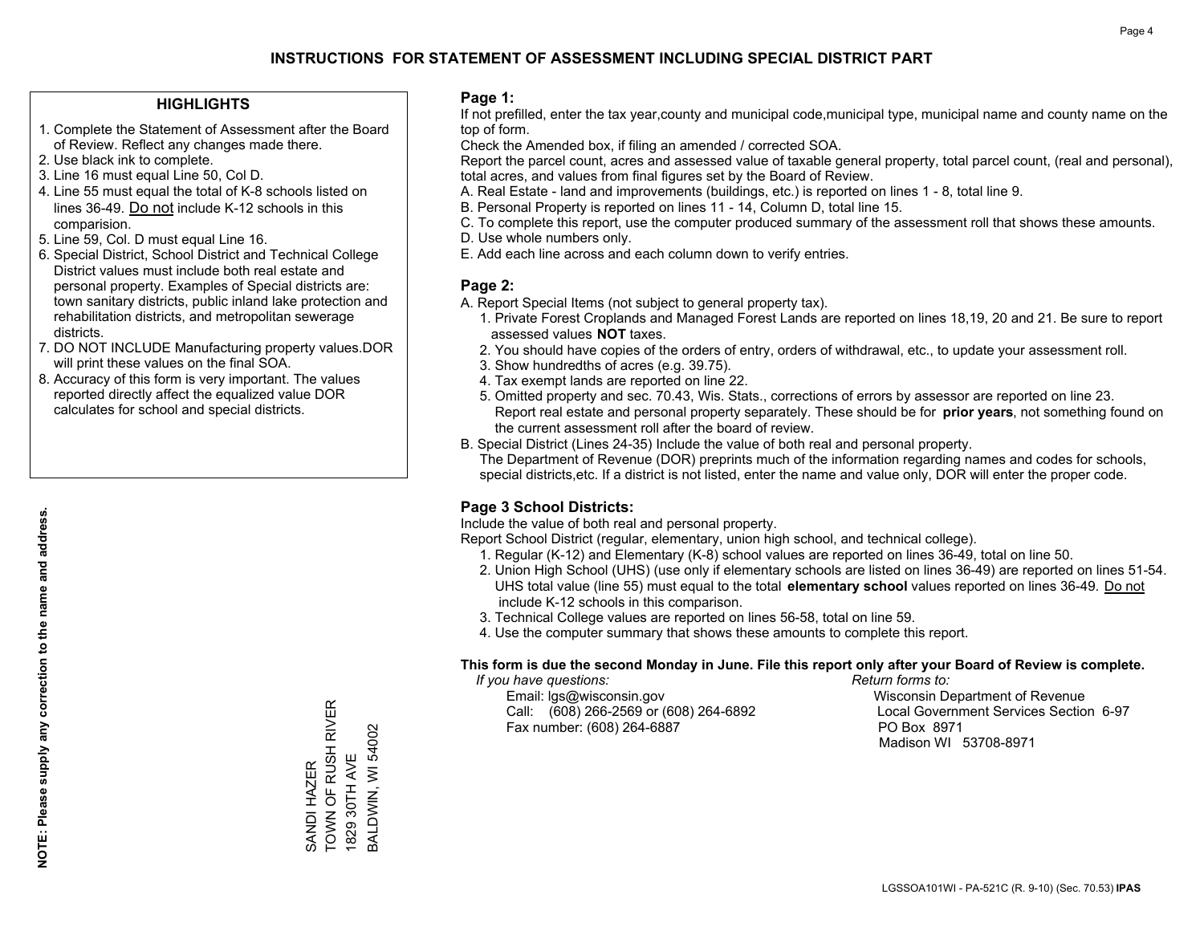# INSTRUCTIONS FOR STATEMENT OF ASSESSMENT INCLUDING SPECIAL DISTRICT PART

## HIGHLIGHTS

1. Complete the Statement of Assessment after the Board of Review. Reflect any changes made there.
2. Use black ink to complete.
3. Line 16 must equal Line 50, Col D.
4. Line 55 must equal the total of K-8 schools listed on lines 36-49. Do not include K-12 schools in this comparision.
5. Line 59, Col. D must equal Line 16.
6. Special District, School District and Technical College District values must include both real estate and personal property. Examples of Special districts are: town sanitary districts, public inland lake protection and rehabilitation districts, and metropolitan sewerage districts.
7. DO NOT INCLUDE Manufacturing property values.DOR will print these values on the final SOA.
8. Accuracy of this form is very important. The values reported directly affect the equalized value DOR calculates for school and special districts.

**NOTE: Please supply any correction to the name and address.**

SANDI HAZER
TOWN OF RUSH RIVER
1829 30TH AVE
BALDWIN, WI 54002

## Page 1:

If not prefilled, enter the tax year,county and municipal code,municipal type, municipal name and county name on the top of form.

Check the Amended box, if filing an amended / corrected SOA.

Report the parcel count, acres and assessed value of taxable general property, total parcel count, (real and personal), total acres, and values from final figures set by the Board of Review.

A. Real Estate - land and improvements (buildings, etc.) is reported on lines 1 - 8, total line 9.
B. Personal Property is reported on lines 11 - 14, Column D, total line 15.
C. To complete this report, use the computer produced summary of the assessment roll that shows these amounts.
D. Use whole numbers only.
E. Add each line across and each column down to verify entries.

## Page 2:

A. Report Special Items (not subject to general property tax).
   1. Private Forest Croplands and Managed Forest Lands are reported on lines 18,19, 20 and 21. Be sure to report assessed values **NOT** taxes.
   2. You should have copies of the orders of entry, orders of withdrawal, etc., to update your assessment roll.
   3. Show hundredths of acres (e.g. 39.75).
   4. Tax exempt lands are reported on line 22.
   5. Omitted property and sec. 70.43, Wis. Stats., corrections of errors by assessor are reported on line 23. Report real estate and personal property separately. These should be for **prior years**, not something found on the current assessment roll after the board of review.
B. Special District (Lines 24-35) Include the value of both real and personal property.
   The Department of Revenue (DOR) preprints much of the information regarding names and codes for schools, special districts,etc. If a district is not listed, enter the name and value only, DOR will enter the proper code.

## Page 3 School Districts:

Include the value of both real and personal property.

Report School District (regular, elementary, union high school, and technical college).

1. Regular (K-12) and Elementary (K-8) school values are reported on lines 36-49, total on line 50.
2. Union High School (UHS) (use only if elementary schools are listed on lines 36-49) are reported on lines 51-54. UHS total value (line 55) must equal to the total **elementary school** values reported on lines 36-49. Do not include K-12 schools in this comparison.
3. Technical College values are reported on lines 56-58, total on line 59.
4. Use the computer summary that shows these amounts to complete this report.

**This form is due the second Monday in June. File this report only after your Board of Review is complete.**

*If you have questions:*
Email: lgs@wisconsin.gov
Call: (608) 266-2569 or (608) 264-6892
Fax number: (608) 264-6887

*Return forms to:*
Wisconsin Department of Revenue
Local Government Services Section 6-97
PO Box 8971
Madison WI 53708-8971

LGSSOA101WI - PA-521C (R. 9-10) (Sec. 70.53) **IPAS**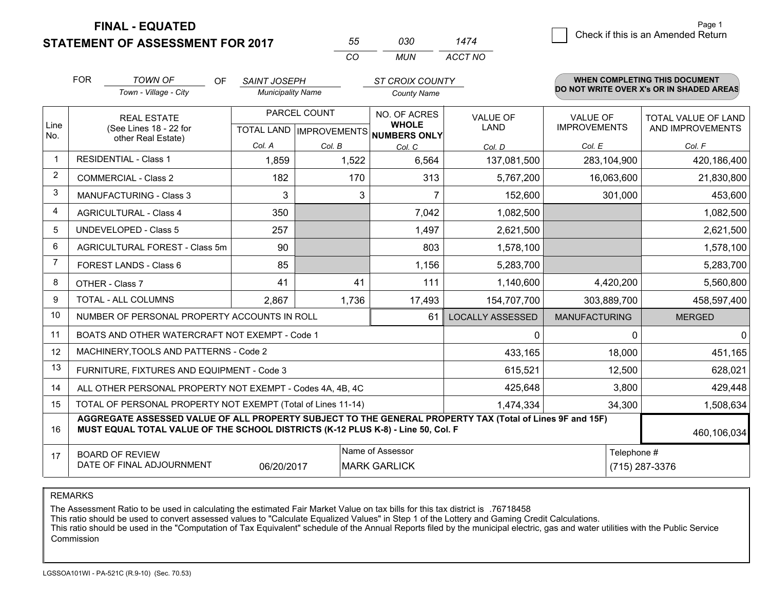**FINAL - EQUATED**
**STATEMENT OF ASSESSMENT FOR 2017**

| 55 | 030 | 1474 |
|---|---|---|
| CO | MUN | ACCT NO |

☐ Check if this is an Amended Return

FOR *TOWN OF* (Town - Village - City) OF *SAINT JOSEPH* (Municipality Name) *ST CROIX COUNTY* (County Name)

**WHEN COMPLETING THIS DOCUMENT DO NOT WRITE OVER X's OR IN SHADED AREAS**

| Line No. | REAL ESTATE (See Lines 18 - 22 for other Real Estate) | PARCEL COUNT TOTAL LAND Col. A | PARCEL COUNT IMPROVEMENTS Col. B | NO. OF ACRES WHOLE NUMBERS ONLY Col. C | VALUE OF LAND Col. D | VALUE OF IMPROVEMENTS Col. E | TOTAL VALUE OF LAND AND IMPROVEMENTS Col. F |
|---|---|---|---|---|---|---|---|
| 1 | RESIDENTIAL - Class 1 | 1,859 | 1,522 | 6,564 | 137,081,500 | 283,104,900 | 420,186,400 |
| 2 | COMMERCIAL - Class 2 | 182 | 170 | 313 | 5,767,200 | 16,063,600 | 21,830,800 |
| 3 | MANUFACTURING - Class 3 | 3 | 3 | 7 | 152,600 | 301,000 | 453,600 |
| 4 | AGRICULTURAL - Class 4 | 350 | | 7,042 | 1,082,500 | | 1,082,500 |
| 5 | UNDEVELOPED - Class 5 | 257 | | 1,497 | 2,621,500 | | 2,621,500 |
| 6 | AGRICULTURAL FOREST - Class 5m | 90 | | 803 | 1,578,100 | | 1,578,100 |
| 7 | FOREST LANDS - Class 6 | 85 | | 1,156 | 5,283,700 | | 5,283,700 |
| 8 | OTHER - Class 7 | 41 | 41 | 111 | 1,140,600 | 4,420,200 | 5,560,800 |
| 9 | TOTAL - ALL COLUMNS | 2,867 | 1,736 | 17,493 | 154,707,700 | 303,889,700 | 458,597,400 |
| 10 | NUMBER OF PERSONAL PROPERTY ACCOUNTS IN ROLL | | | 61 | LOCALLY ASSESSED | MANUFACTURING | MERGED |
| 11 | BOATS AND OTHER WATERCRAFT NOT EXEMPT - Code 1 | | | | 0 | 0 | 0 |
| 12 | MACHINERY,TOOLS AND PATTERNS - Code 2 | | | | 433,165 | 18,000 | 451,165 |
| 13 | FURNITURE, FIXTURES AND EQUIPMENT - Code 3 | | | | 615,521 | 12,500 | 628,021 |
| 14 | ALL OTHER PERSONAL PROPERTY NOT EXEMPT - Codes 4A, 4B, 4C | | | | 425,648 | 3,800 | 429,448 |
| 15 | TOTAL OF PERSONAL PROPERTY NOT EXEMPT (Total of Lines 11-14) | | | | 1,474,334 | 34,300 | 1,508,634 |
| 16 | **AGGREGATE ASSESSED VALUE OF ALL PROPERTY SUBJECT TO THE GENERAL PROPERTY TAX (Total of Lines 9F and 15F) MUST EQUAL TOTAL VALUE OF THE SCHOOL DISTRICTS (K-12 PLUS K-8) - Line 50, Col. F** | | | | | | 460,106,034 |
| 17 | BOARD OF REVIEW DATE OF FINAL ADJOURNMENT | 06/20/2017 | | Name of Assessor: MARK GARLICK | | | Telephone #: (715) 287-3376 |

REMARKS

The Assessment Ratio to be used in calculating the estimated Fair Market Value on tax bills for this tax district is .76718458
This ratio should be used to convert assessed values to "Calculate Equalized Values" in Step 1 of the Lottery and Gaming Credit Calculations.
This ratio should be used in the "Computation of Tax Equivalent" schedule of the Annual Reports filed by the municipal electric, gas and water utilities with the Public Service Commission

LGSSOA101WI - PA-521C (R.9-10) (Sec. 70.53)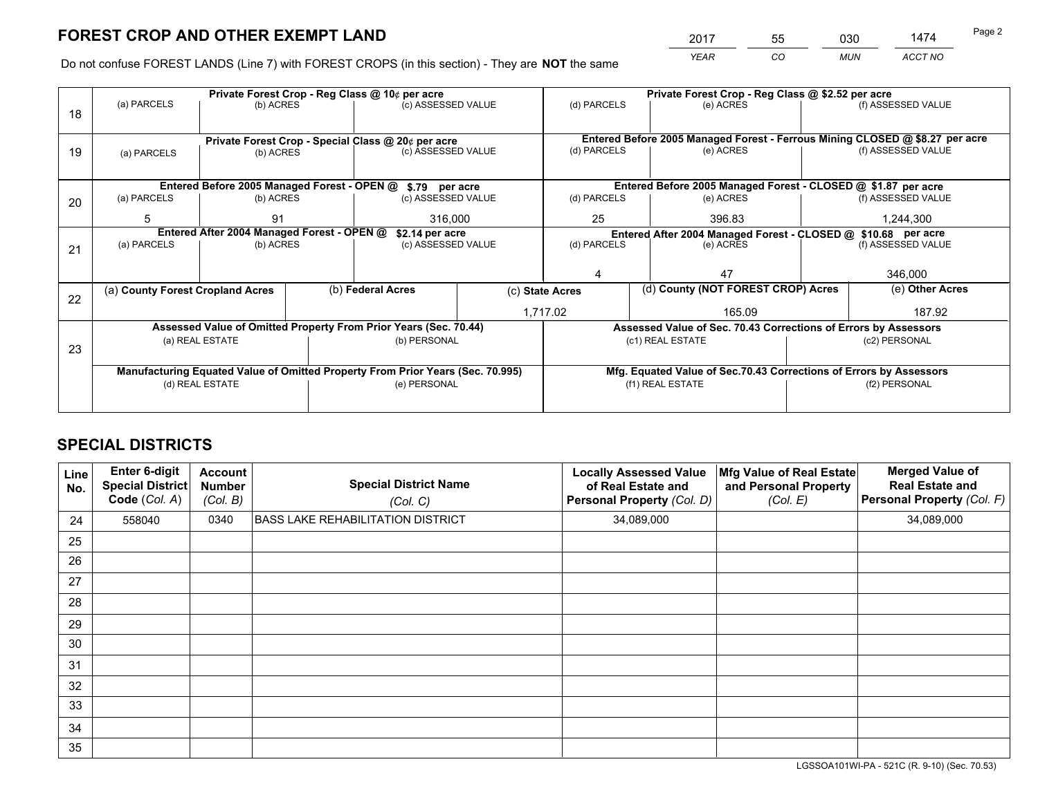# FOREST CROP AND OTHER EXEMPT LAND

| 2017 | 55 | 030 | 1474 |
|---|---|---|---|
| YEAR | CO | MUN | ACCT NO |

Do not confuse FOREST LANDS (Line 7) with FOREST CROPS (in this section) - They are **NOT** the same

| Line | Private Forest Crop - Reg Class @ 10¢ per acre | | | Private Forest Crop - Reg Class @ $2.52 per acre | | |
|---|---|---|---|---|---|---|
| 18 | (a) PARCELS | (b) ACRES | (c) ASSESSED VALUE | (d) PARCELS | (e) ACRES | (f) ASSESSED VALUE |
| | | | | | | |
| | **Private Forest Crop - Special Class @ 20¢ per acre** | | | **Entered Before 2005 Managed Forest - Ferrous Mining CLOSED @ $8.27 per acre** | | |
| 19 | (a) PARCELS | (b) ACRES | (c) ASSESSED VALUE | (d) PARCELS | (e) ACRES | (f) ASSESSED VALUE |
| | | | | | | |
| | **Entered Before 2005 Managed Forest - OPEN @ $.79 per acre** | | | **Entered Before 2005 Managed Forest - CLOSED @ $1.87 per acre** | | |
| 20 | (a) PARCELS | (b) ACRES | (c) ASSESSED VALUE | (d) PARCELS | (e) ACRES | (f) ASSESSED VALUE |
| | 5 | 91 | 316,000 | 25 | 396.83 | 1,244,300 |
| | **Entered After 2004 Managed Forest - OPEN @ $2.14 per acre** | | | **Entered After 2004 Managed Forest - CLOSED @ $10.68 per acre** | | |
| 21 | (a) PARCELS | (b) ACRES | (c) ASSESSED VALUE | (d) PARCELS | (e) ACRES | (f) ASSESSED VALUE |
| | | | | 4 | 47 | 346,000 |

| Line | (a) County Forest Cropland Acres | (b) Federal Acres | (c) State Acres | (d) County (NOT FOREST CROP) Acres | (e) Other Acres |
|---|---|---|---|---|---|
| 22 | | | 1,717.02 | 165.09 | 187.92 |

| Line | Assessed Value of Omitted Property From Prior Years (Sec. 70.44) | | Assessed Value of Sec. 70.43 Corrections of Errors by Assessors | |
|---|---|---|---|---|
| 23 | (a) REAL ESTATE | (b) PERSONAL | (c1) REAL ESTATE | (c2) PERSONAL |
| | | | | |
| | **Manufacturing Equated Value of Omitted Property From Prior Years (Sec. 70.995)** | | **Mfg. Equated Value of Sec.70.43 Corrections of Errors by Assessors** | |
| | (d) REAL ESTATE | (e) PERSONAL | (f1) REAL ESTATE | (f2) PERSONAL |
| | | | | |

# SPECIAL DISTRICTS

| Line No. | Enter 6-digit Special District Code (Col. A) | Account Number (Col. B) | Special District Name (Col. C) | Locally Assessed Value of Real Estate and Personal Property (Col. D) | Mfg Value of Real Estate and Personal Property (Col. E) | Merged Value of Real Estate and Personal Property (Col. F) |
|---|---|---|---|---|---|---|
| 24 | 558040 | 0340 | BASS LAKE REHABILITATION DISTRICT | 34,089,000 | | 34,089,000 |
| 25 | | | | | | |
| 26 | | | | | | |
| 27 | | | | | | |
| 28 | | | | | | |
| 29 | | | | | | |
| 30 | | | | | | |
| 31 | | | | | | |
| 32 | | | | | | |
| 33 | | | | | | |
| 34 | | | | | | |
| 35 | | | | | | |

LGSSOA101WI-PA - 521C (R. 9-10) (Sec. 70.53)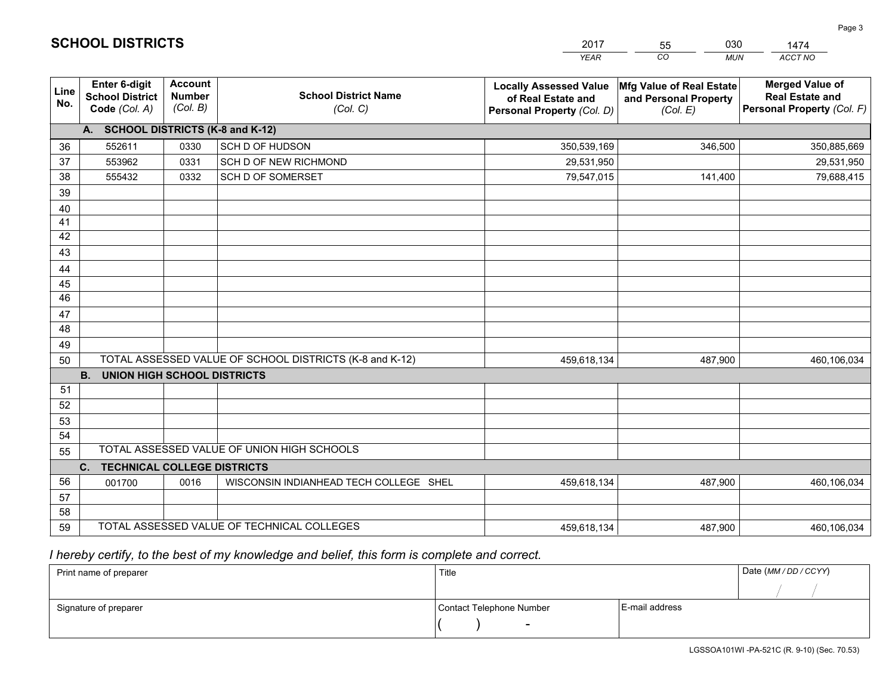# SCHOOL DISTRICTS

| 2017 | 55 | 030 | 1474 |
|---|---|---|---|
| *YEAR* | *CO* | *MUN* | *ACCT NO* |

| Line No. | Enter 6-digit School District Code *(Col. A)* | Account Number *(Col. B)* | School District Name *(Col. C)* | Locally Assessed Value of Real Estate and Personal Property *(Col. D)* | Mfg Value of Real Estate and Personal Property *(Col. E)* | Merged Value of Real Estate and Personal Property *(Col. F)* |
|---|---|---|---|---|---|---|
| | **A. SCHOOL DISTRICTS (K-8 and K-12)** | | | | | |
| 36 | 552611 | 0330 | SCH D OF HUDSON | 350,539,169 | 346,500 | 350,885,669 |
| 37 | 553962 | 0331 | SCH D OF NEW RICHMOND | 29,531,950 | | 29,531,950 |
| 38 | 555432 | 0332 | SCH D OF SOMERSET | 79,547,015 | 141,400 | 79,688,415 |
| 39 | | | | | | |
| 40 | | | | | | |
| 41 | | | | | | |
| 42 | | | | | | |
| 43 | | | | | | |
| 44 | | | | | | |
| 45 | | | | | | |
| 46 | | | | | | |
| 47 | | | | | | |
| 48 | | | | | | |
| 49 | | | | | | |
| 50 | TOTAL ASSESSED VALUE OF SCHOOL DISTRICTS (K-8 and K-12) | | | 459,618,134 | 487,900 | 460,106,034 |
| | **B. UNION HIGH SCHOOL DISTRICTS** | | | | | |
| 51 | | | | | | |
| 52 | | | | | | |
| 53 | | | | | | |
| 54 | | | | | | |
| 55 | TOTAL ASSESSED VALUE OF UNION HIGH SCHOOLS | | | | | |
| | **C. TECHNICAL COLLEGE DISTRICTS** | | | | | |
| 56 | 001700 | 0016 | WISCONSIN INDIANHEAD TECH COLLEGE SHEL | 459,618,134 | 487,900 | 460,106,034 |
| 57 | | | | | | |
| 58 | | | | | | |
| 59 | TOTAL ASSESSED VALUE OF TECHNICAL COLLEGES | | | 459,618,134 | 487,900 | 460,106,034 |

*I hereby certify, to the best of my knowledge and belief, this form is complete and correct.*

| Print name of preparer | Title | | Date *(MM / DD / CCYY)* |
|---|---|---|---|
| | | | / / |
| Signature of preparer | Contact Telephone Number | E-mail address | |
| | ( ) - | | |

LGSSOA101WI -PA-521C (R. 9-10) (Sec. 70.53)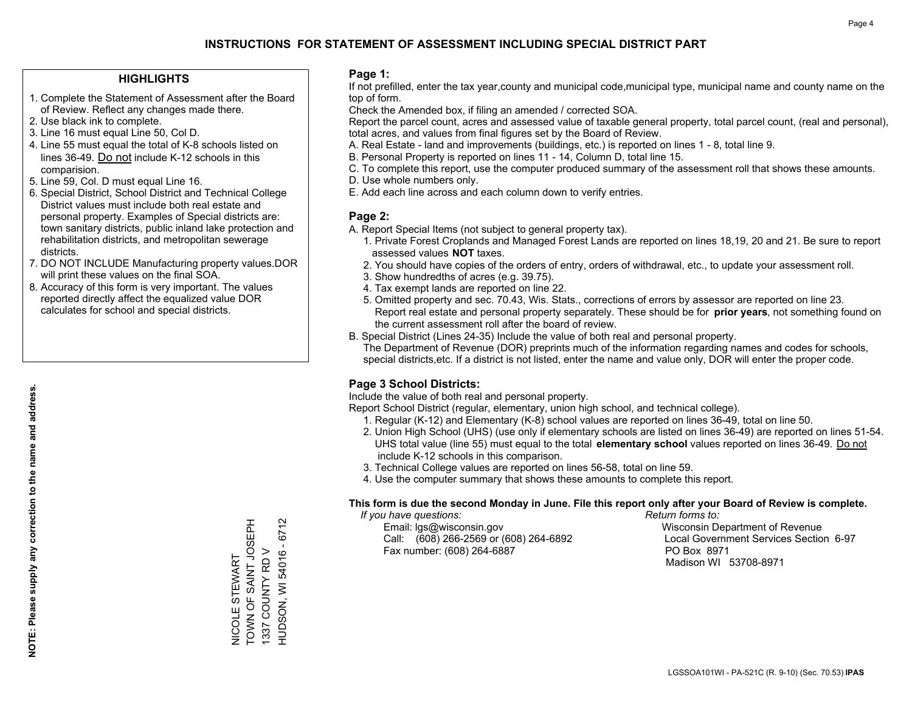# INSTRUCTIONS FOR STATEMENT OF ASSESSMENT INCLUDING SPECIAL DISTRICT PART

## HIGHLIGHTS

1. Complete the Statement of Assessment after the Board of Review. Reflect any changes made there.
2. Use black ink to complete.
3. Line 16 must equal Line 50, Col D.
4. Line 55 must equal the total of K-8 schools listed on lines 36-49. Do not include K-12 schools in this comparision.
5. Line 59, Col. D must equal Line 16.
6. Special District, School District and Technical College District values must include both real estate and personal property. Examples of Special districts are: town sanitary districts, public inland lake protection and rehabilitation districts, and metropolitan sewerage districts.
7. DO NOT INCLUDE Manufacturing property values.DOR will print these values on the final SOA.
8. Accuracy of this form is very important. The values reported directly affect the equalized value DOR calculates for school and special districts.

**NOTE: Please supply any correction to the name and address.**

NICOLE STEWART
TOWN OF SAINT JOSEPH
1337 COUNTY RD V
HUDSON, WI 54016 - 6712

## Page 1:

If not prefilled, enter the tax year,county and municipal code,municipal type, municipal name and county name on the top of form.

Check the Amended box, if filing an amended / corrected SOA.

Report the parcel count, acres and assessed value of taxable general property, total parcel count, (real and personal), total acres, and values from final figures set by the Board of Review.

A. Real Estate - land and improvements (buildings, etc.) is reported on lines 1 - 8, total line 9.
B. Personal Property is reported on lines 11 - 14, Column D, total line 15.
C. To complete this report, use the computer produced summary of the assessment roll that shows these amounts.
D. Use whole numbers only.
E. Add each line across and each column down to verify entries.

## Page 2:

A. Report Special Items (not subject to general property tax).
1. Private Forest Croplands and Managed Forest Lands are reported on lines 18,19, 20 and 21. Be sure to report assessed values **NOT** taxes.
2. You should have copies of the orders of entry, orders of withdrawal, etc., to update your assessment roll.
3. Show hundredths of acres (e.g. 39.75).
4. Tax exempt lands are reported on line 22.
5. Omitted property and sec. 70.43, Wis. Stats., corrections of errors by assessor are reported on line 23. Report real estate and personal property separately. These should be for **prior years**, not something found on the current assessment roll after the board of review.

B. Special District (Lines 24-35) Include the value of both real and personal property.
The Department of Revenue (DOR) preprints much of the information regarding names and codes for schools, special districts,etc. If a district is not listed, enter the name and value only, DOR will enter the proper code.

## Page 3 School Districts:

Include the value of both real and personal property.

Report School District (regular, elementary, union high school, and technical college).

1. Regular (K-12) and Elementary (K-8) school values are reported on lines 36-49, total on line 50.
2. Union High School (UHS) (use only if elementary schools are listed on lines 36-49) are reported on lines 51-54. UHS total value (line 55) must equal to the total **elementary school** values reported on lines 36-49. Do not include K-12 schools in this comparison.
3. Technical College values are reported on lines 56-58, total on line 59.
4. Use the computer summary that shows these amounts to complete this report.

**This form is due the second Monday in June. File this report only after your Board of Review is complete.**

*If you have questions:*
Email: lgs@wisconsin.gov
Call: (608) 266-2569 or (608) 264-6892
Fax number: (608) 264-6887

*Return forms to:*
Wisconsin Department of Revenue
Local Government Services Section 6-97
PO Box 8971
Madison WI 53708-8971

LGSSOA101WI - PA-521C (R. 9-10) (Sec. 70.53) **IPAS**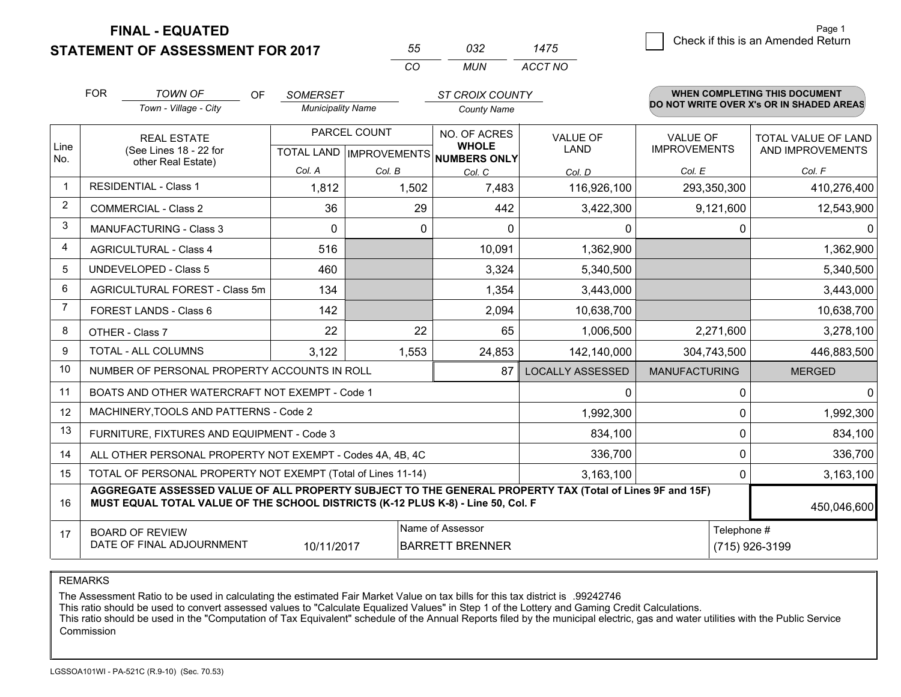# FINAL - EQUATED
# STATEMENT OF ASSESSMENT FOR 2017

| 55 | 032 | 1475 |
|---|---|---|
| CO | MUN | ACCT NO |

Page 1

☐ Check if this is an Amended Return

FOR *TOWN OF* (Town - Village - City) OF *SOMERSET* (Municipality Name) *ST CROIX COUNTY* (County Name)

**WHEN COMPLETING THIS DOCUMENT DO NOT WRITE OVER X's OR IN SHADED AREAS**

| Line No. | REAL ESTATE (See Lines 18 - 22 for other Real Estate) | PARCEL COUNT | | NO. OF ACRES WHOLE NUMBERS ONLY | VALUE OF LAND | VALUE OF IMPROVEMENTS | TOTAL VALUE OF LAND AND IMPROVEMENTS |
|---|---|---|---|---|---|---|---|
| | | TOTAL LAND | IMPROVEMENTS | | | | |
| | | Col. A | Col. B | Col. C | Col. D | Col. E | Col. F |
| 1 | RESIDENTIAL - Class 1 | 1,812 | 1,502 | 7,483 | 116,926,100 | 293,350,300 | 410,276,400 |
| 2 | COMMERCIAL - Class 2 | 36 | 29 | 442 | 3,422,300 | 9,121,600 | 12,543,900 |
| 3 | MANUFACTURING - Class 3 | 0 | 0 | 0 | 0 | 0 | 0 |
| 4 | AGRICULTURAL - Class 4 | 516 | | 10,091 | 1,362,900 | | 1,362,900 |
| 5 | UNDEVELOPED - Class 5 | 460 | | 3,324 | 5,340,500 | | 5,340,500 |
| 6 | AGRICULTURAL FOREST - Class 5m | 134 | | 1,354 | 3,443,000 | | 3,443,000 |
| 7 | FOREST LANDS - Class 6 | 142 | | 2,094 | 10,638,700 | | 10,638,700 |
| 8 | OTHER - Class 7 | 22 | 22 | 65 | 1,006,500 | 2,271,600 | 3,278,100 |
| 9 | TOTAL - ALL COLUMNS | 3,122 | 1,553 | 24,853 | 142,140,000 | 304,743,500 | 446,883,500 |
| 10 | NUMBER OF PERSONAL PROPERTY ACCOUNTS IN ROLL | | | 87 | LOCALLY ASSESSED | MANUFACTURING | MERGED |
| 11 | BOATS AND OTHER WATERCRAFT NOT EXEMPT - Code 1 | | | | 0 | 0 | 0 |
| 12 | MACHINERY,TOOLS AND PATTERNS - Code 2 | | | | 1,992,300 | 0 | 1,992,300 |
| 13 | FURNITURE, FIXTURES AND EQUIPMENT - Code 3 | | | | 834,100 | 0 | 834,100 |
| 14 | ALL OTHER PERSONAL PROPERTY NOT EXEMPT - Codes 4A, 4B, 4C | | | | 336,700 | 0 | 336,700 |
| 15 | TOTAL OF PERSONAL PROPERTY NOT EXEMPT (Total of Lines 11-14) | | | | 3,163,100 | 0 | 3,163,100 |
| 16 | **AGGREGATE ASSESSED VALUE OF ALL PROPERTY SUBJECT TO THE GENERAL PROPERTY TAX (Total of Lines 9F and 15F) MUST EQUAL TOTAL VALUE OF THE SCHOOL DISTRICTS (K-12 PLUS K-8) - Line 50, Col. F** | | | | | | 450,046,600 |
| 17 | BOARD OF REVIEW DATE OF FINAL ADJOURNMENT | 10/11/2017 | | Name of Assessor: BARRETT BRENNER | | | Telephone #: (715) 926-3199 |

REMARKS

The Assessment Ratio to be used in calculating the estimated Fair Market Value on tax bills for this tax district is .99242746
This ratio should be used to convert assessed values to "Calculate Equalized Values" in Step 1 of the Lottery and Gaming Credit Calculations.
This ratio should be used in the "Computation of Tax Equivalent" schedule of the Annual Reports filed by the municipal electric, gas and water utilities with the Public Service Commission

LGSSOA101WI - PA-521C (R.9-10) (Sec. 70.53)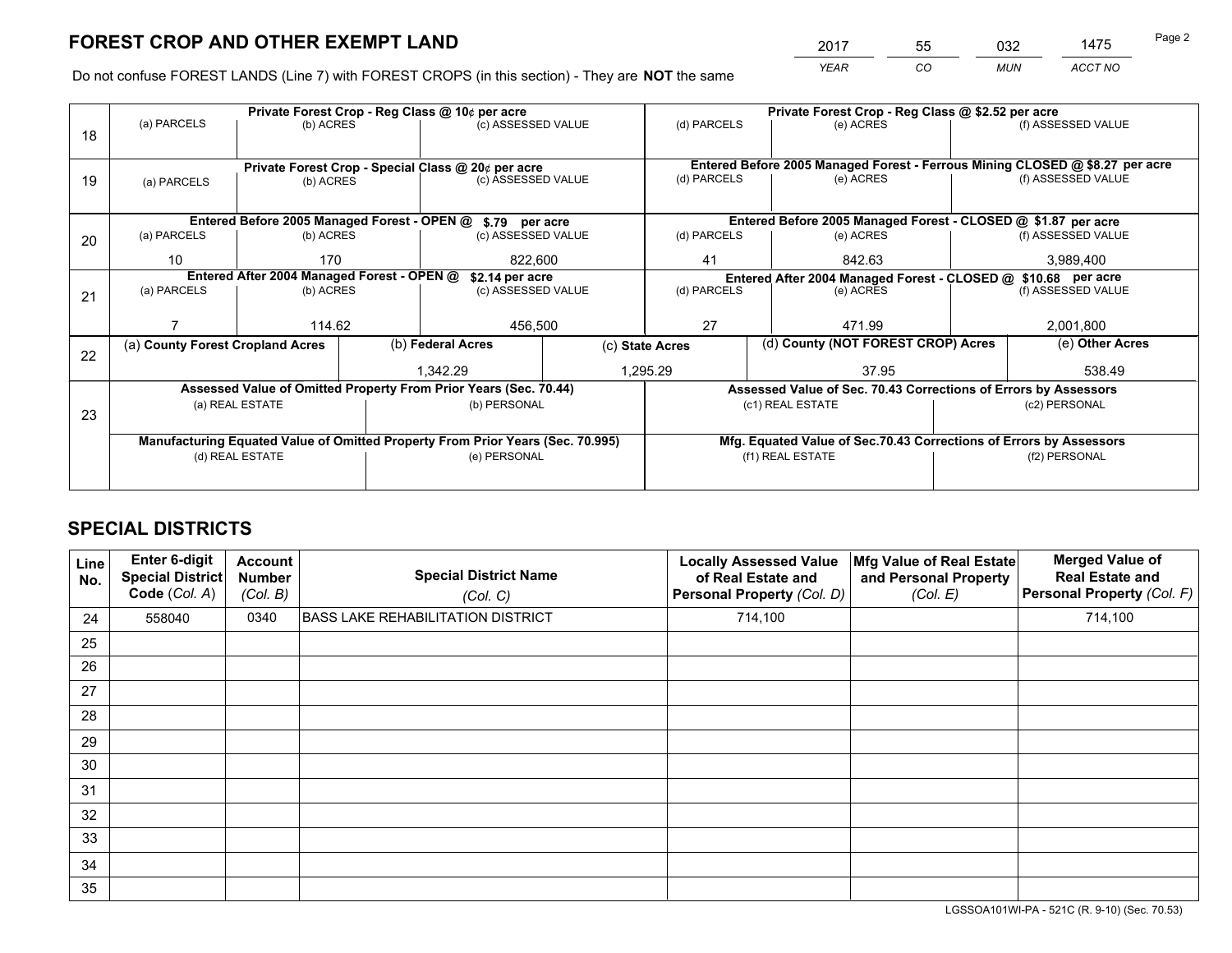# FOREST CROP AND OTHER EXEMPT LAND

| 2017 | 55 | 032 | 1475 |
|---|---|---|---|
| *YEAR* | *CO* | *MUN* | *ACCT NO* |

Do not confuse FOREST LANDS (Line 7) with FOREST CROPS (in this section) - They are **NOT** the same

| Line | Private Forest Crop - Reg Class @ 10¢ per acre | | | Private Forest Crop - Reg Class @ $2.52 per acre | | |
|---|---|---|---|---|---|---|
| 18 | (a) PARCELS | (b) ACRES | (c) ASSESSED VALUE | (d) PARCELS | (e) ACRES | (f) ASSESSED VALUE |
| | | | | | | |
| | **Private Forest Crop - Special Class @ 20¢ per acre** | | | **Entered Before 2005 Managed Forest - Ferrous Mining CLOSED @ $8.27 per acre** | | |
| 19 | (a) PARCELS | (b) ACRES | (c) ASSESSED VALUE | (d) PARCELS | (e) ACRES | (f) ASSESSED VALUE |
| | | | | | | |
| | **Entered Before 2005 Managed Forest - OPEN @ $.79 per acre** | | | **Entered Before 2005 Managed Forest - CLOSED @ $1.87 per acre** | | |
| 20 | (a) PARCELS | (b) ACRES | (c) ASSESSED VALUE | (d) PARCELS | (e) ACRES | (f) ASSESSED VALUE |
| | 10 | 170 | 822,600 | 41 | 842.63 | 3,989,400 |
| | **Entered After 2004 Managed Forest - OPEN @ $2.14 per acre** | | | **Entered After 2004 Managed Forest - CLOSED @ $10.68 per acre** | | |
| 21 | (a) PARCELS | (b) ACRES | (c) ASSESSED VALUE | (d) PARCELS | (e) ACRES | (f) ASSESSED VALUE |
| | 7 | 114.62 | 456,500 | 27 | 471.99 | 2,001,800 |

| Line | (a) County Forest Cropland Acres | (b) Federal Acres | (c) State Acres | (d) County (NOT FOREST CROP) Acres | (e) Other Acres |
|---|---|---|---|---|---|
| 22 | | 1,342.29 | 1,295.29 | 37.95 | 538.49 |

| Line | Assessed Value of Omitted Property From Prior Years (Sec. 70.44) | | Assessed Value of Sec. 70.43 Corrections of Errors by Assessors | |
|---|---|---|---|---|
| 23 | (a) REAL ESTATE | (b) PERSONAL | (c1) REAL ESTATE | (c2) PERSONAL |
| | | | | |
| | **Manufacturing Equated Value of Omitted Property From Prior Years (Sec. 70.995)** | | **Mfg. Equated Value of Sec.70.43 Corrections of Errors by Assessors** | |
| | (d) REAL ESTATE | (e) PERSONAL | (f1) REAL ESTATE | (f2) PERSONAL |
| | | | | |

# SPECIAL DISTRICTS

| Line No. | Enter 6-digit Special District Code (Col. A) | Account Number (Col. B) | Special District Name (Col. C) | Locally Assessed Value of Real Estate and Personal Property (Col. D) | Mfg Value of Real Estate and Personal Property (Col. E) | Merged Value of Real Estate and Personal Property (Col. F) |
|---|---|---|---|---|---|---|
| 24 | 558040 | 0340 | BASS LAKE REHABILITATION DISTRICT | 714,100 | | 714,100 |
| 25 | | | | | | |
| 26 | | | | | | |
| 27 | | | | | | |
| 28 | | | | | | |
| 29 | | | | | | |
| 30 | | | | | | |
| 31 | | | | | | |
| 32 | | | | | | |
| 33 | | | | | | |
| 34 | | | | | | |
| 35 | | | | | | |

LGSSOA101WI-PA - 521C (R. 9-10) (Sec. 70.53)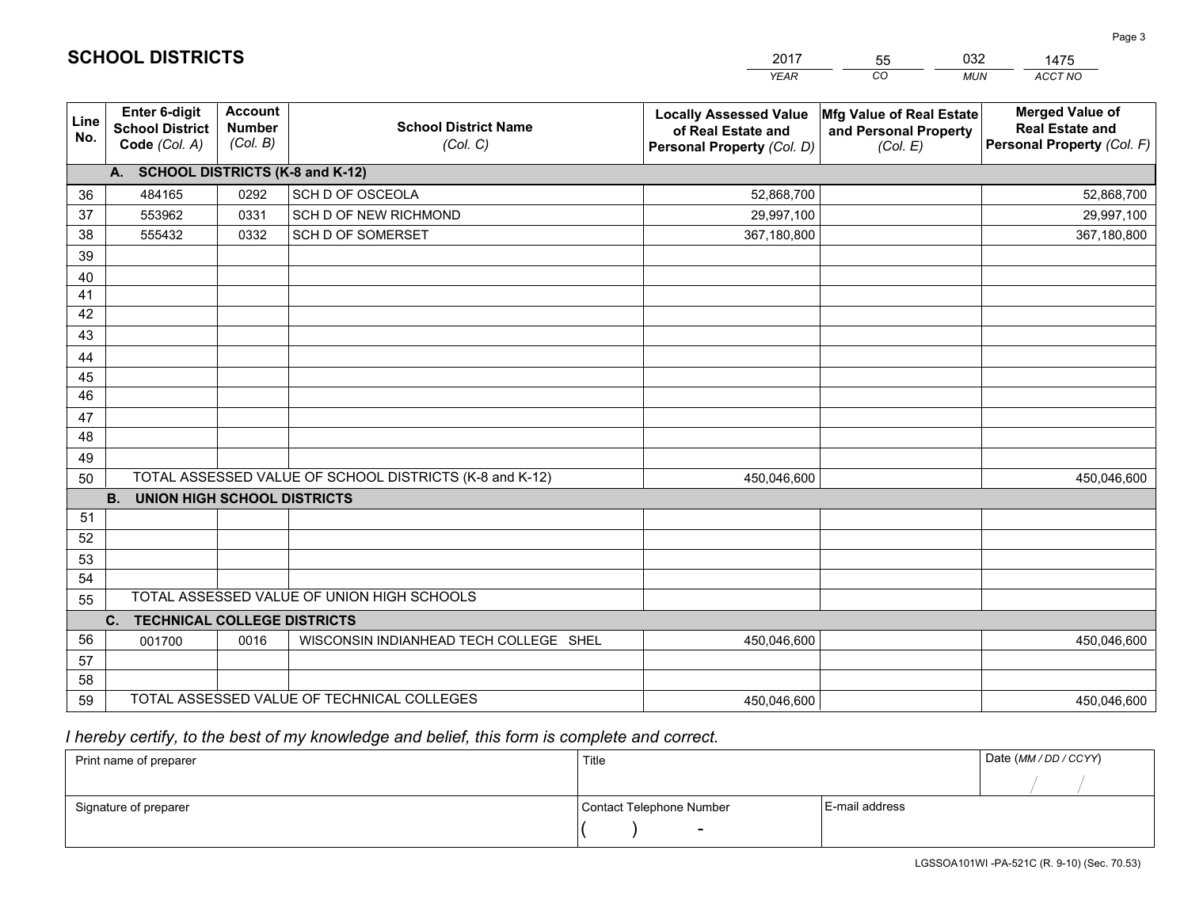# SCHOOL DISTRICTS

| 2017 | 55 | 032 | 1475 |
|---|---|---|---|
| *YEAR* | *CO* | *MUN* | *ACCT NO* |

| Line No. | Enter 6-digit School District Code *(Col. A)* | Account Number *(Col. B)* | School District Name *(Col. C)* | Locally Assessed Value of Real Estate and Personal Property *(Col. D)* | Mfg Value of Real Estate and Personal Property *(Col. E)* | Merged Value of Real Estate and Personal Property *(Col. F)* |
|---|---|---|---|---|---|---|
| **A. SCHOOL DISTRICTS (K-8 and K-12)** | | | | | | |
| 36 | 484165 | 0292 | SCH D OF OSCEOLA | 52,868,700 | | 52,868,700 |
| 37 | 553962 | 0331 | SCH D OF NEW RICHMOND | 29,997,100 | | 29,997,100 |
| 38 | 555432 | 0332 | SCH D OF SOMERSET | 367,180,800 | | 367,180,800 |
| 39 | | | | | | |
| 40 | | | | | | |
| 41 | | | | | | |
| 42 | | | | | | |
| 43 | | | | | | |
| 44 | | | | | | |
| 45 | | | | | | |
| 46 | | | | | | |
| 47 | | | | | | |
| 48 | | | | | | |
| 49 | | | | | | |
| 50 | TOTAL ASSESSED VALUE OF SCHOOL DISTRICTS (K-8 and K-12) | | | 450,046,600 | | 450,046,600 |
| **B. UNION HIGH SCHOOL DISTRICTS** | | | | | | |
| 51 | | | | | | |
| 52 | | | | | | |
| 53 | | | | | | |
| 54 | | | | | | |
| 55 | TOTAL ASSESSED VALUE OF UNION HIGH SCHOOLS | | | | | |
| **C. TECHNICAL COLLEGE DISTRICTS** | | | | | | |
| 56 | 001700 | 0016 | WISCONSIN INDIANHEAD TECH COLLEGE SHEL | 450,046,600 | | 450,046,600 |
| 57 | | | | | | |
| 58 | | | | | | |
| 59 | TOTAL ASSESSED VALUE OF TECHNICAL COLLEGES | | | 450,046,600 | | 450,046,600 |

*I hereby certify, to the best of my knowledge and belief, this form is complete and correct.*

| Print name of preparer | Title | | Date *(MM / DD / CCYY)* |
|---|---|---|---|
| | | | / / |
| Signature of preparer | Contact Telephone Number | E-mail address | |
| | ( ) - | | |

LGSSOA101WI -PA-521C (R. 9-10) (Sec. 70.53)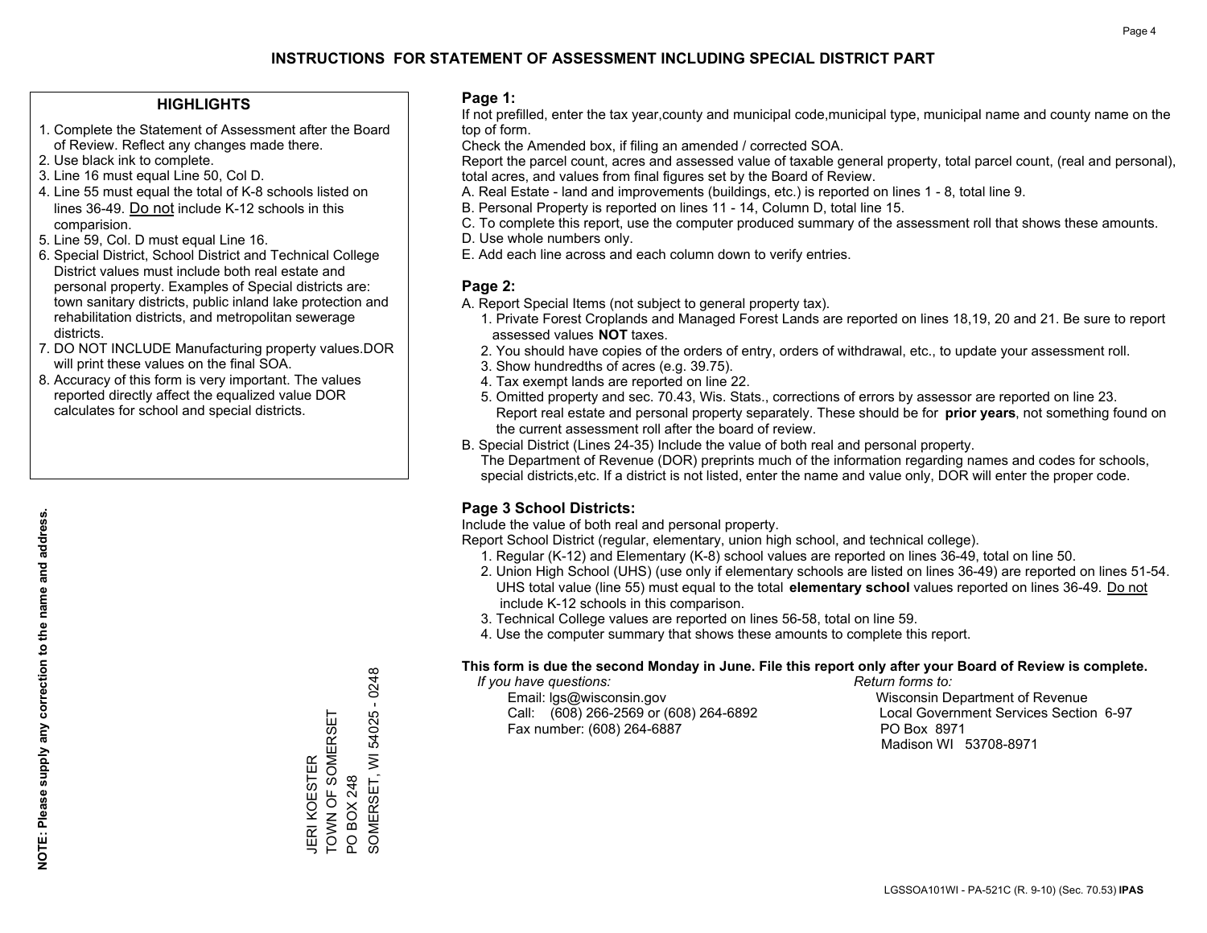# INSTRUCTIONS FOR STATEMENT OF ASSESSMENT INCLUDING SPECIAL DISTRICT PART

## HIGHLIGHTS

1. Complete the Statement of Assessment after the Board of Review. Reflect any changes made there.
2. Use black ink to complete.
3. Line 16 must equal Line 50, Col D.
4. Line 55 must equal the total of K-8 schools listed on lines 36-49. Do not include K-12 schools in this comparision.
5. Line 59, Col. D must equal Line 16.
6. Special District, School District and Technical College District values must include both real estate and personal property. Examples of Special districts are: town sanitary districts, public inland lake protection and rehabilitation districts, and metropolitan sewerage districts.
7. DO NOT INCLUDE Manufacturing property values.DOR will print these values on the final SOA.
8. Accuracy of this form is very important. The values reported directly affect the equalized value DOR calculates for school and special districts.

**NOTE: Please supply any correction to the name and address.**

JERI KOESTER
TOWN OF SOMERSET
PO BOX 248
SOMERSET, WI 54025 - 0248

## Page 1:

If not prefilled, enter the tax year,county and municipal code,municipal type, municipal name and county name on the top of form.

Check the Amended box, if filing an amended / corrected SOA.

Report the parcel count, acres and assessed value of taxable general property, total parcel count, (real and personal), total acres, and values from final figures set by the Board of Review.

A. Real Estate - land and improvements (buildings, etc.) is reported on lines 1 - 8, total line 9.
B. Personal Property is reported on lines 11 - 14, Column D, total line 15.
C. To complete this report, use the computer produced summary of the assessment roll that shows these amounts.
D. Use whole numbers only.
E. Add each line across and each column down to verify entries.

## Page 2:

A. Report Special Items (not subject to general property tax).
   1. Private Forest Croplands and Managed Forest Lands are reported on lines 18,19, 20 and 21. Be sure to report assessed values **NOT** taxes.
   2. You should have copies of the orders of entry, orders of withdrawal, etc., to update your assessment roll.
   3. Show hundredths of acres (e.g. 39.75).
   4. Tax exempt lands are reported on line 22.
   5. Omitted property and sec. 70.43, Wis. Stats., corrections of errors by assessor are reported on line 23. Report real estate and personal property separately. These should be for **prior years**, not something found on the current assessment roll after the board of review.
B. Special District (Lines 24-35) Include the value of both real and personal property.
   The Department of Revenue (DOR) preprints much of the information regarding names and codes for schools, special districts,etc. If a district is not listed, enter the name and value only, DOR will enter the proper code.

## Page 3 School Districts:

Include the value of both real and personal property.

Report School District (regular, elementary, union high school, and technical college).

1. Regular (K-12) and Elementary (K-8) school values are reported on lines 36-49, total on line 50.
2. Union High School (UHS) (use only if elementary schools are listed on lines 36-49) are reported on lines 51-54. UHS total value (line 55) must equal to the total **elementary school** values reported on lines 36-49. Do not include K-12 schools in this comparison.
3. Technical College values are reported on lines 56-58, total on line 59.
4. Use the computer summary that shows these amounts to complete this report.

**This form is due the second Monday in June. File this report only after your Board of Review is complete.**

*If you have questions:*
Email: lgs@wisconsin.gov
Call: (608) 266-2569 or (608) 264-6892
Fax number: (608) 264-6887

*Return forms to:*
Wisconsin Department of Revenue
Local Government Services Section 6-97
PO Box 8971
Madison WI 53708-8971

LGSSOA101WI - PA-521C (R. 9-10) (Sec. 70.53) **IPAS**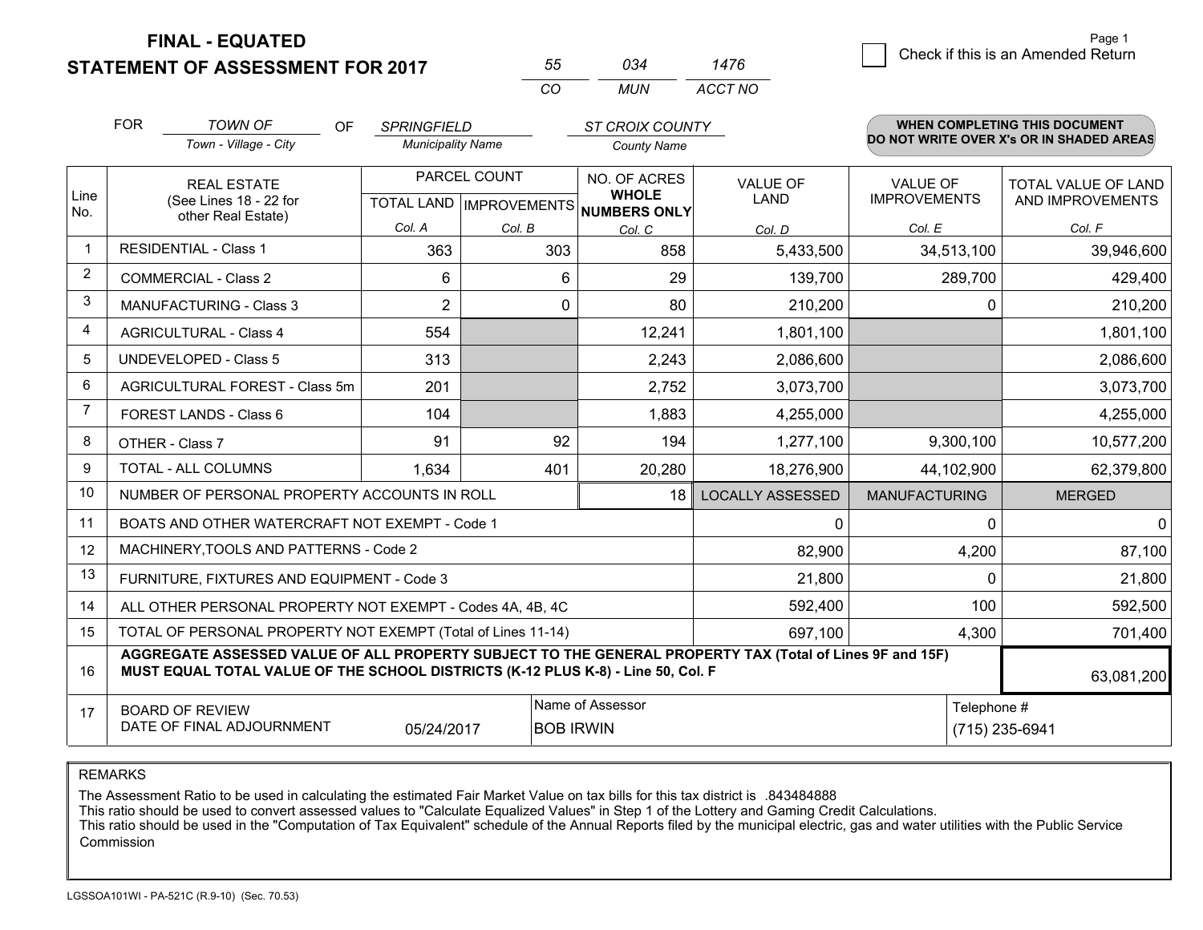**FINAL - EQUATED**

**STATEMENT OF ASSESSMENT FOR 2017**

| 55 | 034 | 1476 |
|---|---|---|
| CO | MUN | ACCT NO |

Page 1

☐ Check if this is an Amended Return

FOR *TOWN OF* (Town - Village - City) OF *SPRINGFIELD* (Municipality Name) *ST CROIX COUNTY* (County Name)

**WHEN COMPLETING THIS DOCUMENT DO NOT WRITE OVER X's OR IN SHADED AREAS**

| Line No. | REAL ESTATE (See Lines 18 - 22 for other Real Estate) | PARCEL COUNT TOTAL LAND Col. A | PARCEL COUNT IMPROVEMENTS Col. B | NO. OF ACRES WHOLE NUMBERS ONLY Col. C | VALUE OF LAND Col. D | VALUE OF IMPROVEMENTS Col. E | TOTAL VALUE OF LAND AND IMPROVEMENTS Col. F |
|---|---|---|---|---|---|---|---|
| 1 | RESIDENTIAL - Class 1 | 363 | 303 | 858 | 5,433,500 | 34,513,100 | 39,946,600 |
| 2 | COMMERCIAL - Class 2 | 6 | 6 | 29 | 139,700 | 289,700 | 429,400 |
| 3 | MANUFACTURING - Class 3 | 2 | 0 | 80 | 210,200 | 0 | 210,200 |
| 4 | AGRICULTURAL - Class 4 | 554 | | 12,241 | 1,801,100 | | 1,801,100 |
| 5 | UNDEVELOPED - Class 5 | 313 | | 2,243 | 2,086,600 | | 2,086,600 |
| 6 | AGRICULTURAL FOREST - Class 5m | 201 | | 2,752 | 3,073,700 | | 3,073,700 |
| 7 | FOREST LANDS - Class 6 | 104 | | 1,883 | 4,255,000 | | 4,255,000 |
| 8 | OTHER - Class 7 | 91 | 92 | 194 | 1,277,100 | 9,300,100 | 10,577,200 |
| 9 | TOTAL - ALL COLUMNS | 1,634 | 401 | 20,280 | 18,276,900 | 44,102,900 | 62,379,800 |
| 10 | NUMBER OF PERSONAL PROPERTY ACCOUNTS IN ROLL | | | 18 | LOCALLY ASSESSED | MANUFACTURING | MERGED |
| 11 | BOATS AND OTHER WATERCRAFT NOT EXEMPT - Code 1 | | | | 0 | 0 | 0 |
| 12 | MACHINERY,TOOLS AND PATTERNS - Code 2 | | | | 82,900 | 4,200 | 87,100 |
| 13 | FURNITURE, FIXTURES AND EQUIPMENT - Code 3 | | | | 21,800 | 0 | 21,800 |
| 14 | ALL OTHER PERSONAL PROPERTY NOT EXEMPT - Codes 4A, 4B, 4C | | | | 592,400 | 100 | 592,500 |
| 15 | TOTAL OF PERSONAL PROPERTY NOT EXEMPT (Total of Lines 11-14) | | | | 697,100 | 4,300 | 701,400 |
| 16 | **AGGREGATE ASSESSED VALUE OF ALL PROPERTY SUBJECT TO THE GENERAL PROPERTY TAX (Total of Lines 9F and 15F) MUST EQUAL TOTAL VALUE OF THE SCHOOL DISTRICTS (K-12 PLUS K-8) - Line 50, Col. F** | | | | | | 63,081,200 |
| 17 | BOARD OF REVIEW DATE OF FINAL ADJOURNMENT | 05/24/2017 | | Name of Assessor: BOB IRWIN | | Telephone #: (715) 235-6941 | |

REMARKS

The Assessment Ratio to be used in calculating the estimated Fair Market Value on tax bills for this tax district is .843484888
This ratio should be used to convert assessed values to "Calculate Equalized Values" in Step 1 of the Lottery and Gaming Credit Calculations.
This ratio should be used in the "Computation of Tax Equivalent" schedule of the Annual Reports filed by the municipal electric, gas and water utilities with the Public Service Commission

LGSSOA101WI - PA-521C (R.9-10) (Sec. 70.53)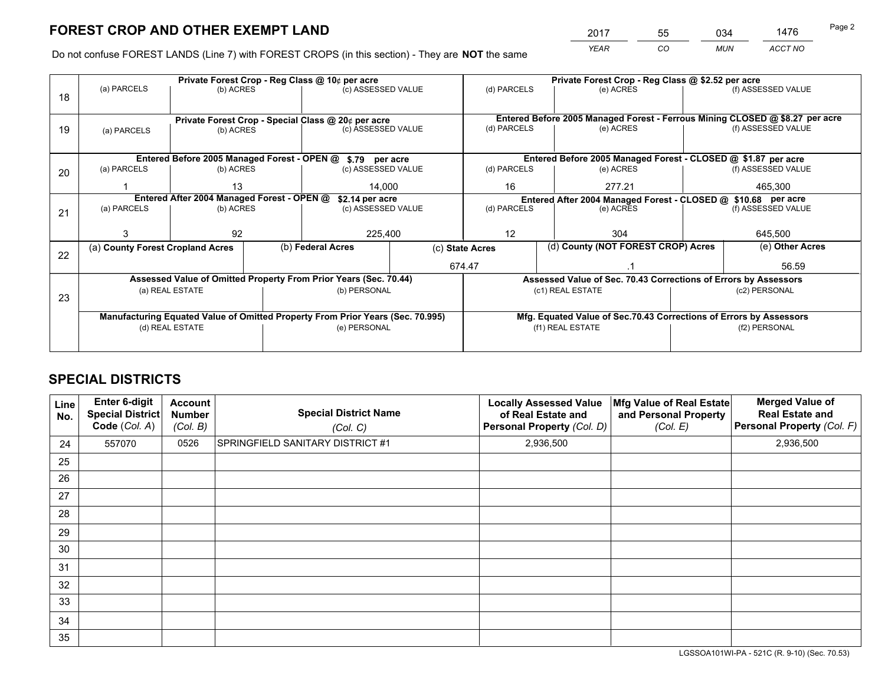# FOREST CROP AND OTHER EXEMPT LAND

| 2017 | 55 | 034 | 1476 |
|---|---|---|---|
| *YEAR* | *CO* | *MUN* | *ACCT NO* |

Do not confuse FOREST LANDS (Line 7) with FOREST CROPS (in this section) - They are **NOT** the same

| Line | Private Forest Crop - Reg Class @ 10¢ per acre | | | Private Forest Crop - Reg Class @ $2.52 per acre | | |
|---|---|---|---|---|---|---|
| 18 | (a) PARCELS | (b) ACRES | (c) ASSESSED VALUE | (d) PARCELS | (e) ACRES | (f) ASSESSED VALUE |
| | | | | | | |
| | **Private Forest Crop - Special Class @ 20¢ per acre** | | | **Entered Before 2005 Managed Forest - Ferrous Mining CLOSED @ $8.27 per acre** | | |
| 19 | (a) PARCELS | (b) ACRES | (c) ASSESSED VALUE | (d) PARCELS | (e) ACRES | (f) ASSESSED VALUE |
| | | | | | | |
| | **Entered Before 2005 Managed Forest - OPEN @ $.79 per acre** | | | **Entered Before 2005 Managed Forest - CLOSED @ $1.87 per acre** | | |
| 20 | (a) PARCELS | (b) ACRES | (c) ASSESSED VALUE | (d) PARCELS | (e) ACRES | (f) ASSESSED VALUE |
| | 1 | 13 | 14,000 | 16 | 277.21 | 465,300 |
| | **Entered After 2004 Managed Forest - OPEN @ $2.14 per acre** | | | **Entered After 2004 Managed Forest - CLOSED @ $10.68 per acre** | | |
| 21 | (a) PARCELS | (b) ACRES | (c) ASSESSED VALUE | (d) PARCELS | (e) ACRES | (f) ASSESSED VALUE |
| | 3 | 92 | 225,400 | 12 | 304 | 645,500 |

| Line | (a) County Forest Cropland Acres | (b) Federal Acres | (c) State Acres | (d) County (NOT FOREST CROP) Acres | (e) Other Acres |
|---|---|---|---|---|---|
| 22 | | | 674.47 | .1 | 56.59 |

| Line | Assessed Value of Omitted Property From Prior Years (Sec. 70.44) | | Assessed Value of Sec. 70.43 Corrections of Errors by Assessors | |
|---|---|---|---|---|
| 23 | (a) REAL ESTATE | (b) PERSONAL | (c1) REAL ESTATE | (c2) PERSONAL |
| | | | | |
| | **Manufacturing Equated Value of Omitted Property From Prior Years (Sec. 70.995)** | | **Mfg. Equated Value of Sec.70.43 Corrections of Errors by Assessors** | |
| | (d) REAL ESTATE | (e) PERSONAL | (f1) REAL ESTATE | (f2) PERSONAL |
| | | | | |

# SPECIAL DISTRICTS

| Line No. | Enter 6-digit Special District Code (Col. A) | Account Number (Col. B) | Special District Name (Col. C) | Locally Assessed Value of Real Estate and Personal Property (Col. D) | Mfg Value of Real Estate and Personal Property (Col. E) | Merged Value of Real Estate and Personal Property (Col. F) |
|---|---|---|---|---|---|---|
| 24 | 557070 | 0526 | SPRINGFIELD SANITARY DISTRICT #1 | 2,936,500 | | 2,936,500 |
| 25 | | | | | | |
| 26 | | | | | | |
| 27 | | | | | | |
| 28 | | | | | | |
| 29 | | | | | | |
| 30 | | | | | | |
| 31 | | | | | | |
| 32 | | | | | | |
| 33 | | | | | | |
| 34 | | | | | | |
| 35 | | | | | | |

LGSSOA101WI-PA - 521C (R. 9-10) (Sec. 70.53)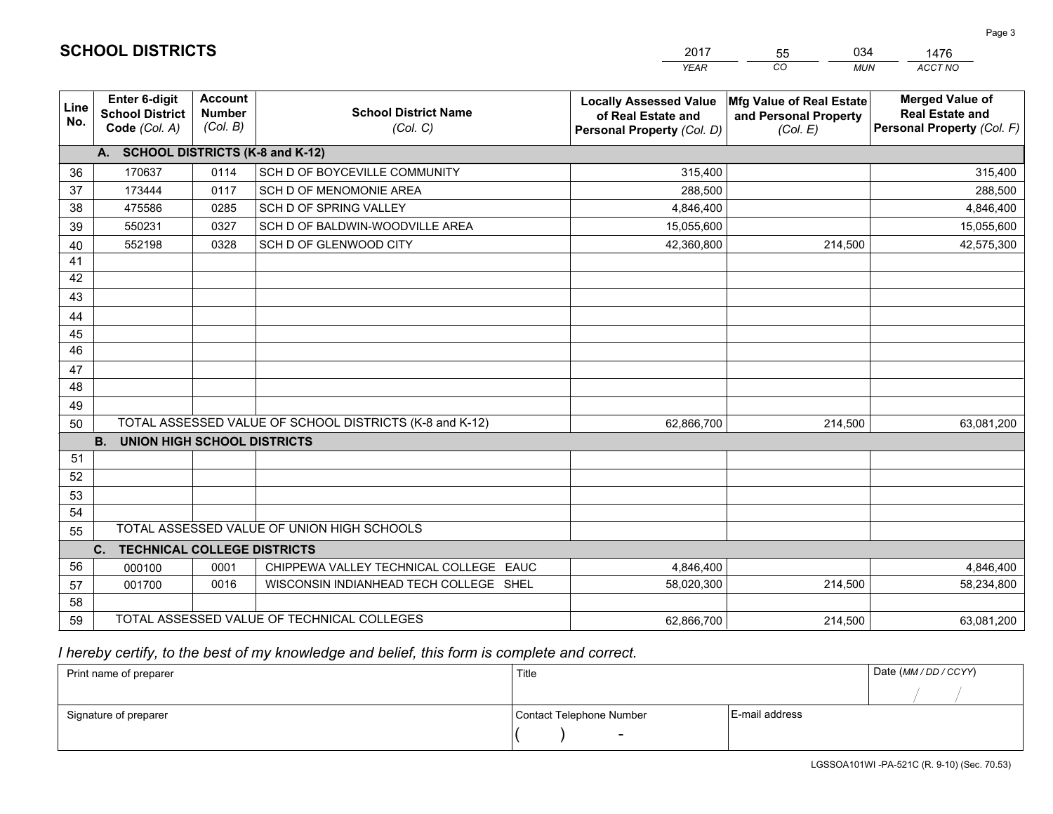# SCHOOL DISTRICTS

| 2017 | 55 | 034 | 1476 |
|---|---|---|---|
| *YEAR* | *CO* | *MUN* | *ACCT NO* |

| Line No. | Enter 6-digit School District Code *(Col. A)* | Account Number *(Col. B)* | School District Name *(Col. C)* | Locally Assessed Value of Real Estate and Personal Property *(Col. D)* | Mfg Value of Real Estate and Personal Property *(Col. E)* | Merged Value of Real Estate and Personal Property *(Col. F)* |
|---|---|---|---|---|---|---|
| | **A. SCHOOL DISTRICTS (K-8 and K-12)** | | | | | |
| 36 | 170637 | 0114 | SCH D OF BOYCEVILLE COMMUNITY | 315,400 | | 315,400 |
| 37 | 173444 | 0117 | SCH D OF MENOMONIE AREA | 288,500 | | 288,500 |
| 38 | 475586 | 0285 | SCH D OF SPRING VALLEY | 4,846,400 | | 4,846,400 |
| 39 | 550231 | 0327 | SCH D OF BALDWIN-WOODVILLE AREA | 15,055,600 | | 15,055,600 |
| 40 | 552198 | 0328 | SCH D OF GLENWOOD CITY | 42,360,800 | 214,500 | 42,575,300 |
| 41 | | | | | | |
| 42 | | | | | | |
| 43 | | | | | | |
| 44 | | | | | | |
| 45 | | | | | | |
| 46 | | | | | | |
| 47 | | | | | | |
| 48 | | | | | | |
| 49 | | | | | | |
| 50 | TOTAL ASSESSED VALUE OF SCHOOL DISTRICTS (K-8 and K-12) | | | 62,866,700 | 214,500 | 63,081,200 |
| | **B. UNION HIGH SCHOOL DISTRICTS** | | | | | |
| 51 | | | | | | |
| 52 | | | | | | |
| 53 | | | | | | |
| 54 | | | | | | |
| 55 | TOTAL ASSESSED VALUE OF UNION HIGH SCHOOLS | | | | | |
| | **C. TECHNICAL COLLEGE DISTRICTS** | | | | | |
| 56 | 000100 | 0001 | CHIPPEWA VALLEY TECHNICAL COLLEGE EAUC | 4,846,400 | | 4,846,400 |
| 57 | 001700 | 0016 | WISCONSIN INDIANHEAD TECH COLLEGE SHEL | 58,020,300 | 214,500 | 58,234,800 |
| 58 | | | | | | |
| 59 | TOTAL ASSESSED VALUE OF TECHNICAL COLLEGES | | | 62,866,700 | 214,500 | 63,081,200 |

*I hereby certify, to the best of my knowledge and belief, this form is complete and correct.*

| Print name of preparer | Title | | Date *(MM / DD / CCYY)* |
|---|---|---|---|
| | | | / / |
| Signature of preparer | Contact Telephone Number | E-mail address | |
| | ( ) - | | |

LGSSOA101WI -PA-521C (R. 9-10) (Sec. 70.53)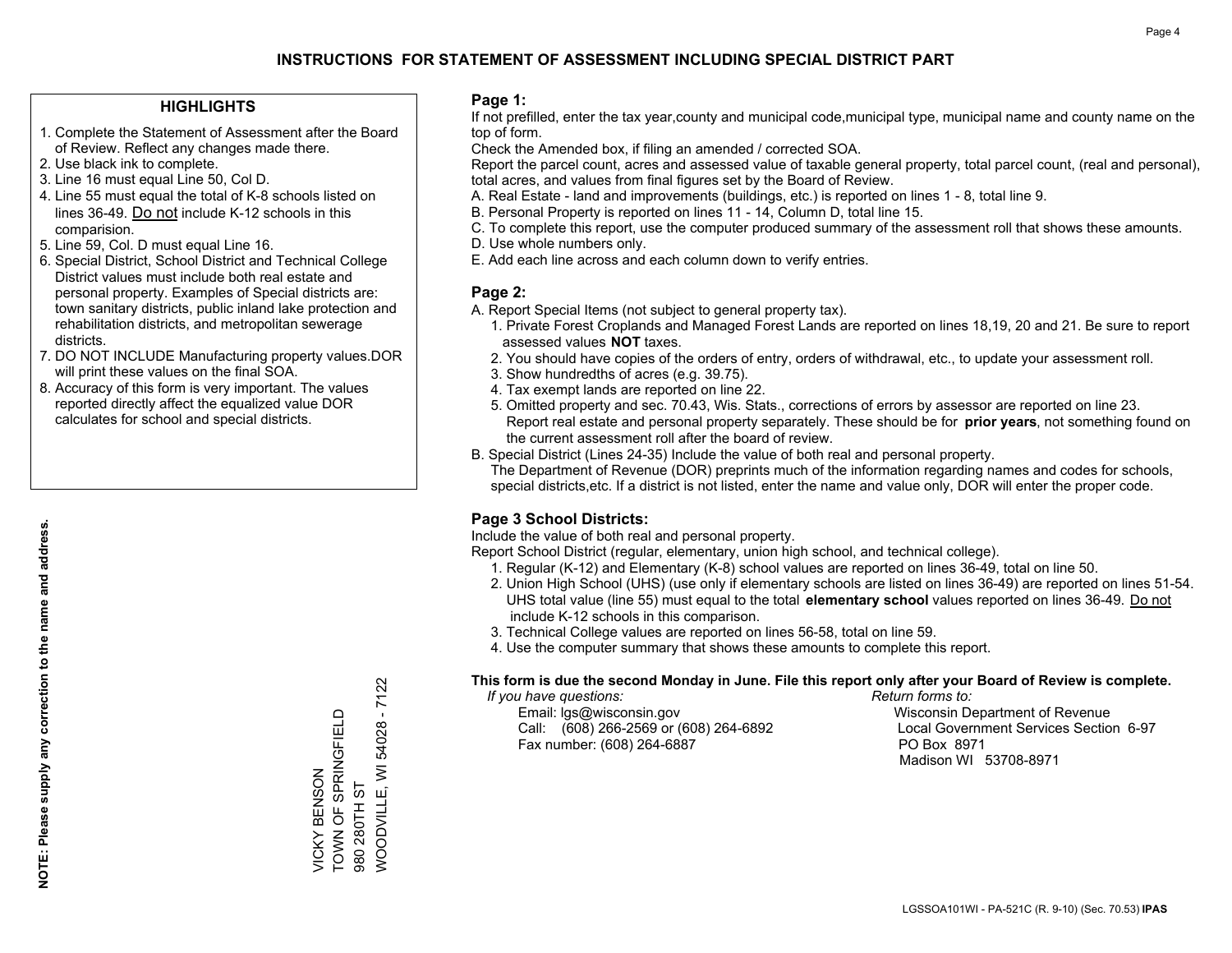# INSTRUCTIONS FOR STATEMENT OF ASSESSMENT INCLUDING SPECIAL DISTRICT PART

## HIGHLIGHTS

1. Complete the Statement of Assessment after the Board of Review. Reflect any changes made there.
2. Use black ink to complete.
3. Line 16 must equal Line 50, Col D.
4. Line 55 must equal the total of K-8 schools listed on lines 36-49. Do not include K-12 schools in this comparision.
5. Line 59, Col. D must equal Line 16.
6. Special District, School District and Technical College District values must include both real estate and personal property. Examples of Special districts are: town sanitary districts, public inland lake protection and rehabilitation districts, and metropolitan sewerage districts.
7. DO NOT INCLUDE Manufacturing property values.DOR will print these values on the final SOA.
8. Accuracy of this form is very important. The values reported directly affect the equalized value DOR calculates for school and special districts.

**NOTE: Please supply any correction to the name and address.**

VICKY BENSON
TOWN OF SPRINGFIELD
980 280TH ST
WOODVILLE, WI 54028 - 7122

## Page 1:

If not prefilled, enter the tax year,county and municipal code,municipal type, municipal name and county name on the top of form.

Check the Amended box, if filing an amended / corrected SOA.

Report the parcel count, acres and assessed value of taxable general property, total parcel count, (real and personal), total acres, and values from final figures set by the Board of Review.

A. Real Estate - land and improvements (buildings, etc.) is reported on lines 1 - 8, total line 9.
B. Personal Property is reported on lines 11 - 14, Column D, total line 15.
C. To complete this report, use the computer produced summary of the assessment roll that shows these amounts.
D. Use whole numbers only.
E. Add each line across and each column down to verify entries.

## Page 2:

A. Report Special Items (not subject to general property tax).
   1. Private Forest Croplands and Managed Forest Lands are reported on lines 18,19, 20 and 21. Be sure to report assessed values **NOT** taxes.
   2. You should have copies of the orders of entry, orders of withdrawal, etc., to update your assessment roll.
   3. Show hundredths of acres (e.g. 39.75).
   4. Tax exempt lands are reported on line 22.
   5. Omitted property and sec. 70.43, Wis. Stats., corrections of errors by assessor are reported on line 23. Report real estate and personal property separately. These should be for **prior years**, not something found on the current assessment roll after the board of review.
B. Special District (Lines 24-35) Include the value of both real and personal property.
   The Department of Revenue (DOR) preprints much of the information regarding names and codes for schools, special districts,etc. If a district is not listed, enter the name and value only, DOR will enter the proper code.

## Page 3 School Districts:

Include the value of both real and personal property.

Report School District (regular, elementary, union high school, and technical college).

1. Regular (K-12) and Elementary (K-8) school values are reported on lines 36-49, total on line 50.
2. Union High School (UHS) (use only if elementary schools are listed on lines 36-49) are reported on lines 51-54. UHS total value (line 55) must equal to the total **elementary school** values reported on lines 36-49. Do not include K-12 schools in this comparison.
3. Technical College values are reported on lines 56-58, total on line 59.
4. Use the computer summary that shows these amounts to complete this report.

**This form is due the second Monday in June. File this report only after your Board of Review is complete.**

*If you have questions:*
Email: lgs@wisconsin.gov
Call: (608) 266-2569 or (608) 264-6892
Fax number: (608) 264-6887

*Return forms to:*
Wisconsin Department of Revenue
Local Government Services Section 6-97
PO Box 8971
Madison WI 53708-8971

LGSSOA101WI - PA-521C (R. 9-10) (Sec. 70.53) **IPAS**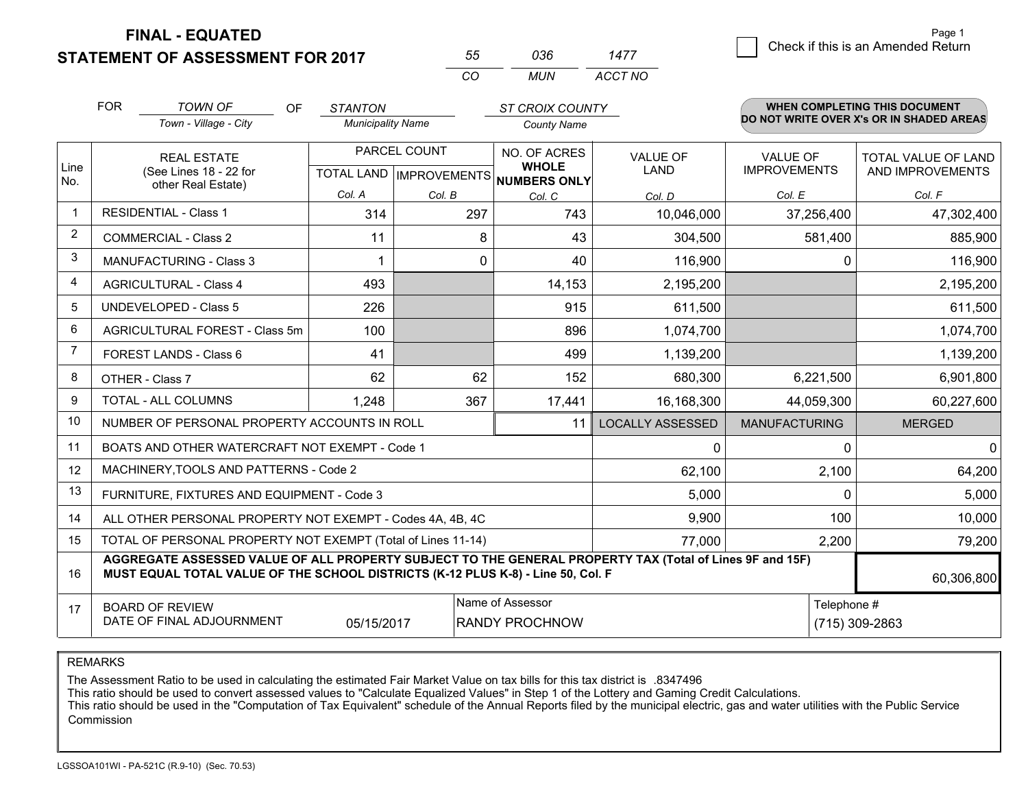# FINAL - EQUATED
# STATEMENT OF ASSESSMENT FOR 2017

| 55 | 036 | 1477 |
|---|---|---|
| CO | MUN | ACCT NO |

Page 1

☐ Check if this is an Amended Return

FOR *TOWN OF* (Town - Village - City) OF *STANTON* (Municipality Name) *ST CROIX COUNTY* (County Name)

**WHEN COMPLETING THIS DOCUMENT DO NOT WRITE OVER X's OR IN SHADED AREAS**

| Line No. | REAL ESTATE (See Lines 18 - 22 for other Real Estate) | PARCEL COUNT TOTAL LAND Col. A | PARCEL COUNT IMPROVEMENTS Col. B | NO. OF ACRES WHOLE NUMBERS ONLY Col. C | VALUE OF LAND Col. D | VALUE OF IMPROVEMENTS Col. E | TOTAL VALUE OF LAND AND IMPROVEMENTS Col. F |
|---|---|---|---|---|---|---|---|
| 1 | RESIDENTIAL - Class 1 | 314 | 297 | 743 | 10,046,000 | 37,256,400 | 47,302,400 |
| 2 | COMMERCIAL - Class 2 | 11 | 8 | 43 | 304,500 | 581,400 | 885,900 |
| 3 | MANUFACTURING - Class 3 | 1 | 0 | 40 | 116,900 | 0 | 116,900 |
| 4 | AGRICULTURAL - Class 4 | 493 | | 14,153 | 2,195,200 | | 2,195,200 |
| 5 | UNDEVELOPED - Class 5 | 226 | | 915 | 611,500 | | 611,500 |
| 6 | AGRICULTURAL FOREST - Class 5m | 100 | | 896 | 1,074,700 | | 1,074,700 |
| 7 | FOREST LANDS - Class 6 | 41 | | 499 | 1,139,200 | | 1,139,200 |
| 8 | OTHER - Class 7 | 62 | 62 | 152 | 680,300 | 6,221,500 | 6,901,800 |
| 9 | TOTAL - ALL COLUMNS | 1,248 | 367 | 17,441 | 16,168,300 | 44,059,300 | 60,227,600 |
| 10 | NUMBER OF PERSONAL PROPERTY ACCOUNTS IN ROLL | | | 11 | LOCALLY ASSESSED | MANUFACTURING | MERGED |
| 11 | BOATS AND OTHER WATERCRAFT NOT EXEMPT - Code 1 | | | | 0 | 0 | 0 |
| 12 | MACHINERY,TOOLS AND PATTERNS - Code 2 | | | | 62,100 | 2,100 | 64,200 |
| 13 | FURNITURE, FIXTURES AND EQUIPMENT - Code 3 | | | | 5,000 | 0 | 5,000 |
| 14 | ALL OTHER PERSONAL PROPERTY NOT EXEMPT - Codes 4A, 4B, 4C | | | | 9,900 | 100 | 10,000 |
| 15 | TOTAL OF PERSONAL PROPERTY NOT EXEMPT (Total of Lines 11-14) | | | | 77,000 | 2,200 | 79,200 |
| 16 | **AGGREGATE ASSESSED VALUE OF ALL PROPERTY SUBJECT TO THE GENERAL PROPERTY TAX (Total of Lines 9F and 15F) MUST EQUAL TOTAL VALUE OF THE SCHOOL DISTRICTS (K-12 PLUS K-8) - Line 50, Col. F** | | | | | | 60,306,800 |
| 17 | BOARD OF REVIEW DATE OF FINAL ADJOURNMENT | 05/15/2017 | Name of Assessor | RANDY PROCHNOW | | Telephone # | (715) 309-2863 |

REMARKS

The Assessment Ratio to be used in calculating the estimated Fair Market Value on tax bills for this tax district is .8347496
This ratio should be used to convert assessed values to "Calculate Equalized Values" in Step 1 of the Lottery and Gaming Credit Calculations.
This ratio should be used in the "Computation of Tax Equivalent" schedule of the Annual Reports filed by the municipal electric, gas and water utilities with the Public Service Commission

LGSSOA101WI - PA-521C (R.9-10) (Sec. 70.53)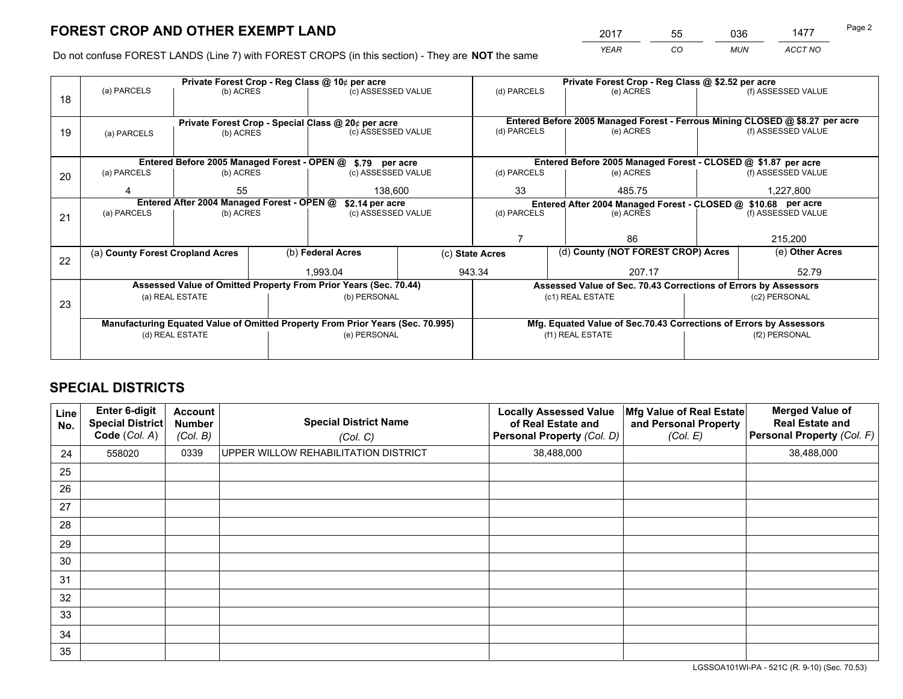# FOREST CROP AND OTHER EXEMPT LAND

| 2017 | 55 | 036 | 1477 |
|---|---|---|---|
| YEAR | CO | MUN | ACCT NO |

Do not confuse FOREST LANDS (Line 7) with FOREST CROPS (in this section) - They are **NOT** the same

| Line | Private Forest Crop - Reg Class @ 10¢ per acre | | | Private Forest Crop - Reg Class @ $2.52 per acre | | |
|---|---|---|---|---|---|---|
| 18 | (a) PARCELS | (b) ACRES | (c) ASSESSED VALUE | (d) PARCELS | (e) ACRES | (f) ASSESSED VALUE |
| | | | | | | |
| | **Private Forest Crop - Special Class @ 20¢ per acre** | | | **Entered Before 2005 Managed Forest - Ferrous Mining CLOSED @ $8.27 per acre** | | |
| 19 | (a) PARCELS | (b) ACRES | (c) ASSESSED VALUE | (d) PARCELS | (e) ACRES | (f) ASSESSED VALUE |
| | | | | | | |
| | **Entered Before 2005 Managed Forest - OPEN @ $.79 per acre** | | | **Entered Before 2005 Managed Forest - CLOSED @ $1.87 per acre** | | |
| 20 | (a) PARCELS | (b) ACRES | (c) ASSESSED VALUE | (d) PARCELS | (e) ACRES | (f) ASSESSED VALUE |
| | 4 | 55 | 138,600 | 33 | 485.75 | 1,227,800 |
| | **Entered After 2004 Managed Forest - OPEN @ $2.14 per acre** | | | **Entered After 2004 Managed Forest - CLOSED @ $10.68 per acre** | | |
| 21 | (a) PARCELS | (b) ACRES | (c) ASSESSED VALUE | (d) PARCELS | (e) ACRES | (f) ASSESSED VALUE |
| | | | | 7 | 86 | 215,200 |

| Line | (a) County Forest Cropland Acres | (b) Federal Acres | (c) State Acres | (d) County (NOT FOREST CROP) Acres | (e) Other Acres |
|---|---|---|---|---|---|
| 22 | | 1,993.04 | 943.34 | 207.17 | 52.79 |

| Line | Assessed Value of Omitted Property From Prior Years (Sec. 70.44) | | Assessed Value of Sec. 70.43 Corrections of Errors by Assessors | |
|---|---|---|---|---|
| 23 | (a) REAL ESTATE | (b) PERSONAL | (c1) REAL ESTATE | (c2) PERSONAL |
| | | | | |
| | **Manufacturing Equated Value of Omitted Property From Prior Years (Sec. 70.995)** | | **Mfg. Equated Value of Sec.70.43 Corrections of Errors by Assessors** | |
| | (d) REAL ESTATE | (e) PERSONAL | (f1) REAL ESTATE | (f2) PERSONAL |
| | | | | |

# SPECIAL DISTRICTS

| Line No. | Enter 6-digit Special District Code (Col. A) | Account Number (Col. B) | Special District Name (Col. C) | Locally Assessed Value of Real Estate and Personal Property (Col. D) | Mfg Value of Real Estate and Personal Property (Col. E) | Merged Value of Real Estate and Personal Property (Col. F) |
|---|---|---|---|---|---|---|
| 24 | 558020 | 0339 | UPPER WILLOW REHABILITATION DISTRICT | 38,488,000 | | 38,488,000 |
| 25 | | | | | | |
| 26 | | | | | | |
| 27 | | | | | | |
| 28 | | | | | | |
| 29 | | | | | | |
| 30 | | | | | | |
| 31 | | | | | | |
| 32 | | | | | | |
| 33 | | | | | | |
| 34 | | | | | | |
| 35 | | | | | | |

LGSSOA101WI-PA - 521C (R. 9-10) (Sec. 70.53)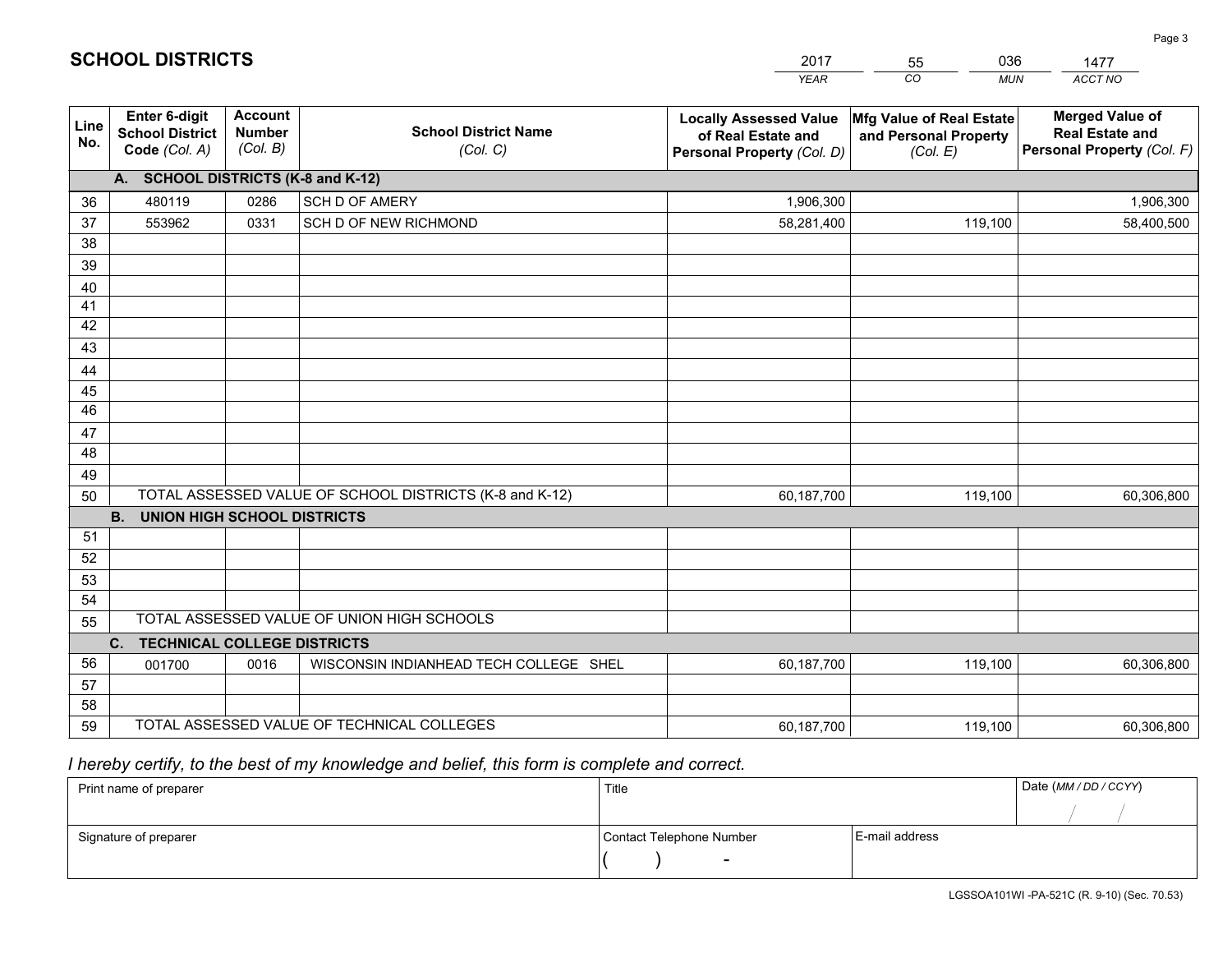## SCHOOL DISTRICTS

| 2017 | 55 | 036 | 1477 |
|---|---|---|---|
| *YEAR* | *CO* | *MUN* | *ACCT NO* |

| Line No. | Enter 6-digit School District Code *(Col. A)* | Account Number *(Col. B)* | School District Name *(Col. C)* | Locally Assessed Value of Real Estate and Personal Property *(Col. D)* | Mfg Value of Real Estate and Personal Property *(Col. E)* | Merged Value of Real Estate and Personal Property *(Col. F)* |
|---|---|---|---|---|---|---|
| | **A. SCHOOL DISTRICTS (K-8 and K-12)** | | | | | |
| 36 | 480119 | 0286 | SCH D OF AMERY | 1,906,300 | | 1,906,300 |
| 37 | 553962 | 0331 | SCH D OF NEW RICHMOND | 58,281,400 | 119,100 | 58,400,500 |
| 38 | | | | | | |
| 39 | | | | | | |
| 40 | | | | | | |
| 41 | | | | | | |
| 42 | | | | | | |
| 43 | | | | | | |
| 44 | | | | | | |
| 45 | | | | | | |
| 46 | | | | | | |
| 47 | | | | | | |
| 48 | | | | | | |
| 49 | | | | | | |
| 50 | TOTAL ASSESSED VALUE OF SCHOOL DISTRICTS (K-8 and K-12) | | | 60,187,700 | 119,100 | 60,306,800 |
| | **B. UNION HIGH SCHOOL DISTRICTS** | | | | | |
| 51 | | | | | | |
| 52 | | | | | | |
| 53 | | | | | | |
| 54 | | | | | | |
| 55 | TOTAL ASSESSED VALUE OF UNION HIGH SCHOOLS | | | | | |
| | **C. TECHNICAL COLLEGE DISTRICTS** | | | | | |
| 56 | 001700 | 0016 | WISCONSIN INDIANHEAD TECH COLLEGE SHEL | 60,187,700 | 119,100 | 60,306,800 |
| 57 | | | | | | |
| 58 | | | | | | |
| 59 | TOTAL ASSESSED VALUE OF TECHNICAL COLLEGES | | | 60,187,700 | 119,100 | 60,306,800 |

*I hereby certify, to the best of my knowledge and belief, this form is complete and correct.*

| Print name of preparer | Title | | Date *(MM / DD / CCYY)* |
|---|---|---|---|
| | | | / / |
| Signature of preparer | Contact Telephone Number | E-mail address | |
| | ( ) - | | |

LGSSOA101WI -PA-521C (R. 9-10) (Sec. 70.53)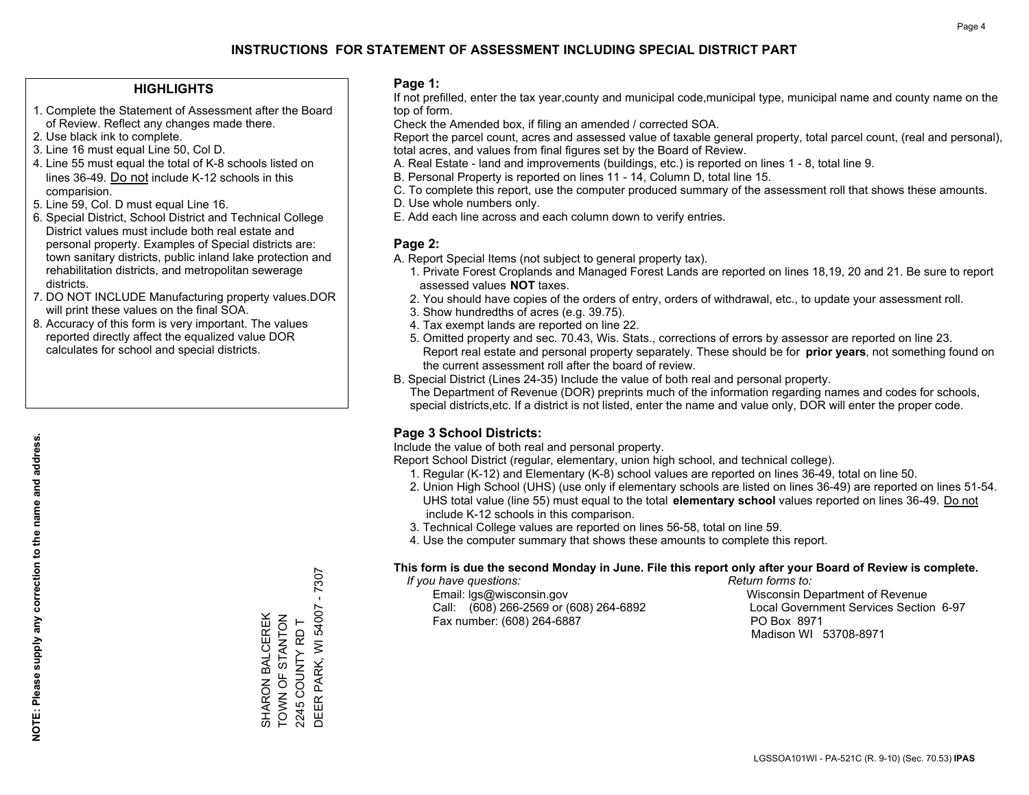# INSTRUCTIONS FOR STATEMENT OF ASSESSMENT INCLUDING SPECIAL DISTRICT PART

## HIGHLIGHTS

1. Complete the Statement of Assessment after the Board of Review. Reflect any changes made there.
2. Use black ink to complete.
3. Line 16 must equal Line 50, Col D.
4. Line 55 must equal the total of K-8 schools listed on lines 36-49. Do not include K-12 schools in this comparision.
5. Line 59, Col. D must equal Line 16.
6. Special District, School District and Technical College District values must include both real estate and personal property. Examples of Special districts are: town sanitary districts, public inland lake protection and rehabilitation districts, and metropolitan sewerage districts.
7. DO NOT INCLUDE Manufacturing property values.DOR will print these values on the final SOA.
8. Accuracy of this form is very important. The values reported directly affect the equalized value DOR calculates for school and special districts.

NOTE: Please supply any correction to the name and address.

SHARON BALCEREK
TOWN OF STANTON
2245 COUNTY RD T
DEER PARK, WI 54007 - 7307

## Page 1:

If not prefilled, enter the tax year,county and municipal code,municipal type, municipal name and county name on the top of form.

Check the Amended box, if filing an amended / corrected SOA.

Report the parcel count, acres and assessed value of taxable general property, total parcel count, (real and personal), total acres, and values from final figures set by the Board of Review.

A. Real Estate - land and improvements (buildings, etc.) is reported on lines 1 - 8, total line 9.
B. Personal Property is reported on lines 11 - 14, Column D, total line 15.
C. To complete this report, use the computer produced summary of the assessment roll that shows these amounts.
D. Use whole numbers only.
E. Add each line across and each column down to verify entries.

## Page 2:

A. Report Special Items (not subject to general property tax).
   1. Private Forest Croplands and Managed Forest Lands are reported on lines 18,19, 20 and 21. Be sure to report assessed values **NOT** taxes.
   2. You should have copies of the orders of entry, orders of withdrawal, etc., to update your assessment roll.
   3. Show hundredths of acres (e.g. 39.75).
   4. Tax exempt lands are reported on line 22.
   5. Omitted property and sec. 70.43, Wis. Stats., corrections of errors by assessor are reported on line 23. Report real estate and personal property separately. These should be for **prior years**, not something found on the current assessment roll after the board of review.
B. Special District (Lines 24-35) Include the value of both real and personal property.
   The Department of Revenue (DOR) preprints much of the information regarding names and codes for schools, special districts,etc. If a district is not listed, enter the name and value only, DOR will enter the proper code.

## Page 3 School Districts:

Include the value of both real and personal property.

Report School District (regular, elementary, union high school, and technical college).

1. Regular (K-12) and Elementary (K-8) school values are reported on lines 36-49, total on line 50.
2. Union High School (UHS) (use only if elementary schools are listed on lines 36-49) are reported on lines 51-54. UHS total value (line 55) must equal to the total **elementary school** values reported on lines 36-49. Do not include K-12 schools in this comparison.
3. Technical College values are reported on lines 56-58, total on line 59.
4. Use the computer summary that shows these amounts to complete this report.

**This form is due the second Monday in June. File this report only after your Board of Review is complete.**

*If you have questions:*
Email: lgs@wisconsin.gov
Call: (608) 266-2569 or (608) 264-6892
Fax number: (608) 264-6887

*Return forms to:*
Wisconsin Department of Revenue
Local Government Services Section 6-97
PO Box 8971
Madison WI 53708-8971

LGSSOA101WI - PA-521C (R. 9-10) (Sec. 70.53) **IPAS**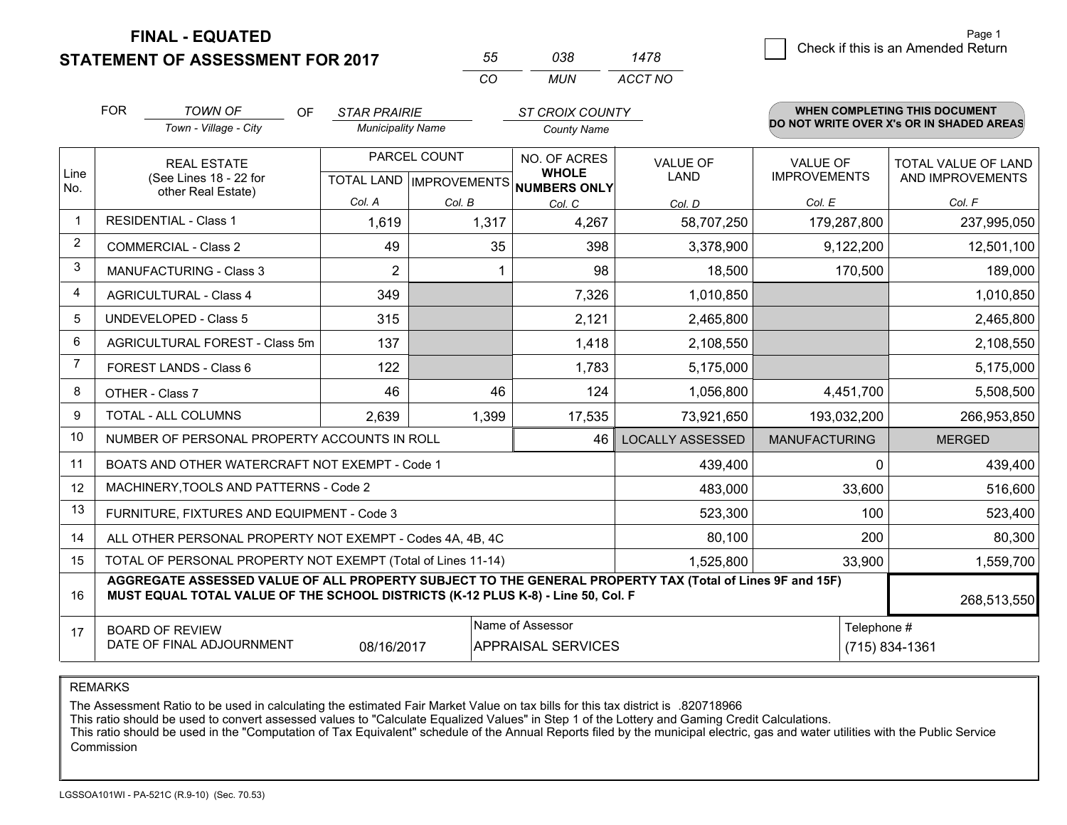# FINAL - EQUATED
## STATEMENT OF ASSESSMENT FOR 2017

| 55 | 038 | 1478 |
|---|---|---|
| CO | MUN | ACCT NO |

Check if this is an Amended Return

Page 1

FOR *TOWN OF* (Town - Village - City) OF *STAR PRAIRIE* (Municipality Name) *ST CROIX COUNTY* (County Name)

**WHEN COMPLETING THIS DOCUMENT DO NOT WRITE OVER X's OR IN SHADED AREAS**

| Line No. | REAL ESTATE (See Lines 18 - 22 for other Real Estate) | PARCEL COUNT TOTAL LAND Col. A | PARCEL COUNT IMPROVEMENTS Col. B | NO. OF ACRES WHOLE NUMBERS ONLY Col. C | VALUE OF LAND Col. D | VALUE OF IMPROVEMENTS Col. E | TOTAL VALUE OF LAND AND IMPROVEMENTS Col. F |
|---|---|---|---|---|---|---|---|
| 1 | RESIDENTIAL - Class 1 | 1,619 | 1,317 | 4,267 | 58,707,250 | 179,287,800 | 237,995,050 |
| 2 | COMMERCIAL - Class 2 | 49 | 35 | 398 | 3,378,900 | 9,122,200 | 12,501,100 |
| 3 | MANUFACTURING - Class 3 | 2 | 1 | 98 | 18,500 | 170,500 | 189,000 |
| 4 | AGRICULTURAL - Class 4 | 349 | | 7,326 | 1,010,850 | | 1,010,850 |
| 5 | UNDEVELOPED - Class 5 | 315 | | 2,121 | 2,465,800 | | 2,465,800 |
| 6 | AGRICULTURAL FOREST - Class 5m | 137 | | 1,418 | 2,108,550 | | 2,108,550 |
| 7 | FOREST LANDS - Class 6 | 122 | | 1,783 | 5,175,000 | | 5,175,000 |
| 8 | OTHER - Class 7 | 46 | 46 | 124 | 1,056,800 | 4,451,700 | 5,508,500 |
| 9 | TOTAL - ALL COLUMNS | 2,639 | 1,399 | 17,535 | 73,921,650 | 193,032,200 | 266,953,850 |
| 10 | NUMBER OF PERSONAL PROPERTY ACCOUNTS IN ROLL | | | 46 | LOCALLY ASSESSED | MANUFACTURING | MERGED |
| 11 | BOATS AND OTHER WATERCRAFT NOT EXEMPT - Code 1 | | | | 439,400 | 0 | 439,400 |
| 12 | MACHINERY,TOOLS AND PATTERNS - Code 2 | | | | 483,000 | 33,600 | 516,600 |
| 13 | FURNITURE, FIXTURES AND EQUIPMENT - Code 3 | | | | 523,300 | 100 | 523,400 |
| 14 | ALL OTHER PERSONAL PROPERTY NOT EXEMPT - Codes 4A, 4B, 4C | | | | 80,100 | 200 | 80,300 |
| 15 | TOTAL OF PERSONAL PROPERTY NOT EXEMPT (Total of Lines 11-14) | | | | 1,525,800 | 33,900 | 1,559,700 |
| 16 | **AGGREGATE ASSESSED VALUE OF ALL PROPERTY SUBJECT TO THE GENERAL PROPERTY TAX (Total of Lines 9F and 15F) MUST EQUAL TOTAL VALUE OF THE SCHOOL DISTRICTS (K-12 PLUS K-8) - Line 50, Col. F** | | | | | | 268,513,550 |
| 17 | BOARD OF REVIEW DATE OF FINAL ADJOURNMENT | 08/16/2017 | | Name of Assessor: APPRAISAL SERVICES | | Telephone #: (715) 834-1361 | |

REMARKS

The Assessment Ratio to be used in calculating the estimated Fair Market Value on tax bills for this tax district is .820718966
This ratio should be used to convert assessed values to "Calculate Equalized Values" in Step 1 of the Lottery and Gaming Credit Calculations.
This ratio should be used in the "Computation of Tax Equivalent" schedule of the Annual Reports filed by the municipal electric, gas and water utilities with the Public Service Commission

LGSSOA101WI - PA-521C (R.9-10) (Sec. 70.53)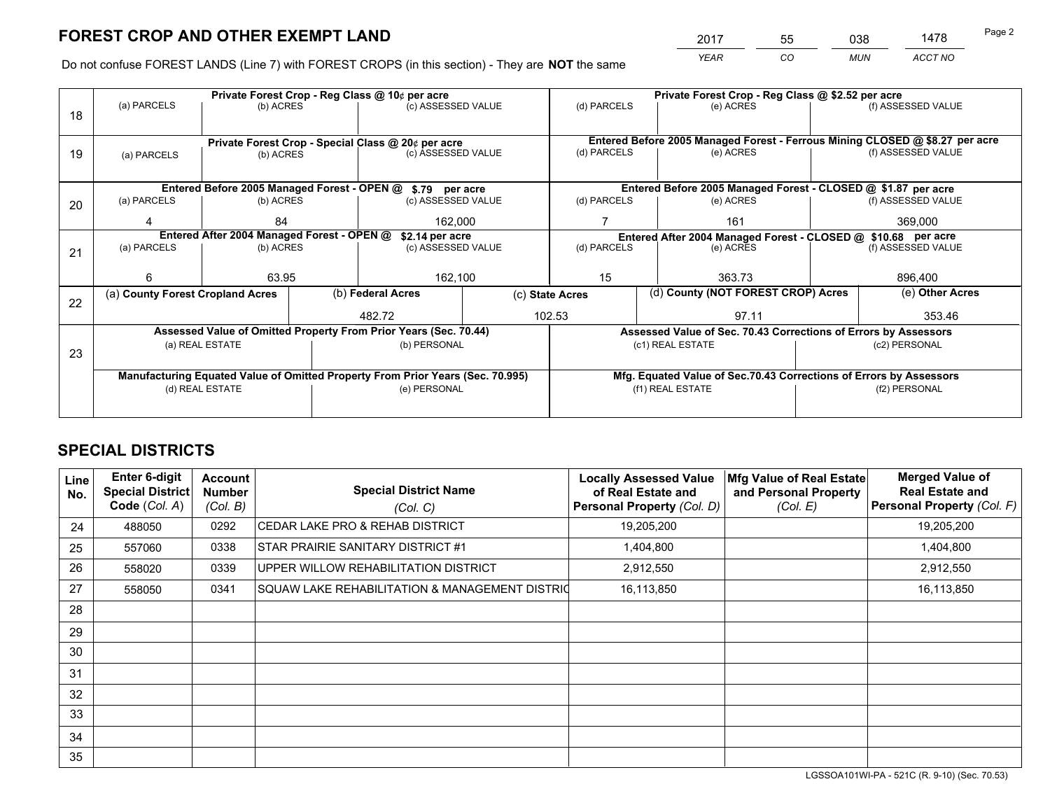# FOREST CROP AND OTHER EXEMPT LAND

| 2017 | 55 | 038 | 1478 |
|---|---|---|---|
| YEAR | CO | MUN | ACCT NO |

Do not confuse FOREST LANDS (Line 7) with FOREST CROPS (in this section) - They are **NOT** the same

| Line | Private Forest Crop - Reg Class @ 10¢ per acre | | | Private Forest Crop - Reg Class @ $2.52 per acre | | |
|---|---|---|---|---|---|---|
| 18 | (a) PARCELS | (b) ACRES | (c) ASSESSED VALUE | (d) PARCELS | (e) ACRES | (f) ASSESSED VALUE |
| | | | | | | |
| | **Private Forest Crop - Special Class @ 20¢ per acre** | | | **Entered Before 2005 Managed Forest - Ferrous Mining CLOSED @ $8.27 per acre** | | |
| 19 | (a) PARCELS | (b) ACRES | (c) ASSESSED VALUE | (d) PARCELS | (e) ACRES | (f) ASSESSED VALUE |
| | | | | | | |
| | **Entered Before 2005 Managed Forest - OPEN @ $.79 per acre** | | | **Entered Before 2005 Managed Forest - CLOSED @ $1.87 per acre** | | |
| 20 | (a) PARCELS | (b) ACRES | (c) ASSESSED VALUE | (d) PARCELS | (e) ACRES | (f) ASSESSED VALUE |
| | 4 | 84 | 162,000 | 7 | 161 | 369,000 |
| | **Entered After 2004 Managed Forest - OPEN @ $2.14 per acre** | | | **Entered After 2004 Managed Forest - CLOSED @ $10.68 per acre** | | |
| 21 | (a) PARCELS | (b) ACRES | (c) ASSESSED VALUE | (d) PARCELS | (e) ACRES | (f) ASSESSED VALUE |
| | 6 | 63.95 | 162,100 | 15 | 363.73 | 896,400 |

| Line | (a) County Forest Cropland Acres | (b) Federal Acres | (c) State Acres | (d) County (NOT FOREST CROP) Acres | (e) Other Acres |
|---|---|---|---|---|---|
| 22 | | 482.72 | 102.53 | 97.11 | 353.46 |

| Line | Assessed Value of Omitted Property From Prior Years (Sec. 70.44) | | Assessed Value of Sec. 70.43 Corrections of Errors by Assessors | |
|---|---|---|---|---|
| 23 | (a) REAL ESTATE | (b) PERSONAL | (c1) REAL ESTATE | (c2) PERSONAL |
| | | | | |
| | **Manufacturing Equated Value of Omitted Property From Prior Years (Sec. 70.995)** | | **Mfg. Equated Value of Sec.70.43 Corrections of Errors by Assessors** | |
| | (d) REAL ESTATE | (e) PERSONAL | (f1) REAL ESTATE | (f2) PERSONAL |
| | | | | |

# SPECIAL DISTRICTS

| Line No. | Enter 6-digit Special District Code (Col. A) | Account Number (Col. B) | Special District Name (Col. C) | Locally Assessed Value of Real Estate and Personal Property (Col. D) | Mfg Value of Real Estate and Personal Property (Col. E) | Merged Value of Real Estate and Personal Property (Col. F) |
|---|---|---|---|---|---|---|
| 24 | 488050 | 0292 | CEDAR LAKE PRO & REHAB DISTRICT | 19,205,200 | | 19,205,200 |
| 25 | 557060 | 0338 | STAR PRAIRIE SANITARY DISTRICT #1 | 1,404,800 | | 1,404,800 |
| 26 | 558020 | 0339 | UPPER WILLOW REHABILITATION DISTRICT | 2,912,550 | | 2,912,550 |
| 27 | 558050 | 0341 | SQUAW LAKE REHABILITATION & MANAGEMENT DISTRIC | 16,113,850 | | 16,113,850 |
| 28 | | | | | | |
| 29 | | | | | | |
| 30 | | | | | | |
| 31 | | | | | | |
| 32 | | | | | | |
| 33 | | | | | | |
| 34 | | | | | | |
| 35 | | | | | | |

LGSSOA101WI-PA - 521C (R. 9-10) (Sec. 70.53)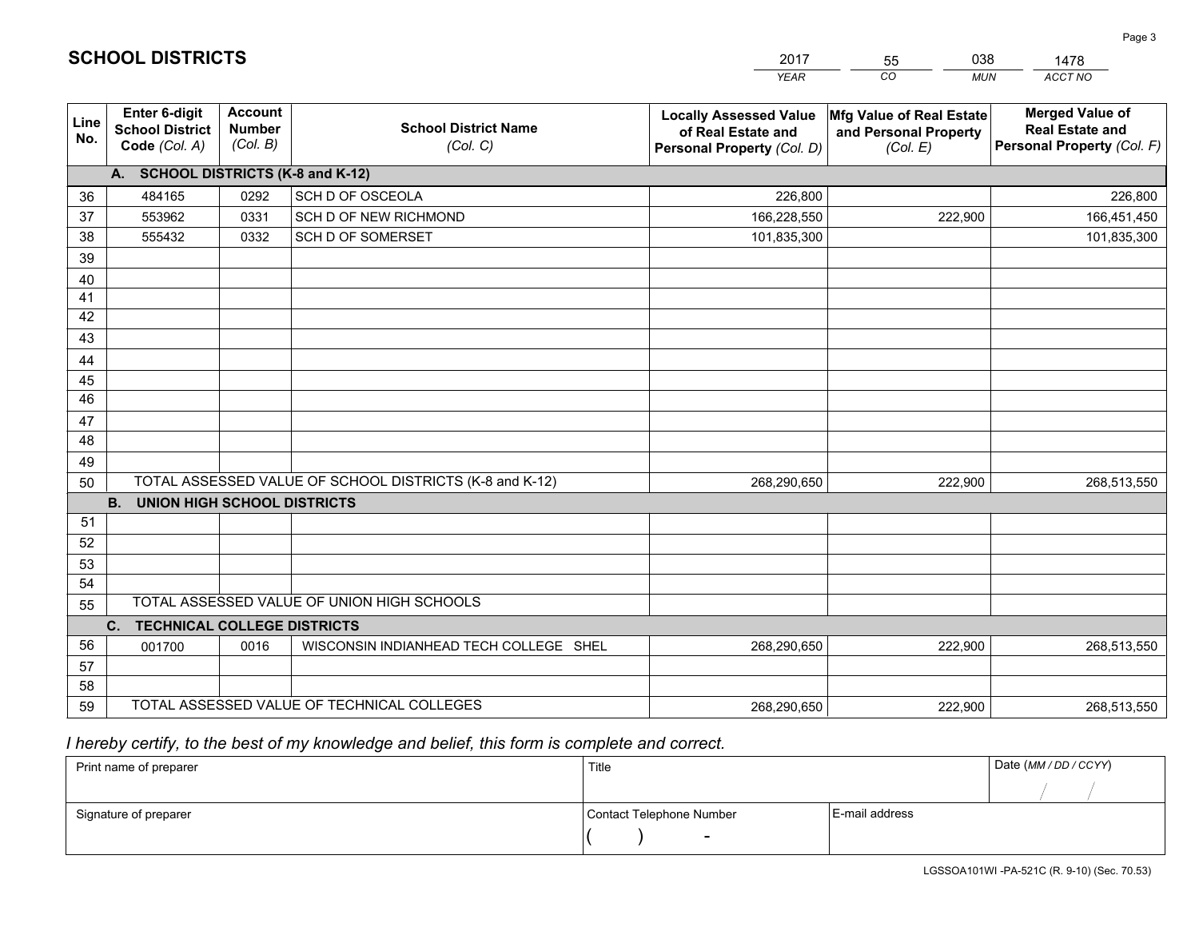# SCHOOL DISTRICTS

| 2017 | 55 | 038 | 1478 |
|---|---|---|---|
| *YEAR* | *CO* | *MUN* | *ACCT NO* |

| Line No. | Enter 6-digit School District Code *(Col. A)* | Account Number *(Col. B)* | School District Name *(Col. C)* | Locally Assessed Value of Real Estate and Personal Property *(Col. D)* | Mfg Value of Real Estate and Personal Property *(Col. E)* | Merged Value of Real Estate and Personal Property *(Col. F)* |
|---|---|---|---|---|---|---|
| | **A. SCHOOL DISTRICTS (K-8 and K-12)** | | | | | |
| 36 | 484165 | 0292 | SCH D OF OSCEOLA | 226,800 | | 226,800 |
| 37 | 553962 | 0331 | SCH D OF NEW RICHMOND | 166,228,550 | 222,900 | 166,451,450 |
| 38 | 555432 | 0332 | SCH D OF SOMERSET | 101,835,300 | | 101,835,300 |
| 39 | | | | | | |
| 40 | | | | | | |
| 41 | | | | | | |
| 42 | | | | | | |
| 43 | | | | | | |
| 44 | | | | | | |
| 45 | | | | | | |
| 46 | | | | | | |
| 47 | | | | | | |
| 48 | | | | | | |
| 49 | | | | | | |
| 50 | TOTAL ASSESSED VALUE OF SCHOOL DISTRICTS (K-8 and K-12) | | | 268,290,650 | 222,900 | 268,513,550 |
| | **B. UNION HIGH SCHOOL DISTRICTS** | | | | | |
| 51 | | | | | | |
| 52 | | | | | | |
| 53 | | | | | | |
| 54 | | | | | | |
| 55 | TOTAL ASSESSED VALUE OF UNION HIGH SCHOOLS | | | | | |
| | **C. TECHNICAL COLLEGE DISTRICTS** | | | | | |
| 56 | 001700 | 0016 | WISCONSIN INDIANHEAD TECH COLLEGE SHEL | 268,290,650 | 222,900 | 268,513,550 |
| 57 | | | | | | |
| 58 | | | | | | |
| 59 | TOTAL ASSESSED VALUE OF TECHNICAL COLLEGES | | | 268,290,650 | 222,900 | 268,513,550 |

*I hereby certify, to the best of my knowledge and belief, this form is complete and correct.*

| Print name of preparer | Title | | Date *(MM / DD / CCYY)* |
|---|---|---|---|
| | | | / / |
| Signature of preparer | Contact Telephone Number | E-mail address | |
| | ( ) - | | |

LGSSOA101WI -PA-521C (R. 9-10) (Sec. 70.53)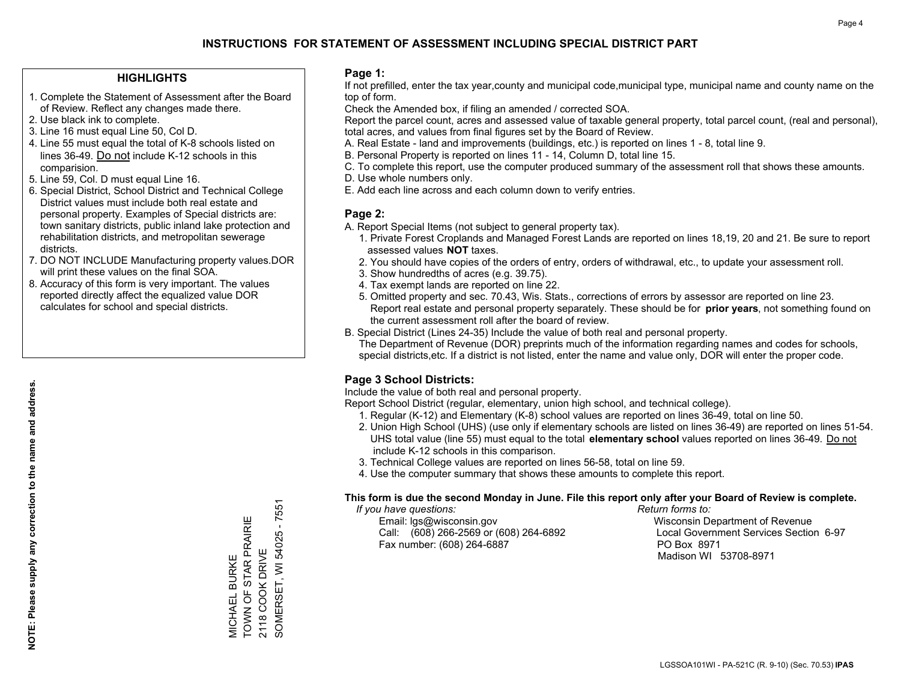# INSTRUCTIONS FOR STATEMENT OF ASSESSMENT INCLUDING SPECIAL DISTRICT PART

## HIGHLIGHTS

1. Complete the Statement of Assessment after the Board of Review. Reflect any changes made there.
2. Use black ink to complete.
3. Line 16 must equal Line 50, Col D.
4. Line 55 must equal the total of K-8 schools listed on lines 36-49. Do not include K-12 schools in this comparision.
5. Line 59, Col. D must equal Line 16.
6. Special District, School District and Technical College District values must include both real estate and personal property. Examples of Special districts are: town sanitary districts, public inland lake protection and rehabilitation districts, and metropolitan sewerage districts.
7. DO NOT INCLUDE Manufacturing property values.DOR will print these values on the final SOA.
8. Accuracy of this form is very important. The values reported directly affect the equalized value DOR calculates for school and special districts.

**NOTE: Please supply any correction to the name and address.**

MICHAEL BURKE
TOWN OF STAR PRAIRIE
2118 COOK DRIVE
SOMERSET, WI 54025 - 7551

## Page 1:

If not prefilled, enter the tax year,county and municipal code,municipal type, municipal name and county name on the top of form.

Check the Amended box, if filing an amended / corrected SOA.

Report the parcel count, acres and assessed value of taxable general property, total parcel count, (real and personal), total acres, and values from final figures set by the Board of Review.

A. Real Estate - land and improvements (buildings, etc.) is reported on lines 1 - 8, total line 9.

B. Personal Property is reported on lines 11 - 14, Column D, total line 15.

C. To complete this report, use the computer produced summary of the assessment roll that shows these amounts.

D. Use whole numbers only.

E. Add each line across and each column down to verify entries.

## Page 2:

A. Report Special Items (not subject to general property tax).

1. Private Forest Croplands and Managed Forest Lands are reported on lines 18,19, 20 and 21. Be sure to report assessed values **NOT** taxes.
2. You should have copies of the orders of entry, orders of withdrawal, etc., to update your assessment roll.
3. Show hundredths of acres (e.g. 39.75).
4. Tax exempt lands are reported on line 22.
5. Omitted property and sec. 70.43, Wis. Stats., corrections of errors by assessor are reported on line 23. Report real estate and personal property separately. These should be for **prior years**, not something found on the current assessment roll after the board of review.

B. Special District (Lines 24-35) Include the value of both real and personal property.

The Department of Revenue (DOR) preprints much of the information regarding names and codes for schools, special districts,etc. If a district is not listed, enter the name and value only, DOR will enter the proper code.

## Page 3 School Districts:

Include the value of both real and personal property.

Report School District (regular, elementary, union high school, and technical college).

1. Regular (K-12) and Elementary (K-8) school values are reported on lines 36-49, total on line 50.
2. Union High School (UHS) (use only if elementary schools are listed on lines 36-49) are reported on lines 51-54. UHS total value (line 55) must equal to the total **elementary school** values reported on lines 36-49. Do not include K-12 schools in this comparison.
3. Technical College values are reported on lines 56-58, total on line 59.
4. Use the computer summary that shows these amounts to complete this report.

**This form is due the second Monday in June. File this report only after your Board of Review is complete.**

*If you have questions:*
Email: lgs@wisconsin.gov
Call: (608) 266-2569 or (608) 264-6892
Fax number: (608) 264-6887

*Return forms to:*
Wisconsin Department of Revenue
Local Government Services Section 6-97
PO Box 8971
Madison WI 53708-8971

LGSSOA101WI - PA-521C (R. 9-10) (Sec. 70.53) **IPAS**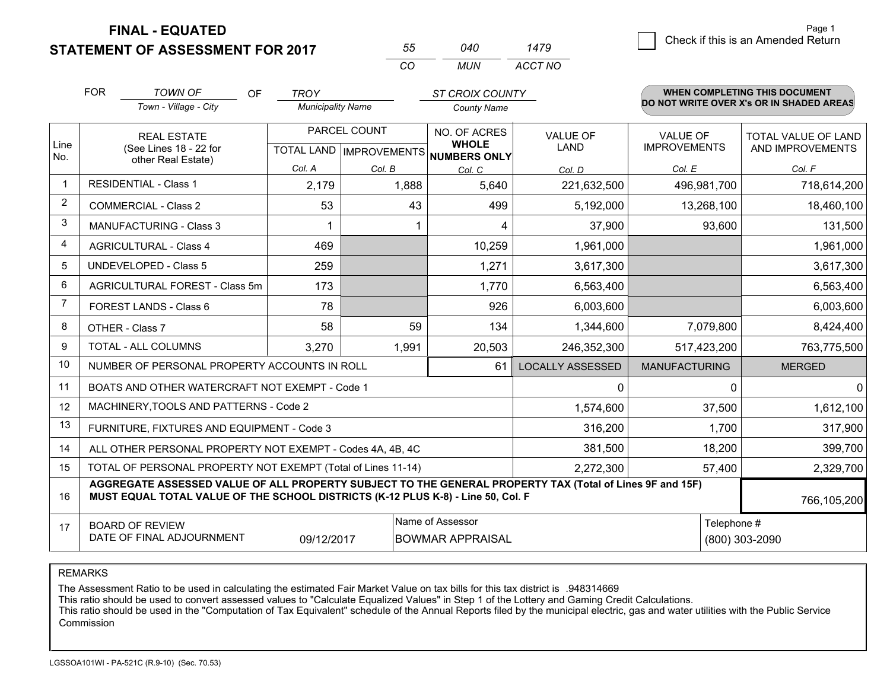# FINAL - EQUATED
## STATEMENT OF ASSESSMENT FOR 2017

| 55 | 040 | 1479 |
|---|---|---|
| CO | MUN | ACCT NO |

Page 1

☐ Check if this is an Amended Return

FOR *TOWN OF* (Town - Village - City) OF *TROY* (Municipality Name) *ST CROIX COUNTY* (County Name)

**WHEN COMPLETING THIS DOCUMENT DO NOT WRITE OVER X's OR IN SHADED AREAS**

| Line No. | REAL ESTATE (See Lines 18 - 22 for other Real Estate) | PARCEL COUNT | | NO. OF ACRES WHOLE NUMBERS ONLY | VALUE OF LAND | VALUE OF IMPROVEMENTS | TOTAL VALUE OF LAND AND IMPROVEMENTS |
|---|---|---|---|---|---|---|---|
| | | TOTAL LAND | IMPROVEMENTS | | | | |
| | | Col. A | Col. B | Col. C | Col. D | Col. E | Col. F |
| 1 | RESIDENTIAL - Class 1 | 2,179 | 1,888 | 5,640 | 221,632,500 | 496,981,700 | 718,614,200 |
| 2 | COMMERCIAL - Class 2 | 53 | 43 | 499 | 5,192,000 | 13,268,100 | 18,460,100 |
| 3 | MANUFACTURING - Class 3 | 1 | 1 | 4 | 37,900 | 93,600 | 131,500 |
| 4 | AGRICULTURAL - Class 4 | 469 | | 10,259 | 1,961,000 | | 1,961,000 |
| 5 | UNDEVELOPED - Class 5 | 259 | | 1,271 | 3,617,300 | | 3,617,300 |
| 6 | AGRICULTURAL FOREST - Class 5m | 173 | | 1,770 | 6,563,400 | | 6,563,400 |
| 7 | FOREST LANDS - Class 6 | 78 | | 926 | 6,003,600 | | 6,003,600 |
| 8 | OTHER - Class 7 | 58 | 59 | 134 | 1,344,600 | 7,079,800 | 8,424,400 |
| 9 | TOTAL - ALL COLUMNS | 3,270 | 1,991 | 20,503 | 246,352,300 | 517,423,200 | 763,775,500 |
| 10 | NUMBER OF PERSONAL PROPERTY ACCOUNTS IN ROLL | | | 61 | LOCALLY ASSESSED | MANUFACTURING | MERGED |
| 11 | BOATS AND OTHER WATERCRAFT NOT EXEMPT - Code 1 | | | | 0 | 0 | 0 |
| 12 | MACHINERY,TOOLS AND PATTERNS - Code 2 | | | | 1,574,600 | 37,500 | 1,612,100 |
| 13 | FURNITURE, FIXTURES AND EQUIPMENT - Code 3 | | | | 316,200 | 1,700 | 317,900 |
| 14 | ALL OTHER PERSONAL PROPERTY NOT EXEMPT - Codes 4A, 4B, 4C | | | | 381,500 | 18,200 | 399,700 |
| 15 | TOTAL OF PERSONAL PROPERTY NOT EXEMPT (Total of Lines 11-14) | | | | 2,272,300 | 57,400 | 2,329,700 |
| 16 | **AGGREGATE ASSESSED VALUE OF ALL PROPERTY SUBJECT TO THE GENERAL PROPERTY TAX (Total of Lines 9F and 15F) MUST EQUAL TOTAL VALUE OF THE SCHOOL DISTRICTS (K-12 PLUS K-8) - Line 50, Col. F** | | | | | | 766,105,200 |
| 17 | BOARD OF REVIEW DATE OF FINAL ADJOURNMENT | 09/12/2017 | | Name of Assessor: BOWMAR APPRAISAL | | | Telephone #: (800) 303-2090 |

REMARKS

The Assessment Ratio to be used in calculating the estimated Fair Market Value on tax bills for this tax district is .948314669
This ratio should be used to convert assessed values to "Calculate Equalized Values" in Step 1 of the Lottery and Gaming Credit Calculations.
This ratio should be used in the "Computation of Tax Equivalent" schedule of the Annual Reports filed by the municipal electric, gas and water utilities with the Public Service Commission

LGSSOA101WI - PA-521C (R.9-10) (Sec. 70.53)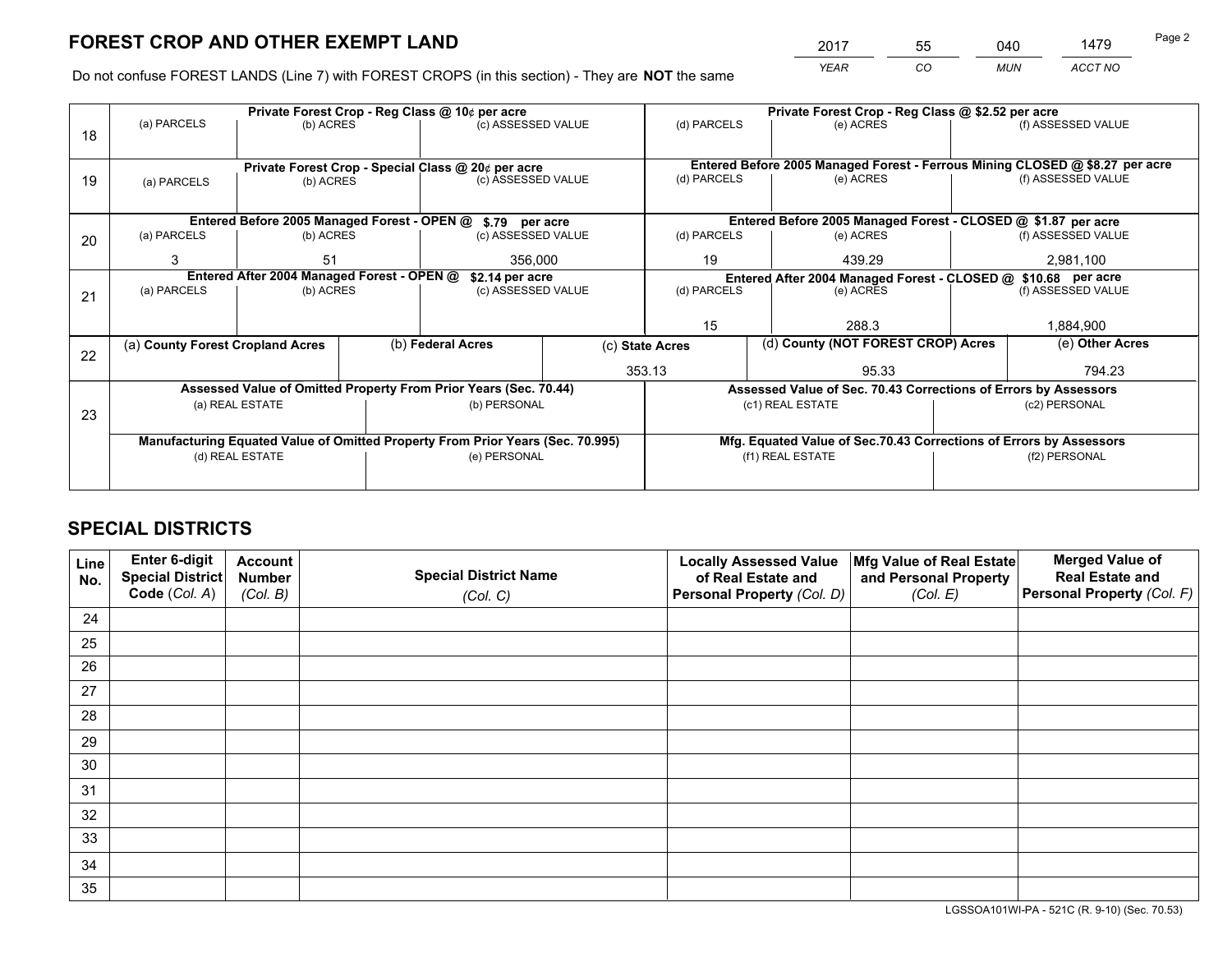# FOREST CROP AND OTHER EXEMPT LAND

| 2017 | 55 | 040 | 1479 |
|---|---|---|---|
| *YEAR* | *CO* | *MUN* | *ACCT NO* |

Do not confuse FOREST LANDS (Line 7) with FOREST CROPS (in this section) - They are **NOT** the same

| Line | Private Forest Crop - Reg Class @ 10¢ per acre | | | Private Forest Crop - Reg Class @ $2.52 per acre | | |
|---|---|---|---|---|---|---|
| 18 | (a) PARCELS | (b) ACRES | (c) ASSESSED VALUE | (d) PARCELS | (e) ACRES | (f) ASSESSED VALUE |
| | | | | | | |
| | **Private Forest Crop - Special Class @ 20¢ per acre** | | | **Entered Before 2005 Managed Forest - Ferrous Mining CLOSED @ $8.27 per acre** | | |
| 19 | (a) PARCELS | (b) ACRES | (c) ASSESSED VALUE | (d) PARCELS | (e) ACRES | (f) ASSESSED VALUE |
| | | | | | | |
| | **Entered Before 2005 Managed Forest - OPEN @ $.79 per acre** | | | **Entered Before 2005 Managed Forest - CLOSED @ $1.87 per acre** | | |
| 20 | (a) PARCELS | (b) ACRES | (c) ASSESSED VALUE | (d) PARCELS | (e) ACRES | (f) ASSESSED VALUE |
| | 3 | 51 | 356,000 | 19 | 439.29 | 2,981,100 |
| | **Entered After 2004 Managed Forest - OPEN @ $2.14 per acre** | | | **Entered After 2004 Managed Forest - CLOSED @ $10.68 per acre** | | |
| 21 | (a) PARCELS | (b) ACRES | (c) ASSESSED VALUE | (d) PARCELS | (e) ACRES | (f) ASSESSED VALUE |
| | | | | 15 | 288.3 | 1,884,900 |

| Line | (a) County Forest Cropland Acres | (b) Federal Acres | (c) State Acres | (d) County (NOT FOREST CROP) Acres | (e) Other Acres |
|---|---|---|---|---|---|
| 22 | | | 353.13 | 95.33 | 794.23 |

| Line | Assessed Value of Omitted Property From Prior Years (Sec. 70.44) | | Assessed Value of Sec. 70.43 Corrections of Errors by Assessors | |
|---|---|---|---|---|
| 23 | (a) REAL ESTATE | (b) PERSONAL | (c1) REAL ESTATE | (c2) PERSONAL |
| | | | | |
| | **Manufacturing Equated Value of Omitted Property From Prior Years (Sec. 70.995)** | | **Mfg. Equated Value of Sec.70.43 Corrections of Errors by Assessors** | |
| | (d) REAL ESTATE | (e) PERSONAL | (f1) REAL ESTATE | (f2) PERSONAL |
| | | | | |

# SPECIAL DISTRICTS

| Line No. | Enter 6-digit Special District Code (*Col. A*) | Account Number (*Col. B*) | Special District Name (*Col. C*) | Locally Assessed Value of Real Estate and Personal Property (*Col. D*) | Mfg Value of Real Estate and Personal Property (*Col. E*) | Merged Value of Real Estate and Personal Property (*Col. F*) |
|---|---|---|---|---|---|---|
| 24 | | | | | | |
| 25 | | | | | | |
| 26 | | | | | | |
| 27 | | | | | | |
| 28 | | | | | | |
| 29 | | | | | | |
| 30 | | | | | | |
| 31 | | | | | | |
| 32 | | | | | | |
| 33 | | | | | | |
| 34 | | | | | | |
| 35 | | | | | | |

LGSSOA101WI-PA - 521C (R. 9-10) (Sec. 70.53)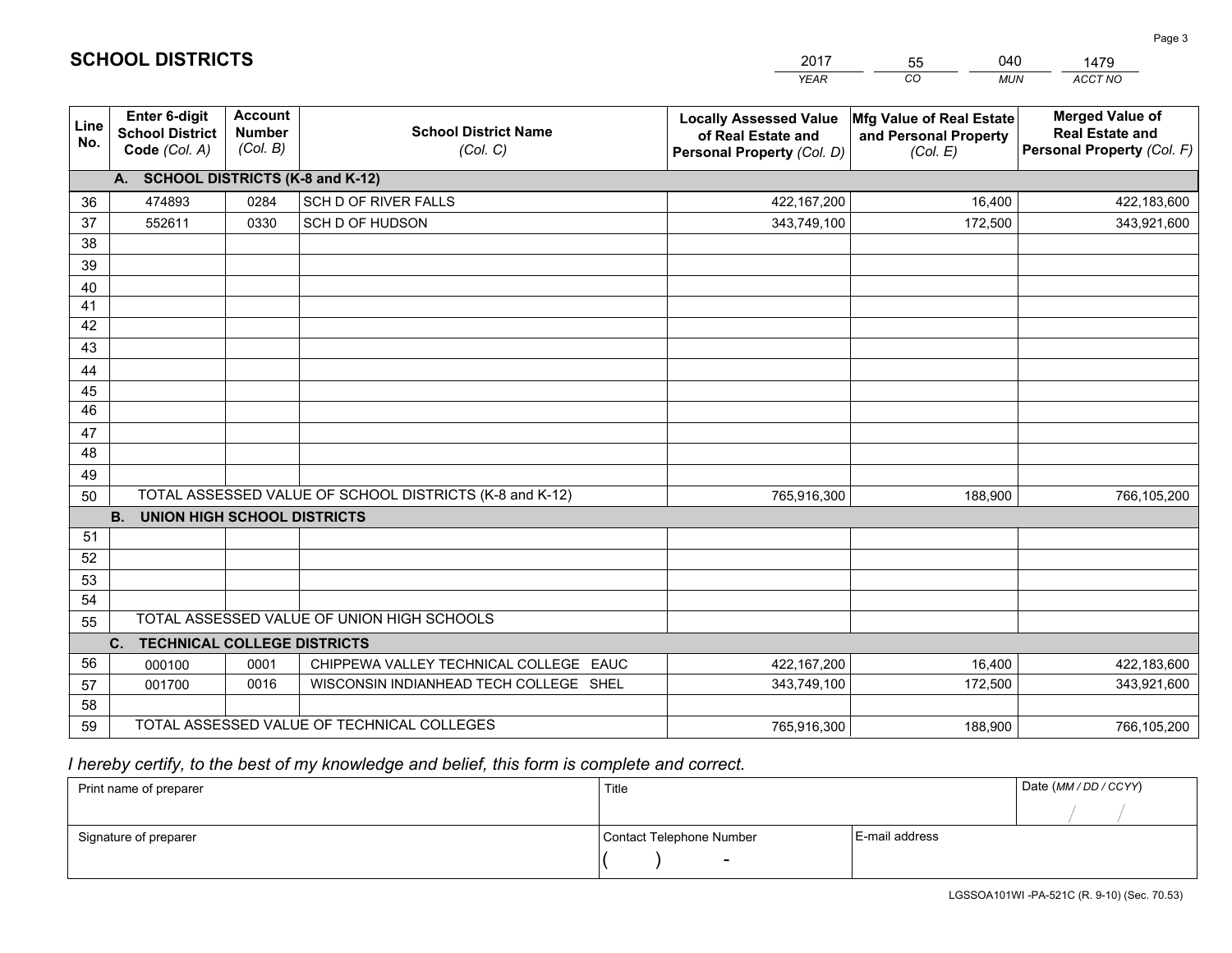# SCHOOL DISTRICTS

| 2017 | 55 | 040 | 1479 |
|---|---|---|---|
| *YEAR* | *CO* | *MUN* | *ACCT NO* |

| Line No. | Enter 6-digit School District Code *(Col. A)* | Account Number *(Col. B)* | School District Name *(Col. C)* | Locally Assessed Value of Real Estate and Personal Property *(Col. D)* | Mfg Value of Real Estate and Personal Property *(Col. E)* | Merged Value of Real Estate and Personal Property *(Col. F)* |
|---|---|---|---|---|---|---|
| | **A. SCHOOL DISTRICTS (K-8 and K-12)** | | | | | |
| 36 | 474893 | 0284 | SCH D OF RIVER FALLS | 422,167,200 | 16,400 | 422,183,600 |
| 37 | 552611 | 0330 | SCH D OF HUDSON | 343,749,100 | 172,500 | 343,921,600 |
| 38 | | | | | | |
| 39 | | | | | | |
| 40 | | | | | | |
| 41 | | | | | | |
| 42 | | | | | | |
| 43 | | | | | | |
| 44 | | | | | | |
| 45 | | | | | | |
| 46 | | | | | | |
| 47 | | | | | | |
| 48 | | | | | | |
| 49 | | | | | | |
| 50 | TOTAL ASSESSED VALUE OF SCHOOL DISTRICTS (K-8 and K-12) | | | 765,916,300 | 188,900 | 766,105,200 |
| | **B. UNION HIGH SCHOOL DISTRICTS** | | | | | |
| 51 | | | | | | |
| 52 | | | | | | |
| 53 | | | | | | |
| 54 | | | | | | |
| 55 | TOTAL ASSESSED VALUE OF UNION HIGH SCHOOLS | | | | | |
| | **C. TECHNICAL COLLEGE DISTRICTS** | | | | | |
| 56 | 000100 | 0001 | CHIPPEWA VALLEY TECHNICAL COLLEGE EAUC | 422,167,200 | 16,400 | 422,183,600 |
| 57 | 001700 | 0016 | WISCONSIN INDIANHEAD TECH COLLEGE SHEL | 343,749,100 | 172,500 | 343,921,600 |
| 58 | | | | | | |
| 59 | TOTAL ASSESSED VALUE OF TECHNICAL COLLEGES | | | 765,916,300 | 188,900 | 766,105,200 |

*I hereby certify, to the best of my knowledge and belief, this form is complete and correct.*

| Print name of preparer | Title | | Date *(MM / DD / CCYY)* |
|---|---|---|---|
| | | | / / |
| Signature of preparer | Contact Telephone Number | E-mail address | |
| | ( ) - | | |

LGSSOA101WI -PA-521C (R. 9-10) (Sec. 70.53)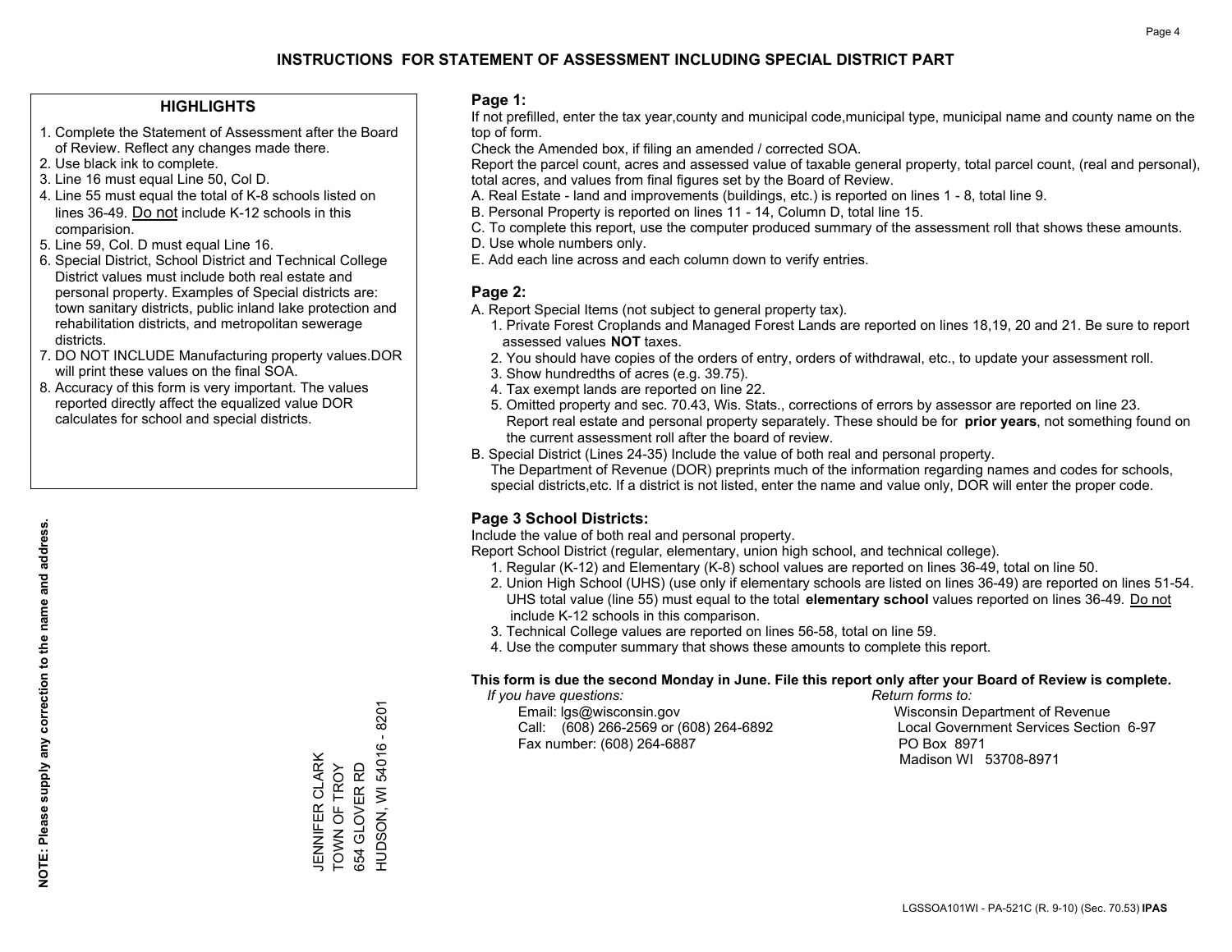# INSTRUCTIONS FOR STATEMENT OF ASSESSMENT INCLUDING SPECIAL DISTRICT PART

## HIGHLIGHTS

1. Complete the Statement of Assessment after the Board of Review. Reflect any changes made there.
2. Use black ink to complete.
3. Line 16 must equal Line 50, Col D.
4. Line 55 must equal the total of K-8 schools listed on lines 36-49. Do not include K-12 schools in this comparision.
5. Line 59, Col. D must equal Line 16.
6. Special District, School District and Technical College District values must include both real estate and personal property. Examples of Special districts are: town sanitary districts, public inland lake protection and rehabilitation districts, and metropolitan sewerage districts.
7. DO NOT INCLUDE Manufacturing property values.DOR will print these values on the final SOA.
8. Accuracy of this form is very important. The values reported directly affect the equalized value DOR calculates for school and special districts.

**NOTE: Please supply any correction to the name and address.**

JENNIFER CLARK
TOWN OF TROY
654 GLOVER RD
HUDSON, WI 54016 - 8201

## Page 1:

If not prefilled, enter the tax year,county and municipal code,municipal type, municipal name and county name on the top of form.

Check the Amended box, if filing an amended / corrected SOA.

Report the parcel count, acres and assessed value of taxable general property, total parcel count, (real and personal), total acres, and values from final figures set by the Board of Review.

A. Real Estate - land and improvements (buildings, etc.) is reported on lines 1 - 8, total line 9.
B. Personal Property is reported on lines 11 - 14, Column D, total line 15.
C. To complete this report, use the computer produced summary of the assessment roll that shows these amounts.
D. Use whole numbers only.
E. Add each line across and each column down to verify entries.

## Page 2:

A. Report Special Items (not subject to general property tax).
   1. Private Forest Croplands and Managed Forest Lands are reported on lines 18,19, 20 and 21. Be sure to report assessed values **NOT** taxes.
   2. You should have copies of the orders of entry, orders of withdrawal, etc., to update your assessment roll.
   3. Show hundredths of acres (e.g. 39.75).
   4. Tax exempt lands are reported on line 22.
   5. Omitted property and sec. 70.43, Wis. Stats., corrections of errors by assessor are reported on line 23. Report real estate and personal property separately. These should be for **prior years**, not something found on the current assessment roll after the board of review.

B. Special District (Lines 24-35) Include the value of both real and personal property.
   The Department of Revenue (DOR) preprints much of the information regarding names and codes for schools, special districts,etc. If a district is not listed, enter the name and value only, DOR will enter the proper code.

## Page 3 School Districts:

Include the value of both real and personal property.

Report School District (regular, elementary, union high school, and technical college).

1. Regular (K-12) and Elementary (K-8) school values are reported on lines 36-49, total on line 50.
2. Union High School (UHS) (use only if elementary schools are listed on lines 36-49) are reported on lines 51-54. UHS total value (line 55) must equal to the total **elementary school** values reported on lines 36-49. Do not include K-12 schools in this comparison.
3. Technical College values are reported on lines 56-58, total on line 59.
4. Use the computer summary that shows these amounts to complete this report.

**This form is due the second Monday in June. File this report only after your Board of Review is complete.**

*If you have questions:*
Email: lgs@wisconsin.gov
Call: (608) 266-2569 or (608) 264-6892
Fax number: (608) 264-6887

*Return forms to:*
Wisconsin Department of Revenue
Local Government Services Section 6-97
PO Box 8971
Madison WI 53708-8971

LGSSOA101WI - PA-521C (R. 9-10) (Sec. 70.53) **IPAS**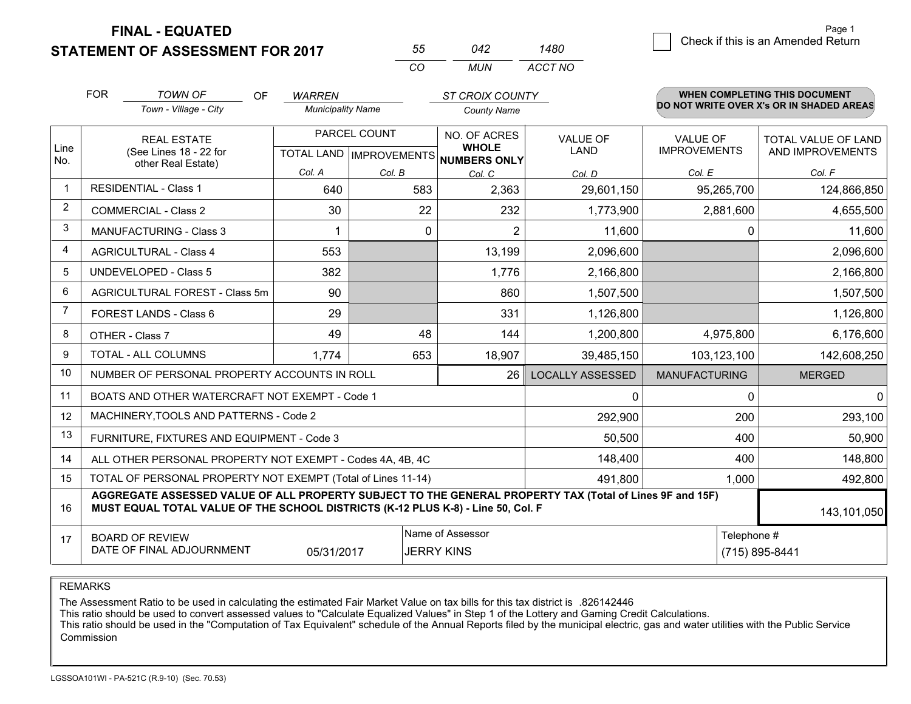# FINAL - EQUATED
# STATEMENT OF ASSESSMENT FOR 2017

| 55 | 042 | 1480 |
|---|---|---|
| CO | MUN | ACCT NO |

☐ Check if this is an Amended Return

Page 1

FOR *TOWN OF* (Town - Village - City) OF *WARREN* (Municipality Name) *ST CROIX COUNTY* (County Name)

**WHEN COMPLETING THIS DOCUMENT DO NOT WRITE OVER X's OR IN SHADED AREAS**

| Line No. | REAL ESTATE (See Lines 18 - 22 for other Real Estate) | PARCEL COUNT | | NO. OF ACRES WHOLE NUMBERS ONLY | VALUE OF LAND | VALUE OF IMPROVEMENTS | TOTAL VALUE OF LAND AND IMPROVEMENTS |
|---|---|---|---|---|---|---|---|
| | | TOTAL LAND Col. A | IMPROVEMENTS Col. B | Col. C | Col. D | Col. E | Col. F |
| 1 | RESIDENTIAL - Class 1 | 640 | 583 | 2,363 | 29,601,150 | 95,265,700 | 124,866,850 |
| 2 | COMMERCIAL - Class 2 | 30 | 22 | 232 | 1,773,900 | 2,881,600 | 4,655,500 |
| 3 | MANUFACTURING - Class 3 | 1 | 0 | 2 | 11,600 | 0 | 11,600 |
| 4 | AGRICULTURAL - Class 4 | 553 | | 13,199 | 2,096,600 | | 2,096,600 |
| 5 | UNDEVELOPED - Class 5 | 382 | | 1,776 | 2,166,800 | | 2,166,800 |
| 6 | AGRICULTURAL FOREST - Class 5m | 90 | | 860 | 1,507,500 | | 1,507,500 |
| 7 | FOREST LANDS - Class 6 | 29 | | 331 | 1,126,800 | | 1,126,800 |
| 8 | OTHER - Class 7 | 49 | 48 | 144 | 1,200,800 | 4,975,800 | 6,176,600 |
| 9 | TOTAL - ALL COLUMNS | 1,774 | 653 | 18,907 | 39,485,150 | 103,123,100 | 142,608,250 |
| 10 | NUMBER OF PERSONAL PROPERTY ACCOUNTS IN ROLL | | | 26 | LOCALLY ASSESSED | MANUFACTURING | MERGED |
| 11 | BOATS AND OTHER WATERCRAFT NOT EXEMPT - Code 1 | | | | 0 | 0 | 0 |
| 12 | MACHINERY,TOOLS AND PATTERNS - Code 2 | | | | 292,900 | 200 | 293,100 |
| 13 | FURNITURE, FIXTURES AND EQUIPMENT - Code 3 | | | | 50,500 | 400 | 50,900 |
| 14 | ALL OTHER PERSONAL PROPERTY NOT EXEMPT - Codes 4A, 4B, 4C | | | | 148,400 | 400 | 148,800 |
| 15 | TOTAL OF PERSONAL PROPERTY NOT EXEMPT (Total of Lines 11-14) | | | | 491,800 | 1,000 | 492,800 |
| 16 | **AGGREGATE ASSESSED VALUE OF ALL PROPERTY SUBJECT TO THE GENERAL PROPERTY TAX (Total of Lines 9F and 15F) MUST EQUAL TOTAL VALUE OF THE SCHOOL DISTRICTS (K-12 PLUS K-8) - Line 50, Col. F** | | | | | | 143,101,050 |
| 17 | BOARD OF REVIEW DATE OF FINAL ADJOURNMENT | 05/31/2017 | | Name of Assessor: JERRY KINS | | Telephone #: (715) 895-8441 | |

REMARKS

The Assessment Ratio to be used in calculating the estimated Fair Market Value on tax bills for this tax district is .826142446
This ratio should be used to convert assessed values to "Calculate Equalized Values" in Step 1 of the Lottery and Gaming Credit Calculations.
This ratio should be used in the "Computation of Tax Equivalent" schedule of the Annual Reports filed by the municipal electric, gas and water utilities with the Public Service Commission

LGSSOA101WI - PA-521C (R.9-10) (Sec. 70.53)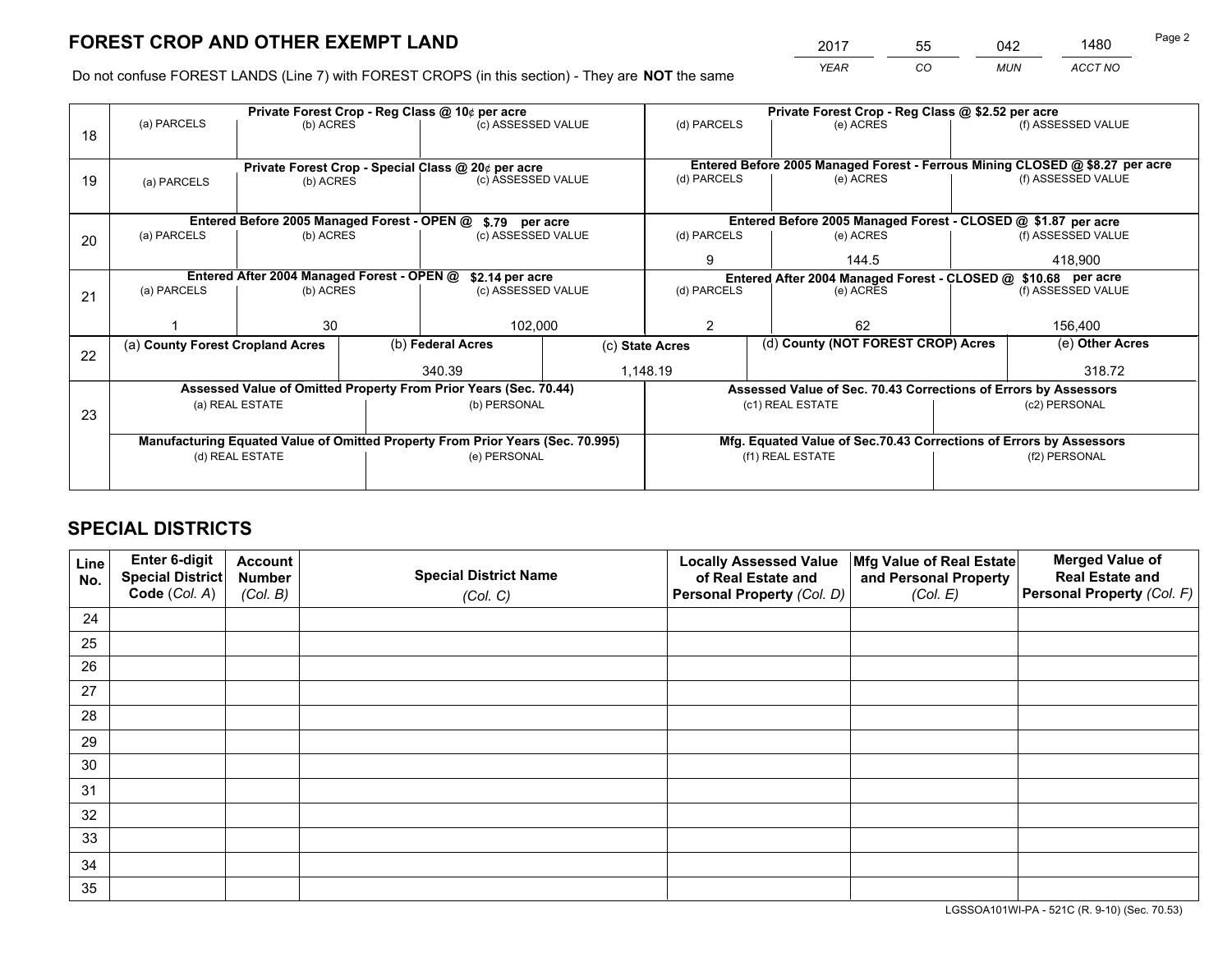# FOREST CROP AND OTHER EXEMPT LAND

| 2017 | 55 | 042 | 1480 |
|---|---|---|---|
| *YEAR* | *CO* | *MUN* | *ACCT NO* |

Do not confuse FOREST LANDS (Line 7) with FOREST CROPS (in this section) - They are **NOT** the same

| Line | Private Forest Crop - Reg Class @ 10¢ per acre | | | Private Forest Crop - Reg Class @ $2.52 per acre | | |
|---|---|---|---|---|---|---|
| 18 | (a) PARCELS | (b) ACRES | (c) ASSESSED VALUE | (d) PARCELS | (e) ACRES | (f) ASSESSED VALUE |
| | | | | | | |
| | **Private Forest Crop - Special Class @ 20¢ per acre** | | | **Entered Before 2005 Managed Forest - Ferrous Mining CLOSED @ $8.27 per acre** | | |
| 19 | (a) PARCELS | (b) ACRES | (c) ASSESSED VALUE | (d) PARCELS | (e) ACRES | (f) ASSESSED VALUE |
| | | | | | | |
| | **Entered Before 2005 Managed Forest - OPEN @ $.79 per acre** | | | **Entered Before 2005 Managed Forest - CLOSED @ $1.87 per acre** | | |
| 20 | (a) PARCELS | (b) ACRES | (c) ASSESSED VALUE | (d) PARCELS | (e) ACRES | (f) ASSESSED VALUE |
| | | | | 9 | 144.5 | 418,900 |
| | **Entered After 2004 Managed Forest - OPEN @ $2.14 per acre** | | | **Entered After 2004 Managed Forest - CLOSED @ $10.68 per acre** | | |
| 21 | (a) PARCELS | (b) ACRES | (c) ASSESSED VALUE | (d) PARCELS | (e) ACRES | (f) ASSESSED VALUE |
| | 1 | 30 | 102,000 | 2 | 62 | 156,400 |

| Line | (a) County Forest Cropland Acres | (b) Federal Acres | (c) State Acres | (d) County (NOT FOREST CROP) Acres | (e) Other Acres |
|---|---|---|---|---|---|
| 22 | | 340.39 | 1,148.19 | | 318.72 |

| Line | Assessed Value of Omitted Property From Prior Years (Sec. 70.44) | | Assessed Value of Sec. 70.43 Corrections of Errors by Assessors | |
|---|---|---|---|---|
| 23 | (a) REAL ESTATE | (b) PERSONAL | (c1) REAL ESTATE | (c2) PERSONAL |
| | | | | |
| | **Manufacturing Equated Value of Omitted Property From Prior Years (Sec. 70.995)** | | **Mfg. Equated Value of Sec.70.43 Corrections of Errors by Assessors** | |
| | (d) REAL ESTATE | (e) PERSONAL | (f1) REAL ESTATE | (f2) PERSONAL |
| | | | | |

# SPECIAL DISTRICTS

| Line No. | Enter 6-digit Special District Code (Col. A) | Account Number (Col. B) | Special District Name (Col. C) | Locally Assessed Value of Real Estate and Personal Property (Col. D) | Mfg Value of Real Estate and Personal Property (Col. E) | Merged Value of Real Estate and Personal Property (Col. F) |
|---|---|---|---|---|---|---|
| 24 | | | | | | |
| 25 | | | | | | |
| 26 | | | | | | |
| 27 | | | | | | |
| 28 | | | | | | |
| 29 | | | | | | |
| 30 | | | | | | |
| 31 | | | | | | |
| 32 | | | | | | |
| 33 | | | | | | |
| 34 | | | | | | |
| 35 | | | | | | |

LGSSOA101WI-PA - 521C (R. 9-10) (Sec. 70.53)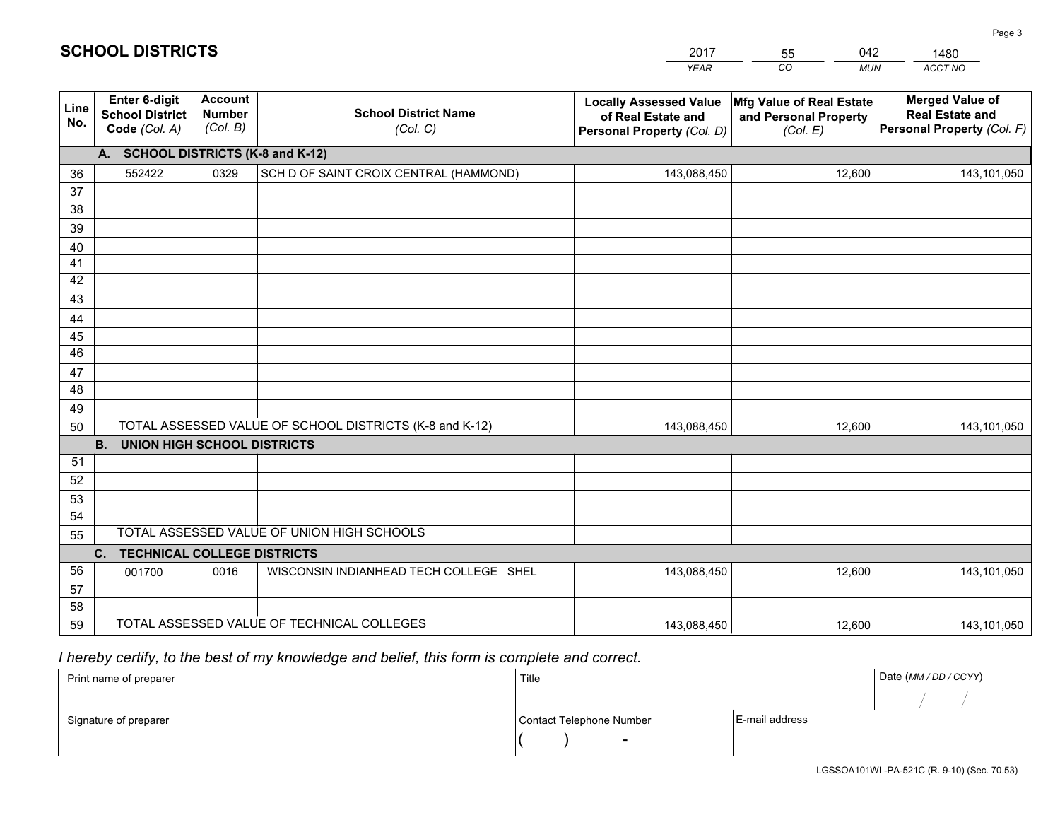# SCHOOL DISTRICTS

| 2017 | 55 | 042 | 1480 |
|---|---|---|---|
| *YEAR* | *CO* | *MUN* | *ACCT NO* |

| Line No. | Enter 6-digit School District Code *(Col. A)* | Account Number *(Col. B)* | School District Name *(Col. C)* | Locally Assessed Value of Real Estate and Personal Property *(Col. D)* | Mfg Value of Real Estate and Personal Property *(Col. E)* | Merged Value of Real Estate and Personal Property *(Col. F)* |
|---|---|---|---|---|---|---|
| **A. SCHOOL DISTRICTS (K-8 and K-12)** | | | | | | |
| 36 | 552422 | 0329 | SCH D OF SAINT CROIX CENTRAL (HAMMOND) | 143,088,450 | 12,600 | 143,101,050 |
| 37 | | | | | | |
| 38 | | | | | | |
| 39 | | | | | | |
| 40 | | | | | | |
| 41 | | | | | | |
| 42 | | | | | | |
| 43 | | | | | | |
| 44 | | | | | | |
| 45 | | | | | | |
| 46 | | | | | | |
| 47 | | | | | | |
| 48 | | | | | | |
| 49 | | | | | | |
| 50 | TOTAL ASSESSED VALUE OF SCHOOL DISTRICTS (K-8 and K-12) | | | 143,088,450 | 12,600 | 143,101,050 |
| **B. UNION HIGH SCHOOL DISTRICTS** | | | | | | |
| 51 | | | | | | |
| 52 | | | | | | |
| 53 | | | | | | |
| 54 | | | | | | |
| 55 | TOTAL ASSESSED VALUE OF UNION HIGH SCHOOLS | | | | | |
| **C. TECHNICAL COLLEGE DISTRICTS** | | | | | | |
| 56 | 001700 | 0016 | WISCONSIN INDIANHEAD TECH COLLEGE SHEL | 143,088,450 | 12,600 | 143,101,050 |
| 57 | | | | | | |
| 58 | | | | | | |
| 59 | TOTAL ASSESSED VALUE OF TECHNICAL COLLEGES | | | 143,088,450 | 12,600 | 143,101,050 |

*I hereby certify, to the best of my knowledge and belief, this form is complete and correct.*

| Print name of preparer | Title | | Date *(MM / DD / CCYY)* |
|---|---|---|---|
| | | | / / |
| Signature of preparer | Contact Telephone Number | E-mail address | |
| | ( ) - | | |

LGSSOA101WI -PA-521C (R. 9-10) (Sec. 70.53)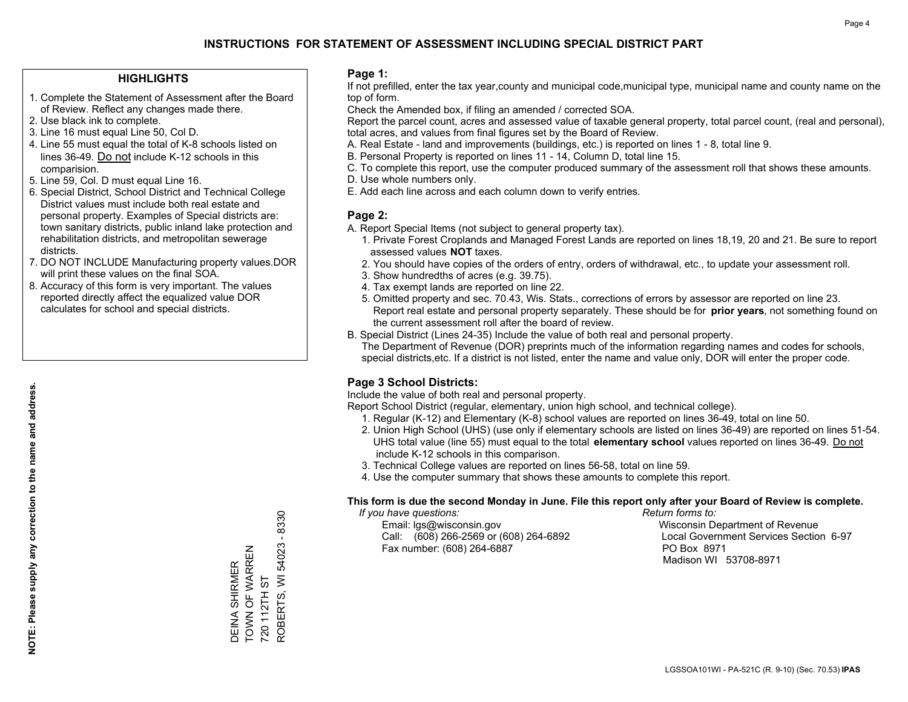# INSTRUCTIONS FOR STATEMENT OF ASSESSMENT INCLUDING SPECIAL DISTRICT PART

## HIGHLIGHTS

1. Complete the Statement of Assessment after the Board of Review. Reflect any changes made there.
2. Use black ink to complete.
3. Line 16 must equal Line 50, Col D.
4. Line 55 must equal the total of K-8 schools listed on lines 36-49. Do not include K-12 schools in this comparision.
5. Line 59, Col. D must equal Line 16.
6. Special District, School District and Technical College District values must include both real estate and personal property. Examples of Special districts are: town sanitary districts, public inland lake protection and rehabilitation districts, and metropolitan sewerage districts.
7. DO NOT INCLUDE Manufacturing property values.DOR will print these values on the final SOA.
8. Accuracy of this form is very important. The values reported directly affect the equalized value DOR calculates for school and special districts.

**NOTE: Please supply any correction to the name and address.**

DEINA SHIRMER
TOWN OF WARREN
720 112TH ST
ROBERTS, WI 54023 - 8330

## Page 1:

If not prefilled, enter the tax year,county and municipal code,municipal type, municipal name and county name on the top of form.

Check the Amended box, if filing an amended / corrected SOA.

Report the parcel count, acres and assessed value of taxable general property, total parcel count, (real and personal), total acres, and values from final figures set by the Board of Review.

A. Real Estate - land and improvements (buildings, etc.) is reported on lines 1 - 8, total line 9.
B. Personal Property is reported on lines 11 - 14, Column D, total line 15.
C. To complete this report, use the computer produced summary of the assessment roll that shows these amounts.
D. Use whole numbers only.
E. Add each line across and each column down to verify entries.

## Page 2:

A. Report Special Items (not subject to general property tax).
   1. Private Forest Croplands and Managed Forest Lands are reported on lines 18,19, 20 and 21. Be sure to report assessed values **NOT** taxes.
   2. You should have copies of the orders of entry, orders of withdrawal, etc., to update your assessment roll.
   3. Show hundredths of acres (e.g. 39.75).
   4. Tax exempt lands are reported on line 22.
   5. Omitted property and sec. 70.43, Wis. Stats., corrections of errors by assessor are reported on line 23. Report real estate and personal property separately. These should be for **prior years**, not something found on the current assessment roll after the board of review.

B. Special District (Lines 24-35) Include the value of both real and personal property.
   The Department of Revenue (DOR) preprints much of the information regarding names and codes for schools, special districts,etc. If a district is not listed, enter the name and value only, DOR will enter the proper code.

## Page 3 School Districts:

Include the value of both real and personal property.

Report School District (regular, elementary, union high school, and technical college).

1. Regular (K-12) and Elementary (K-8) school values are reported on lines 36-49, total on line 50.
2. Union High School (UHS) (use only if elementary schools are listed on lines 36-49) are reported on lines 51-54. UHS total value (line 55) must equal to the total **elementary school** values reported on lines 36-49. Do not include K-12 schools in this comparison.
3. Technical College values are reported on lines 56-58, total on line 59.
4. Use the computer summary that shows these amounts to complete this report.

**This form is due the second Monday in June. File this report only after your Board of Review is complete.**

*If you have questions:*
Email: lgs@wisconsin.gov
Call: (608) 266-2569 or (608) 264-6892
Fax number: (608) 264-6887

*Return forms to:*
Wisconsin Department of Revenue
Local Government Services Section 6-97
PO Box 8971
Madison WI 53708-8971

LGSSOA101WI - PA-521C (R. 9-10) (Sec. 70.53) **IPAS**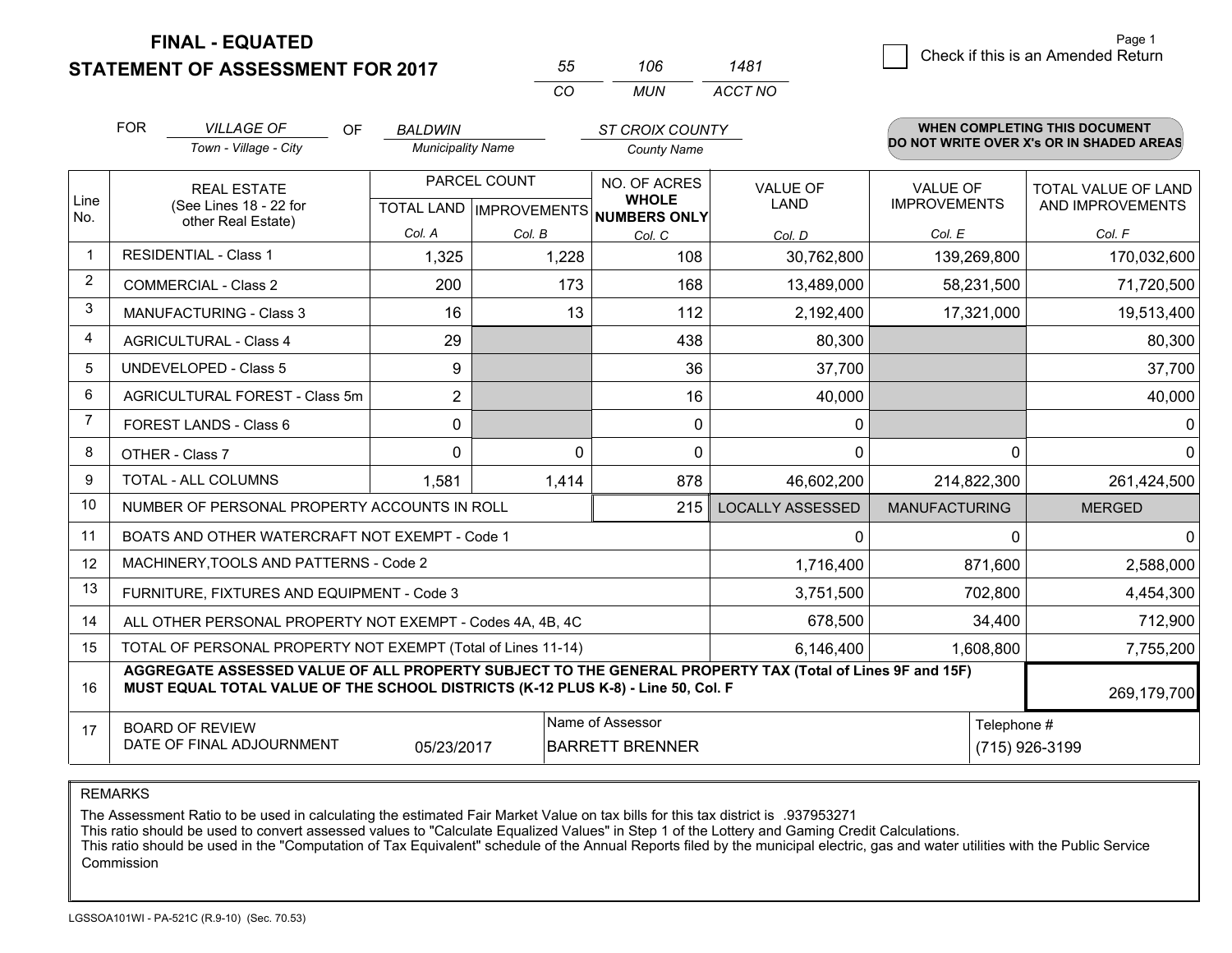# FINAL - EQUATED
## STATEMENT OF ASSESSMENT FOR 2017

55 | 106 | 1481
CO | MUN | ACCT NO

Page 1

☐ Check if this is an Amended Return

FOR *VILLAGE OF* (Town - Village - City) OF *BALDWIN* (Municipality Name) *ST CROIX COUNTY* (County Name)

**WHEN COMPLETING THIS DOCUMENT DO NOT WRITE OVER X's OR IN SHADED AREAS**

| Line No. | REAL ESTATE (See Lines 18 - 22 for other Real Estate) | PARCEL COUNT TOTAL LAND Col. A | IMPROVEMENTS Col. B | NO. OF ACRES WHOLE NUMBERS ONLY Col. C | VALUE OF LAND Col. D | VALUE OF IMPROVEMENTS Col. E | TOTAL VALUE OF LAND AND IMPROVEMENTS Col. F |
|---|---|---|---|---|---|---|---|
| 1 | RESIDENTIAL - Class 1 | 1,325 | 1,228 | 108 | 30,762,800 | 139,269,800 | 170,032,600 |
| 2 | COMMERCIAL - Class 2 | 200 | 173 | 168 | 13,489,000 | 58,231,500 | 71,720,500 |
| 3 | MANUFACTURING - Class 3 | 16 | 13 | 112 | 2,192,400 | 17,321,000 | 19,513,400 |
| 4 | AGRICULTURAL - Class 4 | 29 | | 438 | 80,300 | | 80,300 |
| 5 | UNDEVELOPED - Class 5 | 9 | | 36 | 37,700 | | 37,700 |
| 6 | AGRICULTURAL FOREST - Class 5m | 2 | | 16 | 40,000 | | 40,000 |
| 7 | FOREST LANDS - Class 6 | 0 | | 0 | 0 | | 0 |
| 8 | OTHER - Class 7 | 0 | 0 | 0 | 0 | 0 | 0 |
| 9 | TOTAL - ALL COLUMNS | 1,581 | 1,414 | 878 | 46,602,200 | 214,822,300 | 261,424,500 |
| 10 | NUMBER OF PERSONAL PROPERTY ACCOUNTS IN ROLL | | | 215 | LOCALLY ASSESSED | MANUFACTURING | MERGED |
| 11 | BOATS AND OTHER WATERCRAFT NOT EXEMPT - Code 1 | | | | 0 | 0 | 0 |
| 12 | MACHINERY,TOOLS AND PATTERNS - Code 2 | | | | 1,716,400 | 871,600 | 2,588,000 |
| 13 | FURNITURE, FIXTURES AND EQUIPMENT - Code 3 | | | | 3,751,500 | 702,800 | 4,454,300 |
| 14 | ALL OTHER PERSONAL PROPERTY NOT EXEMPT - Codes 4A, 4B, 4C | | | | 678,500 | 34,400 | 712,900 |
| 15 | TOTAL OF PERSONAL PROPERTY NOT EXEMPT (Total of Lines 11-14) | | | | 6,146,400 | 1,608,800 | 7,755,200 |
| 16 | **AGGREGATE ASSESSED VALUE OF ALL PROPERTY SUBJECT TO THE GENERAL PROPERTY TAX (Total of Lines 9F and 15F) MUST EQUAL TOTAL VALUE OF THE SCHOOL DISTRICTS (K-12 PLUS K-8) - Line 50, Col. F** | | | | | | 269,179,700 |
| 17 | BOARD OF REVIEW DATE OF FINAL ADJOURNMENT | 05/23/2017 | Name of Assessor: BARRETT BRENNER | | | Telephone #: (715) 926-3199 | |

REMARKS

The Assessment Ratio to be used in calculating the estimated Fair Market Value on tax bills for this tax district is .937953271
This ratio should be used to convert assessed values to "Calculate Equalized Values" in Step 1 of the Lottery and Gaming Credit Calculations.
This ratio should be used in the "Computation of Tax Equivalent" schedule of the Annual Reports filed by the municipal electric, gas and water utilities with the Public Service Commission

LGSSOA101WI - PA-521C (R.9-10) (Sec. 70.53)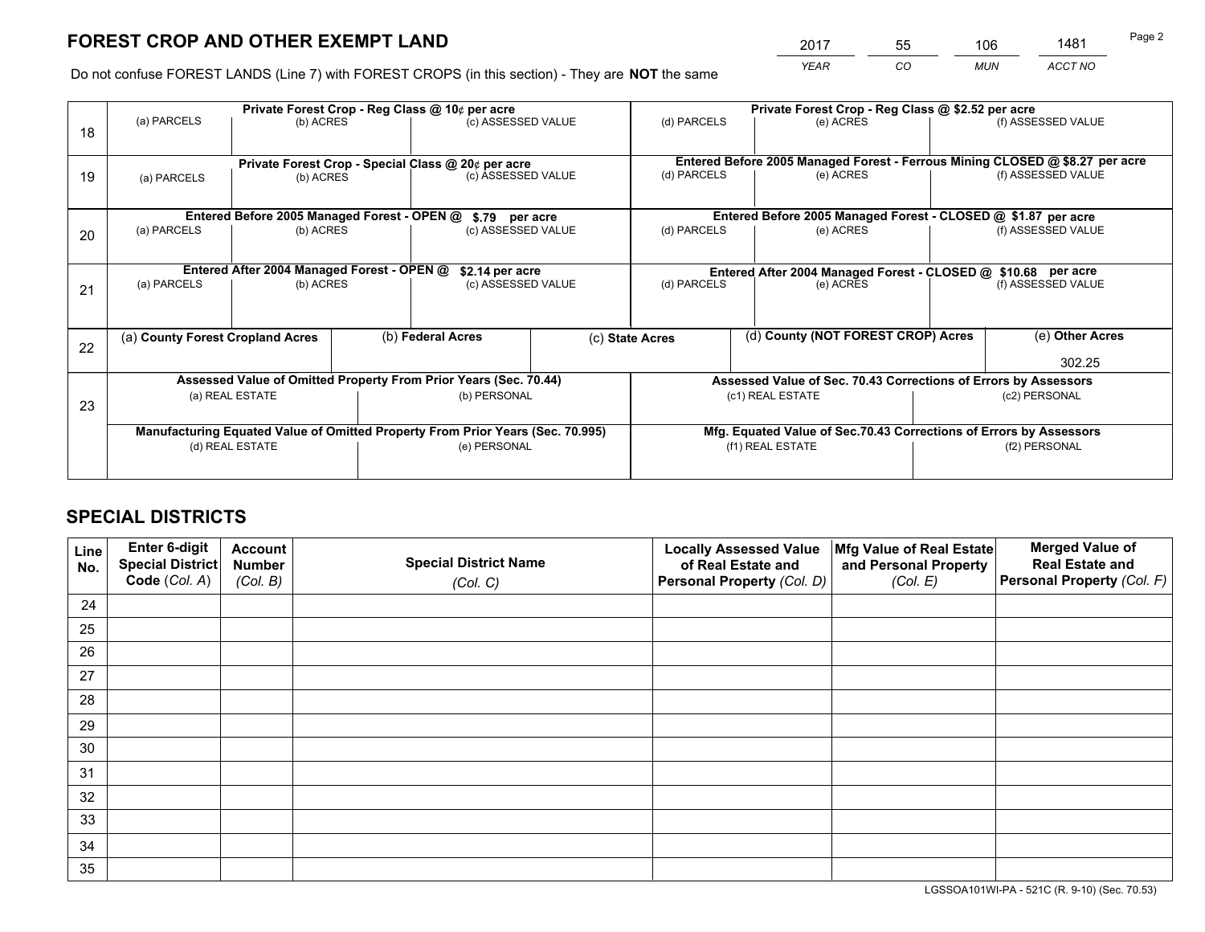# FOREST CROP AND OTHER EXEMPT LAND

| 2017 | 55 | 106 | 1481 |
|---|---|---|---|
| YEAR | CO | MUN | ACCT NO |

Do not confuse FOREST LANDS (Line 7) with FOREST CROPS (in this section) - They are **NOT** the same

| Line | Private Forest Crop - Reg Class @ 10¢ per acre | | | Private Forest Crop - Reg Class @ $2.52 per acre | | |
|---|---|---|---|---|---|---|
| 18 | (a) PARCELS | (b) ACRES | (c) ASSESSED VALUE | (d) PARCELS | (e) ACRES | (f) ASSESSED VALUE |
| | **Private Forest Crop - Special Class @ 20¢ per acre** | | | **Entered Before 2005 Managed Forest - Ferrous Mining CLOSED @ $8.27 per acre** | | |
| 19 | (a) PARCELS | (b) ACRES | (c) ASSESSED VALUE | (d) PARCELS | (e) ACRES | (f) ASSESSED VALUE |
| | **Entered Before 2005 Managed Forest - OPEN @ $.79 per acre** | | | **Entered Before 2005 Managed Forest - CLOSED @ $1.87 per acre** | | |
| 20 | (a) PARCELS | (b) ACRES | (c) ASSESSED VALUE | (d) PARCELS | (e) ACRES | (f) ASSESSED VALUE |
| | **Entered After 2004 Managed Forest - OPEN @ $2.14 per acre** | | | **Entered After 2004 Managed Forest - CLOSED @ $10.68 per acre** | | |
| 21 | (a) PARCELS | (b) ACRES | (c) ASSESSED VALUE | (d) PARCELS | (e) ACRES | (f) ASSESSED VALUE |

| Line | (a) County Forest Cropland Acres | (b) Federal Acres | (c) State Acres | (d) County (NOT FOREST CROP) Acres | (e) Other Acres |
|---|---|---|---|---|---|
| 22 | | | | | 302.25 |

| Line | Assessed Value of Omitted Property From Prior Years (Sec. 70.44) | | Assessed Value of Sec. 70.43 Corrections of Errors by Assessors | |
|---|---|---|---|---|
| 23 | (a) REAL ESTATE | (b) PERSONAL | (c1) REAL ESTATE | (c2) PERSONAL |
| | **Manufacturing Equated Value of Omitted Property From Prior Years (Sec. 70.995)** | | **Mfg. Equated Value of Sec.70.43 Corrections of Errors by Assessors** | |
| | (d) REAL ESTATE | (e) PERSONAL | (f1) REAL ESTATE | (f2) PERSONAL |

# SPECIAL DISTRICTS

| Line No. | Enter 6-digit Special District Code (Col. A) | Account Number (Col. B) | Special District Name (Col. C) | Locally Assessed Value of Real Estate and Personal Property (Col. D) | Mfg Value of Real Estate and Personal Property (Col. E) | Merged Value of Real Estate and Personal Property (Col. F) |
|---|---|---|---|---|---|---|
| 24 | | | | | | |
| 25 | | | | | | |
| 26 | | | | | | |
| 27 | | | | | | |
| 28 | | | | | | |
| 29 | | | | | | |
| 30 | | | | | | |
| 31 | | | | | | |
| 32 | | | | | | |
| 33 | | | | | | |
| 34 | | | | | | |
| 35 | | | | | | |

LGSSOA101WI-PA - 521C (R. 9-10) (Sec. 70.53)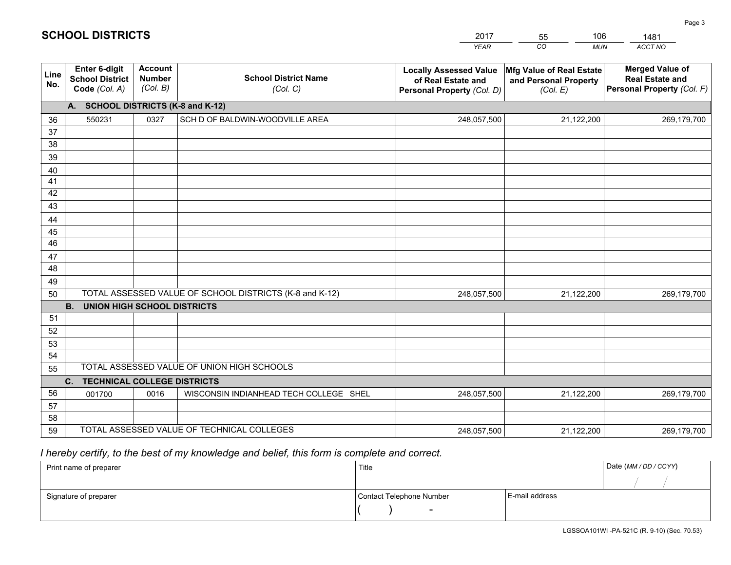# SCHOOL DISTRICTS

| 2017 | 55 | 106 | 1481 |
|---|---|---|---|
| *YEAR* | *CO* | *MUN* | *ACCT NO* |

| Line No. | Enter 6-digit School District Code *(Col. A)* | Account Number *(Col. B)* | School District Name *(Col. C)* | Locally Assessed Value of Real Estate and Personal Property *(Col. D)* | Mfg Value of Real Estate and Personal Property *(Col. E)* | Merged Value of Real Estate and Personal Property *(Col. F)* |
|---|---|---|---|---|---|---|
| **A. SCHOOL DISTRICTS (K-8 and K-12)** | | | | | | |
| 36 | 550231 | 0327 | SCH D OF BALDWIN-WOODVILLE AREA | 248,057,500 | 21,122,200 | 269,179,700 |
| 37 | | | | | | |
| 38 | | | | | | |
| 39 | | | | | | |
| 40 | | | | | | |
| 41 | | | | | | |
| 42 | | | | | | |
| 43 | | | | | | |
| 44 | | | | | | |
| 45 | | | | | | |
| 46 | | | | | | |
| 47 | | | | | | |
| 48 | | | | | | |
| 49 | | | | | | |
| 50 | TOTAL ASSESSED VALUE OF SCHOOL DISTRICTS (K-8 and K-12) | | | 248,057,500 | 21,122,200 | 269,179,700 |
| **B. UNION HIGH SCHOOL DISTRICTS** | | | | | | |
| 51 | | | | | | |
| 52 | | | | | | |
| 53 | | | | | | |
| 54 | | | | | | |
| 55 | TOTAL ASSESSED VALUE OF UNION HIGH SCHOOLS | | | | | |
| **C. TECHNICAL COLLEGE DISTRICTS** | | | | | | |
| 56 | 001700 | 0016 | WISCONSIN INDIANHEAD TECH COLLEGE SHEL | 248,057,500 | 21,122,200 | 269,179,700 |
| 57 | | | | | | |
| 58 | | | | | | |
| 59 | TOTAL ASSESSED VALUE OF TECHNICAL COLLEGES | | | 248,057,500 | 21,122,200 | 269,179,700 |

*I hereby certify, to the best of my knowledge and belief, this form is complete and correct.*

| Print name of preparer | Title | | Date *(MM / DD / CCYY)* |
|---|---|---|---|
| | | | / / |
| Signature of preparer | Contact Telephone Number | E-mail address | |
| | ( ) - | | |

LGSSOA101WI -PA-521C (R. 9-10) (Sec. 70.53)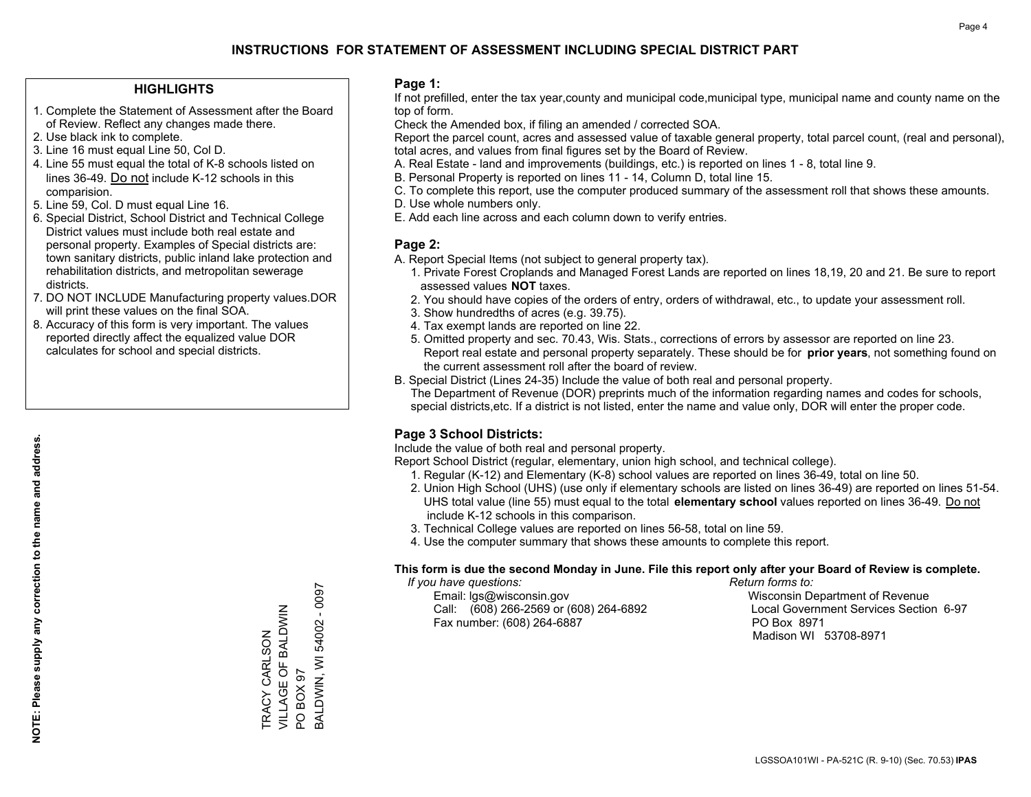# INSTRUCTIONS FOR STATEMENT OF ASSESSMENT INCLUDING SPECIAL DISTRICT PART

## HIGHLIGHTS

1. Complete the Statement of Assessment after the Board of Review. Reflect any changes made there.
2. Use black ink to complete.
3. Line 16 must equal Line 50, Col D.
4. Line 55 must equal the total of K-8 schools listed on lines 36-49. Do not include K-12 schools in this comparision.
5. Line 59, Col. D must equal Line 16.
6. Special District, School District and Technical College District values must include both real estate and personal property. Examples of Special districts are: town sanitary districts, public inland lake protection and rehabilitation districts, and metropolitan sewerage districts.
7. DO NOT INCLUDE Manufacturing property values.DOR will print these values on the final SOA.
8. Accuracy of this form is very important. The values reported directly affect the equalized value DOR calculates for school and special districts.

**NOTE: Please supply any correction to the name and address.**

TRACY CARLSON
VILLAGE OF BALDWIN
PO BOX 97
BALDWIN, WI 54002 - 0097

## Page 1:

If not prefilled, enter the tax year,county and municipal code,municipal type, municipal name and county name on the top of form.

Check the Amended box, if filing an amended / corrected SOA.

Report the parcel count, acres and assessed value of taxable general property, total parcel count, (real and personal), total acres, and values from final figures set by the Board of Review.

A. Real Estate - land and improvements (buildings, etc.) is reported on lines 1 - 8, total line 9.
B. Personal Property is reported on lines 11 - 14, Column D, total line 15.
C. To complete this report, use the computer produced summary of the assessment roll that shows these amounts.
D. Use whole numbers only.
E. Add each line across and each column down to verify entries.

## Page 2:

A. Report Special Items (not subject to general property tax).
   1. Private Forest Croplands and Managed Forest Lands are reported on lines 18,19, 20 and 21. Be sure to report assessed values **NOT** taxes.
   2. You should have copies of the orders of entry, orders of withdrawal, etc., to update your assessment roll.
   3. Show hundredths of acres (e.g. 39.75).
   4. Tax exempt lands are reported on line 22.
   5. Omitted property and sec. 70.43, Wis. Stats., corrections of errors by assessor are reported on line 23. Report real estate and personal property separately. These should be for **prior years**, not something found on the current assessment roll after the board of review.
B. Special District (Lines 24-35) Include the value of both real and personal property.
   The Department of Revenue (DOR) preprints much of the information regarding names and codes for schools, special districts,etc. If a district is not listed, enter the name and value only, DOR will enter the proper code.

## Page 3 School Districts:

Include the value of both real and personal property.

Report School District (regular, elementary, union high school, and technical college).

1. Regular (K-12) and Elementary (K-8) school values are reported on lines 36-49, total on line 50.
2. Union High School (UHS) (use only if elementary schools are listed on lines 36-49) are reported on lines 51-54. UHS total value (line 55) must equal to the total **elementary school** values reported on lines 36-49. Do not include K-12 schools in this comparison.
3. Technical College values are reported on lines 56-58, total on line 59.
4. Use the computer summary that shows these amounts to complete this report.

**This form is due the second Monday in June. File this report only after your Board of Review is complete.**

*If you have questions:*
Email: lgs@wisconsin.gov
Call: (608) 266-2569 or (608) 264-6892
Fax number: (608) 264-6887

*Return forms to:*
Wisconsin Department of Revenue
Local Government Services Section 6-97
PO Box 8971
Madison WI 53708-8971

LGSSOA101WI - PA-521C (R. 9-10) (Sec. 70.53) **IPAS**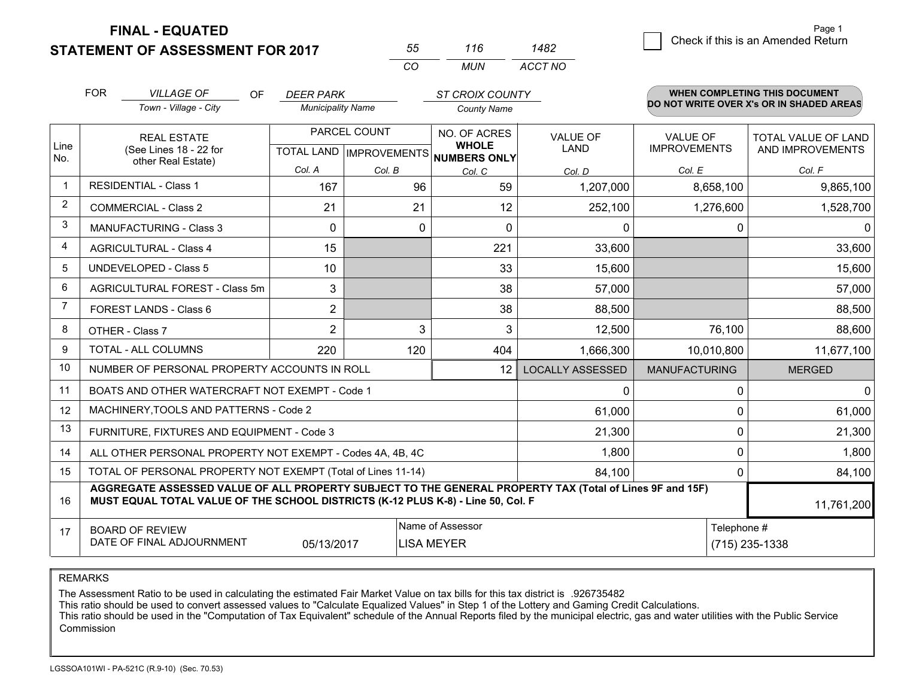**FINAL - EQUATED**
**STATEMENT OF ASSESSMENT FOR 2017**

| 55 | 116 | 1482 |
|---|---|---|
| CO | MUN | ACCT NO |

☐ Check if this is an Amended Return

FOR *VILLAGE OF* (Town - Village - City) OF *DEER PARK* (Municipality Name) *ST CROIX COUNTY* (County Name)

**WHEN COMPLETING THIS DOCUMENT DO NOT WRITE OVER X's OR IN SHADED AREAS**

| Line No. | REAL ESTATE (See Lines 18 - 22 for other Real Estate) | PARCEL COUNT TOTAL LAND Col. A | PARCEL COUNT IMPROVEMENTS Col. B | NO. OF ACRES WHOLE NUMBERS ONLY Col. C | VALUE OF LAND Col. D | VALUE OF IMPROVEMENTS Col. E | TOTAL VALUE OF LAND AND IMPROVEMENTS Col. F |
|---|---|---|---|---|---|---|---|
| 1 | RESIDENTIAL - Class 1 | 167 | 96 | 59 | 1,207,000 | 8,658,100 | 9,865,100 |
| 2 | COMMERCIAL - Class 2 | 21 | 21 | 12 | 252,100 | 1,276,600 | 1,528,700 |
| 3 | MANUFACTURING - Class 3 | 0 | 0 | 0 | 0 | 0 | 0 |
| 4 | AGRICULTURAL - Class 4 | 15 | | 221 | 33,600 | | 33,600 |
| 5 | UNDEVELOPED - Class 5 | 10 | | 33 | 15,600 | | 15,600 |
| 6 | AGRICULTURAL FOREST - Class 5m | 3 | | 38 | 57,000 | | 57,000 |
| 7 | FOREST LANDS - Class 6 | 2 | | 38 | 88,500 | | 88,500 |
| 8 | OTHER - Class 7 | 2 | 3 | 3 | 12,500 | 76,100 | 88,600 |
| 9 | TOTAL - ALL COLUMNS | 220 | 120 | 404 | 1,666,300 | 10,010,800 | 11,677,100 |
| 10 | NUMBER OF PERSONAL PROPERTY ACCOUNTS IN ROLL | | | 12 | LOCALLY ASSESSED | MANUFACTURING | MERGED |
| 11 | BOATS AND OTHER WATERCRAFT NOT EXEMPT - Code 1 | | | | 0 | 0 | 0 |
| 12 | MACHINERY,TOOLS AND PATTERNS - Code 2 | | | | 61,000 | 0 | 61,000 |
| 13 | FURNITURE, FIXTURES AND EQUIPMENT - Code 3 | | | | 21,300 | 0 | 21,300 |
| 14 | ALL OTHER PERSONAL PROPERTY NOT EXEMPT - Codes 4A, 4B, 4C | | | | 1,800 | 0 | 1,800 |
| 15 | TOTAL OF PERSONAL PROPERTY NOT EXEMPT (Total of Lines 11-14) | | | | 84,100 | 0 | 84,100 |
| 16 | **AGGREGATE ASSESSED VALUE OF ALL PROPERTY SUBJECT TO THE GENERAL PROPERTY TAX (Total of Lines 9F and 15F) MUST EQUAL TOTAL VALUE OF THE SCHOOL DISTRICTS (K-12 PLUS K-8) - Line 50, Col. F** | | | | | | 11,761,200 |
| 17 | BOARD OF REVIEW DATE OF FINAL ADJOURNMENT | 05/13/2017 | Name of Assessor: LISA MEYER | | | Telephone #: (715) 235-1338 | |

REMARKS

The Assessment Ratio to be used in calculating the estimated Fair Market Value on tax bills for this tax district is .926735482
This ratio should be used to convert assessed values to "Calculate Equalized Values" in Step 1 of the Lottery and Gaming Credit Calculations.
This ratio should be used in the "Computation of Tax Equivalent" schedule of the Annual Reports filed by the municipal electric, gas and water utilities with the Public Service Commission

LGSSOA101WI - PA-521C (R.9-10) (Sec. 70.53)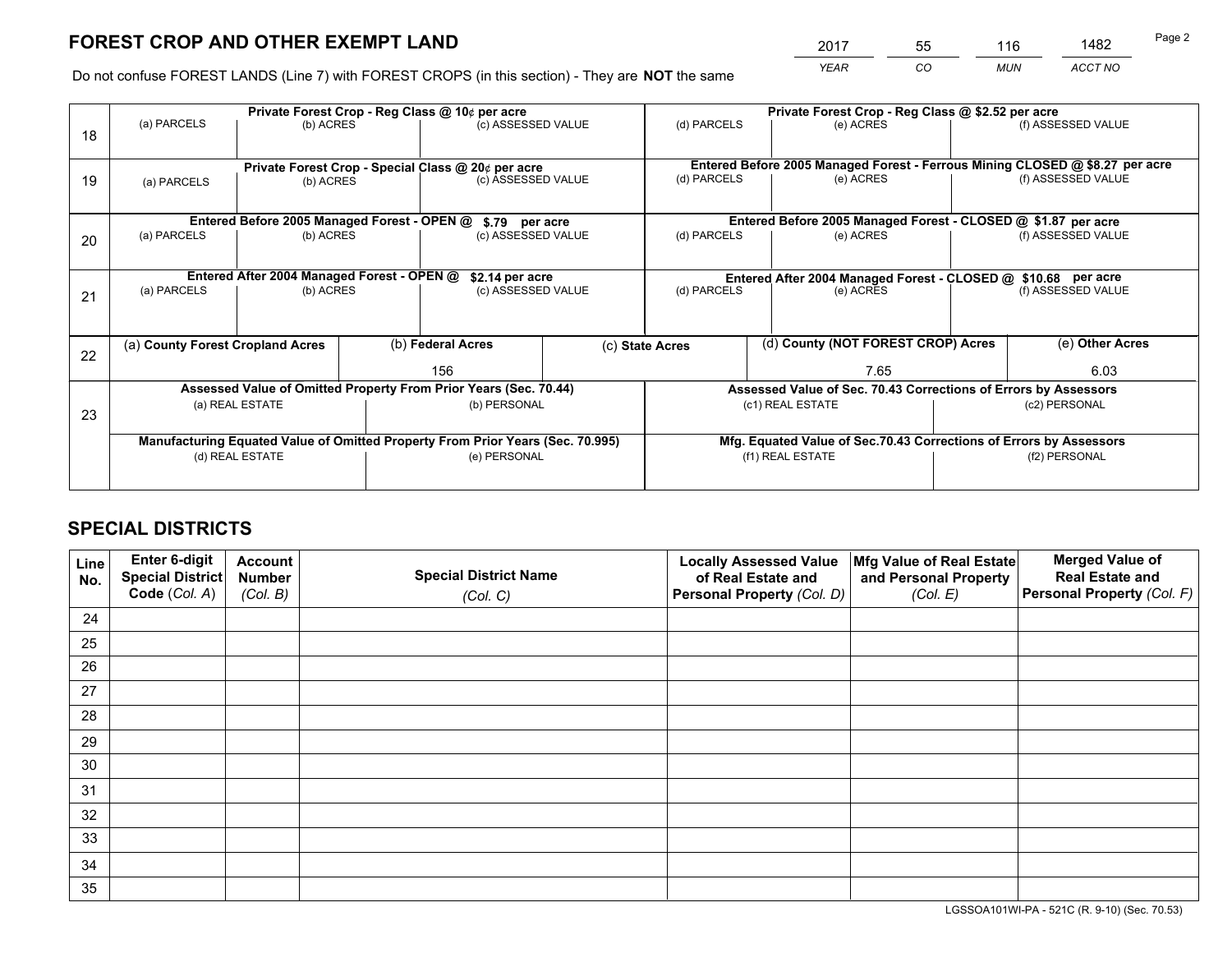# FOREST CROP AND OTHER EXEMPT LAND

| 2017 | 55 | 116 | 1482 |
|---|---|---|---|
| *YEAR* | *CO* | *MUN* | *ACCT NO* |

Do not confuse FOREST LANDS (Line 7) with FOREST CROPS (in this section) - They are **NOT** the same

| | Private Forest Crop - Reg Class @ 10¢ per acre | | | Private Forest Crop - Reg Class @ $2.52 per acre | | |
|---|---|---|---|---|---|---|
| 18 | (a) PARCELS | (b) ACRES | (c) ASSESSED VALUE | (d) PARCELS | (e) ACRES | (f) ASSESSED VALUE |
| | **Private Forest Crop - Special Class @ 20¢ per acre** | | | **Entered Before 2005 Managed Forest - Ferrous Mining CLOSED @ $8.27 per acre** | | |
| 19 | (a) PARCELS | (b) ACRES | (c) ASSESSED VALUE | (d) PARCELS | (e) ACRES | (f) ASSESSED VALUE |
| | **Entered Before 2005 Managed Forest - OPEN @ $.79 per acre** | | | **Entered Before 2005 Managed Forest - CLOSED @ $1.87 per acre** | | |
| 20 | (a) PARCELS | (b) ACRES | (c) ASSESSED VALUE | (d) PARCELS | (e) ACRES | (f) ASSESSED VALUE |
| | **Entered After 2004 Managed Forest - OPEN @ $2.14 per acre** | | | **Entered After 2004 Managed Forest - CLOSED @ $10.68 per acre** | | |
| 21 | (a) PARCELS | (b) ACRES | (c) ASSESSED VALUE | (d) PARCELS | (e) ACRES | (f) ASSESSED VALUE |

| | (a) County Forest Cropland Acres | (b) Federal Acres | (c) State Acres | (d) County (NOT FOREST CROP) Acres | (e) Other Acres |
|---|---|---|---|---|---|
| 22 | | 156 | | 7.65 | 6.03 |

| | Assessed Value of Omitted Property From Prior Years (Sec. 70.44) | | Assessed Value of Sec. 70.43 Corrections of Errors by Assessors | |
|---|---|---|---|---|
| 23 | (a) REAL ESTATE | (b) PERSONAL | (c1) REAL ESTATE | (c2) PERSONAL |
| | **Manufacturing Equated Value of Omitted Property From Prior Years (Sec. 70.995)** | | **Mfg. Equated Value of Sec.70.43 Corrections of Errors by Assessors** | |
| | (d) REAL ESTATE | (e) PERSONAL | (f1) REAL ESTATE | (f2) PERSONAL |

# SPECIAL DISTRICTS

| Line No. | Enter 6-digit Special District Code (*Col. A*) | Account Number (*Col. B*) | Special District Name (*Col. C*) | Locally Assessed Value of Real Estate and Personal Property (*Col. D*) | Mfg Value of Real Estate and Personal Property (*Col. E*) | Merged Value of Real Estate and Personal Property (*Col. F*) |
|---|---|---|---|---|---|---|
| 24 | | | | | | |
| 25 | | | | | | |
| 26 | | | | | | |
| 27 | | | | | | |
| 28 | | | | | | |
| 29 | | | | | | |
| 30 | | | | | | |
| 31 | | | | | | |
| 32 | | | | | | |
| 33 | | | | | | |
| 34 | | | | | | |
| 35 | | | | | | |

LGSSOA101WI-PA - 521C (R. 9-10) (Sec. 70.53)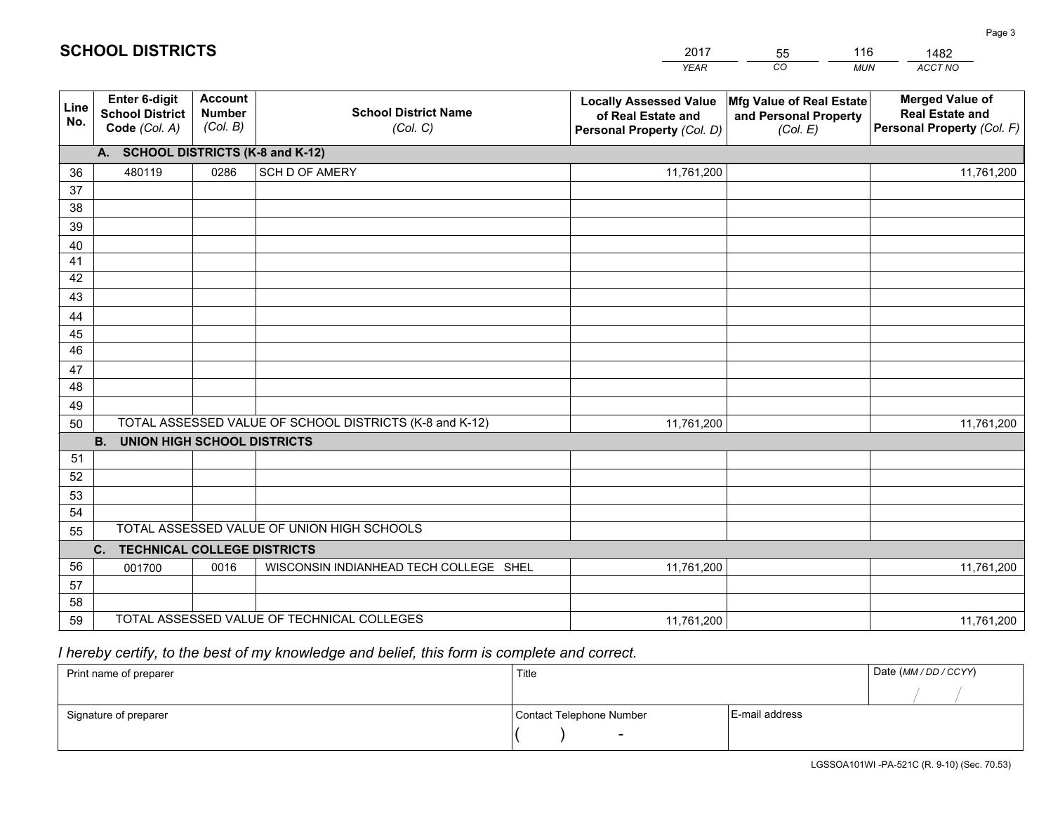# SCHOOL DISTRICTS

| 2017 | 55 | 116 | 1482 |
|---|---|---|---|
| *YEAR* | *CO* | *MUN* | *ACCT NO* |

| Line No. | Enter 6-digit School District Code *(Col. A)* | Account Number *(Col. B)* | School District Name *(Col. C)* | Locally Assessed Value of Real Estate and Personal Property *(Col. D)* | Mfg Value of Real Estate and Personal Property *(Col. E)* | Merged Value of Real Estate and Personal Property *(Col. F)* |
|---|---|---|---|---|---|---|
| | **A. SCHOOL DISTRICTS (K-8 and K-12)** | | | | | |
| 36 | 480119 | 0286 | SCH D OF AMERY | 11,761,200 | | 11,761,200 |
| 37 | | | | | | |
| 38 | | | | | | |
| 39 | | | | | | |
| 40 | | | | | | |
| 41 | | | | | | |
| 42 | | | | | | |
| 43 | | | | | | |
| 44 | | | | | | |
| 45 | | | | | | |
| 46 | | | | | | |
| 47 | | | | | | |
| 48 | | | | | | |
| 49 | | | | | | |
| 50 | TOTAL ASSESSED VALUE OF SCHOOL DISTRICTS (K-8 and K-12) | | | 11,761,200 | | 11,761,200 |
| | **B. UNION HIGH SCHOOL DISTRICTS** | | | | | |
| 51 | | | | | | |
| 52 | | | | | | |
| 53 | | | | | | |
| 54 | | | | | | |
| 55 | TOTAL ASSESSED VALUE OF UNION HIGH SCHOOLS | | | | | |
| | **C. TECHNICAL COLLEGE DISTRICTS** | | | | | |
| 56 | 001700 | 0016 | WISCONSIN INDIANHEAD TECH COLLEGE SHEL | 11,761,200 | | 11,761,200 |
| 57 | | | | | | |
| 58 | | | | | | |
| 59 | TOTAL ASSESSED VALUE OF TECHNICAL COLLEGES | | | 11,761,200 | | 11,761,200 |

*I hereby certify, to the best of my knowledge and belief, this form is complete and correct.*

| Print name of preparer | Title | | Date *(MM / DD / CCYY)* |
|---|---|---|---|
| | | | / / |
| Signature of preparer | Contact Telephone Number | E-mail address | |
| | ( ) - | | |

LGSSOA101WI -PA-521C (R. 9-10) (Sec. 70.53)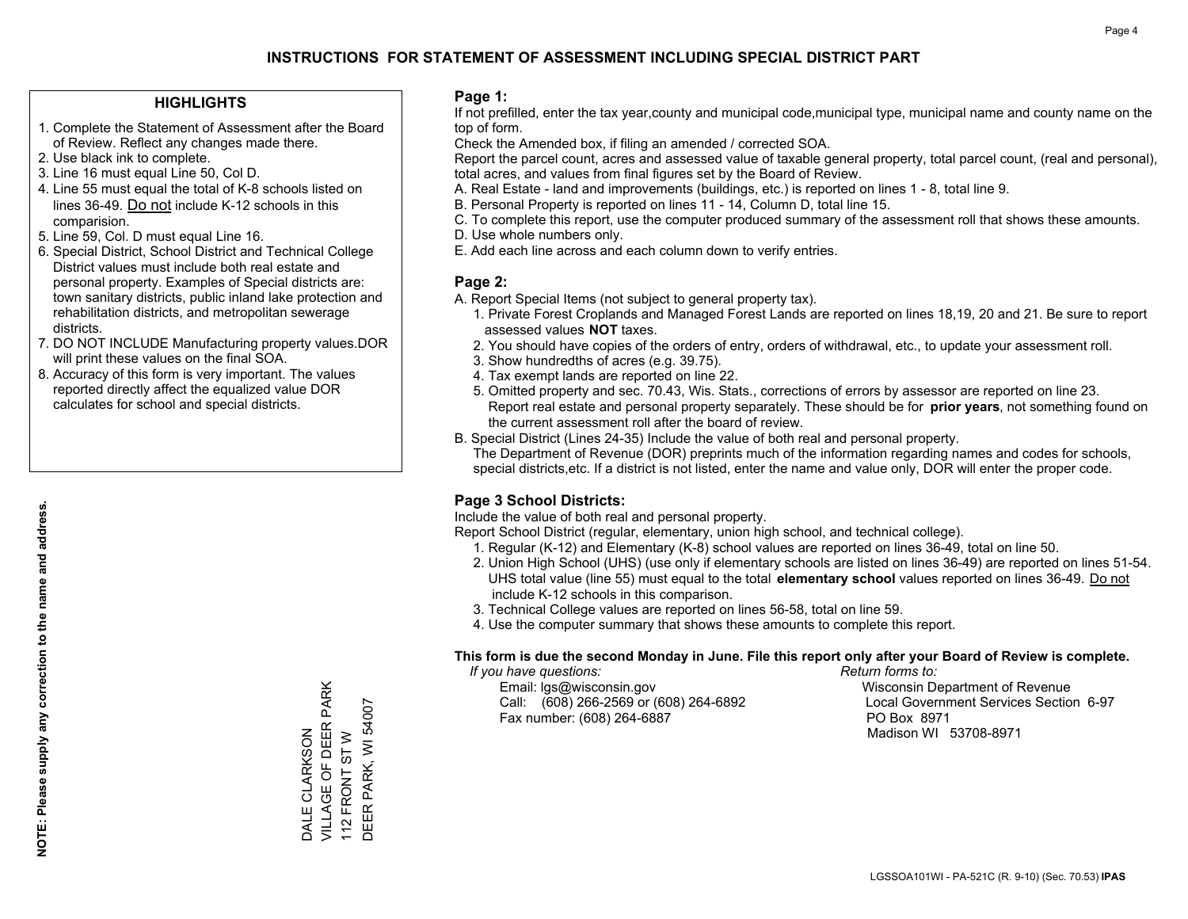# INSTRUCTIONS FOR STATEMENT OF ASSESSMENT INCLUDING SPECIAL DISTRICT PART

## HIGHLIGHTS

1. Complete the Statement of Assessment after the Board of Review. Reflect any changes made there.
2. Use black ink to complete.
3. Line 16 must equal Line 50, Col D.
4. Line 55 must equal the total of K-8 schools listed on lines 36-49. Do not include K-12 schools in this comparision.
5. Line 59, Col. D must equal Line 16.
6. Special District, School District and Technical College District values must include both real estate and personal property. Examples of Special districts are: town sanitary districts, public inland lake protection and rehabilitation districts, and metropolitan sewerage districts.
7. DO NOT INCLUDE Manufacturing property values.DOR will print these values on the final SOA.
8. Accuracy of this form is very important. The values reported directly affect the equalized value DOR calculates for school and special districts.

**NOTE: Please supply any correction to the name and address.**

DALE CLARKSON
VILLAGE OF DEER PARK
112 FRONT ST W
DEER PARK, WI 54007

## Page 1:

If not prefilled, enter the tax year,county and municipal code,municipal type, municipal name and county name on the top of form.

Check the Amended box, if filing an amended / corrected SOA.

Report the parcel count, acres and assessed value of taxable general property, total parcel count, (real and personal), total acres, and values from final figures set by the Board of Review.

A. Real Estate - land and improvements (buildings, etc.) is reported on lines 1 - 8, total line 9.
B. Personal Property is reported on lines 11 - 14, Column D, total line 15.
C. To complete this report, use the computer produced summary of the assessment roll that shows these amounts.
D. Use whole numbers only.
E. Add each line across and each column down to verify entries.

## Page 2:

A. Report Special Items (not subject to general property tax).
   1. Private Forest Croplands and Managed Forest Lands are reported on lines 18,19, 20 and 21. Be sure to report assessed values **NOT** taxes.
   2. You should have copies of the orders of entry, orders of withdrawal, etc., to update your assessment roll.
   3. Show hundredths of acres (e.g. 39.75).
   4. Tax exempt lands are reported on line 22.
   5. Omitted property and sec. 70.43, Wis. Stats., corrections of errors by assessor are reported on line 23. Report real estate and personal property separately. These should be for **prior years**, not something found on the current assessment roll after the board of review.
B. Special District (Lines 24-35) Include the value of both real and personal property.
   The Department of Revenue (DOR) preprints much of the information regarding names and codes for schools, special districts,etc. If a district is not listed, enter the name and value only, DOR will enter the proper code.

## Page 3 School Districts:

Include the value of both real and personal property.

Report School District (regular, elementary, union high school, and technical college).

1. Regular (K-12) and Elementary (K-8) school values are reported on lines 36-49, total on line 50.
2. Union High School (UHS) (use only if elementary schools are listed on lines 36-49) are reported on lines 51-54. UHS total value (line 55) must equal to the total **elementary school** values reported on lines 36-49. Do not include K-12 schools in this comparison.
3. Technical College values are reported on lines 56-58, total on line 59.
4. Use the computer summary that shows these amounts to complete this report.

**This form is due the second Monday in June. File this report only after your Board of Review is complete.**

*If you have questions:*
Email: lgs@wisconsin.gov
Call: (608) 266-2569 or (608) 264-6892
Fax number: (608) 264-6887

*Return forms to:*
Wisconsin Department of Revenue
Local Government Services Section 6-97
PO Box 8971
Madison WI 53708-8971

LGSSOA101WI - PA-521C (R. 9-10) (Sec. 70.53) **IPAS**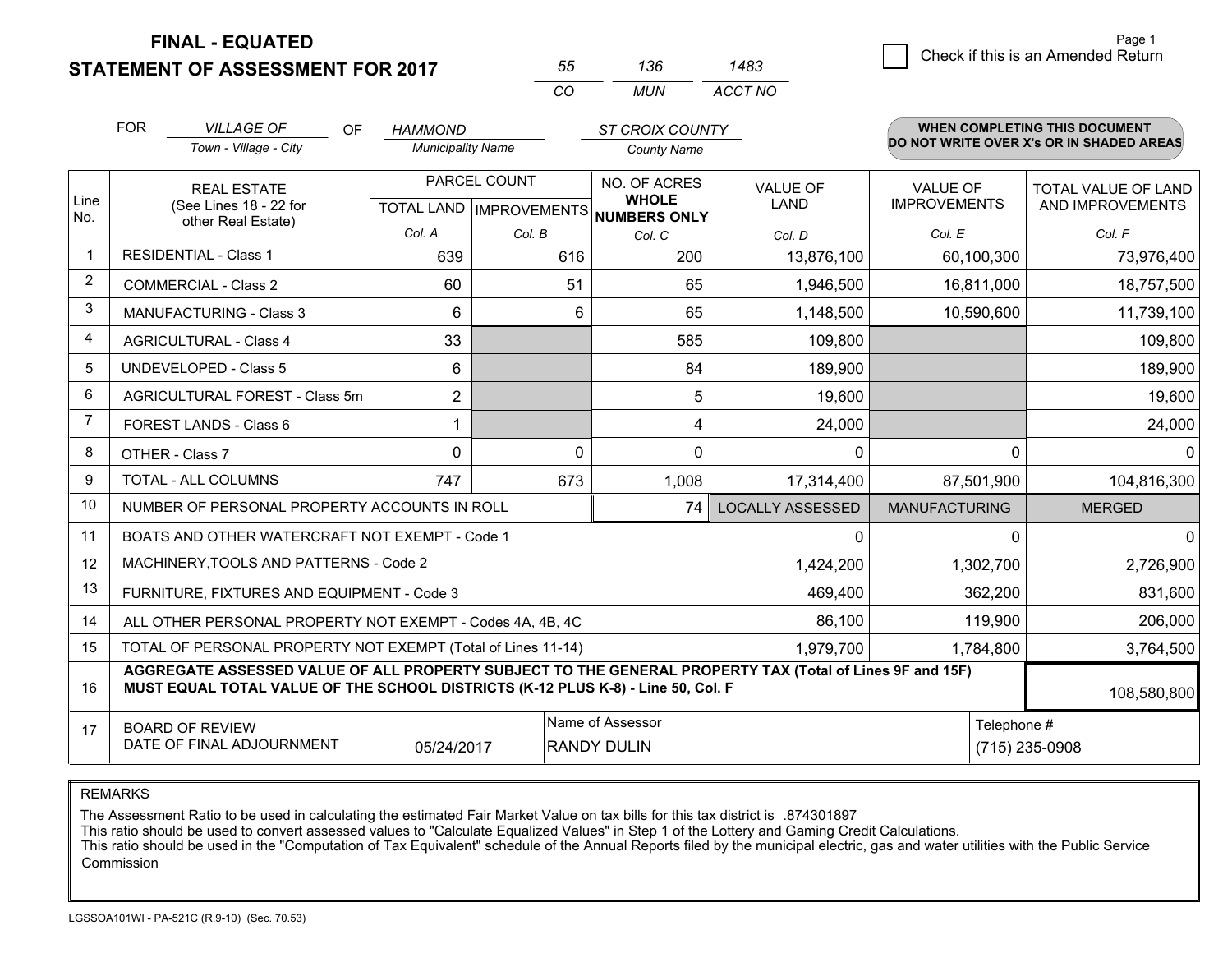# FINAL - EQUATED
## STATEMENT OF ASSESSMENT FOR 2017

| 55 | 136 | 1483 |
|---|---|---|
| CO | MUN | ACCT NO |

Check if this is an Amended Return

FOR *VILLAGE OF* (Town - Village - City) OF *HAMMOND* (Municipality Name) *ST CROIX COUNTY* (County Name)

**WHEN COMPLETING THIS DOCUMENT DO NOT WRITE OVER X's OR IN SHADED AREAS**

| Line No. | REAL ESTATE (See Lines 18 - 22 for other Real Estate) | PARCEL COUNT TOTAL LAND Col. A | PARCEL COUNT IMPROVEMENTS Col. B | NO. OF ACRES WHOLE NUMBERS ONLY Col. C | VALUE OF LAND Col. D | VALUE OF IMPROVEMENTS Col. E | TOTAL VALUE OF LAND AND IMPROVEMENTS Col. F |
|---|---|---|---|---|---|---|---|
| 1 | RESIDENTIAL - Class 1 | 639 | 616 | 200 | 13,876,100 | 60,100,300 | 73,976,400 |
| 2 | COMMERCIAL - Class 2 | 60 | 51 | 65 | 1,946,500 | 16,811,000 | 18,757,500 |
| 3 | MANUFACTURING - Class 3 | 6 | 6 | 65 | 1,148,500 | 10,590,600 | 11,739,100 |
| 4 | AGRICULTURAL - Class 4 | 33 | | 585 | 109,800 | | 109,800 |
| 5 | UNDEVELOPED - Class 5 | 6 | | 84 | 189,900 | | 189,900 |
| 6 | AGRICULTURAL FOREST - Class 5m | 2 | | 5 | 19,600 | | 19,600 |
| 7 | FOREST LANDS - Class 6 | 1 | | 4 | 24,000 | | 24,000 |
| 8 | OTHER - Class 7 | 0 | 0 | 0 | 0 | 0 | 0 |
| 9 | TOTAL - ALL COLUMNS | 747 | 673 | 1,008 | 17,314,400 | 87,501,900 | 104,816,300 |
| 10 | NUMBER OF PERSONAL PROPERTY ACCOUNTS IN ROLL | | | 74 | LOCALLY ASSESSED | MANUFACTURING | MERGED |
| 11 | BOATS AND OTHER WATERCRAFT NOT EXEMPT - Code 1 | | | | 0 | 0 | 0 |
| 12 | MACHINERY,TOOLS AND PATTERNS - Code 2 | | | | 1,424,200 | 1,302,700 | 2,726,900 |
| 13 | FURNITURE, FIXTURES AND EQUIPMENT - Code 3 | | | | 469,400 | 362,200 | 831,600 |
| 14 | ALL OTHER PERSONAL PROPERTY NOT EXEMPT - Codes 4A, 4B, 4C | | | | 86,100 | 119,900 | 206,000 |
| 15 | TOTAL OF PERSONAL PROPERTY NOT EXEMPT (Total of Lines 11-14) | | | | 1,979,700 | 1,784,800 | 3,764,500 |
| 16 | **AGGREGATE ASSESSED VALUE OF ALL PROPERTY SUBJECT TO THE GENERAL PROPERTY TAX (Total of Lines 9F and 15F) MUST EQUAL TOTAL VALUE OF THE SCHOOL DISTRICTS (K-12 PLUS K-8) - Line 50, Col. F** | | | | | | 108,580,800 |
| 17 | BOARD OF REVIEW DATE OF FINAL ADJOURNMENT | 05/24/2017 | Name of Assessor: RANDY DULIN | | | Telephone #: (715) 235-0908 | |

REMARKS

The Assessment Ratio to be used in calculating the estimated Fair Market Value on tax bills for this tax district is .874301897
This ratio should be used to convert assessed values to "Calculate Equalized Values" in Step 1 of the Lottery and Gaming Credit Calculations.
This ratio should be used in the "Computation of Tax Equivalent" schedule of the Annual Reports filed by the municipal electric, gas and water utilities with the Public Service Commission

LGSSOA101WI - PA-521C (R.9-10) (Sec. 70.53)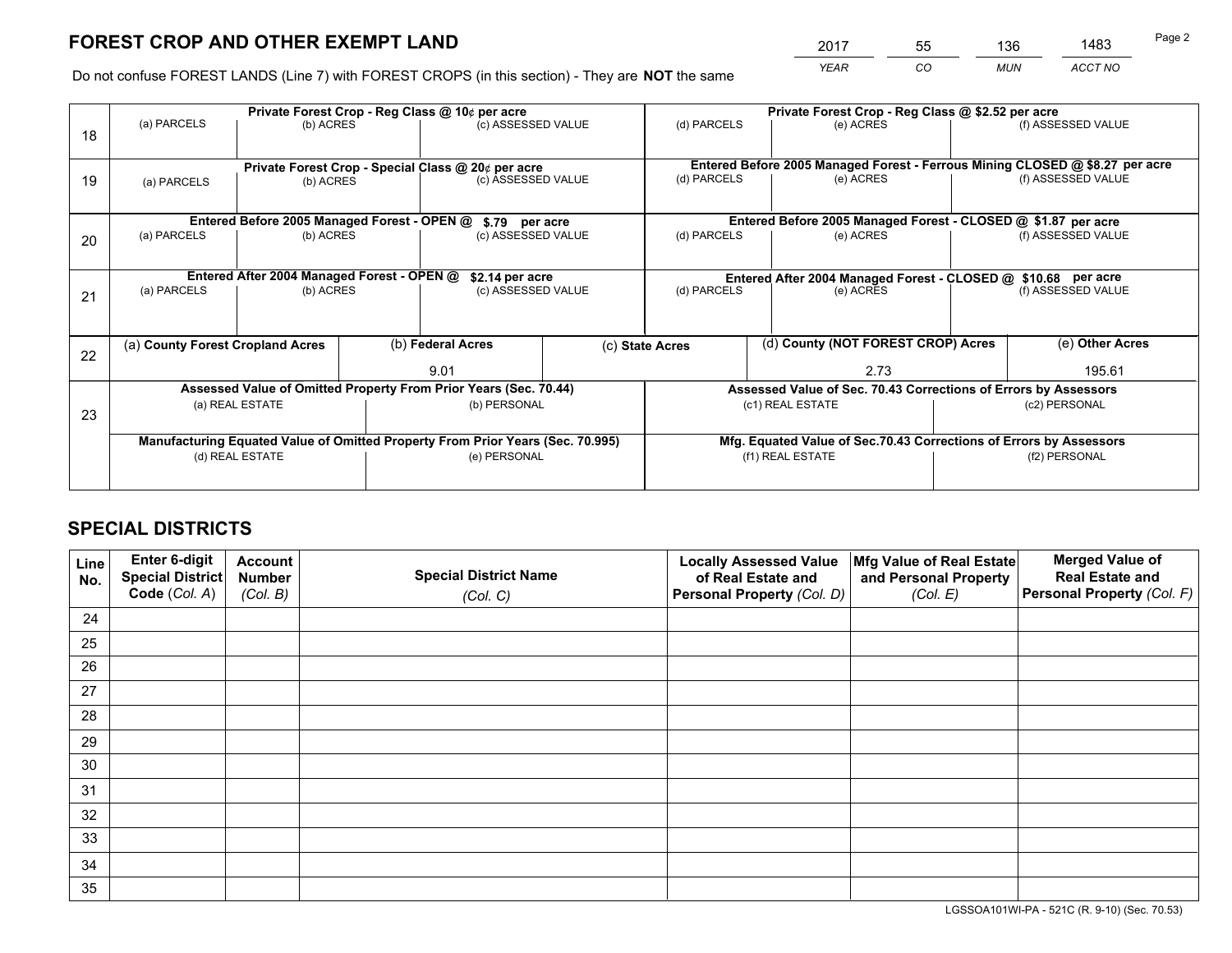# FOREST CROP AND OTHER EXEMPT LAND

| 2017 | 55 | 136 | 1483 |
|---|---|---|---|
| *YEAR* | *CO* | *MUN* | *ACCT NO* |

Do not confuse FOREST LANDS (Line 7) with FOREST CROPS (in this section) - They are **NOT** the same

| Line | | | | | | |
|---|---|---|---|---|---|---|
| 18 | Private Forest Crop - Reg Class @ 10¢ per acre | | | Private Forest Crop - Reg Class @ $2.52 per acre | | |
| | (a) PARCELS | (b) ACRES | (c) ASSESSED VALUE | (d) PARCELS | (e) ACRES | (f) ASSESSED VALUE |
| | | | | | | |
| 19 | Private Forest Crop - Special Class @ 20¢ per acre | | | Entered Before 2005 Managed Forest - Ferrous Mining CLOSED @ $8.27 per acre | | |
| | (a) PARCELS | (b) ACRES | (c) ASSESSED VALUE | (d) PARCELS | (e) ACRES | (f) ASSESSED VALUE |
| | | | | | | |
| 20 | Entered Before 2005 Managed Forest - OPEN @ $.79 per acre | | | Entered Before 2005 Managed Forest - CLOSED @ $1.87 per acre | | |
| | (a) PARCELS | (b) ACRES | (c) ASSESSED VALUE | (d) PARCELS | (e) ACRES | (f) ASSESSED VALUE |
| | | | | | | |
| 21 | Entered After 2004 Managed Forest - OPEN @ $2.14 per acre | | | Entered After 2004 Managed Forest - CLOSED @ $10.68 per acre | | |
| | (a) PARCELS | (b) ACRES | (c) ASSESSED VALUE | (d) PARCELS | (e) ACRES | (f) ASSESSED VALUE |
| | | | | | | |

| Line | (a) County Forest Cropland Acres | (b) Federal Acres | (c) State Acres | (d) County (NOT FOREST CROP) Acres | (e) Other Acres |
|---|---|---|---|---|---|
| 22 | | 9.01 | | 2.73 | 195.61 |

| Line | | | | |
|---|---|---|---|---|
| 23 | Assessed Value of Omitted Property From Prior Years (Sec. 70.44) | | Assessed Value of Sec. 70.43 Corrections of Errors by Assessors | |
| | (a) REAL ESTATE | (b) PERSONAL | (c1) REAL ESTATE | (c2) PERSONAL |
| | | | | |
| | Manufacturing Equated Value of Omitted Property From Prior Years (Sec. 70.995) | | Mfg. Equated Value of Sec.70.43 Corrections of Errors by Assessors | |
| | (d) REAL ESTATE | (e) PERSONAL | (f1) REAL ESTATE | (f2) PERSONAL |
| | | | | |

# SPECIAL DISTRICTS

| Line No. | Enter 6-digit Special District Code (*Col. A*) | Account Number (*Col. B*) | Special District Name (*Col. C*) | Locally Assessed Value of Real Estate and Personal Property (*Col. D*) | Mfg Value of Real Estate and Personal Property (*Col. E*) | Merged Value of Real Estate and Personal Property (*Col. F*) |
|---|---|---|---|---|---|---|
| 24 | | | | | | |
| 25 | | | | | | |
| 26 | | | | | | |
| 27 | | | | | | |
| 28 | | | | | | |
| 29 | | | | | | |
| 30 | | | | | | |
| 31 | | | | | | |
| 32 | | | | | | |
| 33 | | | | | | |
| 34 | | | | | | |
| 35 | | | | | | |

LGSSOA101WI-PA - 521C (R. 9-10) (Sec. 70.53)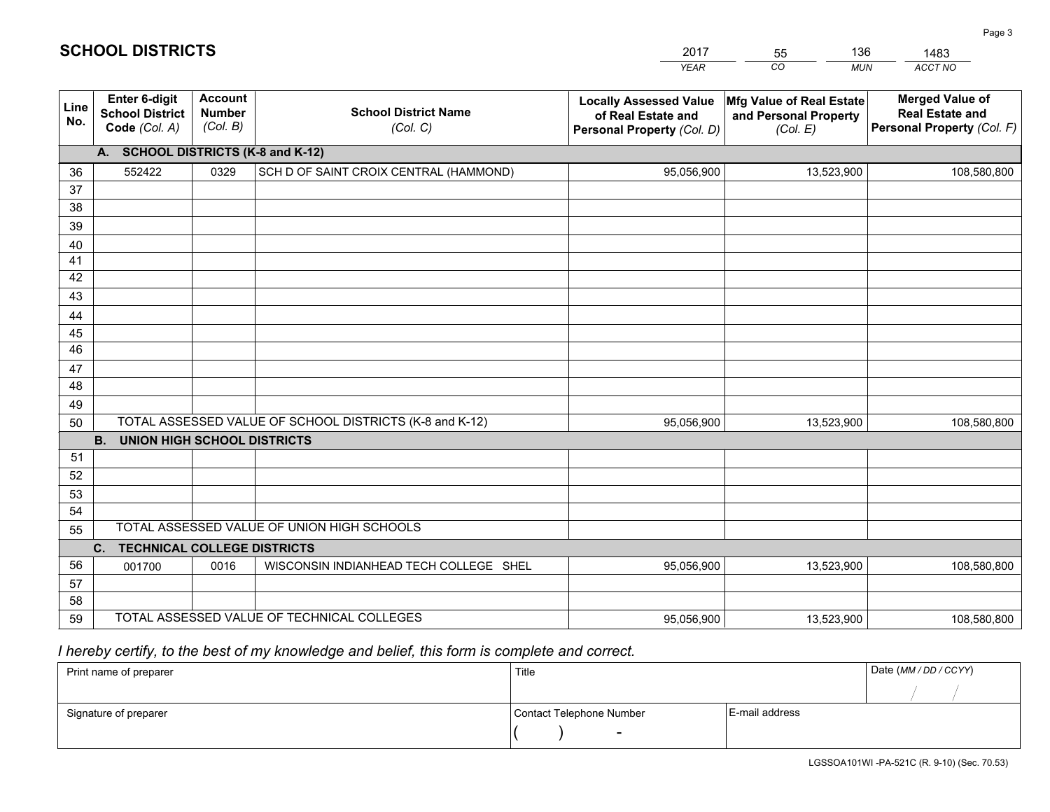# SCHOOL DISTRICTS

| 2017 | 55 | 136 | 1483 |
|---|---|---|---|
| *YEAR* | *CO* | *MUN* | *ACCT NO* |

| Line No. | Enter 6-digit School District Code *(Col. A)* | Account Number *(Col. B)* | School District Name *(Col. C)* | Locally Assessed Value of Real Estate and Personal Property *(Col. D)* | Mfg Value of Real Estate and Personal Property *(Col. E)* | Merged Value of Real Estate and Personal Property *(Col. F)* |
|---|---|---|---|---|---|---|
| | **A. SCHOOL DISTRICTS (K-8 and K-12)** | | | | | |
| 36 | 552422 | 0329 | SCH D OF SAINT CROIX CENTRAL (HAMMOND) | 95,056,900 | 13,523,900 | 108,580,800 |
| 37 | | | | | | |
| 38 | | | | | | |
| 39 | | | | | | |
| 40 | | | | | | |
| 41 | | | | | | |
| 42 | | | | | | |
| 43 | | | | | | |
| 44 | | | | | | |
| 45 | | | | | | |
| 46 | | | | | | |
| 47 | | | | | | |
| 48 | | | | | | |
| 49 | | | | | | |
| 50 | TOTAL ASSESSED VALUE OF SCHOOL DISTRICTS (K-8 and K-12) | | | 95,056,900 | 13,523,900 | 108,580,800 |
| | **B. UNION HIGH SCHOOL DISTRICTS** | | | | | |
| 51 | | | | | | |
| 52 | | | | | | |
| 53 | | | | | | |
| 54 | | | | | | |
| 55 | TOTAL ASSESSED VALUE OF UNION HIGH SCHOOLS | | | | | |
| | **C. TECHNICAL COLLEGE DISTRICTS** | | | | | |
| 56 | 001700 | 0016 | WISCONSIN INDIANHEAD TECH COLLEGE SHEL | 95,056,900 | 13,523,900 | 108,580,800 |
| 57 | | | | | | |
| 58 | | | | | | |
| 59 | TOTAL ASSESSED VALUE OF TECHNICAL COLLEGES | | | 95,056,900 | 13,523,900 | 108,580,800 |

*I hereby certify, to the best of my knowledge and belief, this form is complete and correct.*

| Print name of preparer | Title | | Date *(MM / DD / CCYY)* |
|---|---|---|---|
| | | | / / |
| Signature of preparer | Contact Telephone Number | E-mail address | |
| | ( ) - | | |

LGSSOA101WI -PA-521C (R. 9-10) (Sec. 70.53)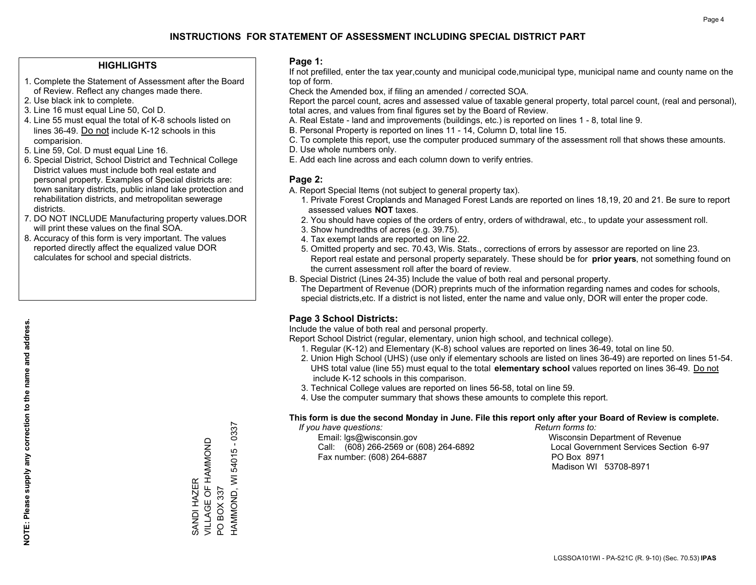# INSTRUCTIONS FOR STATEMENT OF ASSESSMENT INCLUDING SPECIAL DISTRICT PART

## HIGHLIGHTS

1. Complete the Statement of Assessment after the Board of Review. Reflect any changes made there.
2. Use black ink to complete.
3. Line 16 must equal Line 50, Col D.
4. Line 55 must equal the total of K-8 schools listed on lines 36-49. Do not include K-12 schools in this comparision.
5. Line 59, Col. D must equal Line 16.
6. Special District, School District and Technical College District values must include both real estate and personal property. Examples of Special districts are: town sanitary districts, public inland lake protection and rehabilitation districts, and metropolitan sewerage districts.
7. DO NOT INCLUDE Manufacturing property values.DOR will print these values on the final SOA.
8. Accuracy of this form is very important. The values reported directly affect the equalized value DOR calculates for school and special districts.

**NOTE: Please supply any correction to the name and address.**

SANDI HAZER
VILLAGE OF HAMMOND
PO BOX 337
HAMMOND, WI 54015 - 0337

## Page 1:

If not prefilled, enter the tax year,county and municipal code,municipal type, municipal name and county name on the top of form.

Check the Amended box, if filing an amended / corrected SOA.

Report the parcel count, acres and assessed value of taxable general property, total parcel count, (real and personal), total acres, and values from final figures set by the Board of Review.

A. Real Estate - land and improvements (buildings, etc.) is reported on lines 1 - 8, total line 9.
B. Personal Property is reported on lines 11 - 14, Column D, total line 15.
C. To complete this report, use the computer produced summary of the assessment roll that shows these amounts.
D. Use whole numbers only.
E. Add each line across and each column down to verify entries.

## Page 2:

A. Report Special Items (not subject to general property tax).
   1. Private Forest Croplands and Managed Forest Lands are reported on lines 18,19, 20 and 21. Be sure to report assessed values **NOT** taxes.
   2. You should have copies of the orders of entry, orders of withdrawal, etc., to update your assessment roll.
   3. Show hundredths of acres (e.g. 39.75).
   4. Tax exempt lands are reported on line 22.
   5. Omitted property and sec. 70.43, Wis. Stats., corrections of errors by assessor are reported on line 23. Report real estate and personal property separately. These should be for **prior years**, not something found on the current assessment roll after the board of review.
B. Special District (Lines 24-35) Include the value of both real and personal property.
   The Department of Revenue (DOR) preprints much of the information regarding names and codes for schools, special districts,etc. If a district is not listed, enter the name and value only, DOR will enter the proper code.

## Page 3 School Districts:

Include the value of both real and personal property.

Report School District (regular, elementary, union high school, and technical college).

1. Regular (K-12) and Elementary (K-8) school values are reported on lines 36-49, total on line 50.
2. Union High School (UHS) (use only if elementary schools are listed on lines 36-49) are reported on lines 51-54. UHS total value (line 55) must equal to the total **elementary school** values reported on lines 36-49. Do not include K-12 schools in this comparison.
3. Technical College values are reported on lines 56-58, total on line 59.
4. Use the computer summary that shows these amounts to complete this report.

**This form is due the second Monday in June. File this report only after your Board of Review is complete.**

*If you have questions:*
Email: lgs@wisconsin.gov
Call: (608) 266-2569 or (608) 264-6892
Fax number: (608) 264-6887

*Return forms to:*
Wisconsin Department of Revenue
Local Government Services Section 6-97
PO Box 8971
Madison WI 53708-8971

LGSSOA101WI - PA-521C (R. 9-10) (Sec. 70.53) **IPAS**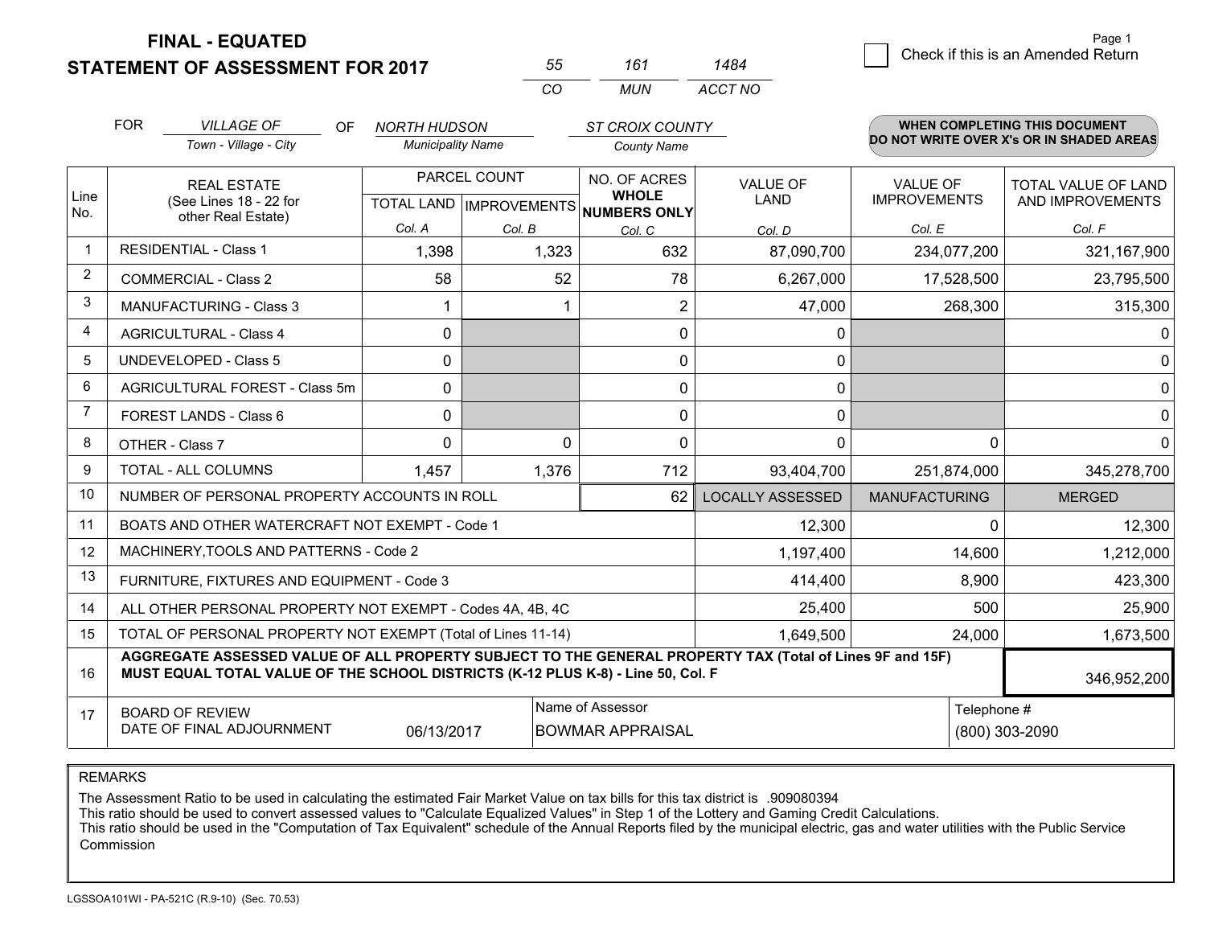# FINAL - EQUATED
## STATEMENT OF ASSESSMENT FOR 2017

| 55 | 161 | 1484 |
|---|---|---|
| CO | MUN | ACCT NO |

☐ Check if this is an Amended Return

| FOR | VILLAGE OF | OF | NORTH HUDSON | ST CROIX COUNTY |
|---|---|---|---|---|
| | Town - Village - City | | Municipality Name | County Name |

**WHEN COMPLETING THIS DOCUMENT DO NOT WRITE OVER X's OR IN SHADED AREAS**

| Line No. | REAL ESTATE (See Lines 18 - 22 for other Real Estate) | PARCEL COUNT TOTAL LAND | PARCEL COUNT IMPROVEMENTS | NO. OF ACRES WHOLE NUMBERS ONLY | VALUE OF LAND | VALUE OF IMPROVEMENTS | TOTAL VALUE OF LAND AND IMPROVEMENTS |
|---|---|---|---|---|---|---|---|
| | | Col. A | Col. B | Col. C | Col. D | Col. E | Col. F |
| 1 | RESIDENTIAL - Class 1 | 1,398 | 1,323 | 632 | 87,090,700 | 234,077,200 | 321,167,900 |
| 2 | COMMERCIAL - Class 2 | 58 | 52 | 78 | 6,267,000 | 17,528,500 | 23,795,500 |
| 3 | MANUFACTURING - Class 3 | 1 | 1 | 2 | 47,000 | 268,300 | 315,300 |
| 4 | AGRICULTURAL - Class 4 | 0 | | 0 | 0 | | 0 |
| 5 | UNDEVELOPED - Class 5 | 0 | | 0 | 0 | | 0 |
| 6 | AGRICULTURAL FOREST - Class 5m | 0 | | 0 | 0 | | 0 |
| 7 | FOREST LANDS - Class 6 | 0 | | 0 | 0 | | 0 |
| 8 | OTHER - Class 7 | 0 | 0 | 0 | 0 | 0 | 0 |
| 9 | TOTAL - ALL COLUMNS | 1,457 | 1,376 | 712 | 93,404,700 | 251,874,000 | 345,278,700 |
| 10 | NUMBER OF PERSONAL PROPERTY ACCOUNTS IN ROLL | | | 62 | LOCALLY ASSESSED | MANUFACTURING | MERGED |
| 11 | BOATS AND OTHER WATERCRAFT NOT EXEMPT - Code 1 | | | | 12,300 | 0 | 12,300 |
| 12 | MACHINERY,TOOLS AND PATTERNS - Code 2 | | | | 1,197,400 | 14,600 | 1,212,000 |
| 13 | FURNITURE, FIXTURES AND EQUIPMENT - Code 3 | | | | 414,400 | 8,900 | 423,300 |
| 14 | ALL OTHER PERSONAL PROPERTY NOT EXEMPT - Codes 4A, 4B, 4C | | | | 25,400 | 500 | 25,900 |
| 15 | TOTAL OF PERSONAL PROPERTY NOT EXEMPT (Total of Lines 11-14) | | | | 1,649,500 | 24,000 | 1,673,500 |
| 16 | **AGGREGATE ASSESSED VALUE OF ALL PROPERTY SUBJECT TO THE GENERAL PROPERTY TAX (Total of Lines 9F and 15F) MUST EQUAL TOTAL VALUE OF THE SCHOOL DISTRICTS (K-12 PLUS K-8) - Line 50, Col. F** | | | | | | 346,952,200 |
| 17 | BOARD OF REVIEW DATE OF FINAL ADJOURNMENT | 06/13/2017 | Name of Assessor: BOWMAR APPRAISAL | | | Telephone #: (800) 303-2090 | |

REMARKS

The Assessment Ratio to be used in calculating the estimated Fair Market Value on tax bills for this tax district is .909080394
This ratio should be used to convert assessed values to "Calculate Equalized Values" in Step 1 of the Lottery and Gaming Credit Calculations.
This ratio should be used in the "Computation of Tax Equivalent" schedule of the Annual Reports filed by the municipal electric, gas and water utilities with the Public Service Commission

LGSSOA101WI - PA-521C (R.9-10) (Sec. 70.53)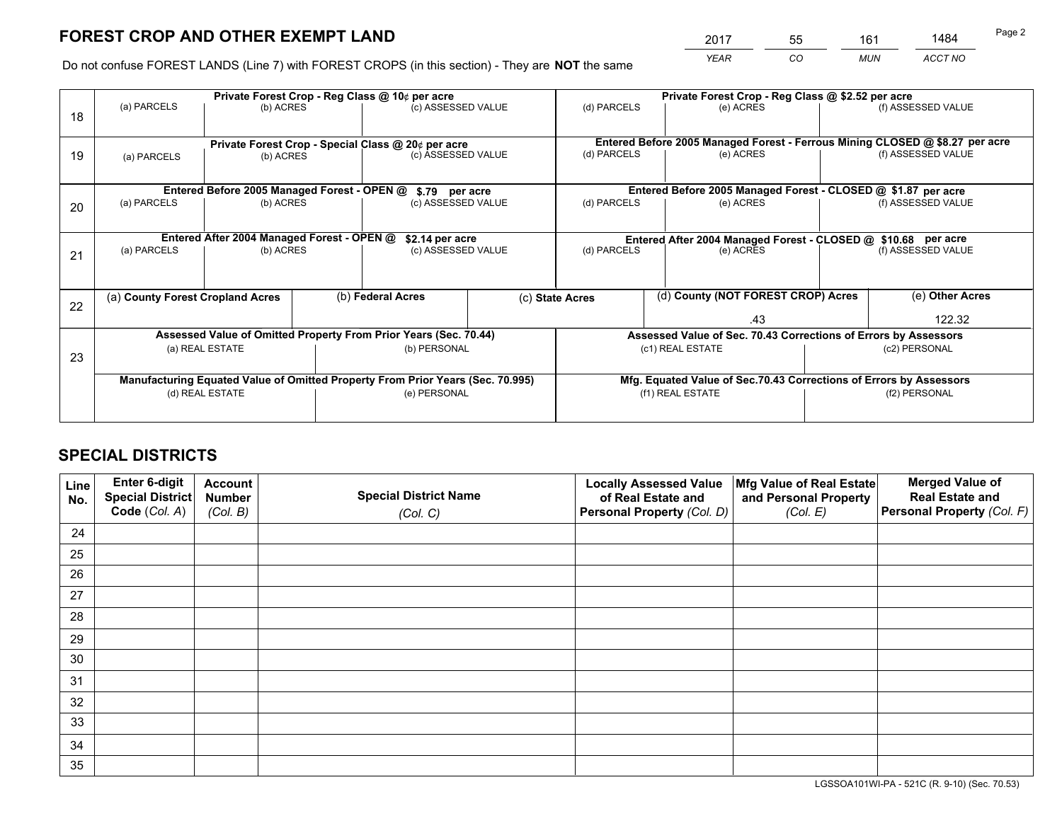# FOREST CROP AND OTHER EXEMPT LAND

| 2017 | 55 | 161 | 1484 |
|---|---|---|---|
| *YEAR* | *CO* | *MUN* | *ACCT NO* |

Do not confuse FOREST LANDS (Line 7) with FOREST CROPS (in this section) - They are **NOT** the same

| Line | Private Forest Crop - Reg Class @ 10¢ per acre | | | Private Forest Crop - Reg Class @ $2.52 per acre | | |
|---|---|---|---|---|---|---|
| 18 | (a) PARCELS | (b) ACRES | (c) ASSESSED VALUE | (d) PARCELS | (e) ACRES | (f) ASSESSED VALUE |
| | **Private Forest Crop - Special Class @ 20¢ per acre** | | | **Entered Before 2005 Managed Forest - Ferrous Mining CLOSED @ $8.27 per acre** | | |
| 19 | (a) PARCELS | (b) ACRES | (c) ASSESSED VALUE | (d) PARCELS | (e) ACRES | (f) ASSESSED VALUE |
| | **Entered Before 2005 Managed Forest - OPEN @ $.79 per acre** | | | **Entered Before 2005 Managed Forest - CLOSED @ $1.87 per acre** | | |
| 20 | (a) PARCELS | (b) ACRES | (c) ASSESSED VALUE | (d) PARCELS | (e) ACRES | (f) ASSESSED VALUE |
| | **Entered After 2004 Managed Forest - OPEN @ $2.14 per acre** | | | **Entered After 2004 Managed Forest - CLOSED @ $10.68 per acre** | | |
| 21 | (a) PARCELS | (b) ACRES | (c) ASSESSED VALUE | (d) PARCELS | (e) ACRES | (f) ASSESSED VALUE |

| Line | (a) County Forest Cropland Acres | (b) Federal Acres | (c) State Acres | (d) County (NOT FOREST CROP) Acres | (e) Other Acres |
|---|---|---|---|---|---|
| 22 | | | | .43 | 122.32 |

| Line | Assessed Value of Omitted Property From Prior Years (Sec. 70.44) | | Assessed Value of Sec. 70.43 Corrections of Errors by Assessors | |
|---|---|---|---|---|
| 23 | (a) REAL ESTATE | (b) PERSONAL | (c1) REAL ESTATE | (c2) PERSONAL |
| | **Manufacturing Equated Value of Omitted Property From Prior Years (Sec. 70.995)** | | **Mfg. Equated Value of Sec.70.43 Corrections of Errors by Assessors** | |
| | (d) REAL ESTATE | (e) PERSONAL | (f1) REAL ESTATE | (f2) PERSONAL |

# SPECIAL DISTRICTS

| Line No. | Enter 6-digit Special District Code (Col. A) | Account Number (Col. B) | Special District Name (Col. C) | Locally Assessed Value of Real Estate and Personal Property (Col. D) | Mfg Value of Real Estate and Personal Property (Col. E) | Merged Value of Real Estate and Personal Property (Col. F) |
|---|---|---|---|---|---|---|
| 24 | | | | | | |
| 25 | | | | | | |
| 26 | | | | | | |
| 27 | | | | | | |
| 28 | | | | | | |
| 29 | | | | | | |
| 30 | | | | | | |
| 31 | | | | | | |
| 32 | | | | | | |
| 33 | | | | | | |
| 34 | | | | | | |
| 35 | | | | | | |

LGSSOA101WI-PA - 521C (R. 9-10) (Sec. 70.53)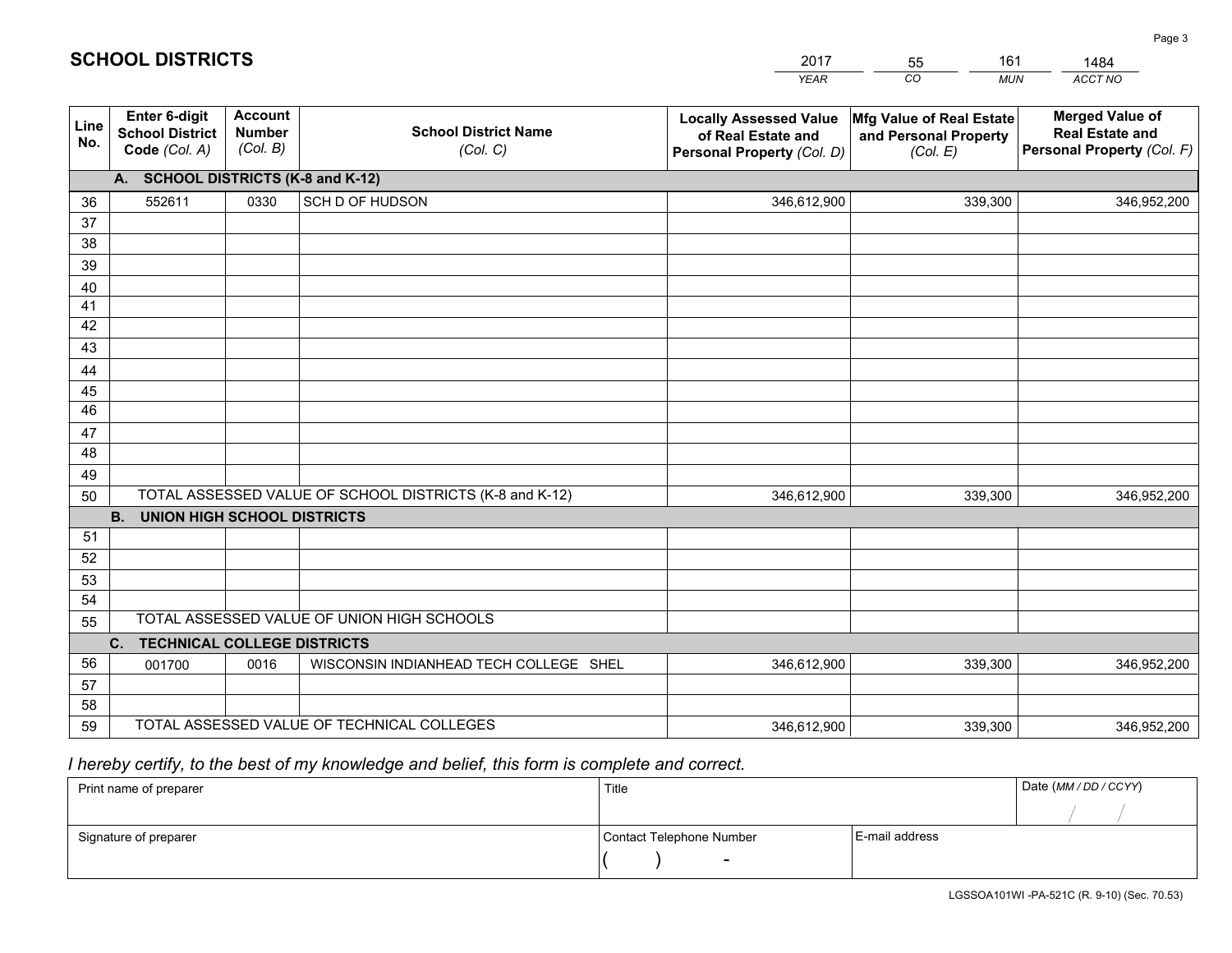# SCHOOL DISTRICTS

| 2017 | 55 | 161 | 1484 |
|---|---|---|---|
| *YEAR* | *CO* | *MUN* | *ACCT NO* |

| Line No. | Enter 6-digit School District Code *(Col. A)* | Account Number *(Col. B)* | School District Name *(Col. C)* | Locally Assessed Value of Real Estate and Personal Property *(Col. D)* | Mfg Value of Real Estate and Personal Property *(Col. E)* | Merged Value of Real Estate and Personal Property *(Col. F)* |
|---|---|---|---|---|---|---|
| **A. SCHOOL DISTRICTS (K-8 and K-12)** | | | | | | |
| 36 | 552611 | 0330 | SCH D OF HUDSON | 346,612,900 | 339,300 | 346,952,200 |
| 37 | | | | | | |
| 38 | | | | | | |
| 39 | | | | | | |
| 40 | | | | | | |
| 41 | | | | | | |
| 42 | | | | | | |
| 43 | | | | | | |
| 44 | | | | | | |
| 45 | | | | | | |
| 46 | | | | | | |
| 47 | | | | | | |
| 48 | | | | | | |
| 49 | | | | | | |
| 50 | TOTAL ASSESSED VALUE OF SCHOOL DISTRICTS (K-8 and K-12) | | | 346,612,900 | 339,300 | 346,952,200 |
| **B. UNION HIGH SCHOOL DISTRICTS** | | | | | | |
| 51 | | | | | | |
| 52 | | | | | | |
| 53 | | | | | | |
| 54 | | | | | | |
| 55 | TOTAL ASSESSED VALUE OF UNION HIGH SCHOOLS | | | | | |
| **C. TECHNICAL COLLEGE DISTRICTS** | | | | | | |
| 56 | 001700 | 0016 | WISCONSIN INDIANHEAD TECH COLLEGE SHEL | 346,612,900 | 339,300 | 346,952,200 |
| 57 | | | | | | |
| 58 | | | | | | |
| 59 | TOTAL ASSESSED VALUE OF TECHNICAL COLLEGES | | | 346,612,900 | 339,300 | 346,952,200 |

*I hereby certify, to the best of my knowledge and belief, this form is complete and correct.*

| Print name of preparer | Title | | Date *(MM / DD / CCYY)* |
|---|---|---|---|
| | | | / / |
| Signature of preparer | Contact Telephone Number | E-mail address | |
| | ( ) - | | |

LGSSOA101WI -PA-521C (R. 9-10) (Sec. 70.53)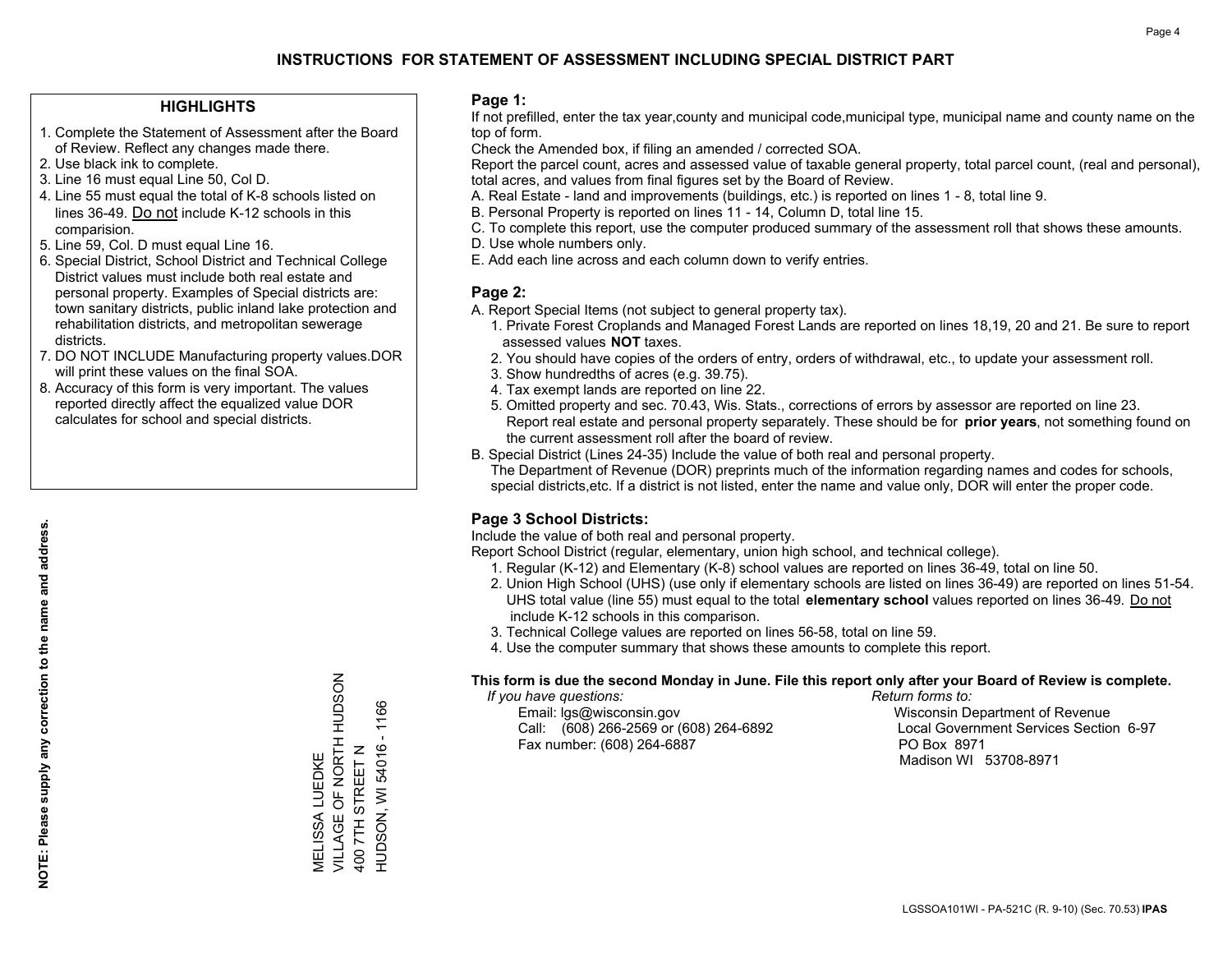# INSTRUCTIONS FOR STATEMENT OF ASSESSMENT INCLUDING SPECIAL DISTRICT PART

## HIGHLIGHTS

1. Complete the Statement of Assessment after the Board of Review. Reflect any changes made there.
2. Use black ink to complete.
3. Line 16 must equal Line 50, Col D.
4. Line 55 must equal the total of K-8 schools listed on lines 36-49. Do not include K-12 schools in this comparision.
5. Line 59, Col. D must equal Line 16.
6. Special District, School District and Technical College District values must include both real estate and personal property. Examples of Special districts are: town sanitary districts, public inland lake protection and rehabilitation districts, and metropolitan sewerage districts.
7. DO NOT INCLUDE Manufacturing property values.DOR will print these values on the final SOA.
8. Accuracy of this form is very important. The values reported directly affect the equalized value DOR calculates for school and special districts.

**NOTE: Please supply any correction to the name and address.**

MELISSA LUEDKE
VILLAGE OF NORTH HUDSON
400 7TH STREET N
HUDSON, WI 54016 - 1166

## Page 1:

If not prefilled, enter the tax year,county and municipal code,municipal type, municipal name and county name on the top of form.

Check the Amended box, if filing an amended / corrected SOA.

Report the parcel count, acres and assessed value of taxable general property, total parcel count, (real and personal), total acres, and values from final figures set by the Board of Review.

A. Real Estate - land and improvements (buildings, etc.) is reported on lines 1 - 8, total line 9.
B. Personal Property is reported on lines 11 - 14, Column D, total line 15.
C. To complete this report, use the computer produced summary of the assessment roll that shows these amounts.
D. Use whole numbers only.
E. Add each line across and each column down to verify entries.

## Page 2:

A. Report Special Items (not subject to general property tax).
   1. Private Forest Croplands and Managed Forest Lands are reported on lines 18,19, 20 and 21. Be sure to report assessed values **NOT** taxes.
   2. You should have copies of the orders of entry, orders of withdrawal, etc., to update your assessment roll.
   3. Show hundredths of acres (e.g. 39.75).
   4. Tax exempt lands are reported on line 22.
   5. Omitted property and sec. 70.43, Wis. Stats., corrections of errors by assessor are reported on line 23. Report real estate and personal property separately. These should be for **prior years**, not something found on the current assessment roll after the board of review.
B. Special District (Lines 24-35) Include the value of both real and personal property.
   The Department of Revenue (DOR) preprints much of the information regarding names and codes for schools, special districts,etc. If a district is not listed, enter the name and value only, DOR will enter the proper code.

## Page 3 School Districts:

Include the value of both real and personal property.

Report School District (regular, elementary, union high school, and technical college).

1. Regular (K-12) and Elementary (K-8) school values are reported on lines 36-49, total on line 50.
2. Union High School (UHS) (use only if elementary schools are listed on lines 36-49) are reported on lines 51-54. UHS total value (line 55) must equal to the total **elementary school** values reported on lines 36-49. Do not include K-12 schools in this comparison.
3. Technical College values are reported on lines 56-58, total on line 59.
4. Use the computer summary that shows these amounts to complete this report.

**This form is due the second Monday in June. File this report only after your Board of Review is complete.**

*If you have questions:*
Email: lgs@wisconsin.gov
Call: (608) 266-2569 or (608) 264-6892
Fax number: (608) 264-6887

*Return forms to:*
Wisconsin Department of Revenue
Local Government Services Section 6-97
PO Box 8971
Madison WI 53708-8971

LGSSOA101WI - PA-521C (R. 9-10) (Sec. 70.53) **IPAS**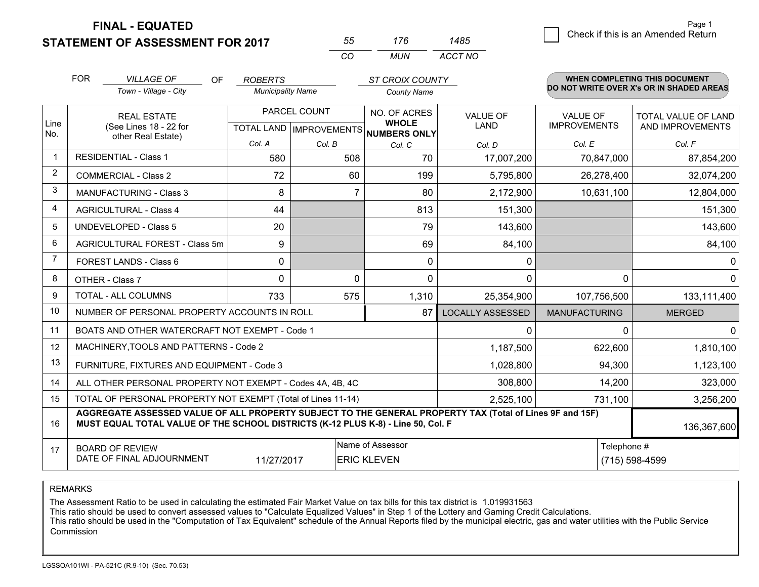# FINAL - EQUATED
## STATEMENT OF ASSESSMENT FOR 2017

| 55 | 176 | 1485 |
|---|---|---|
| CO | MUN | ACCT NO |

Check if this is an Amended Return

FOR *VILLAGE OF* (Town - Village - City) OF *ROBERTS* (Municipality Name) *ST CROIX COUNTY* (County Name)

**WHEN COMPLETING THIS DOCUMENT DO NOT WRITE OVER X's OR IN SHADED AREAS**

| Line No. | REAL ESTATE (See Lines 18 - 22 for other Real Estate) | PARCEL COUNT TOTAL LAND Col. A | PARCEL COUNT IMPROVEMENTS Col. B | NO. OF ACRES WHOLE NUMBERS ONLY Col. C | VALUE OF LAND Col. D | VALUE OF IMPROVEMENTS Col. E | TOTAL VALUE OF LAND AND IMPROVEMENTS Col. F |
|---|---|---|---|---|---|---|---|
| 1 | RESIDENTIAL - Class 1 | 580 | 508 | 70 | 17,007,200 | 70,847,000 | 87,854,200 |
| 2 | COMMERCIAL - Class 2 | 72 | 60 | 199 | 5,795,800 | 26,278,400 | 32,074,200 |
| 3 | MANUFACTURING - Class 3 | 8 | 7 | 80 | 2,172,900 | 10,631,100 | 12,804,000 |
| 4 | AGRICULTURAL - Class 4 | 44 | | 813 | 151,300 | | 151,300 |
| 5 | UNDEVELOPED - Class 5 | 20 | | 79 | 143,600 | | 143,600 |
| 6 | AGRICULTURAL FOREST - Class 5m | 9 | | 69 | 84,100 | | 84,100 |
| 7 | FOREST LANDS - Class 6 | 0 | | 0 | 0 | | 0 |
| 8 | OTHER - Class 7 | 0 | 0 | 0 | 0 | 0 | 0 |
| 9 | TOTAL - ALL COLUMNS | 733 | 575 | 1,310 | 25,354,900 | 107,756,500 | 133,111,400 |
| 10 | NUMBER OF PERSONAL PROPERTY ACCOUNTS IN ROLL | | | 87 | LOCALLY ASSESSED | MANUFACTURING | MERGED |
| 11 | BOATS AND OTHER WATERCRAFT NOT EXEMPT - Code 1 | | | | 0 | 0 | 0 |
| 12 | MACHINERY,TOOLS AND PATTERNS - Code 2 | | | | 1,187,500 | 622,600 | 1,810,100 |
| 13 | FURNITURE, FIXTURES AND EQUIPMENT - Code 3 | | | | 1,028,800 | 94,300 | 1,123,100 |
| 14 | ALL OTHER PERSONAL PROPERTY NOT EXEMPT - Codes 4A, 4B, 4C | | | | 308,800 | 14,200 | 323,000 |
| 15 | TOTAL OF PERSONAL PROPERTY NOT EXEMPT (Total of Lines 11-14) | | | | 2,525,100 | 731,100 | 3,256,200 |
| 16 | **AGGREGATE ASSESSED VALUE OF ALL PROPERTY SUBJECT TO THE GENERAL PROPERTY TAX (Total of Lines 9F and 15F) MUST EQUAL TOTAL VALUE OF THE SCHOOL DISTRICTS (K-12 PLUS K-8) - Line 50, Col. F** | | | | | | 136,367,600 |
| 17 | BOARD OF REVIEW DATE OF FINAL ADJOURNMENT | 11/27/2017 | Name of Assessor: ERIC KLEVEN | | | Telephone #: (715) 598-4599 | |

REMARKS

The Assessment Ratio to be used in calculating the estimated Fair Market Value on tax bills for this tax district is 1.019931563
This ratio should be used to convert assessed values to "Calculate Equalized Values" in Step 1 of the Lottery and Gaming Credit Calculations.
This ratio should be used in the "Computation of Tax Equivalent" schedule of the Annual Reports filed by the municipal electric, gas and water utilities with the Public Service Commission

LGSSOA101WI - PA-521C (R.9-10) (Sec. 70.53)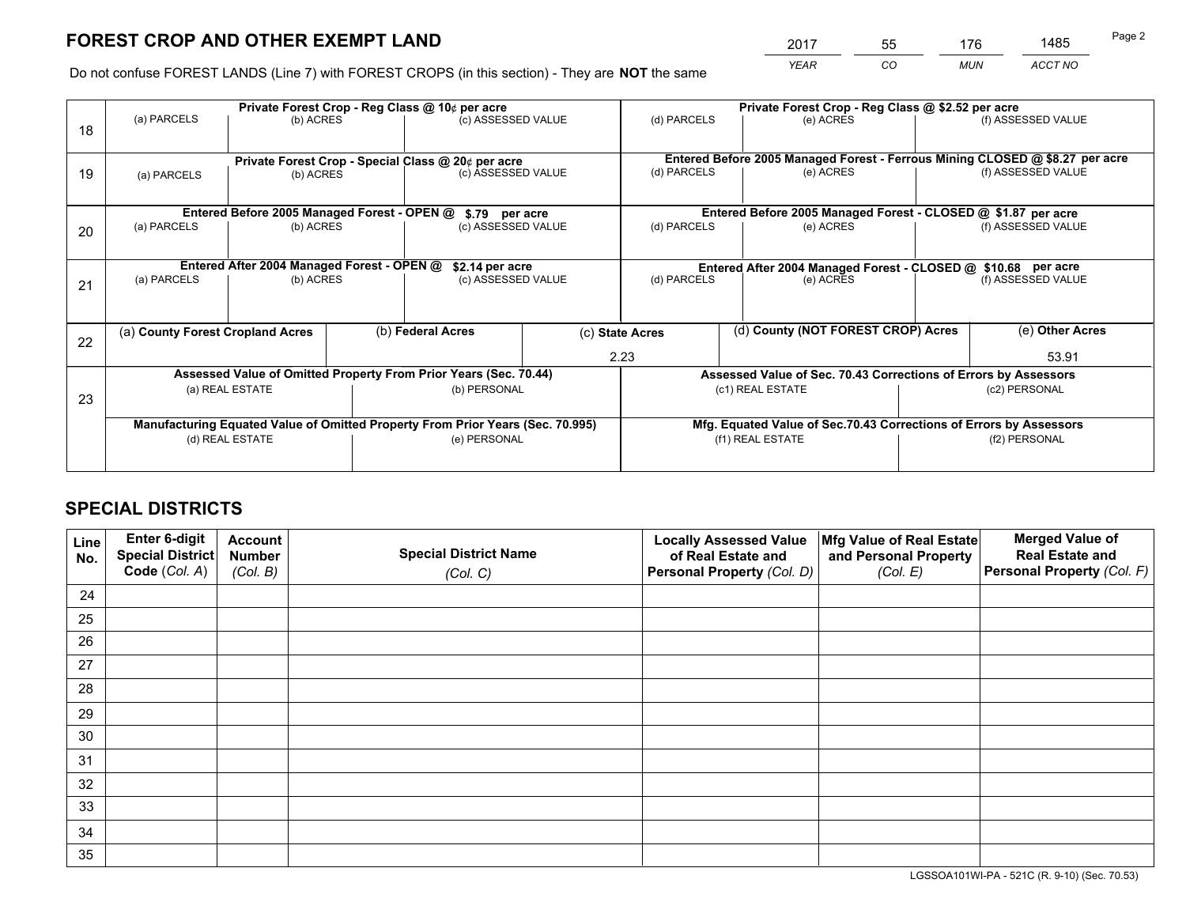## FOREST CROP AND OTHER EXEMPT LAND

| 2017 | 55 | 176 | 1485 |
|---|---|---|---|
| *YEAR* | *CO* | *MUN* | *ACCT NO* |

Do not confuse FOREST LANDS (Line 7) with FOREST CROPS (in this section) - They are **NOT** the same

| Line | Private Forest Crop - Reg Class @ 10¢ per acre | | | Private Forest Crop - Reg Class @ $2.52 per acre | | |
|---|---|---|---|---|---|---|
| 18 | (a) PARCELS | (b) ACRES | (c) ASSESSED VALUE | (d) PARCELS | (e) ACRES | (f) ASSESSED VALUE |
| | | | | | | |
| | **Private Forest Crop - Special Class @ 20¢ per acre** | | | **Entered Before 2005 Managed Forest - Ferrous Mining CLOSED @ $8.27 per acre** | | |
| 19 | (a) PARCELS | (b) ACRES | (c) ASSESSED VALUE | (d) PARCELS | (e) ACRES | (f) ASSESSED VALUE |
| | | | | | | |
| | **Entered Before 2005 Managed Forest - OPEN @ $.79 per acre** | | | **Entered Before 2005 Managed Forest - CLOSED @ $1.87 per acre** | | |
| 20 | (a) PARCELS | (b) ACRES | (c) ASSESSED VALUE | (d) PARCELS | (e) ACRES | (f) ASSESSED VALUE |
| | | | | | | |
| | **Entered After 2004 Managed Forest - OPEN @ $2.14 per acre** | | | **Entered After 2004 Managed Forest - CLOSED @ $10.68 per acre** | | |
| 21 | (a) PARCELS | (b) ACRES | (c) ASSESSED VALUE | (d) PARCELS | (e) ACRES | (f) ASSESSED VALUE |
| | | | | | | |

| Line | (a) County Forest Cropland Acres | (b) Federal Acres | (c) State Acres | (d) County (NOT FOREST CROP) Acres | (e) Other Acres |
|---|---|---|---|---|---|
| 22 | | | 2.23 | | 53.91 |

| Line | Assessed Value of Omitted Property From Prior Years (Sec. 70.44) | | Assessed Value of Sec. 70.43 Corrections of Errors by Assessors | |
|---|---|---|---|---|
| 23 | (a) REAL ESTATE | (b) PERSONAL | (c1) REAL ESTATE | (c2) PERSONAL |
| | | | | |
| | **Manufacturing Equated Value of Omitted Property From Prior Years (Sec. 70.995)** | | **Mfg. Equated Value of Sec.70.43 Corrections of Errors by Assessors** | |
| | (d) REAL ESTATE | (e) PERSONAL | (f1) REAL ESTATE | (f2) PERSONAL |
| | | | | |

## SPECIAL DISTRICTS

| Line No. | Enter 6-digit Special District Code (*Col. A*) | Account Number (*Col. B*) | Special District Name (*Col. C*) | Locally Assessed Value of Real Estate and Personal Property (*Col. D*) | Mfg Value of Real Estate and Personal Property (*Col. E*) | Merged Value of Real Estate and Personal Property (*Col. F*) |
|---|---|---|---|---|---|---|
| 24 | | | | | | |
| 25 | | | | | | |
| 26 | | | | | | |
| 27 | | | | | | |
| 28 | | | | | | |
| 29 | | | | | | |
| 30 | | | | | | |
| 31 | | | | | | |
| 32 | | | | | | |
| 33 | | | | | | |
| 34 | | | | | | |
| 35 | | | | | | |

LGSSOA101WI-PA - 521C (R. 9-10) (Sec. 70.53)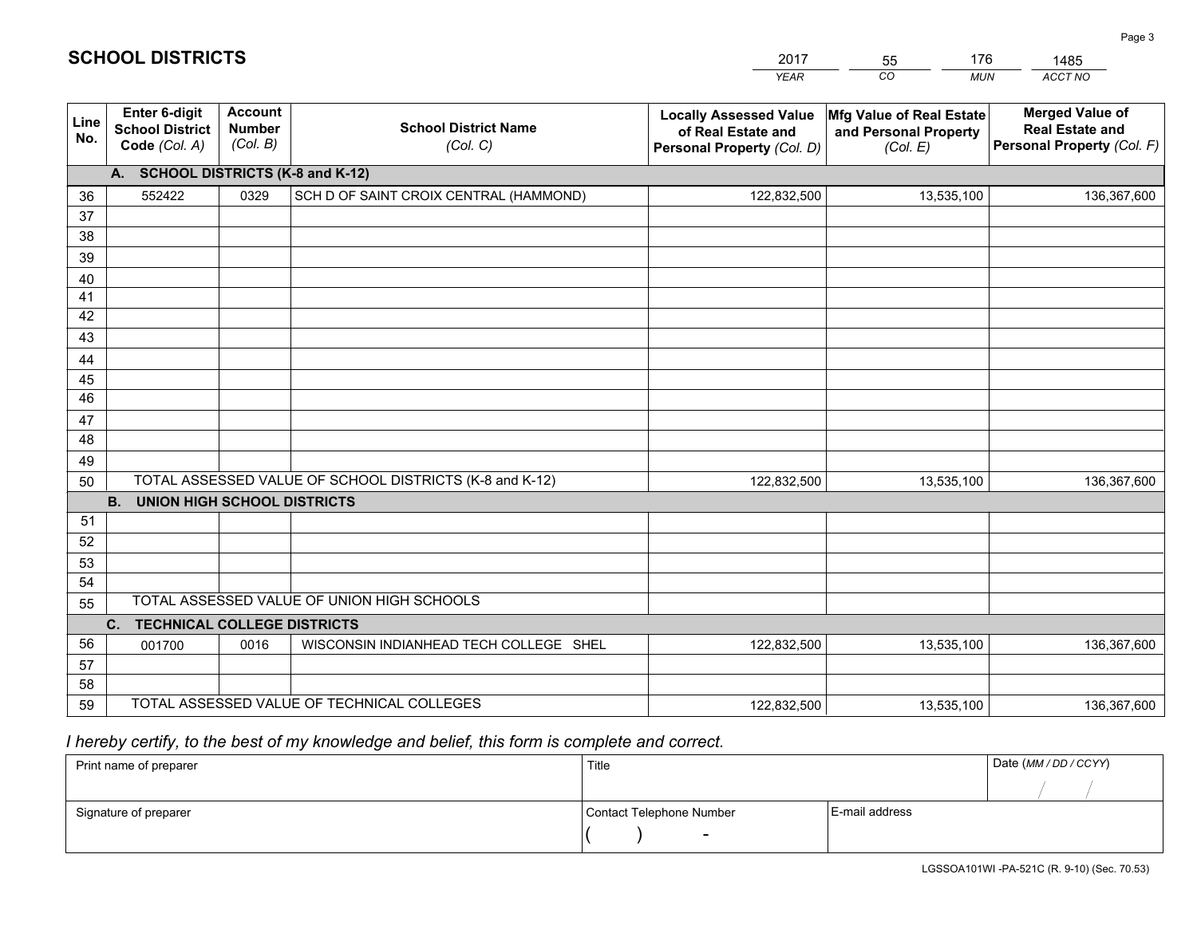# SCHOOL DISTRICTS

| 2017 | 55 | 176 | 1485 |
|---|---|---|---|
| *YEAR* | *CO* | *MUN* | *ACCT NO* |

| Line No. | Enter 6-digit School District Code *(Col. A)* | Account Number *(Col. B)* | School District Name *(Col. C)* | Locally Assessed Value of Real Estate and Personal Property *(Col. D)* | Mfg Value of Real Estate and Personal Property *(Col. E)* | Merged Value of Real Estate and Personal Property *(Col. F)* |
|---|---|---|---|---|---|---|
| **A. SCHOOL DISTRICTS (K-8 and K-12)** | | | | | | |
| 36 | 552422 | 0329 | SCH D OF SAINT CROIX CENTRAL (HAMMOND) | 122,832,500 | 13,535,100 | 136,367,600 |
| 37 | | | | | | |
| 38 | | | | | | |
| 39 | | | | | | |
| 40 | | | | | | |
| 41 | | | | | | |
| 42 | | | | | | |
| 43 | | | | | | |
| 44 | | | | | | |
| 45 | | | | | | |
| 46 | | | | | | |
| 47 | | | | | | |
| 48 | | | | | | |
| 49 | | | | | | |
| 50 | TOTAL ASSESSED VALUE OF SCHOOL DISTRICTS (K-8 and K-12) | | | 122,832,500 | 13,535,100 | 136,367,600 |
| **B. UNION HIGH SCHOOL DISTRICTS** | | | | | | |
| 51 | | | | | | |
| 52 | | | | | | |
| 53 | | | | | | |
| 54 | | | | | | |
| 55 | TOTAL ASSESSED VALUE OF UNION HIGH SCHOOLS | | | | | |
| **C. TECHNICAL COLLEGE DISTRICTS** | | | | | | |
| 56 | 001700 | 0016 | WISCONSIN INDIANHEAD TECH COLLEGE SHEL | 122,832,500 | 13,535,100 | 136,367,600 |
| 57 | | | | | | |
| 58 | | | | | | |
| 59 | TOTAL ASSESSED VALUE OF TECHNICAL COLLEGES | | | 122,832,500 | 13,535,100 | 136,367,600 |

*I hereby certify, to the best of my knowledge and belief, this form is complete and correct.*

| Print name of preparer | Title | | Date *(MM / DD / CCYY)* |
|---|---|---|---|
| | | | / / |
| Signature of preparer | Contact Telephone Number | E-mail address | |
| | ( ) - | | |

LGSSOA101WI -PA-521C (R. 9-10) (Sec. 70.53)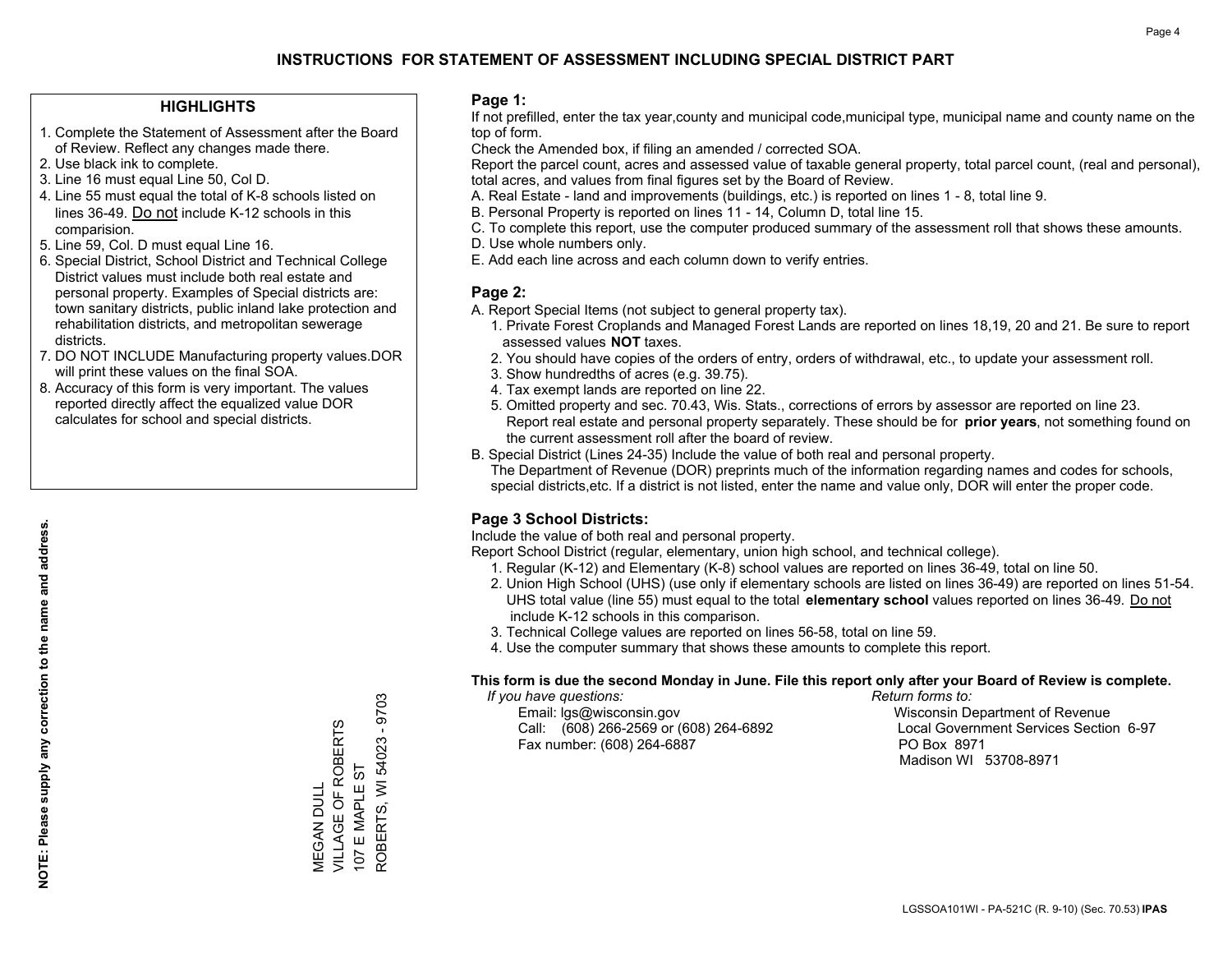# INSTRUCTIONS FOR STATEMENT OF ASSESSMENT INCLUDING SPECIAL DISTRICT PART

## HIGHLIGHTS

1. Complete the Statement of Assessment after the Board of Review. Reflect any changes made there.
2. Use black ink to complete.
3. Line 16 must equal Line 50, Col D.
4. Line 55 must equal the total of K-8 schools listed on lines 36-49. Do not include K-12 schools in this comparision.
5. Line 59, Col. D must equal Line 16.
6. Special District, School District and Technical College District values must include both real estate and personal property. Examples of Special districts are: town sanitary districts, public inland lake protection and rehabilitation districts, and metropolitan sewerage districts.
7. DO NOT INCLUDE Manufacturing property values.DOR will print these values on the final SOA.
8. Accuracy of this form is very important. The values reported directly affect the equalized value DOR calculates for school and special districts.

**NOTE: Please supply any correction to the name and address.**

MEGAN DULL
VILLAGE OF ROBERTS
107 E MAPLE ST
ROBERTS, WI 54023 - 9703

## Page 1:

If not prefilled, enter the tax year,county and municipal code,municipal type, municipal name and county name on the top of form.

Check the Amended box, if filing an amended / corrected SOA.

Report the parcel count, acres and assessed value of taxable general property, total parcel count, (real and personal), total acres, and values from final figures set by the Board of Review.

A. Real Estate - land and improvements (buildings, etc.) is reported on lines 1 - 8, total line 9.
B. Personal Property is reported on lines 11 - 14, Column D, total line 15.
C. To complete this report, use the computer produced summary of the assessment roll that shows these amounts.
D. Use whole numbers only.
E. Add each line across and each column down to verify entries.

## Page 2:

A. Report Special Items (not subject to general property tax).
   1. Private Forest Croplands and Managed Forest Lands are reported on lines 18,19, 20 and 21. Be sure to report assessed values **NOT** taxes.
   2. You should have copies of the orders of entry, orders of withdrawal, etc., to update your assessment roll.
   3. Show hundredths of acres (e.g. 39.75).
   4. Tax exempt lands are reported on line 22.
   5. Omitted property and sec. 70.43, Wis. Stats., corrections of errors by assessor are reported on line 23. Report real estate and personal property separately. These should be for **prior years**, not something found on the current assessment roll after the board of review.
B. Special District (Lines 24-35) Include the value of both real and personal property.
   The Department of Revenue (DOR) preprints much of the information regarding names and codes for schools, special districts,etc. If a district is not listed, enter the name and value only, DOR will enter the proper code.

## Page 3 School Districts:

Include the value of both real and personal property.

Report School District (regular, elementary, union high school, and technical college).

1. Regular (K-12) and Elementary (K-8) school values are reported on lines 36-49, total on line 50.
2. Union High School (UHS) (use only if elementary schools are listed on lines 36-49) are reported on lines 51-54. UHS total value (line 55) must equal to the total **elementary school** values reported on lines 36-49. Do not include K-12 schools in this comparison.
3. Technical College values are reported on lines 56-58, total on line 59.
4. Use the computer summary that shows these amounts to complete this report.

**This form is due the second Monday in June. File this report only after your Board of Review is complete.**

*If you have questions:*
Email: lgs@wisconsin.gov
Call: (608) 266-2569 or (608) 264-6892
Fax number: (608) 264-6887

*Return forms to:*
Wisconsin Department of Revenue
Local Government Services Section 6-97
PO Box 8971
Madison WI 53708-8971

LGSSOA101WI - PA-521C (R. 9-10) (Sec. 70.53) **IPAS**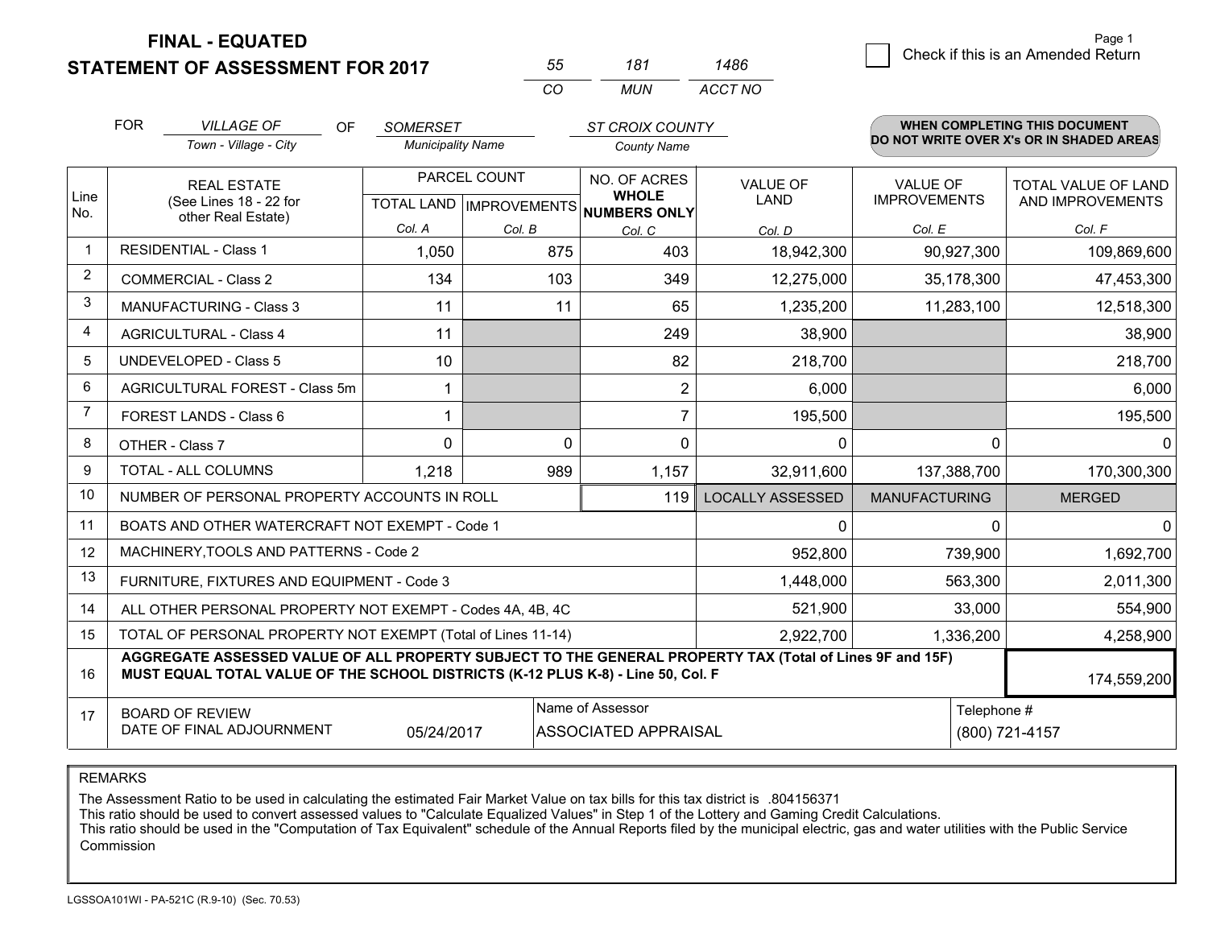# FINAL - EQUATED
# STATEMENT OF ASSESSMENT FOR 2017

| 55 | 181 | 1486 |
|---|---|---|
| CO | MUN | ACCT NO |

☐ Check if this is an Amended Return

FOR *VILLAGE OF* (Town - Village - City) OF *SOMERSET* (Municipality Name) *ST CROIX COUNTY* (County Name)

**WHEN COMPLETING THIS DOCUMENT DO NOT WRITE OVER X's OR IN SHADED AREAS**

| Line No. | REAL ESTATE (See Lines 18 - 22 for other Real Estate) | PARCEL COUNT | | NO. OF ACRES WHOLE NUMBERS ONLY | VALUE OF LAND | VALUE OF IMPROVEMENTS | TOTAL VALUE OF LAND AND IMPROVEMENTS |
|---|---|---|---|---|---|---|---|
| | | TOTAL LAND Col. A | IMPROVEMENTS Col. B | Col. C | Col. D | Col. E | Col. F |
| 1 | RESIDENTIAL - Class 1 | 1,050 | 875 | 403 | 18,942,300 | 90,927,300 | 109,869,600 |
| 2 | COMMERCIAL - Class 2 | 134 | 103 | 349 | 12,275,000 | 35,178,300 | 47,453,300 |
| 3 | MANUFACTURING - Class 3 | 11 | 11 | 65 | 1,235,200 | 11,283,100 | 12,518,300 |
| 4 | AGRICULTURAL - Class 4 | 11 | | 249 | 38,900 | | 38,900 |
| 5 | UNDEVELOPED - Class 5 | 10 | | 82 | 218,700 | | 218,700 |
| 6 | AGRICULTURAL FOREST - Class 5m | 1 | | 2 | 6,000 | | 6,000 |
| 7 | FOREST LANDS - Class 6 | 1 | | 7 | 195,500 | | 195,500 |
| 8 | OTHER - Class 7 | 0 | 0 | 0 | 0 | 0 | 0 |
| 9 | TOTAL - ALL COLUMNS | 1,218 | 989 | 1,157 | 32,911,600 | 137,388,700 | 170,300,300 |
| 10 | NUMBER OF PERSONAL PROPERTY ACCOUNTS IN ROLL | | | 119 | LOCALLY ASSESSED | MANUFACTURING | MERGED |
| 11 | BOATS AND OTHER WATERCRAFT NOT EXEMPT - Code 1 | | | | 0 | 0 | 0 |
| 12 | MACHINERY,TOOLS AND PATTERNS - Code 2 | | | | 952,800 | 739,900 | 1,692,700 |
| 13 | FURNITURE, FIXTURES AND EQUIPMENT - Code 3 | | | | 1,448,000 | 563,300 | 2,011,300 |
| 14 | ALL OTHER PERSONAL PROPERTY NOT EXEMPT - Codes 4A, 4B, 4C | | | | 521,900 | 33,000 | 554,900 |
| 15 | TOTAL OF PERSONAL PROPERTY NOT EXEMPT (Total of Lines 11-14) | | | | 2,922,700 | 1,336,200 | 4,258,900 |
| 16 | **AGGREGATE ASSESSED VALUE OF ALL PROPERTY SUBJECT TO THE GENERAL PROPERTY TAX (Total of Lines 9F and 15F) MUST EQUAL TOTAL VALUE OF THE SCHOOL DISTRICTS (K-12 PLUS K-8) - Line 50, Col. F** | | | | | | 174,559,200 |
| 17 | BOARD OF REVIEW DATE OF FINAL ADJOURNMENT | 05/24/2017 | | Name of Assessor: ASSOCIATED APPRAISAL | | Telephone #: (800) 721-4157 | |

REMARKS

The Assessment Ratio to be used in calculating the estimated Fair Market Value on tax bills for this tax district is .804156371
This ratio should be used to convert assessed values to "Calculate Equalized Values" in Step 1 of the Lottery and Gaming Credit Calculations.
This ratio should be used in the "Computation of Tax Equivalent" schedule of the Annual Reports filed by the municipal electric, gas and water utilities with the Public Service Commission

LGSSOA101WI - PA-521C (R.9-10) (Sec. 70.53)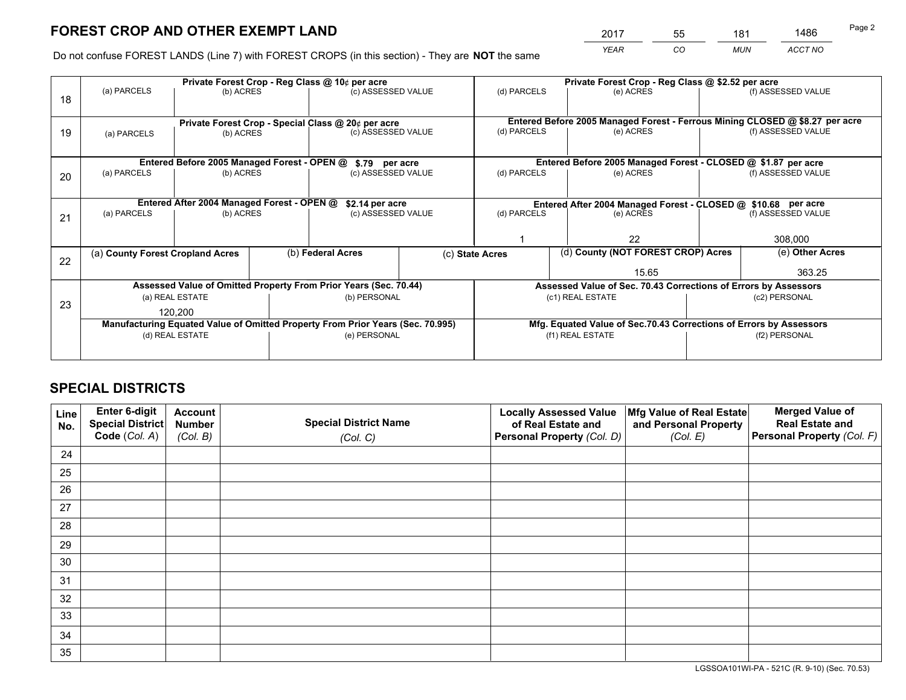# FOREST CROP AND OTHER EXEMPT LAND

| 2017 | 55 | 181 | 1486 |
|---|---|---|---|
| *YEAR* | *CO* | *MUN* | *ACCT NO* |

Do not confuse FOREST LANDS (Line 7) with FOREST CROPS (in this section) - They are **NOT** the same

| Line | (a) PARCELS | (b) ACRES | (c) ASSESSED VALUE | (d) PARCELS | (e) ACRES | (f) ASSESSED VALUE |
|---|---|---|---|---|---|---|
| 18 | Private Forest Crop - Reg Class @ 10¢ per acre | | | Private Forest Crop - Reg Class @ $2.52 per acre | | |
| | | | | | | |
| 19 | Private Forest Crop - Special Class @ 20¢ per acre | | | Entered Before 2005 Managed Forest - Ferrous Mining CLOSED @ $8.27 per acre | | |
| | | | | | | |
| 20 | Entered Before 2005 Managed Forest - OPEN @ $.79 per acre | | | Entered Before 2005 Managed Forest - CLOSED @ $1.87 per acre | | |
| | | | | | | |
| 21 | Entered After 2004 Managed Forest - OPEN @ $2.14 per acre | | | Entered After 2004 Managed Forest - CLOSED @ $10.68 per acre | | |
| | | | | 1 | 22 | 308,000 |

| Line | (a) **County Forest Cropland Acres** | (b) **Federal Acres** | (c) **State Acres** | (d) **County (NOT FOREST CROP) Acres** | (e) **Other Acres** |
|---|---|---|---|---|---|
| 22 | | | | 15.65 | 363.25 |

| Line | Assessed Value of Omitted Property From Prior Years (Sec. 70.44) | | Assessed Value of Sec. 70.43 Corrections of Errors by Assessors | |
|---|---|---|---|---|
| 23 | (a) REAL ESTATE | (b) PERSONAL | (c1) REAL ESTATE | (c2) PERSONAL |
| | 120,200 | | | |
| | **Manufacturing Equated Value of Omitted Property From Prior Years (Sec. 70.995)** | | **Mfg. Equated Value of Sec.70.43 Corrections of Errors by Assessors** | |
| | (d) REAL ESTATE | (e) PERSONAL | (f1) REAL ESTATE | (f2) PERSONAL |
| | | | | |

# SPECIAL DISTRICTS

| Line No. | Enter 6-digit Special District Code (*Col. A*) | Account Number (*Col. B*) | Special District Name (*Col. C*) | Locally Assessed Value of Real Estate and Personal Property (*Col. D*) | Mfg Value of Real Estate and Personal Property (*Col. E*) | Merged Value of Real Estate and Personal Property (*Col. F*) |
|---|---|---|---|---|---|---|
| 24 | | | | | | |
| 25 | | | | | | |
| 26 | | | | | | |
| 27 | | | | | | |
| 28 | | | | | | |
| 29 | | | | | | |
| 30 | | | | | | |
| 31 | | | | | | |
| 32 | | | | | | |
| 33 | | | | | | |
| 34 | | | | | | |
| 35 | | | | | | |

LGSSOA101WI-PA - 521C (R. 9-10) (Sec. 70.53)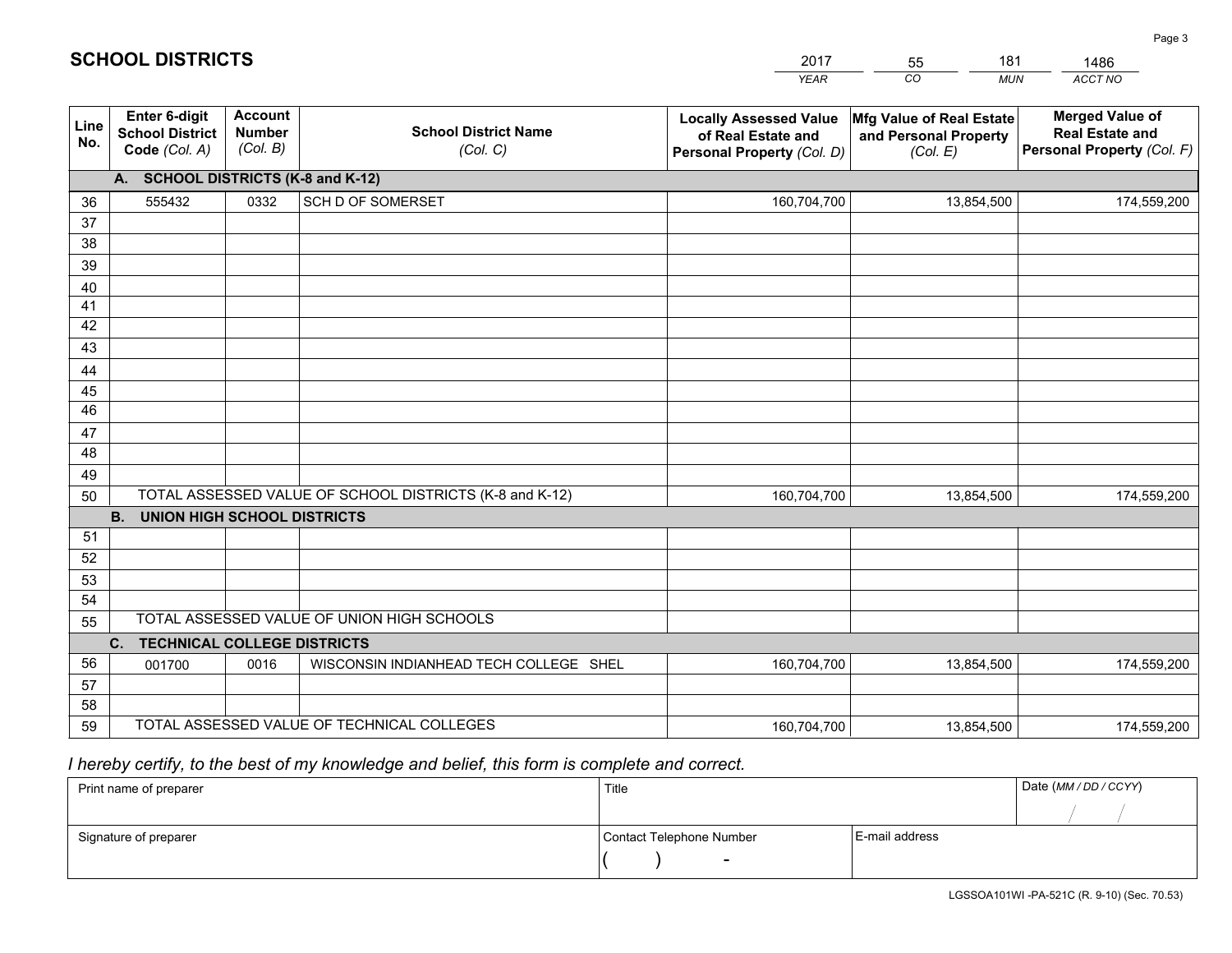# SCHOOL DISTRICTS

| 2017 | 55 | 181 | 1486 |
|---|---|---|---|
| *YEAR* | *CO* | *MUN* | *ACCT NO* |

| Line No. | Enter 6-digit School District Code *(Col. A)* | Account Number *(Col. B)* | School District Name *(Col. C)* | Locally Assessed Value of Real Estate and Personal Property *(Col. D)* | Mfg Value of Real Estate and Personal Property *(Col. E)* | Merged Value of Real Estate and Personal Property *(Col. F)* |
|---|---|---|---|---|---|---|
| | **A. SCHOOL DISTRICTS (K-8 and K-12)** | | | | | |
| 36 | 555432 | 0332 | SCH D OF SOMERSET | 160,704,700 | 13,854,500 | 174,559,200 |
| 37 | | | | | | |
| 38 | | | | | | |
| 39 | | | | | | |
| 40 | | | | | | |
| 41 | | | | | | |
| 42 | | | | | | |
| 43 | | | | | | |
| 44 | | | | | | |
| 45 | | | | | | |
| 46 | | | | | | |
| 47 | | | | | | |
| 48 | | | | | | |
| 49 | | | | | | |
| 50 | TOTAL ASSESSED VALUE OF SCHOOL DISTRICTS (K-8 and K-12) | | | 160,704,700 | 13,854,500 | 174,559,200 |
| | **B. UNION HIGH SCHOOL DISTRICTS** | | | | | |
| 51 | | | | | | |
| 52 | | | | | | |
| 53 | | | | | | |
| 54 | | | | | | |
| 55 | TOTAL ASSESSED VALUE OF UNION HIGH SCHOOLS | | | | | |
| | **C. TECHNICAL COLLEGE DISTRICTS** | | | | | |
| 56 | 001700 | 0016 | WISCONSIN INDIANHEAD TECH COLLEGE SHEL | 160,704,700 | 13,854,500 | 174,559,200 |
| 57 | | | | | | |
| 58 | | | | | | |
| 59 | TOTAL ASSESSED VALUE OF TECHNICAL COLLEGES | | | 160,704,700 | 13,854,500 | 174,559,200 |

*I hereby certify, to the best of my knowledge and belief, this form is complete and correct.*

| Print name of preparer | Title | | Date *(MM / DD / CCYY)* |
|---|---|---|---|
| | | | / / |
| Signature of preparer | Contact Telephone Number | E-mail address | |
| | ( ) - | | |

LGSSOA101WI -PA-521C (R. 9-10) (Sec. 70.53)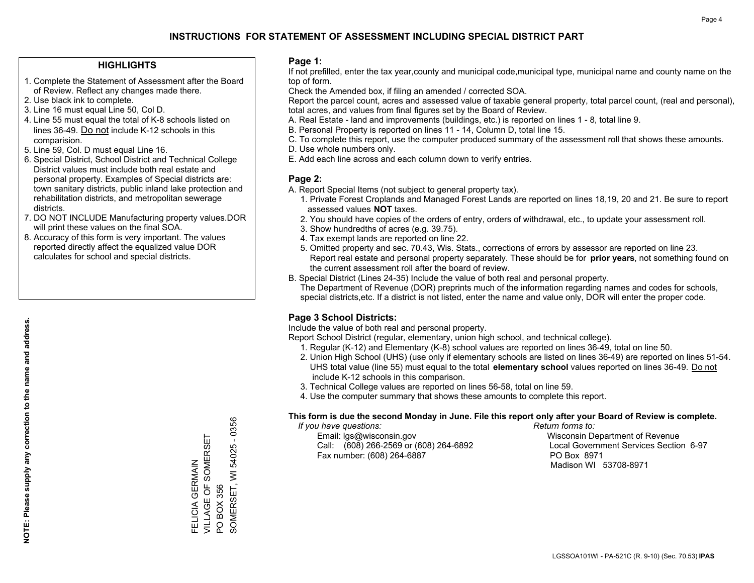# INSTRUCTIONS FOR STATEMENT OF ASSESSMENT INCLUDING SPECIAL DISTRICT PART

## HIGHLIGHTS

1. Complete the Statement of Assessment after the Board of Review. Reflect any changes made there.
2. Use black ink to complete.
3. Line 16 must equal Line 50, Col D.
4. Line 55 must equal the total of K-8 schools listed on lines 36-49. Do not include K-12 schools in this comparision.
5. Line 59, Col. D must equal Line 16.
6. Special District, School District and Technical College District values must include both real estate and personal property. Examples of Special districts are: town sanitary districts, public inland lake protection and rehabilitation districts, and metropolitan sewerage districts.
7. DO NOT INCLUDE Manufacturing property values.DOR will print these values on the final SOA.
8. Accuracy of this form is very important. The values reported directly affect the equalized value DOR calculates for school and special districts.

**NOTE: Please supply any correction to the name and address.**

FELICIA GERMAIN
VILLAGE OF SOMERSET
PO BOX 356
SOMERSET, WI 54025 - 0356

## Page 1:

If not prefilled, enter the tax year,county and municipal code,municipal type, municipal name and county name on the top of form.

Check the Amended box, if filing an amended / corrected SOA.

Report the parcel count, acres and assessed value of taxable general property, total parcel count, (real and personal), total acres, and values from final figures set by the Board of Review.

A. Real Estate - land and improvements (buildings, etc.) is reported on lines 1 - 8, total line 9.
B. Personal Property is reported on lines 11 - 14, Column D, total line 15.
C. To complete this report, use the computer produced summary of the assessment roll that shows these amounts.
D. Use whole numbers only.
E. Add each line across and each column down to verify entries.

## Page 2:

A. Report Special Items (not subject to general property tax).
   1. Private Forest Croplands and Managed Forest Lands are reported on lines 18,19, 20 and 21. Be sure to report assessed values **NOT** taxes.
   2. You should have copies of the orders of entry, orders of withdrawal, etc., to update your assessment roll.
   3. Show hundredths of acres (e.g. 39.75).
   4. Tax exempt lands are reported on line 22.
   5. Omitted property and sec. 70.43, Wis. Stats., corrections of errors by assessor are reported on line 23. Report real estate and personal property separately. These should be for **prior years**, not something found on the current assessment roll after the board of review.
B. Special District (Lines 24-35) Include the value of both real and personal property.
   The Department of Revenue (DOR) preprints much of the information regarding names and codes for schools, special districts,etc. If a district is not listed, enter the name and value only, DOR will enter the proper code.

## Page 3 School Districts:

Include the value of both real and personal property.

Report School District (regular, elementary, union high school, and technical college).

1. Regular (K-12) and Elementary (K-8) school values are reported on lines 36-49, total on line 50.
2. Union High School (UHS) (use only if elementary schools are listed on lines 36-49) are reported on lines 51-54. UHS total value (line 55) must equal to the total **elementary school** values reported on lines 36-49. Do not include K-12 schools in this comparison.
3. Technical College values are reported on lines 56-58, total on line 59.
4. Use the computer summary that shows these amounts to complete this report.

**This form is due the second Monday in June. File this report only after your Board of Review is complete.**

*If you have questions:*
Email: lgs@wisconsin.gov
Call: (608) 266-2569 or (608) 264-6892
Fax number: (608) 264-6887

*Return forms to:*
Wisconsin Department of Revenue
Local Government Services Section 6-97
PO Box 8971
Madison WI 53708-8971

LGSSOA101WI - PA-521C (R. 9-10) (Sec. 70.53) **IPAS**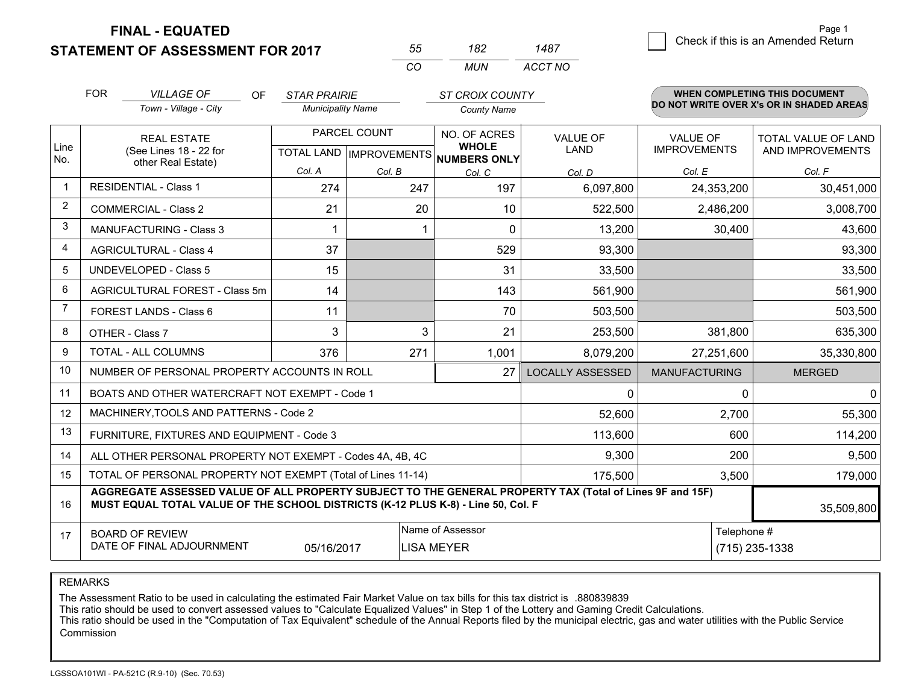# FINAL - EQUATED
## STATEMENT OF ASSESSMENT FOR 2017

| 55 | 182 | 1487 |
|---|---|---|
| CO | MUN | ACCT NO |

Page 1

☐ Check if this is an Amended Return

FOR *VILLAGE OF* (Town - Village - City) OF *STAR PRAIRIE* (Municipality Name) *ST CROIX COUNTY* (County Name)

**WHEN COMPLETING THIS DOCUMENT DO NOT WRITE OVER X's OR IN SHADED AREAS**

| Line No. | REAL ESTATE (See Lines 18 - 22 for other Real Estate) | PARCEL COUNT TOTAL LAND Col. A | PARCEL COUNT IMPROVEMENTS Col. B | NO. OF ACRES WHOLE NUMBERS ONLY Col. C | VALUE OF LAND Col. D | VALUE OF IMPROVEMENTS Col. E | TOTAL VALUE OF LAND AND IMPROVEMENTS Col. F |
|---|---|---|---|---|---|---|---|
| 1 | RESIDENTIAL - Class 1 | 274 | 247 | 197 | 6,097,800 | 24,353,200 | 30,451,000 |
| 2 | COMMERCIAL - Class 2 | 21 | 20 | 10 | 522,500 | 2,486,200 | 3,008,700 |
| 3 | MANUFACTURING - Class 3 | 1 | 1 | 0 | 13,200 | 30,400 | 43,600 |
| 4 | AGRICULTURAL - Class 4 | 37 | | 529 | 93,300 | | 93,300 |
| 5 | UNDEVELOPED - Class 5 | 15 | | 31 | 33,500 | | 33,500 |
| 6 | AGRICULTURAL FOREST - Class 5m | 14 | | 143 | 561,900 | | 561,900 |
| 7 | FOREST LANDS - Class 6 | 11 | | 70 | 503,500 | | 503,500 |
| 8 | OTHER - Class 7 | 3 | 3 | 21 | 253,500 | 381,800 | 635,300 |
| 9 | TOTAL - ALL COLUMNS | 376 | 271 | 1,001 | 8,079,200 | 27,251,600 | 35,330,800 |
| 10 | NUMBER OF PERSONAL PROPERTY ACCOUNTS IN ROLL | | | 27 | LOCALLY ASSESSED | MANUFACTURING | MERGED |
| 11 | BOATS AND OTHER WATERCRAFT NOT EXEMPT - Code 1 | | | | 0 | 0 | 0 |
| 12 | MACHINERY,TOOLS AND PATTERNS - Code 2 | | | | 52,600 | 2,700 | 55,300 |
| 13 | FURNITURE, FIXTURES AND EQUIPMENT - Code 3 | | | | 113,600 | 600 | 114,200 |
| 14 | ALL OTHER PERSONAL PROPERTY NOT EXEMPT - Codes 4A, 4B, 4C | | | | 9,300 | 200 | 9,500 |
| 15 | TOTAL OF PERSONAL PROPERTY NOT EXEMPT (Total of Lines 11-14) | | | | 175,500 | 3,500 | 179,000 |
| 16 | **AGGREGATE ASSESSED VALUE OF ALL PROPERTY SUBJECT TO THE GENERAL PROPERTY TAX (Total of Lines 9F and 15F) MUST EQUAL TOTAL VALUE OF THE SCHOOL DISTRICTS (K-12 PLUS K-8) - Line 50, Col. F** | | | | | | 35,509,800 |
| 17 | BOARD OF REVIEW DATE OF FINAL ADJOURNMENT | 05/16/2017 | Name of Assessor | LISA MEYER | | Telephone # | (715) 235-1338 |

REMARKS

The Assessment Ratio to be used in calculating the estimated Fair Market Value on tax bills for this tax district is .880839839

This ratio should be used to convert assessed values to "Calculate Equalized Values" in Step 1 of the Lottery and Gaming Credit Calculations.

This ratio should be used in the "Computation of Tax Equivalent" schedule of the Annual Reports filed by the municipal electric, gas and water utilities with the Public Service Commission

LGSSOA101WI - PA-521C (R.9-10) (Sec. 70.53)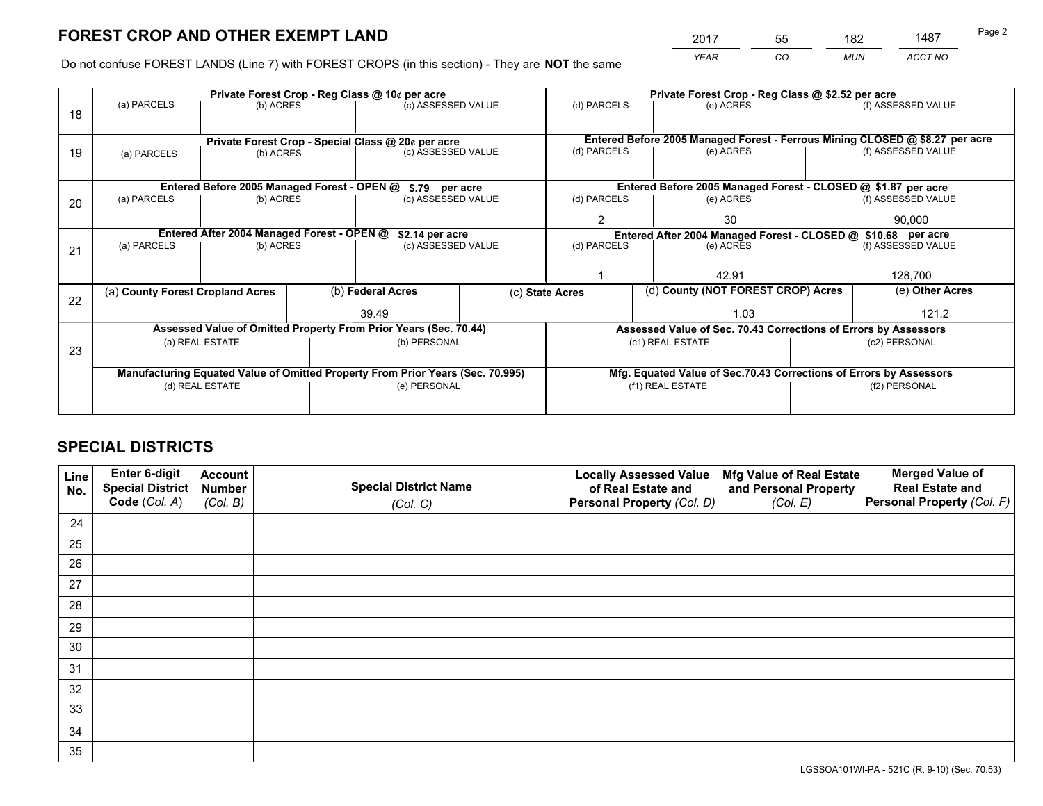# FOREST CROP AND OTHER EXEMPT LAND

| 2017 | 55 | 182 | 1487 |
|---|---|---|---|
| YEAR | CO | MUN | ACCT NO |

Do not confuse FOREST LANDS (Line 7) with FOREST CROPS (in this section) - They are **NOT** the same

| Line | (a) PARCELS | (b) ACRES | (c) ASSESSED VALUE | (d) PARCELS | (e) ACRES | (f) ASSESSED VALUE |
|---|---|---|---|---|---|---|
| 18 | Private Forest Crop - Reg Class @ 10¢ per acre | | | Private Forest Crop - Reg Class @ $2.52 per acre | | |
| | | | | | | |
| 19 | Private Forest Crop - Special Class @ 20¢ per acre | | | Entered Before 2005 Managed Forest - Ferrous Mining CLOSED @ $8.27 per acre | | |
| | | | | | | |
| 20 | Entered Before 2005 Managed Forest - OPEN @ $.79 per acre | | | Entered Before 2005 Managed Forest - CLOSED @ $1.87 per acre | | |
| | | | | 2 | 30 | 90,000 |
| 21 | Entered After 2004 Managed Forest - OPEN @ $2.14 per acre | | | Entered After 2004 Managed Forest - CLOSED @ $10.68 per acre | | |
| | | | | 1 | 42.91 | 128,700 |

| Line | (a) County Forest Cropland Acres | (b) Federal Acres | (c) State Acres | (d) County (NOT FOREST CROP) Acres | (e) Other Acres |
|---|---|---|---|---|---|
| 22 | | 39.49 | | 1.03 | 121.2 |

| Line | Assessed Value of Omitted Property From Prior Years (Sec. 70.44) | | Assessed Value of Sec. 70.43 Corrections of Errors by Assessors | |
|---|---|---|---|---|
| 23 | (a) REAL ESTATE | (b) PERSONAL | (c1) REAL ESTATE | (c2) PERSONAL |
| | | | | |
| | **Manufacturing Equated Value of Omitted Property From Prior Years (Sec. 70.995)** | | **Mfg. Equated Value of Sec.70.43 Corrections of Errors by Assessors** | |
| | (d) REAL ESTATE | (e) PERSONAL | (f1) REAL ESTATE | (f2) PERSONAL |
| | | | | |

# SPECIAL DISTRICTS

| Line No. | Enter 6-digit Special District Code (Col. A) | Account Number (Col. B) | Special District Name (Col. C) | Locally Assessed Value of Real Estate and Personal Property (Col. D) | Mfg Value of Real Estate and Personal Property (Col. E) | Merged Value of Real Estate and Personal Property (Col. F) |
|---|---|---|---|---|---|---|
| 24 | | | | | | |
| 25 | | | | | | |
| 26 | | | | | | |
| 27 | | | | | | |
| 28 | | | | | | |
| 29 | | | | | | |
| 30 | | | | | | |
| 31 | | | | | | |
| 32 | | | | | | |
| 33 | | | | | | |
| 34 | | | | | | |
| 35 | | | | | | |

LGSSOA101WI-PA - 521C (R. 9-10) (Sec. 70.53)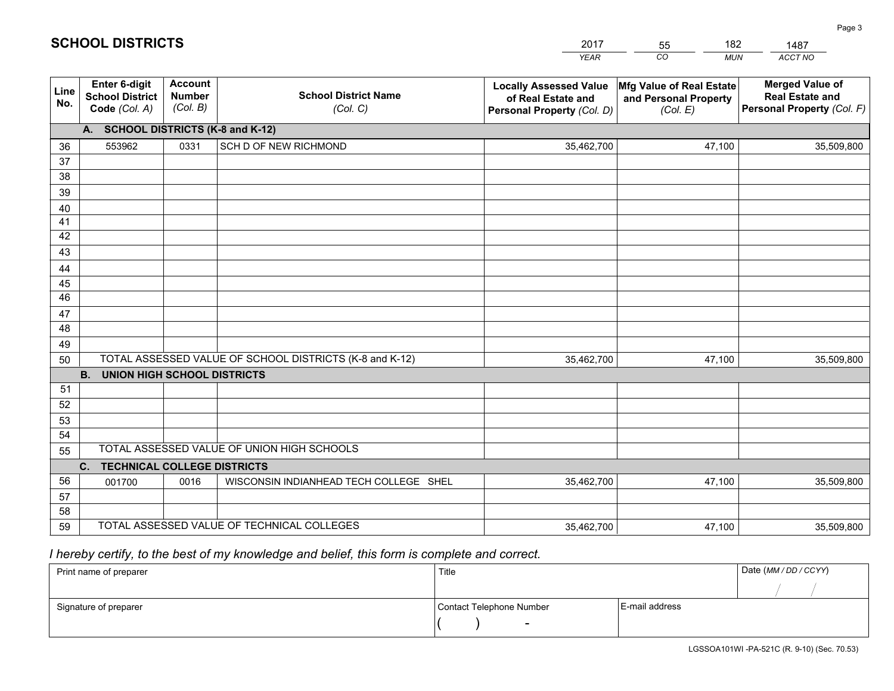# SCHOOL DISTRICTS

| 2017 | 55 | 182 | 1487 |
|---|---|---|---|
| *YEAR* | *CO* | *MUN* | *ACCT NO* |

| Line No. | Enter 6-digit School District Code *(Col. A)* | Account Number *(Col. B)* | School District Name *(Col. C)* | Locally Assessed Value of Real Estate and Personal Property *(Col. D)* | Mfg Value of Real Estate and Personal Property *(Col. E)* | Merged Value of Real Estate and Personal Property *(Col. F)* |
|---|---|---|---|---|---|---|
| **A. SCHOOL DISTRICTS (K-8 and K-12)** | | | | | | |
| 36 | 553962 | 0331 | SCH D OF NEW RICHMOND | 35,462,700 | 47,100 | 35,509,800 |
| 37 | | | | | | |
| 38 | | | | | | |
| 39 | | | | | | |
| 40 | | | | | | |
| 41 | | | | | | |
| 42 | | | | | | |
| 43 | | | | | | |
| 44 | | | | | | |
| 45 | | | | | | |
| 46 | | | | | | |
| 47 | | | | | | |
| 48 | | | | | | |
| 49 | | | | | | |
| 50 | TOTAL ASSESSED VALUE OF SCHOOL DISTRICTS (K-8 and K-12) | | | 35,462,700 | 47,100 | 35,509,800 |
| **B. UNION HIGH SCHOOL DISTRICTS** | | | | | | |
| 51 | | | | | | |
| 52 | | | | | | |
| 53 | | | | | | |
| 54 | | | | | | |
| 55 | TOTAL ASSESSED VALUE OF UNION HIGH SCHOOLS | | | | | |
| **C. TECHNICAL COLLEGE DISTRICTS** | | | | | | |
| 56 | 001700 | 0016 | WISCONSIN INDIANHEAD TECH COLLEGE SHEL | 35,462,700 | 47,100 | 35,509,800 |
| 57 | | | | | | |
| 58 | | | | | | |
| 59 | TOTAL ASSESSED VALUE OF TECHNICAL COLLEGES | | | 35,462,700 | 47,100 | 35,509,800 |

*I hereby certify, to the best of my knowledge and belief, this form is complete and correct.*

| Print name of preparer | Title | | Date *(MM / DD / CCYY)* |
|---|---|---|---|
| | | | / / |
| Signature of preparer | Contact Telephone Number | E-mail address | |
| | ( ) - | | |

LGSSOA101WI -PA-521C (R. 9-10) (Sec. 70.53)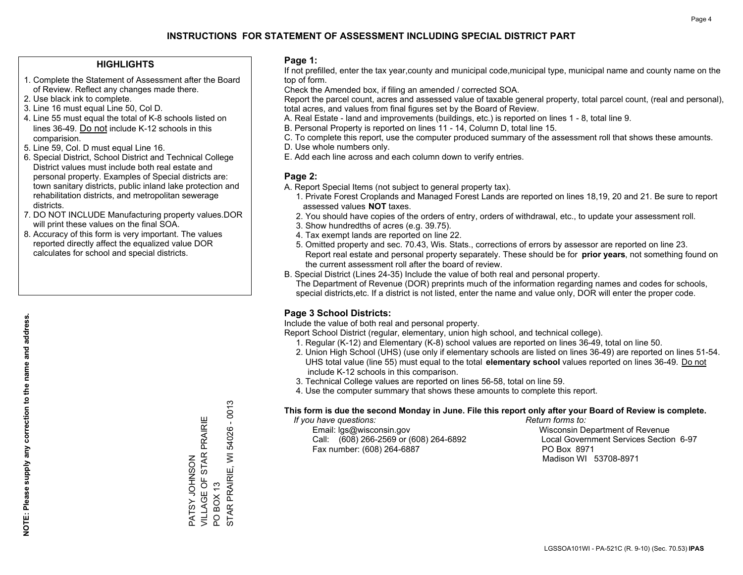# INSTRUCTIONS FOR STATEMENT OF ASSESSMENT INCLUDING SPECIAL DISTRICT PART

## HIGHLIGHTS

1. Complete the Statement of Assessment after the Board of Review. Reflect any changes made there.
2. Use black ink to complete.
3. Line 16 must equal Line 50, Col D.
4. Line 55 must equal the total of K-8 schools listed on lines 36-49. Do not include K-12 schools in this comparision.
5. Line 59, Col. D must equal Line 16.
6. Special District, School District and Technical College District values must include both real estate and personal property. Examples of Special districts are: town sanitary districts, public inland lake protection and rehabilitation districts, and metropolitan sewerage districts.
7. DO NOT INCLUDE Manufacturing property values.DOR will print these values on the final SOA.
8. Accuracy of this form is very important. The values reported directly affect the equalized value DOR calculates for school and special districts.

**NOTE: Please supply any correction to the name and address.**

PATSY JOHNSON
VILLAGE OF STAR PRAIRIE
PO BOX 13
STAR PRAIRIE, WI 54026 - 0013

## Page 1:

If not prefilled, enter the tax year,county and municipal code,municipal type, municipal name and county name on the top of form.

Check the Amended box, if filing an amended / corrected SOA.

Report the parcel count, acres and assessed value of taxable general property, total parcel count, (real and personal), total acres, and values from final figures set by the Board of Review.

A. Real Estate - land and improvements (buildings, etc.) is reported on lines 1 - 8, total line 9.
B. Personal Property is reported on lines 11 - 14, Column D, total line 15.
C. To complete this report, use the computer produced summary of the assessment roll that shows these amounts.
D. Use whole numbers only.
E. Add each line across and each column down to verify entries.

## Page 2:

A. Report Special Items (not subject to general property tax).
   1. Private Forest Croplands and Managed Forest Lands are reported on lines 18,19, 20 and 21. Be sure to report assessed values **NOT** taxes.
   2. You should have copies of the orders of entry, orders of withdrawal, etc., to update your assessment roll.
   3. Show hundredths of acres (e.g. 39.75).
   4. Tax exempt lands are reported on line 22.
   5. Omitted property and sec. 70.43, Wis. Stats., corrections of errors by assessor are reported on line 23. Report real estate and personal property separately. These should be for **prior years**, not something found on the current assessment roll after the board of review.
B. Special District (Lines 24-35) Include the value of both real and personal property.
   The Department of Revenue (DOR) preprints much of the information regarding names and codes for schools, special districts,etc. If a district is not listed, enter the name and value only, DOR will enter the proper code.

## Page 3 School Districts:

Include the value of both real and personal property.

Report School District (regular, elementary, union high school, and technical college).

1. Regular (K-12) and Elementary (K-8) school values are reported on lines 36-49, total on line 50.
2. Union High School (UHS) (use only if elementary schools are listed on lines 36-49) are reported on lines 51-54. UHS total value (line 55) must equal to the total **elementary school** values reported on lines 36-49. Do not include K-12 schools in this comparison.
3. Technical College values are reported on lines 56-58, total on line 59.
4. Use the computer summary that shows these amounts to complete this report.

**This form is due the second Monday in June. File this report only after your Board of Review is complete.**

*If you have questions:*
Email: lgs@wisconsin.gov
Call: (608) 266-2569 or (608) 264-6892
Fax number: (608) 264-6887

*Return forms to:*
Wisconsin Department of Revenue
Local Government Services Section 6-97
PO Box 8971
Madison WI 53708-8971

LGSSOA101WI - PA-521C (R. 9-10) (Sec. 70.53) **IPAS**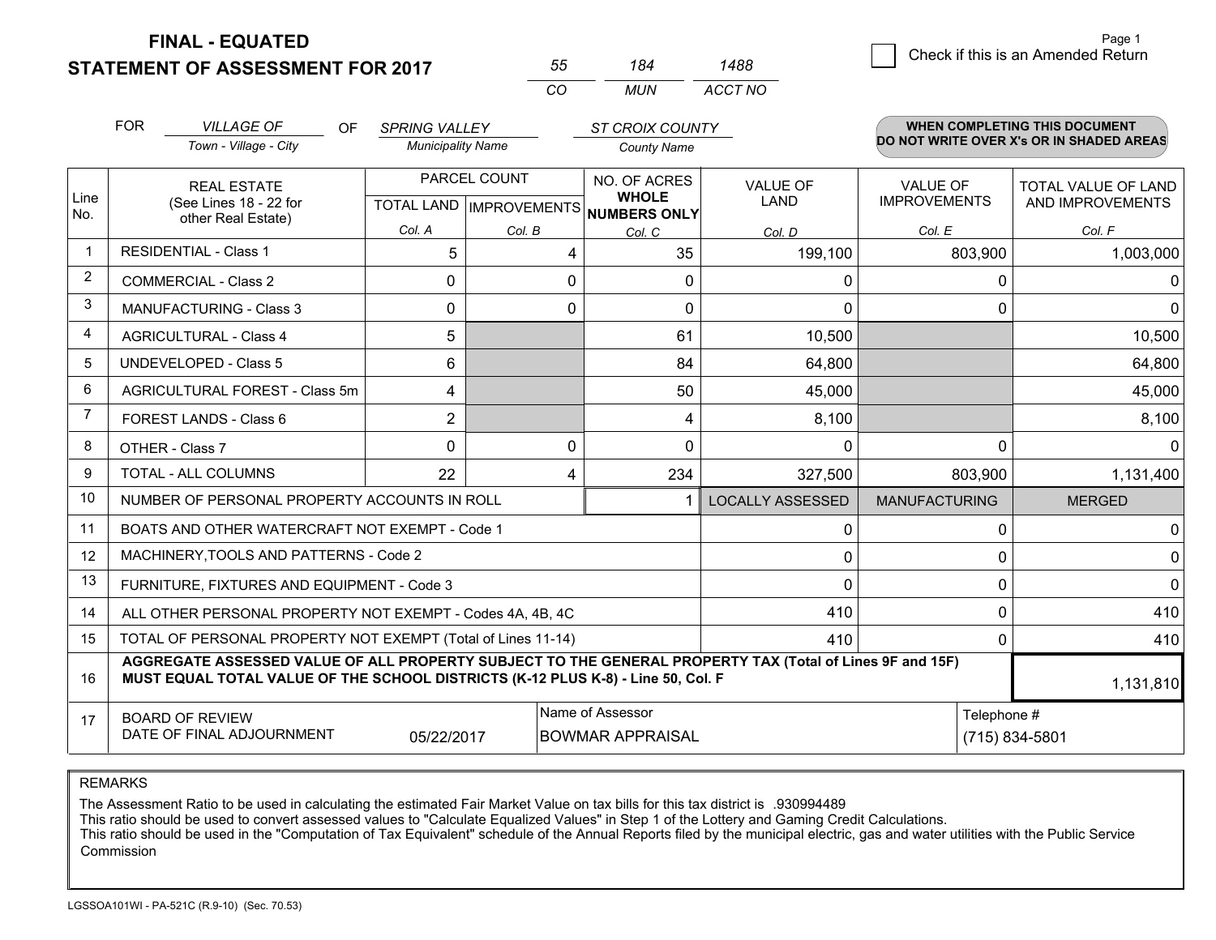**FINAL - EQUATED**
**STATEMENT OF ASSESSMENT FOR 2017**

| 55 | 184 | 1488 |
|---|---|---|
| CO | MUN | ACCT NO |

Page 1

☐ Check if this is an Amended Return

FOR *VILLAGE OF* (Town - Village - City) OF *SPRING VALLEY* (Municipality Name) *ST CROIX COUNTY* (County Name)

**WHEN COMPLETING THIS DOCUMENT DO NOT WRITE OVER X's OR IN SHADED AREAS**

| Line No. | REAL ESTATE (See Lines 18 - 22 for other Real Estate) | PARCEL COUNT TOTAL LAND Col. A | IMPROVEMENTS Col. B | NO. OF ACRES WHOLE NUMBERS ONLY Col. C | VALUE OF LAND Col. D | VALUE OF IMPROVEMENTS Col. E | TOTAL VALUE OF LAND AND IMPROVEMENTS Col. F |
|---|---|---|---|---|---|---|---|
| 1 | RESIDENTIAL - Class 1 | 5 | 4 | 35 | 199,100 | 803,900 | 1,003,000 |
| 2 | COMMERCIAL - Class 2 | 0 | 0 | 0 | 0 | 0 | 0 |
| 3 | MANUFACTURING - Class 3 | 0 | 0 | 0 | 0 | 0 | 0 |
| 4 | AGRICULTURAL - Class 4 | 5 | | 61 | 10,500 | | 10,500 |
| 5 | UNDEVELOPED - Class 5 | 6 | | 84 | 64,800 | | 64,800 |
| 6 | AGRICULTURAL FOREST - Class 5m | 4 | | 50 | 45,000 | | 45,000 |
| 7 | FOREST LANDS - Class 6 | 2 | | 4 | 8,100 | | 8,100 |
| 8 | OTHER - Class 7 | 0 | 0 | 0 | 0 | 0 | 0 |
| 9 | TOTAL - ALL COLUMNS | 22 | 4 | 234 | 327,500 | 803,900 | 1,131,400 |
| 10 | NUMBER OF PERSONAL PROPERTY ACCOUNTS IN ROLL | | | 1 | LOCALLY ASSESSED | MANUFACTURING | MERGED |
| 11 | BOATS AND OTHER WATERCRAFT NOT EXEMPT - Code 1 | | | | 0 | 0 | 0 |
| 12 | MACHINERY,TOOLS AND PATTERNS - Code 2 | | | | 0 | 0 | 0 |
| 13 | FURNITURE, FIXTURES AND EQUIPMENT - Code 3 | | | | 0 | 0 | 0 |
| 14 | ALL OTHER PERSONAL PROPERTY NOT EXEMPT - Codes 4A, 4B, 4C | | | | 410 | 0 | 410 |
| 15 | TOTAL OF PERSONAL PROPERTY NOT EXEMPT (Total of Lines 11-14) | | | | 410 | 0 | 410 |
| 16 | **AGGREGATE ASSESSED VALUE OF ALL PROPERTY SUBJECT TO THE GENERAL PROPERTY TAX (Total of Lines 9F and 15F) MUST EQUAL TOTAL VALUE OF THE SCHOOL DISTRICTS (K-12 PLUS K-8) - Line 50, Col. F** | | | | | | 1,131,810 |
| 17 | BOARD OF REVIEW DATE OF FINAL ADJOURNMENT | 05/22/2017 | | Name of Assessor: BOWMAR APPRAISAL | | Telephone #: (715) 834-5801 | |

REMARKS

The Assessment Ratio to be used in calculating the estimated Fair Market Value on tax bills for this tax district is .930994489
This ratio should be used to convert assessed values to "Calculate Equalized Values" in Step 1 of the Lottery and Gaming Credit Calculations.
This ratio should be used in the "Computation of Tax Equivalent" schedule of the Annual Reports filed by the municipal electric, gas and water utilities with the Public Service Commission

LGSSOA101WI - PA-521C (R.9-10) (Sec. 70.53)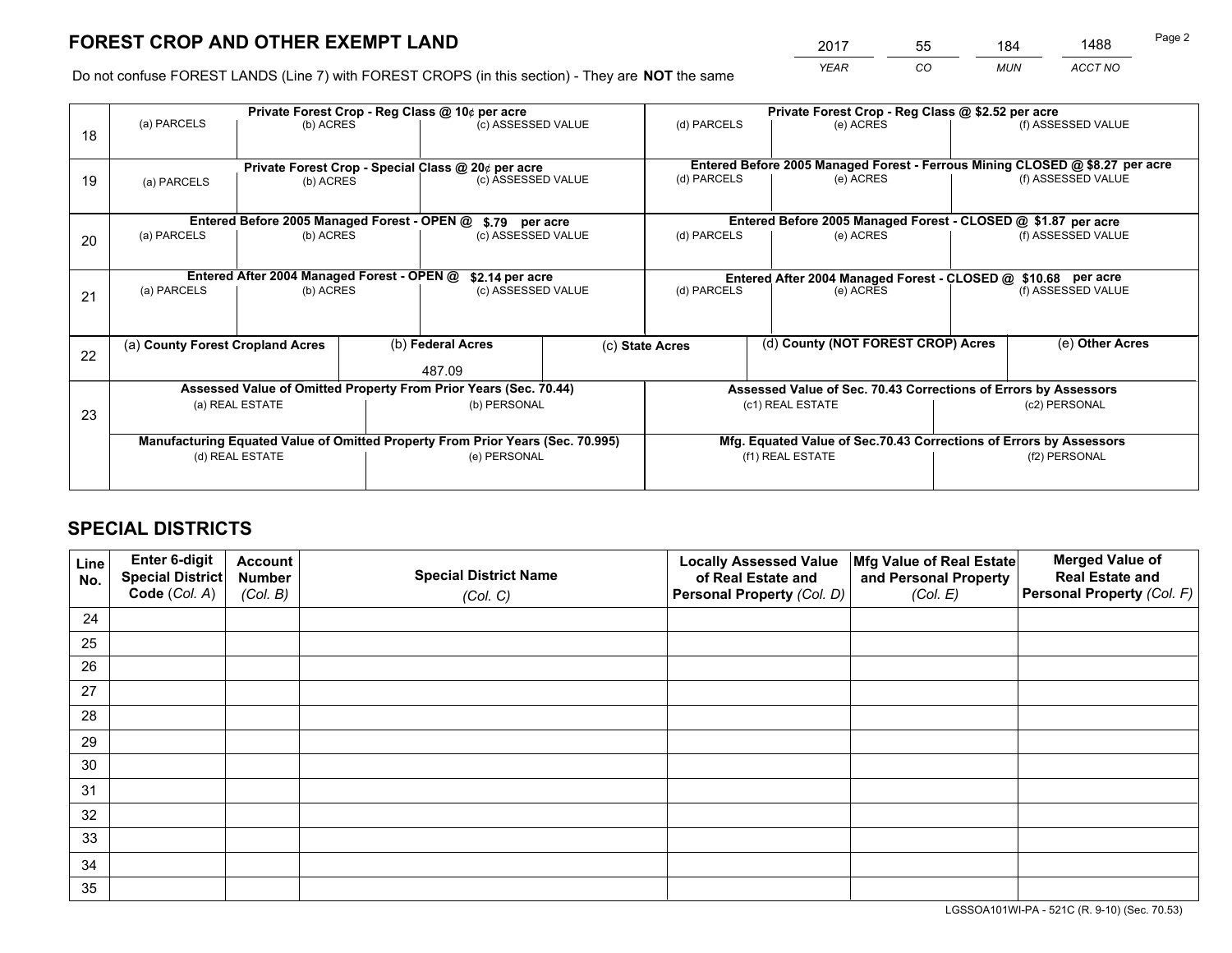# FOREST CROP AND OTHER EXEMPT LAND

| 2017 | 55 | 184 | 1488 |
|---|---|---|---|
| *YEAR* | *CO* | *MUN* | *ACCT NO* |

Do not confuse FOREST LANDS (Line 7) with FOREST CROPS (in this section) - They are **NOT** the same

| Line | Private Forest Crop - Reg Class @ 10¢ per acre | | | Private Forest Crop - Reg Class @ $2.52 per acre | | |
|---|---|---|---|---|---|---|
| 18 | (a) PARCELS | (b) ACRES | (c) ASSESSED VALUE | (d) PARCELS | (e) ACRES | (f) ASSESSED VALUE |
| | | | | | | |
| | **Private Forest Crop - Special Class @ 20¢ per acre** | | | **Entered Before 2005 Managed Forest - Ferrous Mining CLOSED @ $8.27 per acre** | | |
| 19 | (a) PARCELS | (b) ACRES | (c) ASSESSED VALUE | (d) PARCELS | (e) ACRES | (f) ASSESSED VALUE |
| | | | | | | |
| | **Entered Before 2005 Managed Forest - OPEN @ $.79 per acre** | | | **Entered Before 2005 Managed Forest - CLOSED @ $1.87 per acre** | | |
| 20 | (a) PARCELS | (b) ACRES | (c) ASSESSED VALUE | (d) PARCELS | (e) ACRES | (f) ASSESSED VALUE |
| | | | | | | |
| | **Entered After 2004 Managed Forest - OPEN @ $2.14 per acre** | | | **Entered After 2004 Managed Forest - CLOSED @ $10.68 per acre** | | |
| 21 | (a) PARCELS | (b) ACRES | (c) ASSESSED VALUE | (d) PARCELS | (e) ACRES | (f) ASSESSED VALUE |
| | | | | | | |

| Line | (a) County Forest Cropland Acres | (b) Federal Acres | (c) State Acres | (d) County (NOT FOREST CROP) Acres | (e) Other Acres |
|---|---|---|---|---|---|
| 22 | | 487.09 | | | |

| Line | Assessed Value of Omitted Property From Prior Years (Sec. 70.44) | | Assessed Value of Sec. 70.43 Corrections of Errors by Assessors | |
|---|---|---|---|---|
| 23 | (a) REAL ESTATE | (b) PERSONAL | (c1) REAL ESTATE | (c2) PERSONAL |
| | | | | |
| | **Manufacturing Equated Value of Omitted Property From Prior Years (Sec. 70.995)** | | **Mfg. Equated Value of Sec.70.43 Corrections of Errors by Assessors** | |
| | (d) REAL ESTATE | (e) PERSONAL | (f1) REAL ESTATE | (f2) PERSONAL |
| | | | | |

# SPECIAL DISTRICTS

| Line No. | Enter 6-digit Special District Code (*Col. A*) | Account Number (*Col. B*) | Special District Name (*Col. C*) | Locally Assessed Value of Real Estate and Personal Property (*Col. D*) | Mfg Value of Real Estate and Personal Property (*Col. E*) | Merged Value of Real Estate and Personal Property (*Col. F*) |
|---|---|---|---|---|---|---|
| 24 | | | | | | |
| 25 | | | | | | |
| 26 | | | | | | |
| 27 | | | | | | |
| 28 | | | | | | |
| 29 | | | | | | |
| 30 | | | | | | |
| 31 | | | | | | |
| 32 | | | | | | |
| 33 | | | | | | |
| 34 | | | | | | |
| 35 | | | | | | |

LGSSOA101WI-PA - 521C (R. 9-10) (Sec. 70.53)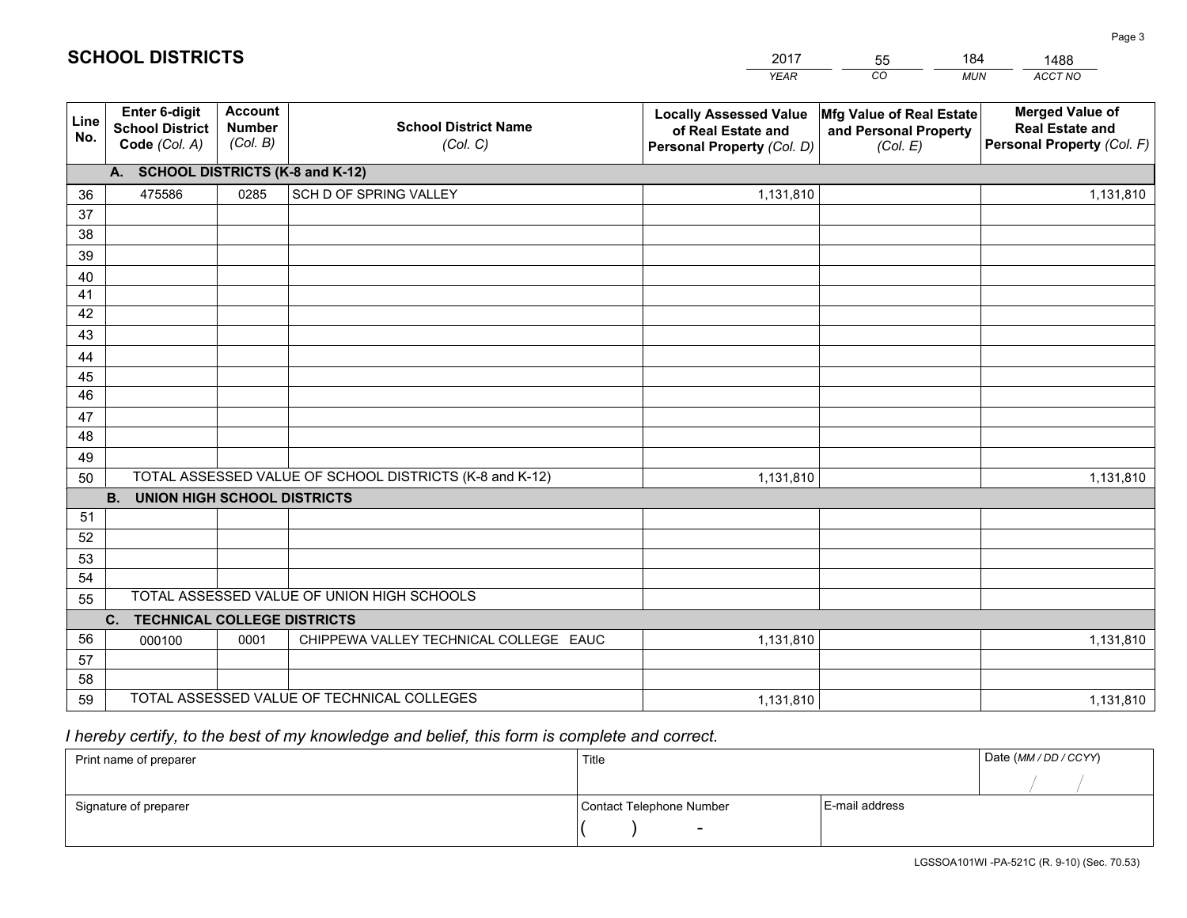# SCHOOL DISTRICTS

| 2017 | 55 | 184 | 1488 |
|---|---|---|---|
| *YEAR* | *CO* | *MUN* | *ACCT NO* |

| Line No. | Enter 6-digit School District Code *(Col. A)* | Account Number *(Col. B)* | School District Name *(Col. C)* | Locally Assessed Value of Real Estate and Personal Property *(Col. D)* | Mfg Value of Real Estate and Personal Property *(Col. E)* | Merged Value of Real Estate and Personal Property *(Col. F)* |
|---|---|---|---|---|---|---|
| | **A. SCHOOL DISTRICTS (K-8 and K-12)** | | | | | |
| 36 | 475586 | 0285 | SCH D OF SPRING VALLEY | 1,131,810 | | 1,131,810 |
| 37 | | | | | | |
| 38 | | | | | | |
| 39 | | | | | | |
| 40 | | | | | | |
| 41 | | | | | | |
| 42 | | | | | | |
| 43 | | | | | | |
| 44 | | | | | | |
| 45 | | | | | | |
| 46 | | | | | | |
| 47 | | | | | | |
| 48 | | | | | | |
| 49 | | | | | | |
| 50 | TOTAL ASSESSED VALUE OF SCHOOL DISTRICTS (K-8 and K-12) | | | 1,131,810 | | 1,131,810 |
| | **B. UNION HIGH SCHOOL DISTRICTS** | | | | | |
| 51 | | | | | | |
| 52 | | | | | | |
| 53 | | | | | | |
| 54 | | | | | | |
| 55 | TOTAL ASSESSED VALUE OF UNION HIGH SCHOOLS | | | | | |
| | **C. TECHNICAL COLLEGE DISTRICTS** | | | | | |
| 56 | 000100 | 0001 | CHIPPEWA VALLEY TECHNICAL COLLEGE EAUC | 1,131,810 | | 1,131,810 |
| 57 | | | | | | |
| 58 | | | | | | |
| 59 | TOTAL ASSESSED VALUE OF TECHNICAL COLLEGES | | | 1,131,810 | | 1,131,810 |

*I hereby certify, to the best of my knowledge and belief, this form is complete and correct.*

| Print name of preparer | Title | | Date *(MM / DD / CCYY)* |
|---|---|---|---|
| | | | / / |
| Signature of preparer | Contact Telephone Number | E-mail address | |
| | ( ) - | | |

LGSSOA101WI -PA-521C (R. 9-10) (Sec. 70.53)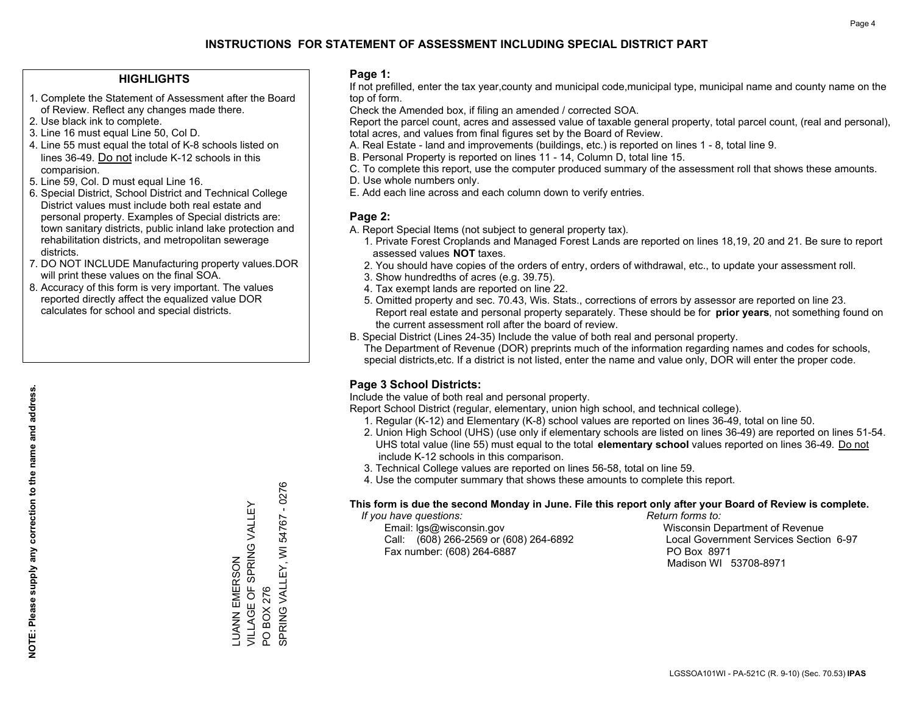# INSTRUCTIONS FOR STATEMENT OF ASSESSMENT INCLUDING SPECIAL DISTRICT PART

## HIGHLIGHTS

1. Complete the Statement of Assessment after the Board of Review. Reflect any changes made there.
2. Use black ink to complete.
3. Line 16 must equal Line 50, Col D.
4. Line 55 must equal the total of K-8 schools listed on lines 36-49. Do not include K-12 schools in this comparision.
5. Line 59, Col. D must equal Line 16.
6. Special District, School District and Technical College District values must include both real estate and personal property. Examples of Special districts are: town sanitary districts, public inland lake protection and rehabilitation districts, and metropolitan sewerage districts.
7. DO NOT INCLUDE Manufacturing property values.DOR will print these values on the final SOA.
8. Accuracy of this form is very important. The values reported directly affect the equalized value DOR calculates for school and special districts.

**NOTE: Please supply any correction to the name and address.**

LUANN EMERSON
VILLAGE OF SPRING VALLEY
PO BOX 276
SPRING VALLEY, WI 54767 - 0276

## Page 1:

If not prefilled, enter the tax year,county and municipal code,municipal type, municipal name and county name on the top of form.

Check the Amended box, if filing an amended / corrected SOA.

Report the parcel count, acres and assessed value of taxable general property, total parcel count, (real and personal), total acres, and values from final figures set by the Board of Review.

A. Real Estate - land and improvements (buildings, etc.) is reported on lines 1 - 8, total line 9.
B. Personal Property is reported on lines 11 - 14, Column D, total line 15.
C. To complete this report, use the computer produced summary of the assessment roll that shows these amounts.
D. Use whole numbers only.
E. Add each line across and each column down to verify entries.

## Page 2:

A. Report Special Items (not subject to general property tax).
   1. Private Forest Croplands and Managed Forest Lands are reported on lines 18,19, 20 and 21. Be sure to report assessed values **NOT** taxes.
   2. You should have copies of the orders of entry, orders of withdrawal, etc., to update your assessment roll.
   3. Show hundredths of acres (e.g. 39.75).
   4. Tax exempt lands are reported on line 22.
   5. Omitted property and sec. 70.43, Wis. Stats., corrections of errors by assessor are reported on line 23. Report real estate and personal property separately. These should be for **prior years**, not something found on the current assessment roll after the board of review.

B. Special District (Lines 24-35) Include the value of both real and personal property.
   The Department of Revenue (DOR) preprints much of the information regarding names and codes for schools, special districts,etc. If a district is not listed, enter the name and value only, DOR will enter the proper code.

## Page 3 School Districts:

Include the value of both real and personal property.

Report School District (regular, elementary, union high school, and technical college).

1. Regular (K-12) and Elementary (K-8) school values are reported on lines 36-49, total on line 50.
2. Union High School (UHS) (use only if elementary schools are listed on lines 36-49) are reported on lines 51-54. UHS total value (line 55) must equal to the total **elementary school** values reported on lines 36-49. Do not include K-12 schools in this comparison.
3. Technical College values are reported on lines 56-58, total on line 59.
4. Use the computer summary that shows these amounts to complete this report.

**This form is due the second Monday in June. File this report only after your Board of Review is complete.**

*If you have questions:*
Email: lgs@wisconsin.gov
Call: (608) 266-2569 or (608) 264-6892
Fax number: (608) 264-6887

*Return forms to:*
Wisconsin Department of Revenue
Local Government Services Section 6-97
PO Box 8971
Madison WI 53708-8971

LGSSOA101WI - PA-521C (R. 9-10) (Sec. 70.53) **IPAS**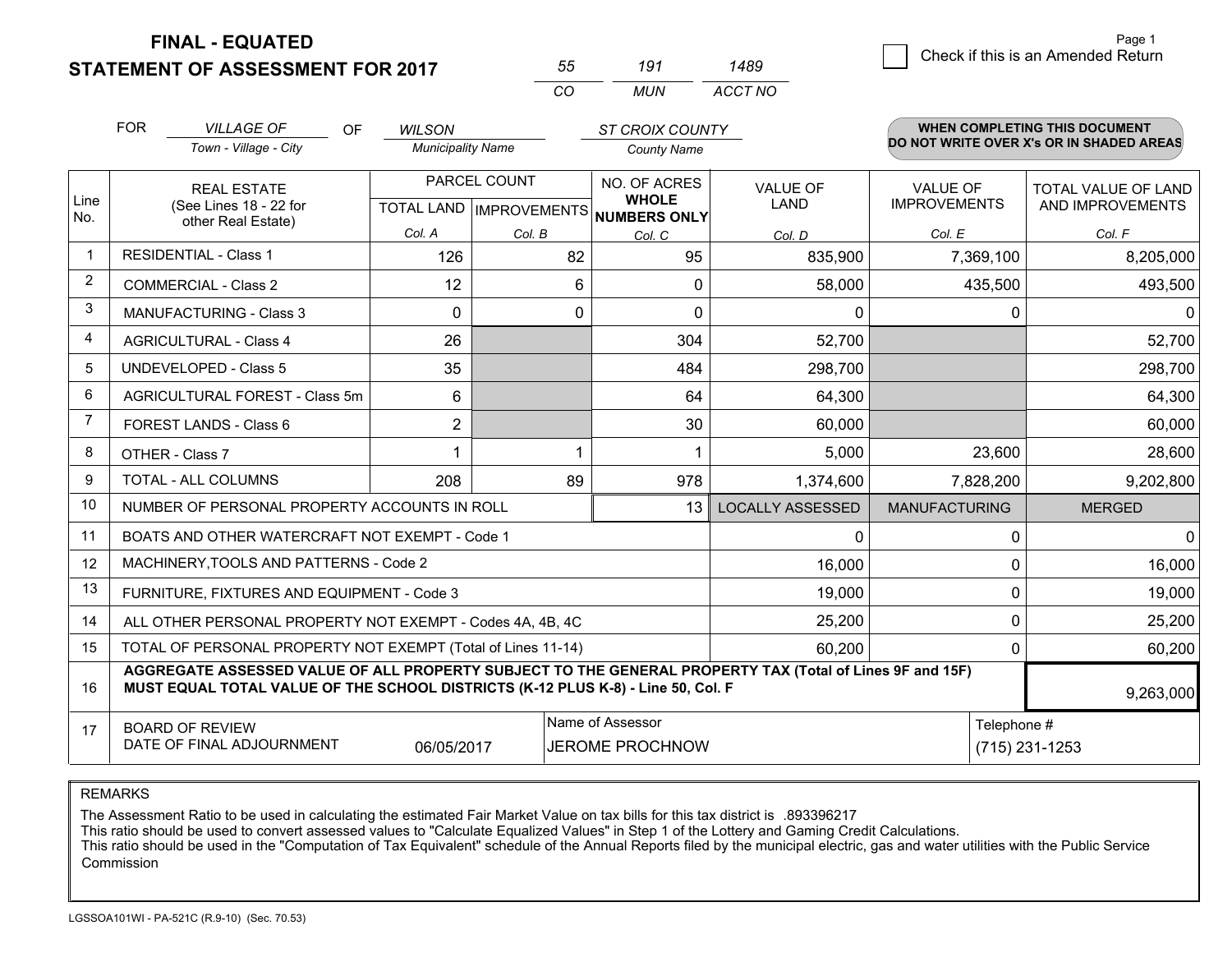**FINAL - EQUATED**
**STATEMENT OF ASSESSMENT FOR 2017**

| 55 | 191 | 1489 |
|---|---|---|
| CO | MUN | ACCT NO |

☐ Check if this is an Amended Return

FOR *VILLAGE OF* (Town - Village - City) OF *WILSON* (Municipality Name) *ST CROIX COUNTY* (County Name)

**WHEN COMPLETING THIS DOCUMENT DO NOT WRITE OVER X's OR IN SHADED AREAS**

| Line No. | REAL ESTATE (See Lines 18 - 22 for other Real Estate) | PARCEL COUNT TOTAL LAND Col. A | PARCEL COUNT IMPROVEMENTS Col. B | NO. OF ACRES WHOLE NUMBERS ONLY Col. C | VALUE OF LAND Col. D | VALUE OF IMPROVEMENTS Col. E | TOTAL VALUE OF LAND AND IMPROVEMENTS Col. F |
|---|---|---|---|---|---|---|---|
| 1 | RESIDENTIAL - Class 1 | 126 | 82 | 95 | 835,900 | 7,369,100 | 8,205,000 |
| 2 | COMMERCIAL - Class 2 | 12 | 6 | 0 | 58,000 | 435,500 | 493,500 |
| 3 | MANUFACTURING - Class 3 | 0 | 0 | 0 | 0 | 0 | 0 |
| 4 | AGRICULTURAL - Class 4 | 26 | | 304 | 52,700 | | 52,700 |
| 5 | UNDEVELOPED - Class 5 | 35 | | 484 | 298,700 | | 298,700 |
| 6 | AGRICULTURAL FOREST - Class 5m | 6 | | 64 | 64,300 | | 64,300 |
| 7 | FOREST LANDS - Class 6 | 2 | | 30 | 60,000 | | 60,000 |
| 8 | OTHER - Class 7 | 1 | 1 | 1 | 5,000 | 23,600 | 28,600 |
| 9 | TOTAL - ALL COLUMNS | 208 | 89 | 978 | 1,374,600 | 7,828,200 | 9,202,800 |
| 10 | NUMBER OF PERSONAL PROPERTY ACCOUNTS IN ROLL | | | 13 | LOCALLY ASSESSED | MANUFACTURING | MERGED |
| 11 | BOATS AND OTHER WATERCRAFT NOT EXEMPT - Code 1 | | | | 0 | 0 | 0 |
| 12 | MACHINERY,TOOLS AND PATTERNS - Code 2 | | | | 16,000 | 0 | 16,000 |
| 13 | FURNITURE, FIXTURES AND EQUIPMENT - Code 3 | | | | 19,000 | 0 | 19,000 |
| 14 | ALL OTHER PERSONAL PROPERTY NOT EXEMPT - Codes 4A, 4B, 4C | | | | 25,200 | 0 | 25,200 |
| 15 | TOTAL OF PERSONAL PROPERTY NOT EXEMPT (Total of Lines 11-14) | | | | 60,200 | 0 | 60,200 |
| 16 | **AGGREGATE ASSESSED VALUE OF ALL PROPERTY SUBJECT TO THE GENERAL PROPERTY TAX (Total of Lines 9F and 15F) MUST EQUAL TOTAL VALUE OF THE SCHOOL DISTRICTS (K-12 PLUS K-8) - Line 50, Col. F** | | | | | | 9,263,000 |
| 17 | BOARD OF REVIEW DATE OF FINAL ADJOURNMENT | 06/05/2017 | Name of Assessor: JEROME PROCHNOW | | | Telephone #: (715) 231-1253 | |

REMARKS

The Assessment Ratio to be used in calculating the estimated Fair Market Value on tax bills for this tax district is .893396217
This ratio should be used to convert assessed values to "Calculate Equalized Values" in Step 1 of the Lottery and Gaming Credit Calculations.
This ratio should be used in the "Computation of Tax Equivalent" schedule of the Annual Reports filed by the municipal electric, gas and water utilities with the Public Service Commission

LGSSOA101WI - PA-521C (R.9-10) (Sec. 70.53)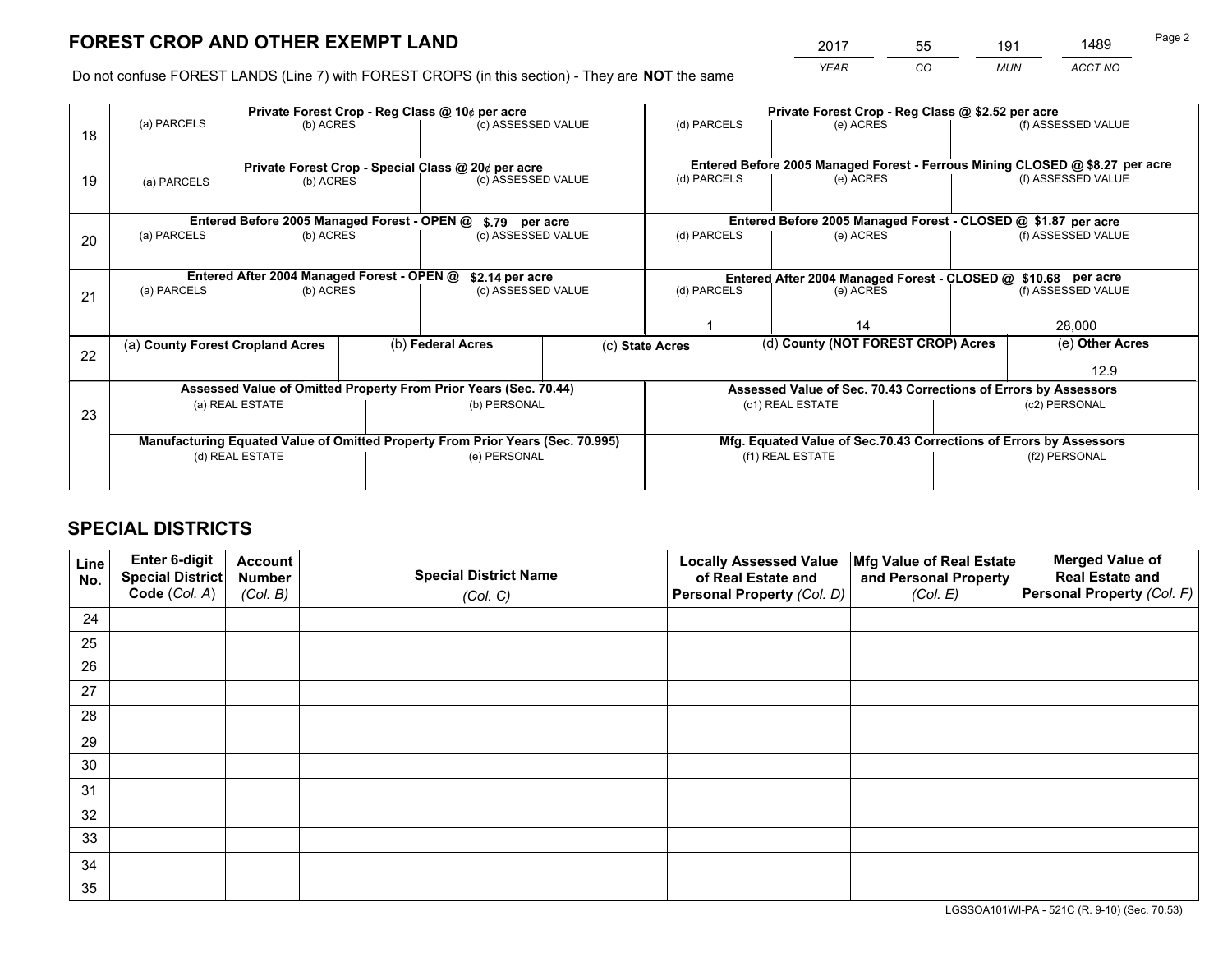# FOREST CROP AND OTHER EXEMPT LAND

| 2017 | 55 | 191 | 1489 |
|---|---|---|---|
| YEAR | CO | MUN | ACCT NO |

Page 2

Do not confuse FOREST LANDS (Line 7) with FOREST CROPS (in this section) - They are **NOT** the same

| Line | Private Forest Crop - Reg Class @ 10¢ per acre | | | Private Forest Crop - Reg Class @ $2.52 per acre | | |
|---|---|---|---|---|---|---|
| 18 | (a) PARCELS | (b) ACRES | (c) ASSESSED VALUE | (d) PARCELS | (e) ACRES | (f) ASSESSED VALUE |
| | | | | | | |
| | **Private Forest Crop - Special Class @ 20¢ per acre** | | | **Entered Before 2005 Managed Forest - Ferrous Mining CLOSED @ $8.27 per acre** | | |
| 19 | (a) PARCELS | (b) ACRES | (c) ASSESSED VALUE | (d) PARCELS | (e) ACRES | (f) ASSESSED VALUE |
| | | | | | | |
| | **Entered Before 2005 Managed Forest - OPEN @ $.79 per acre** | | | **Entered Before 2005 Managed Forest - CLOSED @ $1.87 per acre** | | |
| 20 | (a) PARCELS | (b) ACRES | (c) ASSESSED VALUE | (d) PARCELS | (e) ACRES | (f) ASSESSED VALUE |
| | | | | | | |
| | **Entered After 2004 Managed Forest - OPEN @ $2.14 per acre** | | | **Entered After 2004 Managed Forest - CLOSED @ $10.68 per acre** | | |
| 21 | (a) PARCELS | (b) ACRES | (c) ASSESSED VALUE | (d) PARCELS | (e) ACRES | (f) ASSESSED VALUE |
| | | | | 1 | 14 | 28,000 |

| Line | (a) County Forest Cropland Acres | (b) Federal Acres | (c) State Acres | (d) County (NOT FOREST CROP) Acres | (e) Other Acres |
|---|---|---|---|---|---|
| 22 | | | | | 12.9 |

| Line | Assessed Value of Omitted Property From Prior Years (Sec. 70.44) | | Assessed Value of Sec. 70.43 Corrections of Errors by Assessors | |
|---|---|---|---|---|
| 23 | (a) REAL ESTATE | (b) PERSONAL | (c1) REAL ESTATE | (c2) PERSONAL |
| | | | | |
| | **Manufacturing Equated Value of Omitted Property From Prior Years (Sec. 70.995)** | | **Mfg. Equated Value of Sec.70.43 Corrections of Errors by Assessors** | |
| | (d) REAL ESTATE | (e) PERSONAL | (f1) REAL ESTATE | (f2) PERSONAL |
| | | | | |

# SPECIAL DISTRICTS

| Line No. | Enter 6-digit Special District Code (Col. A) | Account Number (Col. B) | Special District Name (Col. C) | Locally Assessed Value of Real Estate and Personal Property (Col. D) | Mfg Value of Real Estate and Personal Property (Col. E) | Merged Value of Real Estate and Personal Property (Col. F) |
|---|---|---|---|---|---|---|
| 24 | | | | | | |
| 25 | | | | | | |
| 26 | | | | | | |
| 27 | | | | | | |
| 28 | | | | | | |
| 29 | | | | | | |
| 30 | | | | | | |
| 31 | | | | | | |
| 32 | | | | | | |
| 33 | | | | | | |
| 34 | | | | | | |
| 35 | | | | | | |

LGSSOA101WI-PA - 521C (R. 9-10) (Sec. 70.53)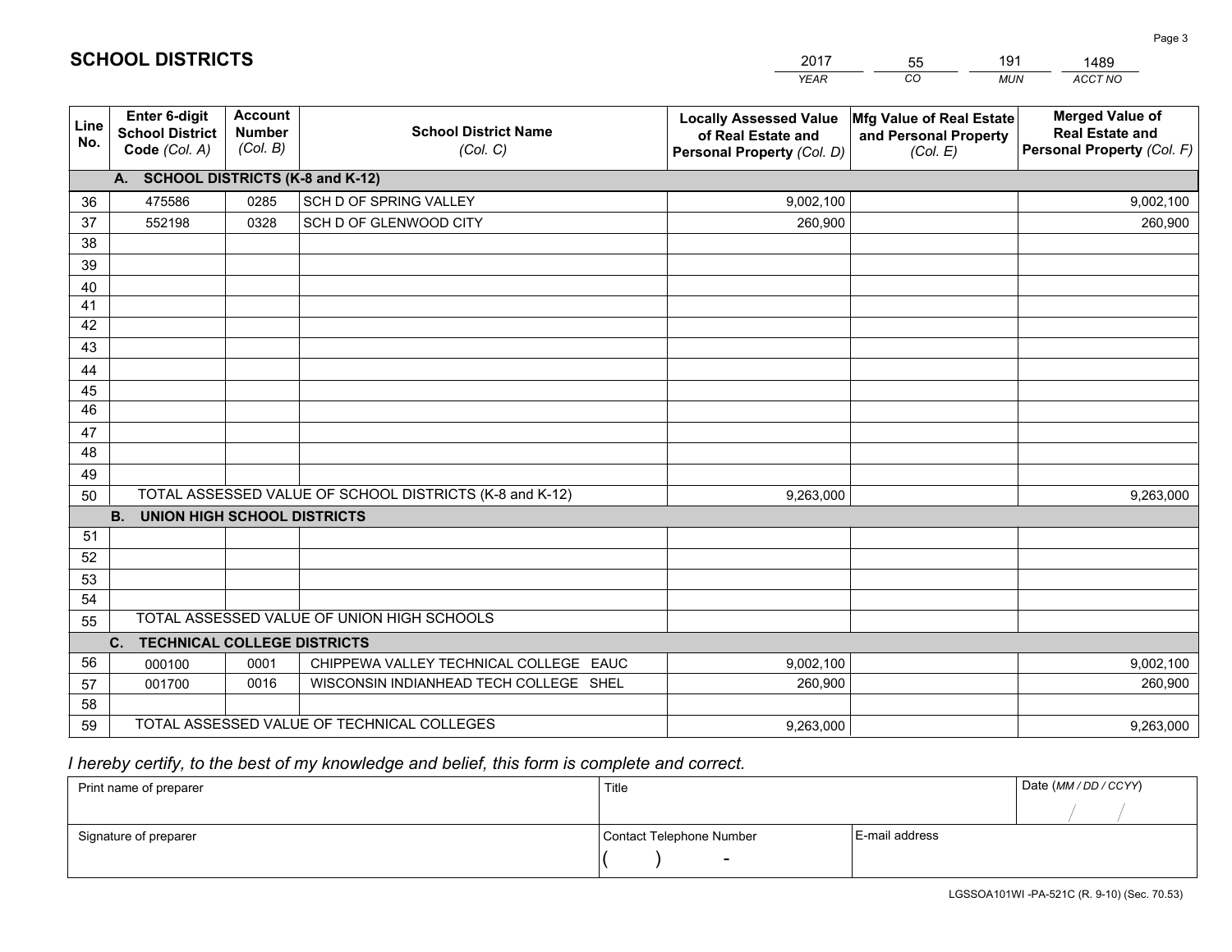# SCHOOL DISTRICTS

| 2017 | 55 | 191 | 1489 |
|---|---|---|---|
| YEAR | CO | MUN | ACCT NO |

| Line No. | Enter 6-digit School District Code (Col. A) | Account Number (Col. B) | School District Name (Col. C) | Locally Assessed Value of Real Estate and Personal Property (Col. D) | Mfg Value of Real Estate and Personal Property (Col. E) | Merged Value of Real Estate and Personal Property (Col. F) |
|---|---|---|---|---|---|---|
| | **A. SCHOOL DISTRICTS (K-8 and K-12)** | | | | | |
| 36 | 475586 | 0285 | SCH D OF SPRING VALLEY | 9,002,100 | | 9,002,100 |
| 37 | 552198 | 0328 | SCH D OF GLENWOOD CITY | 260,900 | | 260,900 |
| 38 | | | | | | |
| 39 | | | | | | |
| 40 | | | | | | |
| 41 | | | | | | |
| 42 | | | | | | |
| 43 | | | | | | |
| 44 | | | | | | |
| 45 | | | | | | |
| 46 | | | | | | |
| 47 | | | | | | |
| 48 | | | | | | |
| 49 | | | | | | |
| 50 | TOTAL ASSESSED VALUE OF SCHOOL DISTRICTS (K-8 and K-12) | | | 9,263,000 | | 9,263,000 |
| | **B. UNION HIGH SCHOOL DISTRICTS** | | | | | |
| 51 | | | | | | |
| 52 | | | | | | |
| 53 | | | | | | |
| 54 | | | | | | |
| 55 | TOTAL ASSESSED VALUE OF UNION HIGH SCHOOLS | | | | | |
| | **C. TECHNICAL COLLEGE DISTRICTS** | | | | | |
| 56 | 000100 | 0001 | CHIPPEWA VALLEY TECHNICAL COLLEGE EAUC | 9,002,100 | | 9,002,100 |
| 57 | 001700 | 0016 | WISCONSIN INDIANHEAD TECH COLLEGE SHEL | 260,900 | | 260,900 |
| 58 | | | | | | |
| 59 | TOTAL ASSESSED VALUE OF TECHNICAL COLLEGES | | | 9,263,000 | | 9,263,000 |

*I hereby certify, to the best of my knowledge and belief, this form is complete and correct.*

| Print name of preparer | Title | | Date (MM / DD / CCYY) |
|---|---|---|---|
| | | | / / |
| Signature of preparer | Contact Telephone Number | E-mail address | |
| | ( ) - | | |

LGSSOA101WI -PA-521C (R. 9-10) (Sec. 70.53)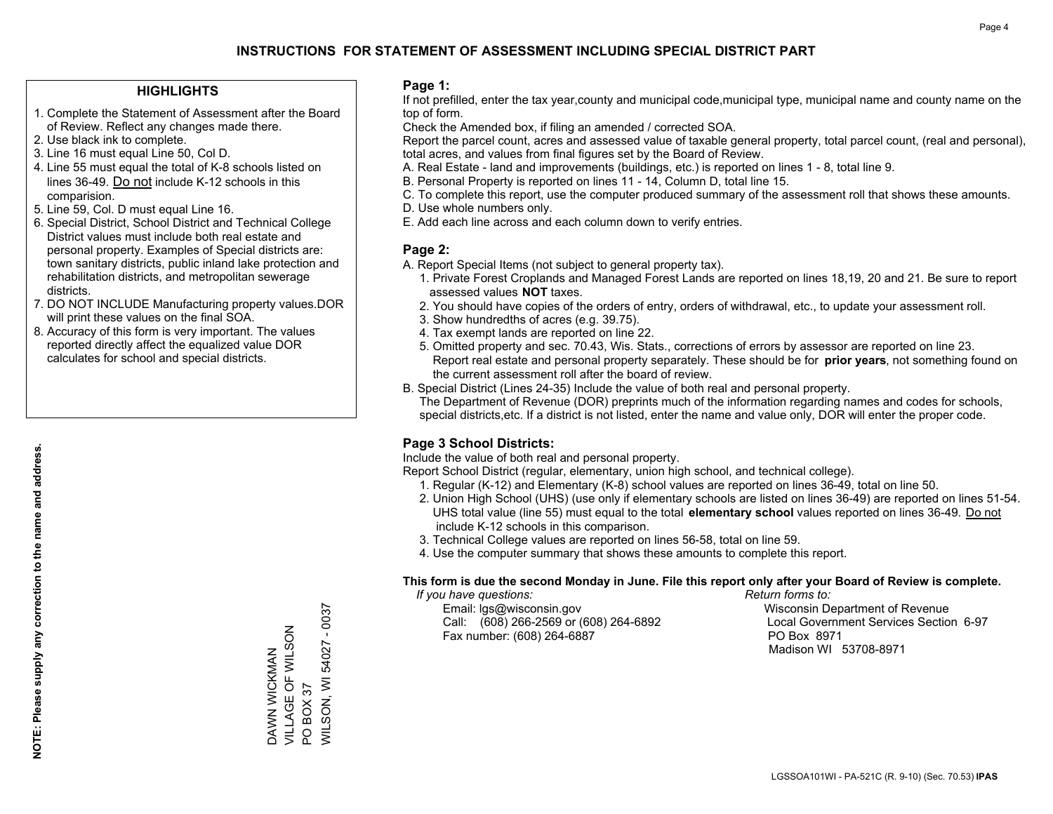# INSTRUCTIONS FOR STATEMENT OF ASSESSMENT INCLUDING SPECIAL DISTRICT PART

## HIGHLIGHTS

1. Complete the Statement of Assessment after the Board of Review. Reflect any changes made there.
2. Use black ink to complete.
3. Line 16 must equal Line 50, Col D.
4. Line 55 must equal the total of K-8 schools listed on lines 36-49. Do not include K-12 schools in this comparision.
5. Line 59, Col. D must equal Line 16.
6. Special District, School District and Technical College District values must include both real estate and personal property. Examples of Special districts are: town sanitary districts, public inland lake protection and rehabilitation districts, and metropolitan sewerage districts.
7. DO NOT INCLUDE Manufacturing property values.DOR will print these values on the final SOA.
8. Accuracy of this form is very important. The values reported directly affect the equalized value DOR calculates for school and special districts.

**NOTE: Please supply any correction to the name and address.**

DAWN WICKMAN
VILLAGE OF WILSON
PO BOX 37
WILSON, WI 54027 - 0037

## Page 1:

If not prefilled, enter the tax year,county and municipal code,municipal type, municipal name and county name on the top of form.

Check the Amended box, if filing an amended / corrected SOA.

Report the parcel count, acres and assessed value of taxable general property, total parcel count, (real and personal), total acres, and values from final figures set by the Board of Review.

A. Real Estate - land and improvements (buildings, etc.) is reported on lines 1 - 8, total line 9.
B. Personal Property is reported on lines 11 - 14, Column D, total line 15.
C. To complete this report, use the computer produced summary of the assessment roll that shows these amounts.
D. Use whole numbers only.
E. Add each line across and each column down to verify entries.

## Page 2:

A. Report Special Items (not subject to general property tax).
   1. Private Forest Croplands and Managed Forest Lands are reported on lines 18,19, 20 and 21. Be sure to report assessed values **NOT** taxes.
   2. You should have copies of the orders of entry, orders of withdrawal, etc., to update your assessment roll.
   3. Show hundredths of acres (e.g. 39.75).
   4. Tax exempt lands are reported on line 22.
   5. Omitted property and sec. 70.43, Wis. Stats., corrections of errors by assessor are reported on line 23. Report real estate and personal property separately. These should be for **prior years**, not something found on the current assessment roll after the board of review.
B. Special District (Lines 24-35) Include the value of both real and personal property.
   The Department of Revenue (DOR) preprints much of the information regarding names and codes for schools, special districts,etc. If a district is not listed, enter the name and value only, DOR will enter the proper code.

## Page 3 School Districts:

Include the value of both real and personal property.

Report School District (regular, elementary, union high school, and technical college).

1. Regular (K-12) and Elementary (K-8) school values are reported on lines 36-49, total on line 50.
2. Union High School (UHS) (use only if elementary schools are listed on lines 36-49) are reported on lines 51-54. UHS total value (line 55) must equal to the total **elementary school** values reported on lines 36-49. Do not include K-12 schools in this comparison.
3. Technical College values are reported on lines 56-58, total on line 59.
4. Use the computer summary that shows these amounts to complete this report.

**This form is due the second Monday in June. File this report only after your Board of Review is complete.**

*If you have questions:*
Email: lgs@wisconsin.gov
Call: (608) 266-2569 or (608) 264-6892
Fax number: (608) 264-6887

*Return forms to:*
Wisconsin Department of Revenue
Local Government Services Section 6-97
PO Box 8971
Madison WI 53708-8971

LGSSOA101WI - PA-521C (R. 9-10) (Sec. 70.53) **IPAS**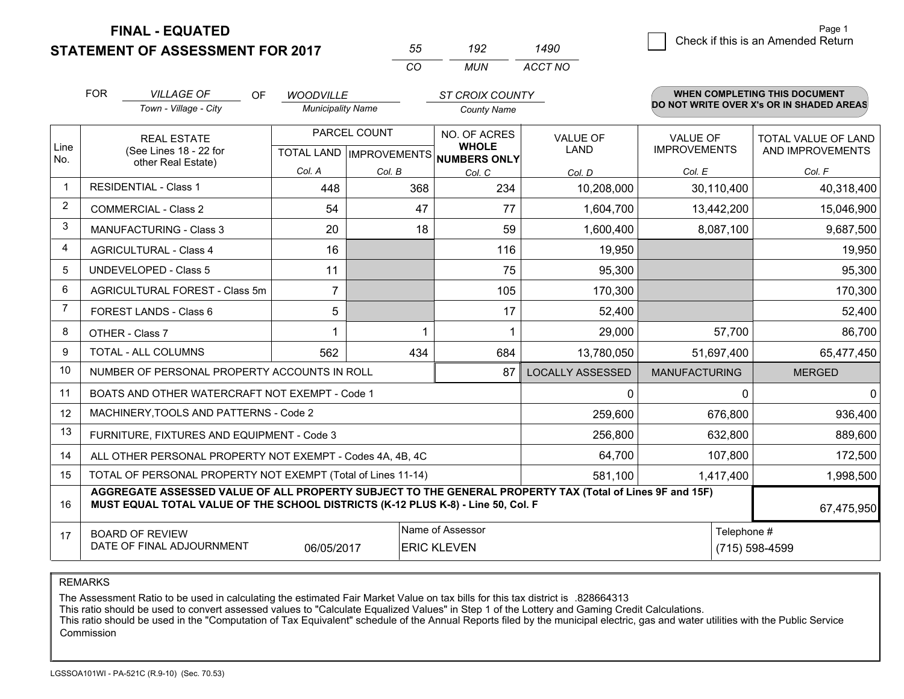# FINAL - EQUATED
## STATEMENT OF ASSESSMENT FOR 2017

| 55 | 192 | 1490 |
|---|---|---|
| CO | MUN | ACCT NO |

☐ Check if this is an Amended Return

FOR *VILLAGE OF* (Town - Village - City) OF *WOODVILLE* (Municipality Name) *ST CROIX COUNTY* (County Name)

**WHEN COMPLETING THIS DOCUMENT DO NOT WRITE OVER X's OR IN SHADED AREAS**

| Line No. | REAL ESTATE (See Lines 18 - 22 for other Real Estate) | PARCEL COUNT TOTAL LAND Col. A | IMPROVEMENTS Col. B | NO. OF ACRES WHOLE NUMBERS ONLY Col. C | VALUE OF LAND Col. D | VALUE OF IMPROVEMENTS Col. E | TOTAL VALUE OF LAND AND IMPROVEMENTS Col. F |
|---|---|---|---|---|---|---|---|
| 1 | RESIDENTIAL - Class 1 | 448 | 368 | 234 | 10,208,000 | 30,110,400 | 40,318,400 |
| 2 | COMMERCIAL - Class 2 | 54 | 47 | 77 | 1,604,700 | 13,442,200 | 15,046,900 |
| 3 | MANUFACTURING - Class 3 | 20 | 18 | 59 | 1,600,400 | 8,087,100 | 9,687,500 |
| 4 | AGRICULTURAL - Class 4 | 16 | | 116 | 19,950 | | 19,950 |
| 5 | UNDEVELOPED - Class 5 | 11 | | 75 | 95,300 | | 95,300 |
| 6 | AGRICULTURAL FOREST - Class 5m | 7 | | 105 | 170,300 | | 170,300 |
| 7 | FOREST LANDS - Class 6 | 5 | | 17 | 52,400 | | 52,400 |
| 8 | OTHER - Class 7 | 1 | 1 | 1 | 29,000 | 57,700 | 86,700 |
| 9 | TOTAL - ALL COLUMNS | 562 | 434 | 684 | 13,780,050 | 51,697,400 | 65,477,450 |
| 10 | NUMBER OF PERSONAL PROPERTY ACCOUNTS IN ROLL | | | 87 | LOCALLY ASSESSED | MANUFACTURING | MERGED |
| 11 | BOATS AND OTHER WATERCRAFT NOT EXEMPT - Code 1 | | | | 0 | 0 | 0 |
| 12 | MACHINERY,TOOLS AND PATTERNS - Code 2 | | | | 259,600 | 676,800 | 936,400 |
| 13 | FURNITURE, FIXTURES AND EQUIPMENT - Code 3 | | | | 256,800 | 632,800 | 889,600 |
| 14 | ALL OTHER PERSONAL PROPERTY NOT EXEMPT - Codes 4A, 4B, 4C | | | | 64,700 | 107,800 | 172,500 |
| 15 | TOTAL OF PERSONAL PROPERTY NOT EXEMPT (Total of Lines 11-14) | | | | 581,100 | 1,417,400 | 1,998,500 |
| 16 | **AGGREGATE ASSESSED VALUE OF ALL PROPERTY SUBJECT TO THE GENERAL PROPERTY TAX (Total of Lines 9F and 15F) MUST EQUAL TOTAL VALUE OF THE SCHOOL DISTRICTS (K-12 PLUS K-8) - Line 50, Col. F** | | | | | | 67,475,950 |
| 17 | BOARD OF REVIEW DATE OF FINAL ADJOURNMENT | 06/05/2017 | Name of Assessor: ERIC KLEVEN | | | Telephone #: (715) 598-4599 | |

REMARKS

The Assessment Ratio to be used in calculating the estimated Fair Market Value on tax bills for this tax district is .828664313
This ratio should be used to convert assessed values to "Calculate Equalized Values" in Step 1 of the Lottery and Gaming Credit Calculations.
This ratio should be used in the "Computation of Tax Equivalent" schedule of the Annual Reports filed by the municipal electric, gas and water utilities with the Public Service Commission

LGSSOA101WI - PA-521C (R.9-10) (Sec. 70.53)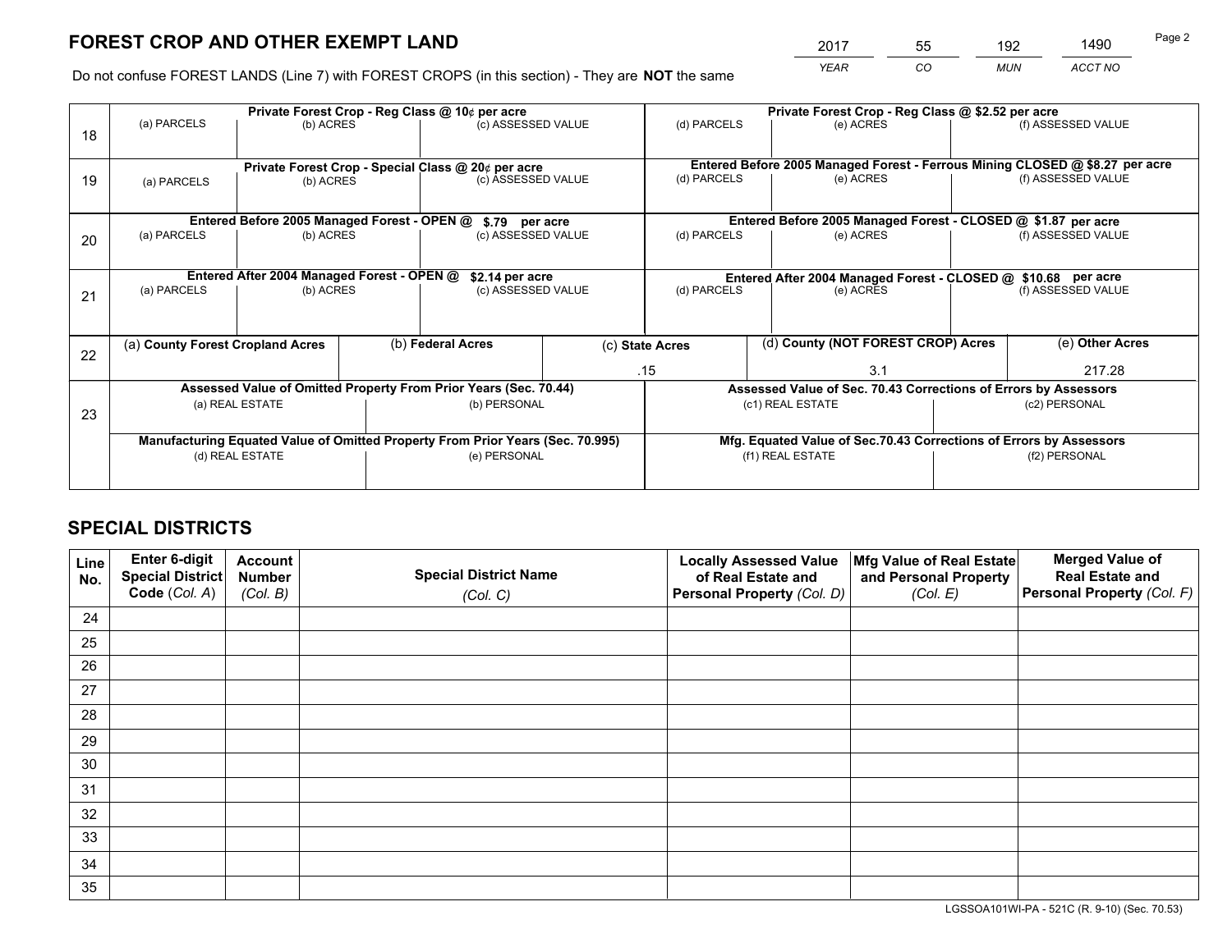# FOREST CROP AND OTHER EXEMPT LAND

| 2017 | 55 | 192 | 1490 |
|---|---|---|---|
| *YEAR* | *CO* | *MUN* | *ACCT NO* |

Do not confuse FOREST LANDS (Line 7) with FOREST CROPS (in this section) - They are **NOT** the same

| Line | Private Forest Crop - Reg Class @ 10¢ per acre | | | Private Forest Crop - Reg Class @ $2.52 per acre | | |
|---|---|---|---|---|---|---|
| 18 | (a) PARCELS | (b) ACRES | (c) ASSESSED VALUE | (d) PARCELS | (e) ACRES | (f) ASSESSED VALUE |
| | **Private Forest Crop - Special Class @ 20¢ per acre** | | | **Entered Before 2005 Managed Forest - Ferrous Mining CLOSED @ $8.27 per acre** | | |
| 19 | (a) PARCELS | (b) ACRES | (c) ASSESSED VALUE | (d) PARCELS | (e) ACRES | (f) ASSESSED VALUE |
| | **Entered Before 2005 Managed Forest - OPEN @ $.79 per acre** | | | **Entered Before 2005 Managed Forest - CLOSED @ $1.87 per acre** | | |
| 20 | (a) PARCELS | (b) ACRES | (c) ASSESSED VALUE | (d) PARCELS | (e) ACRES | (f) ASSESSED VALUE |
| | **Entered After 2004 Managed Forest - OPEN @ $2.14 per acre** | | | **Entered After 2004 Managed Forest - CLOSED @ $10.68 per acre** | | |
| 21 | (a) PARCELS | (b) ACRES | (c) ASSESSED VALUE | (d) PARCELS | (e) ACRES | (f) ASSESSED VALUE |

| Line | (a) County Forest Cropland Acres | (b) Federal Acres | (c) State Acres | (d) County (NOT FOREST CROP) Acres | (e) Other Acres |
|---|---|---|---|---|---|
| 22 | | | .15 | 3.1 | 217.28 |

| Line | Assessed Value of Omitted Property From Prior Years (Sec. 70.44) | | Assessed Value of Sec. 70.43 Corrections of Errors by Assessors | |
|---|---|---|---|---|
| 23 | (a) REAL ESTATE | (b) PERSONAL | (c1) REAL ESTATE | (c2) PERSONAL |
| | **Manufacturing Equated Value of Omitted Property From Prior Years (Sec. 70.995)** | | **Mfg. Equated Value of Sec.70.43 Corrections of Errors by Assessors** | |
| | (d) REAL ESTATE | (e) PERSONAL | (f1) REAL ESTATE | (f2) PERSONAL |

# SPECIAL DISTRICTS

| Line No. | Enter 6-digit Special District Code (Col. A) | Account Number (Col. B) | Special District Name (Col. C) | Locally Assessed Value of Real Estate and Personal Property (Col. D) | Mfg Value of Real Estate and Personal Property (Col. E) | Merged Value of Real Estate and Personal Property (Col. F) |
|---|---|---|---|---|---|---|
| 24 | | | | | | |
| 25 | | | | | | |
| 26 | | | | | | |
| 27 | | | | | | |
| 28 | | | | | | |
| 29 | | | | | | |
| 30 | | | | | | |
| 31 | | | | | | |
| 32 | | | | | | |
| 33 | | | | | | |
| 34 | | | | | | |
| 35 | | | | | | |

LGSSOA101WI-PA - 521C (R. 9-10) (Sec. 70.53)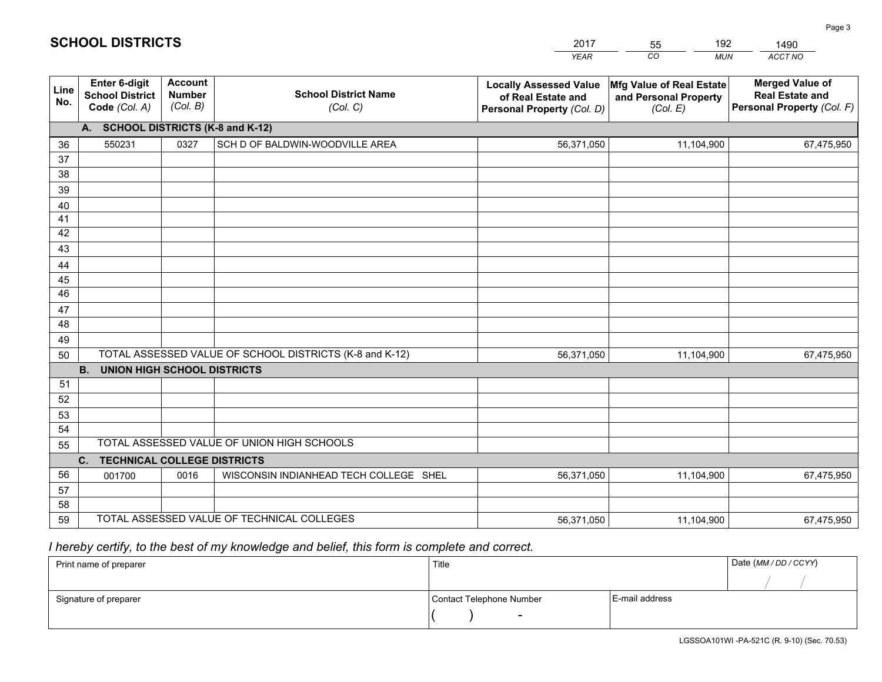# SCHOOL DISTRICTS

| 2017 | 55 | 192 | 1490 |
|---|---|---|---|
| *YEAR* | *CO* | *MUN* | *ACCT NO* |

| Line No. | Enter 6-digit School District Code *(Col. A)* | Account Number *(Col. B)* | School District Name *(Col. C)* | Locally Assessed Value of Real Estate and Personal Property *(Col. D)* | Mfg Value of Real Estate and Personal Property *(Col. E)* | Merged Value of Real Estate and Personal Property *(Col. F)* |
|---|---|---|---|---|---|---|
| | **A. SCHOOL DISTRICTS (K-8 and K-12)** | | | | | |
| 36 | 550231 | 0327 | SCH D OF BALDWIN-WOODVILLE AREA | 56,371,050 | 11,104,900 | 67,475,950 |
| 37 | | | | | | |
| 38 | | | | | | |
| 39 | | | | | | |
| 40 | | | | | | |
| 41 | | | | | | |
| 42 | | | | | | |
| 43 | | | | | | |
| 44 | | | | | | |
| 45 | | | | | | |
| 46 | | | | | | |
| 47 | | | | | | |
| 48 | | | | | | |
| 49 | | | | | | |
| 50 | TOTAL ASSESSED VALUE OF SCHOOL DISTRICTS (K-8 and K-12) | | | 56,371,050 | 11,104,900 | 67,475,950 |
| | **B. UNION HIGH SCHOOL DISTRICTS** | | | | | |
| 51 | | | | | | |
| 52 | | | | | | |
| 53 | | | | | | |
| 54 | | | | | | |
| 55 | TOTAL ASSESSED VALUE OF UNION HIGH SCHOOLS | | | | | |
| | **C. TECHNICAL COLLEGE DISTRICTS** | | | | | |
| 56 | 001700 | 0016 | WISCONSIN INDIANHEAD TECH COLLEGE SHEL | 56,371,050 | 11,104,900 | 67,475,950 |
| 57 | | | | | | |
| 58 | | | | | | |
| 59 | TOTAL ASSESSED VALUE OF TECHNICAL COLLEGES | | | 56,371,050 | 11,104,900 | 67,475,950 |

*I hereby certify, to the best of my knowledge and belief, this form is complete and correct.*

| Print name of preparer | Title | | Date *(MM / DD / CCYY)* |
|---|---|---|---|
| | | | / / |
| Signature of preparer | Contact Telephone Number | E-mail address | |
| | ( ) - | | |

LGSSOA101WI -PA-521C (R. 9-10) (Sec. 70.53)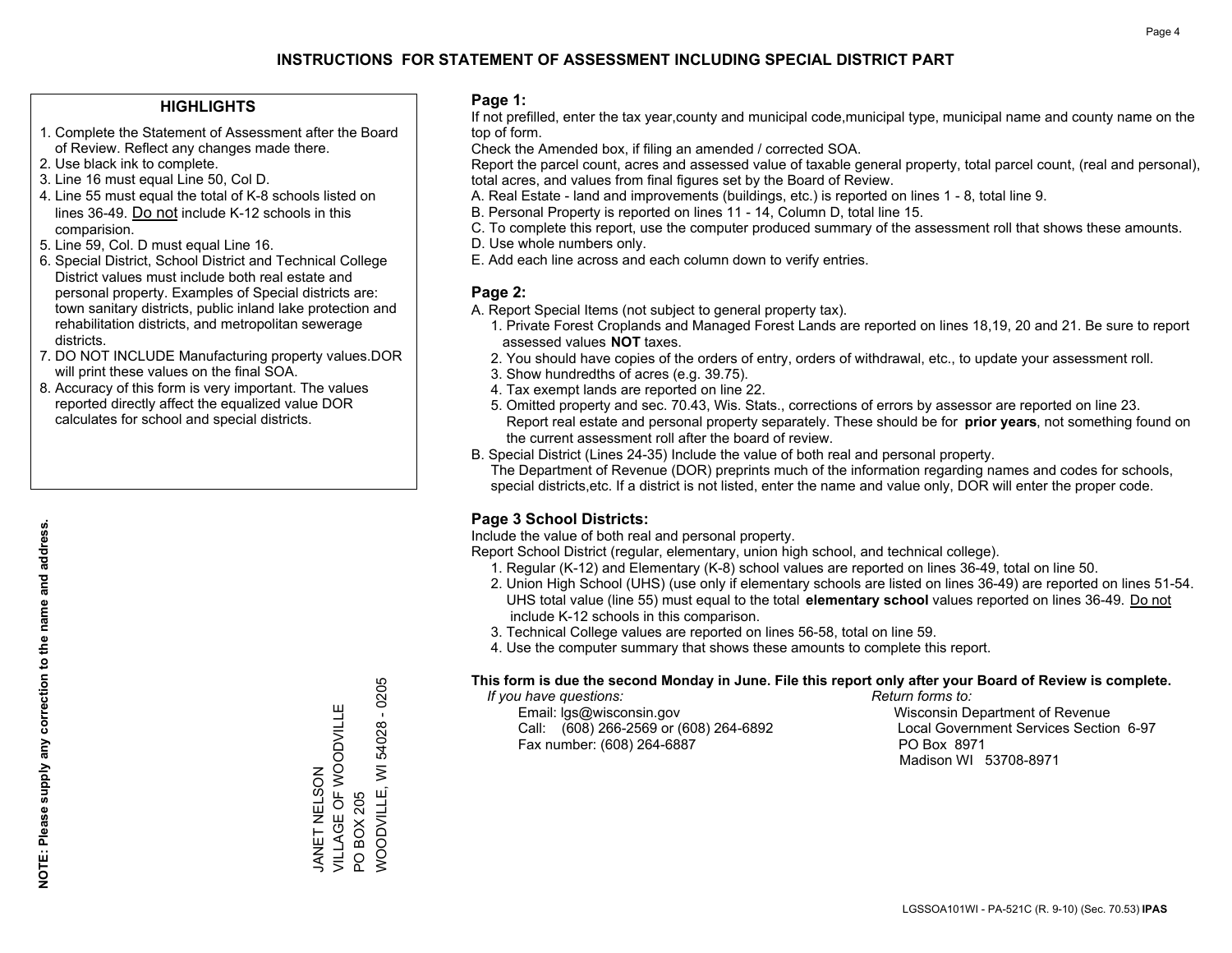# INSTRUCTIONS FOR STATEMENT OF ASSESSMENT INCLUDING SPECIAL DISTRICT PART

## HIGHLIGHTS

1. Complete the Statement of Assessment after the Board of Review. Reflect any changes made there.
2. Use black ink to complete.
3. Line 16 must equal Line 50, Col D.
4. Line 55 must equal the total of K-8 schools listed on lines 36-49. Do not include K-12 schools in this comparision.
5. Line 59, Col. D must equal Line 16.
6. Special District, School District and Technical College District values must include both real estate and personal property. Examples of Special districts are: town sanitary districts, public inland lake protection and rehabilitation districts, and metropolitan sewerage districts.
7. DO NOT INCLUDE Manufacturing property values.DOR will print these values on the final SOA.
8. Accuracy of this form is very important. The values reported directly affect the equalized value DOR calculates for school and special districts.

**NOTE: Please supply any correction to the name and address.**

JANET NELSON
VILLAGE OF WOODVILLE
PO BOX 205
WOODVILLE, WI 54028 - 0205

## Page 1:

If not prefilled, enter the tax year,county and municipal code,municipal type, municipal name and county name on the top of form.

Check the Amended box, if filing an amended / corrected SOA.

Report the parcel count, acres and assessed value of taxable general property, total parcel count, (real and personal), total acres, and values from final figures set by the Board of Review.

A. Real Estate - land and improvements (buildings, etc.) is reported on lines 1 - 8, total line 9.
B. Personal Property is reported on lines 11 - 14, Column D, total line 15.
C. To complete this report, use the computer produced summary of the assessment roll that shows these amounts.
D. Use whole numbers only.
E. Add each line across and each column down to verify entries.

## Page 2:

A. Report Special Items (not subject to general property tax).
1. Private Forest Croplands and Managed Forest Lands are reported on lines 18,19, 20 and 21. Be sure to report assessed values **NOT** taxes.
2. You should have copies of the orders of entry, orders of withdrawal, etc., to update your assessment roll.
3. Show hundredths of acres (e.g. 39.75).
4. Tax exempt lands are reported on line 22.
5. Omitted property and sec. 70.43, Wis. Stats., corrections of errors by assessor are reported on line 23. Report real estate and personal property separately. These should be for **prior years**, not something found on the current assessment roll after the board of review.

B. Special District (Lines 24-35) Include the value of both real and personal property. The Department of Revenue (DOR) preprints much of the information regarding names and codes for schools, special districts,etc. If a district is not listed, enter the name and value only, DOR will enter the proper code.

## Page 3 School Districts:

Include the value of both real and personal property.

Report School District (regular, elementary, union high school, and technical college).

1. Regular (K-12) and Elementary (K-8) school values are reported on lines 36-49, total on line 50.
2. Union High School (UHS) (use only if elementary schools are listed on lines 36-49) are reported on lines 51-54. UHS total value (line 55) must equal to the total **elementary school** values reported on lines 36-49. Do not include K-12 schools in this comparison.
3. Technical College values are reported on lines 56-58, total on line 59.
4. Use the computer summary that shows these amounts to complete this report.

**This form is due the second Monday in June. File this report only after your Board of Review is complete.**

*If you have questions:*
Email: lgs@wisconsin.gov
Call: (608) 266-2569 or (608) 264-6892
Fax number: (608) 264-6887

*Return forms to:*
Wisconsin Department of Revenue
Local Government Services Section 6-97
PO Box 8971
Madison WI 53708-8971

LGSSOA101WI - PA-521C (R. 9-10) (Sec. 70.53) **IPAS**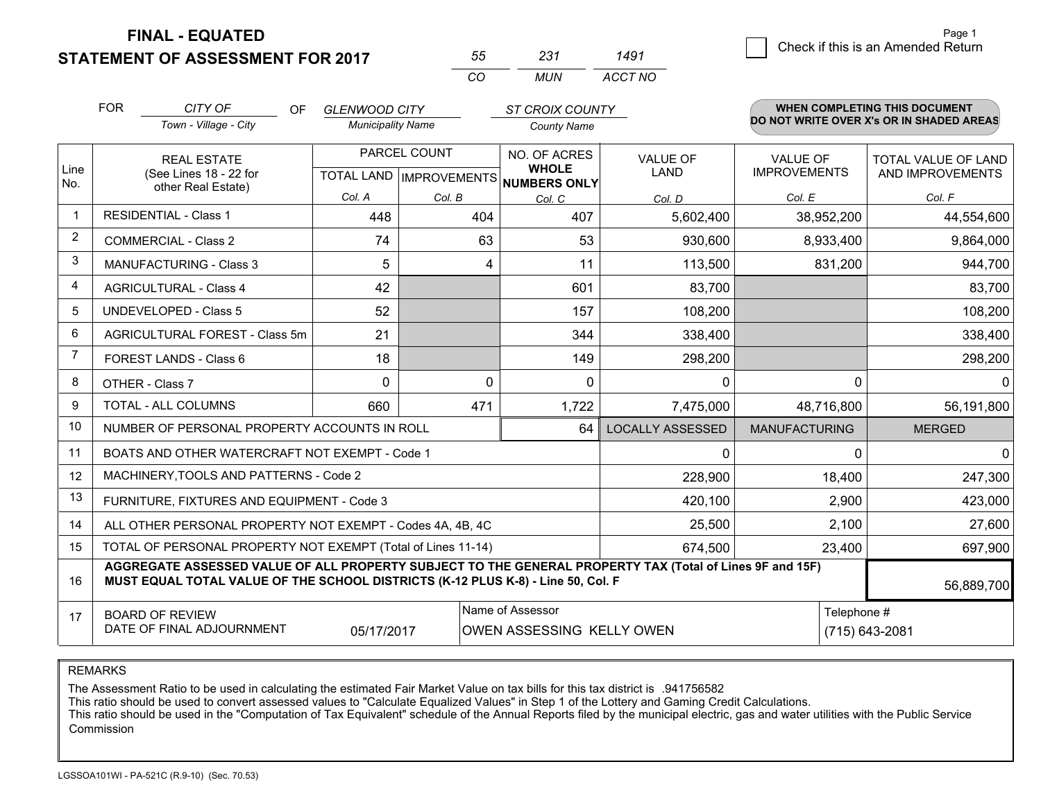**FINAL - EQUATED**
**STATEMENT OF ASSESSMENT FOR 2017**

| 55 | 231 | 1491 |
|---|---|---|
| CO | MUN | ACCT NO |

Page 1

☐ Check if this is an Amended Return

FOR *CITY OF* (Town - Village - City) OF *GLENWOOD CITY* (Municipality Name) *ST CROIX COUNTY* (County Name)

**WHEN COMPLETING THIS DOCUMENT DO NOT WRITE OVER X's OR IN SHADED AREAS**

| Line No. | REAL ESTATE (See Lines 18 - 22 for other Real Estate) | PARCEL COUNT TOTAL LAND Col. A | PARCEL COUNT IMPROVEMENTS Col. B | NO. OF ACRES WHOLE NUMBERS ONLY Col. C | VALUE OF LAND Col. D | VALUE OF IMPROVEMENTS Col. E | TOTAL VALUE OF LAND AND IMPROVEMENTS Col. F |
|---|---|---|---|---|---|---|---|
| 1 | RESIDENTIAL - Class 1 | 448 | 404 | 407 | 5,602,400 | 38,952,200 | 44,554,600 |
| 2 | COMMERCIAL - Class 2 | 74 | 63 | 53 | 930,600 | 8,933,400 | 9,864,000 |
| 3 | MANUFACTURING - Class 3 | 5 | 4 | 11 | 113,500 | 831,200 | 944,700 |
| 4 | AGRICULTURAL - Class 4 | 42 | | 601 | 83,700 | | 83,700 |
| 5 | UNDEVELOPED - Class 5 | 52 | | 157 | 108,200 | | 108,200 |
| 6 | AGRICULTURAL FOREST - Class 5m | 21 | | 344 | 338,400 | | 338,400 |
| 7 | FOREST LANDS - Class 6 | 18 | | 149 | 298,200 | | 298,200 |
| 8 | OTHER - Class 7 | 0 | 0 | 0 | 0 | 0 | 0 |
| 9 | TOTAL - ALL COLUMNS | 660 | 471 | 1,722 | 7,475,000 | 48,716,800 | 56,191,800 |
| 10 | NUMBER OF PERSONAL PROPERTY ACCOUNTS IN ROLL | | | 64 | LOCALLY ASSESSED | MANUFACTURING | MERGED |
| 11 | BOATS AND OTHER WATERCRAFT NOT EXEMPT - Code 1 | | | | 0 | 0 | 0 |
| 12 | MACHINERY,TOOLS AND PATTERNS - Code 2 | | | | 228,900 | 18,400 | 247,300 |
| 13 | FURNITURE, FIXTURES AND EQUIPMENT - Code 3 | | | | 420,100 | 2,900 | 423,000 |
| 14 | ALL OTHER PERSONAL PROPERTY NOT EXEMPT - Codes 4A, 4B, 4C | | | | 25,500 | 2,100 | 27,600 |
| 15 | TOTAL OF PERSONAL PROPERTY NOT EXEMPT (Total of Lines 11-14) | | | | 674,500 | 23,400 | 697,900 |
| 16 | **AGGREGATE ASSESSED VALUE OF ALL PROPERTY SUBJECT TO THE GENERAL PROPERTY TAX (Total of Lines 9F and 15F) MUST EQUAL TOTAL VALUE OF THE SCHOOL DISTRICTS (K-12 PLUS K-8) - Line 50, Col. F** | | | | | | 56,889,700 |
| 17 | BOARD OF REVIEW DATE OF FINAL ADJOURNMENT | 05/17/2017 | | Name of Assessor: OWEN ASSESSING KELLY OWEN | | | Telephone #: (715) 643-2081 |

REMARKS

The Assessment Ratio to be used in calculating the estimated Fair Market Value on tax bills for this tax district is .941756582
This ratio should be used to convert assessed values to "Calculate Equalized Values" in Step 1 of the Lottery and Gaming Credit Calculations.
This ratio should be used in the "Computation of Tax Equivalent" schedule of the Annual Reports filed by the municipal electric, gas and water utilities with the Public Service Commission

LGSSOA101WI - PA-521C (R.9-10) (Sec. 70.53)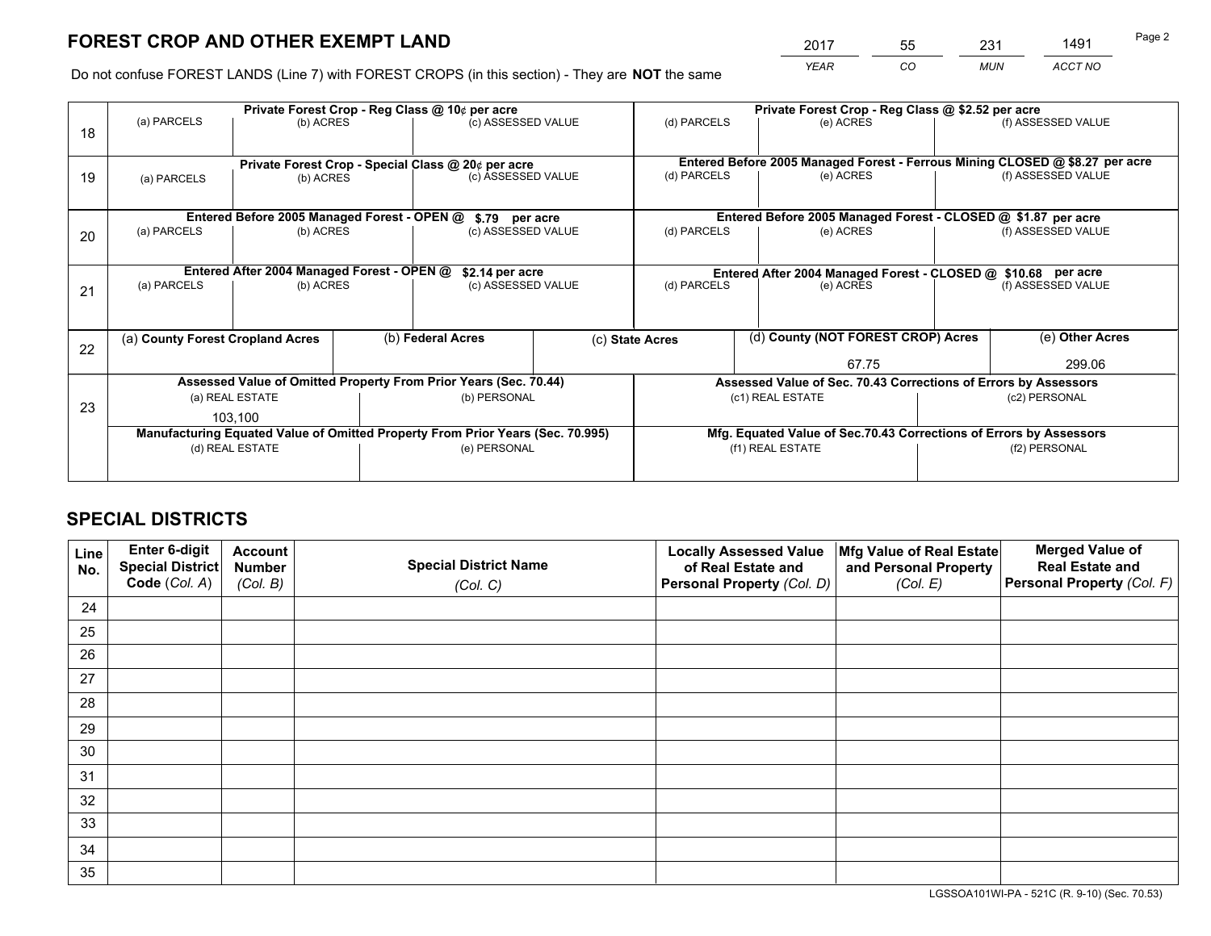# FOREST CROP AND OTHER EXEMPT LAND

| 2017 | 55 | 231 | 1491 |
|---|---|---|---|
| *YEAR* | *CO* | *MUN* | *ACCT NO* |

Do not confuse FOREST LANDS (Line 7) with FOREST CROPS (in this section) - They are **NOT** the same

| Line | Private Forest Crop - Reg Class @ 10¢ per acre | | | Private Forest Crop - Reg Class @ $2.52 per acre | | |
|---|---|---|---|---|---|---|
| 18 | (a) PARCELS | (b) ACRES | (c) ASSESSED VALUE | (d) PARCELS | (e) ACRES | (f) ASSESSED VALUE |
| | **Private Forest Crop - Special Class @ 20¢ per acre** | | | **Entered Before 2005 Managed Forest - Ferrous Mining CLOSED @ $8.27 per acre** | | |
| 19 | (a) PARCELS | (b) ACRES | (c) ASSESSED VALUE | (d) PARCELS | (e) ACRES | (f) ASSESSED VALUE |
| | **Entered Before 2005 Managed Forest - OPEN @ $.79 per acre** | | | **Entered Before 2005 Managed Forest - CLOSED @ $1.87 per acre** | | |
| 20 | (a) PARCELS | (b) ACRES | (c) ASSESSED VALUE | (d) PARCELS | (e) ACRES | (f) ASSESSED VALUE |
| | **Entered After 2004 Managed Forest - OPEN @ $2.14 per acre** | | | **Entered After 2004 Managed Forest - CLOSED @ $10.68 per acre** | | |
| 21 | (a) PARCELS | (b) ACRES | (c) ASSESSED VALUE | (d) PARCELS | (e) ACRES | (f) ASSESSED VALUE |

| Line | (a) County Forest Cropland Acres | (b) Federal Acres | (c) State Acres | (d) County (NOT FOREST CROP) Acres | (e) Other Acres |
|---|---|---|---|---|---|
| 22 | | | | 67.75 | 299.06 |

| Line | Assessed Value of Omitted Property From Prior Years (Sec. 70.44) | | Assessed Value of Sec. 70.43 Corrections of Errors by Assessors | |
|---|---|---|---|---|
| 23 | (a) REAL ESTATE | (b) PERSONAL | (c1) REAL ESTATE | (c2) PERSONAL |
| | 103,100 | | | |
| | **Manufacturing Equated Value of Omitted Property From Prior Years (Sec. 70.995)** | | **Mfg. Equated Value of Sec.70.43 Corrections of Errors by Assessors** | |
| | (d) REAL ESTATE | (e) PERSONAL | (f1) REAL ESTATE | (f2) PERSONAL |
| | | | | |

# SPECIAL DISTRICTS

| Line No. | Enter 6-digit Special District Code (*Col. A*) | Account Number (*Col. B*) | Special District Name (*Col. C*) | Locally Assessed Value of Real Estate and Personal Property (*Col. D*) | Mfg Value of Real Estate and Personal Property (*Col. E*) | Merged Value of Real Estate and Personal Property (*Col. F*) |
|---|---|---|---|---|---|---|
| 24 | | | | | | |
| 25 | | | | | | |
| 26 | | | | | | |
| 27 | | | | | | |
| 28 | | | | | | |
| 29 | | | | | | |
| 30 | | | | | | |
| 31 | | | | | | |
| 32 | | | | | | |
| 33 | | | | | | |
| 34 | | | | | | |
| 35 | | | | | | |

LGSSOA101WI-PA - 521C (R. 9-10) (Sec. 70.53)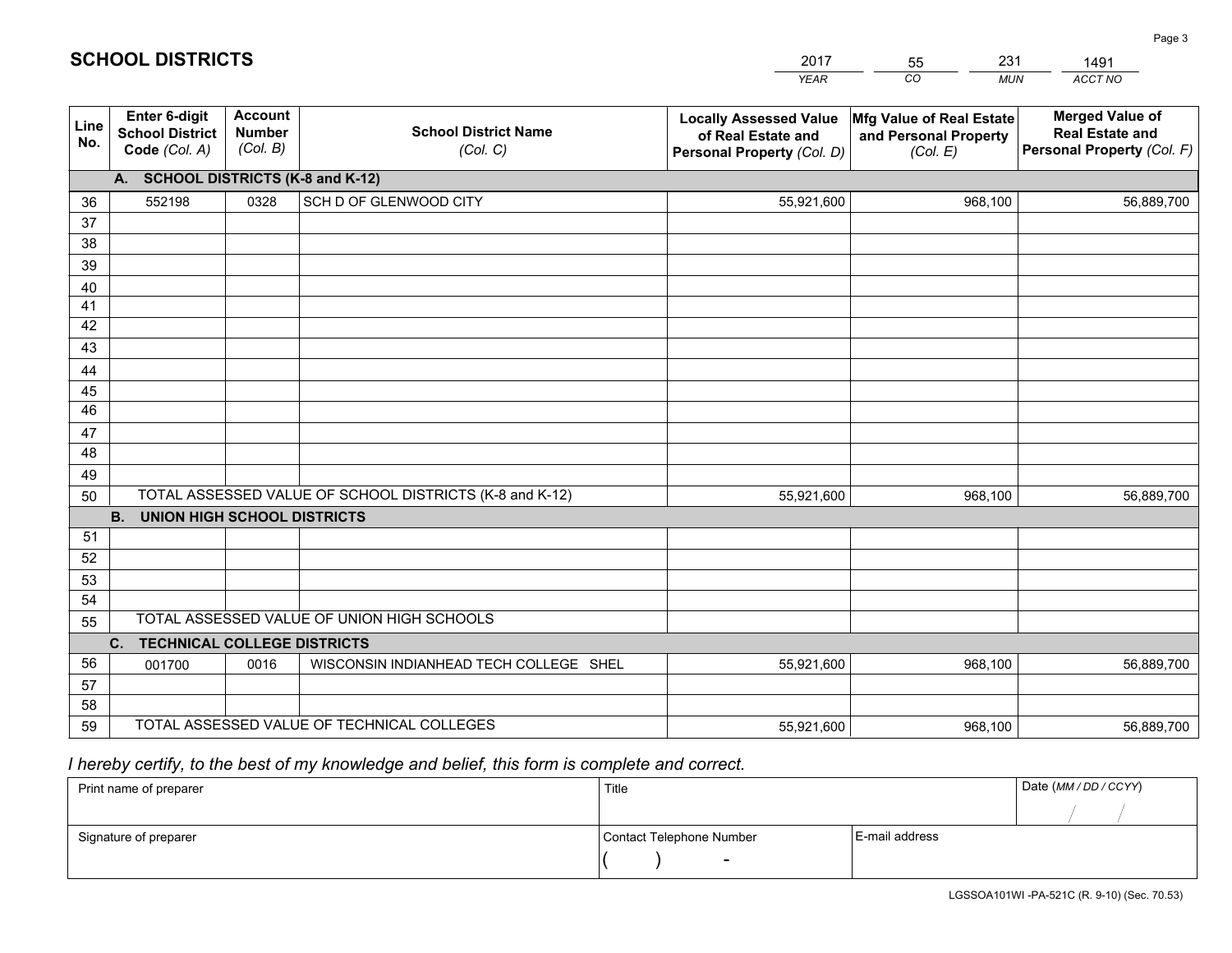# SCHOOL DISTRICTS

| 2017 | 55 | 231 | 1491 |
|---|---|---|---|
| *YEAR* | *CO* | *MUN* | *ACCT NO* |

| Line No. | Enter 6-digit School District Code *(Col. A)* | Account Number *(Col. B)* | School District Name *(Col. C)* | Locally Assessed Value of Real Estate and Personal Property *(Col. D)* | Mfg Value of Real Estate and Personal Property *(Col. E)* | Merged Value of Real Estate and Personal Property *(Col. F)* |
|---|---|---|---|---|---|---|
| | **A. SCHOOL DISTRICTS (K-8 and K-12)** | | | | | |
| 36 | 552198 | 0328 | SCH D OF GLENWOOD CITY | 55,921,600 | 968,100 | 56,889,700 |
| 37 | | | | | | |
| 38 | | | | | | |
| 39 | | | | | | |
| 40 | | | | | | |
| 41 | | | | | | |
| 42 | | | | | | |
| 43 | | | | | | |
| 44 | | | | | | |
| 45 | | | | | | |
| 46 | | | | | | |
| 47 | | | | | | |
| 48 | | | | | | |
| 49 | | | | | | |
| 50 | TOTAL ASSESSED VALUE OF SCHOOL DISTRICTS (K-8 and K-12) | | | 55,921,600 | 968,100 | 56,889,700 |
| | **B. UNION HIGH SCHOOL DISTRICTS** | | | | | |
| 51 | | | | | | |
| 52 | | | | | | |
| 53 | | | | | | |
| 54 | | | | | | |
| 55 | TOTAL ASSESSED VALUE OF UNION HIGH SCHOOLS | | | | | |
| | **C. TECHNICAL COLLEGE DISTRICTS** | | | | | |
| 56 | 001700 | 0016 | WISCONSIN INDIANHEAD TECH COLLEGE SHEL | 55,921,600 | 968,100 | 56,889,700 |
| 57 | | | | | | |
| 58 | | | | | | |
| 59 | TOTAL ASSESSED VALUE OF TECHNICAL COLLEGES | | | 55,921,600 | 968,100 | 56,889,700 |

*I hereby certify, to the best of my knowledge and belief, this form is complete and correct.*

| Print name of preparer | Title | | Date *(MM / DD / CCYY)* |
|---|---|---|---|
| | | | / / |
| Signature of preparer | Contact Telephone Number | E-mail address | |
| | ( ) - | | |

LGSSOA101WI -PA-521C (R. 9-10) (Sec. 70.53)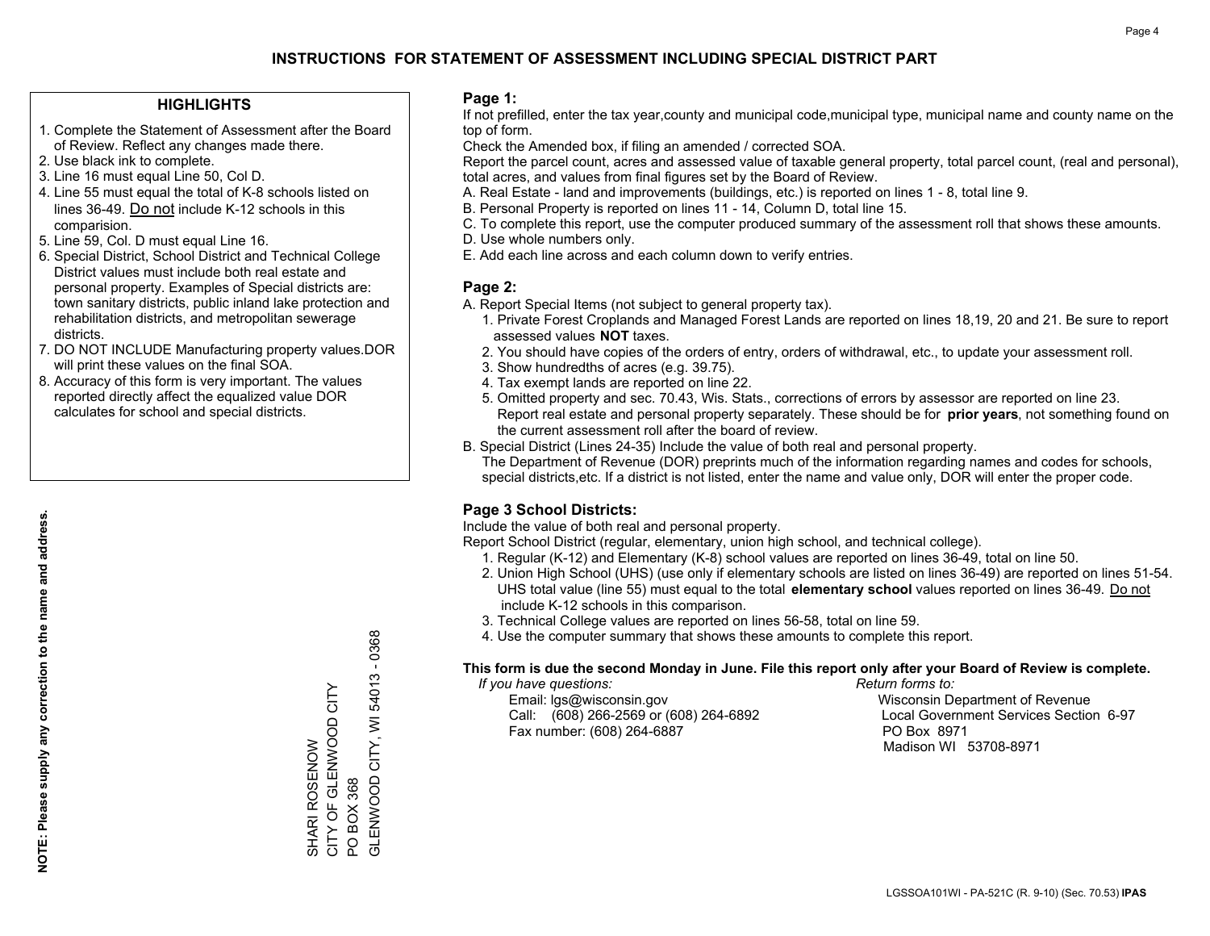# INSTRUCTIONS FOR STATEMENT OF ASSESSMENT INCLUDING SPECIAL DISTRICT PART

## HIGHLIGHTS

1. Complete the Statement of Assessment after the Board of Review. Reflect any changes made there.
2. Use black ink to complete.
3. Line 16 must equal Line 50, Col D.
4. Line 55 must equal the total of K-8 schools listed on lines 36-49. Do not include K-12 schools in this comparision.
5. Line 59, Col. D must equal Line 16.
6. Special District, School District and Technical College District values must include both real estate and personal property. Examples of Special districts are: town sanitary districts, public inland lake protection and rehabilitation districts, and metropolitan sewerage districts.
7. DO NOT INCLUDE Manufacturing property values.DOR will print these values on the final SOA.
8. Accuracy of this form is very important. The values reported directly affect the equalized value DOR calculates for school and special districts.

**NOTE: Please supply any correction to the name and address.**

SHARI ROSENOW
CITY OF GLENWOOD CITY
PO BOX 368
GLENWOOD CITY, WI 54013 - 0368

## Page 1:

If not prefilled, enter the tax year,county and municipal code,municipal type, municipal name and county name on the top of form.

Check the Amended box, if filing an amended / corrected SOA.

Report the parcel count, acres and assessed value of taxable general property, total parcel count, (real and personal), total acres, and values from final figures set by the Board of Review.

A. Real Estate - land and improvements (buildings, etc.) is reported on lines 1 - 8, total line 9.
B. Personal Property is reported on lines 11 - 14, Column D, total line 15.
C. To complete this report, use the computer produced summary of the assessment roll that shows these amounts.
D. Use whole numbers only.
E. Add each line across and each column down to verify entries.

## Page 2:

A. Report Special Items (not subject to general property tax).
1. Private Forest Croplands and Managed Forest Lands are reported on lines 18,19, 20 and 21. Be sure to report assessed values **NOT** taxes.
2. You should have copies of the orders of entry, orders of withdrawal, etc., to update your assessment roll.
3. Show hundredths of acres (e.g. 39.75).
4. Tax exempt lands are reported on line 22.
5. Omitted property and sec. 70.43, Wis. Stats., corrections of errors by assessor are reported on line 23. Report real estate and personal property separately. These should be for **prior years**, not something found on the current assessment roll after the board of review.

B. Special District (Lines 24-35) Include the value of both real and personal property.
The Department of Revenue (DOR) preprints much of the information regarding names and codes for schools, special districts,etc. If a district is not listed, enter the name and value only, DOR will enter the proper code.

## Page 3 School Districts:

Include the value of both real and personal property.

Report School District (regular, elementary, union high school, and technical college).

1. Regular (K-12) and Elementary (K-8) school values are reported on lines 36-49, total on line 50.
2. Union High School (UHS) (use only if elementary schools are listed on lines 36-49) are reported on lines 51-54. UHS total value (line 55) must equal to the total **elementary school** values reported on lines 36-49. Do not include K-12 schools in this comparison.
3. Technical College values are reported on lines 56-58, total on line 59.
4. Use the computer summary that shows these amounts to complete this report.

**This form is due the second Monday in June. File this report only after your Board of Review is complete.**

*If you have questions:*
Email: lgs@wisconsin.gov
Call: (608) 266-2569 or (608) 264-6892
Fax number: (608) 264-6887

*Return forms to:*
Wisconsin Department of Revenue
Local Government Services Section 6-97
PO Box 8971
Madison WI 53708-8971

LGSSOA101WI - PA-521C (R. 9-10) (Sec. 70.53) **IPAS**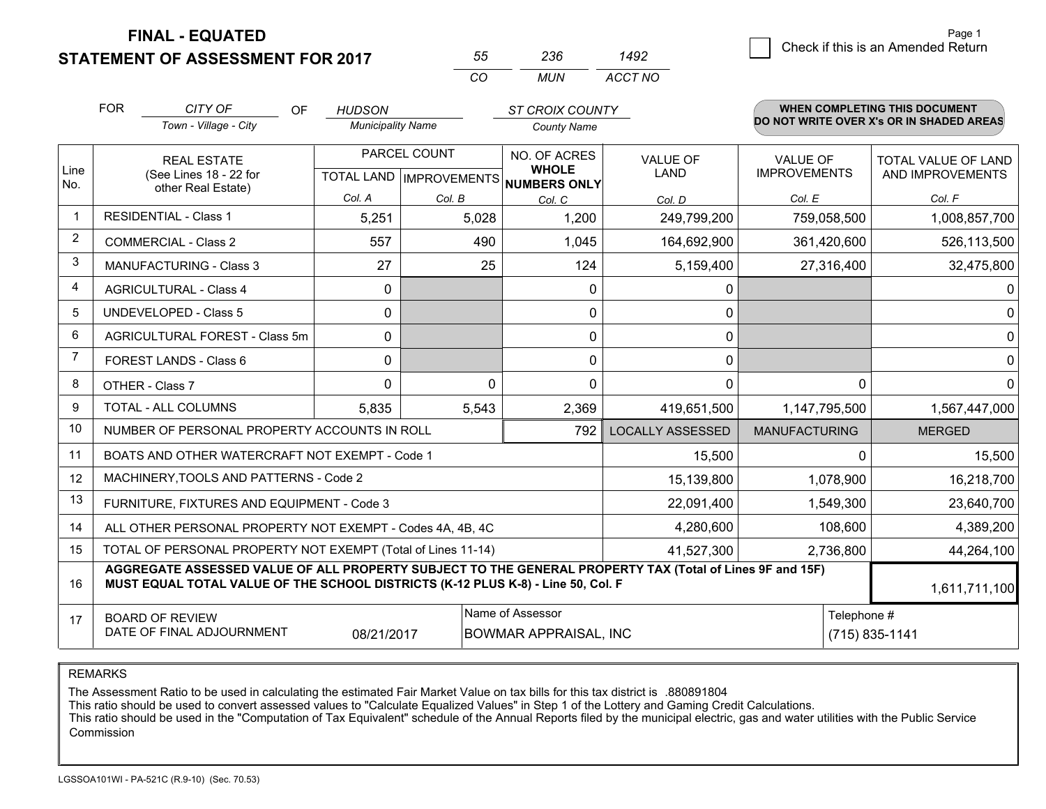**FINAL - EQUATED**
**STATEMENT OF ASSESSMENT FOR 2017**

| 55 | 236 | 1492 |
|---|---|---|
| CO | MUN | ACCT NO |

Page 1

☐ Check if this is an Amended Return

FOR *CITY OF* (Town - Village - City) OF *HUDSON* (Municipality Name) *ST CROIX COUNTY* (County Name)

**WHEN COMPLETING THIS DOCUMENT DO NOT WRITE OVER X's OR IN SHADED AREAS**

| Line No. | REAL ESTATE (See Lines 18 - 22 for other Real Estate) | PARCEL COUNT TOTAL LAND Col. A | PARCEL COUNT IMPROVEMENTS Col. B | NO. OF ACRES WHOLE NUMBERS ONLY Col. C | VALUE OF LAND Col. D | VALUE OF IMPROVEMENTS Col. E | TOTAL VALUE OF LAND AND IMPROVEMENTS Col. F |
|---|---|---|---|---|---|---|---|
| 1 | RESIDENTIAL - Class 1 | 5,251 | 5,028 | 1,200 | 249,799,200 | 759,058,500 | 1,008,857,700 |
| 2 | COMMERCIAL - Class 2 | 557 | 490 | 1,045 | 164,692,900 | 361,420,600 | 526,113,500 |
| 3 | MANUFACTURING - Class 3 | 27 | 25 | 124 | 5,159,400 | 27,316,400 | 32,475,800 |
| 4 | AGRICULTURAL - Class 4 | 0 | | 0 | 0 | | 0 |
| 5 | UNDEVELOPED - Class 5 | 0 | | 0 | 0 | | 0 |
| 6 | AGRICULTURAL FOREST - Class 5m | 0 | | 0 | 0 | | 0 |
| 7 | FOREST LANDS - Class 6 | 0 | | 0 | 0 | | 0 |
| 8 | OTHER - Class 7 | 0 | 0 | 0 | 0 | 0 | 0 |
| 9 | TOTAL - ALL COLUMNS | 5,835 | 5,543 | 2,369 | 419,651,500 | 1,147,795,500 | 1,567,447,000 |
| 10 | NUMBER OF PERSONAL PROPERTY ACCOUNTS IN ROLL | | | 792 | LOCALLY ASSESSED | MANUFACTURING | MERGED |
| 11 | BOATS AND OTHER WATERCRAFT NOT EXEMPT - Code 1 | | | | 15,500 | 0 | 15,500 |
| 12 | MACHINERY,TOOLS AND PATTERNS - Code 2 | | | | 15,139,800 | 1,078,900 | 16,218,700 |
| 13 | FURNITURE, FIXTURES AND EQUIPMENT - Code 3 | | | | 22,091,400 | 1,549,300 | 23,640,700 |
| 14 | ALL OTHER PERSONAL PROPERTY NOT EXEMPT - Codes 4A, 4B, 4C | | | | 4,280,600 | 108,600 | 4,389,200 |
| 15 | TOTAL OF PERSONAL PROPERTY NOT EXEMPT (Total of Lines 11-14) | | | | 41,527,300 | 2,736,800 | 44,264,100 |
| 16 | **AGGREGATE ASSESSED VALUE OF ALL PROPERTY SUBJECT TO THE GENERAL PROPERTY TAX (Total of Lines 9F and 15F) MUST EQUAL TOTAL VALUE OF THE SCHOOL DISTRICTS (K-12 PLUS K-8) - Line 50, Col. F** | | | | | | 1,611,711,100 |
| 17 | BOARD OF REVIEW DATE OF FINAL ADJOURNMENT | 08/21/2017 | Name of Assessor | BOWMAR APPRAISAL, INC | | Telephone # | (715) 835-1141 |

REMARKS

The Assessment Ratio to be used in calculating the estimated Fair Market Value on tax bills for this tax district is .880891804
This ratio should be used to convert assessed values to "Calculate Equalized Values" in Step 1 of the Lottery and Gaming Credit Calculations.
This ratio should be used in the "Computation of Tax Equivalent" schedule of the Annual Reports filed by the municipal electric, gas and water utilities with the Public Service Commission

LGSSOA101WI - PA-521C (R.9-10) (Sec. 70.53)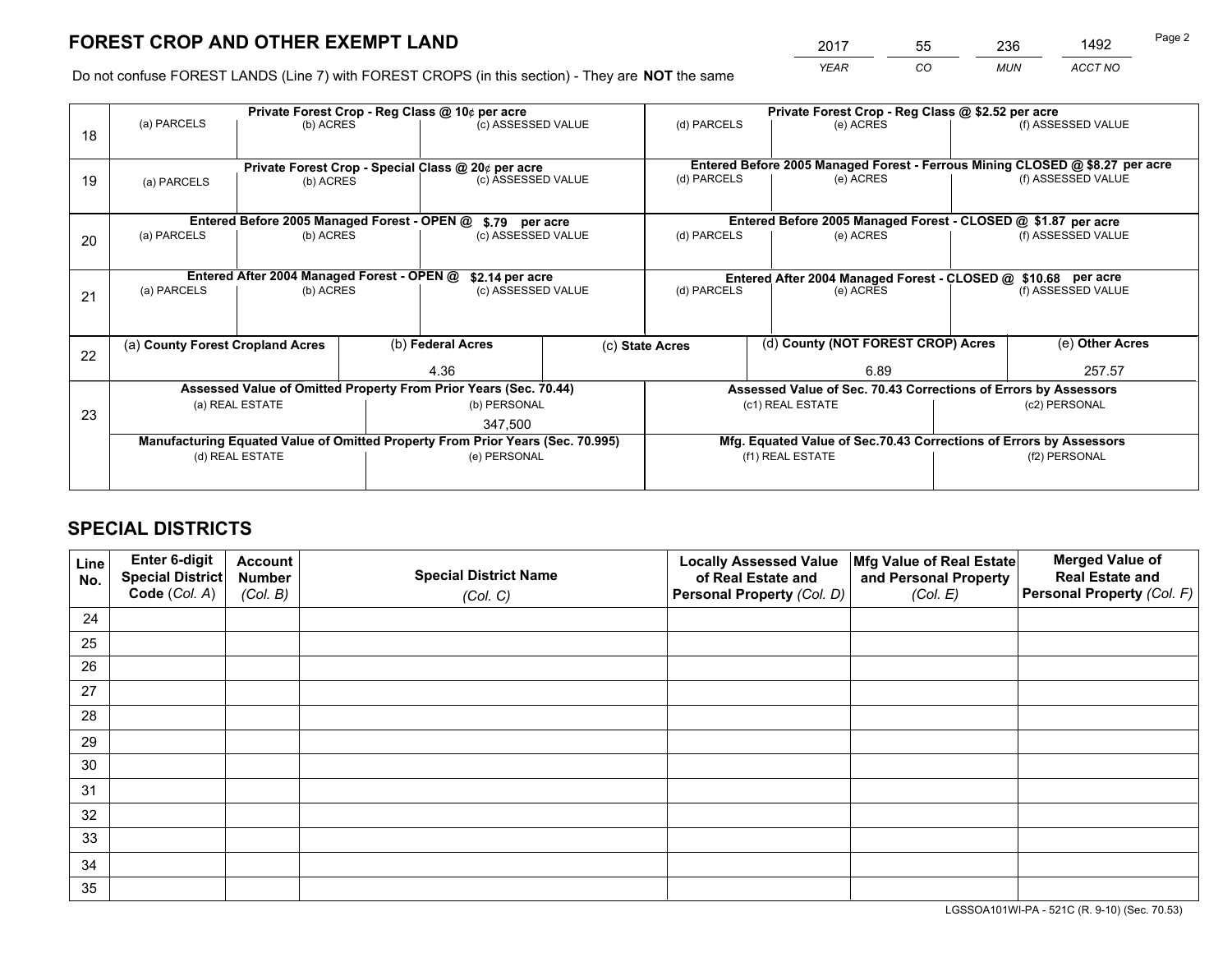# FOREST CROP AND OTHER EXEMPT LAND

| 2017 | 55 | 236 | 1492 |
|---|---|---|---|
| *YEAR* | *CO* | *MUN* | *ACCT NO* |

Do not confuse FOREST LANDS (Line 7) with FOREST CROPS (in this section) - They are **NOT** the same

| Line | Private Forest Crop - Reg Class @ 10¢ per acre | | | Private Forest Crop - Reg Class @ $2.52 per acre | | |
|---|---|---|---|---|---|---|
| 18 | (a) PARCELS | (b) ACRES | (c) ASSESSED VALUE | (d) PARCELS | (e) ACRES | (f) ASSESSED VALUE |
| | | | | | | |
| | **Private Forest Crop - Special Class @ 20¢ per acre** | | | **Entered Before 2005 Managed Forest - Ferrous Mining CLOSED @ $8.27 per acre** | | |
| 19 | (a) PARCELS | (b) ACRES | (c) ASSESSED VALUE | (d) PARCELS | (e) ACRES | (f) ASSESSED VALUE |
| | | | | | | |
| | **Entered Before 2005 Managed Forest - OPEN @ $.79 per acre** | | | **Entered Before 2005 Managed Forest - CLOSED @ $1.87 per acre** | | |
| 20 | (a) PARCELS | (b) ACRES | (c) ASSESSED VALUE | (d) PARCELS | (e) ACRES | (f) ASSESSED VALUE |
| | | | | | | |
| | **Entered After 2004 Managed Forest - OPEN @ $2.14 per acre** | | | **Entered After 2004 Managed Forest - CLOSED @ $10.68 per acre** | | |
| 21 | (a) PARCELS | (b) ACRES | (c) ASSESSED VALUE | (d) PARCELS | (e) ACRES | (f) ASSESSED VALUE |
| | | | | | | |

| Line | (a) County Forest Cropland Acres | (b) Federal Acres | (c) State Acres | (d) County (NOT FOREST CROP) Acres | (e) Other Acres |
|---|---|---|---|---|---|
| 22 | | 4.36 | | 6.89 | 257.57 |

| Line | Assessed Value of Omitted Property From Prior Years (Sec. 70.44) | | Assessed Value of Sec. 70.43 Corrections of Errors by Assessors | |
|---|---|---|---|---|
| 23 | (a) REAL ESTATE | (b) PERSONAL | (c1) REAL ESTATE | (c2) PERSONAL |
| | | 347,500 | | |
| | **Manufacturing Equated Value of Omitted Property From Prior Years (Sec. 70.995)** | | **Mfg. Equated Value of Sec.70.43 Corrections of Errors by Assessors** | |
| | (d) REAL ESTATE | (e) PERSONAL | (f1) REAL ESTATE | (f2) PERSONAL |
| | | | | |

# SPECIAL DISTRICTS

| Line No. | Enter 6-digit Special District Code (Col. A) | Account Number (Col. B) | Special District Name (Col. C) | Locally Assessed Value of Real Estate and Personal Property (Col. D) | Mfg Value of Real Estate and Personal Property (Col. E) | Merged Value of Real Estate and Personal Property (Col. F) |
|---|---|---|---|---|---|---|
| 24 | | | | | | |
| 25 | | | | | | |
| 26 | | | | | | |
| 27 | | | | | | |
| 28 | | | | | | |
| 29 | | | | | | |
| 30 | | | | | | |
| 31 | | | | | | |
| 32 | | | | | | |
| 33 | | | | | | |
| 34 | | | | | | |
| 35 | | | | | | |

LGSSOA101WI-PA - 521C (R. 9-10) (Sec. 70.53)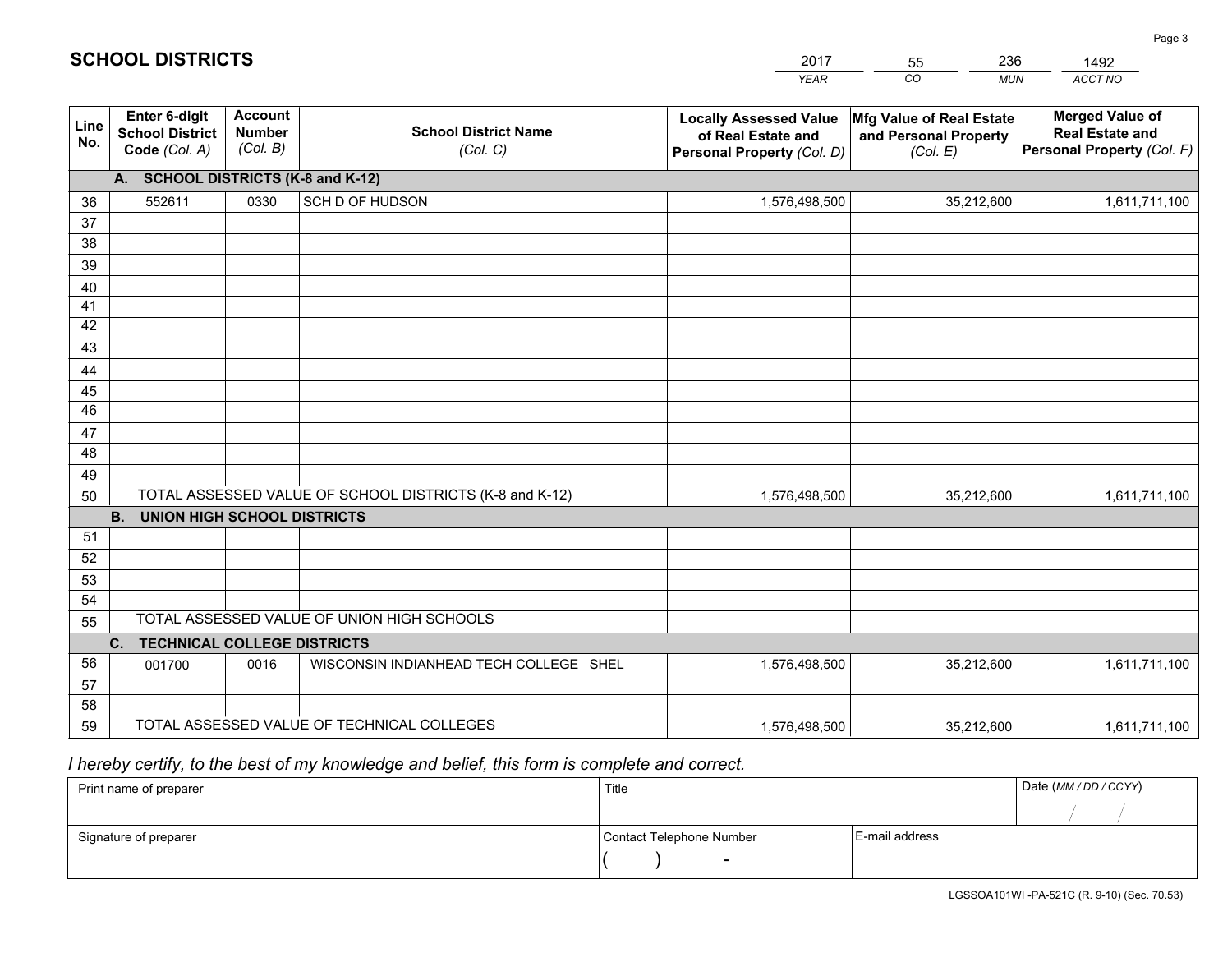# SCHOOL DISTRICTS

| 2017 | 55 | 236 | 1492 |
|---|---|---|---|
| *YEAR* | *CO* | *MUN* | *ACCT NO* |

| Line No. | Enter 6-digit School District Code *(Col. A)* | Account Number *(Col. B)* | School District Name *(Col. C)* | Locally Assessed Value of Real Estate and Personal Property *(Col. D)* | Mfg Value of Real Estate and Personal Property *(Col. E)* | Merged Value of Real Estate and Personal Property *(Col. F)* |
|---|---|---|---|---|---|---|
| | **A. SCHOOL DISTRICTS (K-8 and K-12)** | | | | | |
| 36 | 552611 | 0330 | SCH D OF HUDSON | 1,576,498,500 | 35,212,600 | 1,611,711,100 |
| 37 | | | | | | |
| 38 | | | | | | |
| 39 | | | | | | |
| 40 | | | | | | |
| 41 | | | | | | |
| 42 | | | | | | |
| 43 | | | | | | |
| 44 | | | | | | |
| 45 | | | | | | |
| 46 | | | | | | |
| 47 | | | | | | |
| 48 | | | | | | |
| 49 | | | | | | |
| 50 | TOTAL ASSESSED VALUE OF SCHOOL DISTRICTS (K-8 and K-12) | | | 1,576,498,500 | 35,212,600 | 1,611,711,100 |
| | **B. UNION HIGH SCHOOL DISTRICTS** | | | | | |
| 51 | | | | | | |
| 52 | | | | | | |
| 53 | | | | | | |
| 54 | | | | | | |
| 55 | TOTAL ASSESSED VALUE OF UNION HIGH SCHOOLS | | | | | |
| | **C. TECHNICAL COLLEGE DISTRICTS** | | | | | |
| 56 | 001700 | 0016 | WISCONSIN INDIANHEAD TECH COLLEGE SHEL | 1,576,498,500 | 35,212,600 | 1,611,711,100 |
| 57 | | | | | | |
| 58 | | | | | | |
| 59 | TOTAL ASSESSED VALUE OF TECHNICAL COLLEGES | | | 1,576,498,500 | 35,212,600 | 1,611,711,100 |

*I hereby certify, to the best of my knowledge and belief, this form is complete and correct.*

| Print name of preparer | Title | | Date *(MM / DD / CCYY)* |
|---|---|---|---|
| | | | / / |
| Signature of preparer | Contact Telephone Number | E-mail address | |
| | ( ) - | | |

LGSSOA101WI -PA-521C (R. 9-10) (Sec. 70.53)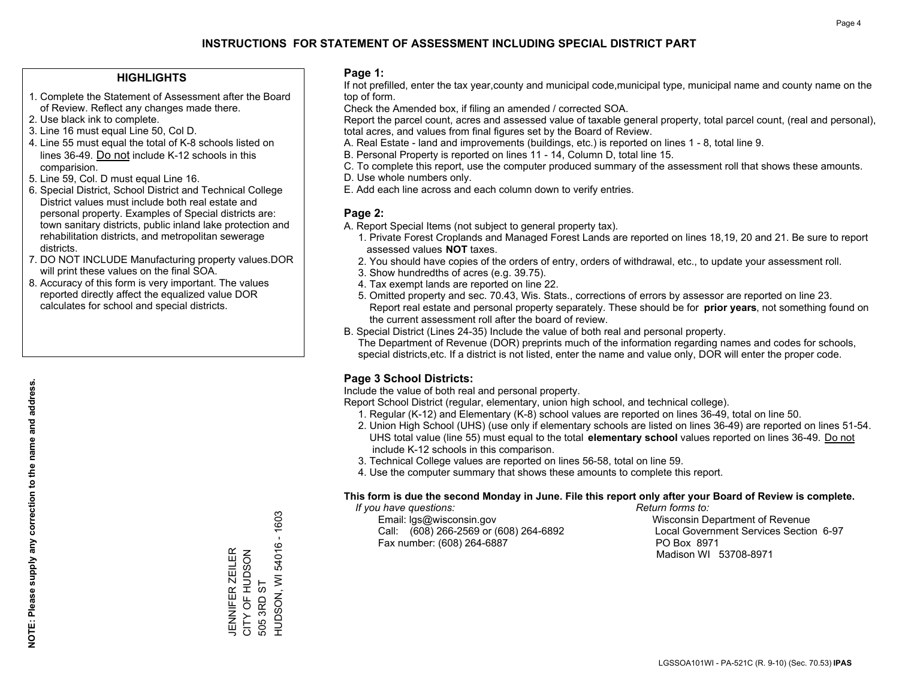# INSTRUCTIONS FOR STATEMENT OF ASSESSMENT INCLUDING SPECIAL DISTRICT PART

## HIGHLIGHTS

1. Complete the Statement of Assessment after the Board of Review. Reflect any changes made there.
2. Use black ink to complete.
3. Line 16 must equal Line 50, Col D.
4. Line 55 must equal the total of K-8 schools listed on lines 36-49. Do not include K-12 schools in this comparision.
5. Line 59, Col. D must equal Line 16.
6. Special District, School District and Technical College District values must include both real estate and personal property. Examples of Special districts are: town sanitary districts, public inland lake protection and rehabilitation districts, and metropolitan sewerage districts.
7. DO NOT INCLUDE Manufacturing property values.DOR will print these values on the final SOA.
8. Accuracy of this form is very important. The values reported directly affect the equalized value DOR calculates for school and special districts.

**NOTE: Please supply any correction to the name and address.**

JENNIFER ZEILER
CITY OF HUDSON
505 3RD ST
HUDSON, WI 54016 - 1603

## Page 1:

If not prefilled, enter the tax year,county and municipal code,municipal type, municipal name and county name on the top of form.

Check the Amended box, if filing an amended / corrected SOA.

Report the parcel count, acres and assessed value of taxable general property, total parcel count, (real and personal), total acres, and values from final figures set by the Board of Review.

A. Real Estate - land and improvements (buildings, etc.) is reported on lines 1 - 8, total line 9.
B. Personal Property is reported on lines 11 - 14, Column D, total line 15.
C. To complete this report, use the computer produced summary of the assessment roll that shows these amounts.
D. Use whole numbers only.
E. Add each line across and each column down to verify entries.

## Page 2:

A. Report Special Items (not subject to general property tax).
   1. Private Forest Croplands and Managed Forest Lands are reported on lines 18,19, 20 and 21. Be sure to report assessed values **NOT** taxes.
   2. You should have copies of the orders of entry, orders of withdrawal, etc., to update your assessment roll.
   3. Show hundredths of acres (e.g. 39.75).
   4. Tax exempt lands are reported on line 22.
   5. Omitted property and sec. 70.43, Wis. Stats., corrections of errors by assessor are reported on line 23. Report real estate and personal property separately. These should be for **prior years**, not something found on the current assessment roll after the board of review.

B. Special District (Lines 24-35) Include the value of both real and personal property.
   The Department of Revenue (DOR) preprints much of the information regarding names and codes for schools, special districts,etc. If a district is not listed, enter the name and value only, DOR will enter the proper code.

## Page 3 School Districts:

Include the value of both real and personal property.

Report School District (regular, elementary, union high school, and technical college).

1. Regular (K-12) and Elementary (K-8) school values are reported on lines 36-49, total on line 50.
2. Union High School (UHS) (use only if elementary schools are listed on lines 36-49) are reported on lines 51-54. UHS total value (line 55) must equal to the total **elementary school** values reported on lines 36-49. Do not include K-12 schools in this comparison.
3. Technical College values are reported on lines 56-58, total on line 59.
4. Use the computer summary that shows these amounts to complete this report.

**This form is due the second Monday in June. File this report only after your Board of Review is complete.**

*If you have questions:*
Email: lgs@wisconsin.gov
Call: (608) 266-2569 or (608) 264-6892
Fax number: (608) 264-6887

*Return forms to:*
Wisconsin Department of Revenue
Local Government Services Section 6-97
PO Box 8971
Madison WI 53708-8971

LGSSOA101WI - PA-521C (R. 9-10) (Sec. 70.53) **IPAS**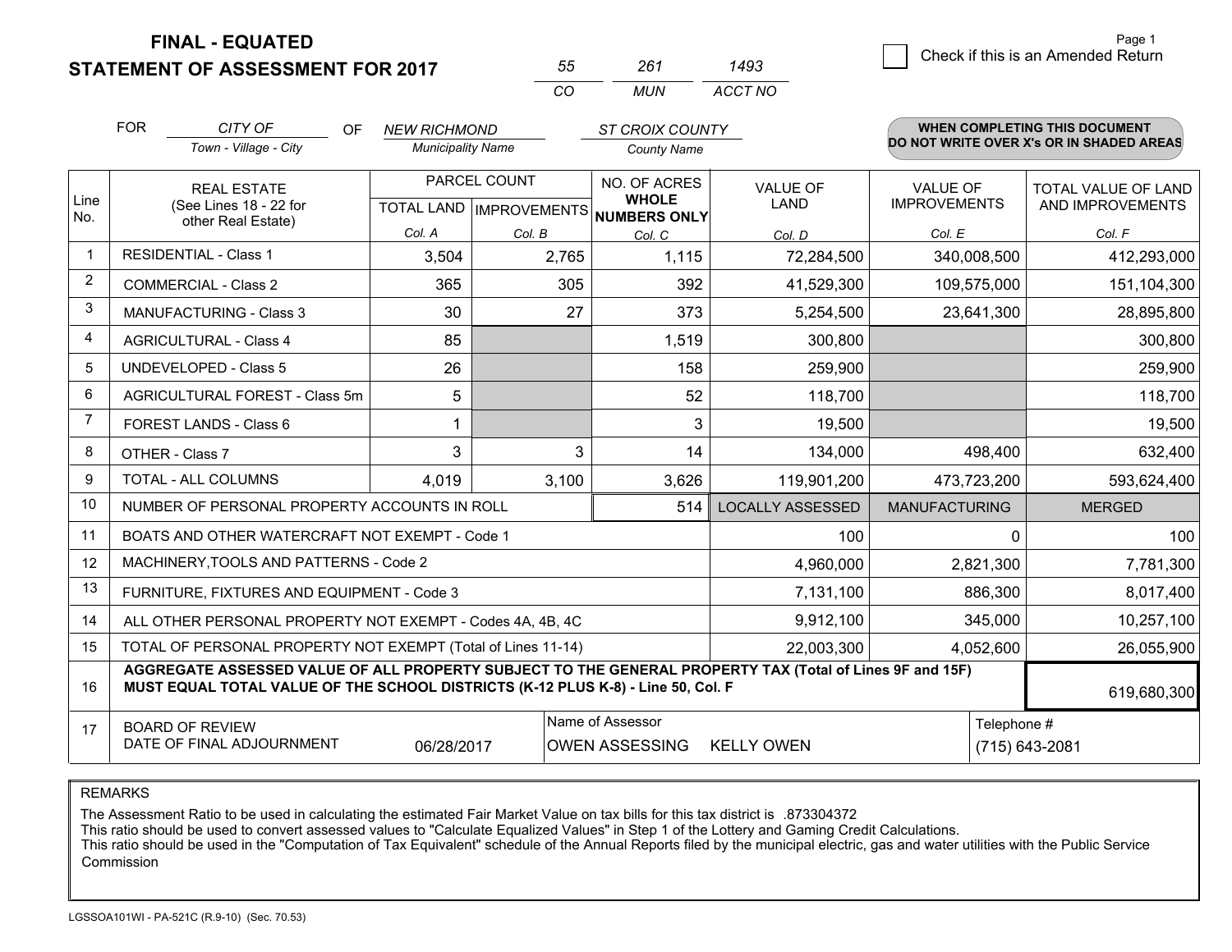# FINAL - EQUATED
# STATEMENT OF ASSESSMENT FOR 2017

| 55 | 261 | 1493 |
|---|---|---|
| CO | MUN | ACCT NO |

☐ Check if this is an Amended Return

FOR *CITY OF* (Town - Village - City) OF *NEW RICHMOND* (Municipality Name) *ST CROIX COUNTY* (County Name)

**WHEN COMPLETING THIS DOCUMENT DO NOT WRITE OVER X's OR IN SHADED AREAS**

| Line No. | REAL ESTATE (See Lines 18 - 22 for other Real Estate) | PARCEL COUNT TOTAL LAND Col. A | PARCEL COUNT IMPROVEMENTS Col. B | NO. OF ACRES WHOLE NUMBERS ONLY Col. C | VALUE OF LAND Col. D | VALUE OF IMPROVEMENTS Col. E | TOTAL VALUE OF LAND AND IMPROVEMENTS Col. F |
|---|---|---|---|---|---|---|---|
| 1 | RESIDENTIAL - Class 1 | 3,504 | 2,765 | 1,115 | 72,284,500 | 340,008,500 | 412,293,000 |
| 2 | COMMERCIAL - Class 2 | 365 | 305 | 392 | 41,529,300 | 109,575,000 | 151,104,300 |
| 3 | MANUFACTURING - Class 3 | 30 | 27 | 373 | 5,254,500 | 23,641,300 | 28,895,800 |
| 4 | AGRICULTURAL - Class 4 | 85 | | 1,519 | 300,800 | | 300,800 |
| 5 | UNDEVELOPED - Class 5 | 26 | | 158 | 259,900 | | 259,900 |
| 6 | AGRICULTURAL FOREST - Class 5m | 5 | | 52 | 118,700 | | 118,700 |
| 7 | FOREST LANDS - Class 6 | 1 | | 3 | 19,500 | | 19,500 |
| 8 | OTHER - Class 7 | 3 | 3 | 14 | 134,000 | 498,400 | 632,400 |
| 9 | TOTAL - ALL COLUMNS | 4,019 | 3,100 | 3,626 | 119,901,200 | 473,723,200 | 593,624,400 |
| 10 | NUMBER OF PERSONAL PROPERTY ACCOUNTS IN ROLL | | | 514 | LOCALLY ASSESSED | MANUFACTURING | MERGED |
| 11 | BOATS AND OTHER WATERCRAFT NOT EXEMPT - Code 1 | | | | 100 | 0 | 100 |
| 12 | MACHINERY,TOOLS AND PATTERNS - Code 2 | | | | 4,960,000 | 2,821,300 | 7,781,300 |
| 13 | FURNITURE, FIXTURES AND EQUIPMENT - Code 3 | | | | 7,131,100 | 886,300 | 8,017,400 |
| 14 | ALL OTHER PERSONAL PROPERTY NOT EXEMPT - Codes 4A, 4B, 4C | | | | 9,912,100 | 345,000 | 10,257,100 |
| 15 | TOTAL OF PERSONAL PROPERTY NOT EXEMPT (Total of Lines 11-14) | | | | 22,003,300 | 4,052,600 | 26,055,900 |
| 16 | **AGGREGATE ASSESSED VALUE OF ALL PROPERTY SUBJECT TO THE GENERAL PROPERTY TAX (Total of Lines 9F and 15F) MUST EQUAL TOTAL VALUE OF THE SCHOOL DISTRICTS (K-12 PLUS K-8) - Line 50, Col. F** | | | | | | 619,680,300 |
| 17 | BOARD OF REVIEW DATE OF FINAL ADJOURNMENT | 06/28/2017 | | Name of Assessor: OWEN ASSESSING KELLY OWEN | | | Telephone #: (715) 643-2081 |

REMARKS

The Assessment Ratio to be used in calculating the estimated Fair Market Value on tax bills for this tax district is .873304372
This ratio should be used to convert assessed values to "Calculate Equalized Values" in Step 1 of the Lottery and Gaming Credit Calculations.
This ratio should be used in the "Computation of Tax Equivalent" schedule of the Annual Reports filed by the municipal electric, gas and water utilities with the Public Service Commission

LGSSOA101WI - PA-521C (R.9-10) (Sec. 70.53)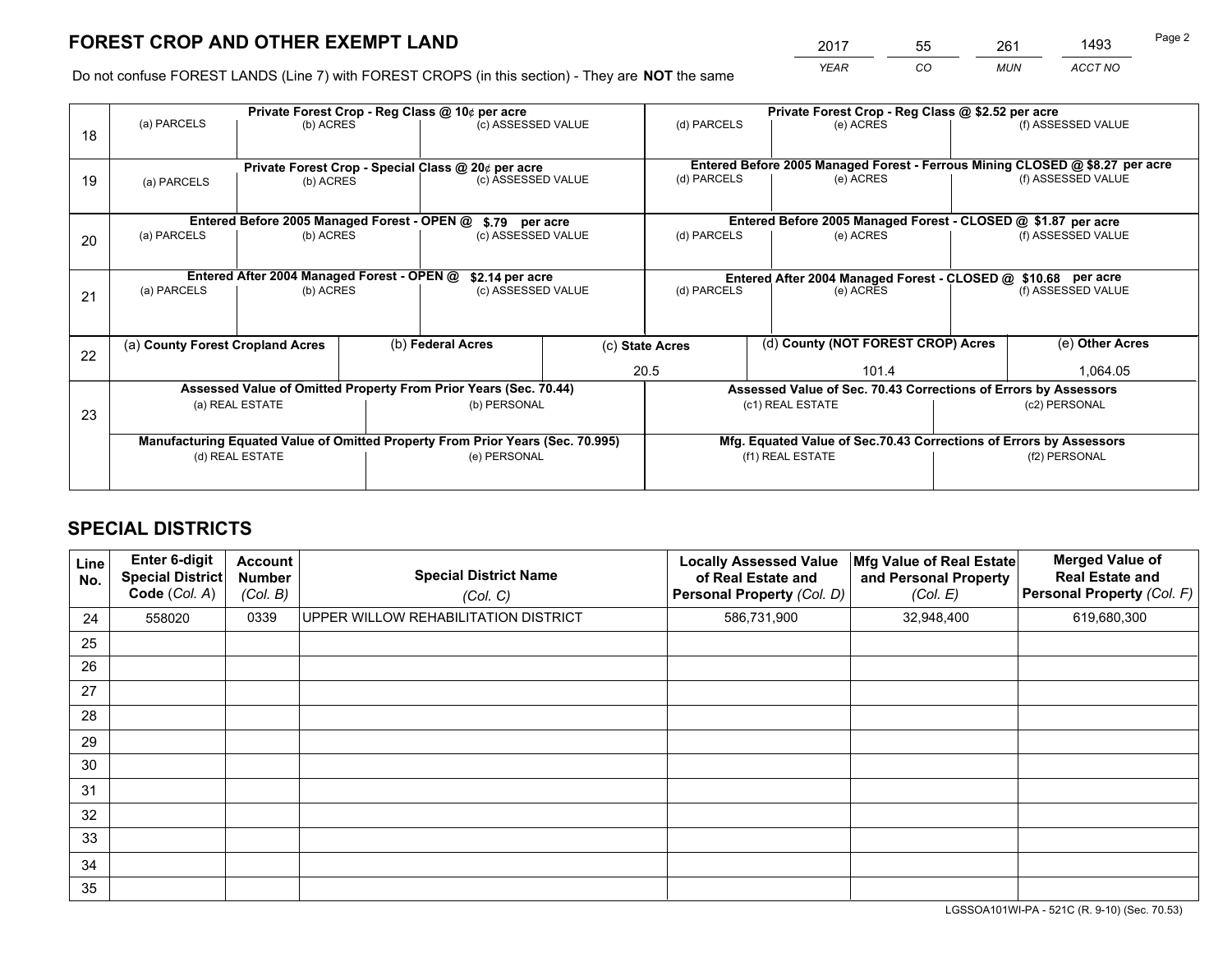# FOREST CROP AND OTHER EXEMPT LAND

| 2017 | 55 | 261 | 1493 |
|---|---|---|---|
| *YEAR* | *CO* | *MUN* | *ACCT NO* |

Do not confuse FOREST LANDS (Line 7) with FOREST CROPS (in this section) - They are **NOT** the same

| Line | | | | | | |
|---|---|---|---|---|---|---|
| 18 | **Private Forest Crop - Reg Class @ 10¢ per acre** | | | **Private Forest Crop - Reg Class @ $2.52 per acre** | | |
| | (a) PARCELS | (b) ACRES | (c) ASSESSED VALUE | (d) PARCELS | (e) ACRES | (f) ASSESSED VALUE |
| | | | | | | |
| 19 | **Private Forest Crop - Special Class @ 20¢ per acre** | | | **Entered Before 2005 Managed Forest - Ferrous Mining CLOSED @ $8.27 per acre** | | |
| | (a) PARCELS | (b) ACRES | (c) ASSESSED VALUE | (d) PARCELS | (e) ACRES | (f) ASSESSED VALUE |
| | | | | | | |
| 20 | **Entered Before 2005 Managed Forest - OPEN @ $.79 per acre** | | | **Entered Before 2005 Managed Forest - CLOSED @ $1.87 per acre** | | |
| | (a) PARCELS | (b) ACRES | (c) ASSESSED VALUE | (d) PARCELS | (e) ACRES | (f) ASSESSED VALUE |
| | | | | | | |
| 21 | **Entered After 2004 Managed Forest - OPEN @ $2.14 per acre** | | | **Entered After 2004 Managed Forest - CLOSED @ $10.68 per acre** | | |
| | (a) PARCELS | (b) ACRES | (c) ASSESSED VALUE | (d) PARCELS | (e) ACRES | (f) ASSESSED VALUE |
| | | | | | | |

| Line | (a) County Forest Cropland Acres | (b) Federal Acres | (c) State Acres | (d) County (NOT FOREST CROP) Acres | (e) Other Acres |
|---|---|---|---|---|---|
| 22 | | | 20.5 | 101.4 | 1,064.05 |

| Line | **Assessed Value of Omitted Property From Prior Years (Sec. 70.44)** | | **Assessed Value of Sec. 70.43 Corrections of Errors by Assessors** | |
|---|---|---|---|---|
| 23 | (a) REAL ESTATE | (b) PERSONAL | (c1) REAL ESTATE | (c2) PERSONAL |
| | | | | |
| | **Manufacturing Equated Value of Omitted Property From Prior Years (Sec. 70.995)** | | **Mfg. Equated Value of Sec.70.43 Corrections of Errors by Assessors** | |
| | (d) REAL ESTATE | (e) PERSONAL | (f1) REAL ESTATE | (f2) PERSONAL |
| | | | | |

# SPECIAL DISTRICTS

| Line No. | Enter 6-digit Special District Code (Col. A) | Account Number (Col. B) | Special District Name (Col. C) | Locally Assessed Value of Real Estate and Personal Property (Col. D) | Mfg Value of Real Estate and Personal Property (Col. E) | Merged Value of Real Estate and Personal Property (Col. F) |
|---|---|---|---|---|---|---|
| 24 | 558020 | 0339 | UPPER WILLOW REHABILITATION DISTRICT | 586,731,900 | 32,948,400 | 619,680,300 |
| 25 | | | | | | |
| 26 | | | | | | |
| 27 | | | | | | |
| 28 | | | | | | |
| 29 | | | | | | |
| 30 | | | | | | |
| 31 | | | | | | |
| 32 | | | | | | |
| 33 | | | | | | |
| 34 | | | | | | |
| 35 | | | | | | |

LGSSOA101WI-PA - 521C (R. 9-10) (Sec. 70.53)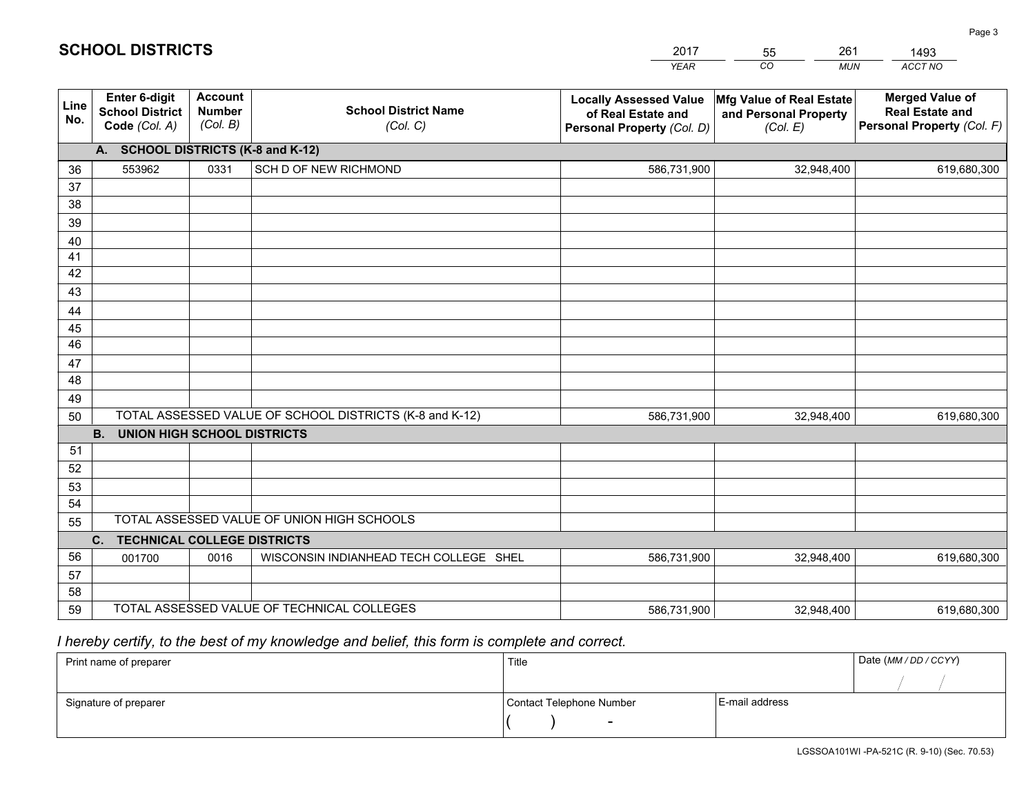# SCHOOL DISTRICTS

| 2017 | 55 | 261 | 1493 |
|---|---|---|---|
| *YEAR* | *CO* | *MUN* | *ACCT NO* |

| Line No. | Enter 6-digit School District Code (Col. A) | Account Number (Col. B) | School District Name (Col. C) | Locally Assessed Value of Real Estate and Personal Property (Col. D) | Mfg Value of Real Estate and Personal Property (Col. E) | Merged Value of Real Estate and Personal Property (Col. F) |
|---|---|---|---|---|---|---|
| **A.** | **SCHOOL DISTRICTS (K-8 and K-12)** | | | | | |
| 36 | 553962 | 0331 | SCH D OF NEW RICHMOND | 586,731,900 | 32,948,400 | 619,680,300 |
| 37 | | | | | | |
| 38 | | | | | | |
| 39 | | | | | | |
| 40 | | | | | | |
| 41 | | | | | | |
| 42 | | | | | | |
| 43 | | | | | | |
| 44 | | | | | | |
| 45 | | | | | | |
| 46 | | | | | | |
| 47 | | | | | | |
| 48 | | | | | | |
| 49 | | | | | | |
| 50 | TOTAL ASSESSED VALUE OF SCHOOL DISTRICTS (K-8 and K-12) | | | 586,731,900 | 32,948,400 | 619,680,300 |
| **B.** | **UNION HIGH SCHOOL DISTRICTS** | | | | | |
| 51 | | | | | | |
| 52 | | | | | | |
| 53 | | | | | | |
| 54 | | | | | | |
| 55 | TOTAL ASSESSED VALUE OF UNION HIGH SCHOOLS | | | | | |
| **C.** | **TECHNICAL COLLEGE DISTRICTS** | | | | | |
| 56 | 001700 | 0016 | WISCONSIN INDIANHEAD TECH COLLEGE SHEL | 586,731,900 | 32,948,400 | 619,680,300 |
| 57 | | | | | | |
| 58 | | | | | | |
| 59 | TOTAL ASSESSED VALUE OF TECHNICAL COLLEGES | | | 586,731,900 | 32,948,400 | 619,680,300 |

*I hereby certify, to the best of my knowledge and belief, this form is complete and correct.*

| Print name of preparer | Title | | Date (MM / DD / CCYY) |
|---|---|---|---|
| | | | / / |
| Signature of preparer | Contact Telephone Number | E-mail address | |
| | ( ) - | | |

LGSSOA101WI -PA-521C (R. 9-10) (Sec. 70.53)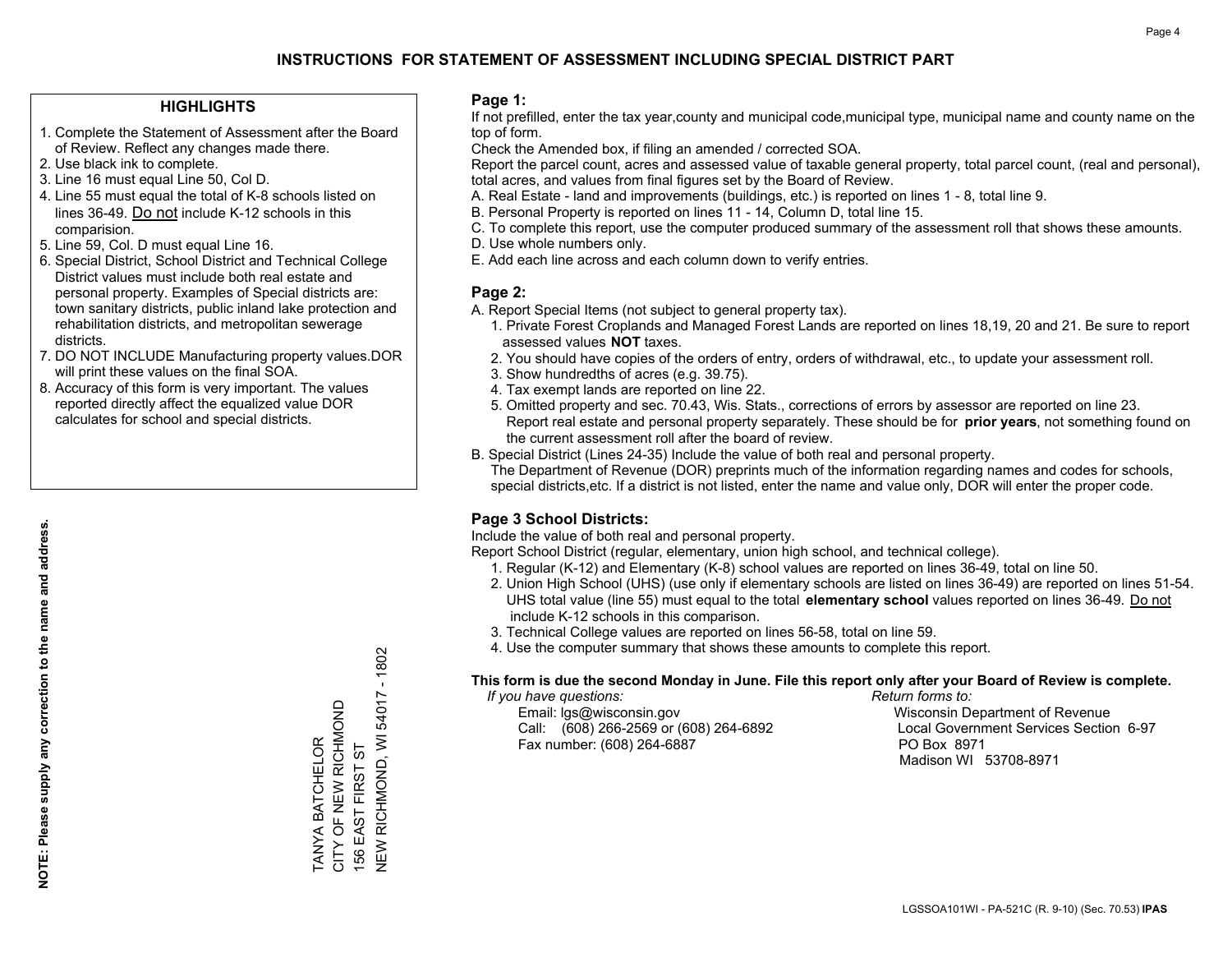# INSTRUCTIONS FOR STATEMENT OF ASSESSMENT INCLUDING SPECIAL DISTRICT PART

## HIGHLIGHTS

1. Complete the Statement of Assessment after the Board of Review. Reflect any changes made there.
2. Use black ink to complete.
3. Line 16 must equal Line 50, Col D.
4. Line 55 must equal the total of K-8 schools listed on lines 36-49. Do not include K-12 schools in this comparision.
5. Line 59, Col. D must equal Line 16.
6. Special District, School District and Technical College District values must include both real estate and personal property. Examples of Special districts are: town sanitary districts, public inland lake protection and rehabilitation districts, and metropolitan sewerage districts.
7. DO NOT INCLUDE Manufacturing property values.DOR will print these values on the final SOA.
8. Accuracy of this form is very important. The values reported directly affect the equalized value DOR calculates for school and special districts.

**NOTE: Please supply any correction to the name and address.**

TANYA BATCHELOR
CITY OF NEW RICHMOND
156 EAST FIRST ST
NEW RICHMOND, WI 54017 - 1802

## Page 1:

If not prefilled, enter the tax year,county and municipal code,municipal type, municipal name and county name on the top of form.

Check the Amended box, if filing an amended / corrected SOA.

Report the parcel count, acres and assessed value of taxable general property, total parcel count, (real and personal), total acres, and values from final figures set by the Board of Review.

A. Real Estate - land and improvements (buildings, etc.) is reported on lines 1 - 8, total line 9.
B. Personal Property is reported on lines 11 - 14, Column D, total line 15.
C. To complete this report, use the computer produced summary of the assessment roll that shows these amounts.
D. Use whole numbers only.
E. Add each line across and each column down to verify entries.

## Page 2:

A. Report Special Items (not subject to general property tax).
   1. Private Forest Croplands and Managed Forest Lands are reported on lines 18,19, 20 and 21. Be sure to report assessed values **NOT** taxes.
   2. You should have copies of the orders of entry, orders of withdrawal, etc., to update your assessment roll.
   3. Show hundredths of acres (e.g. 39.75).
   4. Tax exempt lands are reported on line 22.
   5. Omitted property and sec. 70.43, Wis. Stats., corrections of errors by assessor are reported on line 23. Report real estate and personal property separately. These should be for **prior years**, not something found on the current assessment roll after the board of review.
B. Special District (Lines 24-35) Include the value of both real and personal property.
   The Department of Revenue (DOR) preprints much of the information regarding names and codes for schools, special districts,etc. If a district is not listed, enter the name and value only, DOR will enter the proper code.

## Page 3 School Districts:

Include the value of both real and personal property.

Report School District (regular, elementary, union high school, and technical college).

1. Regular (K-12) and Elementary (K-8) school values are reported on lines 36-49, total on line 50.
2. Union High School (UHS) (use only if elementary schools are listed on lines 36-49) are reported on lines 51-54. UHS total value (line 55) must equal to the total **elementary school** values reported on lines 36-49. Do not include K-12 schools in this comparison.
3. Technical College values are reported on lines 56-58, total on line 59.
4. Use the computer summary that shows these amounts to complete this report.

**This form is due the second Monday in June. File this report only after your Board of Review is complete.**

*If you have questions:*
Email: lgs@wisconsin.gov
Call: (608) 266-2569 or (608) 264-6892
Fax number: (608) 264-6887

*Return forms to:*
Wisconsin Department of Revenue
Local Government Services Section 6-97
PO Box 8971
Madison WI 53708-8971

LGSSOA101WI - PA-521C (R. 9-10) (Sec. 70.53) **IPAS**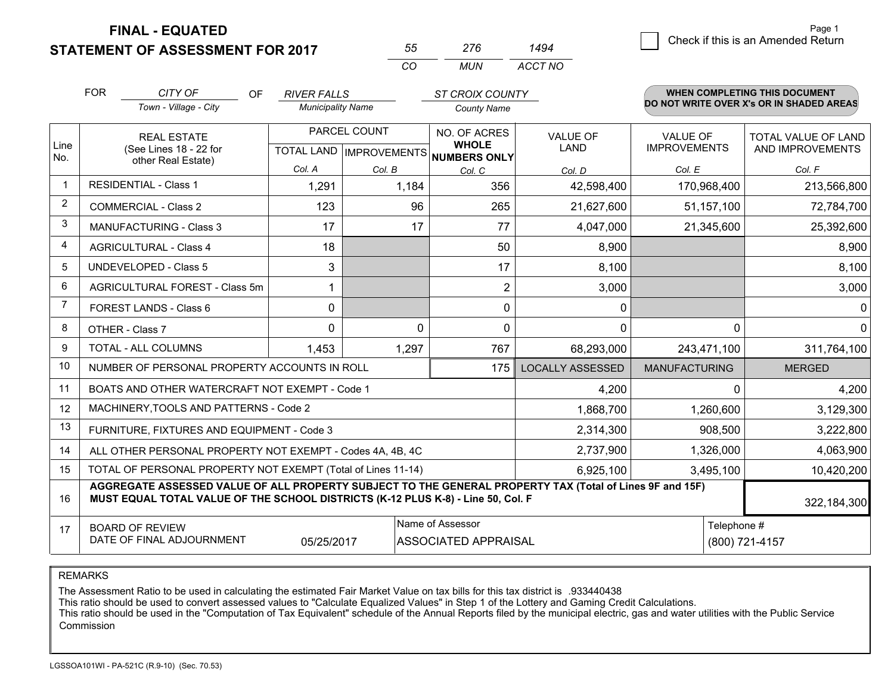**FINAL - EQUATED**
**STATEMENT OF ASSESSMENT FOR 2017**

| 55 | 276 | 1494 |
|---|---|---|
| CO | MUN | ACCT NO |

☐ Check if this is an Amended Return

FOR *CITY OF* (Town - Village - City) OF *RIVER FALLS* (Municipality Name) *ST CROIX COUNTY* (County Name)

**WHEN COMPLETING THIS DOCUMENT DO NOT WRITE OVER X's OR IN SHADED AREAS**

| Line No. | REAL ESTATE (See Lines 18 - 22 for other Real Estate) | PARCEL COUNT TOTAL LAND Col. A | PARCEL COUNT IMPROVEMENTS Col. B | NO. OF ACRES WHOLE NUMBERS ONLY Col. C | VALUE OF LAND Col. D | VALUE OF IMPROVEMENTS Col. E | TOTAL VALUE OF LAND AND IMPROVEMENTS Col. F |
|---|---|---|---|---|---|---|---|
| 1 | RESIDENTIAL - Class 1 | 1,291 | 1,184 | 356 | 42,598,400 | 170,968,400 | 213,566,800 |
| 2 | COMMERCIAL - Class 2 | 123 | 96 | 265 | 21,627,600 | 51,157,100 | 72,784,700 |
| 3 | MANUFACTURING - Class 3 | 17 | 17 | 77 | 4,047,000 | 21,345,600 | 25,392,600 |
| 4 | AGRICULTURAL - Class 4 | 18 | | 50 | 8,900 | | 8,900 |
| 5 | UNDEVELOPED - Class 5 | 3 | | 17 | 8,100 | | 8,100 |
| 6 | AGRICULTURAL FOREST - Class 5m | 1 | | 2 | 3,000 | | 3,000 |
| 7 | FOREST LANDS - Class 6 | 0 | | 0 | 0 | | 0 |
| 8 | OTHER - Class 7 | 0 | 0 | 0 | 0 | 0 | 0 |
| 9 | TOTAL - ALL COLUMNS | 1,453 | 1,297 | 767 | 68,293,000 | 243,471,100 | 311,764,100 |
| 10 | NUMBER OF PERSONAL PROPERTY ACCOUNTS IN ROLL | | | 175 | LOCALLY ASSESSED | MANUFACTURING | MERGED |
| 11 | BOATS AND OTHER WATERCRAFT NOT EXEMPT - Code 1 | | | | 4,200 | 0 | 4,200 |
| 12 | MACHINERY,TOOLS AND PATTERNS - Code 2 | | | | 1,868,700 | 1,260,600 | 3,129,300 |
| 13 | FURNITURE, FIXTURES AND EQUIPMENT - Code 3 | | | | 2,314,300 | 908,500 | 3,222,800 |
| 14 | ALL OTHER PERSONAL PROPERTY NOT EXEMPT - Codes 4A, 4B, 4C | | | | 2,737,900 | 1,326,000 | 4,063,900 |
| 15 | TOTAL OF PERSONAL PROPERTY NOT EXEMPT (Total of Lines 11-14) | | | | 6,925,100 | 3,495,100 | 10,420,200 |
| 16 | **AGGREGATE ASSESSED VALUE OF ALL PROPERTY SUBJECT TO THE GENERAL PROPERTY TAX (Total of Lines 9F and 15F) MUST EQUAL TOTAL VALUE OF THE SCHOOL DISTRICTS (K-12 PLUS K-8) - Line 50, Col. F** | | | | | | 322,184,300 |
| 17 | BOARD OF REVIEW DATE OF FINAL ADJOURNMENT | 05/25/2017 | Name of Assessor | ASSOCIATED APPRAISAL | | Telephone # | (800) 721-4157 |

REMARKS

The Assessment Ratio to be used in calculating the estimated Fair Market Value on tax bills for this tax district is .933440438
This ratio should be used to convert assessed values to "Calculate Equalized Values" in Step 1 of the Lottery and Gaming Credit Calculations.
This ratio should be used in the "Computation of Tax Equivalent" schedule of the Annual Reports filed by the municipal electric, gas and water utilities with the Public Service Commission

LGSSOA101WI - PA-521C (R.9-10) (Sec. 70.53)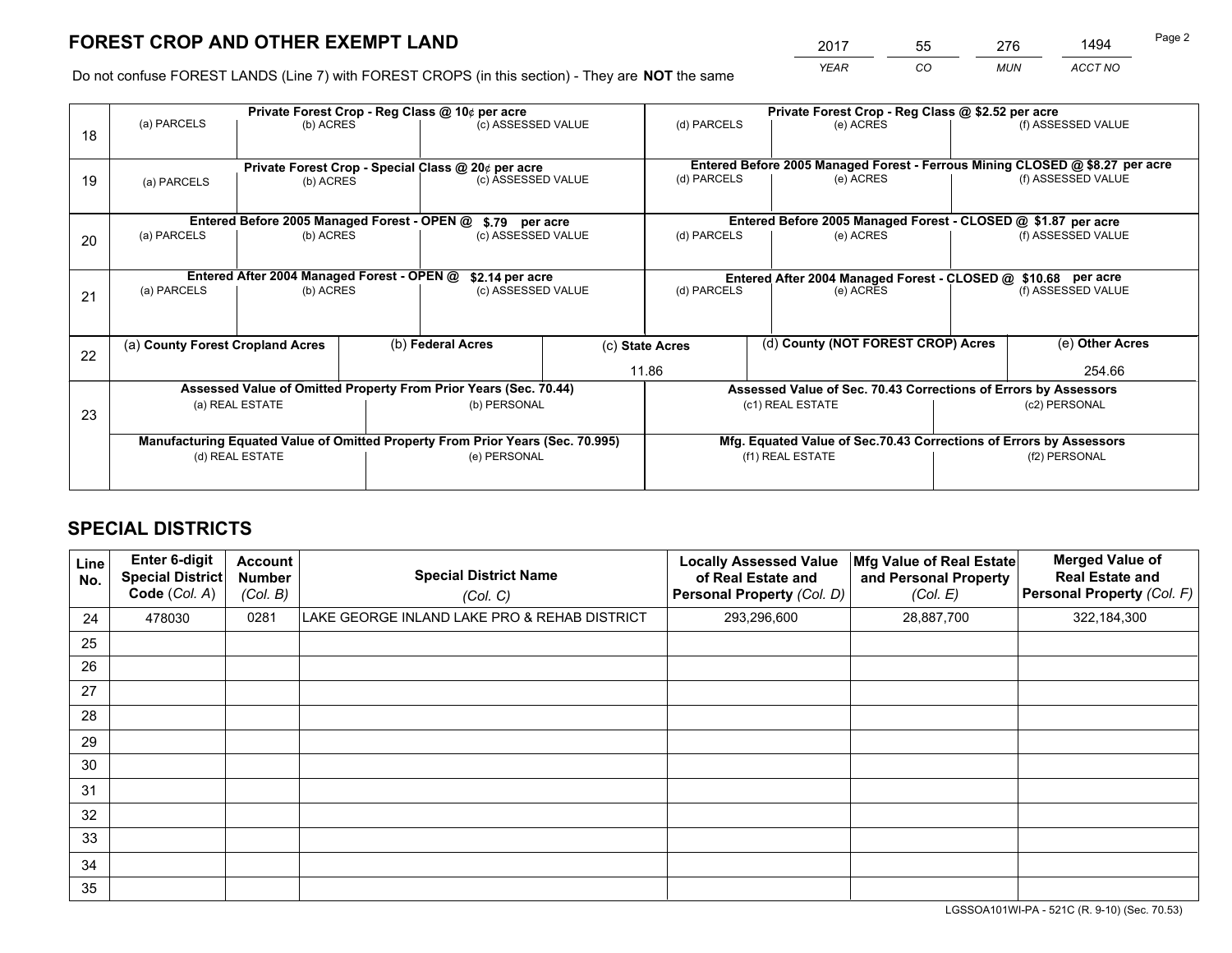# FOREST CROP AND OTHER EXEMPT LAND

| 2017 | 55 | 276 | 1494 |
|---|---|---|---|
| *YEAR* | *CO* | *MUN* | *ACCT NO* |

Do not confuse FOREST LANDS (Line 7) with FOREST CROPS (in this section) - They are **NOT** the same

| Line | Private Forest Crop - Reg Class @ 10¢ per acre | | | Private Forest Crop - Reg Class @ $2.52 per acre | | |
|---|---|---|---|---|---|---|
| 18 | (a) PARCELS | (b) ACRES | (c) ASSESSED VALUE | (d) PARCELS | (e) ACRES | (f) ASSESSED VALUE |
| | | | | | | |
| | **Private Forest Crop - Special Class @ 20¢ per acre** | | | **Entered Before 2005 Managed Forest - Ferrous Mining CLOSED @ $8.27 per acre** | | |
| 19 | (a) PARCELS | (b) ACRES | (c) ASSESSED VALUE | (d) PARCELS | (e) ACRES | (f) ASSESSED VALUE |
| | | | | | | |
| | **Entered Before 2005 Managed Forest - OPEN @ $.79 per acre** | | | **Entered Before 2005 Managed Forest - CLOSED @ $1.87 per acre** | | |
| 20 | (a) PARCELS | (b) ACRES | (c) ASSESSED VALUE | (d) PARCELS | (e) ACRES | (f) ASSESSED VALUE |
| | | | | | | |
| | **Entered After 2004 Managed Forest - OPEN @ $2.14 per acre** | | | **Entered After 2004 Managed Forest - CLOSED @ $10.68 per acre** | | |
| 21 | (a) PARCELS | (b) ACRES | (c) ASSESSED VALUE | (d) PARCELS | (e) ACRES | (f) ASSESSED VALUE |
| | | | | | | |

| Line | (a) County Forest Cropland Acres | (b) Federal Acres | (c) State Acres | (d) County (NOT FOREST CROP) Acres | (e) Other Acres |
|---|---|---|---|---|---|
| 22 | | | 11.86 | | 254.66 |

| Line | Assessed Value of Omitted Property From Prior Years (Sec. 70.44) | | Assessed Value of Sec. 70.43 Corrections of Errors by Assessors | |
|---|---|---|---|---|
| 23 | (a) REAL ESTATE | (b) PERSONAL | (c1) REAL ESTATE | (c2) PERSONAL |
| | | | | |
| | **Manufacturing Equated Value of Omitted Property From Prior Years (Sec. 70.995)** | | **Mfg. Equated Value of Sec.70.43 Corrections of Errors by Assessors** | |
| | (d) REAL ESTATE | (e) PERSONAL | (f1) REAL ESTATE | (f2) PERSONAL |
| | | | | |

# SPECIAL DISTRICTS

| Line No. | Enter 6-digit Special District Code (*Col. A*) | Account Number (*Col. B*) | Special District Name (*Col. C*) | Locally Assessed Value of Real Estate and Personal Property (*Col. D*) | Mfg Value of Real Estate and Personal Property (*Col. E*) | Merged Value of Real Estate and Personal Property (*Col. F*) |
|---|---|---|---|---|---|---|
| 24 | 478030 | 0281 | LAKE GEORGE INLAND LAKE PRO & REHAB DISTRICT | 293,296,600 | 28,887,700 | 322,184,300 |
| 25 | | | | | | |
| 26 | | | | | | |
| 27 | | | | | | |
| 28 | | | | | | |
| 29 | | | | | | |
| 30 | | | | | | |
| 31 | | | | | | |
| 32 | | | | | | |
| 33 | | | | | | |
| 34 | | | | | | |
| 35 | | | | | | |

LGSSOA101WI-PA - 521C (R. 9-10) (Sec. 70.53)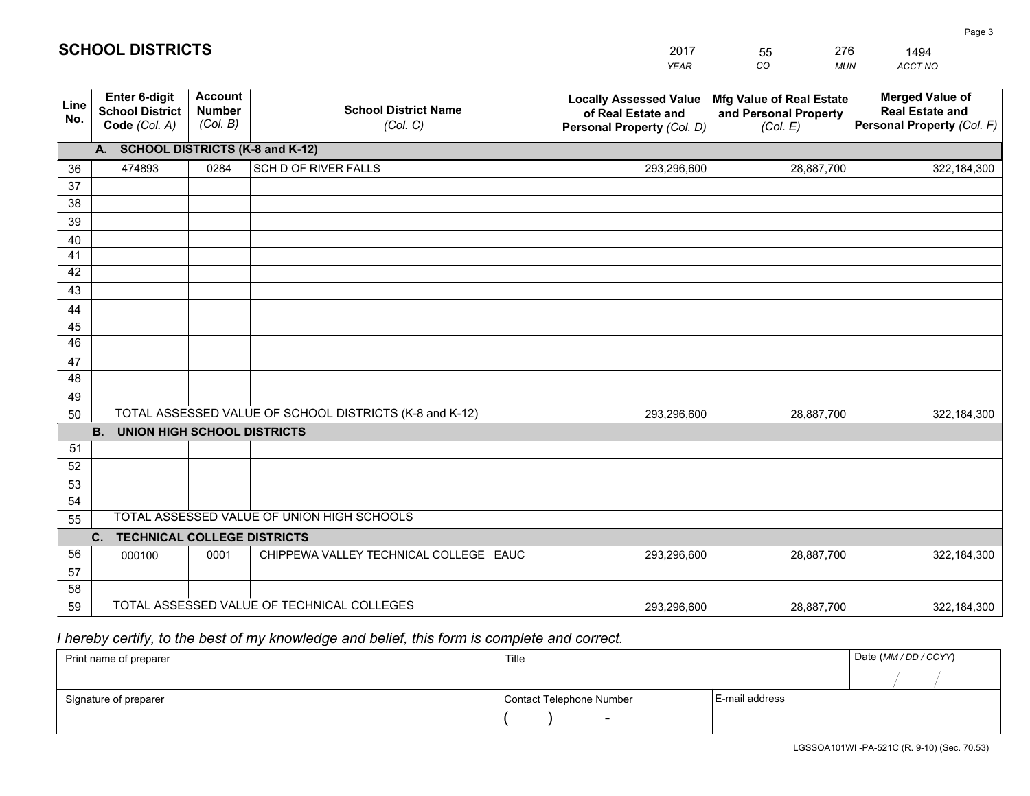# SCHOOL DISTRICTS

| 2017 | 55 | 276 | 1494 |
|---|---|---|---|
| *YEAR* | *CO* | *MUN* | *ACCT NO* |

| Line No. | Enter 6-digit School District Code *(Col. A)* | Account Number *(Col. B)* | School District Name *(Col. C)* | Locally Assessed Value of Real Estate and Personal Property *(Col. D)* | Mfg Value of Real Estate and Personal Property *(Col. E)* | Merged Value of Real Estate and Personal Property *(Col. F)* |
|---|---|---|---|---|---|---|
| | **A. SCHOOL DISTRICTS (K-8 and K-12)** | | | | | |
| 36 | 474893 | 0284 | SCH D OF RIVER FALLS | 293,296,600 | 28,887,700 | 322,184,300 |
| 37 | | | | | | |
| 38 | | | | | | |
| 39 | | | | | | |
| 40 | | | | | | |
| 41 | | | | | | |
| 42 | | | | | | |
| 43 | | | | | | |
| 44 | | | | | | |
| 45 | | | | | | |
| 46 | | | | | | |
| 47 | | | | | | |
| 48 | | | | | | |
| 49 | | | | | | |
| 50 | TOTAL ASSESSED VALUE OF SCHOOL DISTRICTS (K-8 and K-12) | | | 293,296,600 | 28,887,700 | 322,184,300 |
| | **B. UNION HIGH SCHOOL DISTRICTS** | | | | | |
| 51 | | | | | | |
| 52 | | | | | | |
| 53 | | | | | | |
| 54 | | | | | | |
| 55 | TOTAL ASSESSED VALUE OF UNION HIGH SCHOOLS | | | | | |
| | **C. TECHNICAL COLLEGE DISTRICTS** | | | | | |
| 56 | 000100 | 0001 | CHIPPEWA VALLEY TECHNICAL COLLEGE EAUC | 293,296,600 | 28,887,700 | 322,184,300 |
| 57 | | | | | | |
| 58 | | | | | | |
| 59 | TOTAL ASSESSED VALUE OF TECHNICAL COLLEGES | | | 293,296,600 | 28,887,700 | 322,184,300 |

*I hereby certify, to the best of my knowledge and belief, this form is complete and correct.*

| Print name of preparer | Title | | Date *(MM / DD / CCYY)* |
|---|---|---|---|
| | | | / / |
| Signature of preparer | Contact Telephone Number | E-mail address | |
| | ( ) - | | |

LGSSOA101WI -PA-521C (R. 9-10) (Sec. 70.53)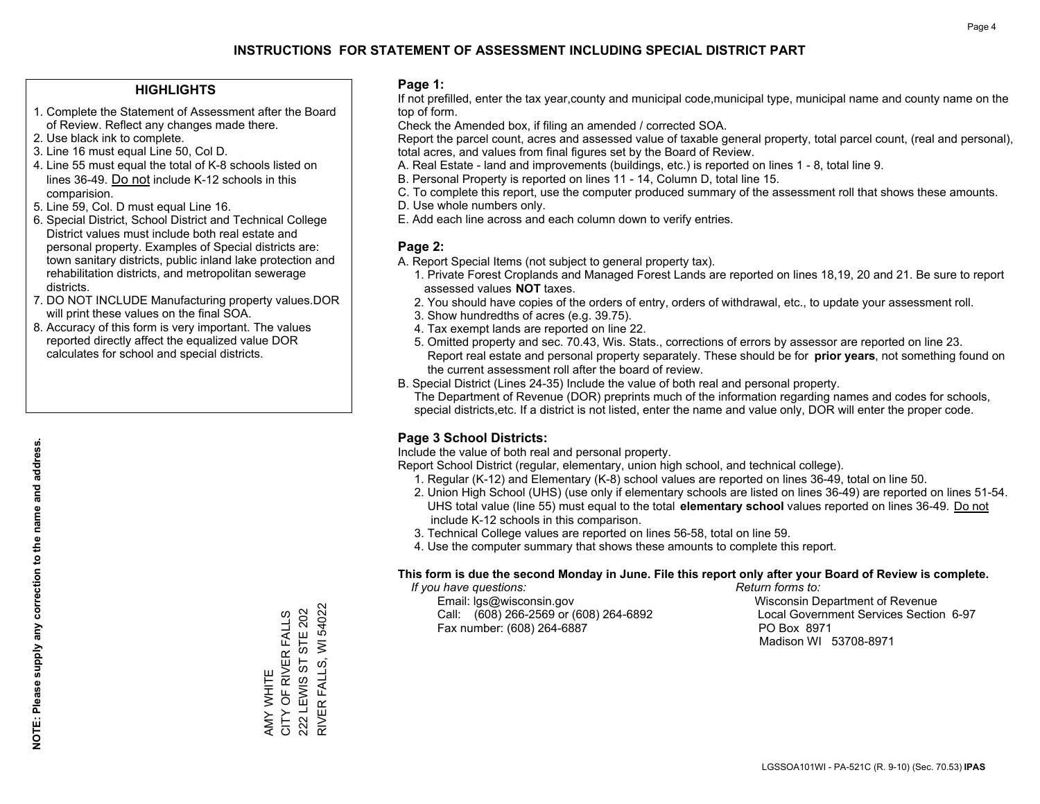# INSTRUCTIONS FOR STATEMENT OF ASSESSMENT INCLUDING SPECIAL DISTRICT PART

## HIGHLIGHTS

1. Complete the Statement of Assessment after the Board of Review. Reflect any changes made there.
2. Use black ink to complete.
3. Line 16 must equal Line 50, Col D.
4. Line 55 must equal the total of K-8 schools listed on lines 36-49. Do not include K-12 schools in this comparision.
5. Line 59, Col. D must equal Line 16.
6. Special District, School District and Technical College District values must include both real estate and personal property. Examples of Special districts are: town sanitary districts, public inland lake protection and rehabilitation districts, and metropolitan sewerage districts.
7. DO NOT INCLUDE Manufacturing property values.DOR will print these values on the final SOA.
8. Accuracy of this form is very important. The values reported directly affect the equalized value DOR calculates for school and special districts.

**NOTE: Please supply any correction to the name and address.**

AMY WHITE
CITY OF RIVER FALLS
222 LEWIS ST STE 202
RIVER FALLS, WI 54022

## Page 1:

If not prefilled, enter the tax year,county and municipal code,municipal type, municipal name and county name on the top of form.

Check the Amended box, if filing an amended / corrected SOA.

Report the parcel count, acres and assessed value of taxable general property, total parcel count, (real and personal), total acres, and values from final figures set by the Board of Review.

A. Real Estate - land and improvements (buildings, etc.) is reported on lines 1 - 8, total line 9.
B. Personal Property is reported on lines 11 - 14, Column D, total line 15.
C. To complete this report, use the computer produced summary of the assessment roll that shows these amounts.
D. Use whole numbers only.
E. Add each line across and each column down to verify entries.

## Page 2:

A. Report Special Items (not subject to general property tax).
   1. Private Forest Croplands and Managed Forest Lands are reported on lines 18,19, 20 and 21. Be sure to report assessed values **NOT** taxes.
   2. You should have copies of the orders of entry, orders of withdrawal, etc., to update your assessment roll.
   3. Show hundredths of acres (e.g. 39.75).
   4. Tax exempt lands are reported on line 22.
   5. Omitted property and sec. 70.43, Wis. Stats., corrections of errors by assessor are reported on line 23. Report real estate and personal property separately. These should be for **prior years**, not something found on the current assessment roll after the board of review.
B. Special District (Lines 24-35) Include the value of both real and personal property.
   The Department of Revenue (DOR) preprints much of the information regarding names and codes for schools, special districts,etc. If a district is not listed, enter the name and value only, DOR will enter the proper code.

## Page 3 School Districts:

Include the value of both real and personal property.

Report School District (regular, elementary, union high school, and technical college).

1. Regular (K-12) and Elementary (K-8) school values are reported on lines 36-49, total on line 50.
2. Union High School (UHS) (use only if elementary schools are listed on lines 36-49) are reported on lines 51-54. UHS total value (line 55) must equal to the total **elementary school** values reported on lines 36-49. Do not include K-12 schools in this comparison.
3. Technical College values are reported on lines 56-58, total on line 59.
4. Use the computer summary that shows these amounts to complete this report.

**This form is due the second Monday in June. File this report only after your Board of Review is complete.**

*If you have questions:*
Email: lgs@wisconsin.gov
Call: (608) 266-2569 or (608) 264-6892
Fax number: (608) 264-6887

*Return forms to:*
Wisconsin Department of Revenue
Local Government Services Section 6-97
PO Box 8971
Madison WI 53708-8971

LGSSOA101WI - PA-521C (R. 9-10) (Sec. 70.53) **IPAS**